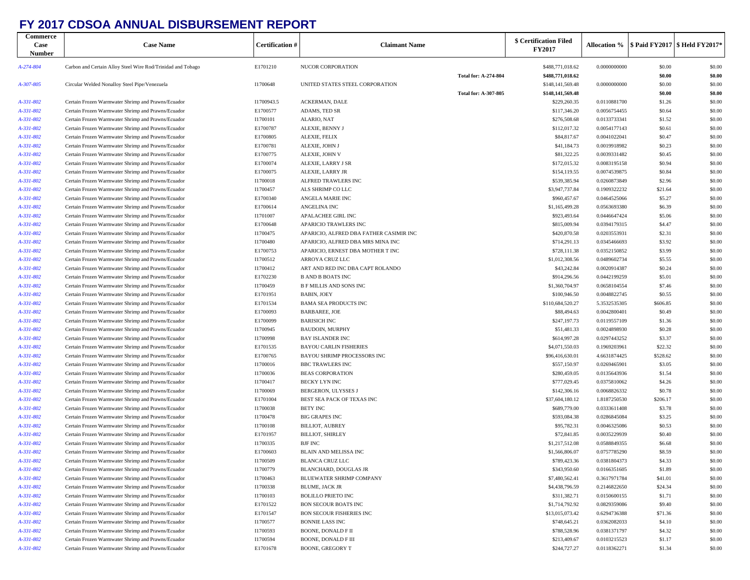# FY 2017 CDSOA ANNUAL DISBURSEMENT REPORT

| Commerce Case Number | Case Name | Certification # | Claimant Name | | $ Certification Filed FY2017 | Allocation % | $ Paid FY2017 | $ Held FY2017* |
|---|---|---|---|---|---|---|---|---|
| A-274-804 | Carbon and Certain Alloy Steel Wire Rod/Trinidad and Tobago | E1701210 | NUCOR CORPORATION | | $488,771,018.62 | 0.0000000000 | $0.00 | $0.00 |
| | | | | **Total for: A-274-804** | **$488,771,018.62** | | **$0.00** | **$0.00** |
| A-307-805 | Circular Welded Nonalloy Steel Pipe/Venezuela | I1700648 | UNITED STATES STEEL CORPORATION | | $148,141,569.48 | 0.0000000000 | $0.00 | $0.00 |
| | | | | **Total for: A-307-805** | **$148,141,569.48** | | **$0.00** | **$0.00** |
| A-331-802 | Certain Frozen Warmwater Shrimp and Prawns/Ecuador | I1700943.5 | ACKERMAN, DALE | | $229,260.35 | 0.0110881700 | $1.26 | $0.00 |
| A-331-802 | Certain Frozen Warmwater Shrimp and Prawns/Ecuador | E1700577 | ADAMS, TED SR | | $117,346.20 | 0.0056754455 | $0.64 | $0.00 |
| A-331-802 | Certain Frozen Warmwater Shrimp and Prawns/Ecuador | I1700101 | ALARIO, NAT | | $276,508.68 | 0.0133733341 | $1.52 | $0.00 |
| A-331-802 | Certain Frozen Warmwater Shrimp and Prawns/Ecuador | E1700787 | ALEXIE, BENNY J | | $112,017.32 | 0.0054177143 | $0.61 | $0.00 |
| A-331-802 | Certain Frozen Warmwater Shrimp and Prawns/Ecuador | E1700805 | ALEXIE, FELIX | | $84,817.67 | 0.0041022041 | $0.47 | $0.00 |
| A-331-802 | Certain Frozen Warmwater Shrimp and Prawns/Ecuador | E1700781 | ALEXIE, JOHN J | | $41,184.73 | 0.0019918982 | $0.23 | $0.00 |
| A-331-802 | Certain Frozen Warmwater Shrimp and Prawns/Ecuador | E1700775 | ALEXIE, JOHN V | | $81,322.25 | 0.0039331482 | $0.45 | $0.00 |
| A-331-802 | Certain Frozen Warmwater Shrimp and Prawns/Ecuador | E1700074 | ALEXIE, LARRY J SR | | $172,015.32 | 0.0083195158 | $0.94 | $0.00 |
| A-331-802 | Certain Frozen Warmwater Shrimp and Prawns/Ecuador | E1700075 | ALEXIE, LARRY JR | | $154,119.55 | 0.0074539875 | $0.84 | $0.00 |
| A-331-802 | Certain Frozen Warmwater Shrimp and Prawns/Ecuador | I1700018 | ALFRED TRAWLERS INC | | $539,385.94 | 0.0260873849 | $2.96 | $0.00 |
| A-331-802 | Certain Frozen Warmwater Shrimp and Prawns/Ecuador | I1700457 | ALS SHRIMP CO LLC | | $3,947,737.84 | 0.1909322232 | $21.64 | $0.00 |
| A-331-802 | Certain Frozen Warmwater Shrimp and Prawns/Ecuador | E1700340 | ANGELA MARIE INC | | $960,457.67 | 0.0464525066 | $5.27 | $0.00 |
| A-331-802 | Certain Frozen Warmwater Shrimp and Prawns/Ecuador | E1700614 | ANGELINA INC | | $1,165,499.28 | 0.0563693380 | $6.39 | $0.00 |
| A-331-802 | Certain Frozen Warmwater Shrimp and Prawns/Ecuador | I1701007 | APALACHEE GIRL INC | | $923,493.64 | 0.0446647424 | $5.06 | $0.00 |
| A-331-802 | Certain Frozen Warmwater Shrimp and Prawns/Ecuador | E1700648 | APARICIO TRAWLERS INC | | $815,009.94 | 0.0394179315 | $4.47 | $0.00 |
| A-331-802 | Certain Frozen Warmwater Shrimp and Prawns/Ecuador | I1700475 | APARICIO, ALFRED DBA FATHER CASIMIR INC | | $420,870.58 | 0.0203553931 | $2.31 | $0.00 |
| A-331-802 | Certain Frozen Warmwater Shrimp and Prawns/Ecuador | I1700480 | APARICIO, ALFRED DBA MRS MINA INC | | $714,291.13 | 0.0345466693 | $3.92 | $0.00 |
| A-331-802 | Certain Frozen Warmwater Shrimp and Prawns/Ecuador | E1700753 | APARICIO, ERNEST DBA MOTHER T INC | | $728,111.38 | 0.0352150852 | $3.99 | $0.00 |
| A-331-802 | Certain Frozen Warmwater Shrimp and Prawns/Ecuador | I1700512 | ARROYA CRUZ LLC | | $1,012,308.56 | 0.0489602734 | $5.55 | $0.00 |
| A-331-802 | Certain Frozen Warmwater Shrimp and Prawns/Ecuador | I1700412 | ART AND RED INC DBA CAPT ROLANDO | | $43,242.84 | 0.0020914387 | $0.24 | $0.00 |
| A-331-802 | Certain Frozen Warmwater Shrimp and Prawns/Ecuador | E1702230 | B AND B BOATS INC | | $914,296.56 | 0.0442199259 | $5.01 | $0.00 |
| A-331-802 | Certain Frozen Warmwater Shrimp and Prawns/Ecuador | I1700459 | B F MILLIS AND SONS INC | | $1,360,704.97 | 0.0658104554 | $7.46 | $0.00 |
| A-331-802 | Certain Frozen Warmwater Shrimp and Prawns/Ecuador | E1701951 | BABIN, JOEY | | $100,946.50 | 0.0048822745 | $0.55 | $0.00 |
| A-331-802 | Certain Frozen Warmwater Shrimp and Prawns/Ecuador | E1701534 | BAMA SEA PRODUCTS INC | | $110,684,520.27 | 5.3532535305 | $606.85 | $0.00 |
| A-331-802 | Certain Frozen Warmwater Shrimp and Prawns/Ecuador | E1700093 | BARBAREE, JOE | | $88,494.63 | 0.0042800401 | $0.49 | $0.00 |
| A-331-802 | Certain Frozen Warmwater Shrimp and Prawns/Ecuador | E1700099 | BARISICH INC | | $247,197.73 | 0.0119557109 | $1.36 | $0.00 |
| A-331-802 | Certain Frozen Warmwater Shrimp and Prawns/Ecuador | I1700945 | BAUDOIN, MURPHY | | $51,481.33 | 0.0024898930 | $0.28 | $0.00 |
| A-331-802 | Certain Frozen Warmwater Shrimp and Prawns/Ecuador | I1700998 | BAY ISLANDER INC | | $614,997.28 | 0.0297443252 | $3.37 | $0.00 |
| A-331-802 | Certain Frozen Warmwater Shrimp and Prawns/Ecuador | E1701535 | BAYOU CARLIN FISHERIES | | $4,071,550.03 | 0.1969203961 | $22.32 | $0.00 |
| A-331-802 | Certain Frozen Warmwater Shrimp and Prawns/Ecuador | E1700765 | BAYOU SHRIMP PROCESSORS INC | | $96,416,630.01 | 4.6631874425 | $528.62 | $0.00 |
| A-331-802 | Certain Frozen Warmwater Shrimp and Prawns/Ecuador | I1700016 | BBC TRAWLERS INC | | $557,150.97 | 0.0269465901 | $3.05 | $0.00 |
| A-331-802 | Certain Frozen Warmwater Shrimp and Prawns/Ecuador | I1700036 | BEAS CORPORATION | | $280,459.05 | 0.0135643936 | $1.54 | $0.00 |
| A-331-802 | Certain Frozen Warmwater Shrimp and Prawns/Ecuador | I1700417 | BECKY LYN INC | | $777,029.45 | 0.0375810062 | $4.26 | $0.00 |
| A-331-802 | Certain Frozen Warmwater Shrimp and Prawns/Ecuador | I1700069 | BERGERON, ULYSSES J | | $142,306.16 | 0.0068826332 | $0.78 | $0.00 |
| A-331-802 | Certain Frozen Warmwater Shrimp and Prawns/Ecuador | E1701004 | BEST SEA PACK OF TEXAS INC | | $37,604,180.12 | 1.8187250530 | $206.17 | $0.00 |
| A-331-802 | Certain Frozen Warmwater Shrimp and Prawns/Ecuador | I1700038 | BETY INC | | $689,779.00 | 0.0333611408 | $3.78 | $0.00 |
| A-331-802 | Certain Frozen Warmwater Shrimp and Prawns/Ecuador | I1700478 | BIG GRAPES INC | | $593,084.38 | 0.0286845084 | $3.25 | $0.00 |
| A-331-802 | Certain Frozen Warmwater Shrimp and Prawns/Ecuador | I1700108 | BILLIOT, AUBREY | | $95,782.31 | 0.0046325086 | $0.53 | $0.00 |
| A-331-802 | Certain Frozen Warmwater Shrimp and Prawns/Ecuador | E1701957 | BILLIOT, SHIRLEY | | $72,841.85 | 0.0035229939 | $0.40 | $0.00 |
| A-331-802 | Certain Frozen Warmwater Shrimp and Prawns/Ecuador | I1700335 | BJF INC | | $1,217,512.08 | 0.0588849355 | $6.68 | $0.00 |
| A-331-802 | Certain Frozen Warmwater Shrimp and Prawns/Ecuador | E1700603 | BLAIN AND MELISSA INC | | $1,566,806.07 | 0.0757785290 | $8.59 | $0.00 |
| A-331-802 | Certain Frozen Warmwater Shrimp and Prawns/Ecuador | I1700509 | BLANCA CRUZ LLC | | $789,423.36 | 0.0381804373 | $4.33 | $0.00 |
| A-331-802 | Certain Frozen Warmwater Shrimp and Prawns/Ecuador | I1700779 | BLANCHARD, DOUGLAS JR | | $343,950.60 | 0.0166351605 | $1.89 | $0.00 |
| A-331-802 | Certain Frozen Warmwater Shrimp and Prawns/Ecuador | I1700463 | BLUEWATER SHRIMP COMPANY | | $7,480,562.41 | 0.3617971784 | $41.01 | $0.00 |
| A-331-802 | Certain Frozen Warmwater Shrimp and Prawns/Ecuador | I1700338 | BLUME, JACK JR | | $4,438,796.59 | 0.2146822650 | $24.34 | $0.00 |
| A-331-802 | Certain Frozen Warmwater Shrimp and Prawns/Ecuador | I1700103 | BOLILLO PRIETO INC | | $311,382.71 | 0.0150600155 | $1.71 | $0.00 |
| A-331-802 | Certain Frozen Warmwater Shrimp and Prawns/Ecuador | E1701522 | BON SECOUR BOATS INC | | $1,714,792.92 | 0.0829359086 | $9.40 | $0.00 |
| A-331-802 | Certain Frozen Warmwater Shrimp and Prawns/Ecuador | E1701547 | BON SECOUR FISHERIES INC | | $13,015,073.42 | 0.6294736388 | $71.36 | $0.00 |
| A-331-802 | Certain Frozen Warmwater Shrimp and Prawns/Ecuador | I1700577 | BONNIE LASS INC | | $748,645.21 | 0.0362082033 | $4.10 | $0.00 |
| A-331-802 | Certain Frozen Warmwater Shrimp and Prawns/Ecuador | I1700593 | BOONE, DONALD F II | | $788,528.96 | 0.0381371797 | $4.32 | $0.00 |
| A-331-802 | Certain Frozen Warmwater Shrimp and Prawns/Ecuador | I1700594 | BOONE, DONALD F III | | $213,409.67 | 0.0103215523 | $1.17 | $0.00 |
| A-331-802 | Certain Frozen Warmwater Shrimp and Prawns/Ecuador | E1701678 | BOONE, GREGORY T | | $244,727.27 | 0.0118362271 | $1.34 | $0.00 |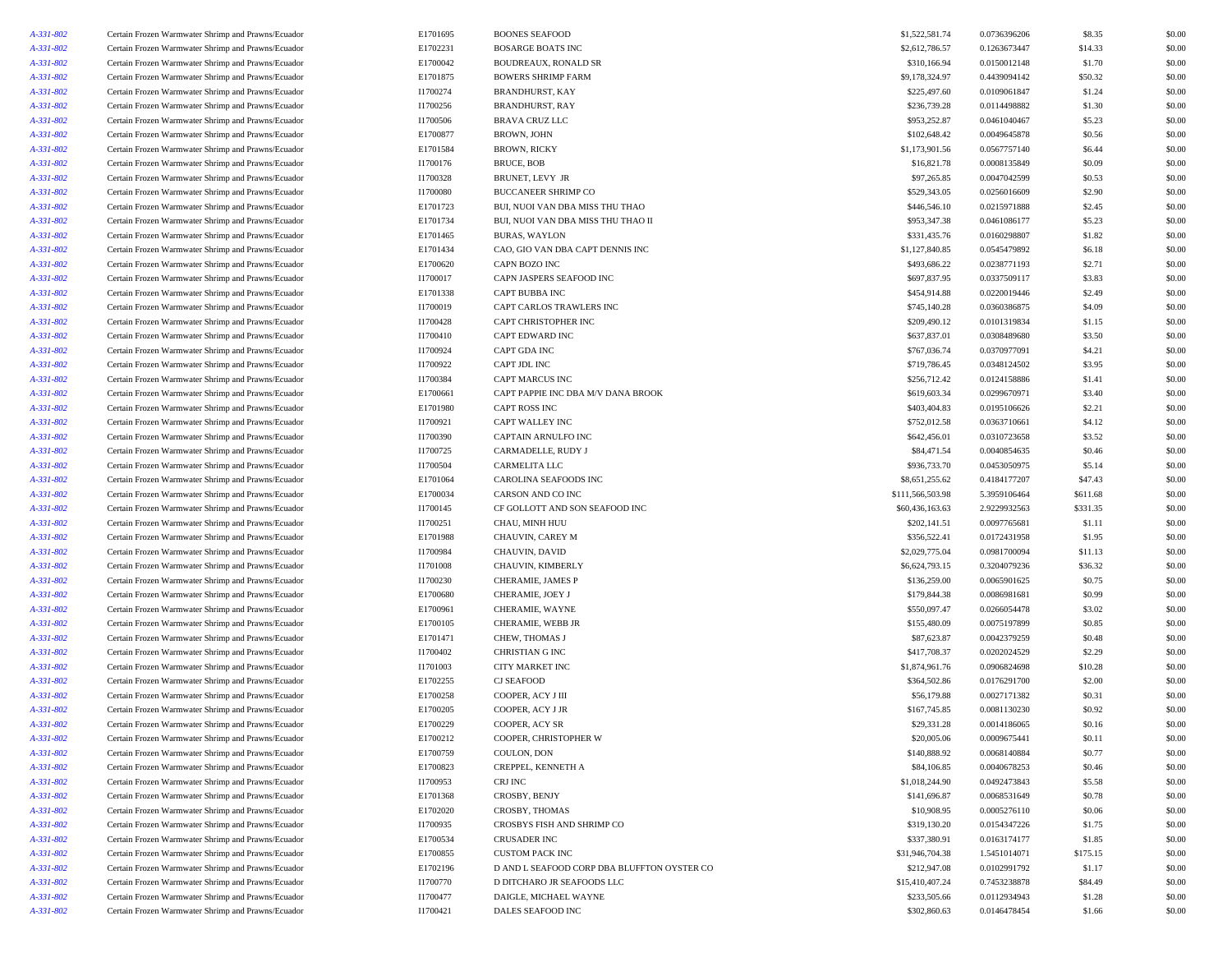| | | | | | | | |
|---|---|---|---|---|---|---|---|
| A-331-802 | Certain Frozen Warmwater Shrimp and Prawns/Ecuador | E1701695 | BOONES SEAFOOD | $1,522,581.74 | 0.0736396206 | $8.35 | $0.00 |
| A-331-802 | Certain Frozen Warmwater Shrimp and Prawns/Ecuador | E1702231 | BOSARGE BOATS INC | $2,612,786.57 | 0.1263673447 | $14.33 | $0.00 |
| A-331-802 | Certain Frozen Warmwater Shrimp and Prawns/Ecuador | E1700042 | BOUDREAUX, RONALD SR | $310,166.94 | 0.0150012148 | $1.70 | $0.00 |
| A-331-802 | Certain Frozen Warmwater Shrimp and Prawns/Ecuador | E1701875 | BOWERS SHRIMP FARM | $9,178,324.97 | 0.4439094142 | $50.32 | $0.00 |
| A-331-802 | Certain Frozen Warmwater Shrimp and Prawns/Ecuador | I1700274 | BRANDHURST, KAY | $225,497.60 | 0.0109061847 | $1.24 | $0.00 |
| A-331-802 | Certain Frozen Warmwater Shrimp and Prawns/Ecuador | I1700256 | BRANDHURST, RAY | $236,739.28 | 0.0114498882 | $1.30 | $0.00 |
| A-331-802 | Certain Frozen Warmwater Shrimp and Prawns/Ecuador | I1700506 | BRAVA CRUZ LLC | $953,252.87 | 0.0461040467 | $5.23 | $0.00 |
| A-331-802 | Certain Frozen Warmwater Shrimp and Prawns/Ecuador | E1700877 | BROWN, JOHN | $102,648.42 | 0.0049645878 | $0.56 | $0.00 |
| A-331-802 | Certain Frozen Warmwater Shrimp and Prawns/Ecuador | E1701584 | BROWN, RICKY | $1,173,901.56 | 0.0567757140 | $6.44 | $0.00 |
| A-331-802 | Certain Frozen Warmwater Shrimp and Prawns/Ecuador | I1700176 | BRUCE, BOB | $16,821.78 | 0.0008135849 | $0.09 | $0.00 |
| A-331-802 | Certain Frozen Warmwater Shrimp and Prawns/Ecuador | I1700328 | BRUNET, LEVY JR | $97,265.85 | 0.0047042599 | $0.53 | $0.00 |
| A-331-802 | Certain Frozen Warmwater Shrimp and Prawns/Ecuador | I1700080 | BUCCANEER SHRIMP CO | $529,343.05 | 0.0256016609 | $2.90 | $0.00 |
| A-331-802 | Certain Frozen Warmwater Shrimp and Prawns/Ecuador | E1701723 | BUI, NUOI VAN DBA MISS THU THAO | $446,546.10 | 0.0215971888 | $2.45 | $0.00 |
| A-331-802 | Certain Frozen Warmwater Shrimp and Prawns/Ecuador | E1701734 | BUI, NUOI VAN DBA MISS THU THAO II | $953,347.38 | 0.0461086177 | $5.23 | $0.00 |
| A-331-802 | Certain Frozen Warmwater Shrimp and Prawns/Ecuador | E1701465 | BURAS, WAYLON | $331,435.76 | 0.0160298807 | $1.82 | $0.00 |
| A-331-802 | Certain Frozen Warmwater Shrimp and Prawns/Ecuador | E1701434 | CAO, GIO VAN DBA CAPT DENNIS INC | $1,127,840.85 | 0.0545479892 | $6.18 | $0.00 |
| A-331-802 | Certain Frozen Warmwater Shrimp and Prawns/Ecuador | E1700620 | CAPN BOZO INC | $493,686.22 | 0.0238771193 | $2.71 | $0.00 |
| A-331-802 | Certain Frozen Warmwater Shrimp and Prawns/Ecuador | I1700017 | CAPN JASPERS SEAFOOD INC | $697,837.95 | 0.0337509117 | $3.83 | $0.00 |
| A-331-802 | Certain Frozen Warmwater Shrimp and Prawns/Ecuador | E1701338 | CAPT BUBBA INC | $454,914.88 | 0.0220019446 | $2.49 | $0.00 |
| A-331-802 | Certain Frozen Warmwater Shrimp and Prawns/Ecuador | I1700019 | CAPT CARLOS TRAWLERS INC | $745,140.28 | 0.0360386875 | $4.09 | $0.00 |
| A-331-802 | Certain Frozen Warmwater Shrimp and Prawns/Ecuador | I1700428 | CAPT CHRISTOPHER INC | $209,490.12 | 0.0101319834 | $1.15 | $0.00 |
| A-331-802 | Certain Frozen Warmwater Shrimp and Prawns/Ecuador | I1700410 | CAPT EDWARD INC | $637,837.01 | 0.0308489680 | $3.50 | $0.00 |
| A-331-802 | Certain Frozen Warmwater Shrimp and Prawns/Ecuador | I1700924 | CAPT GDA INC | $767,036.74 | 0.0370977091 | $4.21 | $0.00 |
| A-331-802 | Certain Frozen Warmwater Shrimp and Prawns/Ecuador | I1700922 | CAPT JDL INC | $719,786.45 | 0.0348124502 | $3.95 | $0.00 |
| A-331-802 | Certain Frozen Warmwater Shrimp and Prawns/Ecuador | I1700384 | CAPT MARCUS INC | $256,712.42 | 0.0124158886 | $1.41 | $0.00 |
| A-331-802 | Certain Frozen Warmwater Shrimp and Prawns/Ecuador | E1700661 | CAPT PAPPIE INC DBA M/V DANA BROOK | $619,603.34 | 0.0299670971 | $3.40 | $0.00 |
| A-331-802 | Certain Frozen Warmwater Shrimp and Prawns/Ecuador | E1701980 | CAPT ROSS INC | $403,404.83 | 0.0195106626 | $2.21 | $0.00 |
| A-331-802 | Certain Frozen Warmwater Shrimp and Prawns/Ecuador | I1700921 | CAPT WALLEY INC | $752,012.58 | 0.0363710661 | $4.12 | $0.00 |
| A-331-802 | Certain Frozen Warmwater Shrimp and Prawns/Ecuador | I1700390 | CAPTAIN ARNULFO INC | $642,456.01 | 0.0310723658 | $3.52 | $0.00 |
| A-331-802 | Certain Frozen Warmwater Shrimp and Prawns/Ecuador | I1700725 | CARMADELLE, RUDY J | $84,471.54 | 0.0040854635 | $0.46 | $0.00 |
| A-331-802 | Certain Frozen Warmwater Shrimp and Prawns/Ecuador | I1700504 | CARMELITA LLC | $936,733.70 | 0.0453050975 | $5.14 | $0.00 |
| A-331-802 | Certain Frozen Warmwater Shrimp and Prawns/Ecuador | E1701064 | CAROLINA SEAFOODS INC | $8,651,255.62 | 0.4184177207 | $47.43 | $0.00 |
| A-331-802 | Certain Frozen Warmwater Shrimp and Prawns/Ecuador | E1700034 | CARSON AND CO INC | $111,566,503.98 | 5.3959106464 | $611.68 | $0.00 |
| A-331-802 | Certain Frozen Warmwater Shrimp and Prawns/Ecuador | I1700145 | CF GOLLOTT AND SON SEAFOOD INC | $60,436,163.63 | 2.9229932563 | $331.35 | $0.00 |
| A-331-802 | Certain Frozen Warmwater Shrimp and Prawns/Ecuador | I1700251 | CHAU, MINH HUU | $202,141.51 | 0.0097765681 | $1.11 | $0.00 |
| A-331-802 | Certain Frozen Warmwater Shrimp and Prawns/Ecuador | E1701988 | CHAUVIN, CAREY M | $356,522.41 | 0.0172431958 | $1.95 | $0.00 |
| A-331-802 | Certain Frozen Warmwater Shrimp and Prawns/Ecuador | I1700984 | CHAUVIN, DAVID | $2,029,775.04 | 0.0981700094 | $11.13 | $0.00 |
| A-331-802 | Certain Frozen Warmwater Shrimp and Prawns/Ecuador | I1701008 | CHAUVIN, KIMBERLY | $6,624,793.15 | 0.3204079236 | $36.32 | $0.00 |
| A-331-802 | Certain Frozen Warmwater Shrimp and Prawns/Ecuador | I1700230 | CHERAMIE, JAMES P | $136,259.00 | 0.0065901625 | $0.75 | $0.00 |
| A-331-802 | Certain Frozen Warmwater Shrimp and Prawns/Ecuador | E1700680 | CHERAMIE, JOEY J | $179,844.38 | 0.0086981681 | $0.99 | $0.00 |
| A-331-802 | Certain Frozen Warmwater Shrimp and Prawns/Ecuador | E1700961 | CHERAMIE, WAYNE | $550,097.47 | 0.0266054478 | $3.02 | $0.00 |
| A-331-802 | Certain Frozen Warmwater Shrimp and Prawns/Ecuador | E1700105 | CHERAMIE, WEBB JR | $155,480.09 | 0.0075197899 | $0.85 | $0.00 |
| A-331-802 | Certain Frozen Warmwater Shrimp and Prawns/Ecuador | E1701471 | CHEW, THOMAS J | $87,623.87 | 0.0042379259 | $0.48 | $0.00 |
| A-331-802 | Certain Frozen Warmwater Shrimp and Prawns/Ecuador | I1700402 | CHRISTIAN G INC | $417,708.37 | 0.0202024529 | $2.29 | $0.00 |
| A-331-802 | Certain Frozen Warmwater Shrimp and Prawns/Ecuador | I1701003 | CITY MARKET INC | $1,874,961.76 | 0.0906824698 | $10.28 | $0.00 |
| A-331-802 | Certain Frozen Warmwater Shrimp and Prawns/Ecuador | E1702255 | CJ SEAFOOD | $364,502.86 | 0.0176291700 | $2.00 | $0.00 |
| A-331-802 | Certain Frozen Warmwater Shrimp and Prawns/Ecuador | E1700258 | COOPER, ACY J III | $56,179.88 | 0.0027171382 | $0.31 | $0.00 |
| A-331-802 | Certain Frozen Warmwater Shrimp and Prawns/Ecuador | E1700205 | COOPER, ACY J JR | $167,745.85 | 0.0081130230 | $0.92 | $0.00 |
| A-331-802 | Certain Frozen Warmwater Shrimp and Prawns/Ecuador | E1700229 | COOPER, ACY SR | $29,331.28 | 0.0014186065 | $0.16 | $0.00 |
| A-331-802 | Certain Frozen Warmwater Shrimp and Prawns/Ecuador | E1700212 | COOPER, CHRISTOPHER W | $20,005.06 | 0.0009675441 | $0.11 | $0.00 |
| A-331-802 | Certain Frozen Warmwater Shrimp and Prawns/Ecuador | E1700759 | COULON, DON | $140,888.92 | 0.0068140884 | $0.77 | $0.00 |
| A-331-802 | Certain Frozen Warmwater Shrimp and Prawns/Ecuador | E1700823 | CREPPEL, KENNETH A | $84,106.85 | 0.0040678253 | $0.46 | $0.00 |
| A-331-802 | Certain Frozen Warmwater Shrimp and Prawns/Ecuador | I1700953 | CRJ INC | $1,018,244.90 | 0.0492473843 | $5.58 | $0.00 |
| A-331-802 | Certain Frozen Warmwater Shrimp and Prawns/Ecuador | E1701368 | CROSBY, BENJY | $141,696.87 | 0.0068531649 | $0.78 | $0.00 |
| A-331-802 | Certain Frozen Warmwater Shrimp and Prawns/Ecuador | E1702020 | CROSBY, THOMAS | $10,908.95 | 0.0005276110 | $0.06 | $0.00 |
| A-331-802 | Certain Frozen Warmwater Shrimp and Prawns/Ecuador | I1700935 | CROSBYS FISH AND SHRIMP CO | $319,130.20 | 0.0154347226 | $1.75 | $0.00 |
| A-331-802 | Certain Frozen Warmwater Shrimp and Prawns/Ecuador | E1700534 | CRUSADER INC | $337,380.91 | 0.0163174177 | $1.85 | $0.00 |
| A-331-802 | Certain Frozen Warmwater Shrimp and Prawns/Ecuador | E1700855 | CUSTOM PACK INC | $31,946,704.38 | 1.5451014071 | $175.15 | $0.00 |
| A-331-802 | Certain Frozen Warmwater Shrimp and Prawns/Ecuador | E1702196 | D AND L SEAFOOD CORP DBA BLUFFTON OYSTER CO | $212,947.08 | 0.0102991792 | $1.17 | $0.00 |
| A-331-802 | Certain Frozen Warmwater Shrimp and Prawns/Ecuador | I1700770 | D DITCHARO JR SEAFOODS LLC | $15,410,407.24 | 0.7453238878 | $84.49 | $0.00 |
| A-331-802 | Certain Frozen Warmwater Shrimp and Prawns/Ecuador | I1700477 | DAIGLE, MICHAEL WAYNE | $233,505.66 | 0.0112934943 | $1.28 | $0.00 |
| A-331-802 | Certain Frozen Warmwater Shrimp and Prawns/Ecuador | I1700421 | DALES SEAFOOD INC | $302,860.63 | 0.0146478454 | $1.66 | $0.00 |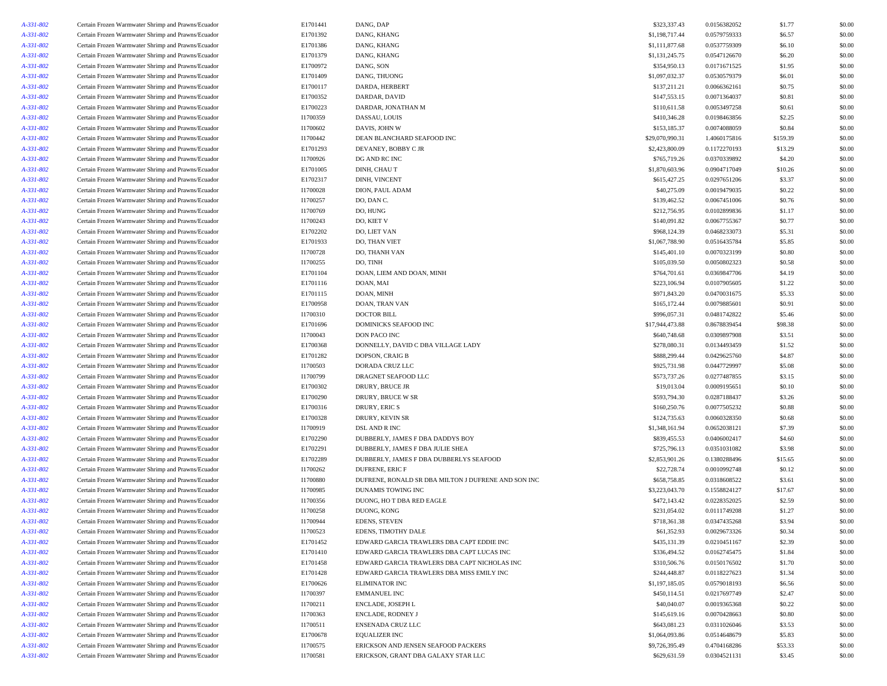| | | | | | | | |
|---|---|---|---|---|---|---|---|
| A-331-802 | Certain Frozen Warmwater Shrimp and Prawns/Ecuador | E1701441 | DANG, DAP | $323,337.43 | 0.0156382052 | $1.77 | $0.00 |
| A-331-802 | Certain Frozen Warmwater Shrimp and Prawns/Ecuador | E1701392 | DANG, KHANG | $1,198,717.44 | 0.0579759333 | $6.57 | $0.00 |
| A-331-802 | Certain Frozen Warmwater Shrimp and Prawns/Ecuador | E1701386 | DANG, KHANG | $1,111,877.68 | 0.0537759309 | $6.10 | $0.00 |
| A-331-802 | Certain Frozen Warmwater Shrimp and Prawns/Ecuador | E1701379 | DANG, KHANG | $1,131,245.75 | 0.0547126670 | $6.20 | $0.00 |
| A-331-802 | Certain Frozen Warmwater Shrimp and Prawns/Ecuador | E1700972 | DANG, SON | $354,950.13 | 0.0171671525 | $1.95 | $0.00 |
| A-331-802 | Certain Frozen Warmwater Shrimp and Prawns/Ecuador | E1701409 | DANG, THUONG | $1,097,032.37 | 0.0530579379 | $6.01 | $0.00 |
| A-331-802 | Certain Frozen Warmwater Shrimp and Prawns/Ecuador | E1700117 | DARDA, HERBERT | $137,211.21 | 0.0066362161 | $0.75 | $0.00 |
| A-331-802 | Certain Frozen Warmwater Shrimp and Prawns/Ecuador | E1700352 | DARDAR, DAVID | $147,553.15 | 0.0071364037 | $0.81 | $0.00 |
| A-331-802 | Certain Frozen Warmwater Shrimp and Prawns/Ecuador | E1700223 | DARDAR, JONATHAN M | $110,611.58 | 0.0053497258 | $0.61 | $0.00 |
| A-331-802 | Certain Frozen Warmwater Shrimp and Prawns/Ecuador | I1700359 | DASSAU, LOUIS | $410,346.28 | 0.0198463856 | $2.25 | $0.00 |
| A-331-802 | Certain Frozen Warmwater Shrimp and Prawns/Ecuador | I1700602 | DAVIS, JOHN W | $153,185.37 | 0.0074088059 | $0.84 | $0.00 |
| A-331-802 | Certain Frozen Warmwater Shrimp and Prawns/Ecuador | I1700442 | DEAN BLANCHARD SEAFOOD INC | $29,070,990.31 | 1.4060175816 | $159.39 | $0.00 |
| A-331-802 | Certain Frozen Warmwater Shrimp and Prawns/Ecuador | E1701293 | DEVANEY, BOBBY C JR | $2,423,800.09 | 0.1172270193 | $13.29 | $0.00 |
| A-331-802 | Certain Frozen Warmwater Shrimp and Prawns/Ecuador | I1700926 | DG AND RC INC | $765,719.26 | 0.0370339892 | $4.20 | $0.00 |
| A-331-802 | Certain Frozen Warmwater Shrimp and Prawns/Ecuador | E1701005 | DINH, CHAU T | $1,870,603.96 | 0.0904717049 | $10.26 | $0.00 |
| A-331-802 | Certain Frozen Warmwater Shrimp and Prawns/Ecuador | E1702317 | DINH, VINCENT | $615,427.25 | 0.0297651206 | $3.37 | $0.00 |
| A-331-802 | Certain Frozen Warmwater Shrimp and Prawns/Ecuador | I1700028 | DION, PAUL ADAM | $40,275.09 | 0.0019479035 | $0.22 | $0.00 |
| A-331-802 | Certain Frozen Warmwater Shrimp and Prawns/Ecuador | I1700257 | DO, DAN C. | $139,462.52 | 0.0067451006 | $0.76 | $0.00 |
| A-331-802 | Certain Frozen Warmwater Shrimp and Prawns/Ecuador | I1700769 | DO, HUNG | $212,756.95 | 0.0102899836 | $1.17 | $0.00 |
| A-331-802 | Certain Frozen Warmwater Shrimp and Prawns/Ecuador | I1700243 | DO, KIET V | $140,091.82 | 0.0067755367 | $0.77 | $0.00 |
| A-331-802 | Certain Frozen Warmwater Shrimp and Prawns/Ecuador | E1702202 | DO, LIET VAN | $968,124.39 | 0.0468233073 | $5.31 | $0.00 |
| A-331-802 | Certain Frozen Warmwater Shrimp and Prawns/Ecuador | E1701933 | DO, THAN VIET | $1,067,788.90 | 0.0516435784 | $5.85 | $0.00 |
| A-331-802 | Certain Frozen Warmwater Shrimp and Prawns/Ecuador | I1700728 | DO, THANH VAN | $145,401.10 | 0.0070323199 | $0.80 | $0.00 |
| A-331-802 | Certain Frozen Warmwater Shrimp and Prawns/Ecuador | I1700255 | DO, TINH | $105,039.50 | 0.0050802323 | $0.58 | $0.00 |
| A-331-802 | Certain Frozen Warmwater Shrimp and Prawns/Ecuador | E1701104 | DOAN, LIEM AND DOAN, MINH | $764,701.61 | 0.0369847706 | $4.19 | $0.00 |
| A-331-802 | Certain Frozen Warmwater Shrimp and Prawns/Ecuador | E1701116 | DOAN, MAI | $223,106.94 | 0.0107905605 | $1.22 | $0.00 |
| A-331-802 | Certain Frozen Warmwater Shrimp and Prawns/Ecuador | E1701115 | DOAN, MINH | $971,843.20 | 0.0470031675 | $5.33 | $0.00 |
| A-331-802 | Certain Frozen Warmwater Shrimp and Prawns/Ecuador | E1700958 | DOAN, TRAN VAN | $165,172.44 | 0.0079885601 | $0.91 | $0.00 |
| A-331-802 | Certain Frozen Warmwater Shrimp and Prawns/Ecuador | I1700310 | DOCTOR BILL | $996,057.31 | 0.0481742822 | $5.46 | $0.00 |
| A-331-802 | Certain Frozen Warmwater Shrimp and Prawns/Ecuador | E1701696 | DOMINICKS SEAFOOD INC | $17,944,473.88 | 0.8678839454 | $98.38 | $0.00 |
| A-331-802 | Certain Frozen Warmwater Shrimp and Prawns/Ecuador | I1700043 | DON PACO INC | $640,748.68 | 0.0309897908 | $3.51 | $0.00 |
| A-331-802 | Certain Frozen Warmwater Shrimp and Prawns/Ecuador | E1700368 | DONNELLY, DAVID C DBA VILLAGE LADY | $278,080.31 | 0.0134493459 | $1.52 | $0.00 |
| A-331-802 | Certain Frozen Warmwater Shrimp and Prawns/Ecuador | E1701282 | DOPSON, CRAIG B | $888,299.44 | 0.0429625760 | $4.87 | $0.00 |
| A-331-802 | Certain Frozen Warmwater Shrimp and Prawns/Ecuador | I1700503 | DORADA CRUZ LLC | $925,731.98 | 0.0447729997 | $5.08 | $0.00 |
| A-331-802 | Certain Frozen Warmwater Shrimp and Prawns/Ecuador | I1700799 | DRAGNET SEAFOOD LLC | $573,737.26 | 0.0277487855 | $3.15 | $0.00 |
| A-331-802 | Certain Frozen Warmwater Shrimp and Prawns/Ecuador | E1700302 | DRURY, BRUCE JR | $19,013.04 | 0.0009195651 | $0.10 | $0.00 |
| A-331-802 | Certain Frozen Warmwater Shrimp and Prawns/Ecuador | E1700290 | DRURY, BRUCE W SR | $593,794.30 | 0.0287188437 | $3.26 | $0.00 |
| A-331-802 | Certain Frozen Warmwater Shrimp and Prawns/Ecuador | E1700316 | DRURY, ERIC S | $160,250.76 | 0.0077505232 | $0.88 | $0.00 |
| A-331-802 | Certain Frozen Warmwater Shrimp and Prawns/Ecuador | E1700328 | DRURY, KEVIN SR | $124,735.63 | 0.0060328350 | $0.68 | $0.00 |
| A-331-802 | Certain Frozen Warmwater Shrimp and Prawns/Ecuador | I1700919 | DSL AND R INC | $1,348,161.94 | 0.0652038121 | $7.39 | $0.00 |
| A-331-802 | Certain Frozen Warmwater Shrimp and Prawns/Ecuador | E1702290 | DUBBERLY, JAMES F DBA DADDYS BOY | $839,455.53 | 0.0406002417 | $4.60 | $0.00 |
| A-331-802 | Certain Frozen Warmwater Shrimp and Prawns/Ecuador | E1702291 | DUBBERLY, JAMES F DBA JULIE SHEA | $725,796.13 | 0.0351031082 | $3.98 | $0.00 |
| A-331-802 | Certain Frozen Warmwater Shrimp and Prawns/Ecuador | E1702289 | DUBBERLY, JAMES F DBA DUBBERLYS SEAFOOD | $2,853,901.26 | 0.1380288496 | $15.65 | $0.00 |
| A-331-802 | Certain Frozen Warmwater Shrimp and Prawns/Ecuador | I1700262 | DUFRENE, ERIC F | $22,728.74 | 0.0010992748 | $0.12 | $0.00 |
| A-331-802 | Certain Frozen Warmwater Shrimp and Prawns/Ecuador | I1700880 | DUFRENE, RONALD SR DBA MILTON J DUFRENE AND SON INC | $658,758.85 | 0.0318608522 | $3.61 | $0.00 |
| A-331-802 | Certain Frozen Warmwater Shrimp and Prawns/Ecuador | I1700985 | DUNAMIS TOWING INC | $3,223,043.70 | 0.1558824127 | $17.67 | $0.00 |
| A-331-802 | Certain Frozen Warmwater Shrimp and Prawns/Ecuador | I1700356 | DUONG, HO T DBA RED EAGLE | $472,143.42 | 0.0228352025 | $2.59 | $0.00 |
| A-331-802 | Certain Frozen Warmwater Shrimp and Prawns/Ecuador | I1700258 | DUONG, KONG | $231,054.02 | 0.0111749208 | $1.27 | $0.00 |
| A-331-802 | Certain Frozen Warmwater Shrimp and Prawns/Ecuador | I1700944 | EDENS, STEVEN | $718,361.38 | 0.0347435268 | $3.94 | $0.00 |
| A-331-802 | Certain Frozen Warmwater Shrimp and Prawns/Ecuador | I1700523 | EDENS, TIMOTHY DALE | $61,352.93 | 0.0029673326 | $0.34 | $0.00 |
| A-331-802 | Certain Frozen Warmwater Shrimp and Prawns/Ecuador | E1701452 | EDWARD GARCIA TRAWLERS DBA CAPT EDDIE INC | $435,131.39 | 0.0210451167 | $2.39 | $0.00 |
| A-331-802 | Certain Frozen Warmwater Shrimp and Prawns/Ecuador | E1701410 | EDWARD GARCIA TRAWLERS DBA CAPT LUCAS INC | $336,494.52 | 0.0162745475 | $1.84 | $0.00 |
| A-331-802 | Certain Frozen Warmwater Shrimp and Prawns/Ecuador | E1701458 | EDWARD GARCIA TRAWLERS DBA CAPT NICHOLAS INC | $310,506.76 | 0.0150176502 | $1.70 | $0.00 |
| A-331-802 | Certain Frozen Warmwater Shrimp and Prawns/Ecuador | E1701428 | EDWARD GARCIA TRAWLERS DBA MISS EMILY INC | $244,448.87 | 0.0118227623 | $1.34 | $0.00 |
| A-331-802 | Certain Frozen Warmwater Shrimp and Prawns/Ecuador | E1700626 | ELIMINATOR INC | $1,197,185.05 | 0.0579018193 | $6.56 | $0.00 |
| A-331-802 | Certain Frozen Warmwater Shrimp and Prawns/Ecuador | I1700397 | EMMANUEL INC | $450,114.51 | 0.0217697749 | $2.47 | $0.00 |
| A-331-802 | Certain Frozen Warmwater Shrimp and Prawns/Ecuador | I1700211 | ENCLADE, JOSEPH L | $40,040.07 | 0.0019365368 | $0.22 | $0.00 |
| A-331-802 | Certain Frozen Warmwater Shrimp and Prawns/Ecuador | I1700363 | ENCLADE, RODNEY J | $145,619.16 | 0.0070428663 | $0.80 | $0.00 |
| A-331-802 | Certain Frozen Warmwater Shrimp and Prawns/Ecuador | I1700511 | ENSENADA CRUZ LLC | $643,081.23 | 0.0311026046 | $3.53 | $0.00 |
| A-331-802 | Certain Frozen Warmwater Shrimp and Prawns/Ecuador | E1700678 | EQUALIZER INC | $1,064,093.86 | 0.0514648679 | $5.83 | $0.00 |
| A-331-802 | Certain Frozen Warmwater Shrimp and Prawns/Ecuador | I1700575 | ERICKSON AND JENSEN SEAFOOD PACKERS | $9,726,395.49 | 0.4704168286 | $53.33 | $0.00 |
| A-331-802 | Certain Frozen Warmwater Shrimp and Prawns/Ecuador | I1700581 | ERICKSON, GRANT DBA GALAXY STAR LLC | $629,631.59 | 0.0304521131 | $3.45 | $0.00 |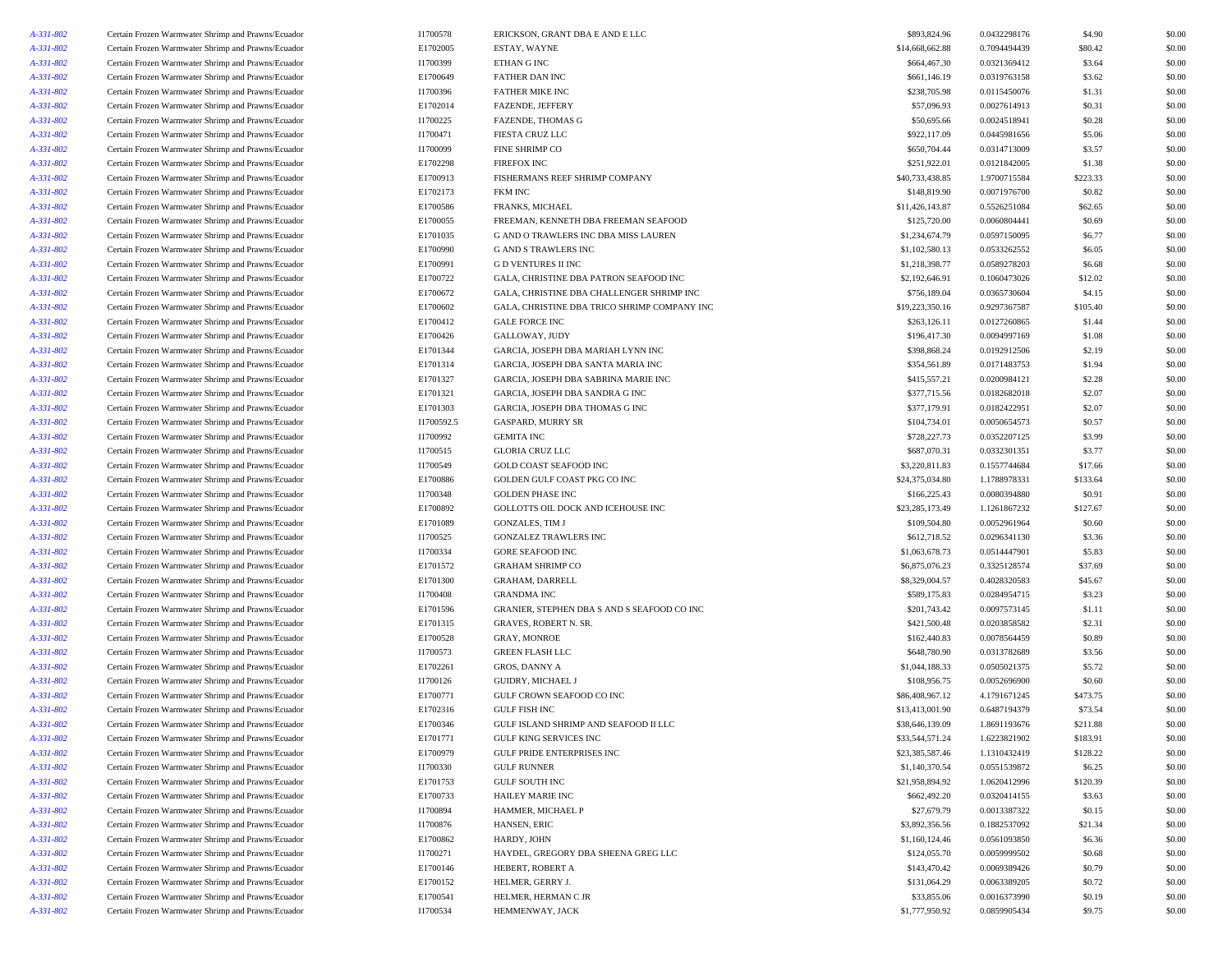| A-331-802 | Certain Frozen Warmwater Shrimp and Prawns/Ecuador | I1700578 | ERICKSON, GRANT DBA E AND E LLC | $893,824.96 | 0.0432298176 | $4.90 | $0.00 |
|---|---|---|---|---|---|---|---|
| A-331-802 | Certain Frozen Warmwater Shrimp and Prawns/Ecuador | E1702005 | ESTAY, WAYNE | $14,668,662.88 | 0.7094494439 | $80.42 | $0.00 |
| A-331-802 | Certain Frozen Warmwater Shrimp and Prawns/Ecuador | I1700399 | ETHAN G INC | $664,467.30 | 0.0321369412 | $3.64 | $0.00 |
| A-331-802 | Certain Frozen Warmwater Shrimp and Prawns/Ecuador | E1700649 | FATHER DAN INC | $661,146.19 | 0.0319763158 | $3.62 | $0.00 |
| A-331-802 | Certain Frozen Warmwater Shrimp and Prawns/Ecuador | I1700396 | FATHER MIKE INC | $238,705.98 | 0.0115450076 | $1.31 | $0.00 |
| A-331-802 | Certain Frozen Warmwater Shrimp and Prawns/Ecuador | E1702014 | FAZENDE, JEFFERY | $57,096.93 | 0.0027614913 | $0.31 | $0.00 |
| A-331-802 | Certain Frozen Warmwater Shrimp and Prawns/Ecuador | I1700225 | FAZENDE, THOMAS G | $50,695.66 | 0.0024518941 | $0.28 | $0.00 |
| A-331-802 | Certain Frozen Warmwater Shrimp and Prawns/Ecuador | I1700471 | FIESTA CRUZ LLC | $922,117.09 | 0.0445981656 | $5.06 | $0.00 |
| A-331-802 | Certain Frozen Warmwater Shrimp and Prawns/Ecuador | I1700099 | FINE SHRIMP CO | $650,704.44 | 0.0314713009 | $3.57 | $0.00 |
| A-331-802 | Certain Frozen Warmwater Shrimp and Prawns/Ecuador | E1702298 | FIREFOX INC | $251,922.01 | 0.0121842005 | $1.38 | $0.00 |
| A-331-802 | Certain Frozen Warmwater Shrimp and Prawns/Ecuador | E1700913 | FISHERMANS REEF SHRIMP COMPANY | $40,733,438.85 | 1.9700715584 | $223.33 | $0.00 |
| A-331-802 | Certain Frozen Warmwater Shrimp and Prawns/Ecuador | E1702173 | FKM INC | $148,819.90 | 0.0071976700 | $0.82 | $0.00 |
| A-331-802 | Certain Frozen Warmwater Shrimp and Prawns/Ecuador | E1700586 | FRANKS, MICHAEL | $11,426,143.87 | 0.5526251084 | $62.65 | $0.00 |
| A-331-802 | Certain Frozen Warmwater Shrimp and Prawns/Ecuador | E1700055 | FREEMAN, KENNETH DBA FREEMAN SEAFOOD | $125,720.00 | 0.0060804441 | $0.69 | $0.00 |
| A-331-802 | Certain Frozen Warmwater Shrimp and Prawns/Ecuador | E1701035 | G AND O TRAWLERS INC DBA MISS LAUREN | $1,234,674.79 | 0.0597150095 | $6.77 | $0.00 |
| A-331-802 | Certain Frozen Warmwater Shrimp and Prawns/Ecuador | E1700990 | G AND S TRAWLERS INC | $1,102,580.13 | 0.0533262552 | $6.05 | $0.00 |
| A-331-802 | Certain Frozen Warmwater Shrimp and Prawns/Ecuador | E1700991 | G D VENTURES II INC | $1,218,398.77 | 0.0589278203 | $6.68 | $0.00 |
| A-331-802 | Certain Frozen Warmwater Shrimp and Prawns/Ecuador | E1700722 | GALA, CHRISTINE DBA PATRON SEAFOOD INC | $2,192,646.91 | 0.1060473026 | $12.02 | $0.00 |
| A-331-802 | Certain Frozen Warmwater Shrimp and Prawns/Ecuador | E1700672 | GALA, CHRISTINE DBA CHALLENGER SHRIMP INC | $756,189.04 | 0.0365730604 | $4.15 | $0.00 |
| A-331-802 | Certain Frozen Warmwater Shrimp and Prawns/Ecuador | E1700602 | GALA, CHRISTINE DBA TRICO SHRIMP COMPANY INC | $19,223,350.16 | 0.9297367587 | $105.40 | $0.00 |
| A-331-802 | Certain Frozen Warmwater Shrimp and Prawns/Ecuador | E1700412 | GALE FORCE INC | $263,126.11 | 0.0127260865 | $1.44 | $0.00 |
| A-331-802 | Certain Frozen Warmwater Shrimp and Prawns/Ecuador | E1700426 | GALLOWAY, JUDY | $196,417.30 | 0.0094997169 | $1.08 | $0.00 |
| A-331-802 | Certain Frozen Warmwater Shrimp and Prawns/Ecuador | E1701344 | GARCIA, JOSEPH DBA MARIAH LYNN INC | $398,868.24 | 0.0192912506 | $2.19 | $0.00 |
| A-331-802 | Certain Frozen Warmwater Shrimp and Prawns/Ecuador | E1701314 | GARCIA, JOSEPH DBA SANTA MARIA INC | $354,561.89 | 0.0171483753 | $1.94 | $0.00 |
| A-331-802 | Certain Frozen Warmwater Shrimp and Prawns/Ecuador | E1701327 | GARCIA, JOSEPH DBA SABRINA MARIE INC | $415,557.21 | 0.0200984121 | $2.28 | $0.00 |
| A-331-802 | Certain Frozen Warmwater Shrimp and Prawns/Ecuador | E1701321 | GARCIA, JOSEPH DBA SANDRA G INC | $377,715.56 | 0.0182682018 | $2.07 | $0.00 |
| A-331-802 | Certain Frozen Warmwater Shrimp and Prawns/Ecuador | E1701303 | GARCIA, JOSEPH DBA THOMAS G INC | $377,179.91 | 0.0182422951 | $2.07 | $0.00 |
| A-331-802 | Certain Frozen Warmwater Shrimp and Prawns/Ecuador | I1700592.5 | GASPARD, MURRY SR | $104,734.01 | 0.0050654573 | $0.57 | $0.00 |
| A-331-802 | Certain Frozen Warmwater Shrimp and Prawns/Ecuador | I1700992 | GEMITA INC | $728,227.73 | 0.0352207125 | $3.99 | $0.00 |
| A-331-802 | Certain Frozen Warmwater Shrimp and Prawns/Ecuador | I1700515 | GLORIA CRUZ LLC | $687,070.31 | 0.0332301351 | $3.77 | $0.00 |
| A-331-802 | Certain Frozen Warmwater Shrimp and Prawns/Ecuador | I1700549 | GOLD COAST SEAFOOD INC | $3,220,811.83 | 0.1557744684 | $17.66 | $0.00 |
| A-331-802 | Certain Frozen Warmwater Shrimp and Prawns/Ecuador | E1700886 | GOLDEN GULF COAST PKG CO INC | $24,375,034.80 | 1.1788978331 | $133.64 | $0.00 |
| A-331-802 | Certain Frozen Warmwater Shrimp and Prawns/Ecuador | I1700348 | GOLDEN PHASE INC | $166,225.43 | 0.0080394880 | $0.91 | $0.00 |
| A-331-802 | Certain Frozen Warmwater Shrimp and Prawns/Ecuador | E1700892 | GOLLOTTS OIL DOCK AND ICEHOUSE INC | $23,285,173.49 | 1.1261867232 | $127.67 | $0.00 |
| A-331-802 | Certain Frozen Warmwater Shrimp and Prawns/Ecuador | E1701089 | GONZALES, TIM J | $109,504.80 | 0.0052961964 | $0.60 | $0.00 |
| A-331-802 | Certain Frozen Warmwater Shrimp and Prawns/Ecuador | I1700525 | GONZALEZ TRAWLERS INC | $612,718.52 | 0.0296341130 | $3.36 | $0.00 |
| A-331-802 | Certain Frozen Warmwater Shrimp and Prawns/Ecuador | I1700334 | GORE SEAFOOD INC | $1,063,678.73 | 0.0514447901 | $5.83 | $0.00 |
| A-331-802 | Certain Frozen Warmwater Shrimp and Prawns/Ecuador | E1701572 | GRAHAM SHRIMP CO | $6,875,076.23 | 0.3325128574 | $37.69 | $0.00 |
| A-331-802 | Certain Frozen Warmwater Shrimp and Prawns/Ecuador | E1701300 | GRAHAM, DARRELL | $8,329,004.57 | 0.4028320583 | $45.67 | $0.00 |
| A-331-802 | Certain Frozen Warmwater Shrimp and Prawns/Ecuador | I1700408 | GRANDMA INC | $589,175.83 | 0.0284954715 | $3.23 | $0.00 |
| A-331-802 | Certain Frozen Warmwater Shrimp and Prawns/Ecuador | E1701596 | GRANIER, STEPHEN DBA S AND S SEAFOOD CO INC | $201,743.42 | 0.0097573145 | $1.11 | $0.00 |
| A-331-802 | Certain Frozen Warmwater Shrimp and Prawns/Ecuador | E1701315 | GRAVES, ROBERT N. SR. | $421,500.48 | 0.0203858582 | $2.31 | $0.00 |
| A-331-802 | Certain Frozen Warmwater Shrimp and Prawns/Ecuador | E1700528 | GRAY, MONROE | $162,440.83 | 0.0078564459 | $0.89 | $0.00 |
| A-331-802 | Certain Frozen Warmwater Shrimp and Prawns/Ecuador | I1700573 | GREEN FLASH LLC | $648,780.90 | 0.0313782689 | $3.56 | $0.00 |
| A-331-802 | Certain Frozen Warmwater Shrimp and Prawns/Ecuador | E1702261 | GROS, DANNY A | $1,044,188.33 | 0.0505021375 | $5.72 | $0.00 |
| A-331-802 | Certain Frozen Warmwater Shrimp and Prawns/Ecuador | I1700126 | GUIDRY, MICHAEL J | $108,956.75 | 0.0052696900 | $0.60 | $0.00 |
| A-331-802 | Certain Frozen Warmwater Shrimp and Prawns/Ecuador | E1700771 | GULF CROWN SEAFOOD CO INC | $86,408,967.12 | 4.1791671245 | $473.75 | $0.00 |
| A-331-802 | Certain Frozen Warmwater Shrimp and Prawns/Ecuador | E1702316 | GULF FISH INC | $13,413,001.90 | 0.6487194379 | $73.54 | $0.00 |
| A-331-802 | Certain Frozen Warmwater Shrimp and Prawns/Ecuador | E1700346 | GULF ISLAND SHRIMP AND SEAFOOD II LLC | $38,646,139.09 | 1.8691193676 | $211.88 | $0.00 |
| A-331-802 | Certain Frozen Warmwater Shrimp and Prawns/Ecuador | E1701771 | GULF KING SERVICES INC | $33,544,571.24 | 1.6223821902 | $183.91 | $0.00 |
| A-331-802 | Certain Frozen Warmwater Shrimp and Prawns/Ecuador | E1700979 | GULF PRIDE ENTERPRISES INC | $23,385,587.46 | 1.1310432419 | $128.22 | $0.00 |
| A-331-802 | Certain Frozen Warmwater Shrimp and Prawns/Ecuador | I1700330 | GULF RUNNER | $1,140,370.54 | 0.0551539872 | $6.25 | $0.00 |
| A-331-802 | Certain Frozen Warmwater Shrimp and Prawns/Ecuador | E1701753 | GULF SOUTH INC | $21,958,894.92 | 1.0620412996 | $120.39 | $0.00 |
| A-331-802 | Certain Frozen Warmwater Shrimp and Prawns/Ecuador | E1700733 | HAILEY MARIE INC | $662,492.20 | 0.0320414155 | $3.63 | $0.00 |
| A-331-802 | Certain Frozen Warmwater Shrimp and Prawns/Ecuador | I1700894 | HAMMER, MICHAEL P | $27,679.79 | 0.0013387322 | $0.15 | $0.00 |
| A-331-802 | Certain Frozen Warmwater Shrimp and Prawns/Ecuador | I1700876 | HANSEN, ERIC | $3,892,356.56 | 0.1882537092 | $21.34 | $0.00 |
| A-331-802 | Certain Frozen Warmwater Shrimp and Prawns/Ecuador | E1700862 | HARDY, JOHN | $1,160,124.46 | 0.0561093850 | $6.36 | $0.00 |
| A-331-802 | Certain Frozen Warmwater Shrimp and Prawns/Ecuador | I1700271 | HAYDEL, GREGORY DBA SHEENA GREG LLC | $124,055.70 | 0.0059999502 | $0.68 | $0.00 |
| A-331-802 | Certain Frozen Warmwater Shrimp and Prawns/Ecuador | E1700146 | HEBERT, ROBERT A | $143,470.42 | 0.0069389426 | $0.79 | $0.00 |
| A-331-802 | Certain Frozen Warmwater Shrimp and Prawns/Ecuador | E1700152 | HELMER, GERRY J. | $131,064.29 | 0.0063389205 | $0.72 | $0.00 |
| A-331-802 | Certain Frozen Warmwater Shrimp and Prawns/Ecuador | E1700541 | HELMER, HERMAN C JR | $33,855.06 | 0.0016373990 | $0.19 | $0.00 |
| A-331-802 | Certain Frozen Warmwater Shrimp and Prawns/Ecuador | I1700534 | HEMMENWAY, JACK | $1,777,950.92 | 0.0859905434 | $9.75 | $0.00 |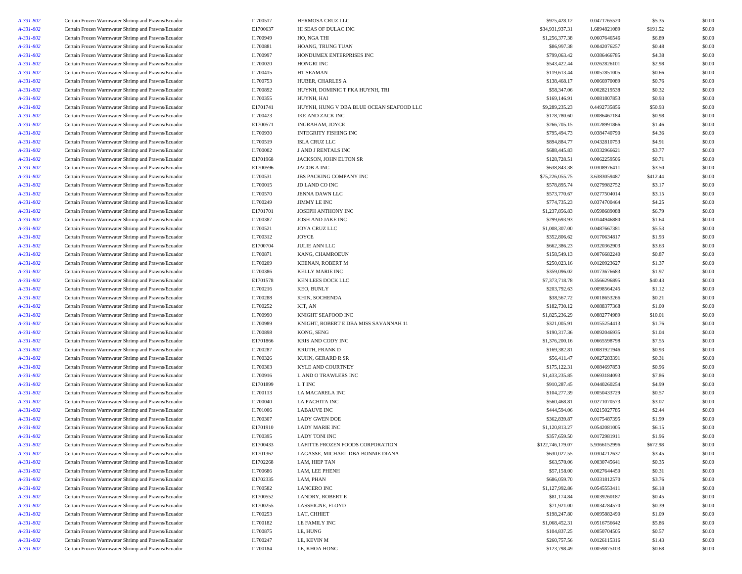| | | | | | | | |
|---|---|---|---|---|---|---|---|
| *A-331-802* | Certain Frozen Warmwater Shrimp and Prawns/Ecuador | I1700517 | HERMOSA CRUZ LLC | $975,428.12 | 0.0471765520 | $5.35 | $0.00 |
| *A-331-802* | Certain Frozen Warmwater Shrimp and Prawns/Ecuador | E1700637 | HI SEAS OF DULAC INC | $34,931,937.31 | 1.6894821089 | $191.52 | $0.00 |
| *A-331-802* | Certain Frozen Warmwater Shrimp and Prawns/Ecuador | I1700949 | HO, NGA THI | $1,256,377.38 | 0.0607646546 | $6.89 | $0.00 |
| *A-331-802* | Certain Frozen Warmwater Shrimp and Prawns/Ecuador | I1700881 | HOANG, TRUNG TUAN | $86,997.38 | 0.0042076257 | $0.48 | $0.00 |
| *A-331-802* | Certain Frozen Warmwater Shrimp and Prawns/Ecuador | I1700997 | HONDUMEX ENTERPRISES INC | $799,063.42 | 0.0386466785 | $4.38 | $0.00 |
| *A-331-802* | Certain Frozen Warmwater Shrimp and Prawns/Ecuador | I1700020 | HONGRI INC | $543,422.44 | 0.0262826101 | $2.98 | $0.00 |
| *A-331-802* | Certain Frozen Warmwater Shrimp and Prawns/Ecuador | I1700415 | HT SEAMAN | $119,613.44 | 0.0057851005 | $0.66 | $0.00 |
| *A-331-802* | Certain Frozen Warmwater Shrimp and Prawns/Ecuador | I1700753 | HUBER, CHARLES A | $138,468.17 | 0.0066970089 | $0.76 | $0.00 |
| *A-331-802* | Certain Frozen Warmwater Shrimp and Prawns/Ecuador | I1700892 | HUYNH, DOMINIC T FKA HUYNH, TRI | $58,347.06 | 0.0028219538 | $0.32 | $0.00 |
| *A-331-802* | Certain Frozen Warmwater Shrimp and Prawns/Ecuador | I1700355 | HUYNH, HAI | $169,146.91 | 0.0081807853 | $0.93 | $0.00 |
| *A-331-802* | Certain Frozen Warmwater Shrimp and Prawns/Ecuador | E1701741 | HUYNH, HUNG V DBA BLUE OCEAN SEAFOOD LLC | $9,289,235.23 | 0.4492735856 | $50.93 | $0.00 |
| *A-331-802* | Certain Frozen Warmwater Shrimp and Prawns/Ecuador | I1700423 | IKE AND ZACK INC | $178,780.60 | 0.0086467184 | $0.98 | $0.00 |
| *A-331-802* | Certain Frozen Warmwater Shrimp and Prawns/Ecuador | E1700571 | INGRAHAM, JOYCE | $266,705.15 | 0.0128991866 | $1.46 | $0.00 |
| *A-331-802* | Certain Frozen Warmwater Shrimp and Prawns/Ecuador | I1700930 | INTEGRITY FISHING INC | $795,494.73 | 0.0384740790 | $4.36 | $0.00 |
| *A-331-802* | Certain Frozen Warmwater Shrimp and Prawns/Ecuador | I1700519 | ISLA CRUZ LLC | $894,884.77 | 0.0432810753 | $4.91 | $0.00 |
| *A-331-802* | Certain Frozen Warmwater Shrimp and Prawns/Ecuador | I1700002 | J AND J RENTALS INC | $688,445.83 | 0.0332966621 | $3.77 | $0.00 |
| *A-331-802* | Certain Frozen Warmwater Shrimp and Prawns/Ecuador | E1701968 | JACKSON, JOHN ELTON SR | $128,728.51 | 0.0062259506 | $0.71 | $0.00 |
| *A-331-802* | Certain Frozen Warmwater Shrimp and Prawns/Ecuador | E1700596 | JACOB A INC | $638,843.38 | 0.0308976411 | $3.50 | $0.00 |
| *A-331-802* | Certain Frozen Warmwater Shrimp and Prawns/Ecuador | I1700531 | JBS PACKING COMPANY INC | $75,226,055.75 | 3.6383059487 | $412.44 | $0.00 |
| *A-331-802* | Certain Frozen Warmwater Shrimp and Prawns/Ecuador | I1700015 | JD LAND CO INC | $578,895.74 | 0.0279982752 | $3.17 | $0.00 |
| *A-331-802* | Certain Frozen Warmwater Shrimp and Prawns/Ecuador | I1700570 | JENNA DAWN LLC | $573,770.67 | 0.0277504014 | $3.15 | $0.00 |
| *A-331-802* | Certain Frozen Warmwater Shrimp and Prawns/Ecuador | I1700249 | JIMMY LE INC | $774,735.23 | 0.0374700464 | $4.25 | $0.00 |
| *A-331-802* | Certain Frozen Warmwater Shrimp and Prawns/Ecuador | E1701701 | JOSEPH ANTHONY INC | $1,237,856.83 | 0.0598689088 | $6.79 | $0.00 |
| *A-331-802* | Certain Frozen Warmwater Shrimp and Prawns/Ecuador | I1700387 | JOSH AND JAKE INC | $299,693.93 | 0.0144946880 | $1.64 | $0.00 |
| *A-331-802* | Certain Frozen Warmwater Shrimp and Prawns/Ecuador | I1700521 | JOYA CRUZ LLC | $1,008,307.00 | 0.0487667381 | $5.53 | $0.00 |
| *A-331-802* | Certain Frozen Warmwater Shrimp and Prawns/Ecuador | I1700312 | JOYCE | $352,806.62 | 0.0170634817 | $1.93 | $0.00 |
| *A-331-802* | Certain Frozen Warmwater Shrimp and Prawns/Ecuador | E1700704 | JULIE ANN LLC | $662,386.23 | 0.0320362903 | $3.63 | $0.00 |
| *A-331-802* | Certain Frozen Warmwater Shrimp and Prawns/Ecuador | I1700871 | KANG, CHAMROEUN | $158,549.13 | 0.0076682240 | $0.87 | $0.00 |
| *A-331-802* | Certain Frozen Warmwater Shrimp and Prawns/Ecuador | I1700209 | KEENAN, ROBERT M | $250,023.16 | 0.0120923627 | $1.37 | $0.00 |
| *A-331-802* | Certain Frozen Warmwater Shrimp and Prawns/Ecuador | I1700386 | KELLY MARIE INC | $359,096.02 | 0.0173676683 | $1.97 | $0.00 |
| *A-331-802* | Certain Frozen Warmwater Shrimp and Prawns/Ecuador | E1701578 | KEN LEES DOCK LLC | $7,373,718.78 | 0.3566296895 | $40.43 | $0.00 |
| *A-331-802* | Certain Frozen Warmwater Shrimp and Prawns/Ecuador | I1700216 | KEO, BUNLY | $203,792.63 | 0.0098564245 | $1.12 | $0.00 |
| *A-331-802* | Certain Frozen Warmwater Shrimp and Prawns/Ecuador | I1700288 | KHIN, SOCHENDA | $38,567.72 | 0.0018653266 | $0.21 | $0.00 |
| *A-331-802* | Certain Frozen Warmwater Shrimp and Prawns/Ecuador | I1700252 | KIT, AN | $182,730.12 | 0.0088377368 | $1.00 | $0.00 |
| *A-331-802* | Certain Frozen Warmwater Shrimp and Prawns/Ecuador | I1700990 | KNIGHT SEAFOOD INC | $1,825,236.29 | 0.0882774989 | $10.01 | $0.00 |
| *A-331-802* | Certain Frozen Warmwater Shrimp and Prawns/Ecuador | I1700989 | KNIGHT, ROBERT E DBA MISS SAVANNAH 11 | $321,005.91 | 0.0155254413 | $1.76 | $0.00 |
| *A-331-802* | Certain Frozen Warmwater Shrimp and Prawns/Ecuador | I1700898 | KONG, SENG | $190,317.36 | 0.0092046935 | $1.04 | $0.00 |
| *A-331-802* | Certain Frozen Warmwater Shrimp and Prawns/Ecuador | E1701866 | KRIS AND CODY INC | $1,376,200.16 | 0.0665598798 | $7.55 | $0.00 |
| *A-331-802* | Certain Frozen Warmwater Shrimp and Prawns/Ecuador | I1700287 | KRUTH, FRANK D | $169,382.81 | 0.0081921946 | $0.93 | $0.00 |
| *A-331-802* | Certain Frozen Warmwater Shrimp and Prawns/Ecuador | I1700326 | KUHN, GERARD R SR | $56,411.47 | 0.0027283391 | $0.31 | $0.00 |
| *A-331-802* | Certain Frozen Warmwater Shrimp and Prawns/Ecuador | I1700303 | KYLE AND COURTNEY | $175,122.31 | 0.0084697853 | $0.96 | $0.00 |
| *A-331-802* | Certain Frozen Warmwater Shrimp and Prawns/Ecuador | I1700916 | L AND O TRAWLERS INC | $1,433,235.85 | 0.0693184093 | $7.86 | $0.00 |
| *A-331-802* | Certain Frozen Warmwater Shrimp and Prawns/Ecuador | E1701899 | L T INC | $910,287.45 | 0.0440260254 | $4.99 | $0.00 |
| *A-331-802* | Certain Frozen Warmwater Shrimp and Prawns/Ecuador | I1700113 | LA MACARELA INC | $104,277.39 | 0.0050433729 | $0.57 | $0.00 |
| *A-331-802* | Certain Frozen Warmwater Shrimp and Prawns/Ecuador | I1700040 | LA PACHITA INC | $560,468.81 | 0.0271070573 | $3.07 | $0.00 |
| *A-331-802* | Certain Frozen Warmwater Shrimp and Prawns/Ecuador | I1701006 | LABAUVE INC | $444,594.06 | 0.0215027785 | $2.44 | $0.00 |
| *A-331-802* | Certain Frozen Warmwater Shrimp and Prawns/Ecuador | I1700307 | LADY GWEN DOE | $362,839.87 | 0.0175487395 | $1.99 | $0.00 |
| *A-331-802* | Certain Frozen Warmwater Shrimp and Prawns/Ecuador | E1701910 | LADY MARIE INC | $1,120,813.27 | 0.0542081005 | $6.15 | $0.00 |
| *A-331-802* | Certain Frozen Warmwater Shrimp and Prawns/Ecuador | I1700395 | LADY TONI INC | $357,659.50 | 0.0172981911 | $1.96 | $0.00 |
| *A-331-802* | Certain Frozen Warmwater Shrimp and Prawns/Ecuador | E1700433 | LAFITTE FROZEN FOODS CORPORATION | $122,746,179.07 | 5.9366152996 | $672.98 | $0.00 |
| *A-331-802* | Certain Frozen Warmwater Shrimp and Prawns/Ecuador | E1701362 | LAGASSE, MICHAEL DBA BONNIE DIANA | $630,027.55 | 0.0304712637 | $3.45 | $0.00 |
| *A-331-802* | Certain Frozen Warmwater Shrimp and Prawns/Ecuador | E1702268 | LAM, HIEP TAN | $63,570.06 | 0.0030745641 | $0.35 | $0.00 |
| *A-331-802* | Certain Frozen Warmwater Shrimp and Prawns/Ecuador | I1700686 | LAM, LEE PHENH | $57,158.00 | 0.0027644450 | $0.31 | $0.00 |
| *A-331-802* | Certain Frozen Warmwater Shrimp and Prawns/Ecuador | E1702335 | LAM, PHAN | $686,059.70 | 0.0331812570 | $3.76 | $0.00 |
| *A-331-802* | Certain Frozen Warmwater Shrimp and Prawns/Ecuador | I1700582 | LANCERO INC | $1,127,992.86 | 0.0545553411 | $6.18 | $0.00 |
| *A-331-802* | Certain Frozen Warmwater Shrimp and Prawns/Ecuador | E1700552 | LANDRY, ROBERT E | $81,174.84 | 0.0039260187 | $0.45 | $0.00 |
| *A-331-802* | Certain Frozen Warmwater Shrimp and Prawns/Ecuador | E1700255 | LASSEIGNE, FLOYD | $71,921.00 | 0.0034784570 | $0.39 | $0.00 |
| *A-331-802* | Certain Frozen Warmwater Shrimp and Prawns/Ecuador | I1700253 | LAT, CHHIET | $198,247.80 | 0.0095882490 | $1.09 | $0.00 |
| *A-331-802* | Certain Frozen Warmwater Shrimp and Prawns/Ecuador | I1700182 | LE FAMILY INC | $1,068,452.31 | 0.0516756642 | $5.86 | $0.00 |
| *A-331-802* | Certain Frozen Warmwater Shrimp and Prawns/Ecuador | I1700875 | LE, HUNG | $104,837.25 | 0.0050704505 | $0.57 | $0.00 |
| *A-331-802* | Certain Frozen Warmwater Shrimp and Prawns/Ecuador | I1700247 | LE, KEVIN M | $260,757.56 | 0.0126115316 | $1.43 | $0.00 |
| *A-331-802* | Certain Frozen Warmwater Shrimp and Prawns/Ecuador | I1700184 | LE, KHOA HONG | $123,798.49 | 0.0059875103 | $0.68 | $0.00 |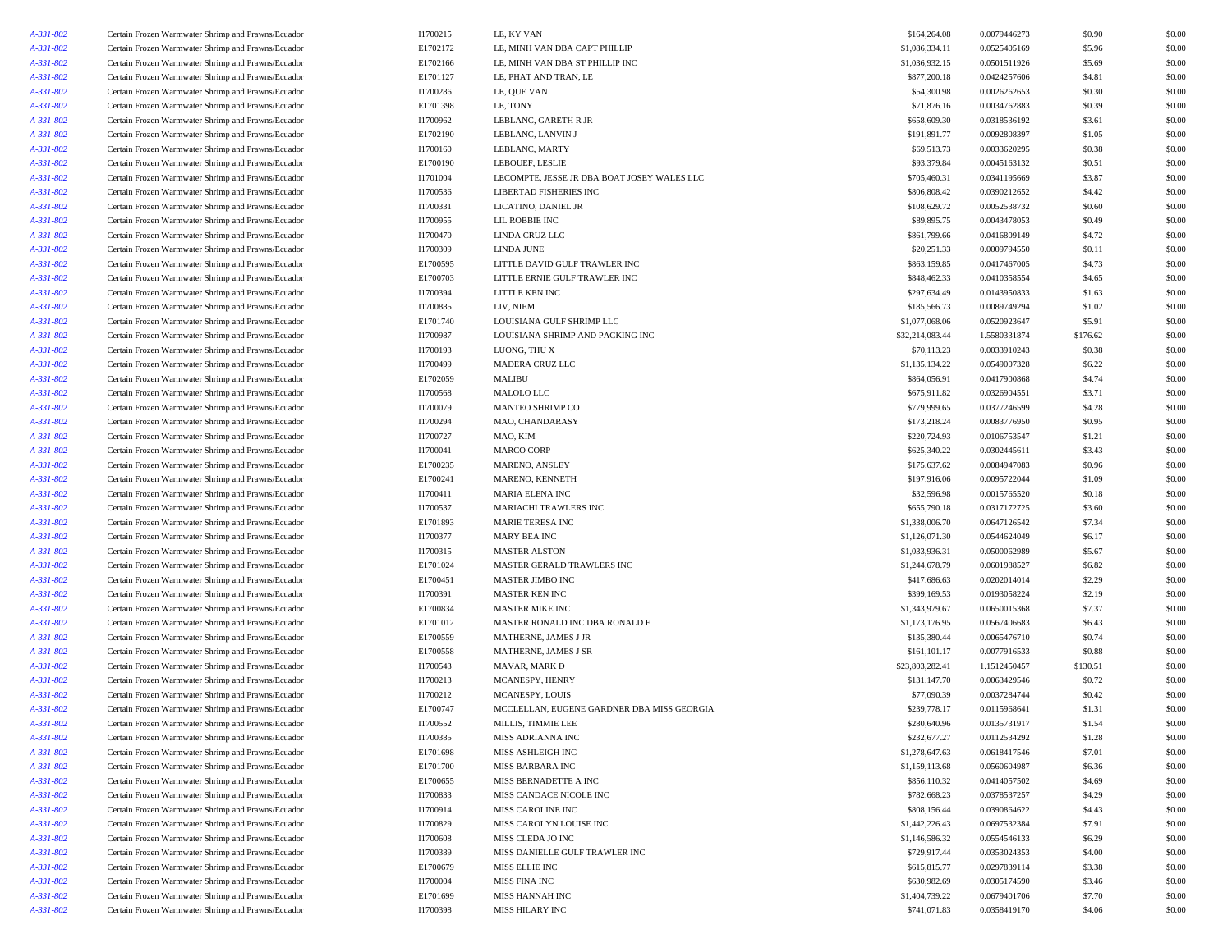| | | | | | | | |
|---|---|---|---|---|---|---|---|
| A-331-802 | Certain Frozen Warmwater Shrimp and Prawns/Ecuador | I1700215 | LE, KY VAN | $164,264.08 | 0.0079446273 | $0.90 | $0.00 |
| A-331-802 | Certain Frozen Warmwater Shrimp and Prawns/Ecuador | E1702172 | LE, MINH VAN DBA CAPT PHILLIP | $1,086,334.11 | 0.0525405169 | $5.96 | $0.00 |
| A-331-802 | Certain Frozen Warmwater Shrimp and Prawns/Ecuador | E1702166 | LE, MINH VAN DBA ST PHILLIP INC | $1,036,932.15 | 0.0501511926 | $5.69 | $0.00 |
| A-331-802 | Certain Frozen Warmwater Shrimp and Prawns/Ecuador | E1701127 | LE, PHAT AND TRAN, LE | $877,200.18 | 0.0424257606 | $4.81 | $0.00 |
| A-331-802 | Certain Frozen Warmwater Shrimp and Prawns/Ecuador | I1700286 | LE, QUE VAN | $54,300.98 | 0.0026262653 | $0.30 | $0.00 |
| A-331-802 | Certain Frozen Warmwater Shrimp and Prawns/Ecuador | E1701398 | LE, TONY | $71,876.16 | 0.0034762883 | $0.39 | $0.00 |
| A-331-802 | Certain Frozen Warmwater Shrimp and Prawns/Ecuador | I1700962 | LEBLANC, GARETH R JR | $658,609.30 | 0.0318536192 | $3.61 | $0.00 |
| A-331-802 | Certain Frozen Warmwater Shrimp and Prawns/Ecuador | E1702190 | LEBLANC, LANVIN J | $191,891.77 | 0.0092808397 | $1.05 | $0.00 |
| A-331-802 | Certain Frozen Warmwater Shrimp and Prawns/Ecuador | I1700160 | LEBLANC, MARTY | $69,513.73 | 0.0033620295 | $0.38 | $0.00 |
| A-331-802 | Certain Frozen Warmwater Shrimp and Prawns/Ecuador | E1700190 | LEBOUEF, LESLIE | $93,379.84 | 0.0045163132 | $0.51 | $0.00 |
| A-331-802 | Certain Frozen Warmwater Shrimp and Prawns/Ecuador | I1701004 | LECOMPTE, JESSE JR DBA BOAT JOSEY WALES LLC | $705,460.31 | 0.0341195669 | $3.87 | $0.00 |
| A-331-802 | Certain Frozen Warmwater Shrimp and Prawns/Ecuador | I1700536 | LIBERTAD FISHERIES INC | $806,808.42 | 0.0390212652 | $4.42 | $0.00 |
| A-331-802 | Certain Frozen Warmwater Shrimp and Prawns/Ecuador | I1700331 | LICATINO, DANIEL JR | $108,629.72 | 0.0052538732 | $0.60 | $0.00 |
| A-331-802 | Certain Frozen Warmwater Shrimp and Prawns/Ecuador | I1700955 | LIL ROBBIE INC | $89,895.75 | 0.0043478053 | $0.49 | $0.00 |
| A-331-802 | Certain Frozen Warmwater Shrimp and Prawns/Ecuador | I1700470 | LINDA CRUZ LLC | $861,799.66 | 0.0416809149 | $4.72 | $0.00 |
| A-331-802 | Certain Frozen Warmwater Shrimp and Prawns/Ecuador | I1700309 | LINDA JUNE | $20,251.33 | 0.0009794550 | $0.11 | $0.00 |
| A-331-802 | Certain Frozen Warmwater Shrimp and Prawns/Ecuador | E1700595 | LITTLE DAVID GULF TRAWLER INC | $863,159.85 | 0.0417467005 | $4.73 | $0.00 |
| A-331-802 | Certain Frozen Warmwater Shrimp and Prawns/Ecuador | E1700703 | LITTLE ERNIE GULF TRAWLER INC | $848,462.33 | 0.0410358554 | $4.65 | $0.00 |
| A-331-802 | Certain Frozen Warmwater Shrimp and Prawns/Ecuador | I1700394 | LITTLE KEN INC | $297,634.49 | 0.0143950833 | $1.63 | $0.00 |
| A-331-802 | Certain Frozen Warmwater Shrimp and Prawns/Ecuador | I1700885 | LIV, NIEM | $185,566.73 | 0.0089749294 | $1.02 | $0.00 |
| A-331-802 | Certain Frozen Warmwater Shrimp and Prawns/Ecuador | E1701740 | LOUISIANA GULF SHRIMP LLC | $1,077,068.06 | 0.0520923647 | $5.91 | $0.00 |
| A-331-802 | Certain Frozen Warmwater Shrimp and Prawns/Ecuador | I1700987 | LOUISIANA SHRIMP AND PACKING INC | $32,214,083.44 | 1.5580331874 | $176.62 | $0.00 |
| A-331-802 | Certain Frozen Warmwater Shrimp and Prawns/Ecuador | I1700193 | LUONG, THU X | $70,113.23 | 0.0033910243 | $0.38 | $0.00 |
| A-331-802 | Certain Frozen Warmwater Shrimp and Prawns/Ecuador | I1700499 | MADERA CRUZ LLC | $1,135,134.22 | 0.0549007328 | $6.22 | $0.00 |
| A-331-802 | Certain Frozen Warmwater Shrimp and Prawns/Ecuador | E1702059 | MALIBU | $864,056.91 | 0.0417900868 | $4.74 | $0.00 |
| A-331-802 | Certain Frozen Warmwater Shrimp and Prawns/Ecuador | I1700568 | MALOLO LLC | $675,911.82 | 0.0326904551 | $3.71 | $0.00 |
| A-331-802 | Certain Frozen Warmwater Shrimp and Prawns/Ecuador | I1700079 | MANTEO SHRIMP CO | $779,999.65 | 0.0377246599 | $4.28 | $0.00 |
| A-331-802 | Certain Frozen Warmwater Shrimp and Prawns/Ecuador | I1700294 | MAO, CHANDARASY | $173,218.24 | 0.0083776950 | $0.95 | $0.00 |
| A-331-802 | Certain Frozen Warmwater Shrimp and Prawns/Ecuador | I1700727 | MAO, KIM | $220,724.93 | 0.0106753547 | $1.21 | $0.00 |
| A-331-802 | Certain Frozen Warmwater Shrimp and Prawns/Ecuador | I1700041 | MARCO CORP | $625,340.22 | 0.0302445611 | $3.43 | $0.00 |
| A-331-802 | Certain Frozen Warmwater Shrimp and Prawns/Ecuador | E1700235 | MARENO, ANSLEY | $175,637.62 | 0.0084947083 | $0.96 | $0.00 |
| A-331-802 | Certain Frozen Warmwater Shrimp and Prawns/Ecuador | E1700241 | MARENO, KENNETH | $197,916.06 | 0.0095722044 | $1.09 | $0.00 |
| A-331-802 | Certain Frozen Warmwater Shrimp and Prawns/Ecuador | I1700411 | MARIA ELENA INC | $32,596.98 | 0.0015765520 | $0.18 | $0.00 |
| A-331-802 | Certain Frozen Warmwater Shrimp and Prawns/Ecuador | I1700537 | MARIACHI TRAWLERS INC | $655,790.18 | 0.0317172725 | $3.60 | $0.00 |
| A-331-802 | Certain Frozen Warmwater Shrimp and Prawns/Ecuador | E1701893 | MARIE TERESA INC | $1,338,006.70 | 0.0647126542 | $7.34 | $0.00 |
| A-331-802 | Certain Frozen Warmwater Shrimp and Prawns/Ecuador | I1700377 | MARY BEA INC | $1,126,071.30 | 0.0544624049 | $6.17 | $0.00 |
| A-331-802 | Certain Frozen Warmwater Shrimp and Prawns/Ecuador | I1700315 | MASTER ALSTON | $1,033,936.31 | 0.0500062989 | $5.67 | $0.00 |
| A-331-802 | Certain Frozen Warmwater Shrimp and Prawns/Ecuador | E1701024 | MASTER GERALD TRAWLERS INC | $1,244,678.79 | 0.0601988527 | $6.82 | $0.00 |
| A-331-802 | Certain Frozen Warmwater Shrimp and Prawns/Ecuador | E1700451 | MASTER JIMBO INC | $417,686.63 | 0.0202014014 | $2.29 | $0.00 |
| A-331-802 | Certain Frozen Warmwater Shrimp and Prawns/Ecuador | I1700391 | MASTER KEN INC | $399,169.53 | 0.0193058224 | $2.19 | $0.00 |
| A-331-802 | Certain Frozen Warmwater Shrimp and Prawns/Ecuador | E1700834 | MASTER MIKE INC | $1,343,979.67 | 0.0650015368 | $7.37 | $0.00 |
| A-331-802 | Certain Frozen Warmwater Shrimp and Prawns/Ecuador | E1701012 | MASTER RONALD INC DBA RONALD E | $1,173,176.95 | 0.0567406683 | $6.43 | $0.00 |
| A-331-802 | Certain Frozen Warmwater Shrimp and Prawns/Ecuador | E1700559 | MATHERNE, JAMES J JR | $135,380.44 | 0.0065476710 | $0.74 | $0.00 |
| A-331-802 | Certain Frozen Warmwater Shrimp and Prawns/Ecuador | E1700558 | MATHERNE, JAMES J SR | $161,101.17 | 0.0077916533 | $0.88 | $0.00 |
| A-331-802 | Certain Frozen Warmwater Shrimp and Prawns/Ecuador | I1700543 | MAVAR, MARK D | $23,803,282.41 | 1.1512450457 | $130.51 | $0.00 |
| A-331-802 | Certain Frozen Warmwater Shrimp and Prawns/Ecuador | I1700213 | MCANESPY, HENRY | $131,147.70 | 0.0063429546 | $0.72 | $0.00 |
| A-331-802 | Certain Frozen Warmwater Shrimp and Prawns/Ecuador | I1700212 | MCANESPY, LOUIS | $77,090.39 | 0.0037284744 | $0.42 | $0.00 |
| A-331-802 | Certain Frozen Warmwater Shrimp and Prawns/Ecuador | E1700747 | MCCLELLAN, EUGENE GARDNER DBA MISS GEORGIA | $239,778.17 | 0.0115968641 | $1.31 | $0.00 |
| A-331-802 | Certain Frozen Warmwater Shrimp and Prawns/Ecuador | I1700552 | MILLIS, TIMMIE LEE | $280,640.96 | 0.0135731917 | $1.54 | $0.00 |
| A-331-802 | Certain Frozen Warmwater Shrimp and Prawns/Ecuador | I1700385 | MISS ADRIANNA INC | $232,677.27 | 0.0112534292 | $1.28 | $0.00 |
| A-331-802 | Certain Frozen Warmwater Shrimp and Prawns/Ecuador | E1701698 | MISS ASHLEIGH INC | $1,278,647.63 | 0.0618417546 | $7.01 | $0.00 |
| A-331-802 | Certain Frozen Warmwater Shrimp and Prawns/Ecuador | E1701700 | MISS BARBARA INC | $1,159,113.68 | 0.0560604987 | $6.36 | $0.00 |
| A-331-802 | Certain Frozen Warmwater Shrimp and Prawns/Ecuador | E1700655 | MISS BERNADETTE A INC | $856,110.32 | 0.0414057502 | $4.69 | $0.00 |
| A-331-802 | Certain Frozen Warmwater Shrimp and Prawns/Ecuador | I1700833 | MISS CANDACE NICOLE INC | $782,668.23 | 0.0378537257 | $4.29 | $0.00 |
| A-331-802 | Certain Frozen Warmwater Shrimp and Prawns/Ecuador | I1700914 | MISS CAROLINE INC | $808,156.44 | 0.0390864622 | $4.43 | $0.00 |
| A-331-802 | Certain Frozen Warmwater Shrimp and Prawns/Ecuador | I1700829 | MISS CAROLYN LOUISE INC | $1,442,226.43 | 0.0697532384 | $7.91 | $0.00 |
| A-331-802 | Certain Frozen Warmwater Shrimp and Prawns/Ecuador | I1700608 | MISS CLEDA JO INC | $1,146,586.32 | 0.0554546133 | $6.29 | $0.00 |
| A-331-802 | Certain Frozen Warmwater Shrimp and Prawns/Ecuador | I1700389 | MISS DANIELLE GULF TRAWLER INC | $729,917.44 | 0.0353024353 | $4.00 | $0.00 |
| A-331-802 | Certain Frozen Warmwater Shrimp and Prawns/Ecuador | E1700679 | MISS ELLIE INC | $615,815.77 | 0.0297839114 | $3.38 | $0.00 |
| A-331-802 | Certain Frozen Warmwater Shrimp and Prawns/Ecuador | I1700004 | MISS FINA INC | $630,982.69 | 0.0305174590 | $3.46 | $0.00 |
| A-331-802 | Certain Frozen Warmwater Shrimp and Prawns/Ecuador | E1701699 | MISS HANNAH INC | $1,404,739.22 | 0.0679401706 | $7.70 | $0.00 |
| A-331-802 | Certain Frozen Warmwater Shrimp and Prawns/Ecuador | I1700398 | MISS HILARY INC | $741,071.83 | 0.0358419170 | $4.06 | $0.00 |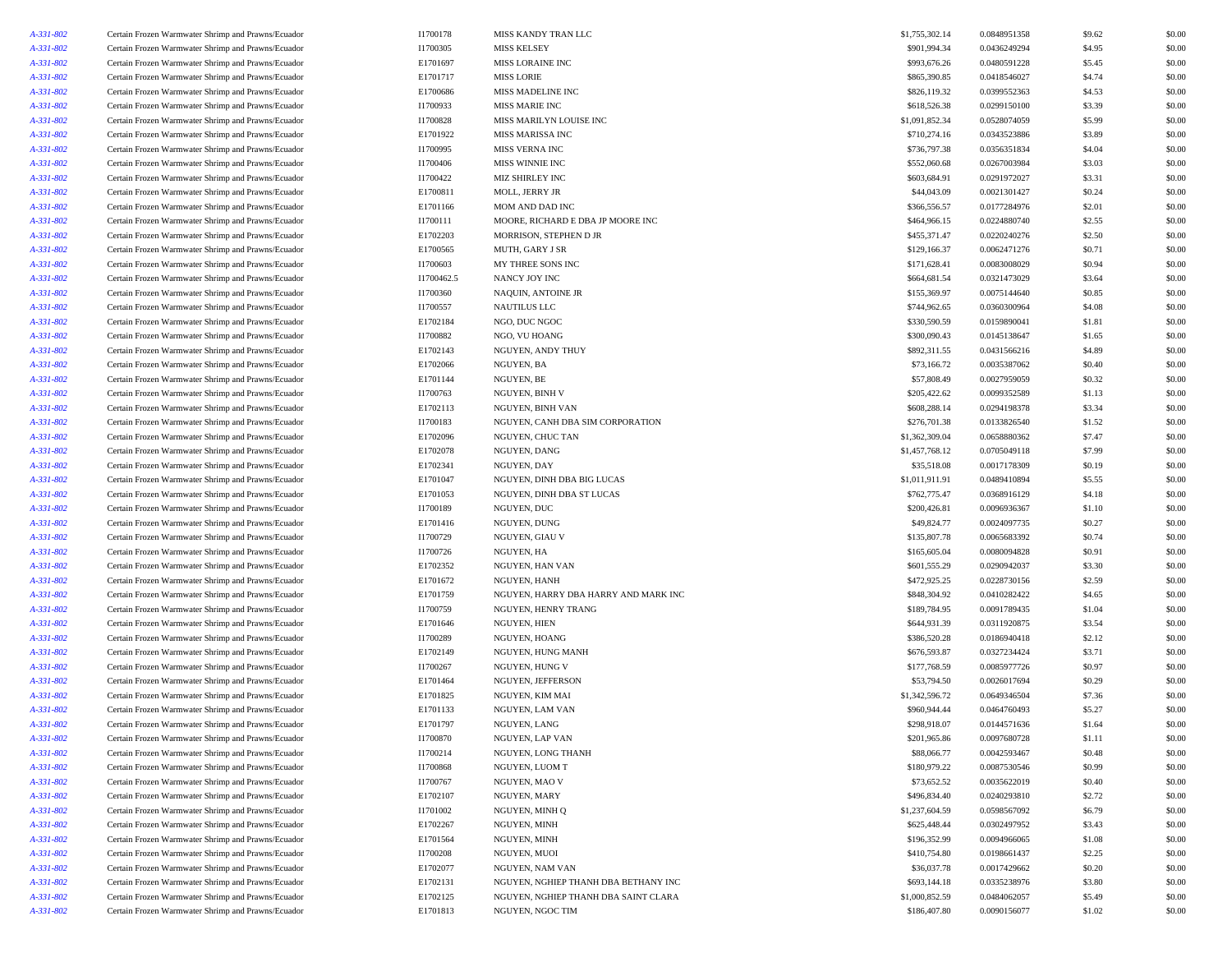| | | | | | | | |
|---|---|---|---|---|---|---|---|
| A-331-802 | Certain Frozen Warmwater Shrimp and Prawns/Ecuador | I1700178 | MISS KANDY TRAN LLC | $1,755,302.14 | 0.0848951358 | $9.62 | $0.00 |
| A-331-802 | Certain Frozen Warmwater Shrimp and Prawns/Ecuador | I1700305 | MISS KELSEY | $901,994.34 | 0.0436249294 | $4.95 | $0.00 |
| A-331-802 | Certain Frozen Warmwater Shrimp and Prawns/Ecuador | E1701697 | MISS LORAINE INC | $993,676.26 | 0.0480591228 | $5.45 | $0.00 |
| A-331-802 | Certain Frozen Warmwater Shrimp and Prawns/Ecuador | E1701717 | MISS LORIE | $865,390.85 | 0.0418546027 | $4.74 | $0.00 |
| A-331-802 | Certain Frozen Warmwater Shrimp and Prawns/Ecuador | E1700686 | MISS MADELINE INC | $826,119.32 | 0.0399552363 | $4.53 | $0.00 |
| A-331-802 | Certain Frozen Warmwater Shrimp and Prawns/Ecuador | I1700933 | MISS MARIE INC | $618,526.38 | 0.0299150100 | $3.39 | $0.00 |
| A-331-802 | Certain Frozen Warmwater Shrimp and Prawns/Ecuador | I1700828 | MISS MARILYN LOUISE INC | $1,091,852.34 | 0.0528074059 | $5.99 | $0.00 |
| A-331-802 | Certain Frozen Warmwater Shrimp and Prawns/Ecuador | E1701922 | MISS MARISSA INC | $710,274.16 | 0.0343523886 | $3.89 | $0.00 |
| A-331-802 | Certain Frozen Warmwater Shrimp and Prawns/Ecuador | I1700995 | MISS VERNA INC | $736,797.38 | 0.0356351834 | $4.04 | $0.00 |
| A-331-802 | Certain Frozen Warmwater Shrimp and Prawns/Ecuador | I1700406 | MISS WINNIE INC | $552,060.68 | 0.0267003984 | $3.03 | $0.00 |
| A-331-802 | Certain Frozen Warmwater Shrimp and Prawns/Ecuador | I1700422 | MIZ SHIRLEY INC | $603,684.91 | 0.0291972027 | $3.31 | $0.00 |
| A-331-802 | Certain Frozen Warmwater Shrimp and Prawns/Ecuador | E1700811 | MOLL, JERRY JR | $44,043.09 | 0.0021301427 | $0.24 | $0.00 |
| A-331-802 | Certain Frozen Warmwater Shrimp and Prawns/Ecuador | E1701166 | MOM AND DAD INC | $366,556.57 | 0.0177284976 | $2.01 | $0.00 |
| A-331-802 | Certain Frozen Warmwater Shrimp and Prawns/Ecuador | I1700111 | MOORE, RICHARD E DBA JP MOORE INC | $464,966.15 | 0.0224880740 | $2.55 | $0.00 |
| A-331-802 | Certain Frozen Warmwater Shrimp and Prawns/Ecuador | E1702203 | MORRISON, STEPHEN D JR | $455,371.47 | 0.0220240276 | $2.50 | $0.00 |
| A-331-802 | Certain Frozen Warmwater Shrimp and Prawns/Ecuador | E1700565 | MUTH, GARY J SR | $129,166.37 | 0.0062471276 | $0.71 | $0.00 |
| A-331-802 | Certain Frozen Warmwater Shrimp and Prawns/Ecuador | I1700603 | MY THREE SONS INC | $171,628.41 | 0.0083008029 | $0.94 | $0.00 |
| A-331-802 | Certain Frozen Warmwater Shrimp and Prawns/Ecuador | I1700462.5 | NANCY JOY INC | $664,681.54 | 0.0321473029 | $3.64 | $0.00 |
| A-331-802 | Certain Frozen Warmwater Shrimp and Prawns/Ecuador | I1700360 | NAQUIN, ANTOINE JR | $155,369.97 | 0.0075144640 | $0.85 | $0.00 |
| A-331-802 | Certain Frozen Warmwater Shrimp and Prawns/Ecuador | I1700557 | NAUTILUS LLC | $744,962.65 | 0.0360300964 | $4.08 | $0.00 |
| A-331-802 | Certain Frozen Warmwater Shrimp and Prawns/Ecuador | E1702184 | NGO, DUC NGOC | $330,590.59 | 0.0159890041 | $1.81 | $0.00 |
| A-331-802 | Certain Frozen Warmwater Shrimp and Prawns/Ecuador | I1700882 | NGO, VU HOANG | $300,090.43 | 0.0145138647 | $1.65 | $0.00 |
| A-331-802 | Certain Frozen Warmwater Shrimp and Prawns/Ecuador | E1702143 | NGUYEN, ANDY THUY | $892,311.55 | 0.0431566216 | $4.89 | $0.00 |
| A-331-802 | Certain Frozen Warmwater Shrimp and Prawns/Ecuador | E1702066 | NGUYEN, BA | $73,166.72 | 0.0035387062 | $0.40 | $0.00 |
| A-331-802 | Certain Frozen Warmwater Shrimp and Prawns/Ecuador | E1701144 | NGUYEN, BE | $57,808.49 | 0.0027959059 | $0.32 | $0.00 |
| A-331-802 | Certain Frozen Warmwater Shrimp and Prawns/Ecuador | I1700763 | NGUYEN, BINH V | $205,422.62 | 0.0099352589 | $1.13 | $0.00 |
| A-331-802 | Certain Frozen Warmwater Shrimp and Prawns/Ecuador | E1702113 | NGUYEN, BINH VAN | $608,288.14 | 0.0294198378 | $3.34 | $0.00 |
| A-331-802 | Certain Frozen Warmwater Shrimp and Prawns/Ecuador | I1700183 | NGUYEN, CANH DBA SIM CORPORATION | $276,701.38 | 0.0133826540 | $1.52 | $0.00 |
| A-331-802 | Certain Frozen Warmwater Shrimp and Prawns/Ecuador | E1702096 | NGUYEN, CHUC TAN | $1,362,309.04 | 0.0658880362 | $7.47 | $0.00 |
| A-331-802 | Certain Frozen Warmwater Shrimp and Prawns/Ecuador | E1702078 | NGUYEN, DANG | $1,457,768.12 | 0.0705049118 | $7.99 | $0.00 |
| A-331-802 | Certain Frozen Warmwater Shrimp and Prawns/Ecuador | E1702341 | NGUYEN, DAY | $35,518.08 | 0.0017178309 | $0.19 | $0.00 |
| A-331-802 | Certain Frozen Warmwater Shrimp and Prawns/Ecuador | E1701047 | NGUYEN, DINH DBA BIG LUCAS | $1,011,911.91 | 0.0489410894 | $5.55 | $0.00 |
| A-331-802 | Certain Frozen Warmwater Shrimp and Prawns/Ecuador | E1701053 | NGUYEN, DINH DBA ST LUCAS | $762,775.47 | 0.0368916129 | $4.18 | $0.00 |
| A-331-802 | Certain Frozen Warmwater Shrimp and Prawns/Ecuador | I1700189 | NGUYEN, DUC | $200,426.81 | 0.0096936367 | $1.10 | $0.00 |
| A-331-802 | Certain Frozen Warmwater Shrimp and Prawns/Ecuador | E1701416 | NGUYEN, DUNG | $49,824.77 | 0.0024097735 | $0.27 | $0.00 |
| A-331-802 | Certain Frozen Warmwater Shrimp and Prawns/Ecuador | I1700729 | NGUYEN, GIAU V | $135,807.78 | 0.0065683392 | $0.74 | $0.00 |
| A-331-802 | Certain Frozen Warmwater Shrimp and Prawns/Ecuador | I1700726 | NGUYEN, HA | $165,605.04 | 0.0080094828 | $0.91 | $0.00 |
| A-331-802 | Certain Frozen Warmwater Shrimp and Prawns/Ecuador | E1702352 | NGUYEN, HAN VAN | $601,555.29 | 0.0290942037 | $3.30 | $0.00 |
| A-331-802 | Certain Frozen Warmwater Shrimp and Prawns/Ecuador | E1701672 | NGUYEN, HANH | $472,925.25 | 0.0228730156 | $2.59 | $0.00 |
| A-331-802 | Certain Frozen Warmwater Shrimp and Prawns/Ecuador | E1701759 | NGUYEN, HARRY DBA HARRY AND MARK INC | $848,304.92 | 0.0410282422 | $4.65 | $0.00 |
| A-331-802 | Certain Frozen Warmwater Shrimp and Prawns/Ecuador | I1700759 | NGUYEN, HENRY TRANG | $189,784.95 | 0.0091789435 | $1.04 | $0.00 |
| A-331-802 | Certain Frozen Warmwater Shrimp and Prawns/Ecuador | E1701646 | NGUYEN, HIEN | $644,931.39 | 0.0311920875 | $3.54 | $0.00 |
| A-331-802 | Certain Frozen Warmwater Shrimp and Prawns/Ecuador | I1700289 | NGUYEN, HOANG | $386,520.28 | 0.0186940418 | $2.12 | $0.00 |
| A-331-802 | Certain Frozen Warmwater Shrimp and Prawns/Ecuador | E1702149 | NGUYEN, HUNG MANH | $676,593.87 | 0.0327234424 | $3.71 | $0.00 |
| A-331-802 | Certain Frozen Warmwater Shrimp and Prawns/Ecuador | I1700267 | NGUYEN, HUNG V | $177,768.59 | 0.0085977726 | $0.97 | $0.00 |
| A-331-802 | Certain Frozen Warmwater Shrimp and Prawns/Ecuador | E1701464 | NGUYEN, JEFFERSON | $53,794.50 | 0.0026017694 | $0.29 | $0.00 |
| A-331-802 | Certain Frozen Warmwater Shrimp and Prawns/Ecuador | E1701825 | NGUYEN, KIM MAI | $1,342,596.72 | 0.0649346504 | $7.36 | $0.00 |
| A-331-802 | Certain Frozen Warmwater Shrimp and Prawns/Ecuador | E1701133 | NGUYEN, LAM VAN | $960,944.44 | 0.0464760493 | $5.27 | $0.00 |
| A-331-802 | Certain Frozen Warmwater Shrimp and Prawns/Ecuador | E1701797 | NGUYEN, LANG | $298,918.07 | 0.0144571636 | $1.64 | $0.00 |
| A-331-802 | Certain Frozen Warmwater Shrimp and Prawns/Ecuador | I1700870 | NGUYEN, LAP VAN | $201,965.86 | 0.0097680728 | $1.11 | $0.00 |
| A-331-802 | Certain Frozen Warmwater Shrimp and Prawns/Ecuador | I1700214 | NGUYEN, LONG THANH | $88,066.77 | 0.0042593467 | $0.48 | $0.00 |
| A-331-802 | Certain Frozen Warmwater Shrimp and Prawns/Ecuador | I1700868 | NGUYEN, LUOM T | $180,979.22 | 0.0087530546 | $0.99 | $0.00 |
| A-331-802 | Certain Frozen Warmwater Shrimp and Prawns/Ecuador | I1700767 | NGUYEN, MAO V | $73,652.52 | 0.0035622019 | $0.40 | $0.00 |
| A-331-802 | Certain Frozen Warmwater Shrimp and Prawns/Ecuador | E1702107 | NGUYEN, MARY | $496,834.40 | 0.0240293810 | $2.72 | $0.00 |
| A-331-802 | Certain Frozen Warmwater Shrimp and Prawns/Ecuador | I1701002 | NGUYEN, MINH Q | $1,237,604.59 | 0.0598567092 | $6.79 | $0.00 |
| A-331-802 | Certain Frozen Warmwater Shrimp and Prawns/Ecuador | E1702267 | NGUYEN, MINH | $625,448.44 | 0.0302497952 | $3.43 | $0.00 |
| A-331-802 | Certain Frozen Warmwater Shrimp and Prawns/Ecuador | E1701564 | NGUYEN, MINH | $196,352.99 | 0.0094966065 | $1.08 | $0.00 |
| A-331-802 | Certain Frozen Warmwater Shrimp and Prawns/Ecuador | I1700208 | NGUYEN, MUOI | $410,754.80 | 0.0198661437 | $2.25 | $0.00 |
| A-331-802 | Certain Frozen Warmwater Shrimp and Prawns/Ecuador | E1702077 | NGUYEN, NAM VAN | $36,037.78 | 0.0017429662 | $0.20 | $0.00 |
| A-331-802 | Certain Frozen Warmwater Shrimp and Prawns/Ecuador | E1702131 | NGUYEN, NGHIEP THANH DBA BETHANY INC | $693,144.18 | 0.0335238976 | $3.80 | $0.00 |
| A-331-802 | Certain Frozen Warmwater Shrimp and Prawns/Ecuador | E1702125 | NGUYEN, NGHIEP THANH DBA SAINT CLARA | $1,000,852.59 | 0.0484062057 | $5.49 | $0.00 |
| A-331-802 | Certain Frozen Warmwater Shrimp and Prawns/Ecuador | E1701813 | NGUYEN, NGOC TIM | $186,407.80 | 0.0090156077 | $1.02 | $0.00 |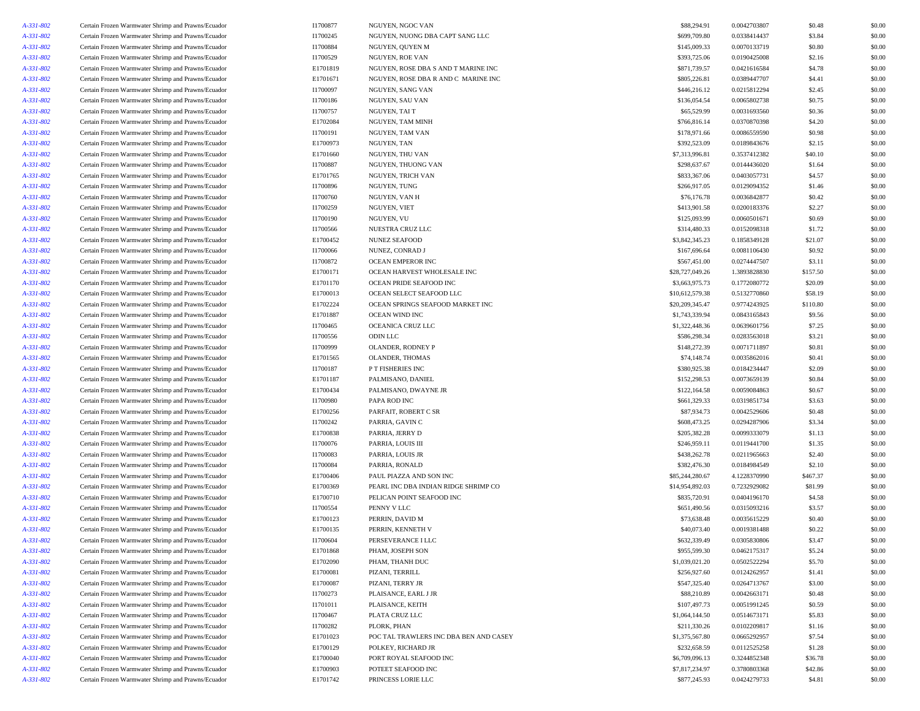| | | | | | | | |
|---|---|---|---|---|---|---|---|
| A-331-802 | Certain Frozen Warmwater Shrimp and Prawns/Ecuador | I1700877 | NGUYEN, NGOC VAN | $88,294.91 | 0.0042703807 | $0.48 | $0.00 |
| A-331-802 | Certain Frozen Warmwater Shrimp and Prawns/Ecuador | I1700245 | NGUYEN, NUONG DBA CAPT SANG LLC | $699,709.80 | 0.0338414437 | $3.84 | $0.00 |
| A-331-802 | Certain Frozen Warmwater Shrimp and Prawns/Ecuador | I1700884 | NGUYEN, QUYEN M | $145,009.33 | 0.0070133719 | $0.80 | $0.00 |
| A-331-802 | Certain Frozen Warmwater Shrimp and Prawns/Ecuador | I1700529 | NGUYEN, ROE VAN | $393,725.06 | 0.0190425008 | $2.16 | $0.00 |
| A-331-802 | Certain Frozen Warmwater Shrimp and Prawns/Ecuador | E1701819 | NGUYEN, ROSE DBA S AND T MARINE INC | $871,739.57 | 0.0421616584 | $4.78 | $0.00 |
| A-331-802 | Certain Frozen Warmwater Shrimp and Prawns/Ecuador | E1701671 | NGUYEN, ROSE DBA R AND C MARINE INC | $805,226.81 | 0.0389447707 | $4.41 | $0.00 |
| A-331-802 | Certain Frozen Warmwater Shrimp and Prawns/Ecuador | I1700097 | NGUYEN, SANG VAN | $446,216.12 | 0.0215812294 | $2.45 | $0.00 |
| A-331-802 | Certain Frozen Warmwater Shrimp and Prawns/Ecuador | I1700186 | NGUYEN, SAU VAN | $136,054.54 | 0.0065802738 | $0.75 | $0.00 |
| A-331-802 | Certain Frozen Warmwater Shrimp and Prawns/Ecuador | I1700757 | NGUYEN, TAI T | $65,529.99 | 0.0031693560 | $0.36 | $0.00 |
| A-331-802 | Certain Frozen Warmwater Shrimp and Prawns/Ecuador | E1702084 | NGUYEN, TAM MINH | $766,816.14 | 0.0370870398 | $4.20 | $0.00 |
| A-331-802 | Certain Frozen Warmwater Shrimp and Prawns/Ecuador | I1700191 | NGUYEN, TAM VAN | $178,971.66 | 0.0086559590 | $0.98 | $0.00 |
| A-331-802 | Certain Frozen Warmwater Shrimp and Prawns/Ecuador | E1700973 | NGUYEN, TAN | $392,523.09 | 0.0189843676 | $2.15 | $0.00 |
| A-331-802 | Certain Frozen Warmwater Shrimp and Prawns/Ecuador | E1701660 | NGUYEN, THU VAN | $7,313,996.81 | 0.3537412382 | $40.10 | $0.00 |
| A-331-802 | Certain Frozen Warmwater Shrimp and Prawns/Ecuador | I1700887 | NGUYEN, THUONG VAN | $298,637.67 | 0.0144436020 | $1.64 | $0.00 |
| A-331-802 | Certain Frozen Warmwater Shrimp and Prawns/Ecuador | E1701765 | NGUYEN, TRICH VAN | $833,367.06 | 0.0403057731 | $4.57 | $0.00 |
| A-331-802 | Certain Frozen Warmwater Shrimp and Prawns/Ecuador | I1700896 | NGUYEN, TUNG | $266,917.05 | 0.0129094352 | $1.46 | $0.00 |
| A-331-802 | Certain Frozen Warmwater Shrimp and Prawns/Ecuador | I1700760 | NGUYEN, VAN H | $76,176.78 | 0.0036842877 | $0.42 | $0.00 |
| A-331-802 | Certain Frozen Warmwater Shrimp and Prawns/Ecuador | I1700259 | NGUYEN, VIET | $413,901.58 | 0.0200183376 | $2.27 | $0.00 |
| A-331-802 | Certain Frozen Warmwater Shrimp and Prawns/Ecuador | I1700190 | NGUYEN, VU | $125,093.99 | 0.0060501671 | $0.69 | $0.00 |
| A-331-802 | Certain Frozen Warmwater Shrimp and Prawns/Ecuador | I1700566 | NUESTRA CRUZ LLC | $314,480.33 | 0.0152098318 | $1.72 | $0.00 |
| A-331-802 | Certain Frozen Warmwater Shrimp and Prawns/Ecuador | E1700452 | NUNEZ SEAFOOD | $3,842,345.23 | 0.1858349128 | $21.07 | $0.00 |
| A-331-802 | Certain Frozen Warmwater Shrimp and Prawns/Ecuador | I1700066 | NUNEZ, CONRAD J | $167,696.64 | 0.0081106430 | $0.92 | $0.00 |
| A-331-802 | Certain Frozen Warmwater Shrimp and Prawns/Ecuador | I1700872 | OCEAN EMPEROR INC | $567,451.00 | 0.0274447507 | $3.11 | $0.00 |
| A-331-802 | Certain Frozen Warmwater Shrimp and Prawns/Ecuador | E1700171 | OCEAN HARVEST WHOLESALE INC | $28,727,049.26 | 1.3893828830 | $157.50 | $0.00 |
| A-331-802 | Certain Frozen Warmwater Shrimp and Prawns/Ecuador | E1701170 | OCEAN PRIDE SEAFOOD INC | $3,663,975.73 | 0.1772080772 | $20.09 | $0.00 |
| A-331-802 | Certain Frozen Warmwater Shrimp and Prawns/Ecuador | E1700013 | OCEAN SELECT SEAFOOD LLC | $10,612,579.38 | 0.5132770860 | $58.19 | $0.00 |
| A-331-802 | Certain Frozen Warmwater Shrimp and Prawns/Ecuador | E1702224 | OCEAN SPRINGS SEAFOOD MARKET INC | $20,209,345.47 | 0.9774243925 | $110.80 | $0.00 |
| A-331-802 | Certain Frozen Warmwater Shrimp and Prawns/Ecuador | E1701887 | OCEAN WIND INC | $1,743,339.94 | 0.0843165843 | $9.56 | $0.00 |
| A-331-802 | Certain Frozen Warmwater Shrimp and Prawns/Ecuador | I1700465 | OCEANICA CRUZ LLC | $1,322,448.36 | 0.0639601756 | $7.25 | $0.00 |
| A-331-802 | Certain Frozen Warmwater Shrimp and Prawns/Ecuador | I1700556 | ODIN LLC | $586,298.34 | 0.0283563018 | $3.21 | $0.00 |
| A-331-802 | Certain Frozen Warmwater Shrimp and Prawns/Ecuador | I1700999 | OLANDER, RODNEY P | $148,272.39 | 0.0071711897 | $0.81 | $0.00 |
| A-331-802 | Certain Frozen Warmwater Shrimp and Prawns/Ecuador | E1701565 | OLANDER, THOMAS | $74,148.74 | 0.0035862016 | $0.41 | $0.00 |
| A-331-802 | Certain Frozen Warmwater Shrimp and Prawns/Ecuador | I1700187 | P T FISHERIES INC | $380,925.38 | 0.0184234447 | $2.09 | $0.00 |
| A-331-802 | Certain Frozen Warmwater Shrimp and Prawns/Ecuador | E1701187 | PALMISANO, DANIEL | $152,298.53 | 0.0073659139 | $0.84 | $0.00 |
| A-331-802 | Certain Frozen Warmwater Shrimp and Prawns/Ecuador | E1700434 | PALMISANO, DWAYNE JR | $122,164.58 | 0.0059084863 | $0.67 | $0.00 |
| A-331-802 | Certain Frozen Warmwater Shrimp and Prawns/Ecuador | I1700980 | PAPA ROD INC | $661,329.33 | 0.0319851734 | $3.63 | $0.00 |
| A-331-802 | Certain Frozen Warmwater Shrimp and Prawns/Ecuador | E1700256 | PARFAIT, ROBERT C SR | $87,934.73 | 0.0042529606 | $0.48 | $0.00 |
| A-331-802 | Certain Frozen Warmwater Shrimp and Prawns/Ecuador | I1700242 | PARRIA, GAVIN C | $608,473.25 | 0.0294287906 | $3.34 | $0.00 |
| A-331-802 | Certain Frozen Warmwater Shrimp and Prawns/Ecuador | E1700838 | PARRIA, JERRY D | $205,382.28 | 0.0099333079 | $1.13 | $0.00 |
| A-331-802 | Certain Frozen Warmwater Shrimp and Prawns/Ecuador | I1700076 | PARRIA, LOUIS III | $246,959.11 | 0.0119441700 | $1.35 | $0.00 |
| A-331-802 | Certain Frozen Warmwater Shrimp and Prawns/Ecuador | I1700083 | PARRIA, LOUIS JR | $438,262.78 | 0.0211965663 | $2.40 | $0.00 |
| A-331-802 | Certain Frozen Warmwater Shrimp and Prawns/Ecuador | I1700084 | PARRIA, RONALD | $382,476.30 | 0.0184984549 | $2.10 | $0.00 |
| A-331-802 | Certain Frozen Warmwater Shrimp and Prawns/Ecuador | E1700406 | PAUL PIAZZA AND SON INC | $85,244,280.67 | 4.1228370990 | $467.37 | $0.00 |
| A-331-802 | Certain Frozen Warmwater Shrimp and Prawns/Ecuador | E1700369 | PEARL INC DBA INDIAN RIDGE SHRIMP CO | $14,954,892.03 | 0.7232929082 | $81.99 | $0.00 |
| A-331-802 | Certain Frozen Warmwater Shrimp and Prawns/Ecuador | E1700710 | PELICAN POINT SEAFOOD INC | $835,720.91 | 0.0404196170 | $4.58 | $0.00 |
| A-331-802 | Certain Frozen Warmwater Shrimp and Prawns/Ecuador | I1700554 | PENNY V LLC | $651,490.56 | 0.0315093216 | $3.57 | $0.00 |
| A-331-802 | Certain Frozen Warmwater Shrimp and Prawns/Ecuador | E1700123 | PERRIN, DAVID M | $73,638.48 | 0.0035615229 | $0.40 | $0.00 |
| A-331-802 | Certain Frozen Warmwater Shrimp and Prawns/Ecuador | E1700135 | PERRIN, KENNETH V | $40,073.40 | 0.0019381488 | $0.22 | $0.00 |
| A-331-802 | Certain Frozen Warmwater Shrimp and Prawns/Ecuador | I1700604 | PERSEVERANCE I LLC | $632,339.49 | 0.0305830806 | $3.47 | $0.00 |
| A-331-802 | Certain Frozen Warmwater Shrimp and Prawns/Ecuador | E1701868 | PHAM, JOSEPH SON | $955,599.30 | 0.0462175317 | $5.24 | $0.00 |
| A-331-802 | Certain Frozen Warmwater Shrimp and Prawns/Ecuador | E1702090 | PHAM, THANH DUC | $1,039,021.20 | 0.0502522294 | $5.70 | $0.00 |
| A-331-802 | Certain Frozen Warmwater Shrimp and Prawns/Ecuador | E1700081 | PIZANI, TERRILL | $256,927.60 | 0.0124262957 | $1.41 | $0.00 |
| A-331-802 | Certain Frozen Warmwater Shrimp and Prawns/Ecuador | E1700087 | PIZANI, TERRY JR | $547,325.40 | 0.0264713767 | $3.00 | $0.00 |
| A-331-802 | Certain Frozen Warmwater Shrimp and Prawns/Ecuador | I1700273 | PLAISANCE, EARL J JR | $88,210.89 | 0.0042663171 | $0.48 | $0.00 |
| A-331-802 | Certain Frozen Warmwater Shrimp and Prawns/Ecuador | I1701011 | PLAISANCE, KEITH | $107,497.73 | 0.0051991245 | $0.59 | $0.00 |
| A-331-802 | Certain Frozen Warmwater Shrimp and Prawns/Ecuador | I1700467 | PLATA CRUZ LLC | $1,064,144.50 | 0.0514673171 | $5.83 | $0.00 |
| A-331-802 | Certain Frozen Warmwater Shrimp and Prawns/Ecuador | I1700282 | PLORK, PHAN | $211,330.26 | 0.0102209817 | $1.16 | $0.00 |
| A-331-802 | Certain Frozen Warmwater Shrimp and Prawns/Ecuador | E1701023 | POC TAL TRAWLERS INC DBA BEN AND CASEY | $1,375,567.80 | 0.0665292957 | $7.54 | $0.00 |
| A-331-802 | Certain Frozen Warmwater Shrimp and Prawns/Ecuador | E1700129 | POLKEY, RICHARD JR | $232,658.59 | 0.0112525258 | $1.28 | $0.00 |
| A-331-802 | Certain Frozen Warmwater Shrimp and Prawns/Ecuador | E1700040 | PORT ROYAL SEAFOOD INC | $6,709,096.13 | 0.3244852348 | $36.78 | $0.00 |
| A-331-802 | Certain Frozen Warmwater Shrimp and Prawns/Ecuador | E1700903 | POTEET SEAFOOD INC | $7,817,234.97 | 0.3780803368 | $42.86 | $0.00 |
| A-331-802 | Certain Frozen Warmwater Shrimp and Prawns/Ecuador | E1701742 | PRINCESS LORIE LLC | $877,245.93 | 0.0424279733 | $4.81 | $0.00 |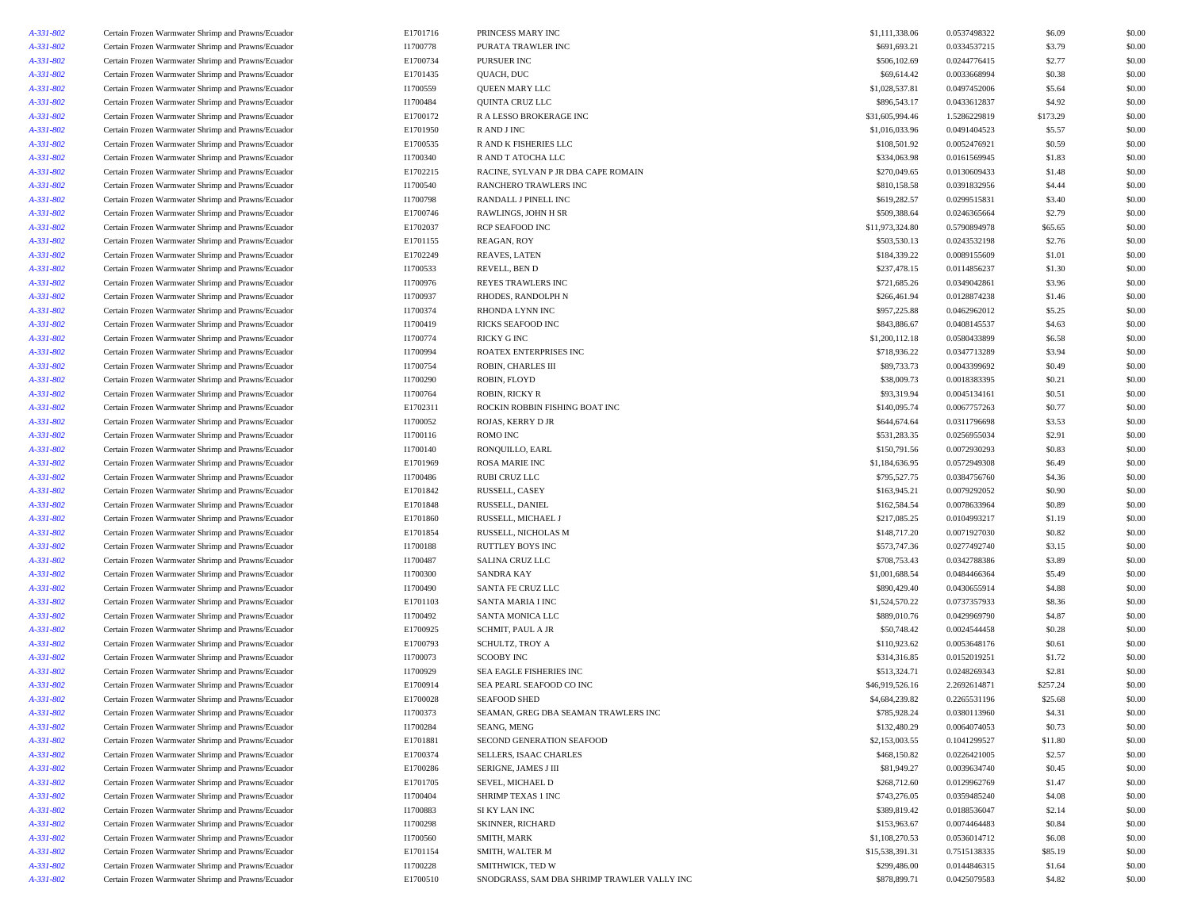| | | | | | | | |
|---|---|---|---|---|---|---|---|
| A-331-802 | Certain Frozen Warmwater Shrimp and Prawns/Ecuador | E1701716 | PRINCESS MARY INC | $1,111,338.06 | 0.0537498322 | $6.09 | $0.00 |
| A-331-802 | Certain Frozen Warmwater Shrimp and Prawns/Ecuador | I1700778 | PURATA TRAWLER INC | $691,693.21 | 0.0334537215 | $3.79 | $0.00 |
| A-331-802 | Certain Frozen Warmwater Shrimp and Prawns/Ecuador | E1700734 | PURSUER INC | $506,102.69 | 0.0244776415 | $2.77 | $0.00 |
| A-331-802 | Certain Frozen Warmwater Shrimp and Prawns/Ecuador | E1701435 | QUACH, DUC | $69,614.42 | 0.0033668994 | $0.38 | $0.00 |
| A-331-802 | Certain Frozen Warmwater Shrimp and Prawns/Ecuador | I1700559 | QUEEN MARY LLC | $1,028,537.81 | 0.0497452006 | $5.64 | $0.00 |
| A-331-802 | Certain Frozen Warmwater Shrimp and Prawns/Ecuador | I1700484 | QUINTA CRUZ LLC | $896,543.17 | 0.0433612837 | $4.92 | $0.00 |
| A-331-802 | Certain Frozen Warmwater Shrimp and Prawns/Ecuador | E1700172 | R A LESSO BROKERAGE INC | $31,605,994.46 | 1.5286229819 | $173.29 | $0.00 |
| A-331-802 | Certain Frozen Warmwater Shrimp and Prawns/Ecuador | E1701950 | R AND J INC | $1,016,033.96 | 0.0491404523 | $5.57 | $0.00 |
| A-331-802 | Certain Frozen Warmwater Shrimp and Prawns/Ecuador | E1700535 | R AND K FISHERIES LLC | $108,501.92 | 0.0052476921 | $0.59 | $0.00 |
| A-331-802 | Certain Frozen Warmwater Shrimp and Prawns/Ecuador | I1700340 | R AND T ATOCHA LLC | $334,063.98 | 0.0161569945 | $1.83 | $0.00 |
| A-331-802 | Certain Frozen Warmwater Shrimp and Prawns/Ecuador | E1702215 | RACINE, SYLVAN P JR DBA CAPE ROMAIN | $270,049.65 | 0.0130609433 | $1.48 | $0.00 |
| A-331-802 | Certain Frozen Warmwater Shrimp and Prawns/Ecuador | I1700540 | RANCHERO TRAWLERS INC | $810,158.58 | 0.0391832956 | $4.44 | $0.00 |
| A-331-802 | Certain Frozen Warmwater Shrimp and Prawns/Ecuador | I1700798 | RANDALL J PINELL INC | $619,282.57 | 0.0299515831 | $3.40 | $0.00 |
| A-331-802 | Certain Frozen Warmwater Shrimp and Prawns/Ecuador | E1700746 | RAWLINGS, JOHN H SR | $509,388.64 | 0.0246365664 | $2.79 | $0.00 |
| A-331-802 | Certain Frozen Warmwater Shrimp and Prawns/Ecuador | E1702037 | RCP SEAFOOD INC | $11,973,324.80 | 0.5790894978 | $65.65 | $0.00 |
| A-331-802 | Certain Frozen Warmwater Shrimp and Prawns/Ecuador | E1701155 | REAGAN, ROY | $503,530.13 | 0.0243532198 | $2.76 | $0.00 |
| A-331-802 | Certain Frozen Warmwater Shrimp and Prawns/Ecuador | E1702249 | REAVES, LATEN | $184,339.22 | 0.0089155609 | $1.01 | $0.00 |
| A-331-802 | Certain Frozen Warmwater Shrimp and Prawns/Ecuador | I1700533 | REVELL, BEN D | $237,478.15 | 0.0114856237 | $1.30 | $0.00 |
| A-331-802 | Certain Frozen Warmwater Shrimp and Prawns/Ecuador | I1700976 | REYES TRAWLERS INC | $721,685.26 | 0.0349042861 | $3.96 | $0.00 |
| A-331-802 | Certain Frozen Warmwater Shrimp and Prawns/Ecuador | I1700937 | RHODES, RANDOLPH N | $266,461.94 | 0.0128874238 | $1.46 | $0.00 |
| A-331-802 | Certain Frozen Warmwater Shrimp and Prawns/Ecuador | I1700374 | RHONDA LYNN INC | $957,225.88 | 0.0462962012 | $5.25 | $0.00 |
| A-331-802 | Certain Frozen Warmwater Shrimp and Prawns/Ecuador | I1700419 | RICKS SEAFOOD INC | $843,886.67 | 0.0408145537 | $4.63 | $0.00 |
| A-331-802 | Certain Frozen Warmwater Shrimp and Prawns/Ecuador | I1700774 | RICKY G INC | $1,200,112.18 | 0.0580433899 | $6.58 | $0.00 |
| A-331-802 | Certain Frozen Warmwater Shrimp and Prawns/Ecuador | I1700994 | ROATEX ENTERPRISES INC | $718,936.22 | 0.0347713289 | $3.94 | $0.00 |
| A-331-802 | Certain Frozen Warmwater Shrimp and Prawns/Ecuador | I1700754 | ROBIN, CHARLES III | $89,733.73 | 0.0043399692 | $0.49 | $0.00 |
| A-331-802 | Certain Frozen Warmwater Shrimp and Prawns/Ecuador | I1700290 | ROBIN, FLOYD | $38,009.73 | 0.0018383395 | $0.21 | $0.00 |
| A-331-802 | Certain Frozen Warmwater Shrimp and Prawns/Ecuador | I1700764 | ROBIN, RICKY R | $93,319.94 | 0.0045134161 | $0.51 | $0.00 |
| A-331-802 | Certain Frozen Warmwater Shrimp and Prawns/Ecuador | E1702311 | ROCKIN ROBBIN FISHING BOAT INC | $140,095.74 | 0.0067757263 | $0.77 | $0.00 |
| A-331-802 | Certain Frozen Warmwater Shrimp and Prawns/Ecuador | I1700052 | ROJAS, KERRY D JR | $644,674.64 | 0.0311796698 | $3.53 | $0.00 |
| A-331-802 | Certain Frozen Warmwater Shrimp and Prawns/Ecuador | I1700116 | ROMO INC | $531,283.35 | 0.0256955034 | $2.91 | $0.00 |
| A-331-802 | Certain Frozen Warmwater Shrimp and Prawns/Ecuador | I1700140 | RONQUILLO, EARL | $150,791.56 | 0.0072930293 | $0.83 | $0.00 |
| A-331-802 | Certain Frozen Warmwater Shrimp and Prawns/Ecuador | E1701969 | ROSA MARIE INC | $1,184,636.95 | 0.0572949308 | $6.49 | $0.00 |
| A-331-802 | Certain Frozen Warmwater Shrimp and Prawns/Ecuador | I1700486 | RUBI CRUZ LLC | $795,527.75 | 0.0384756760 | $4.36 | $0.00 |
| A-331-802 | Certain Frozen Warmwater Shrimp and Prawns/Ecuador | E1701842 | RUSSELL, CASEY | $163,945.21 | 0.0079292052 | $0.90 | $0.00 |
| A-331-802 | Certain Frozen Warmwater Shrimp and Prawns/Ecuador | E1701848 | RUSSELL, DANIEL | $162,584.54 | 0.0078633964 | $0.89 | $0.00 |
| A-331-802 | Certain Frozen Warmwater Shrimp and Prawns/Ecuador | E1701860 | RUSSELL, MICHAEL J | $217,085.25 | 0.0104993217 | $1.19 | $0.00 |
| A-331-802 | Certain Frozen Warmwater Shrimp and Prawns/Ecuador | E1701854 | RUSSELL, NICHOLAS M | $148,717.20 | 0.0071927030 | $0.82 | $0.00 |
| A-331-802 | Certain Frozen Warmwater Shrimp and Prawns/Ecuador | I1700188 | RUTTLEY BOYS INC | $573,747.36 | 0.0277492740 | $3.15 | $0.00 |
| A-331-802 | Certain Frozen Warmwater Shrimp and Prawns/Ecuador | I1700487 | SALINA CRUZ LLC | $708,753.43 | 0.0342788386 | $3.89 | $0.00 |
| A-331-802 | Certain Frozen Warmwater Shrimp and Prawns/Ecuador | I1700300 | SANDRA KAY | $1,001,688.54 | 0.0484466364 | $5.49 | $0.00 |
| A-331-802 | Certain Frozen Warmwater Shrimp and Prawns/Ecuador | I1700490 | SANTA FE CRUZ LLC | $890,429.40 | 0.0430655914 | $4.88 | $0.00 |
| A-331-802 | Certain Frozen Warmwater Shrimp and Prawns/Ecuador | E1701103 | SANTA MARIA I INC | $1,524,570.22 | 0.0737357933 | $8.36 | $0.00 |
| A-331-802 | Certain Frozen Warmwater Shrimp and Prawns/Ecuador | I1700492 | SANTA MONICA LLC | $889,010.76 | 0.0429969790 | $4.87 | $0.00 |
| A-331-802 | Certain Frozen Warmwater Shrimp and Prawns/Ecuador | E1700925 | SCHMIT, PAUL A JR | $50,748.42 | 0.0024544458 | $0.28 | $0.00 |
| A-331-802 | Certain Frozen Warmwater Shrimp and Prawns/Ecuador | E1700793 | SCHULTZ, TROY A | $110,923.62 | 0.0053648176 | $0.61 | $0.00 |
| A-331-802 | Certain Frozen Warmwater Shrimp and Prawns/Ecuador | I1700073 | SCOOBY INC | $314,316.85 | 0.0152019251 | $1.72 | $0.00 |
| A-331-802 | Certain Frozen Warmwater Shrimp and Prawns/Ecuador | I1700929 | SEA EAGLE FISHERIES INC | $513,324.71 | 0.0248269343 | $2.81 | $0.00 |
| A-331-802 | Certain Frozen Warmwater Shrimp and Prawns/Ecuador | E1700914 | SEA PEARL SEAFOOD CO INC | $46,919,526.16 | 2.2692614871 | $257.24 | $0.00 |
| A-331-802 | Certain Frozen Warmwater Shrimp and Prawns/Ecuador | E1700028 | SEAFOOD SHED | $4,684,239.82 | 0.2265531196 | $25.68 | $0.00 |
| A-331-802 | Certain Frozen Warmwater Shrimp and Prawns/Ecuador | I1700373 | SEAMAN, GREG DBA SEAMAN TRAWLERS INC | $785,928.24 | 0.0380113960 | $4.31 | $0.00 |
| A-331-802 | Certain Frozen Warmwater Shrimp and Prawns/Ecuador | I1700284 | SEANG, MENG | $132,480.29 | 0.0064074053 | $0.73 | $0.00 |
| A-331-802 | Certain Frozen Warmwater Shrimp and Prawns/Ecuador | E1701881 | SECOND GENERATION SEAFOOD | $2,153,003.55 | 0.1041299527 | $11.80 | $0.00 |
| A-331-802 | Certain Frozen Warmwater Shrimp and Prawns/Ecuador | E1700374 | SELLERS, ISAAC CHARLES | $468,150.82 | 0.0226421005 | $2.57 | $0.00 |
| A-331-802 | Certain Frozen Warmwater Shrimp and Prawns/Ecuador | E1700286 | SERIGNE, JAMES J III | $81,949.27 | 0.0039634740 | $0.45 | $0.00 |
| A-331-802 | Certain Frozen Warmwater Shrimp and Prawns/Ecuador | E1701705 | SEVEL, MICHAEL D | $268,712.60 | 0.0129962769 | $1.47 | $0.00 |
| A-331-802 | Certain Frozen Warmwater Shrimp and Prawns/Ecuador | I1700404 | SHRIMP TEXAS 1 INC | $743,276.05 | 0.0359485240 | $4.08 | $0.00 |
| A-331-802 | Certain Frozen Warmwater Shrimp and Prawns/Ecuador | I1700883 | SI KY LAN INC | $389,819.42 | 0.0188536047 | $2.14 | $0.00 |
| A-331-802 | Certain Frozen Warmwater Shrimp and Prawns/Ecuador | I1700298 | SKINNER, RICHARD | $153,963.67 | 0.0074464483 | $0.84 | $0.00 |
| A-331-802 | Certain Frozen Warmwater Shrimp and Prawns/Ecuador | I1700560 | SMITH, MARK | $1,108,270.53 | 0.0536014712 | $6.08 | $0.00 |
| A-331-802 | Certain Frozen Warmwater Shrimp and Prawns/Ecuador | E1701154 | SMITH, WALTER M | $15,538,391.31 | 0.7515138335 | $85.19 | $0.00 |
| A-331-802 | Certain Frozen Warmwater Shrimp and Prawns/Ecuador | I1700228 | SMITHWICK, TED W | $299,486.00 | 0.0144846315 | $1.64 | $0.00 |
| A-331-802 | Certain Frozen Warmwater Shrimp and Prawns/Ecuador | E1700510 | SNODGRASS, SAM DBA SHRIMP TRAWLER VALLY INC | $878,899.71 | 0.0425079583 | $4.82 | $0.00 |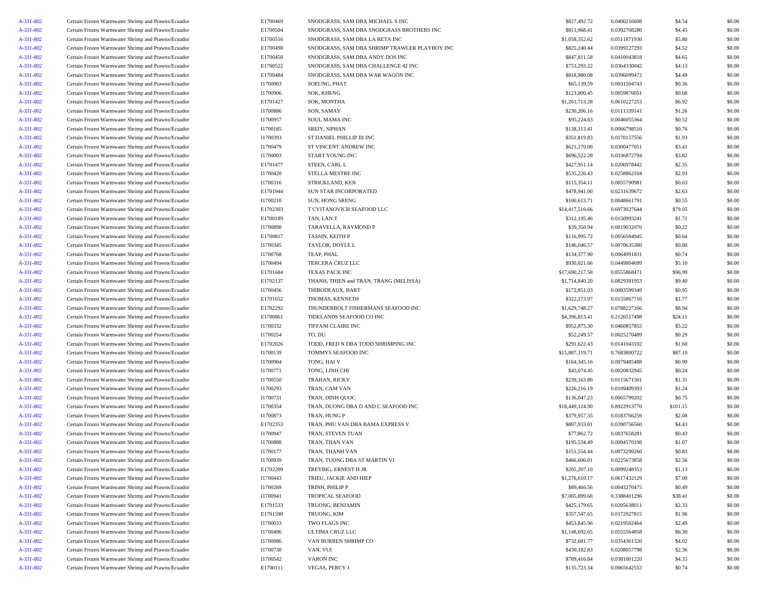| | | | | | | | |
|---|---|---|---|---|---|---|---|
| *A-331-802* | Certain Frozen Warmwater Shrimp and Prawns/Ecuador | E1700469 | SNODGRASS, SAM DBA MICHAEL S INC | $827,492.72 | 0.0400216608 | $4.54 | $0.00 |
| *A-331-802* | Certain Frozen Warmwater Shrimp and Prawns/Ecuador | E1700504 | SNODGRASS, SAM DBA SNODGRASS BROTHERS INC | $811,968.41 | 0.0392708280 | $4.45 | $0.00 |
| *A-331-802* | Certain Frozen Warmwater Shrimp and Prawns/Ecuador | E1700516 | SNODGRASS, SAM DBA LA RETA INC | $1,058,352.62 | 0.0511871930 | $5.80 | $0.00 |
| *A-331-802* | Certain Frozen Warmwater Shrimp and Prawns/Ecuador | E1700498 | SNODGRASS, SAM DBA SHRIMP TRAWLER PLAYBOY INC | $825,240.44 | 0.0399127293 | $4.52 | $0.00 |
| *A-331-802* | Certain Frozen Warmwater Shrimp and Prawns/Ecuador | E1700458 | SNODGRASS, SAM DBA ANDY DOS INC | $847,811.58 | 0.0410043818 | $4.65 | $0.00 |
| *A-331-802* | Certain Frozen Warmwater Shrimp and Prawns/Ecuador | E1700522 | SNODGRASS, SAM DBA CHALLENGE 42 INC | $753,293.22 | 0.0364330042 | $4.13 | $0.00 |
| *A-331-802* | Certain Frozen Warmwater Shrimp and Prawns/Ecuador | E1700484 | SNODGRASS, SAM DBA WAR WAGON INC | $818,980.08 | 0.0396099472 | $4.49 | $0.00 |
| *A-331-802* | Certain Frozen Warmwater Shrimp and Prawns/Ecuador | I1700903 | SOEUNG, PHAT | $65,139.59 | 0.0031504743 | $0.36 | $0.00 |
| *A-331-802* | Certain Frozen Warmwater Shrimp and Prawns/Ecuador | I1700906 | SOK, KHENG | $123,800.45 | 0.0059876051 | $0.68 | $0.00 |
| *A-331-802* | Certain Frozen Warmwater Shrimp and Prawns/Ecuador | E1701427 | SOK, MONTHA | $1,261,713.28 | 0.0610227253 | $6.92 | $0.00 |
| *A-331-802* | Certain Frozen Warmwater Shrimp and Prawns/Ecuador | I1700886 | SON, SAMAY | $230,206.16 | 0.0111339141 | $1.26 | $0.00 |
| *A-331-802* | Certain Frozen Warmwater Shrimp and Prawns/Ecuador | I1700957 | SOUL MAMA INC | $95,224.63 | 0.0046055364 | $0.52 | $0.00 |
| *A-331-802* | Certain Frozen Warmwater Shrimp and Prawns/Ecuador | I1700185 | SREIY, SIPHAN | $138,113.41 | 0.0066798510 | $0.76 | $0.00 |
| *A-331-802* | Certain Frozen Warmwater Shrimp and Prawns/Ecuador | I1700393 | ST DANIEL PHILLIP III INC | $351,819.83 | 0.0170157556 | $1.93 | $0.00 |
| *A-331-802* | Certain Frozen Warmwater Shrimp and Prawns/Ecuador | I1700479 | ST VINCENT ANDREW INC | $621,270.00 | 0.0300477051 | $3.41 | $0.00 |
| *A-331-802* | Certain Frozen Warmwater Shrimp and Prawns/Ecuador | I1700003 | START YOUNG INC | $696,522.28 | 0.0336872794 | $3.82 | $0.00 |
| *A-331-802* | Certain Frozen Warmwater Shrimp and Prawns/Ecuador | E1701477 | STEEN, CARL L | $427,951.14 | 0.0206978442 | $2.35 | $0.00 |
| *A-331-802* | Certain Frozen Warmwater Shrimp and Prawns/Ecuador | I1700420 | STELLA MESTRE INC | $535,226.43 | 0.0258862104 | $2.93 | $0.00 |
| *A-331-802* | Certain Frozen Warmwater Shrimp and Prawns/Ecuador | I1700316 | STRICKLAND, KEN | $115,354.11 | 0.0055790981 | $0.63 | $0.00 |
| *A-331-802* | Certain Frozen Warmwater Shrimp and Prawns/Ecuador | E1701944 | SUN STAR INCORPORATED | $478,941.00 | 0.0231639672 | $2.63 | $0.00 |
| *A-331-802* | Certain Frozen Warmwater Shrimp and Prawns/Ecuador | I1700210 | SUN, HONG SRENG | $100,613.71 | 0.0048661791 | $0.55 | $0.00 |
| *A-331-802* | Certain Frozen Warmwater Shrimp and Prawns/Ecuador | E1702303 | T CVITANOVICH SEAFOOD LLC | $14,417,516.66 | 0.6973027644 | $79.05 | $0.00 |
| *A-331-802* | Certain Frozen Warmwater Shrimp and Prawns/Ecuador | E1700189 | TAN, LAN T | $312,195.46 | 0.0150993241 | $1.71 | $0.00 |
| *A-331-802* | Certain Frozen Warmwater Shrimp and Prawns/Ecuador | I1700890 | TARAVELLA, RAYMOND P | $39,350.94 | 0.0019032070 | $0.22 | $0.00 |
| *A-331-802* | Certain Frozen Warmwater Shrimp and Prawns/Ecuador | E1700817 | TASSIN, KEITH P | $116,995.72 | 0.0056584945 | $0.64 | $0.00 |
| *A-331-802* | Certain Frozen Warmwater Shrimp and Prawns/Ecuador | I1700345 | TAYLOR, DOYLE L | $146,046.57 | 0.0070635380 | $0.80 | $0.00 |
| *A-331-802* | Certain Frozen Warmwater Shrimp and Prawns/Ecuador | I1700768 | TEAP, PHAL | $134,377.90 | 0.0064991831 | $0.74 | $0.00 |
| *A-331-802* | Certain Frozen Warmwater Shrimp and Prawns/Ecuador | I1700494 | TERCERA CRUZ LLC | $930,021.66 | 0.0449804699 | $5.10 | $0.00 |
| *A-331-802* | Certain Frozen Warmwater Shrimp and Prawns/Ecuador | E1701684 | TEXAS PACK INC | $17,690,217.58 | 0.8555868471 | $96.99 | $0.00 |
| *A-331-802* | Certain Frozen Warmwater Shrimp and Prawns/Ecuador | E1702137 | THANH, THIEN and TRAN, TRANG (MELISSA) | $1,714,840.20 | 0.0829381953 | $9.40 | $0.00 |
| *A-331-802* | Certain Frozen Warmwater Shrimp and Prawns/Ecuador | I1700456 | THIBODEAUX, BART | $172,851.03 | 0.0083599349 | $0.95 | $0.00 |
| *A-331-802* | Certain Frozen Warmwater Shrimp and Prawns/Ecuador | E1701652 | THOMAS, KENNETH | $322,273.97 | 0.0155867710 | $1.77 | $0.00 |
| *A-331-802* | Certain Frozen Warmwater Shrimp and Prawns/Ecuador | E1702292 | THUNDERBOLT FISHERMANS SEAFOOD INC | $1,629,748.27 | 0.0788227266 | $8.94 | $0.00 |
| *A-331-802* | Certain Frozen Warmwater Shrimp and Prawns/Ecuador | E1700861 | TIDELANDS SEAFOOD CO INC | $4,396,813.41 | 0.2126517498 | $24.11 | $0.00 |
| *A-331-802* | Certain Frozen Warmwater Shrimp and Prawns/Ecuador | I1700332 | TIFFANI CLAIRE INC | $952,875.30 | 0.0460857855 | $5.22 | $0.00 |
| *A-331-802* | Certain Frozen Warmwater Shrimp and Prawns/Ecuador | I1700254 | TO, DU | $52,249.57 | 0.0025270489 | $0.29 | $0.00 |
| *A-331-802* | Certain Frozen Warmwater Shrimp and Prawns/Ecuador | E1702026 | TODD, FRED N DBA TODD SHRIMPING INC | $291,622.43 | 0.0141043102 | $1.60 | $0.00 |
| *A-331-802* | Certain Frozen Warmwater Shrimp and Prawns/Ecuador | I1700139 | TOMMYS SEAFOOD INC | $15,887,119.71 | 0.7683800722 | $87.10 | $0.00 |
| *A-331-802* | Certain Frozen Warmwater Shrimp and Prawns/Ecuador | I1700904 | TONG, HAI V | $164,345.16 | 0.0079485488 | $0.90 | $0.00 |
| *A-331-802* | Certain Frozen Warmwater Shrimp and Prawns/Ecuador | I1700771 | TONG, LINH CHI | $43,074.45 | 0.0020832945 | $0.24 | $0.00 |
| *A-331-802* | Certain Frozen Warmwater Shrimp and Prawns/Ecuador | I1700550 | TRAHAN, RICKY | $239,163.80 | 0.0115671501 | $1.31 | $0.00 |
| *A-331-802* | Certain Frozen Warmwater Shrimp and Prawns/Ecuador | I1700293 | TRAN, CAM VAN | $226,216.19 | 0.0109409393 | $1.24 | $0.00 |
| *A-331-802* | Certain Frozen Warmwater Shrimp and Prawns/Ecuador | I1700731 | TRAN, DINH QUOC | $136,047.23 | 0.0065799202 | $0.75 | $0.00 |
| *A-331-802* | Certain Frozen Warmwater Shrimp and Prawns/Ecuador | I1700354 | TRAN, DUONG DBA D AND C SEAFOOD INC | $18,449,124.90 | 0.8922913770 | $101.15 | $0.00 |
| *A-331-802* | Certain Frozen Warmwater Shrimp and Prawns/Ecuador | I1700873 | TRAN, HUNG P | $379,957.35 | 0.0183766259 | $2.08 | $0.00 |
| *A-331-802* | Certain Frozen Warmwater Shrimp and Prawns/Ecuador | E1702353 | TRAN, PHU VAN DBA BAMA EXPRESS V | $807,933.01 | 0.0390756560 | $4.43 | $0.00 |
| *A-331-802* | Certain Frozen Warmwater Shrimp and Prawns/Ecuador | I1700947 | TRAN, STEVEN TUAN | $77,862.72 | 0.0037658281 | $0.43 | $0.00 |
| *A-331-802* | Certain Frozen Warmwater Shrimp and Prawns/Ecuador | I1700888 | TRAN, THAN VAN | $195,534.49 | 0.0094570198 | $1.07 | $0.00 |
| *A-331-802* | Certain Frozen Warmwater Shrimp and Prawns/Ecuador | I1700177 | TRAN, THANH VAN | $151,554.44 | 0.0073299260 | $0.83 | $0.00 |
| *A-331-802* | Certain Frozen Warmwater Shrimp and Prawns/Ecuador | I1700939 | TRAN, TUONG DBA ST MARTIN VI | $466,606.01 | 0.0225673858 | $2.56 | $0.00 |
| *A-331-802* | Certain Frozen Warmwater Shrimp and Prawns/Ecuador | E1702209 | TREYBIG, ERNEST H JR | $205,207.10 | 0.0099248353 | $1.13 | $0.00 |
| *A-331-802* | Certain Frozen Warmwater Shrimp and Prawns/Ecuador | I1700443 | TRIEU, JACKIE AND HIEP | $1,276,610.17 | 0.0617432129 | $7.00 | $0.00 |
| *A-331-802* | Certain Frozen Warmwater Shrimp and Prawns/Ecuador | I1700269 | TRINH, PHILIP P | $89,466.56 | 0.0043270475 | $0.49 | $0.00 |
| *A-331-802* | Certain Frozen Warmwater Shrimp and Prawns/Ecuador | I1700941 | TROPICAL SEAFOOD | $7,005,899.68 | 0.3388401296 | $38.41 | $0.00 |
| *A-331-802* | Certain Frozen Warmwater Shrimp and Prawns/Ecuador | E1701533 | TRUONG, BENJAMIN | $425,179.65 | 0.0205638011 | $2.33 | $0.00 |
| *A-331-802* | Certain Frozen Warmwater Shrimp and Prawns/Ecuador | E1701590 | TRUONG, KIM | $357,547.65 | 0.0172927815 | $1.96 | $0.00 |
| *A-331-802* | Certain Frozen Warmwater Shrimp and Prawns/Ecuador | I1700033 | TWO FLAGS INC | $453,845.96 | 0.0219502464 | $2.49 | $0.00 |
| *A-331-802* | Certain Frozen Warmwater Shrimp and Prawns/Ecuador | I1700496 | ULTIMA CRUZ LLC | $1,148,692.65 | 0.0555564858 | $6.30 | $0.00 |
| *A-331-802* | Certain Frozen Warmwater Shrimp and Prawns/Ecuador | I1700086 | VAN BURREN SHRIMP CO | $732,681.77 | 0.0354361320 | $4.02 | $0.00 |
| *A-331-802* | Certain Frozen Warmwater Shrimp and Prawns/Ecuador | I1700730 | VAN, VUI | $430,182.83 | 0.0208057798 | $2.36 | $0.00 |
| *A-331-802* | Certain Frozen Warmwater Shrimp and Prawns/Ecuador | I1700542 | VARON INC | $789,416.84 | 0.0381801220 | $4.33 | $0.00 |
| *A-331-802* | Certain Frozen Warmwater Shrimp and Prawns/Ecuador | E1700111 | VEGAS, PERCY J | $135,723.34 | 0.0065642553 | $0.74 | $0.00 |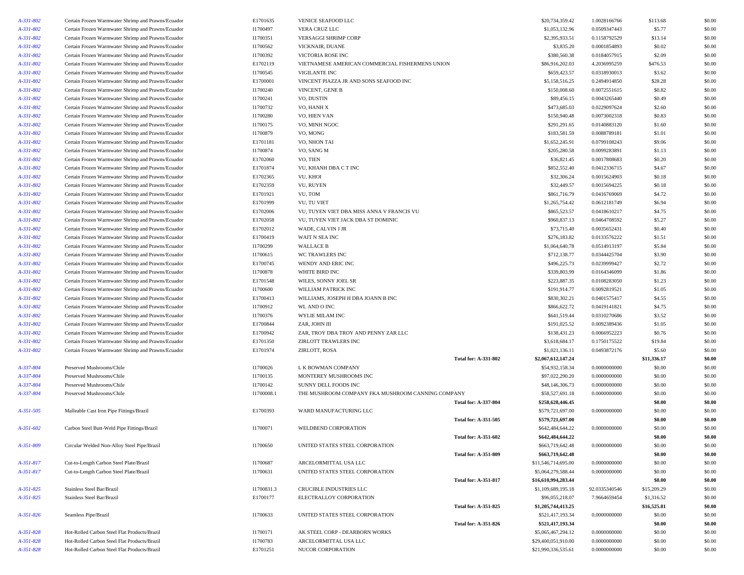| | | | | | | | |
|---|---|---|---|---|---|---|---|
| *A-331-802* | Certain Frozen Warmwater Shrimp and Prawns/Ecuador | E1701635 | VENICE SEAFOOD LLC | $20,734,359.42 | 1.0028166766 | $113.68 | $0.00 |
| *A-331-802* | Certain Frozen Warmwater Shrimp and Prawns/Ecuador | I1700497 | VERA CRUZ LLC | $1,053,132.96 | 0.0509347443 | $5.77 | $0.00 |
| *A-331-802* | Certain Frozen Warmwater Shrimp and Prawns/Ecuador | I1700351 | VERSAGGI SHRIMP CORP | $2,395,933.51 | 0.1158792529 | $13.14 | $0.00 |
| *A-331-802* | Certain Frozen Warmwater Shrimp and Prawns/Ecuador | I1700562 | VICKNAIR, DUANE | $3,835.20 | 0.0001854893 | $0.02 | $0.00 |
| *A-331-802* | Certain Frozen Warmwater Shrimp and Prawns/Ecuador | I1700392 | VICTORIA ROSE INC | $380,560.38 | 0.0184057915 | $2.09 | $0.00 |
| *A-331-802* | Certain Frozen Warmwater Shrimp and Prawns/Ecuador | E1702119 | VIETNAMESE AMERICAN COMMERCIAL FISHERMENS UNION | $86,916,202.03 | 4.2036995259 | $476.53 | $0.00 |
| *A-331-802* | Certain Frozen Warmwater Shrimp and Prawns/Ecuador | I1700545 | VIGILANTE INC | $659,423.57 | 0.0318930013 | $3.62 | $0.00 |
| *A-331-802* | Certain Frozen Warmwater Shrimp and Prawns/Ecuador | E1700001 | VINCENT PIAZZA JR AND SONS SEAFOOD INC | $5,158,516.25 | 0.2494914850 | $28.28 | $0.00 |
| *A-331-802* | Certain Frozen Warmwater Shrimp and Prawns/Ecuador | I1700240 | VINCENT, GENE B | $150,008.60 | 0.0072551615 | $0.82 | $0.00 |
| *A-331-802* | Certain Frozen Warmwater Shrimp and Prawns/Ecuador | I1700241 | VO, DUSTIN | $89,456.15 | 0.0043265440 | $0.49 | $0.00 |
| *A-331-802* | Certain Frozen Warmwater Shrimp and Prawns/Ecuador | I1700732 | VO, HANH X | $473,685.03 | 0.0229097624 | $2.60 | $0.00 |
| *A-331-802* | Certain Frozen Warmwater Shrimp and Prawns/Ecuador | I1700280 | VO, HIEN VAN | $150,940.48 | 0.0073002318 | $0.83 | $0.00 |
| *A-331-802* | Certain Frozen Warmwater Shrimp and Prawns/Ecuador | I1700175 | VO, MINH NGOC | $291,291.65 | 0.0140883120 | $1.60 | $0.00 |
| *A-331-802* | Certain Frozen Warmwater Shrimp and Prawns/Ecuador | I1700879 | VO, MONG | $183,581.59 | 0.0088789181 | $1.01 | $0.00 |
| *A-331-802* | Certain Frozen Warmwater Shrimp and Prawns/Ecuador | E1701181 | VO, NHON TAI | $1,652,245.91 | 0.0799108243 | $9.06 | $0.00 |
| *A-331-802* | Certain Frozen Warmwater Shrimp and Prawns/Ecuador | I1700874 | VO, SANG M | $205,280.58 | 0.0099283891 | $1.13 | $0.00 |
| *A-331-802* | Certain Frozen Warmwater Shrimp and Prawns/Ecuador | E1702060 | VO, TIEN | $36,821.45 | 0.0017808683 | $0.20 | $0.00 |
| *A-331-802* | Certain Frozen Warmwater Shrimp and Prawns/Ecuador | E1701874 | VU, KHANH DBA C T INC | $852,552.40 | 0.0412336715 | $4.67 | $0.00 |
| *A-331-802* | Certain Frozen Warmwater Shrimp and Prawns/Ecuador | E1702365 | VU, KHOI | $32,306.24 | 0.0015624903 | $0.18 | $0.00 |
| *A-331-802* | Certain Frozen Warmwater Shrimp and Prawns/Ecuador | E1702359 | VU, RUYEN | $32,449.57 | 0.0015694225 | $0.18 | $0.00 |
| *A-331-802* | Certain Frozen Warmwater Shrimp and Prawns/Ecuador | E1701921 | VU, TOM | $861,716.79 | 0.0416769069 | $4.72 | $0.00 |
| *A-331-802* | Certain Frozen Warmwater Shrimp and Prawns/Ecuador | E1701999 | VU, TU VIET | $1,265,754.42 | 0.0612181749 | $6.94 | $0.00 |
| *A-331-802* | Certain Frozen Warmwater Shrimp and Prawns/Ecuador | E1702006 | VU, TUYEN VIET DBA MISS ANNA V FRANCIS VU | $865,523.57 | 0.0418610217 | $4.75 | $0.00 |
| *A-331-802* | Certain Frozen Warmwater Shrimp and Prawns/Ecuador | E1702058 | VU, TUYEN VIET JACK DBA ST DOMINIC | $960,837.13 | 0.0464708592 | $5.27 | $0.00 |
| *A-331-802* | Certain Frozen Warmwater Shrimp and Prawns/Ecuador | E1702012 | WADE, CALVIN J JR | $73,715.40 | 0.0035652431 | $0.40 | $0.00 |
| *A-331-802* | Certain Frozen Warmwater Shrimp and Prawns/Ecuador | E1700419 | WAIT N SEA INC | $276,183.82 | 0.0133576222 | $1.51 | $0.00 |
| *A-331-802* | Certain Frozen Warmwater Shrimp and Prawns/Ecuador | I1700299 | WALLACE B | $1,064,640.78 | 0.0514913197 | $5.84 | $0.00 |
| *A-331-802* | Certain Frozen Warmwater Shrimp and Prawns/Ecuador | I1700615 | WC TRAWLERS INC | $712,138.77 | 0.0344425704 | $3.90 | $0.00 |
| *A-331-802* | Certain Frozen Warmwater Shrimp and Prawns/Ecuador | E1700745 | WENDY AND ERIC INC | $496,225.73 | 0.0239999427 | $2.72 | $0.00 |
| *A-331-802* | Certain Frozen Warmwater Shrimp and Prawns/Ecuador | I1700878 | WHITE BIRD INC | $339,803.99 | 0.0164346099 | $1.86 | $0.00 |
| *A-331-802* | Certain Frozen Warmwater Shrimp and Prawns/Ecuador | E1701548 | WILES, SONNY JOEL SR | $223,887.35 | 0.0108283050 | $1.23 | $0.00 |
| *A-331-802* | Certain Frozen Warmwater Shrimp and Prawns/Ecuador | I1700600 | WILLIAM PATRICK INC | $191,914.77 | 0.0092819521 | $1.05 | $0.00 |
| *A-331-802* | Certain Frozen Warmwater Shrimp and Prawns/Ecuador | E1700413 | WILLIAMS, JOSEPH H DBA JOANN B INC | $830,302.21 | 0.0401575417 | $4.55 | $0.00 |
| *A-331-802* | Certain Frozen Warmwater Shrimp and Prawns/Ecuador | I1700912 | WL AND O INC | $866,622.72 | 0.0419141821 | $4.75 | $0.00 |
| *A-331-802* | Certain Frozen Warmwater Shrimp and Prawns/Ecuador | I1700376 | WYLIE MILAM INC | $641,519.44 | 0.0310270686 | $3.52 | $0.00 |
| *A-331-802* | Certain Frozen Warmwater Shrimp and Prawns/Ecuador | E1700844 | ZAR, JOHN III | $191,025.52 | 0.0092389436 | $1.05 | $0.00 |
| *A-331-802* | Certain Frozen Warmwater Shrimp and Prawns/Ecuador | E1700942 | ZAR, TROY DBA TROY AND PENNY ZAR LLC | $138,431.23 | 0.0066952223 | $0.76 | $0.00 |
| *A-331-802* | Certain Frozen Warmwater Shrimp and Prawns/Ecuador | E1701350 | ZIRLOTT TRAWLERS INC | $3,618,684.17 | 0.1750175522 | $19.84 | $0.00 |
| *A-331-802* | Certain Frozen Warmwater Shrimp and Prawns/Ecuador | E1701974 | ZIRLOTT, ROSA | $1,021,136.11 | 0.0493872176 | $5.60 | $0.00 |
| | | | **Total for: A-331-802** | **$2,067,612,147.24** | | **$11,336.17** | **$0.00** |
| *A-337-804* | Preserved Mushrooms/Chile | I1700026 | L K BOWMAN COMPANY | $54,932,158.34 | 0.0000000000 | $0.00 | $0.00 |
| *A-337-804* | Preserved Mushrooms/Chile | I1700135 | MONTEREY MUSHROOMS INC | $97,022,290.20 | 0.0000000000 | $0.00 | $0.00 |
| *A-337-804* | Preserved Mushrooms/Chile | I1700142 | SUNNY DELL FOODS INC | $48,146,306.73 | 0.0000000000 | $0.00 | $0.00 |
| *A-337-804* | Preserved Mushrooms/Chile | I1700008.1 | THE MUSHROOM COMPANY FKA MUSHROOM CANNING COMPANY | $58,527,691.18 | 0.0000000000 | $0.00 | $0.00 |
| | | | **Total for: A-337-804** | **$258,628,446.45** | | **$0.00** | **$0.00** |
| *A-351-505* | Malleable Cast Iron Pipe Fittings/Brazil | E1700393 | WARD MANUFACTURING LLC | $579,721,697.00 | 0.0000000000 | $0.00 | $0.00 |
| | | | **Total for: A-351-505** | **$579,721,697.00** | | **$0.00** | **$0.00** |
| *A-351-602* | Carbon Steel Butt-Weld Pipe Fittings/Brazil | I1700071 | WELDBEND CORPORATION | $642,484,644.22 | 0.0000000000 | $0.00 | $0.00 |
| | | | **Total for: A-351-602** | **$642,484,644.22** | | **$0.00** | **$0.00** |
| *A-351-809* | Circular Welded Non-Alloy Steel Pipe/Brazil | I1700650 | UNITED STATES STEEL CORPORATION | $663,719,642.48 | 0.0000000000 | $0.00 | $0.00 |
| | | | **Total for: A-351-809** | **$663,719,642.48** | | **$0.00** | **$0.00** |
| *A-351-817* | Cut-to-Length Carbon Steel Plate/Brazil | I1700687 | ARCELORMITTAL USA LLC | $11,546,714,695.00 | 0.0000000000 | $0.00 | $0.00 |
| *A-351-817* | Cut-to-Length Carbon Steel Plate/Brazil | I1700631 | UNITED STATES STEEL CORPORATION | $5,064,279,588.44 | 0.0000000000 | $0.00 | $0.00 |
| | | | **Total for: A-351-817** | **$16,610,994,283.44** | | **$0.00** | **$0.00** |
| *A-351-825* | Stainless Steel Bar/Brazil | I1700831.3 | CRUCIBLE INDUSTRIES LLC | $1,109,689,195.18 | 92.0335340546 | $15,209.29 | $0.00 |
| *A-351-825* | Stainless Steel Bar/Brazil | E1700177 | ELECTRALLOY CORPORATION | $96,055,218.07 | 7.9664659454 | $1,316.52 | $0.00 |
| | | | **Total for: A-351-825** | **$1,205,744,413.25** | | **$16,525.81** | **$0.00** |
| *A-351-826* | Seamless Pipe/Brazil | I1700633 | UNITED STATES STEEL CORPORATION | $521,417,193.34 | 0.0000000000 | $0.00 | $0.00 |
| | | | **Total for: A-351-826** | **$521,417,193.34** | | **$0.00** | **$0.00** |
| *A-351-828* | Hot-Rolled Carbon Steel Flat Products/Brazil | I1700171 | AK STEEL CORP - DEARBORN WORKS | $5,065,467,294.12 | 0.0000000000 | $0.00 | $0.00 |
| *A-351-828* | Hot-Rolled Carbon Steel Flat Products/Brazil | I1700783 | ARCELORMITTAL USA LLC | $29,400,051,910.00 | 0.0000000000 | $0.00 | $0.00 |
| *A-351-828* | Hot-Rolled Carbon Steel Flat Products/Brazil | E1701251 | NUCOR CORPORATION | $21,990,336,535.61 | 0.0000000000 | $0.00 | $0.00 |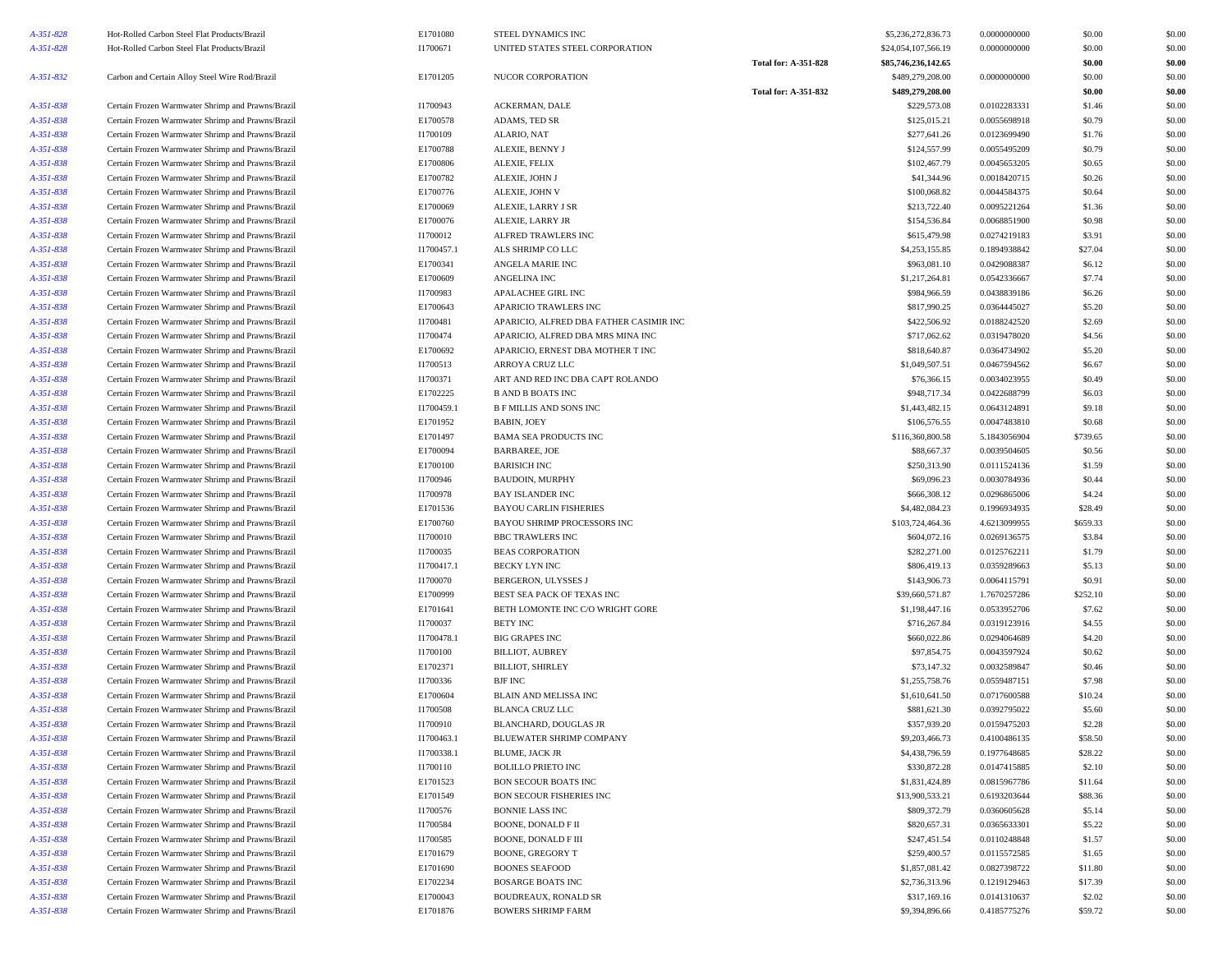| | | | | | | | | |
|---|---|---|---|---|---|---|---|---|
| *A-351-828* | Hot-Rolled Carbon Steel Flat Products/Brazil | E1701080 | STEEL DYNAMICS INC | | $5,236,272,836.73 | 0.0000000000 | $0.00 | $0.00 |
| *A-351-828* | Hot-Rolled Carbon Steel Flat Products/Brazil | I1700671 | UNITED STATES STEEL CORPORATION | | $24,054,107,566.19 | 0.0000000000 | $0.00 | $0.00 |
| | | | | **Total for: A-351-828** | **$85,746,236,142.65** | | **$0.00** | **$0.00** |
| *A-351-832* | Carbon and Certain Alloy Steel Wire Rod/Brazil | E1701205 | NUCOR CORPORATION | | $489,279,208.00 | 0.0000000000 | $0.00 | $0.00 |
| | | | | **Total for: A-351-832** | **$489,279,208.00** | | **$0.00** | **$0.00** |
| *A-351-838* | Certain Frozen Warmwater Shrimp and Prawns/Brazil | I1700943 | ACKERMAN, DALE | | $229,573.08 | 0.0102283331 | $1.46 | $0.00 |
| *A-351-838* | Certain Frozen Warmwater Shrimp and Prawns/Brazil | E1700578 | ADAMS, TED SR | | $125,015.21 | 0.0055698918 | $0.79 | $0.00 |
| *A-351-838* | Certain Frozen Warmwater Shrimp and Prawns/Brazil | I1700109 | ALARIO, NAT | | $277,641.26 | 0.0123699490 | $1.76 | $0.00 |
| *A-351-838* | Certain Frozen Warmwater Shrimp and Prawns/Brazil | E1700788 | ALEXIE, BENNY J | | $124,557.99 | 0.0055495209 | $0.79 | $0.00 |
| *A-351-838* | Certain Frozen Warmwater Shrimp and Prawns/Brazil | E1700806 | ALEXIE, FELIX | | $102,467.79 | 0.0045653205 | $0.65 | $0.00 |
| *A-351-838* | Certain Frozen Warmwater Shrimp and Prawns/Brazil | E1700782 | ALEXIE, JOHN J | | $41,344.96 | 0.0018420715 | $0.26 | $0.00 |
| *A-351-838* | Certain Frozen Warmwater Shrimp and Prawns/Brazil | E1700776 | ALEXIE, JOHN V | | $100,068.82 | 0.0044584375 | $0.64 | $0.00 |
| *A-351-838* | Certain Frozen Warmwater Shrimp and Prawns/Brazil | E1700069 | ALEXIE, LARRY J SR | | $213,722.40 | 0.0095221264 | $1.36 | $0.00 |
| *A-351-838* | Certain Frozen Warmwater Shrimp and Prawns/Brazil | E1700076 | ALEXIE, LARRY JR | | $154,536.84 | 0.0068851900 | $0.98 | $0.00 |
| *A-351-838* | Certain Frozen Warmwater Shrimp and Prawns/Brazil | I1700012 | ALFRED TRAWLERS INC | | $615,479.98 | 0.0274219183 | $3.91 | $0.00 |
| *A-351-838* | Certain Frozen Warmwater Shrimp and Prawns/Brazil | I1700457.1 | ALS SHRIMP CO LLC | | $4,253,155.85 | 0.1894938842 | $27.04 | $0.00 |
| *A-351-838* | Certain Frozen Warmwater Shrimp and Prawns/Brazil | E1700341 | ANGELA MARIE INC | | $963,081.10 | 0.0429088387 | $6.12 | $0.00 |
| *A-351-838* | Certain Frozen Warmwater Shrimp and Prawns/Brazil | E1700609 | ANGELINA INC | | $1,217,264.81 | 0.0542336667 | $7.74 | $0.00 |
| *A-351-838* | Certain Frozen Warmwater Shrimp and Prawns/Brazil | I1700983 | APALACHEE GIRL INC | | $984,966.59 | 0.0438839186 | $6.26 | $0.00 |
| *A-351-838* | Certain Frozen Warmwater Shrimp and Prawns/Brazil | E1700643 | APARICIO TRAWLERS INC | | $817,990.25 | 0.0364445027 | $5.20 | $0.00 |
| *A-351-838* | Certain Frozen Warmwater Shrimp and Prawns/Brazil | I1700481 | APARICIO, ALFRED DBA FATHER CASIMIR INC | | $422,506.92 | 0.0188242520 | $2.69 | $0.00 |
| *A-351-838* | Certain Frozen Warmwater Shrimp and Prawns/Brazil | I1700474 | APARICIO, ALFRED DBA MRS MINA INC | | $717,062.62 | 0.0319478020 | $4.56 | $0.00 |
| *A-351-838* | Certain Frozen Warmwater Shrimp and Prawns/Brazil | E1700692 | APARICIO, ERNEST DBA MOTHER T INC | | $818,640.87 | 0.0364734902 | $5.20 | $0.00 |
| *A-351-838* | Certain Frozen Warmwater Shrimp and Prawns/Brazil | I1700513 | ARROYA CRUZ LLC | | $1,049,507.51 | 0.0467594562 | $6.67 | $0.00 |
| *A-351-838* | Certain Frozen Warmwater Shrimp and Prawns/Brazil | I1700371 | ART AND RED INC DBA CAPT ROLANDO | | $76,366.15 | 0.0034023955 | $0.49 | $0.00 |
| *A-351-838* | Certain Frozen Warmwater Shrimp and Prawns/Brazil | E1702225 | B AND B BOATS INC | | $948,717.34 | 0.0422688799 | $6.03 | $0.00 |
| *A-351-838* | Certain Frozen Warmwater Shrimp and Prawns/Brazil | I1700459.1 | B F MILLIS AND SONS INC | | $1,443,482.15 | 0.0643124891 | $9.18 | $0.00 |
| *A-351-838* | Certain Frozen Warmwater Shrimp and Prawns/Brazil | E1701952 | BABIN, JOEY | | $106,576.55 | 0.0047483810 | $0.68 | $0.00 |
| *A-351-838* | Certain Frozen Warmwater Shrimp and Prawns/Brazil | E1701497 | BAMA SEA PRODUCTS INC | | $116,360,800.58 | 5.1843056904 | $739.65 | $0.00 |
| *A-351-838* | Certain Frozen Warmwater Shrimp and Prawns/Brazil | E1700094 | BARBAREE, JOE | | $88,667.37 | 0.0039504605 | $0.56 | $0.00 |
| *A-351-838* | Certain Frozen Warmwater Shrimp and Prawns/Brazil | E1700100 | BARISICH INC | | $250,313.90 | 0.0111524136 | $1.59 | $0.00 |
| *A-351-838* | Certain Frozen Warmwater Shrimp and Prawns/Brazil | I1700946 | BAUDOIN, MURPHY | | $69,096.23 | 0.0030784936 | $0.44 | $0.00 |
| *A-351-838* | Certain Frozen Warmwater Shrimp and Prawns/Brazil | I1700978 | BAY ISLANDER INC | | $666,308.12 | 0.0296865006 | $4.24 | $0.00 |
| *A-351-838* | Certain Frozen Warmwater Shrimp and Prawns/Brazil | E1701536 | BAYOU CARLIN FISHERIES | | $4,482,084.23 | 0.1996934935 | $28.49 | $0.00 |
| *A-351-838* | Certain Frozen Warmwater Shrimp and Prawns/Brazil | E1700760 | BAYOU SHRIMP PROCESSORS INC | | $103,724,464.36 | 4.6213099955 | $659.33 | $0.00 |
| *A-351-838* | Certain Frozen Warmwater Shrimp and Prawns/Brazil | I1700010 | BBC TRAWLERS INC | | $604,072.16 | 0.0269136575 | $3.84 | $0.00 |
| *A-351-838* | Certain Frozen Warmwater Shrimp and Prawns/Brazil | I1700035 | BEAS CORPORATION | | $282,271.00 | 0.0125762211 | $1.79 | $0.00 |
| *A-351-838* | Certain Frozen Warmwater Shrimp and Prawns/Brazil | I1700417.1 | BECKY LYN INC | | $806,419.13 | 0.0359289663 | $5.13 | $0.00 |
| *A-351-838* | Certain Frozen Warmwater Shrimp and Prawns/Brazil | I1700070 | BERGERON, ULYSSES J | | $143,906.73 | 0.0064115791 | $0.91 | $0.00 |
| *A-351-838* | Certain Frozen Warmwater Shrimp and Prawns/Brazil | E1700999 | BEST SEA PACK OF TEXAS INC | | $39,660,571.87 | 1.7670257286 | $252.10 | $0.00 |
| *A-351-838* | Certain Frozen Warmwater Shrimp and Prawns/Brazil | E1701641 | BETH LOMONTE INC C/O WRIGHT GORE | | $1,198,447.16 | 0.0533952706 | $7.62 | $0.00 |
| *A-351-838* | Certain Frozen Warmwater Shrimp and Prawns/Brazil | I1700037 | BETY INC | | $716,267.84 | 0.0319123916 | $4.55 | $0.00 |
| *A-351-838* | Certain Frozen Warmwater Shrimp and Prawns/Brazil | I1700478.1 | BIG GRAPES INC | | $660,022.86 | 0.0294064689 | $4.20 | $0.00 |
| *A-351-838* | Certain Frozen Warmwater Shrimp and Prawns/Brazil | I1700100 | BILLIOT, AUBREY | | $97,854.75 | 0.0043597924 | $0.62 | $0.00 |
| *A-351-838* | Certain Frozen Warmwater Shrimp and Prawns/Brazil | E1702371 | BILLIOT, SHIRLEY | | $73,147.32 | 0.0032589847 | $0.46 | $0.00 |
| *A-351-838* | Certain Frozen Warmwater Shrimp and Prawns/Brazil | I1700336 | BJF INC | | $1,255,758.76 | 0.0559487151 | $7.98 | $0.00 |
| *A-351-838* | Certain Frozen Warmwater Shrimp and Prawns/Brazil | E1700604 | BLAIN AND MELISSA INC | | $1,610,641.50 | 0.0717600588 | $10.24 | $0.00 |
| *A-351-838* | Certain Frozen Warmwater Shrimp and Prawns/Brazil | I1700508 | BLANCA CRUZ LLC | | $881,621.30 | 0.0392795022 | $5.60 | $0.00 |
| *A-351-838* | Certain Frozen Warmwater Shrimp and Prawns/Brazil | I1700910 | BLANCHARD, DOUGLAS JR | | $357,939.20 | 0.0159475203 | $2.28 | $0.00 |
| *A-351-838* | Certain Frozen Warmwater Shrimp and Prawns/Brazil | I1700463.1 | BLUEWATER SHRIMP COMPANY | | $9,203,466.73 | 0.4100486135 | $58.50 | $0.00 |
| *A-351-838* | Certain Frozen Warmwater Shrimp and Prawns/Brazil | I1700338.1 | BLUME, JACK JR | | $4,438,796.59 | 0.1977648685 | $28.22 | $0.00 |
| *A-351-838* | Certain Frozen Warmwater Shrimp and Prawns/Brazil | I1700110 | BOLILLO PRIETO INC | | $330,872.28 | 0.0147415885 | $2.10 | $0.00 |
| *A-351-838* | Certain Frozen Warmwater Shrimp and Prawns/Brazil | E1701523 | BON SECOUR BOATS INC | | $1,831,424.89 | 0.0815967786 | $11.64 | $0.00 |
| *A-351-838* | Certain Frozen Warmwater Shrimp and Prawns/Brazil | E1701549 | BON SECOUR FISHERIES INC | | $13,900,533.21 | 0.6193203644 | $88.36 | $0.00 |
| *A-351-838* | Certain Frozen Warmwater Shrimp and Prawns/Brazil | I1700576 | BONNIE LASS INC | | $809,372.79 | 0.0360605628 | $5.14 | $0.00 |
| *A-351-838* | Certain Frozen Warmwater Shrimp and Prawns/Brazil | I1700584 | BOONE, DONALD F II | | $820,657.31 | 0.0365633301 | $5.22 | $0.00 |
| *A-351-838* | Certain Frozen Warmwater Shrimp and Prawns/Brazil | I1700585 | BOONE, DONALD F III | | $247,451.54 | 0.0110248848 | $1.57 | $0.00 |
| *A-351-838* | Certain Frozen Warmwater Shrimp and Prawns/Brazil | E1701679 | BOONE, GREGORY T | | $259,400.57 | 0.0115572585 | $1.65 | $0.00 |
| *A-351-838* | Certain Frozen Warmwater Shrimp and Prawns/Brazil | E1701690 | BOONES SEAFOOD | | $1,857,081.42 | 0.0827398722 | $11.80 | $0.00 |
| *A-351-838* | Certain Frozen Warmwater Shrimp and Prawns/Brazil | E1702234 | BOSARGE BOATS INC | | $2,736,313.96 | 0.1219129463 | $17.39 | $0.00 |
| *A-351-838* | Certain Frozen Warmwater Shrimp and Prawns/Brazil | E1700043 | BOUDREAUX, RONALD SR | | $317,169.16 | 0.0141310637 | $2.02 | $0.00 |
| *A-351-838* | Certain Frozen Warmwater Shrimp and Prawns/Brazil | E1701876 | BOWERS SHRIMP FARM | | $9,394,896.66 | 0.4185775276 | $59.72 | $0.00 |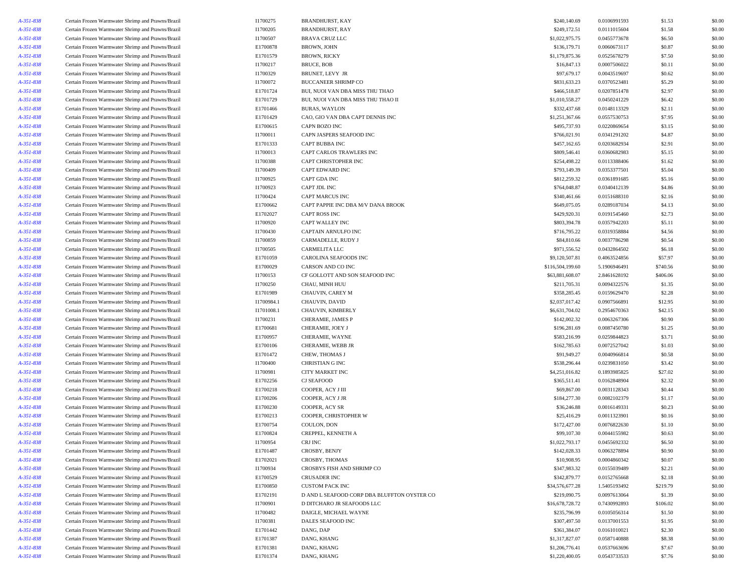| | | | | | | | |
|---|---|---|---|---|---|---|---|
| A-351-838 | Certain Frozen Warmwater Shrimp and Prawns/Brazil | I1700275 | BRANDHURST, KAY | $240,140.69 | 0.0106991593 | $1.53 | $0.00 |
| A-351-838 | Certain Frozen Warmwater Shrimp and Prawns/Brazil | I1700205 | BRANDHURST, RAY | $249,172.51 | 0.0111015604 | $1.58 | $0.00 |
| A-351-838 | Certain Frozen Warmwater Shrimp and Prawns/Brazil | I1700507 | BRAVA CRUZ LLC | $1,022,975.75 | 0.0455773678 | $6.50 | $0.00 |
| A-351-838 | Certain Frozen Warmwater Shrimp and Prawns/Brazil | E1700878 | BROWN, JOHN | $136,179.71 | 0.0060673117 | $0.87 | $0.00 |
| A-351-838 | Certain Frozen Warmwater Shrimp and Prawns/Brazil | E1701579 | BROWN, RICKY | $1,179,875.36 | 0.0525678279 | $7.50 | $0.00 |
| A-351-838 | Certain Frozen Warmwater Shrimp and Prawns/Brazil | I1700217 | BRUCE, BOB | $16,847.13 | 0.0007506022 | $0.11 | $0.00 |
| A-351-838 | Certain Frozen Warmwater Shrimp and Prawns/Brazil | I1700329 | BRUNET, LEVY JR | $97,679.17 | 0.0043519697 | $0.62 | $0.00 |
| A-351-838 | Certain Frozen Warmwater Shrimp and Prawns/Brazil | I1700072 | BUCCANEER SHRIMP CO | $831,633.23 | 0.0370523481 | $5.29 | $0.00 |
| A-351-838 | Certain Frozen Warmwater Shrimp and Prawns/Brazil | E1701724 | BUI, NUOI VAN DBA MISS THU THAO | $466,518.87 | 0.0207851478 | $2.97 | $0.00 |
| A-351-838 | Certain Frozen Warmwater Shrimp and Prawns/Brazil | E1701729 | BUI, NUOI VAN DBA MISS THU THAO II | $1,010,558.27 | 0.0450241229 | $6.42 | $0.00 |
| A-351-838 | Certain Frozen Warmwater Shrimp and Prawns/Brazil | E1701466 | BURAS, WAYLON | $332,437.68 | 0.0148113329 | $2.11 | $0.00 |
| A-351-838 | Certain Frozen Warmwater Shrimp and Prawns/Brazil | E1701429 | CAO, GIO VAN DBA CAPT DENNIS INC | $1,251,367.66 | 0.0557530753 | $7.95 | $0.00 |
| A-351-838 | Certain Frozen Warmwater Shrimp and Prawns/Brazil | E1700615 | CAPN BOZO INC | $495,737.93 | 0.0220869654 | $3.15 | $0.00 |
| A-351-838 | Certain Frozen Warmwater Shrimp and Prawns/Brazil | I1700011 | CAPN JASPERS SEAFOOD INC | $766,021.91 | 0.0341291202 | $4.87 | $0.00 |
| A-351-838 | Certain Frozen Warmwater Shrimp and Prawns/Brazil | E1701333 | CAPT BUBBA INC | $457,162.65 | 0.0203682934 | $2.91 | $0.00 |
| A-351-838 | Certain Frozen Warmwater Shrimp and Prawns/Brazil | I1700013 | CAPT CARLOS TRAWLERS INC | $809,546.41 | 0.0360682983 | $5.15 | $0.00 |
| A-351-838 | Certain Frozen Warmwater Shrimp and Prawns/Brazil | I1700388 | CAPT CHRISTOPHER INC | $254,498.22 | 0.0113388406 | $1.62 | $0.00 |
| A-351-838 | Certain Frozen Warmwater Shrimp and Prawns/Brazil | I1700409 | CAPT EDWARD INC | $793,149.39 | 0.0353377501 | $5.04 | $0.00 |
| A-351-838 | Certain Frozen Warmwater Shrimp and Prawns/Brazil | I1700925 | CAPT GDA INC | $812,259.32 | 0.0361891685 | $5.16 | $0.00 |
| A-351-838 | Certain Frozen Warmwater Shrimp and Prawns/Brazil | I1700923 | CAPT JDL INC | $764,048.87 | 0.0340412139 | $4.86 | $0.00 |
| A-351-838 | Certain Frozen Warmwater Shrimp and Prawns/Brazil | I1700424 | CAPT MARCUS INC | $340,461.66 | 0.0151688310 | $2.16 | $0.00 |
| A-351-838 | Certain Frozen Warmwater Shrimp and Prawns/Brazil | E1700662 | CAPT PAPPIE INC DBA M/V DANA BROOK | $649,075.05 | 0.0289187034 | $4.13 | $0.00 |
| A-351-838 | Certain Frozen Warmwater Shrimp and Prawns/Brazil | E1702027 | CAPT ROSS INC | $429,920.31 | 0.0191545460 | $2.73 | $0.00 |
| A-351-838 | Certain Frozen Warmwater Shrimp and Prawns/Brazil | I1700920 | CAPT WALLEY INC | $803,394.78 | 0.0357942203 | $5.11 | $0.00 |
| A-351-838 | Certain Frozen Warmwater Shrimp and Prawns/Brazil | I1700430 | CAPTAIN ARNULFO INC | $716,795.22 | 0.0319358884 | $4.56 | $0.00 |
| A-351-838 | Certain Frozen Warmwater Shrimp and Prawns/Brazil | I1700859 | CARMADELLE, RUDY J | $84,810.66 | 0.0037786298 | $0.54 | $0.00 |
| A-351-838 | Certain Frozen Warmwater Shrimp and Prawns/Brazil | I1700505 | CARMELITA LLC | $971,556.52 | 0.0432864502 | $6.18 | $0.00 |
| A-351-838 | Certain Frozen Warmwater Shrimp and Prawns/Brazil | E1701059 | CAROLINA SEAFOODS INC | $9,120,507.81 | 0.4063524856 | $57.97 | $0.00 |
| A-351-838 | Certain Frozen Warmwater Shrimp and Prawns/Brazil | E1700029 | CARSON AND CO INC | $116,504,199.60 | 5.1906946491 | $740.56 | $0.00 |
| A-351-838 | Certain Frozen Warmwater Shrimp and Prawns/Brazil | I1700153 | CF GOLLOTT AND SON SEAFOOD INC | $63,881,608.07 | 2.8461628192 | $406.06 | $0.00 |
| A-351-838 | Certain Frozen Warmwater Shrimp and Prawns/Brazil | I1700250 | CHAU, MINH HUU | $211,705.31 | 0.0094322576 | $1.35 | $0.00 |
| A-351-838 | Certain Frozen Warmwater Shrimp and Prawns/Brazil | E1701989 | CHAUVIN, CAREY M | $358,285.45 | 0.0159629470 | $2.28 | $0.00 |
| A-351-838 | Certain Frozen Warmwater Shrimp and Prawns/Brazil | I1700984.1 | CHAUVIN, DAVID | $2,037,017.42 | 0.0907566891 | $12.95 | $0.00 |
| A-351-838 | Certain Frozen Warmwater Shrimp and Prawns/Brazil | I1701008.1 | CHAUVIN, KIMBERLY | $6,631,704.02 | 0.2954670363 | $42.15 | $0.00 |
| A-351-838 | Certain Frozen Warmwater Shrimp and Prawns/Brazil | I1700231 | CHERAMIE, JAMES P | $142,002.32 | 0.0063267306 | $0.90 | $0.00 |
| A-351-838 | Certain Frozen Warmwater Shrimp and Prawns/Brazil | E1700681 | CHERAMIE, JOEY J | $196,281.69 | 0.0087450780 | $1.25 | $0.00 |
| A-351-838 | Certain Frozen Warmwater Shrimp and Prawns/Brazil | E1700957 | CHERAMIE, WAYNE | $583,216.99 | 0.0259844823 | $3.71 | $0.00 |
| A-351-838 | Certain Frozen Warmwater Shrimp and Prawns/Brazil | E1700106 | CHERAMIE, WEBB JR | $162,785.63 | 0.0072527042 | $1.03 | $0.00 |
| A-351-838 | Certain Frozen Warmwater Shrimp and Prawns/Brazil | E1701472 | CHEW, THOMAS J | $91,949.27 | 0.0040966814 | $0.58 | $0.00 |
| A-351-838 | Certain Frozen Warmwater Shrimp and Prawns/Brazil | I1700400 | CHRISTIAN G INC | $538,296.44 | 0.0239831050 | $3.42 | $0.00 |
| A-351-838 | Certain Frozen Warmwater Shrimp and Prawns/Brazil | I1700981 | CITY MARKET INC | $4,251,016.82 | 0.1893985825 | $27.02 | $0.00 |
| A-351-838 | Certain Frozen Warmwater Shrimp and Prawns/Brazil | E1702256 | CJ SEAFOOD | $365,511.41 | 0.0162848904 | $2.32 | $0.00 |
| A-351-838 | Certain Frozen Warmwater Shrimp and Prawns/Brazil | E1700218 | COOPER, ACY J III | $69,867.00 | 0.0031128343 | $0.44 | $0.00 |
| A-351-838 | Certain Frozen Warmwater Shrimp and Prawns/Brazil | E1700206 | COOPER, ACY J JR | $184,277.30 | 0.0082102379 | $1.17 | $0.00 |
| A-351-838 | Certain Frozen Warmwater Shrimp and Prawns/Brazil | E1700230 | COOPER, ACY SR | $36,246.88 | 0.0016149331 | $0.23 | $0.00 |
| A-351-838 | Certain Frozen Warmwater Shrimp and Prawns/Brazil | E1700213 | COOPER, CHRISTOPHER W | $25,416.29 | 0.0011323901 | $0.16 | $0.00 |
| A-351-838 | Certain Frozen Warmwater Shrimp and Prawns/Brazil | E1700754 | COULON, DON | $172,427.00 | 0.0076822630 | $1.10 | $0.00 |
| A-351-838 | Certain Frozen Warmwater Shrimp and Prawns/Brazil | E1700824 | CREPPEL, KENNETH A | $99,107.30 | 0.0044155982 | $0.63 | $0.00 |
| A-351-838 | Certain Frozen Warmwater Shrimp and Prawns/Brazil | I1700954 | CRJ INC | $1,022,793.17 | 0.0455692332 | $6.50 | $0.00 |
| A-351-838 | Certain Frozen Warmwater Shrimp and Prawns/Brazil | E1701487 | CROSBY, BENJY | $142,028.33 | 0.0063278894 | $0.90 | $0.00 |
| A-351-838 | Certain Frozen Warmwater Shrimp and Prawns/Brazil | E1702021 | CROSBY, THOMAS | $10,908.95 | 0.0004860342 | $0.07 | $0.00 |
| A-351-838 | Certain Frozen Warmwater Shrimp and Prawns/Brazil | I1700934 | CROSBYS FISH AND SHRIMP CO | $347,983.32 | 0.0155039489 | $2.21 | $0.00 |
| A-351-838 | Certain Frozen Warmwater Shrimp and Prawns/Brazil | E1700529 | CRUSADER INC | $342,879.77 | 0.0152765668 | $2.18 | $0.00 |
| A-351-838 | Certain Frozen Warmwater Shrimp and Prawns/Brazil | E1700850 | CUSTOM PACK INC | $34,576,677.28 | 1.5405193492 | $219.79 | $0.00 |
| A-351-838 | Certain Frozen Warmwater Shrimp and Prawns/Brazil | E1702191 | D AND L SEAFOOD CORP DBA BLUFFTON OYSTER CO | $219,090.75 | 0.0097613064 | $1.39 | $0.00 |
| A-351-838 | Certain Frozen Warmwater Shrimp and Prawns/Brazil | I1700901 | D DITCHARO JR SEAFOODS LLC | $16,678,728.72 | 0.7430992893 | $106.02 | $0.00 |
| A-351-838 | Certain Frozen Warmwater Shrimp and Prawns/Brazil | I1700482 | DAIGLE, MICHAEL WAYNE | $235,796.99 | 0.0105056314 | $1.50 | $0.00 |
| A-351-838 | Certain Frozen Warmwater Shrimp and Prawns/Brazil | I1700381 | DALES SEAFOOD INC | $307,497.50 | 0.0137001553 | $1.95 | $0.00 |
| A-351-838 | Certain Frozen Warmwater Shrimp and Prawns/Brazil | E1701442 | DANG, DAP | $361,384.07 | 0.0161010021 | $2.30 | $0.00 |
| A-351-838 | Certain Frozen Warmwater Shrimp and Prawns/Brazil | E1701387 | DANG, KHANG | $1,317,827.07 | 0.0587140888 | $8.38 | $0.00 |
| A-351-838 | Certain Frozen Warmwater Shrimp and Prawns/Brazil | E1701381 | DANG, KHANG | $1,206,776.41 | 0.0537663696 | $7.67 | $0.00 |
| A-351-838 | Certain Frozen Warmwater Shrimp and Prawns/Brazil | E1701374 | DANG, KHANG | $1,220,400.05 | 0.0543733533 | $7.76 | $0.00 |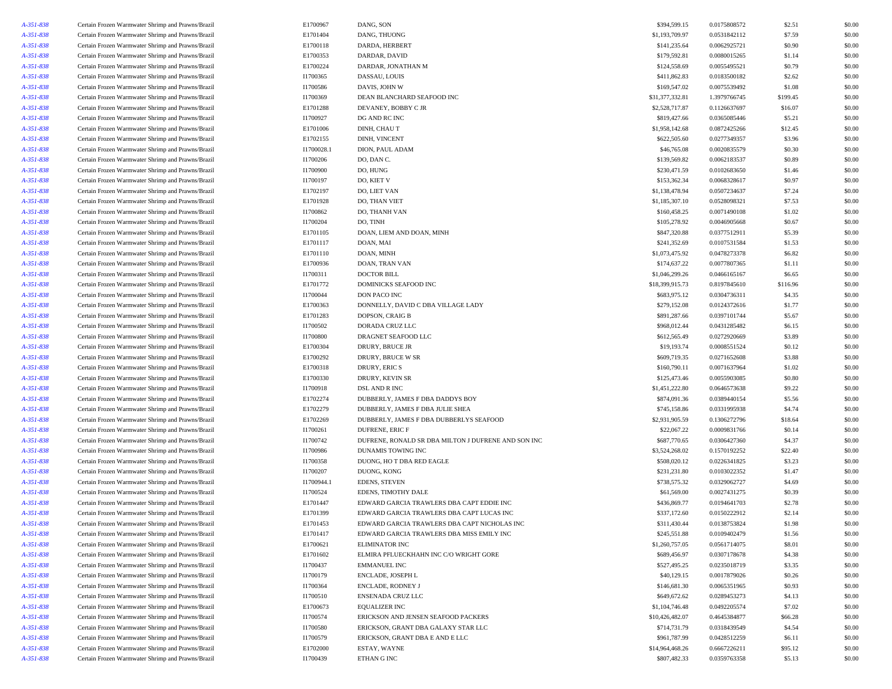| | | | | | | | |
|---|---|---|---|---|---|---|---|
| *A-351-838* | Certain Frozen Warmwater Shrimp and Prawns/Brazil | E1700967 | DANG, SON | $394,599.15 | 0.0175808572 | $2.51 | $0.00 |
| *A-351-838* | Certain Frozen Warmwater Shrimp and Prawns/Brazil | E1701404 | DANG, THUONG | $1,193,709.97 | 0.0531842112 | $7.59 | $0.00 |
| *A-351-838* | Certain Frozen Warmwater Shrimp and Prawns/Brazil | E1700118 | DARDA, HERBERT | $141,235.64 | 0.0062925721 | $0.90 | $0.00 |
| *A-351-838* | Certain Frozen Warmwater Shrimp and Prawns/Brazil | E1700353 | DARDAR, DAVID | $179,592.81 | 0.0080015265 | $1.14 | $0.00 |
| *A-351-838* | Certain Frozen Warmwater Shrimp and Prawns/Brazil | E1700224 | DARDAR, JONATHAN M | $124,558.69 | 0.0055495521 | $0.79 | $0.00 |
| *A-351-838* | Certain Frozen Warmwater Shrimp and Prawns/Brazil | I1700365 | DASSAU, LOUIS | $411,862.83 | 0.0183500182 | $2.62 | $0.00 |
| *A-351-838* | Certain Frozen Warmwater Shrimp and Prawns/Brazil | I1700586 | DAVIS, JOHN W | $169,547.02 | 0.0075539492 | $1.08 | $0.00 |
| *A-351-838* | Certain Frozen Warmwater Shrimp and Prawns/Brazil | I1700369 | DEAN BLANCHARD SEAFOOD INC | $31,377,332.81 | 1.3979766745 | $199.45 | $0.00 |
| *A-351-838* | Certain Frozen Warmwater Shrimp and Prawns/Brazil | E1701288 | DEVANEY, BOBBY C JR | $2,528,717.87 | 0.1126637697 | $16.07 | $0.00 |
| *A-351-838* | Certain Frozen Warmwater Shrimp and Prawns/Brazil | I1700927 | DG AND RC INC | $819,427.66 | 0.0365085446 | $5.21 | $0.00 |
| *A-351-838* | Certain Frozen Warmwater Shrimp and Prawns/Brazil | E1701006 | DINH, CHAU T | $1,958,142.68 | 0.0872425266 | $12.45 | $0.00 |
| *A-351-838* | Certain Frozen Warmwater Shrimp and Prawns/Brazil | E1702155 | DINH, VINCENT | $622,505.60 | 0.0277349357 | $3.96 | $0.00 |
| *A-351-838* | Certain Frozen Warmwater Shrimp and Prawns/Brazil | I1700028.1 | DION, PAUL ADAM | $46,765.08 | 0.0020835579 | $0.30 | $0.00 |
| *A-351-838* | Certain Frozen Warmwater Shrimp and Prawns/Brazil | I1700206 | DO, DAN C. | $139,569.82 | 0.0062183537 | $0.89 | $0.00 |
| *A-351-838* | Certain Frozen Warmwater Shrimp and Prawns/Brazil | I1700900 | DO, HUNG | $230,471.59 | 0.0102683650 | $1.46 | $0.00 |
| *A-351-838* | Certain Frozen Warmwater Shrimp and Prawns/Brazil | I1700197 | DO, KIET V | $153,362.34 | 0.0068328617 | $0.97 | $0.00 |
| *A-351-838* | Certain Frozen Warmwater Shrimp and Prawns/Brazil | E1702197 | DO, LIET VAN | $1,138,478.94 | 0.0507234637 | $7.24 | $0.00 |
| *A-351-838* | Certain Frozen Warmwater Shrimp and Prawns/Brazil | E1701928 | DO, THAN VIET | $1,185,307.10 | 0.0528098321 | $7.53 | $0.00 |
| *A-351-838* | Certain Frozen Warmwater Shrimp and Prawns/Brazil | I1700862 | DO, THANH VAN | $160,458.25 | 0.0071490108 | $1.02 | $0.00 |
| *A-351-838* | Certain Frozen Warmwater Shrimp and Prawns/Brazil | I1700204 | DO, TINH | $105,278.92 | 0.0046905668 | $0.67 | $0.00 |
| *A-351-838* | Certain Frozen Warmwater Shrimp and Prawns/Brazil | E1701105 | DOAN, LIEM AND DOAN, MINH | $847,320.88 | 0.0377512911 | $5.39 | $0.00 |
| *A-351-838* | Certain Frozen Warmwater Shrimp and Prawns/Brazil | E1701117 | DOAN, MAI | $241,352.69 | 0.0107531584 | $1.53 | $0.00 |
| *A-351-838* | Certain Frozen Warmwater Shrimp and Prawns/Brazil | E1701110 | DOAN, MINH | $1,073,475.92 | 0.0478273378 | $6.82 | $0.00 |
| *A-351-838* | Certain Frozen Warmwater Shrimp and Prawns/Brazil | E1700936 | DOAN, TRAN VAN | $174,637.22 | 0.0077807365 | $1.11 | $0.00 |
| *A-351-838* | Certain Frozen Warmwater Shrimp and Prawns/Brazil | I1700311 | DOCTOR BILL | $1,046,299.26 | 0.0466165167 | $6.65 | $0.00 |
| *A-351-838* | Certain Frozen Warmwater Shrimp and Prawns/Brazil | E1701772 | DOMINICKS SEAFOOD INC | $18,399,915.73 | 0.8197845610 | $116.96 | $0.00 |
| *A-351-838* | Certain Frozen Warmwater Shrimp and Prawns/Brazil | I1700044 | DON PACO INC | $683,975.12 | 0.0304736311 | $4.35 | $0.00 |
| *A-351-838* | Certain Frozen Warmwater Shrimp and Prawns/Brazil | E1700363 | DONNELLY, DAVID C DBA VILLAGE LADY | $279,152.08 | 0.0124372616 | $1.77 | $0.00 |
| *A-351-838* | Certain Frozen Warmwater Shrimp and Prawns/Brazil | E1701283 | DOPSON, CRAIG B | $891,287.66 | 0.0397101744 | $5.67 | $0.00 |
| *A-351-838* | Certain Frozen Warmwater Shrimp and Prawns/Brazil | I1700502 | DORADA CRUZ LLC | $968,012.44 | 0.0431285482 | $6.15 | $0.00 |
| *A-351-838* | Certain Frozen Warmwater Shrimp and Prawns/Brazil | I1700800 | DRAGNET SEAFOOD LLC | $612,565.49 | 0.0272920669 | $3.89 | $0.00 |
| *A-351-838* | Certain Frozen Warmwater Shrimp and Prawns/Brazil | E1700304 | DRURY, BRUCE JR | $19,193.74 | 0.0008551524 | $0.12 | $0.00 |
| *A-351-838* | Certain Frozen Warmwater Shrimp and Prawns/Brazil | E1700292 | DRURY, BRUCE W SR | $609,719.35 | 0.0271652608 | $3.88 | $0.00 |
| *A-351-838* | Certain Frozen Warmwater Shrimp and Prawns/Brazil | E1700318 | DRURY, ERIC S | $160,790.11 | 0.0071637964 | $1.02 | $0.00 |
| *A-351-838* | Certain Frozen Warmwater Shrimp and Prawns/Brazil | E1700330 | DRURY, KEVIN SR | $125,473.46 | 0.0055903085 | $0.80 | $0.00 |
| *A-351-838* | Certain Frozen Warmwater Shrimp and Prawns/Brazil | I1700918 | DSL AND R INC | $1,451,222.80 | 0.0646573638 | $9.22 | $0.00 |
| *A-351-838* | Certain Frozen Warmwater Shrimp and Prawns/Brazil | E1702274 | DUBBERLY, JAMES F DBA DADDYS BOY | $874,091.36 | 0.0389440154 | $5.56 | $0.00 |
| *A-351-838* | Certain Frozen Warmwater Shrimp and Prawns/Brazil | E1702279 | DUBBERLY, JAMES F DBA JULIE SHEA | $745,158.86 | 0.0331995938 | $4.74 | $0.00 |
| *A-351-838* | Certain Frozen Warmwater Shrimp and Prawns/Brazil | E1702269 | DUBBERLY, JAMES F DBA DUBBERLYS SEAFOOD | $2,931,905.59 | 0.1306272796 | $18.64 | $0.00 |
| *A-351-838* | Certain Frozen Warmwater Shrimp and Prawns/Brazil | I1700261 | DUFRENE, ERIC F | $22,067.22 | 0.0009831766 | $0.14 | $0.00 |
| *A-351-838* | Certain Frozen Warmwater Shrimp and Prawns/Brazil | I1700742 | DUFRENE, RONALD SR DBA MILTON J DUFRENE AND SON INC | $687,770.65 | 0.0306427360 | $4.37 | $0.00 |
| *A-351-838* | Certain Frozen Warmwater Shrimp and Prawns/Brazil | I1700986 | DUNAMIS TOWING INC | $3,524,268.02 | 0.1570192252 | $22.40 | $0.00 |
| *A-351-838* | Certain Frozen Warmwater Shrimp and Prawns/Brazil | I1700358 | DUONG, HO T DBA RED EAGLE | $508,020.12 | 0.0226341825 | $3.23 | $0.00 |
| *A-351-838* | Certain Frozen Warmwater Shrimp and Prawns/Brazil | I1700207 | DUONG, KONG | $231,231.80 | 0.0103022352 | $1.47 | $0.00 |
| *A-351-838* | Certain Frozen Warmwater Shrimp and Prawns/Brazil | I1700944.1 | EDENS, STEVEN | $738,575.32 | 0.0329062727 | $4.69 | $0.00 |
| *A-351-838* | Certain Frozen Warmwater Shrimp and Prawns/Brazil | I1700524 | EDENS, TIMOTHY DALE | $61,569.00 | 0.0027431275 | $0.39 | $0.00 |
| *A-351-838* | Certain Frozen Warmwater Shrimp and Prawns/Brazil | E1701447 | EDWARD GARCIA TRAWLERS DBA CAPT EDDIE INC | $436,869.77 | 0.0194641703 | $2.78 | $0.00 |
| *A-351-838* | Certain Frozen Warmwater Shrimp and Prawns/Brazil | E1701399 | EDWARD GARCIA TRAWLERS DBA CAPT LUCAS INC | $337,172.60 | 0.0150222912 | $2.14 | $0.00 |
| *A-351-838* | Certain Frozen Warmwater Shrimp and Prawns/Brazil | E1701453 | EDWARD GARCIA TRAWLERS DBA CAPT NICHOLAS INC | $311,430.44 | 0.0138753824 | $1.98 | $0.00 |
| *A-351-838* | Certain Frozen Warmwater Shrimp and Prawns/Brazil | E1701417 | EDWARD GARCIA TRAWLERS DBA MISS EMILY INC | $245,551.88 | 0.0109402479 | $1.56 | $0.00 |
| *A-351-838* | Certain Frozen Warmwater Shrimp and Prawns/Brazil | E1700621 | ELIMINATOR INC | $1,260,757.05 | 0.0561714075 | $8.01 | $0.00 |
| *A-351-838* | Certain Frozen Warmwater Shrimp and Prawns/Brazil | E1701602 | ELMIRA PFLUECKHAHN INC C/O WRIGHT GORE | $689,456.97 | 0.0307178678 | $4.38 | $0.00 |
| *A-351-838* | Certain Frozen Warmwater Shrimp and Prawns/Brazil | I1700437 | EMMANUEL INC | $527,495.25 | 0.0235018719 | $3.35 | $0.00 |
| *A-351-838* | Certain Frozen Warmwater Shrimp and Prawns/Brazil | I1700179 | ENCLADE, JOSEPH L | $40,129.15 | 0.0017879026 | $0.26 | $0.00 |
| *A-351-838* | Certain Frozen Warmwater Shrimp and Prawns/Brazil | I1700364 | ENCLADE, RODNEY J | $146,681.30 | 0.0065351965 | $0.93 | $0.00 |
| *A-351-838* | Certain Frozen Warmwater Shrimp and Prawns/Brazil | I1700510 | ENSENADA CRUZ LLC | $649,672.62 | 0.0289453273 | $4.13 | $0.00 |
| *A-351-838* | Certain Frozen Warmwater Shrimp and Prawns/Brazil | E1700673 | EQUALIZER INC | $1,104,746.48 | 0.0492205574 | $7.02 | $0.00 |
| *A-351-838* | Certain Frozen Warmwater Shrimp and Prawns/Brazil | I1700574 | ERICKSON AND JENSEN SEAFOOD PACKERS | $10,426,482.07 | 0.4645384877 | $66.28 | $0.00 |
| *A-351-838* | Certain Frozen Warmwater Shrimp and Prawns/Brazil | I1700580 | ERICKSON, GRANT DBA GALAXY STAR LLC | $714,731.79 | 0.0318439549 | $4.54 | $0.00 |
| *A-351-838* | Certain Frozen Warmwater Shrimp and Prawns/Brazil | I1700579 | ERICKSON, GRANT DBA E AND E LLC | $961,787.99 | 0.0428512259 | $6.11 | $0.00 |
| *A-351-838* | Certain Frozen Warmwater Shrimp and Prawns/Brazil | E1702000 | ESTAY, WAYNE | $14,964,468.26 | 0.6667226211 | $95.12 | $0.00 |
| *A-351-838* | Certain Frozen Warmwater Shrimp and Prawns/Brazil | I1700439 | ETHAN G INC | $807,482.33 | 0.0359763358 | $5.13 | $0.00 |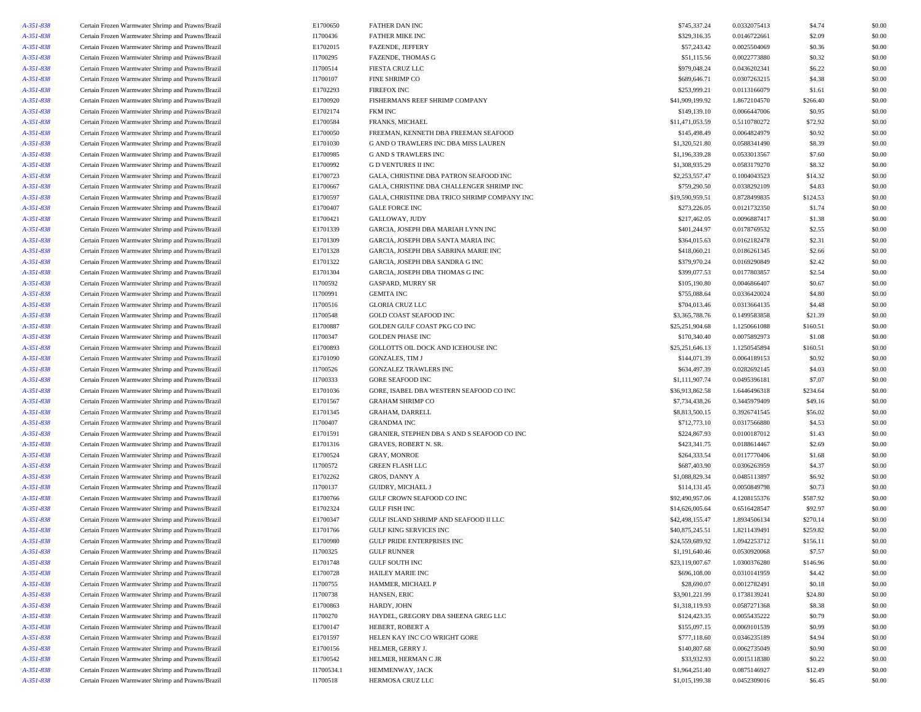| | | | | | | | |
|---|---|---|---|---|---|---|---|
| *A-351-838* | Certain Frozen Warmwater Shrimp and Prawns/Brazil | E1700650 | FATHER DAN INC | $745,337.24 | 0.0332075413 | $4.74 | $0.00 |
| *A-351-838* | Certain Frozen Warmwater Shrimp and Prawns/Brazil | I1700436 | FATHER MIKE INC | $329,316.35 | 0.0146722661 | $2.09 | $0.00 |
| *A-351-838* | Certain Frozen Warmwater Shrimp and Prawns/Brazil | E1702015 | FAZENDE, JEFFERY | $57,243.42 | 0.0025504069 | $0.36 | $0.00 |
| *A-351-838* | Certain Frozen Warmwater Shrimp and Prawns/Brazil | I1700295 | FAZENDE, THOMAS G | $51,115.56 | 0.0022773880 | $0.32 | $0.00 |
| *A-351-838* | Certain Frozen Warmwater Shrimp and Prawns/Brazil | I1700514 | FIESTA CRUZ LLC | $979,048.24 | 0.0436202341 | $6.22 | $0.00 |
| *A-351-838* | Certain Frozen Warmwater Shrimp and Prawns/Brazil | I1700107 | FINE SHRIMP CO | $689,646.71 | 0.0307263215 | $4.38 | $0.00 |
| *A-351-838* | Certain Frozen Warmwater Shrimp and Prawns/Brazil | E1702293 | FIREFOX INC | $253,999.21 | 0.0113166079 | $1.61 | $0.00 |
| *A-351-838* | Certain Frozen Warmwater Shrimp and Prawns/Brazil | E1700920 | FISHERMANS REEF SHRIMP COMPANY | $41,909,199.92 | 1.8672104570 | $266.40 | $0.00 |
| *A-351-838* | Certain Frozen Warmwater Shrimp and Prawns/Brazil | E1702174 | FKM INC | $149,139.10 | 0.0066447006 | $0.95 | $0.00 |
| *A-351-838* | Certain Frozen Warmwater Shrimp and Prawns/Brazil | E1700584 | FRANKS, MICHAEL | $11,471,053.59 | 0.5110780272 | $72.92 | $0.00 |
| *A-351-838* | Certain Frozen Warmwater Shrimp and Prawns/Brazil | E1700050 | FREEMAN, KENNETH DBA FREEMAN SEAFOOD | $145,498.49 | 0.0064824979 | $0.92 | $0.00 |
| *A-351-838* | Certain Frozen Warmwater Shrimp and Prawns/Brazil | E1701030 | G AND O TRAWLERS INC DBA MISS LAUREN | $1,320,521.80 | 0.0588341490 | $8.39 | $0.00 |
| *A-351-838* | Certain Frozen Warmwater Shrimp and Prawns/Brazil | E1700985 | G AND S TRAWLERS INC | $1,196,339.28 | 0.0533013567 | $7.60 | $0.00 |
| *A-351-838* | Certain Frozen Warmwater Shrimp and Prawns/Brazil | E1700992 | G D VENTURES II INC | $1,308,935.29 | 0.0583179270 | $8.32 | $0.00 |
| *A-351-838* | Certain Frozen Warmwater Shrimp and Prawns/Brazil | E1700723 | GALA, CHRISTINE DBA PATRON SEAFOOD INC | $2,253,557.47 | 0.1004043523 | $14.32 | $0.00 |
| *A-351-838* | Certain Frozen Warmwater Shrimp and Prawns/Brazil | E1700667 | GALA, CHRISTINE DBA CHALLENGER SHRIMP INC | $759,290.50 | 0.0338292109 | $4.83 | $0.00 |
| *A-351-838* | Certain Frozen Warmwater Shrimp and Prawns/Brazil | E1700597 | GALA, CHRISTINE DBA TRICO SHRIMP COMPANY INC | $19,590,959.51 | 0.8728499835 | $124.53 | $0.00 |
| *A-351-838* | Certain Frozen Warmwater Shrimp and Prawns/Brazil | E1700407 | GALE FORCE INC | $273,226.05 | 0.0121732350 | $1.74 | $0.00 |
| *A-351-838* | Certain Frozen Warmwater Shrimp and Prawns/Brazil | E1700421 | GALLOWAY, JUDY | $217,462.05 | 0.0096887417 | $1.38 | $0.00 |
| *A-351-838* | Certain Frozen Warmwater Shrimp and Prawns/Brazil | E1701339 | GARCIA, JOSEPH DBA MARIAH LYNN INC | $401,244.97 | 0.0178769532 | $2.55 | $0.00 |
| *A-351-838* | Certain Frozen Warmwater Shrimp and Prawns/Brazil | E1701309 | GARCIA, JOSEPH DBA SANTA MARIA INC | $364,015.63 | 0.0162182478 | $2.31 | $0.00 |
| *A-351-838* | Certain Frozen Warmwater Shrimp and Prawns/Brazil | E1701328 | GARCIA, JOSEPH DBA SABRINA MARIE INC | $418,060.21 | 0.0186261345 | $2.66 | $0.00 |
| *A-351-838* | Certain Frozen Warmwater Shrimp and Prawns/Brazil | E1701322 | GARCIA, JOSEPH DBA SANDRA G INC | $379,970.24 | 0.0169290849 | $2.42 | $0.00 |
| *A-351-838* | Certain Frozen Warmwater Shrimp and Prawns/Brazil | E1701304 | GARCIA, JOSEPH DBA THOMAS G INC | $399,077.53 | 0.0177803857 | $2.54 | $0.00 |
| *A-351-838* | Certain Frozen Warmwater Shrimp and Prawns/Brazil | I1700592 | GASPARD, MURRY SR | $105,190.80 | 0.0046866407 | $0.67 | $0.00 |
| *A-351-838* | Certain Frozen Warmwater Shrimp and Prawns/Brazil | I1700991 | GEMITA INC | $755,088.64 | 0.0336420024 | $4.80 | $0.00 |
| *A-351-838* | Certain Frozen Warmwater Shrimp and Prawns/Brazil | I1700516 | GLORIA CRUZ LLC | $704,013.46 | 0.0313664135 | $4.48 | $0.00 |
| *A-351-838* | Certain Frozen Warmwater Shrimp and Prawns/Brazil | I1700548 | GOLD COAST SEAFOOD INC | $3,365,788.76 | 0.1499583858 | $21.39 | $0.00 |
| *A-351-838* | Certain Frozen Warmwater Shrimp and Prawns/Brazil | E1700887 | GOLDEN GULF COAST PKG CO INC | $25,251,904.68 | 1.1250661088 | $160.51 | $0.00 |
| *A-351-838* | Certain Frozen Warmwater Shrimp and Prawns/Brazil | I1700347 | GOLDEN PHASE INC | $170,340.40 | 0.0075892973 | $1.08 | $0.00 |
| *A-351-838* | Certain Frozen Warmwater Shrimp and Prawns/Brazil | E1700893 | GOLLOTTS OIL DOCK AND ICEHOUSE INC | $25,251,646.13 | 1.1250545894 | $160.51 | $0.00 |
| *A-351-838* | Certain Frozen Warmwater Shrimp and Prawns/Brazil | E1701090 | GONZALES, TIM J | $144,071.39 | 0.0064189153 | $0.92 | $0.00 |
| *A-351-838* | Certain Frozen Warmwater Shrimp and Prawns/Brazil | I1700526 | GONZALEZ TRAWLERS INC | $634,497.39 | 0.0282692145 | $4.03 | $0.00 |
| *A-351-838* | Certain Frozen Warmwater Shrimp and Prawns/Brazil | I1700333 | GORE SEAFOOD INC | $1,111,907.74 | 0.0495396181 | $7.07 | $0.00 |
| *A-351-838* | Certain Frozen Warmwater Shrimp and Prawns/Brazil | E1701036 | GORE, ISABEL DBA WESTERN SEAFOOD CO INC | $36,913,862.58 | 1.6446496318 | $234.64 | $0.00 |
| *A-351-838* | Certain Frozen Warmwater Shrimp and Prawns/Brazil | E1701567 | GRAHAM SHRIMP CO | $7,734,438.26 | 0.3445979409 | $49.16 | $0.00 |
| *A-351-838* | Certain Frozen Warmwater Shrimp and Prawns/Brazil | E1701345 | GRAHAM, DARRELL | $8,813,500.15 | 0.3926741545 | $56.02 | $0.00 |
| *A-351-838* | Certain Frozen Warmwater Shrimp and Prawns/Brazil | I1700407 | GRANDMA INC | $712,773.10 | 0.0317566880 | $4.53 | $0.00 |
| *A-351-838* | Certain Frozen Warmwater Shrimp and Prawns/Brazil | E1701591 | GRANIER, STEPHEN DBA S AND S SEAFOOD CO INC | $224,867.93 | 0.0100187012 | $1.43 | $0.00 |
| *A-351-838* | Certain Frozen Warmwater Shrimp and Prawns/Brazil | E1701316 | GRAVES, ROBERT N. SR. | $423,341.75 | 0.0188614467 | $2.69 | $0.00 |
| *A-351-838* | Certain Frozen Warmwater Shrimp and Prawns/Brazil | E1700524 | GRAY, MONROE | $264,333.54 | 0.0117770406 | $1.68 | $0.00 |
| *A-351-838* | Certain Frozen Warmwater Shrimp and Prawns/Brazil | I1700572 | GREEN FLASH LLC | $687,403.90 | 0.0306263959 | $4.37 | $0.00 |
| *A-351-838* | Certain Frozen Warmwater Shrimp and Prawns/Brazil | E1702262 | GROS, DANNY A | $1,088,829.34 | 0.0485113897 | $6.92 | $0.00 |
| *A-351-838* | Certain Frozen Warmwater Shrimp and Prawns/Brazil | I1700137 | GUIDRY, MICHAEL J | $114,131.45 | 0.0050849798 | $0.73 | $0.00 |
| *A-351-838* | Certain Frozen Warmwater Shrimp and Prawns/Brazil | E1700766 | GULF CROWN SEAFOOD CO INC | $92,490,957.06 | 4.1208155376 | $587.92 | $0.00 |
| *A-351-838* | Certain Frozen Warmwater Shrimp and Prawns/Brazil | E1702324 | GULF FISH INC | $14,626,005.64 | 0.6516428547 | $92.97 | $0.00 |
| *A-351-838* | Certain Frozen Warmwater Shrimp and Prawns/Brazil | E1700347 | GULF ISLAND SHRIMP AND SEAFOOD II LLC | $42,498,155.47 | 1.8934506134 | $270.14 | $0.00 |
| *A-351-838* | Certain Frozen Warmwater Shrimp and Prawns/Brazil | E1701766 | GULF KING SERVICES INC | $40,875,245.51 | 1.8211439491 | $259.82 | $0.00 |
| *A-351-838* | Certain Frozen Warmwater Shrimp and Prawns/Brazil | E1700980 | GULF PRIDE ENTERPRISES INC | $24,559,689.92 | 1.0942253712 | $156.11 | $0.00 |
| *A-351-838* | Certain Frozen Warmwater Shrimp and Prawns/Brazil | I1700325 | GULF RUNNER | $1,191,640.46 | 0.0530920068 | $7.57 | $0.00 |
| *A-351-838* | Certain Frozen Warmwater Shrimp and Prawns/Brazil | E1701748 | GULF SOUTH INC | $23,119,007.67 | 1.0300376280 | $146.96 | $0.00 |
| *A-351-838* | Certain Frozen Warmwater Shrimp and Prawns/Brazil | E1700728 | HAILEY MARIE INC | $696,108.00 | 0.0310141959 | $4.42 | $0.00 |
| *A-351-838* | Certain Frozen Warmwater Shrimp and Prawns/Brazil | I1700755 | HAMMER, MICHAEL P | $28,690.07 | 0.0012782491 | $0.18 | $0.00 |
| *A-351-838* | Certain Frozen Warmwater Shrimp and Prawns/Brazil | I1700738 | HANSEN, ERIC | $3,901,221.99 | 0.1738139241 | $24.80 | $0.00 |
| *A-351-838* | Certain Frozen Warmwater Shrimp and Prawns/Brazil | E1700863 | HARDY, JOHN | $1,318,119.93 | 0.0587271368 | $8.38 | $0.00 |
| *A-351-838* | Certain Frozen Warmwater Shrimp and Prawns/Brazil | I1700270 | HAYDEL, GREGORY DBA SHEENA GREG LLC | $124,423.35 | 0.0055435222 | $0.79 | $0.00 |
| *A-351-838* | Certain Frozen Warmwater Shrimp and Prawns/Brazil | E1700147 | HEBERT, ROBERT A | $155,097.15 | 0.0069101539 | $0.99 | $0.00 |
| *A-351-838* | Certain Frozen Warmwater Shrimp and Prawns/Brazil | E1701597 | HELEN KAY INC C/O WRIGHT GORE | $777,118.60 | 0.0346235189 | $4.94 | $0.00 |
| *A-351-838* | Certain Frozen Warmwater Shrimp and Prawns/Brazil | E1700156 | HELMER, GERRY J. | $140,807.68 | 0.0062735049 | $0.90 | $0.00 |
| *A-351-838* | Certain Frozen Warmwater Shrimp and Prawns/Brazil | E1700542 | HELMER, HERMAN C JR | $33,932.93 | 0.0015118380 | $0.22 | $0.00 |
| *A-351-838* | Certain Frozen Warmwater Shrimp and Prawns/Brazil | I1700534.1 | HEMMENWAY, JACK | $1,964,251.40 | 0.0875146927 | $12.49 | $0.00 |
| *A-351-838* | Certain Frozen Warmwater Shrimp and Prawns/Brazil | I1700518 | HERMOSA CRUZ LLC | $1,015,199.38 | 0.0452309016 | $6.45 | $0.00 |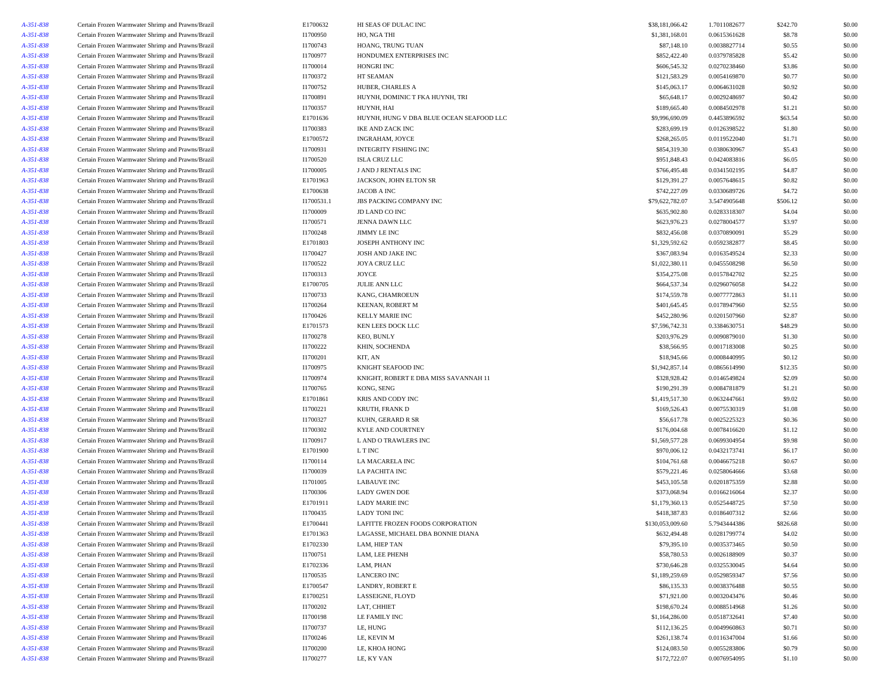| | | | | | | | |
|---|---|---|---|---|---|---|---|
| A-351-838 | Certain Frozen Warmwater Shrimp and Prawns/Brazil | E1700632 | HI SEAS OF DULAC INC | $38,181,066.42 | 1.7011082677 | $242.70 | $0.00 |
| A-351-838 | Certain Frozen Warmwater Shrimp and Prawns/Brazil | I1700950 | HO, NGA THI | $1,381,168.01 | 0.0615361628 | $8.78 | $0.00 |
| A-351-838 | Certain Frozen Warmwater Shrimp and Prawns/Brazil | I1700743 | HOANG, TRUNG TUAN | $87,148.10 | 0.0038827714 | $0.55 | $0.00 |
| A-351-838 | Certain Frozen Warmwater Shrimp and Prawns/Brazil | I1700977 | HONDUMEX ENTERPRISES INC | $852,422.40 | 0.0379785828 | $5.42 | $0.00 |
| A-351-838 | Certain Frozen Warmwater Shrimp and Prawns/Brazil | I1700014 | HONGRI INC | $606,545.32 | 0.0270238460 | $3.86 | $0.00 |
| A-351-838 | Certain Frozen Warmwater Shrimp and Prawns/Brazil | I1700372 | HT SEAMAN | $121,583.29 | 0.0054169870 | $0.77 | $0.00 |
| A-351-838 | Certain Frozen Warmwater Shrimp and Prawns/Brazil | I1700752 | HUBER, CHARLES A | $145,063.17 | 0.0064631028 | $0.92 | $0.00 |
| A-351-838 | Certain Frozen Warmwater Shrimp and Prawns/Brazil | I1700891 | HUYNH, DOMINIC T FKA HUYNH, TRI | $65,648.17 | 0.0029248697 | $0.42 | $0.00 |
| A-351-838 | Certain Frozen Warmwater Shrimp and Prawns/Brazil | I1700357 | HUYNH, HAI | $189,665.40 | 0.0084502978 | $1.21 | $0.00 |
| A-351-838 | Certain Frozen Warmwater Shrimp and Prawns/Brazil | E1701636 | HUYNH, HUNG V DBA BLUE OCEAN SEAFOOD LLC | $9,996,690.09 | 0.4453896592 | $63.54 | $0.00 |
| A-351-838 | Certain Frozen Warmwater Shrimp and Prawns/Brazil | I1700383 | IKE AND ZACK INC | $283,699.19 | 0.0126398522 | $1.80 | $0.00 |
| A-351-838 | Certain Frozen Warmwater Shrimp and Prawns/Brazil | E1700572 | INGRAHAM, JOYCE | $268,265.05 | 0.0119522040 | $1.71 | $0.00 |
| A-351-838 | Certain Frozen Warmwater Shrimp and Prawns/Brazil | I1700931 | INTEGRITY FISHING INC | $854,319.30 | 0.0380630967 | $5.43 | $0.00 |
| A-351-838 | Certain Frozen Warmwater Shrimp and Prawns/Brazil | I1700520 | ISLA CRUZ LLC | $951,848.43 | 0.0424083816 | $6.05 | $0.00 |
| A-351-838 | Certain Frozen Warmwater Shrimp and Prawns/Brazil | I1700005 | J AND J RENTALS INC | $766,495.48 | 0.0341502195 | $4.87 | $0.00 |
| A-351-838 | Certain Frozen Warmwater Shrimp and Prawns/Brazil | E1701963 | JACKSON, JOHN ELTON SR | $129,391.27 | 0.0057648615 | $0.82 | $0.00 |
| A-351-838 | Certain Frozen Warmwater Shrimp and Prawns/Brazil | E1700638 | JACOB A INC | $742,227.09 | 0.0330689726 | $4.72 | $0.00 |
| A-351-838 | Certain Frozen Warmwater Shrimp and Prawns/Brazil | I1700531.1 | JBS PACKING COMPANY INC | $79,622,782.07 | 3.5474905648 | $506.12 | $0.00 |
| A-351-838 | Certain Frozen Warmwater Shrimp and Prawns/Brazil | I1700009 | JD LAND CO INC | $635,902.80 | 0.0283318307 | $4.04 | $0.00 |
| A-351-838 | Certain Frozen Warmwater Shrimp and Prawns/Brazil | I1700571 | JENNA DAWN LLC | $623,976.23 | 0.0278004577 | $3.97 | $0.00 |
| A-351-838 | Certain Frozen Warmwater Shrimp and Prawns/Brazil | I1700248 | JIMMY LE INC | $832,456.08 | 0.0370890091 | $5.29 | $0.00 |
| A-351-838 | Certain Frozen Warmwater Shrimp and Prawns/Brazil | E1701803 | JOSEPH ANTHONY INC | $1,329,592.62 | 0.0592382877 | $8.45 | $0.00 |
| A-351-838 | Certain Frozen Warmwater Shrimp and Prawns/Brazil | I1700427 | JOSH AND JAKE INC | $367,083.94 | 0.0163549524 | $2.33 | $0.00 |
| A-351-838 | Certain Frozen Warmwater Shrimp and Prawns/Brazil | I1700522 | JOYA CRUZ LLC | $1,022,380.11 | 0.0455508298 | $6.50 | $0.00 |
| A-351-838 | Certain Frozen Warmwater Shrimp and Prawns/Brazil | I1700313 | JOYCE | $354,275.08 | 0.0157842702 | $2.25 | $0.00 |
| A-351-838 | Certain Frozen Warmwater Shrimp and Prawns/Brazil | E1700705 | JULIE ANN LLC | $664,537.34 | 0.0296076058 | $4.22 | $0.00 |
| A-351-838 | Certain Frozen Warmwater Shrimp and Prawns/Brazil | I1700733 | KANG, CHAMROEUN | $174,559.78 | 0.0077772863 | $1.11 | $0.00 |
| A-351-838 | Certain Frozen Warmwater Shrimp and Prawns/Brazil | I1700264 | KEENAN, ROBERT M | $401,645.45 | 0.0178947960 | $2.55 | $0.00 |
| A-351-838 | Certain Frozen Warmwater Shrimp and Prawns/Brazil | I1700426 | KELLY MARIE INC | $452,280.96 | 0.0201507960 | $2.87 | $0.00 |
| A-351-838 | Certain Frozen Warmwater Shrimp and Prawns/Brazil | E1701573 | KEN LEES DOCK LLC | $7,596,742.31 | 0.3384630751 | $48.29 | $0.00 |
| A-351-838 | Certain Frozen Warmwater Shrimp and Prawns/Brazil | I1700278 | KEO, BUNLY | $203,976.29 | 0.0090879010 | $1.30 | $0.00 |
| A-351-838 | Certain Frozen Warmwater Shrimp and Prawns/Brazil | I1700222 | KHIN, SOCHENDA | $38,566.95 | 0.0017183008 | $0.25 | $0.00 |
| A-351-838 | Certain Frozen Warmwater Shrimp and Prawns/Brazil | I1700201 | KIT, AN | $18,945.66 | 0.0008440995 | $0.12 | $0.00 |
| A-351-838 | Certain Frozen Warmwater Shrimp and Prawns/Brazil | I1700975 | KNIGHT SEAFOOD INC | $1,942,857.14 | 0.0865614990 | $12.35 | $0.00 |
| A-351-838 | Certain Frozen Warmwater Shrimp and Prawns/Brazil | I1700974 | KNIGHT, ROBERT E DBA MISS SAVANNAH 11 | $328,928.42 | 0.0146549824 | $2.09 | $0.00 |
| A-351-838 | Certain Frozen Warmwater Shrimp and Prawns/Brazil | I1700765 | KONG, SENG | $190,291.39 | 0.0084781879 | $1.21 | $0.00 |
| A-351-838 | Certain Frozen Warmwater Shrimp and Prawns/Brazil | E1701861 | KRIS AND CODY INC | $1,419,517.30 | 0.0632447661 | $9.02 | $0.00 |
| A-351-838 | Certain Frozen Warmwater Shrimp and Prawns/Brazil | I1700221 | KRUTH, FRANK D | $169,526.43 | 0.0075530319 | $1.08 | $0.00 |
| A-351-838 | Certain Frozen Warmwater Shrimp and Prawns/Brazil | I1700327 | KUHN, GERARD R SR | $56,617.78 | 0.0025225323 | $0.36 | $0.00 |
| A-351-838 | Certain Frozen Warmwater Shrimp and Prawns/Brazil | I1700302 | KYLE AND COURTNEY | $176,004.68 | 0.0078416620 | $1.12 | $0.00 |
| A-351-838 | Certain Frozen Warmwater Shrimp and Prawns/Brazil | I1700917 | L AND O TRAWLERS INC | $1,569,577.28 | 0.0699304954 | $9.98 | $0.00 |
| A-351-838 | Certain Frozen Warmwater Shrimp and Prawns/Brazil | E1701900 | L T INC | $970,006.12 | 0.0432173741 | $6.17 | $0.00 |
| A-351-838 | Certain Frozen Warmwater Shrimp and Prawns/Brazil | I1700114 | LA MACARELA INC | $104,761.68 | 0.0046675218 | $0.67 | $0.00 |
| A-351-838 | Certain Frozen Warmwater Shrimp and Prawns/Brazil | I1700039 | LA PACHITA INC | $579,221.46 | 0.0258064666 | $3.68 | $0.00 |
| A-351-838 | Certain Frozen Warmwater Shrimp and Prawns/Brazil | I1701005 | LABAUVE INC | $453,105.58 | 0.0201875359 | $2.88 | $0.00 |
| A-351-838 | Certain Frozen Warmwater Shrimp and Prawns/Brazil | I1700306 | LADY GWEN DOE | $373,068.94 | 0.0166216064 | $2.37 | $0.00 |
| A-351-838 | Certain Frozen Warmwater Shrimp and Prawns/Brazil | E1701911 | LADY MARIE INC | $1,179,360.13 | 0.0525448725 | $7.50 | $0.00 |
| A-351-838 | Certain Frozen Warmwater Shrimp and Prawns/Brazil | I1700435 | LADY TONI INC | $418,387.83 | 0.0186407312 | $2.66 | $0.00 |
| A-351-838 | Certain Frozen Warmwater Shrimp and Prawns/Brazil | E1700441 | LAFITTE FROZEN FOODS CORPORATION | $130,053,009.60 | 5.7943444386 | $826.68 | $0.00 |
| A-351-838 | Certain Frozen Warmwater Shrimp and Prawns/Brazil | E1701363 | LAGASSE, MICHAEL DBA BONNIE DIANA | $632,494.48 | 0.0281799774 | $4.02 | $0.00 |
| A-351-838 | Certain Frozen Warmwater Shrimp and Prawns/Brazil | E1702330 | LAM, HIEP TAN | $79,395.10 | 0.0035373465 | $0.50 | $0.00 |
| A-351-838 | Certain Frozen Warmwater Shrimp and Prawns/Brazil | I1700751 | LAM, LEE PHENH | $58,780.53 | 0.0026188909 | $0.37 | $0.00 |
| A-351-838 | Certain Frozen Warmwater Shrimp and Prawns/Brazil | E1702336 | LAM, PHAN | $730,646.28 | 0.0325530045 | $4.64 | $0.00 |
| A-351-838 | Certain Frozen Warmwater Shrimp and Prawns/Brazil | I1700535 | LANCERO INC | $1,189,259.69 | 0.0529859347 | $7.56 | $0.00 |
| A-351-838 | Certain Frozen Warmwater Shrimp and Prawns/Brazil | E1700547 | LANDRY, ROBERT E | $86,135.33 | 0.0038376488 | $0.55 | $0.00 |
| A-351-838 | Certain Frozen Warmwater Shrimp and Prawns/Brazil | E1700251 | LASSEIGNE, FLOYD | $71,921.00 | 0.0032043476 | $0.46 | $0.00 |
| A-351-838 | Certain Frozen Warmwater Shrimp and Prawns/Brazil | I1700202 | LAT, CHHIET | $198,670.24 | 0.0088514968 | $1.26 | $0.00 |
| A-351-838 | Certain Frozen Warmwater Shrimp and Prawns/Brazil | I1700198 | LE FAMILY INC | $1,164,286.00 | 0.0518732641 | $7.40 | $0.00 |
| A-351-838 | Certain Frozen Warmwater Shrimp and Prawns/Brazil | I1700737 | LE, HUNG | $112,136.25 | 0.0049960863 | $0.71 | $0.00 |
| A-351-838 | Certain Frozen Warmwater Shrimp and Prawns/Brazil | I1700246 | LE, KEVIN M | $261,138.74 | 0.0116347004 | $1.66 | $0.00 |
| A-351-838 | Certain Frozen Warmwater Shrimp and Prawns/Brazil | I1700200 | LE, KHOA HONG | $124,083.50 | 0.0055283806 | $0.79 | $0.00 |
| A-351-838 | Certain Frozen Warmwater Shrimp and Prawns/Brazil | I1700277 | LE, KY VAN | $172,722.07 | 0.0076954095 | $1.10 | $0.00 |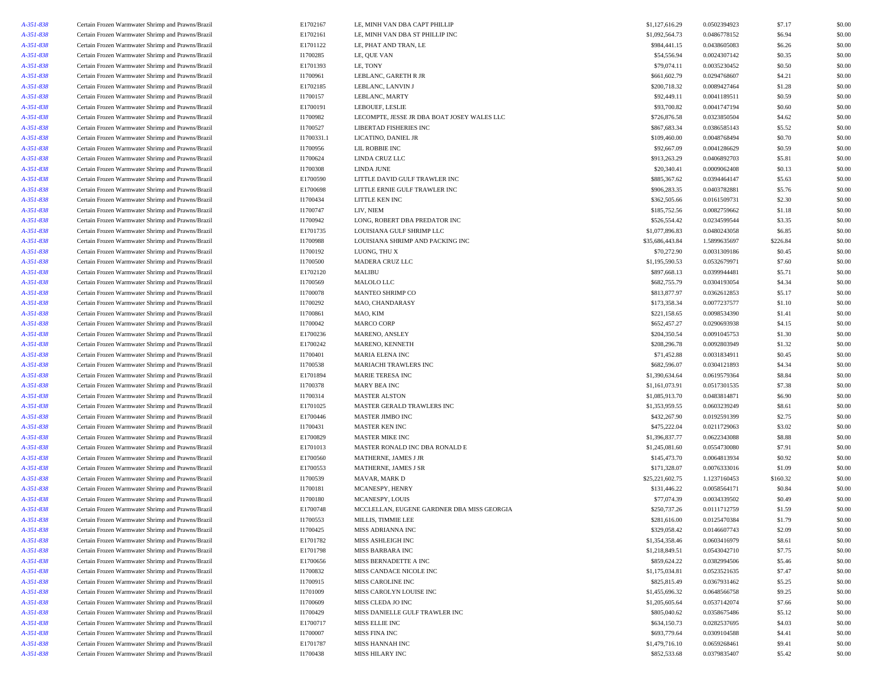| | | | | | | | |
|---|---|---|---|---|---|---|---|
| *A-351-838* | Certain Frozen Warmwater Shrimp and Prawns/Brazil | E1702167 | LE, MINH VAN DBA CAPT PHILLIP | $1,127,616.29 | 0.0502394923 | $7.17 | $0.00 |
| *A-351-838* | Certain Frozen Warmwater Shrimp and Prawns/Brazil | E1702161 | LE, MINH VAN DBA ST PHILLIP INC | $1,092,564.73 | 0.0486778152 | $6.94 | $0.00 |
| *A-351-838* | Certain Frozen Warmwater Shrimp and Prawns/Brazil | E1701122 | LE, PHAT AND TRAN, LE | $984,441.15 | 0.0438605083 | $6.26 | $0.00 |
| *A-351-838* | Certain Frozen Warmwater Shrimp and Prawns/Brazil | I1700285 | LE, QUE VAN | $54,556.94 | 0.0024307142 | $0.35 | $0.00 |
| *A-351-838* | Certain Frozen Warmwater Shrimp and Prawns/Brazil | E1701393 | LE, TONY | $79,074.11 | 0.0035230452 | $0.50 | $0.00 |
| *A-351-838* | Certain Frozen Warmwater Shrimp and Prawns/Brazil | I1700961 | LEBLANC, GARETH R JR | $661,602.79 | 0.0294768607 | $4.21 | $0.00 |
| *A-351-838* | Certain Frozen Warmwater Shrimp and Prawns/Brazil | E1702185 | LEBLANC, LANVIN J | $200,718.32 | 0.0089427464 | $1.28 | $0.00 |
| *A-351-838* | Certain Frozen Warmwater Shrimp and Prawns/Brazil | I1700157 | LEBLANC, MARTY | $92,449.11 | 0.0041189511 | $0.59 | $0.00 |
| *A-351-838* | Certain Frozen Warmwater Shrimp and Prawns/Brazil | E1700191 | LEBOUEF, LESLIE | $93,700.82 | 0.0041747194 | $0.60 | $0.00 |
| *A-351-838* | Certain Frozen Warmwater Shrimp and Prawns/Brazil | I1700982 | LECOMPTE, JESSE JR DBA BOAT JOSEY WALES LLC | $726,876.58 | 0.0323850504 | $4.62 | $0.00 |
| *A-351-838* | Certain Frozen Warmwater Shrimp and Prawns/Brazil | I1700527 | LIBERTAD FISHERIES INC | $867,683.34 | 0.0386585143 | $5.52 | $0.00 |
| *A-351-838* | Certain Frozen Warmwater Shrimp and Prawns/Brazil | I1700331.1 | LICATINO, DANIEL JR | $109,460.00 | 0.0048768494 | $0.70 | $0.00 |
| *A-351-838* | Certain Frozen Warmwater Shrimp and Prawns/Brazil | I1700956 | LIL ROBBIE INC | $92,667.09 | 0.0041286629 | $0.59 | $0.00 |
| *A-351-838* | Certain Frozen Warmwater Shrimp and Prawns/Brazil | I1700624 | LINDA CRUZ LLC | $913,263.29 | 0.0406892703 | $5.81 | $0.00 |
| *A-351-838* | Certain Frozen Warmwater Shrimp and Prawns/Brazil | I1700308 | LINDA JUNE | $20,340.41 | 0.0009062408 | $0.13 | $0.00 |
| *A-351-838* | Certain Frozen Warmwater Shrimp and Prawns/Brazil | E1700590 | LITTLE DAVID GULF TRAWLER INC | $885,367.62 | 0.0394464147 | $5.63 | $0.00 |
| *A-351-838* | Certain Frozen Warmwater Shrimp and Prawns/Brazil | E1700698 | LITTLE ERNIE GULF TRAWLER INC | $906,283.35 | 0.0403782881 | $5.76 | $0.00 |
| *A-351-838* | Certain Frozen Warmwater Shrimp and Prawns/Brazil | I1700434 | LITTLE KEN INC | $362,505.66 | 0.0161509731 | $2.30 | $0.00 |
| *A-351-838* | Certain Frozen Warmwater Shrimp and Prawns/Brazil | I1700747 | LIV, NIEM | $185,752.56 | 0.0082759662 | $1.18 | $0.00 |
| *A-351-838* | Certain Frozen Warmwater Shrimp and Prawns/Brazil | I1700942 | LONG, ROBERT DBA PREDATOR INC | $526,554.42 | 0.0234599544 | $3.35 | $0.00 |
| *A-351-838* | Certain Frozen Warmwater Shrimp and Prawns/Brazil | E1701735 | LOUISIANA GULF SHRIMP LLC | $1,077,896.83 | 0.0480243058 | $6.85 | $0.00 |
| *A-351-838* | Certain Frozen Warmwater Shrimp and Prawns/Brazil | I1700988 | LOUISIANA SHRIMP AND PACKING INC | $35,686,443.84 | 1.5899635697 | $226.84 | $0.00 |
| *A-351-838* | Certain Frozen Warmwater Shrimp and Prawns/Brazil | I1700192 | LUONG, THU X | $70,272.90 | 0.0031309186 | $0.45 | $0.00 |
| *A-351-838* | Certain Frozen Warmwater Shrimp and Prawns/Brazil | I1700500 | MADERA CRUZ LLC | $1,195,590.53 | 0.0532679971 | $7.60 | $0.00 |
| *A-351-838* | Certain Frozen Warmwater Shrimp and Prawns/Brazil | E1702120 | MALIBU | $897,668.13 | 0.0399944481 | $5.71 | $0.00 |
| *A-351-838* | Certain Frozen Warmwater Shrimp and Prawns/Brazil | I1700569 | MALOLO LLC | $682,755.79 | 0.0304193054 | $4.34 | $0.00 |
| *A-351-838* | Certain Frozen Warmwater Shrimp and Prawns/Brazil | I1700078 | MANTEO SHRIMP CO | $813,877.97 | 0.0362612853 | $5.17 | $0.00 |
| *A-351-838* | Certain Frozen Warmwater Shrimp and Prawns/Brazil | I1700292 | MAO, CHANDARASY | $173,358.34 | 0.0077237577 | $1.10 | $0.00 |
| *A-351-838* | Certain Frozen Warmwater Shrimp and Prawns/Brazil | I1700861 | MAO, KIM | $221,158.65 | 0.0098534390 | $1.41 | $0.00 |
| *A-351-838* | Certain Frozen Warmwater Shrimp and Prawns/Brazil | I1700042 | MARCO CORP | $652,457.27 | 0.0290693938 | $4.15 | $0.00 |
| *A-351-838* | Certain Frozen Warmwater Shrimp and Prawns/Brazil | E1700236 | MARENO, ANSLEY | $204,350.54 | 0.0091045753 | $1.30 | $0.00 |
| *A-351-838* | Certain Frozen Warmwater Shrimp and Prawns/Brazil | E1700242 | MARENO, KENNETH | $208,296.78 | 0.0092803949 | $1.32 | $0.00 |
| *A-351-838* | Certain Frozen Warmwater Shrimp and Prawns/Brazil | I1700401 | MARIA ELENA INC | $71,452.88 | 0.0031834911 | $0.45 | $0.00 |
| *A-351-838* | Certain Frozen Warmwater Shrimp and Prawns/Brazil | I1700538 | MARIACHI TRAWLERS INC | $682,596.07 | 0.0304121893 | $4.34 | $0.00 |
| *A-351-838* | Certain Frozen Warmwater Shrimp and Prawns/Brazil | E1701894 | MARIE TERESA INC | $1,390,634.64 | 0.0619579364 | $8.84 | $0.00 |
| *A-351-838* | Certain Frozen Warmwater Shrimp and Prawns/Brazil | I1700378 | MARY BEA INC | $1,161,073.91 | 0.0517301535 | $7.38 | $0.00 |
| *A-351-838* | Certain Frozen Warmwater Shrimp and Prawns/Brazil | I1700314 | MASTER ALSTON | $1,085,913.70 | 0.0483814871 | $6.90 | $0.00 |
| *A-351-838* | Certain Frozen Warmwater Shrimp and Prawns/Brazil | E1701025 | MASTER GERALD TRAWLERS INC | $1,353,959.55 | 0.0603239249 | $8.61 | $0.00 |
| *A-351-838* | Certain Frozen Warmwater Shrimp and Prawns/Brazil | E1700446 | MASTER JIMBO INC | $432,267.90 | 0.0192591399 | $2.75 | $0.00 |
| *A-351-838* | Certain Frozen Warmwater Shrimp and Prawns/Brazil | I1700431 | MASTER KEN INC | $475,222.04 | 0.0211729063 | $3.02 | $0.00 |
| *A-351-838* | Certain Frozen Warmwater Shrimp and Prawns/Brazil | E1700829 | MASTER MIKE INC | $1,396,837.77 | 0.0622343088 | $8.88 | $0.00 |
| *A-351-838* | Certain Frozen Warmwater Shrimp and Prawns/Brazil | E1701013 | MASTER RONALD INC DBA RONALD E | $1,245,081.60 | 0.0554730080 | $7.91 | $0.00 |
| *A-351-838* | Certain Frozen Warmwater Shrimp and Prawns/Brazil | E1700560 | MATHERNE, JAMES J JR | $145,473.70 | 0.0064813934 | $0.92 | $0.00 |
| *A-351-838* | Certain Frozen Warmwater Shrimp and Prawns/Brazil | E1700553 | MATHERNE, JAMES J SR | $171,328.07 | 0.0076333016 | $1.09 | $0.00 |
| *A-351-838* | Certain Frozen Warmwater Shrimp and Prawns/Brazil | I1700539 | MAVAR, MARK D | $25,221,602.75 | 1.1237160453 | $160.32 | $0.00 |
| *A-351-838* | Certain Frozen Warmwater Shrimp and Prawns/Brazil | I1700181 | MCANESPY, HENRY | $131,446.22 | 0.0058564171 | $0.84 | $0.00 |
| *A-351-838* | Certain Frozen Warmwater Shrimp and Prawns/Brazil | I1700180 | MCANESPY, LOUIS | $77,074.39 | 0.0034339502 | $0.49 | $0.00 |
| *A-351-838* | Certain Frozen Warmwater Shrimp and Prawns/Brazil | E1700748 | MCCLELLAN, EUGENE GARDNER DBA MISS GEORGIA | $250,737.26 | 0.0111712759 | $1.59 | $0.00 |
| *A-351-838* | Certain Frozen Warmwater Shrimp and Prawns/Brazil | I1700553 | MILLIS, TIMMIE LEE | $281,616.00 | 0.0125470384 | $1.79 | $0.00 |
| *A-351-838* | Certain Frozen Warmwater Shrimp and Prawns/Brazil | I1700425 | MISS ADRIANNA INC | $329,058.42 | 0.0146607743 | $2.09 | $0.00 |
| *A-351-838* | Certain Frozen Warmwater Shrimp and Prawns/Brazil | E1701782 | MISS ASHLEIGH INC | $1,354,358.46 | 0.0603416979 | $8.61 | $0.00 |
| *A-351-838* | Certain Frozen Warmwater Shrimp and Prawns/Brazil | E1701798 | MISS BARBARA INC | $1,218,849.51 | 0.0543042710 | $7.75 | $0.00 |
| *A-351-838* | Certain Frozen Warmwater Shrimp and Prawns/Brazil | E1700656 | MISS BERNADETTE A INC | $859,624.22 | 0.0382994506 | $5.46 | $0.00 |
| *A-351-838* | Certain Frozen Warmwater Shrimp and Prawns/Brazil | I1700832 | MISS CANDACE NICOLE INC | $1,175,034.81 | 0.0523521635 | $7.47 | $0.00 |
| *A-351-838* | Certain Frozen Warmwater Shrimp and Prawns/Brazil | I1700915 | MISS CAROLINE INC | $825,815.49 | 0.0367931462 | $5.25 | $0.00 |
| *A-351-838* | Certain Frozen Warmwater Shrimp and Prawns/Brazil | I1701009 | MISS CAROLYN LOUISE INC | $1,455,696.32 | 0.0648566758 | $9.25 | $0.00 |
| *A-351-838* | Certain Frozen Warmwater Shrimp and Prawns/Brazil | I1700609 | MISS CLEDA JO INC | $1,205,605.64 | 0.0537142074 | $7.66 | $0.00 |
| *A-351-838* | Certain Frozen Warmwater Shrimp and Prawns/Brazil | I1700429 | MISS DANIELLE GULF TRAWLER INC | $805,040.62 | 0.0358675486 | $5.12 | $0.00 |
| *A-351-838* | Certain Frozen Warmwater Shrimp and Prawns/Brazil | E1700717 | MISS ELLIE INC | $634,150.73 | 0.0282537695 | $4.03 | $0.00 |
| *A-351-838* | Certain Frozen Warmwater Shrimp and Prawns/Brazil | I1700007 | MISS FINA INC | $693,779.64 | 0.0309104588 | $4.41 | $0.00 |
| *A-351-838* | Certain Frozen Warmwater Shrimp and Prawns/Brazil | E1701787 | MISS HANNAH INC | $1,479,716.10 | 0.0659268461 | $9.41 | $0.00 |
| *A-351-838* | Certain Frozen Warmwater Shrimp and Prawns/Brazil | I1700438 | MISS HILARY INC | $852,533.68 | 0.0379835407 | $5.42 | $0.00 |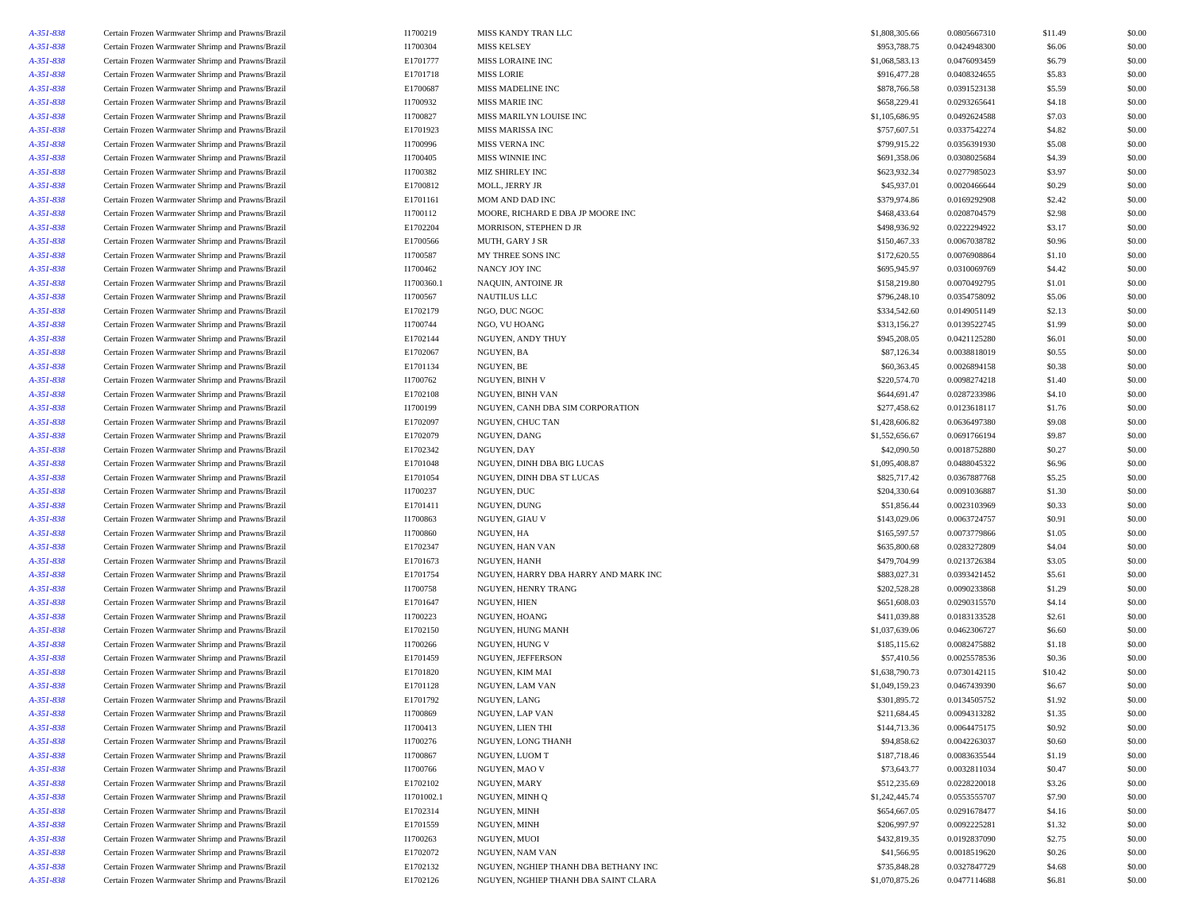| | | | | | | | |
|---|---|---|---|---|---|---|---|
| A-351-838 | Certain Frozen Warmwater Shrimp and Prawns/Brazil | I1700219 | MISS KANDY TRAN LLC | $1,808,305.66 | 0.0805667310 | $11.49 | $0.00 |
| A-351-838 | Certain Frozen Warmwater Shrimp and Prawns/Brazil | I1700304 | MISS KELSEY | $953,788.75 | 0.0424948300 | $6.06 | $0.00 |
| A-351-838 | Certain Frozen Warmwater Shrimp and Prawns/Brazil | E1701777 | MISS LORAINE INC | $1,068,583.13 | 0.0476093459 | $6.79 | $0.00 |
| A-351-838 | Certain Frozen Warmwater Shrimp and Prawns/Brazil | E1701718 | MISS LORIE | $916,477.28 | 0.0408324655 | $5.83 | $0.00 |
| A-351-838 | Certain Frozen Warmwater Shrimp and Prawns/Brazil | E1700687 | MISS MADELINE INC | $878,766.58 | 0.0391523138 | $5.59 | $0.00 |
| A-351-838 | Certain Frozen Warmwater Shrimp and Prawns/Brazil | I1700932 | MISS MARIE INC | $658,229.41 | 0.0293265641 | $4.18 | $0.00 |
| A-351-838 | Certain Frozen Warmwater Shrimp and Prawns/Brazil | I1700827 | MISS MARILYN LOUISE INC | $1,105,686.95 | 0.0492624588 | $7.03 | $0.00 |
| A-351-838 | Certain Frozen Warmwater Shrimp and Prawns/Brazil | E1701923 | MISS MARISSA INC | $757,607.51 | 0.0337542274 | $4.82 | $0.00 |
| A-351-838 | Certain Frozen Warmwater Shrimp and Prawns/Brazil | I1700996 | MISS VERNA INC | $799,915.22 | 0.0356391930 | $5.08 | $0.00 |
| A-351-838 | Certain Frozen Warmwater Shrimp and Prawns/Brazil | I1700405 | MISS WINNIE INC | $691,358.06 | 0.0308025684 | $4.39 | $0.00 |
| A-351-838 | Certain Frozen Warmwater Shrimp and Prawns/Brazil | I1700382 | MIZ SHIRLEY INC | $623,932.34 | 0.0277985023 | $3.97 | $0.00 |
| A-351-838 | Certain Frozen Warmwater Shrimp and Prawns/Brazil | E1700812 | MOLL, JERRY JR | $45,937.01 | 0.0020466644 | $0.29 | $0.00 |
| A-351-838 | Certain Frozen Warmwater Shrimp and Prawns/Brazil | E1701161 | MOM AND DAD INC | $379,974.86 | 0.0169292908 | $2.42 | $0.00 |
| A-351-838 | Certain Frozen Warmwater Shrimp and Prawns/Brazil | I1700112 | MOORE, RICHARD E DBA JP MOORE INC | $468,433.64 | 0.0208704579 | $2.98 | $0.00 |
| A-351-838 | Certain Frozen Warmwater Shrimp and Prawns/Brazil | E1702204 | MORRISON, STEPHEN D JR | $498,936.92 | 0.0222294922 | $3.17 | $0.00 |
| A-351-838 | Certain Frozen Warmwater Shrimp and Prawns/Brazil | E1700566 | MUTH, GARY J SR | $150,467.33 | 0.0067038782 | $0.96 | $0.00 |
| A-351-838 | Certain Frozen Warmwater Shrimp and Prawns/Brazil | I1700587 | MY THREE SONS INC | $172,620.55 | 0.0076908864 | $1.10 | $0.00 |
| A-351-838 | Certain Frozen Warmwater Shrimp and Prawns/Brazil | I1700462 | NANCY JOY INC | $695,945.97 | 0.0310069769 | $4.42 | $0.00 |
| A-351-838 | Certain Frozen Warmwater Shrimp and Prawns/Brazil | I1700360.1 | NAQUIN, ANTOINE JR | $158,219.80 | 0.0070492795 | $1.01 | $0.00 |
| A-351-838 | Certain Frozen Warmwater Shrimp and Prawns/Brazil | I1700567 | NAUTILUS LLC | $796,248.10 | 0.0354758092 | $5.06 | $0.00 |
| A-351-838 | Certain Frozen Warmwater Shrimp and Prawns/Brazil | E1702179 | NGO, DUC NGOC | $334,542.60 | 0.0149051149 | $2.13 | $0.00 |
| A-351-838 | Certain Frozen Warmwater Shrimp and Prawns/Brazil | I1700744 | NGO, VU HOANG | $313,156.27 | 0.0139522745 | $1.99 | $0.00 |
| A-351-838 | Certain Frozen Warmwater Shrimp and Prawns/Brazil | E1702144 | NGUYEN, ANDY THUY | $945,208.05 | 0.0421125280 | $6.01 | $0.00 |
| A-351-838 | Certain Frozen Warmwater Shrimp and Prawns/Brazil | E1702067 | NGUYEN, BA | $87,126.34 | 0.0038818019 | $0.55 | $0.00 |
| A-351-838 | Certain Frozen Warmwater Shrimp and Prawns/Brazil | E1701134 | NGUYEN, BE | $60,363.45 | 0.0026894158 | $0.38 | $0.00 |
| A-351-838 | Certain Frozen Warmwater Shrimp and Prawns/Brazil | I1700762 | NGUYEN, BINH V | $220,574.70 | 0.0098274218 | $1.40 | $0.00 |
| A-351-838 | Certain Frozen Warmwater Shrimp and Prawns/Brazil | E1702108 | NGUYEN, BINH VAN | $644,691.47 | 0.0287233986 | $4.10 | $0.00 |
| A-351-838 | Certain Frozen Warmwater Shrimp and Prawns/Brazil | I1700199 | NGUYEN, CANH DBA SIM CORPORATION | $277,458.62 | 0.0123618117 | $1.76 | $0.00 |
| A-351-838 | Certain Frozen Warmwater Shrimp and Prawns/Brazil | E1702097 | NGUYEN, CHUC TAN | $1,428,606.82 | 0.0636497380 | $9.08 | $0.00 |
| A-351-838 | Certain Frozen Warmwater Shrimp and Prawns/Brazil | E1702079 | NGUYEN, DANG | $1,552,656.67 | 0.0691766194 | $9.87 | $0.00 |
| A-351-838 | Certain Frozen Warmwater Shrimp and Prawns/Brazil | E1702342 | NGUYEN, DAY | $42,090.50 | 0.0018752880 | $0.27 | $0.00 |
| A-351-838 | Certain Frozen Warmwater Shrimp and Prawns/Brazil | E1701048 | NGUYEN, DINH DBA BIG LUCAS | $1,095,408.87 | 0.0488045322 | $6.96 | $0.00 |
| A-351-838 | Certain Frozen Warmwater Shrimp and Prawns/Brazil | E1701054 | NGUYEN, DINH DBA ST LUCAS | $825,717.42 | 0.0367887768 | $5.25 | $0.00 |
| A-351-838 | Certain Frozen Warmwater Shrimp and Prawns/Brazil | I1700237 | NGUYEN, DUC | $204,330.64 | 0.0091036887 | $1.30 | $0.00 |
| A-351-838 | Certain Frozen Warmwater Shrimp and Prawns/Brazil | E1701411 | NGUYEN, DUNG | $51,856.44 | 0.0023103969 | $0.33 | $0.00 |
| A-351-838 | Certain Frozen Warmwater Shrimp and Prawns/Brazil | I1700863 | NGUYEN, GIAU V | $143,029.06 | 0.0063724757 | $0.91 | $0.00 |
| A-351-838 | Certain Frozen Warmwater Shrimp and Prawns/Brazil | I1700860 | NGUYEN, HA | $165,597.57 | 0.0073779866 | $1.05 | $0.00 |
| A-351-838 | Certain Frozen Warmwater Shrimp and Prawns/Brazil | E1702347 | NGUYEN, HAN VAN | $635,800.68 | 0.0283272809 | $4.04 | $0.00 |
| A-351-838 | Certain Frozen Warmwater Shrimp and Prawns/Brazil | E1701673 | NGUYEN, HANH | $479,704.99 | 0.0213726384 | $3.05 | $0.00 |
| A-351-838 | Certain Frozen Warmwater Shrimp and Prawns/Brazil | E1701754 | NGUYEN, HARRY DBA HARRY AND MARK INC | $883,027.31 | 0.0393421452 | $5.61 | $0.00 |
| A-351-838 | Certain Frozen Warmwater Shrimp and Prawns/Brazil | I1700758 | NGUYEN, HENRY TRANG | $202,528.28 | 0.0090233868 | $1.29 | $0.00 |
| A-351-838 | Certain Frozen Warmwater Shrimp and Prawns/Brazil | E1701647 | NGUYEN, HIEN | $651,608.03 | 0.0290315570 | $4.14 | $0.00 |
| A-351-838 | Certain Frozen Warmwater Shrimp and Prawns/Brazil | I1700223 | NGUYEN, HOANG | $411,039.88 | 0.0183133528 | $2.61 | $0.00 |
| A-351-838 | Certain Frozen Warmwater Shrimp and Prawns/Brazil | E1702150 | NGUYEN, HUNG MANH | $1,037,639.06 | 0.0462306727 | $6.60 | $0.00 |
| A-351-838 | Certain Frozen Warmwater Shrimp and Prawns/Brazil | I1700266 | NGUYEN, HUNG V | $185,115.62 | 0.0082475882 | $1.18 | $0.00 |
| A-351-838 | Certain Frozen Warmwater Shrimp and Prawns/Brazil | E1701459 | NGUYEN, JEFFERSON | $57,410.56 | 0.0025578536 | $0.36 | $0.00 |
| A-351-838 | Certain Frozen Warmwater Shrimp and Prawns/Brazil | E1701820 | NGUYEN, KIM MAI | $1,638,790.73 | 0.0730142115 | $10.42 | $0.00 |
| A-351-838 | Certain Frozen Warmwater Shrimp and Prawns/Brazil | E1701128 | NGUYEN, LAM VAN | $1,049,159.23 | 0.0467439390 | $6.67 | $0.00 |
| A-351-838 | Certain Frozen Warmwater Shrimp and Prawns/Brazil | E1701792 | NGUYEN, LANG | $301,895.72 | 0.0134505752 | $1.92 | $0.00 |
| A-351-838 | Certain Frozen Warmwater Shrimp and Prawns/Brazil | I1700869 | NGUYEN, LAP VAN | $211,684.45 | 0.0094313282 | $1.35 | $0.00 |
| A-351-838 | Certain Frozen Warmwater Shrimp and Prawns/Brazil | I1700413 | NGUYEN, LIEN THI | $144,713.36 | 0.0064475175 | $0.92 | $0.00 |
| A-351-838 | Certain Frozen Warmwater Shrimp and Prawns/Brazil | I1700276 | NGUYEN, LONG THANH | $94,858.62 | 0.0042263037 | $0.60 | $0.00 |
| A-351-838 | Certain Frozen Warmwater Shrimp and Prawns/Brazil | I1700867 | NGUYEN, LUOM T | $187,718.46 | 0.0083635544 | $1.19 | $0.00 |
| A-351-838 | Certain Frozen Warmwater Shrimp and Prawns/Brazil | I1700766 | NGUYEN, MAO V | $73,643.77 | 0.0032811034 | $0.47 | $0.00 |
| A-351-838 | Certain Frozen Warmwater Shrimp and Prawns/Brazil | E1702102 | NGUYEN, MARY | $512,235.69 | 0.0228220018 | $3.26 | $0.00 |
| A-351-838 | Certain Frozen Warmwater Shrimp and Prawns/Brazil | I1701002.1 | NGUYEN, MINH Q | $1,242,445.74 | 0.0553555707 | $7.90 | $0.00 |
| A-351-838 | Certain Frozen Warmwater Shrimp and Prawns/Brazil | E1702314 | NGUYEN, MINH | $654,667.05 | 0.0291678477 | $4.16 | $0.00 |
| A-351-838 | Certain Frozen Warmwater Shrimp and Prawns/Brazil | E1701559 | NGUYEN, MINH | $206,997.97 | 0.0092225281 | $1.32 | $0.00 |
| A-351-838 | Certain Frozen Warmwater Shrimp and Prawns/Brazil | I1700263 | NGUYEN, MUOI | $432,819.35 | 0.0192837090 | $2.75 | $0.00 |
| A-351-838 | Certain Frozen Warmwater Shrimp and Prawns/Brazil | E1702072 | NGUYEN, NAM VAN | $41,566.95 | 0.0018519620 | $0.26 | $0.00 |
| A-351-838 | Certain Frozen Warmwater Shrimp and Prawns/Brazil | E1702132 | NGUYEN, NGHIEP THANH DBA BETHANY INC | $735,848.28 | 0.0327847729 | $4.68 | $0.00 |
| A-351-838 | Certain Frozen Warmwater Shrimp and Prawns/Brazil | E1702126 | NGUYEN, NGHIEP THANH DBA SAINT CLARA | $1,070,875.26 | 0.0477114688 | $6.81 | $0.00 |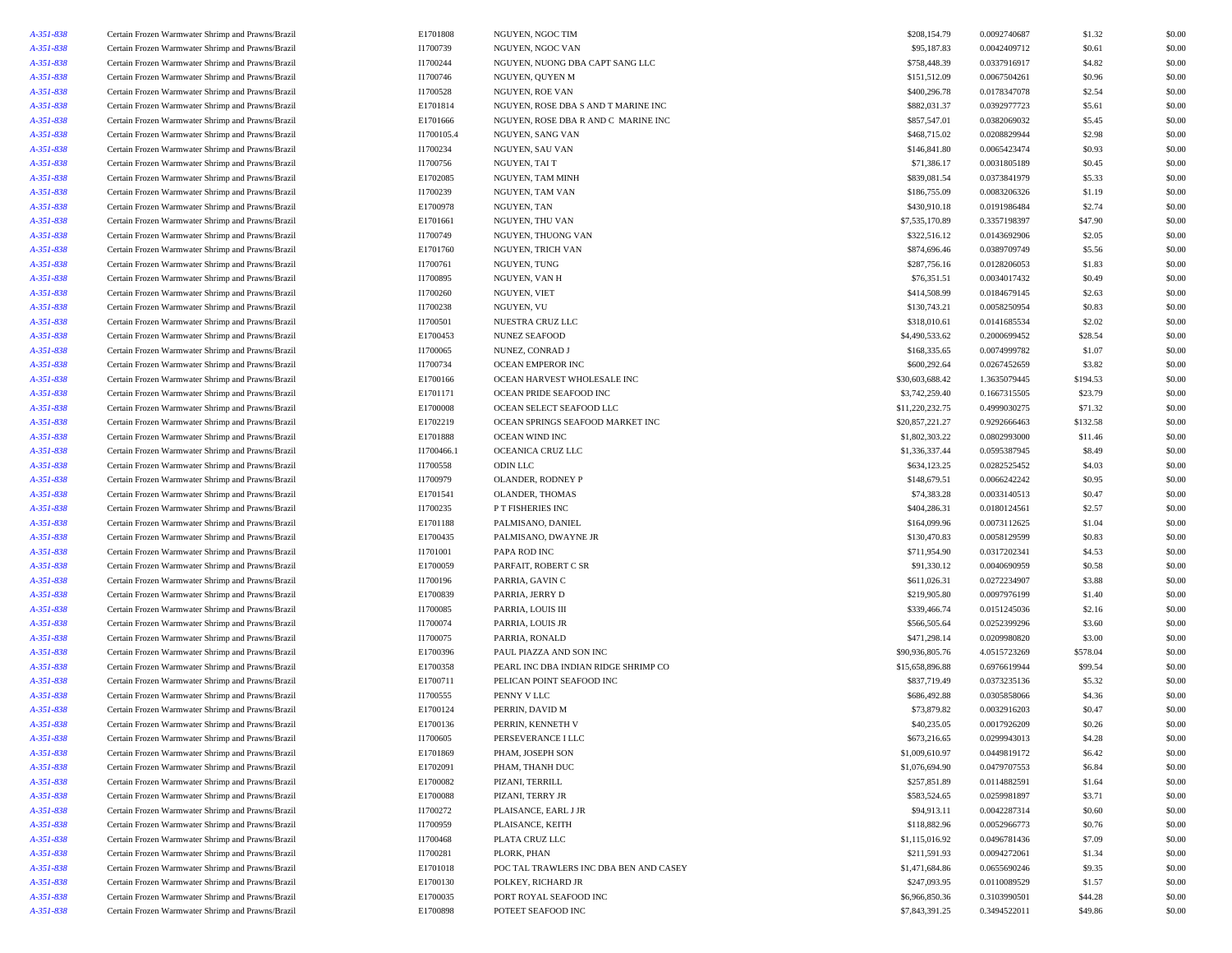| | | | | | | | |
|---|---|---|---|---|---|---|---|
| A-351-838 | Certain Frozen Warmwater Shrimp and Prawns/Brazil | E1701808 | NGUYEN, NGOC TIM | $208,154.79 | 0.0092740687 | $1.32 | $0.00 |
| A-351-838 | Certain Frozen Warmwater Shrimp and Prawns/Brazil | I1700739 | NGUYEN, NGOC VAN | $95,187.83 | 0.0042409712 | $0.61 | $0.00 |
| A-351-838 | Certain Frozen Warmwater Shrimp and Prawns/Brazil | I1700244 | NGUYEN, NUONG DBA CAPT SANG LLC | $758,448.39 | 0.0337916917 | $4.82 | $0.00 |
| A-351-838 | Certain Frozen Warmwater Shrimp and Prawns/Brazil | I1700746 | NGUYEN, QUYEN M | $151,512.09 | 0.0067504261 | $0.96 | $0.00 |
| A-351-838 | Certain Frozen Warmwater Shrimp and Prawns/Brazil | I1700528 | NGUYEN, ROE VAN | $400,296.78 | 0.0178347078 | $2.54 | $0.00 |
| A-351-838 | Certain Frozen Warmwater Shrimp and Prawns/Brazil | E1701814 | NGUYEN, ROSE DBA S AND T MARINE INC | $882,031.37 | 0.0392977723 | $5.61 | $0.00 |
| A-351-838 | Certain Frozen Warmwater Shrimp and Prawns/Brazil | E1701666 | NGUYEN, ROSE DBA R AND C MARINE INC | $857,547.01 | 0.0382069032 | $5.45 | $0.00 |
| A-351-838 | Certain Frozen Warmwater Shrimp and Prawns/Brazil | I1700105.4 | NGUYEN, SANG VAN | $468,715.02 | 0.0208829944 | $2.98 | $0.00 |
| A-351-838 | Certain Frozen Warmwater Shrimp and Prawns/Brazil | I1700234 | NGUYEN, SAU VAN | $146,841.80 | 0.0065423474 | $0.93 | $0.00 |
| A-351-838 | Certain Frozen Warmwater Shrimp and Prawns/Brazil | I1700756 | NGUYEN, TAI T | $71,386.17 | 0.0031805189 | $0.45 | $0.00 |
| A-351-838 | Certain Frozen Warmwater Shrimp and Prawns/Brazil | E1702085 | NGUYEN, TAM MINH | $839,081.54 | 0.0373841979 | $5.33 | $0.00 |
| A-351-838 | Certain Frozen Warmwater Shrimp and Prawns/Brazil | I1700239 | NGUYEN, TAM VAN | $186,755.09 | 0.0083206326 | $1.19 | $0.00 |
| A-351-838 | Certain Frozen Warmwater Shrimp and Prawns/Brazil | E1700978 | NGUYEN, TAN | $430,910.18 | 0.0191986484 | $2.74 | $0.00 |
| A-351-838 | Certain Frozen Warmwater Shrimp and Prawns/Brazil | E1701661 | NGUYEN, THU VAN | $7,535,170.89 | 0.3357198397 | $47.90 | $0.00 |
| A-351-838 | Certain Frozen Warmwater Shrimp and Prawns/Brazil | I1700749 | NGUYEN, THUONG VAN | $322,516.12 | 0.0143692906 | $2.05 | $0.00 |
| A-351-838 | Certain Frozen Warmwater Shrimp and Prawns/Brazil | E1701760 | NGUYEN, TRICH VAN | $874,696.46 | 0.0389709749 | $5.56 | $0.00 |
| A-351-838 | Certain Frozen Warmwater Shrimp and Prawns/Brazil | I1700761 | NGUYEN, TUNG | $287,756.16 | 0.0128206053 | $1.83 | $0.00 |
| A-351-838 | Certain Frozen Warmwater Shrimp and Prawns/Brazil | I1700895 | NGUYEN, VAN H | $76,351.51 | 0.0034017432 | $0.49 | $0.00 |
| A-351-838 | Certain Frozen Warmwater Shrimp and Prawns/Brazil | I1700260 | NGUYEN, VIET | $414,508.99 | 0.0184679145 | $2.63 | $0.00 |
| A-351-838 | Certain Frozen Warmwater Shrimp and Prawns/Brazil | I1700238 | NGUYEN, VU | $130,743.21 | 0.0058250954 | $0.83 | $0.00 |
| A-351-838 | Certain Frozen Warmwater Shrimp and Prawns/Brazil | I1700501 | NUESTRA CRUZ LLC | $318,010.61 | 0.0141685534 | $2.02 | $0.00 |
| A-351-838 | Certain Frozen Warmwater Shrimp and Prawns/Brazil | E1700453 | NUNEZ SEAFOOD | $4,490,533.62 | 0.2000699452 | $28.54 | $0.00 |
| A-351-838 | Certain Frozen Warmwater Shrimp and Prawns/Brazil | I1700065 | NUNEZ, CONRAD J | $168,335.65 | 0.0074999782 | $1.07 | $0.00 |
| A-351-838 | Certain Frozen Warmwater Shrimp and Prawns/Brazil | I1700734 | OCEAN EMPEROR INC | $600,292.64 | 0.0267452659 | $3.82 | $0.00 |
| A-351-838 | Certain Frozen Warmwater Shrimp and Prawns/Brazil | E1700166 | OCEAN HARVEST WHOLESALE INC | $30,603,688.42 | 1.3635079445 | $194.53 | $0.00 |
| A-351-838 | Certain Frozen Warmwater Shrimp and Prawns/Brazil | E1701171 | OCEAN PRIDE SEAFOOD INC | $3,742,259.40 | 0.1667315505 | $23.79 | $0.00 |
| A-351-838 | Certain Frozen Warmwater Shrimp and Prawns/Brazil | E1700008 | OCEAN SELECT SEAFOOD LLC | $11,220,232.75 | 0.4999030275 | $71.32 | $0.00 |
| A-351-838 | Certain Frozen Warmwater Shrimp and Prawns/Brazil | E1702219 | OCEAN SPRINGS SEAFOOD MARKET INC | $20,857,221.27 | 0.9292666463 | $132.58 | $0.00 |
| A-351-838 | Certain Frozen Warmwater Shrimp and Prawns/Brazil | E1701888 | OCEAN WIND INC | $1,802,303.22 | 0.0802993000 | $11.46 | $0.00 |
| A-351-838 | Certain Frozen Warmwater Shrimp and Prawns/Brazil | I1700466.1 | OCEANICA CRUZ LLC | $1,336,337.44 | 0.0595387945 | $8.49 | $0.00 |
| A-351-838 | Certain Frozen Warmwater Shrimp and Prawns/Brazil | I1700558 | ODIN LLC | $634,123.25 | 0.0282525452 | $4.03 | $0.00 |
| A-351-838 | Certain Frozen Warmwater Shrimp and Prawns/Brazil | I1700979 | OLANDER, RODNEY P | $148,679.51 | 0.0066242242 | $0.95 | $0.00 |
| A-351-838 | Certain Frozen Warmwater Shrimp and Prawns/Brazil | E1701541 | OLANDER, THOMAS | $74,383.28 | 0.0033140513 | $0.47 | $0.00 |
| A-351-838 | Certain Frozen Warmwater Shrimp and Prawns/Brazil | I1700235 | P T FISHERIES INC | $404,286.31 | 0.0180124561 | $2.57 | $0.00 |
| A-351-838 | Certain Frozen Warmwater Shrimp and Prawns/Brazil | E1701188 | PALMISANO, DANIEL | $164,099.96 | 0.0073112625 | $1.04 | $0.00 |
| A-351-838 | Certain Frozen Warmwater Shrimp and Prawns/Brazil | E1700435 | PALMISANO, DWAYNE JR | $130,470.83 | 0.0058129599 | $0.83 | $0.00 |
| A-351-838 | Certain Frozen Warmwater Shrimp and Prawns/Brazil | I1701001 | PAPA ROD INC | $711,954.90 | 0.0317202341 | $4.53 | $0.00 |
| A-351-838 | Certain Frozen Warmwater Shrimp and Prawns/Brazil | E1700059 | PARFAIT, ROBERT C SR | $91,330.12 | 0.0040690959 | $0.58 | $0.00 |
| A-351-838 | Certain Frozen Warmwater Shrimp and Prawns/Brazil | I1700196 | PARRIA, GAVIN C | $611,026.31 | 0.0272234907 | $3.88 | $0.00 |
| A-351-838 | Certain Frozen Warmwater Shrimp and Prawns/Brazil | E1700839 | PARRIA, JERRY D | $219,905.80 | 0.0097976199 | $1.40 | $0.00 |
| A-351-838 | Certain Frozen Warmwater Shrimp and Prawns/Brazil | I1700085 | PARRIA, LOUIS III | $339,466.74 | 0.0151245036 | $2.16 | $0.00 |
| A-351-838 | Certain Frozen Warmwater Shrimp and Prawns/Brazil | I1700074 | PARRIA, LOUIS JR | $566,505.64 | 0.0252399296 | $3.60 | $0.00 |
| A-351-838 | Certain Frozen Warmwater Shrimp and Prawns/Brazil | I1700075 | PARRIA, RONALD | $471,298.14 | 0.0209980820 | $3.00 | $0.00 |
| A-351-838 | Certain Frozen Warmwater Shrimp and Prawns/Brazil | E1700396 | PAUL PIAZZA AND SON INC | $90,936,805.76 | 4.0515723269 | $578.04 | $0.00 |
| A-351-838 | Certain Frozen Warmwater Shrimp and Prawns/Brazil | E1700358 | PEARL INC DBA INDIAN RIDGE SHRIMP CO | $15,658,896.88 | 0.6976619944 | $99.54 | $0.00 |
| A-351-838 | Certain Frozen Warmwater Shrimp and Prawns/Brazil | E1700711 | PELICAN POINT SEAFOOD INC | $837,719.49 | 0.0373235136 | $5.32 | $0.00 |
| A-351-838 | Certain Frozen Warmwater Shrimp and Prawns/Brazil | I1700555 | PENNY V LLC | $686,492.88 | 0.0305858066 | $4.36 | $0.00 |
| A-351-838 | Certain Frozen Warmwater Shrimp and Prawns/Brazil | E1700124 | PERRIN, DAVID M | $73,879.82 | 0.0032916203 | $0.47 | $0.00 |
| A-351-838 | Certain Frozen Warmwater Shrimp and Prawns/Brazil | E1700136 | PERRIN, KENNETH V | $40,235.05 | 0.0017926209 | $0.26 | $0.00 |
| A-351-838 | Certain Frozen Warmwater Shrimp and Prawns/Brazil | I1700605 | PERSEVERANCE I LLC | $673,216.65 | 0.0299943013 | $4.28 | $0.00 |
| A-351-838 | Certain Frozen Warmwater Shrimp and Prawns/Brazil | E1701869 | PHAM, JOSEPH SON | $1,009,610.97 | 0.0449819172 | $6.42 | $0.00 |
| A-351-838 | Certain Frozen Warmwater Shrimp and Prawns/Brazil | E1702091 | PHAM, THANH DUC | $1,076,694.90 | 0.0479707553 | $6.84 | $0.00 |
| A-351-838 | Certain Frozen Warmwater Shrimp and Prawns/Brazil | E1700082 | PIZANI, TERRILL | $257,851.89 | 0.0114882591 | $1.64 | $0.00 |
| A-351-838 | Certain Frozen Warmwater Shrimp and Prawns/Brazil | E1700088 | PIZANI, TERRY JR | $583,524.65 | 0.0259981897 | $3.71 | $0.00 |
| A-351-838 | Certain Frozen Warmwater Shrimp and Prawns/Brazil | I1700272 | PLAISANCE, EARL J JR | $94,913.11 | 0.0042287314 | $0.60 | $0.00 |
| A-351-838 | Certain Frozen Warmwater Shrimp and Prawns/Brazil | I1700959 | PLAISANCE, KEITH | $118,882.96 | 0.0052966773 | $0.76 | $0.00 |
| A-351-838 | Certain Frozen Warmwater Shrimp and Prawns/Brazil | I1700468 | PLATA CRUZ LLC | $1,115,016.92 | 0.0496781436 | $7.09 | $0.00 |
| A-351-838 | Certain Frozen Warmwater Shrimp and Prawns/Brazil | I1700281 | PLORK, PHAN | $211,591.93 | 0.0094272061 | $1.34 | $0.00 |
| A-351-838 | Certain Frozen Warmwater Shrimp and Prawns/Brazil | E1701018 | POC TAL TRAWLERS INC DBA BEN AND CASEY | $1,471,684.86 | 0.0655690246 | $9.35 | $0.00 |
| A-351-838 | Certain Frozen Warmwater Shrimp and Prawns/Brazil | E1700130 | POLKEY, RICHARD JR | $247,093.95 | 0.0110089529 | $1.57 | $0.00 |
| A-351-838 | Certain Frozen Warmwater Shrimp and Prawns/Brazil | E1700035 | PORT ROYAL SEAFOOD INC | $6,966,850.36 | 0.3103990501 | $44.28 | $0.00 |
| A-351-838 | Certain Frozen Warmwater Shrimp and Prawns/Brazil | E1700898 | POTEET SEAFOOD INC | $7,843,391.25 | 0.3494522011 | $49.86 | $0.00 |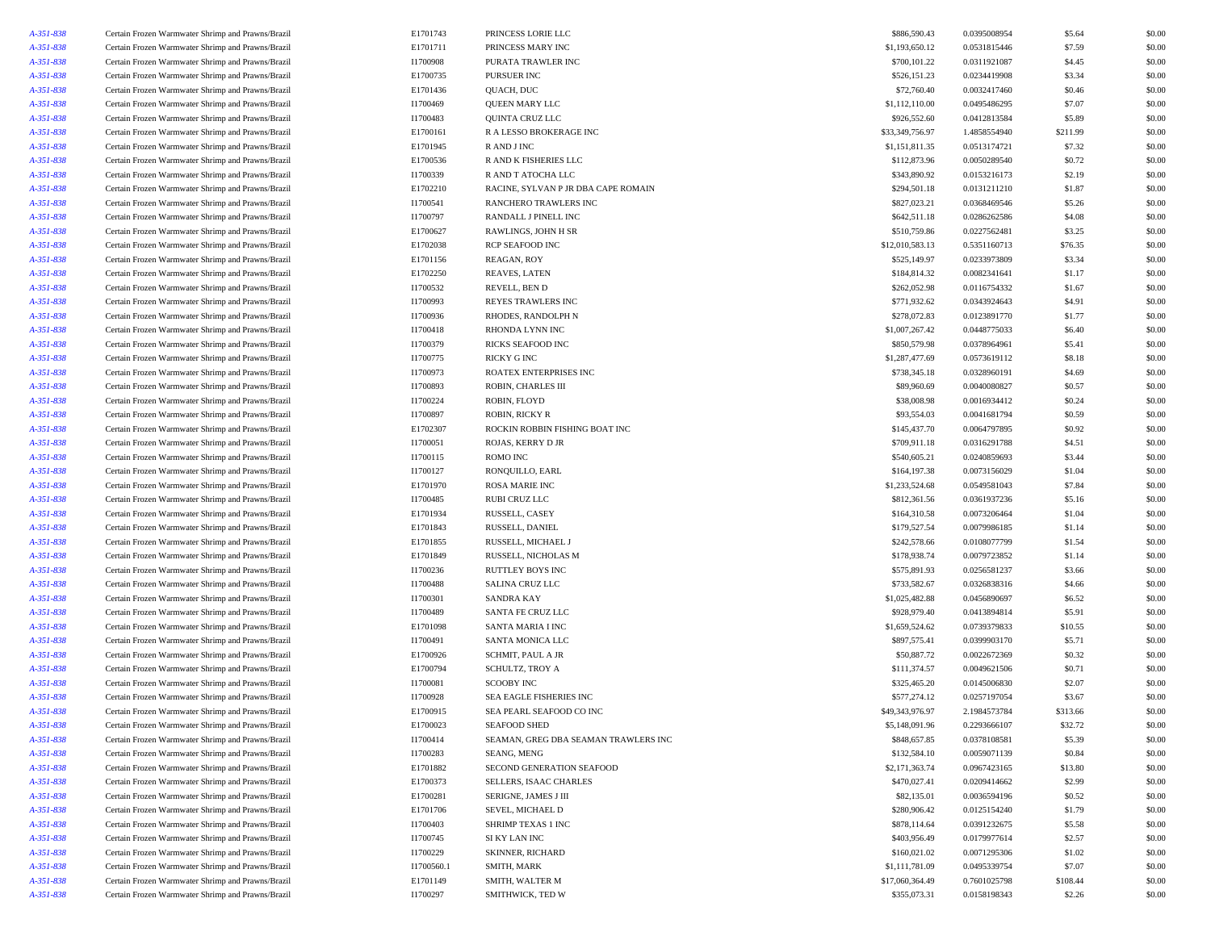| | | | | | | | |
|---|---|---|---|---|---|---|---|
| *A-351-838* | Certain Frozen Warmwater Shrimp and Prawns/Brazil | E1701743 | PRINCESS LORIE LLC | $886,590.43 | 0.0395008954 | $5.64 | $0.00 |
| *A-351-838* | Certain Frozen Warmwater Shrimp and Prawns/Brazil | E1701711 | PRINCESS MARY INC | $1,193,650.12 | 0.0531815446 | $7.59 | $0.00 |
| *A-351-838* | Certain Frozen Warmwater Shrimp and Prawns/Brazil | I1700908 | PURATA TRAWLER INC | $700,101.22 | 0.0311921087 | $4.45 | $0.00 |
| *A-351-838* | Certain Frozen Warmwater Shrimp and Prawns/Brazil | E1700735 | PURSUER INC | $526,151.23 | 0.0234419908 | $3.34 | $0.00 |
| *A-351-838* | Certain Frozen Warmwater Shrimp and Prawns/Brazil | E1701436 | QUACH, DUC | $72,760.40 | 0.0032417460 | $0.46 | $0.00 |
| *A-351-838* | Certain Frozen Warmwater Shrimp and Prawns/Brazil | I1700469 | QUEEN MARY LLC | $1,112,110.00 | 0.0495486295 | $7.07 | $0.00 |
| *A-351-838* | Certain Frozen Warmwater Shrimp and Prawns/Brazil | I1700483 | QUINTA CRUZ LLC | $926,552.60 | 0.0412813584 | $5.89 | $0.00 |
| *A-351-838* | Certain Frozen Warmwater Shrimp and Prawns/Brazil | E1700161 | R A LESSO BROKERAGE INC | $33,349,756.97 | 1.4858554940 | $211.99 | $0.00 |
| *A-351-838* | Certain Frozen Warmwater Shrimp and Prawns/Brazil | E1701945 | R AND J INC | $1,151,811.35 | 0.0513174721 | $7.32 | $0.00 |
| *A-351-838* | Certain Frozen Warmwater Shrimp and Prawns/Brazil | E1700536 | R AND K FISHERIES LLC | $112,873.96 | 0.0050289540 | $0.72 | $0.00 |
| *A-351-838* | Certain Frozen Warmwater Shrimp and Prawns/Brazil | I1700339 | R AND T ATOCHA LLC | $343,890.92 | 0.0153216173 | $2.19 | $0.00 |
| *A-351-838* | Certain Frozen Warmwater Shrimp and Prawns/Brazil | E1702210 | RACINE, SYLVAN P JR DBA CAPE ROMAIN | $294,501.18 | 0.0131211210 | $1.87 | $0.00 |
| *A-351-838* | Certain Frozen Warmwater Shrimp and Prawns/Brazil | I1700541 | RANCHERO TRAWLERS INC | $827,023.21 | 0.0368469546 | $5.26 | $0.00 |
| *A-351-838* | Certain Frozen Warmwater Shrimp and Prawns/Brazil | I1700797 | RANDALL J PINELL INC | $642,511.18 | 0.0286262586 | $4.08 | $0.00 |
| *A-351-838* | Certain Frozen Warmwater Shrimp and Prawns/Brazil | E1700627 | RAWLINGS, JOHN H SR | $510,759.86 | 0.0227562481 | $3.25 | $0.00 |
| *A-351-838* | Certain Frozen Warmwater Shrimp and Prawns/Brazil | E1702038 | RCP SEAFOOD INC | $12,010,583.13 | 0.5351160713 | $76.35 | $0.00 |
| *A-351-838* | Certain Frozen Warmwater Shrimp and Prawns/Brazil | E1701156 | REAGAN, ROY | $525,149.97 | 0.0233973809 | $3.34 | $0.00 |
| *A-351-838* | Certain Frozen Warmwater Shrimp and Prawns/Brazil | E1702250 | REAVES, LATEN | $184,814.32 | 0.0082341641 | $1.17 | $0.00 |
| *A-351-838* | Certain Frozen Warmwater Shrimp and Prawns/Brazil | I1700532 | REVELL, BEN D | $262,052.98 | 0.0116754332 | $1.67 | $0.00 |
| *A-351-838* | Certain Frozen Warmwater Shrimp and Prawns/Brazil | I1700993 | REYES TRAWLERS INC | $771,932.62 | 0.0343924643 | $4.91 | $0.00 |
| *A-351-838* | Certain Frozen Warmwater Shrimp and Prawns/Brazil | I1700936 | RHODES, RANDOLPH N | $278,072.83 | 0.0123891770 | $1.77 | $0.00 |
| *A-351-838* | Certain Frozen Warmwater Shrimp and Prawns/Brazil | I1700418 | RHONDA LYNN INC | $1,007,267.42 | 0.0448775033 | $6.40 | $0.00 |
| *A-351-838* | Certain Frozen Warmwater Shrimp and Prawns/Brazil | I1700379 | RICKS SEAFOOD INC | $850,579.98 | 0.0378964961 | $5.41 | $0.00 |
| *A-351-838* | Certain Frozen Warmwater Shrimp and Prawns/Brazil | I1700775 | RICKY G INC | $1,287,477.69 | 0.0573619112 | $8.18 | $0.00 |
| *A-351-838* | Certain Frozen Warmwater Shrimp and Prawns/Brazil | I1700973 | ROATEX ENTERPRISES INC | $738,345.18 | 0.0328960191 | $4.69 | $0.00 |
| *A-351-838* | Certain Frozen Warmwater Shrimp and Prawns/Brazil | I1700893 | ROBIN, CHARLES III | $89,960.69 | 0.0040080827 | $0.57 | $0.00 |
| *A-351-838* | Certain Frozen Warmwater Shrimp and Prawns/Brazil | I1700224 | ROBIN, FLOYD | $38,008.98 | 0.0016934412 | $0.24 | $0.00 |
| *A-351-838* | Certain Frozen Warmwater Shrimp and Prawns/Brazil | I1700897 | ROBIN, RICKY R | $93,554.03 | 0.0041681794 | $0.59 | $0.00 |
| *A-351-838* | Certain Frozen Warmwater Shrimp and Prawns/Brazil | E1702307 | ROCKIN ROBBIN FISHING BOAT INC | $145,437.70 | 0.0064797895 | $0.92 | $0.00 |
| *A-351-838* | Certain Frozen Warmwater Shrimp and Prawns/Brazil | I1700051 | ROJAS, KERRY D JR | $709,911.18 | 0.0316291788 | $4.51 | $0.00 |
| *A-351-838* | Certain Frozen Warmwater Shrimp and Prawns/Brazil | I1700115 | ROMO INC | $540,605.21 | 0.0240859693 | $3.44 | $0.00 |
| *A-351-838* | Certain Frozen Warmwater Shrimp and Prawns/Brazil | I1700127 | RONQUILLO, EARL | $164,197.38 | 0.0073156029 | $1.04 | $0.00 |
| *A-351-838* | Certain Frozen Warmwater Shrimp and Prawns/Brazil | E1701970 | ROSA MARIE INC | $1,233,524.68 | 0.0549581043 | $7.84 | $0.00 |
| *A-351-838* | Certain Frozen Warmwater Shrimp and Prawns/Brazil | I1700485 | RUBI CRUZ LLC | $812,361.56 | 0.0361937236 | $5.16 | $0.00 |
| *A-351-838* | Certain Frozen Warmwater Shrimp and Prawns/Brazil | E1701934 | RUSSELL, CASEY | $164,310.58 | 0.0073206464 | $1.04 | $0.00 |
| *A-351-838* | Certain Frozen Warmwater Shrimp and Prawns/Brazil | E1701843 | RUSSELL, DANIEL | $179,527.54 | 0.0079986185 | $1.14 | $0.00 |
| *A-351-838* | Certain Frozen Warmwater Shrimp and Prawns/Brazil | E1701855 | RUSSELL, MICHAEL J | $242,578.66 | 0.0108077799 | $1.54 | $0.00 |
| *A-351-838* | Certain Frozen Warmwater Shrimp and Prawns/Brazil | E1701849 | RUSSELL, NICHOLAS M | $178,938.74 | 0.0079723852 | $1.14 | $0.00 |
| *A-351-838* | Certain Frozen Warmwater Shrimp and Prawns/Brazil | I1700236 | RUTTLEY BOYS INC | $575,891.93 | 0.0256581237 | $3.66 | $0.00 |
| *A-351-838* | Certain Frozen Warmwater Shrimp and Prawns/Brazil | I1700488 | SALINA CRUZ LLC | $733,582.67 | 0.0326838316 | $4.66 | $0.00 |
| *A-351-838* | Certain Frozen Warmwater Shrimp and Prawns/Brazil | I1700301 | SANDRA KAY | $1,025,482.88 | 0.0456890697 | $6.52 | $0.00 |
| *A-351-838* | Certain Frozen Warmwater Shrimp and Prawns/Brazil | I1700489 | SANTA FE CRUZ LLC | $928,979.40 | 0.0413894814 | $5.91 | $0.00 |
| *A-351-838* | Certain Frozen Warmwater Shrimp and Prawns/Brazil | E1701098 | SANTA MARIA I INC | $1,659,524.62 | 0.0739379833 | $10.55 | $0.00 |
| *A-351-838* | Certain Frozen Warmwater Shrimp and Prawns/Brazil | I1700491 | SANTA MONICA LLC | $897,575.41 | 0.0399903170 | $5.71 | $0.00 |
| *A-351-838* | Certain Frozen Warmwater Shrimp and Prawns/Brazil | E1700926 | SCHMIT, PAUL A JR | $50,887.72 | 0.0022672369 | $0.32 | $0.00 |
| *A-351-838* | Certain Frozen Warmwater Shrimp and Prawns/Brazil | E1700794 | SCHULTZ, TROY A | $111,374.57 | 0.0049621506 | $0.71 | $0.00 |
| *A-351-838* | Certain Frozen Warmwater Shrimp and Prawns/Brazil | I1700081 | SCOOBY INC | $325,465.20 | 0.0145006830 | $2.07 | $0.00 |
| *A-351-838* | Certain Frozen Warmwater Shrimp and Prawns/Brazil | I1700928 | SEA EAGLE FISHERIES INC | $577,274.12 | 0.0257197054 | $3.67 | $0.00 |
| *A-351-838* | Certain Frozen Warmwater Shrimp and Prawns/Brazil | E1700915 | SEA PEARL SEAFOOD CO INC | $49,343,976.97 | 2.1984573784 | $313.66 | $0.00 |
| *A-351-838* | Certain Frozen Warmwater Shrimp and Prawns/Brazil | E1700023 | SEAFOOD SHED | $5,148,091.96 | 0.2293666107 | $32.72 | $0.00 |
| *A-351-838* | Certain Frozen Warmwater Shrimp and Prawns/Brazil | I1700414 | SEAMAN, GREG DBA SEAMAN TRAWLERS INC | $848,657.85 | 0.0378108581 | $5.39 | $0.00 |
| *A-351-838* | Certain Frozen Warmwater Shrimp and Prawns/Brazil | I1700283 | SEANG, MENG | $132,584.10 | 0.0059071139 | $0.84 | $0.00 |
| *A-351-838* | Certain Frozen Warmwater Shrimp and Prawns/Brazil | E1701882 | SECOND GENERATION SEAFOOD | $2,171,363.74 | 0.0967423165 | $13.80 | $0.00 |
| *A-351-838* | Certain Frozen Warmwater Shrimp and Prawns/Brazil | E1700373 | SELLERS, ISAAC CHARLES | $470,027.41 | 0.0209414662 | $2.99 | $0.00 |
| *A-351-838* | Certain Frozen Warmwater Shrimp and Prawns/Brazil | E1700281 | SERIGNE, JAMES J III | $82,135.01 | 0.0036594196 | $0.52 | $0.00 |
| *A-351-838* | Certain Frozen Warmwater Shrimp and Prawns/Brazil | E1701706 | SEVEL, MICHAEL D | $280,906.42 | 0.0125154240 | $1.79 | $0.00 |
| *A-351-838* | Certain Frozen Warmwater Shrimp and Prawns/Brazil | I1700403 | SHRIMP TEXAS 1 INC | $878,114.64 | 0.0391232675 | $5.58 | $0.00 |
| *A-351-838* | Certain Frozen Warmwater Shrimp and Prawns/Brazil | I1700745 | SI KY LAN INC | $403,956.49 | 0.0179977614 | $2.57 | $0.00 |
| *A-351-838* | Certain Frozen Warmwater Shrimp and Prawns/Brazil | I1700229 | SKINNER, RICHARD | $160,021.02 | 0.0071295306 | $1.02 | $0.00 |
| *A-351-838* | Certain Frozen Warmwater Shrimp and Prawns/Brazil | I1700560.1 | SMITH, MARK | $1,111,781.09 | 0.0495339754 | $7.07 | $0.00 |
| *A-351-838* | Certain Frozen Warmwater Shrimp and Prawns/Brazil | E1701149 | SMITH, WALTER M | $17,060,364.49 | 0.7601025798 | $108.44 | $0.00 |
| *A-351-838* | Certain Frozen Warmwater Shrimp and Prawns/Brazil | I1700297 | SMITHWICK, TED W | $355,073.31 | 0.0158198343 | $2.26 | $0.00 |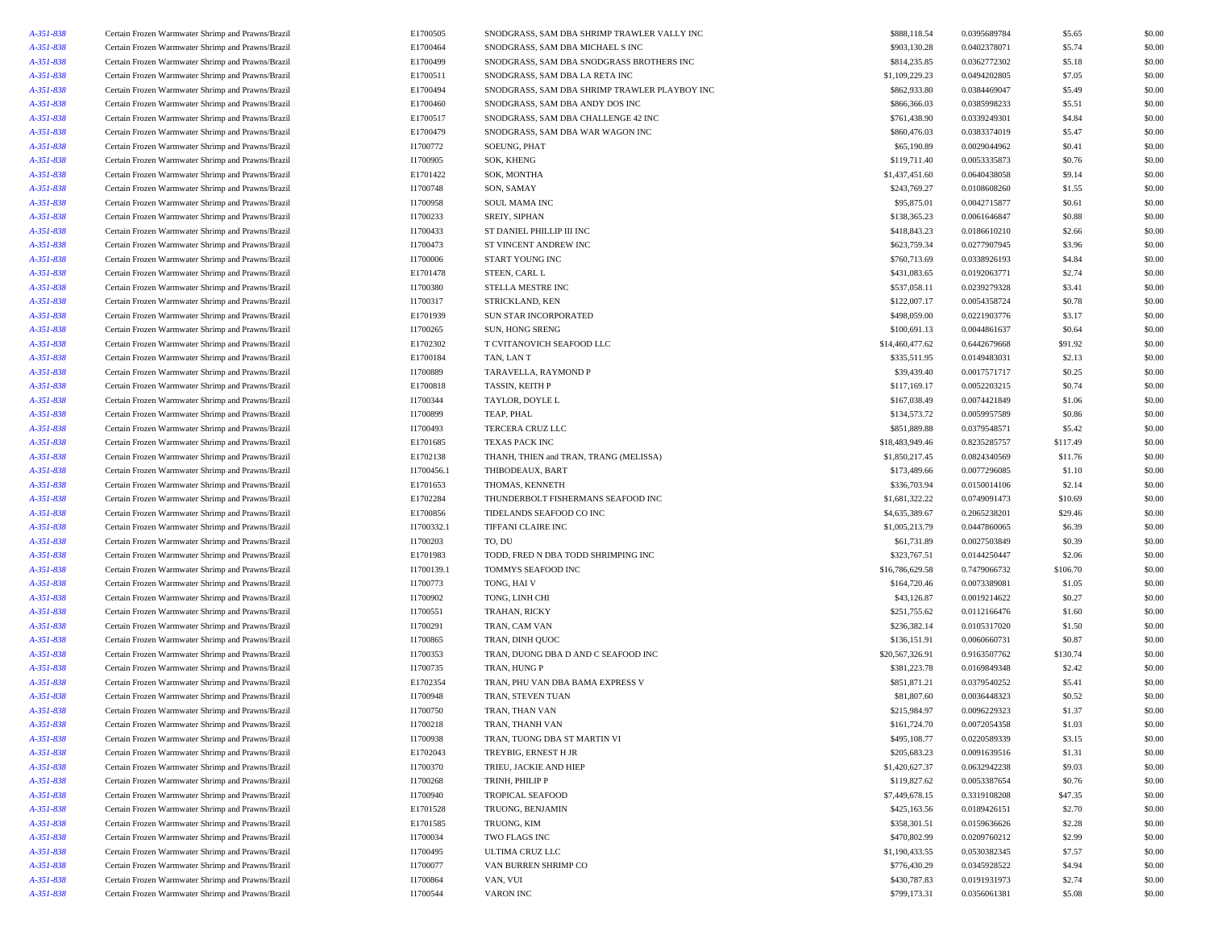| | | | | | | | |
|---|---|---|---|---|---|---|---|
| A-351-838 | Certain Frozen Warmwater Shrimp and Prawns/Brazil | E1700505 | SNODGRASS, SAM DBA SHRIMP TRAWLER VALLY INC | $888,118.54 | 0.0395689784 | $5.65 | $0.00 |
| A-351-838 | Certain Frozen Warmwater Shrimp and Prawns/Brazil | E1700464 | SNODGRASS, SAM DBA MICHAEL S INC | $903,130.28 | 0.0402378071 | $5.74 | $0.00 |
| A-351-838 | Certain Frozen Warmwater Shrimp and Prawns/Brazil | E1700499 | SNODGRASS, SAM DBA SNODGRASS BROTHERS INC | $814,235.85 | 0.0362772302 | $5.18 | $0.00 |
| A-351-838 | Certain Frozen Warmwater Shrimp and Prawns/Brazil | E1700511 | SNODGRASS, SAM DBA LA RETA INC | $1,109,229.23 | 0.0494202805 | $7.05 | $0.00 |
| A-351-838 | Certain Frozen Warmwater Shrimp and Prawns/Brazil | E1700494 | SNODGRASS, SAM DBA SHRIMP TRAWLER PLAYBOY INC | $862,933.80 | 0.0384469047 | $5.49 | $0.00 |
| A-351-838 | Certain Frozen Warmwater Shrimp and Prawns/Brazil | E1700460 | SNODGRASS, SAM DBA ANDY DOS INC | $866,366.03 | 0.0385998233 | $5.51 | $0.00 |
| A-351-838 | Certain Frozen Warmwater Shrimp and Prawns/Brazil | E1700517 | SNODGRASS, SAM DBA CHALLENGE 42 INC | $761,438.90 | 0.0339249301 | $4.84 | $0.00 |
| A-351-838 | Certain Frozen Warmwater Shrimp and Prawns/Brazil | E1700479 | SNODGRASS, SAM DBA WAR WAGON INC | $860,476.03 | 0.0383374019 | $5.47 | $0.00 |
| A-351-838 | Certain Frozen Warmwater Shrimp and Prawns/Brazil | I1700772 | SOEUNG, PHAT | $65,190.89 | 0.0029044962 | $0.41 | $0.00 |
| A-351-838 | Certain Frozen Warmwater Shrimp and Prawns/Brazil | I1700905 | SOK, KHENG | $119,711.40 | 0.0053335873 | $0.76 | $0.00 |
| A-351-838 | Certain Frozen Warmwater Shrimp and Prawns/Brazil | E1701422 | SOK, MONTHA | $1,437,451.60 | 0.0640438058 | $9.14 | $0.00 |
| A-351-838 | Certain Frozen Warmwater Shrimp and Prawns/Brazil | I1700748 | SON, SAMAY | $243,769.27 | 0.0108608260 | $1.55 | $0.00 |
| A-351-838 | Certain Frozen Warmwater Shrimp and Prawns/Brazil | I1700958 | SOUL MAMA INC | $95,875.01 | 0.0042715877 | $0.61 | $0.00 |
| A-351-838 | Certain Frozen Warmwater Shrimp and Prawns/Brazil | I1700233 | SREIY, SIPHAN | $138,365.23 | 0.0061646847 | $0.88 | $0.00 |
| A-351-838 | Certain Frozen Warmwater Shrimp and Prawns/Brazil | I1700433 | ST DANIEL PHILLIP III INC | $418,843.23 | 0.0186610210 | $2.66 | $0.00 |
| A-351-838 | Certain Frozen Warmwater Shrimp and Prawns/Brazil | I1700473 | ST VINCENT ANDREW INC | $623,759.34 | 0.0277907945 | $3.96 | $0.00 |
| A-351-838 | Certain Frozen Warmwater Shrimp and Prawns/Brazil | I1700006 | START YOUNG INC | $760,713.69 | 0.0338926193 | $4.84 | $0.00 |
| A-351-838 | Certain Frozen Warmwater Shrimp and Prawns/Brazil | E1701478 | STEEN, CARL L | $431,083.65 | 0.0192063771 | $2.74 | $0.00 |
| A-351-838 | Certain Frozen Warmwater Shrimp and Prawns/Brazil | I1700380 | STELLA MESTRE INC | $537,058.11 | 0.0239279328 | $3.41 | $0.00 |
| A-351-838 | Certain Frozen Warmwater Shrimp and Prawns/Brazil | I1700317 | STRICKLAND, KEN | $122,007.17 | 0.0054358724 | $0.78 | $0.00 |
| A-351-838 | Certain Frozen Warmwater Shrimp and Prawns/Brazil | E1701939 | SUN STAR INCORPORATED | $498,059.00 | 0.0221903776 | $3.17 | $0.00 |
| A-351-838 | Certain Frozen Warmwater Shrimp and Prawns/Brazil | I1700265 | SUN, HONG SRENG | $100,691.13 | 0.0044861637 | $0.64 | $0.00 |
| A-351-838 | Certain Frozen Warmwater Shrimp and Prawns/Brazil | E1702302 | T CVITANOVICH SEAFOOD LLC | $14,460,477.62 | 0.6442679668 | $91.92 | $0.00 |
| A-351-838 | Certain Frozen Warmwater Shrimp and Prawns/Brazil | E1700184 | TAN, LAN T | $335,511.95 | 0.0149483031 | $2.13 | $0.00 |
| A-351-838 | Certain Frozen Warmwater Shrimp and Prawns/Brazil | I1700889 | TARAVELLA, RAYMOND P | $39,439.40 | 0.0017571717 | $0.25 | $0.00 |
| A-351-838 | Certain Frozen Warmwater Shrimp and Prawns/Brazil | E1700818 | TASSIN, KEITH P | $117,169.17 | 0.0052203215 | $0.74 | $0.00 |
| A-351-838 | Certain Frozen Warmwater Shrimp and Prawns/Brazil | I1700344 | TAYLOR, DOYLE L | $167,038.49 | 0.0074421849 | $1.06 | $0.00 |
| A-351-838 | Certain Frozen Warmwater Shrimp and Prawns/Brazil | I1700899 | TEAP, PHAL | $134,573.72 | 0.0059957589 | $0.86 | $0.00 |
| A-351-838 | Certain Frozen Warmwater Shrimp and Prawns/Brazil | I1700493 | TERCERA CRUZ LLC | $851,889.88 | 0.0379548571 | $5.42 | $0.00 |
| A-351-838 | Certain Frozen Warmwater Shrimp and Prawns/Brazil | E1701685 | TEXAS PACK INC | $18,483,949.46 | 0.8235285757 | $117.49 | $0.00 |
| A-351-838 | Certain Frozen Warmwater Shrimp and Prawns/Brazil | E1702138 | THANH, THIEN and TRAN, TRANG (MELISSA) | $1,850,217.45 | 0.0824340569 | $11.76 | $0.00 |
| A-351-838 | Certain Frozen Warmwater Shrimp and Prawns/Brazil | I1700456.1 | THIBODEAUX, BART | $173,489.66 | 0.0077296085 | $1.10 | $0.00 |
| A-351-838 | Certain Frozen Warmwater Shrimp and Prawns/Brazil | E1701653 | THOMAS, KENNETH | $336,703.94 | 0.0150014106 | $2.14 | $0.00 |
| A-351-838 | Certain Frozen Warmwater Shrimp and Prawns/Brazil | E1702284 | THUNDERBOLT FISHERMANS SEAFOOD INC | $1,681,322.22 | 0.0749091473 | $10.69 | $0.00 |
| A-351-838 | Certain Frozen Warmwater Shrimp and Prawns/Brazil | E1700856 | TIDELANDS SEAFOOD CO INC | $4,635,389.67 | 0.2065238201 | $29.46 | $0.00 |
| A-351-838 | Certain Frozen Warmwater Shrimp and Prawns/Brazil | I1700332.1 | TIFFANI CLAIRE INC | $1,005,213.79 | 0.0447860065 | $6.39 | $0.00 |
| A-351-838 | Certain Frozen Warmwater Shrimp and Prawns/Brazil | I1700203 | TO, DU | $61,731.89 | 0.0027503849 | $0.39 | $0.00 |
| A-351-838 | Certain Frozen Warmwater Shrimp and Prawns/Brazil | E1701983 | TODD, FRED N DBA TODD SHRIMPING INC | $323,767.51 | 0.0144250447 | $2.06 | $0.00 |
| A-351-838 | Certain Frozen Warmwater Shrimp and Prawns/Brazil | I1700139.1 | TOMMYS SEAFOOD INC | $16,786,629.58 | 0.7479066732 | $106.70 | $0.00 |
| A-351-838 | Certain Frozen Warmwater Shrimp and Prawns/Brazil | I1700773 | TONG, HAI V | $164,720.46 | 0.0073389081 | $1.05 | $0.00 |
| A-351-838 | Certain Frozen Warmwater Shrimp and Prawns/Brazil | I1700902 | TONG, LINH CHI | $43,126.87 | 0.0019214622 | $0.27 | $0.00 |
| A-351-838 | Certain Frozen Warmwater Shrimp and Prawns/Brazil | I1700551 | TRAHAN, RICKY | $251,755.62 | 0.0112166476 | $1.60 | $0.00 |
| A-351-838 | Certain Frozen Warmwater Shrimp and Prawns/Brazil | I1700291 | TRAN, CAM VAN | $236,382.14 | 0.0105317020 | $1.50 | $0.00 |
| A-351-838 | Certain Frozen Warmwater Shrimp and Prawns/Brazil | I1700865 | TRAN, DINH QUOC | $136,151.91 | 0.0060660731 | $0.87 | $0.00 |
| A-351-838 | Certain Frozen Warmwater Shrimp and Prawns/Brazil | I1700353 | TRAN, DUONG DBA D AND C SEAFOOD INC | $20,567,326.91 | 0.9163507762 | $130.74 | $0.00 |
| A-351-838 | Certain Frozen Warmwater Shrimp and Prawns/Brazil | I1700735 | TRAN, HUNG P | $381,223.78 | 0.0169849348 | $2.42 | $0.00 |
| A-351-838 | Certain Frozen Warmwater Shrimp and Prawns/Brazil | E1702354 | TRAN, PHU VAN DBA BAMA EXPRESS V | $851,871.21 | 0.0379540252 | $5.41 | $0.00 |
| A-351-838 | Certain Frozen Warmwater Shrimp and Prawns/Brazil | I1700948 | TRAN, STEVEN TUAN | $81,807.60 | 0.0036448323 | $0.52 | $0.00 |
| A-351-838 | Certain Frozen Warmwater Shrimp and Prawns/Brazil | I1700750 | TRAN, THAN VAN | $215,984.97 | 0.0096229323 | $1.37 | $0.00 |
| A-351-838 | Certain Frozen Warmwater Shrimp and Prawns/Brazil | I1700218 | TRAN, THANH VAN | $161,724.70 | 0.0072054358 | $1.03 | $0.00 |
| A-351-838 | Certain Frozen Warmwater Shrimp and Prawns/Brazil | I1700938 | TRAN, TUONG DBA ST MARTIN VI | $495,108.77 | 0.0220589339 | $3.15 | $0.00 |
| A-351-838 | Certain Frozen Warmwater Shrimp and Prawns/Brazil | E1702043 | TREYBIG, ERNEST H JR | $205,683.23 | 0.0091639516 | $1.31 | $0.00 |
| A-351-838 | Certain Frozen Warmwater Shrimp and Prawns/Brazil | I1700370 | TRIEU, JACKIE AND HIEP | $1,420,627.37 | 0.0632942238 | $9.03 | $0.00 |
| A-351-838 | Certain Frozen Warmwater Shrimp and Prawns/Brazil | I1700268 | TRINH, PHILIP P | $119,827.62 | 0.0053387654 | $0.76 | $0.00 |
| A-351-838 | Certain Frozen Warmwater Shrimp and Prawns/Brazil | I1700940 | TROPICAL SEAFOOD | $7,449,678.15 | 0.3319108208 | $47.35 | $0.00 |
| A-351-838 | Certain Frozen Warmwater Shrimp and Prawns/Brazil | E1701528 | TRUONG, BENJAMIN | $425,163.56 | 0.0189426151 | $2.70 | $0.00 |
| A-351-838 | Certain Frozen Warmwater Shrimp and Prawns/Brazil | E1701585 | TRUONG, KIM | $358,301.51 | 0.0159636626 | $2.28 | $0.00 |
| A-351-838 | Certain Frozen Warmwater Shrimp and Prawns/Brazil | I1700034 | TWO FLAGS INC | $470,802.99 | 0.0209760212 | $2.99 | $0.00 |
| A-351-838 | Certain Frozen Warmwater Shrimp and Prawns/Brazil | I1700495 | ULTIMA CRUZ LLC | $1,190,433.55 | 0.0530382345 | $7.57 | $0.00 |
| A-351-838 | Certain Frozen Warmwater Shrimp and Prawns/Brazil | I1700077 | VAN BURREN SHRIMP CO | $776,430.29 | 0.0345928522 | $4.94 | $0.00 |
| A-351-838 | Certain Frozen Warmwater Shrimp and Prawns/Brazil | I1700864 | VAN, VUI | $430,787.83 | 0.0191931973 | $2.74 | $0.00 |
| A-351-838 | Certain Frozen Warmwater Shrimp and Prawns/Brazil | I1700544 | VARON INC | $799,173.31 | 0.0356061381 | $5.08 | $0.00 |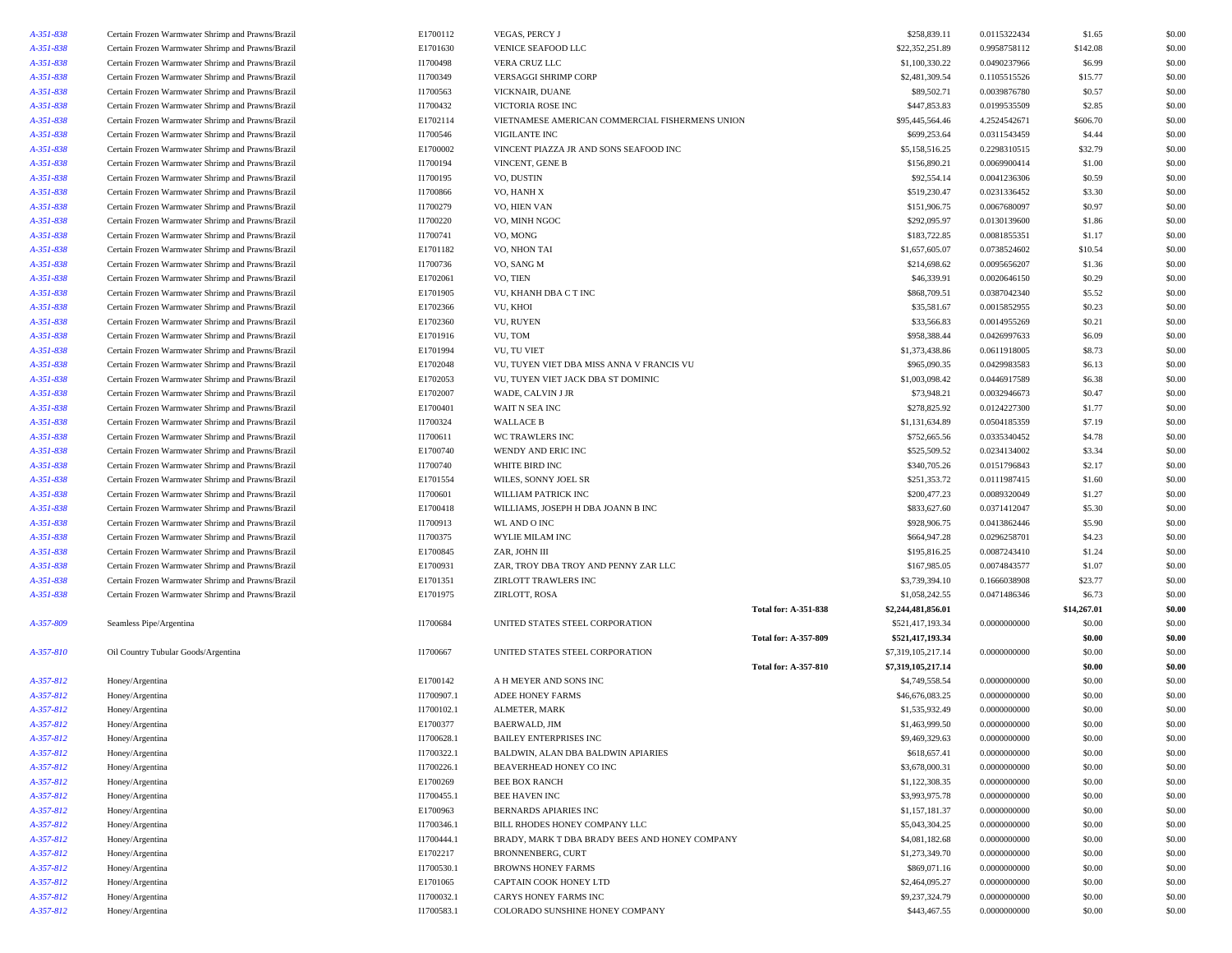| | | | | | | | | |
|---|---|---|---|---|---|---|---|---|
| A-351-838 | Certain Frozen Warmwater Shrimp and Prawns/Brazil | E1700112 | VEGAS, PERCY J | | $258,839.11 | 0.0115322434 | $1.65 | $0.00 |
| A-351-838 | Certain Frozen Warmwater Shrimp and Prawns/Brazil | E1701630 | VENICE SEAFOOD LLC | | $22,352,251.89 | 0.9958758112 | $142.08 | $0.00 |
| A-351-838 | Certain Frozen Warmwater Shrimp and Prawns/Brazil | I1700498 | VERA CRUZ LLC | | $1,100,330.22 | 0.0490237966 | $6.99 | $0.00 |
| A-351-838 | Certain Frozen Warmwater Shrimp and Prawns/Brazil | I1700349 | VERSAGGI SHRIMP CORP | | $2,481,309.54 | 0.1105515526 | $15.77 | $0.00 |
| A-351-838 | Certain Frozen Warmwater Shrimp and Prawns/Brazil | I1700563 | VICKNAIR, DUANE | | $89,502.71 | 0.0039876780 | $0.57 | $0.00 |
| A-351-838 | Certain Frozen Warmwater Shrimp and Prawns/Brazil | I1700432 | VICTORIA ROSE INC | | $447,853.83 | 0.0199535509 | $2.85 | $0.00 |
| A-351-838 | Certain Frozen Warmwater Shrimp and Prawns/Brazil | E1702114 | VIETNAMESE AMERICAN COMMERCIAL FISHERMENS UNION | | $95,445,564.46 | 4.2524542671 | $606.70 | $0.00 |
| A-351-838 | Certain Frozen Warmwater Shrimp and Prawns/Brazil | I1700546 | VIGILANTE INC | | $699,253.64 | 0.0311543459 | $4.44 | $0.00 |
| A-351-838 | Certain Frozen Warmwater Shrimp and Prawns/Brazil | E1700002 | VINCENT PIAZZA JR AND SONS SEAFOOD INC | | $5,158,516.25 | 0.2298310515 | $32.79 | $0.00 |
| A-351-838 | Certain Frozen Warmwater Shrimp and Prawns/Brazil | I1700194 | VINCENT, GENE B | | $156,890.21 | 0.0069900414 | $1.00 | $0.00 |
| A-351-838 | Certain Frozen Warmwater Shrimp and Prawns/Brazil | I1700195 | VO, DUSTIN | | $92,554.14 | 0.0041236306 | $0.59 | $0.00 |
| A-351-838 | Certain Frozen Warmwater Shrimp and Prawns/Brazil | I1700866 | VO, HANH X | | $519,230.47 | 0.0231336452 | $3.30 | $0.00 |
| A-351-838 | Certain Frozen Warmwater Shrimp and Prawns/Brazil | I1700279 | VO, HIEN VAN | | $151,906.75 | 0.0067680097 | $0.97 | $0.00 |
| A-351-838 | Certain Frozen Warmwater Shrimp and Prawns/Brazil | I1700220 | VO, MINH NGOC | | $292,095.97 | 0.0130139600 | $1.86 | $0.00 |
| A-351-838 | Certain Frozen Warmwater Shrimp and Prawns/Brazil | I1700741 | VO, MONG | | $183,722.85 | 0.0081855351 | $1.17 | $0.00 |
| A-351-838 | Certain Frozen Warmwater Shrimp and Prawns/Brazil | E1701182 | VO, NHON TAI | | $1,657,605.07 | 0.0738524602 | $10.54 | $0.00 |
| A-351-838 | Certain Frozen Warmwater Shrimp and Prawns/Brazil | I1700736 | VO, SANG M | | $214,698.62 | 0.0095656207 | $1.36 | $0.00 |
| A-351-838 | Certain Frozen Warmwater Shrimp and Prawns/Brazil | E1702061 | VO, TIEN | | $46,339.91 | 0.0020646150 | $0.29 | $0.00 |
| A-351-838 | Certain Frozen Warmwater Shrimp and Prawns/Brazil | E1701905 | VU, KHANH DBA C T INC | | $868,709.51 | 0.0387042340 | $5.52 | $0.00 |
| A-351-838 | Certain Frozen Warmwater Shrimp and Prawns/Brazil | E1702366 | VU, KHOI | | $35,581.67 | 0.0015852955 | $0.23 | $0.00 |
| A-351-838 | Certain Frozen Warmwater Shrimp and Prawns/Brazil | E1702360 | VU, RUYEN | | $33,566.83 | 0.0014955269 | $0.21 | $0.00 |
| A-351-838 | Certain Frozen Warmwater Shrimp and Prawns/Brazil | E1701916 | VU, TOM | | $958,388.44 | 0.0426997633 | $6.09 | $0.00 |
| A-351-838 | Certain Frozen Warmwater Shrimp and Prawns/Brazil | E1701994 | VU, TU VIET | | $1,373,438.86 | 0.0611918005 | $8.73 | $0.00 |
| A-351-838 | Certain Frozen Warmwater Shrimp and Prawns/Brazil | E1702048 | VU, TUYEN VIET DBA MISS ANNA V FRANCIS VU | | $965,090.35 | 0.0429983583 | $6.13 | $0.00 |
| A-351-838 | Certain Frozen Warmwater Shrimp and Prawns/Brazil | E1702053 | VU, TUYEN VIET JACK DBA ST DOMINIC | | $1,003,098.42 | 0.0446917589 | $6.38 | $0.00 |
| A-351-838 | Certain Frozen Warmwater Shrimp and Prawns/Brazil | E1702007 | WADE, CALVIN J JR | | $73,948.21 | 0.0032946673 | $0.47 | $0.00 |
| A-351-838 | Certain Frozen Warmwater Shrimp and Prawns/Brazil | E1700401 | WAIT N SEA INC | | $278,825.92 | 0.0124227300 | $1.77 | $0.00 |
| A-351-838 | Certain Frozen Warmwater Shrimp and Prawns/Brazil | I1700324 | WALLACE B | | $1,131,634.89 | 0.0504185359 | $7.19 | $0.00 |
| A-351-838 | Certain Frozen Warmwater Shrimp and Prawns/Brazil | I1700611 | WC TRAWLERS INC | | $752,665.56 | 0.0335340452 | $4.78 | $0.00 |
| A-351-838 | Certain Frozen Warmwater Shrimp and Prawns/Brazil | E1700740 | WENDY AND ERIC INC | | $525,509.52 | 0.0234134002 | $3.34 | $0.00 |
| A-351-838 | Certain Frozen Warmwater Shrimp and Prawns/Brazil | I1700740 | WHITE BIRD INC | | $340,705.26 | 0.0151796843 | $2.17 | $0.00 |
| A-351-838 | Certain Frozen Warmwater Shrimp and Prawns/Brazil | E1701554 | WILES, SONNY JOEL SR | | $251,353.72 | 0.0111987415 | $1.60 | $0.00 |
| A-351-838 | Certain Frozen Warmwater Shrimp and Prawns/Brazil | I1700601 | WILLIAM PATRICK INC | | $200,477.23 | 0.0089320049 | $1.27 | $0.00 |
| A-351-838 | Certain Frozen Warmwater Shrimp and Prawns/Brazil | E1700418 | WILLIAMS, JOSEPH H DBA JOANN B INC | | $833,627.60 | 0.0371412047 | $5.30 | $0.00 |
| A-351-838 | Certain Frozen Warmwater Shrimp and Prawns/Brazil | I1700913 | WL AND O INC | | $928,906.75 | 0.0413862446 | $5.90 | $0.00 |
| A-351-838 | Certain Frozen Warmwater Shrimp and Prawns/Brazil | I1700375 | WYLIE MILAM INC | | $664,947.28 | 0.0296258701 | $4.23 | $0.00 |
| A-351-838 | Certain Frozen Warmwater Shrimp and Prawns/Brazil | E1700845 | ZAR, JOHN III | | $195,816.25 | 0.0087243410 | $1.24 | $0.00 |
| A-351-838 | Certain Frozen Warmwater Shrimp and Prawns/Brazil | E1700931 | ZAR, TROY DBA TROY AND PENNY ZAR LLC | | $167,985.05 | 0.0074843577 | $1.07 | $0.00 |
| A-351-838 | Certain Frozen Warmwater Shrimp and Prawns/Brazil | E1701351 | ZIRLOTT TRAWLERS INC | | $3,739,394.10 | 0.1666038908 | $23.77 | $0.00 |
| A-351-838 | Certain Frozen Warmwater Shrimp and Prawns/Brazil | E1701975 | ZIRLOTT, ROSA | | $1,058,242.55 | 0.0471486346 | $6.73 | $0.00 |
| | | | | **Total for: A-351-838** | **$2,244,481,856.01** | | **$14,267.01** | **$0.00** |
| A-357-809 | Seamless Pipe/Argentina | I1700684 | UNITED STATES STEEL CORPORATION | | $521,417,193.34 | 0.0000000000 | $0.00 | $0.00 |
| | | | | **Total for: A-357-809** | **$521,417,193.34** | | **$0.00** | **$0.00** |
| A-357-810 | Oil Country Tubular Goods/Argentina | I1700667 | UNITED STATES STEEL CORPORATION | | $7,319,105,217.14 | 0.0000000000 | $0.00 | $0.00 |
| | | | | **Total for: A-357-810** | **$7,319,105,217.14** | | **$0.00** | **$0.00** |
| A-357-812 | Honey/Argentina | E1700142 | A H MEYER AND SONS INC | | $4,749,558.54 | 0.0000000000 | $0.00 | $0.00 |
| A-357-812 | Honey/Argentina | I1700907.1 | ADEE HONEY FARMS | | $46,676,083.25 | 0.0000000000 | $0.00 | $0.00 |
| A-357-812 | Honey/Argentina | I1700102.1 | ALMETER, MARK | | $1,535,932.49 | 0.0000000000 | $0.00 | $0.00 |
| A-357-812 | Honey/Argentina | E1700377 | BAERWALD, JIM | | $1,463,999.50 | 0.0000000000 | $0.00 | $0.00 |
| A-357-812 | Honey/Argentina | I1700628.1 | BAILEY ENTERPRISES INC | | $9,469,329.63 | 0.0000000000 | $0.00 | $0.00 |
| A-357-812 | Honey/Argentina | I1700322.1 | BALDWIN, ALAN DBA BALDWIN APIARIES | | $618,657.41 | 0.0000000000 | $0.00 | $0.00 |
| A-357-812 | Honey/Argentina | I1700226.1 | BEAVERHEAD HONEY CO INC | | $3,678,000.31 | 0.0000000000 | $0.00 | $0.00 |
| A-357-812 | Honey/Argentina | E1700269 | BEE BOX RANCH | | $1,122,308.35 | 0.0000000000 | $0.00 | $0.00 |
| A-357-812 | Honey/Argentina | I1700455.1 | BEE HAVEN INC | | $3,993,975.78 | 0.0000000000 | $0.00 | $0.00 |
| A-357-812 | Honey/Argentina | E1700963 | BERNARDS APIARIES INC | | $1,157,181.37 | 0.0000000000 | $0.00 | $0.00 |
| A-357-812 | Honey/Argentina | I1700346.1 | BILL RHODES HONEY COMPANY LLC | | $5,043,304.25 | 0.0000000000 | $0.00 | $0.00 |
| A-357-812 | Honey/Argentina | I1700444.1 | BRADY, MARK T DBA BRADY BEES AND HONEY COMPANY | | $4,081,182.68 | 0.0000000000 | $0.00 | $0.00 |
| A-357-812 | Honey/Argentina | E1702217 | BRONNENBERG, CURT | | $1,273,349.70 | 0.0000000000 | $0.00 | $0.00 |
| A-357-812 | Honey/Argentina | I1700530.1 | BROWNS HONEY FARMS | | $869,071.16 | 0.0000000000 | $0.00 | $0.00 |
| A-357-812 | Honey/Argentina | E1701065 | CAPTAIN COOK HONEY LTD | | $2,464,095.27 | 0.0000000000 | $0.00 | $0.00 |
| A-357-812 | Honey/Argentina | I1700032.1 | CARYS HONEY FARMS INC | | $9,237,324.79 | 0.0000000000 | $0.00 | $0.00 |
| A-357-812 | Honey/Argentina | I1700583.1 | COLORADO SUNSHINE HONEY COMPANY | | $443,467.55 | 0.0000000000 | $0.00 | $0.00 |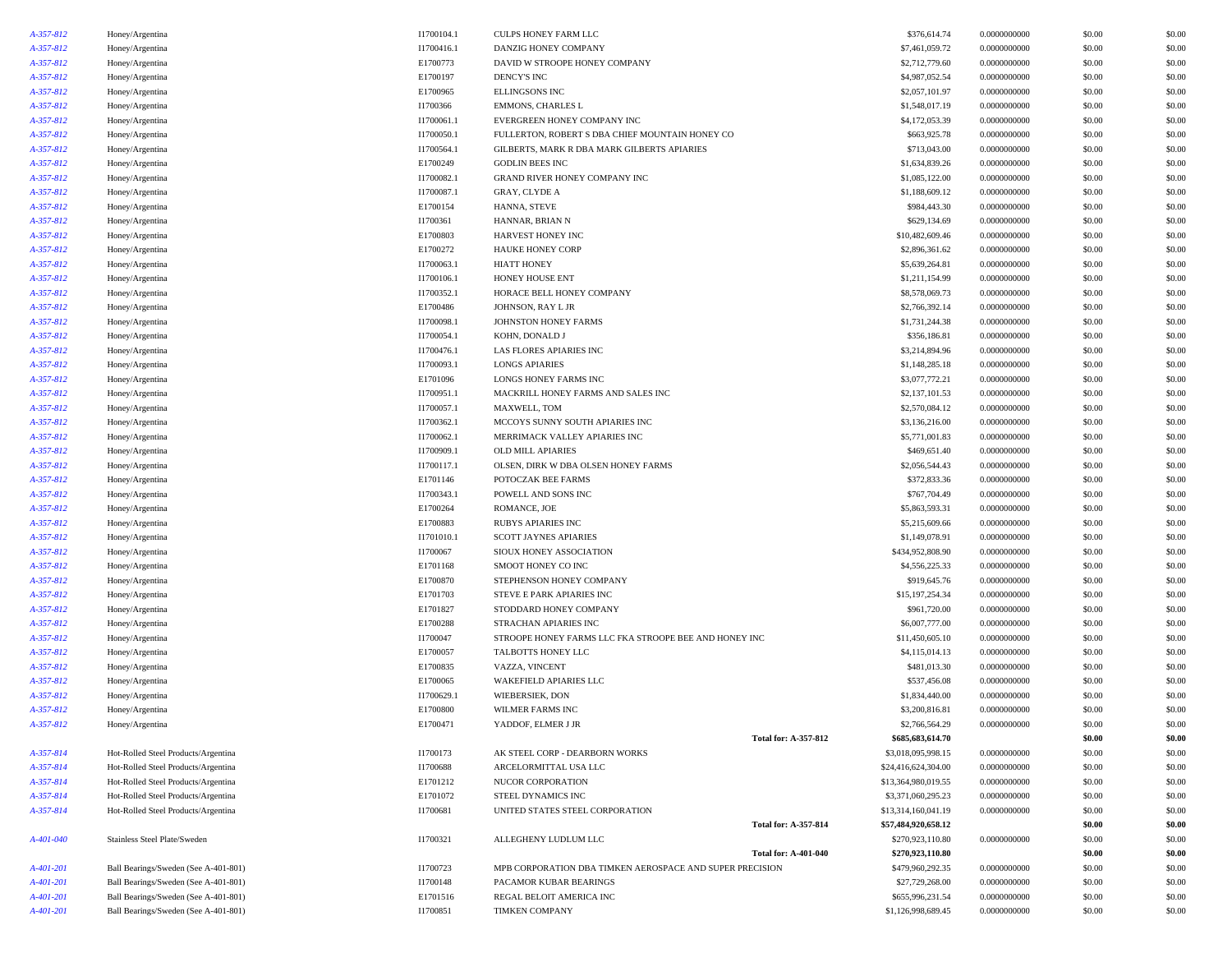| | | | | | | | |
|---|---|---|---|---|---|---|---|
| A-357-812 | Honey/Argentina | I1700104.1 | CULPS HONEY FARM LLC | $376,614.74 | 0.0000000000 | $0.00 | $0.00 |
| A-357-812 | Honey/Argentina | I1700416.1 | DANZIG HONEY COMPANY | $7,461,059.72 | 0.0000000000 | $0.00 | $0.00 |
| A-357-812 | Honey/Argentina | E1700773 | DAVID W STROOPE HONEY COMPANY | $2,712,779.60 | 0.0000000000 | $0.00 | $0.00 |
| A-357-812 | Honey/Argentina | E1700197 | DENCY'S INC | $4,987,052.54 | 0.0000000000 | $0.00 | $0.00 |
| A-357-812 | Honey/Argentina | E1700965 | ELLINGSONS INC | $2,057,101.97 | 0.0000000000 | $0.00 | $0.00 |
| A-357-812 | Honey/Argentina | I1700366 | EMMONS, CHARLES L | $1,548,017.19 | 0.0000000000 | $0.00 | $0.00 |
| A-357-812 | Honey/Argentina | I1700061.1 | EVERGREEN HONEY COMPANY INC | $4,172,053.39 | 0.0000000000 | $0.00 | $0.00 |
| A-357-812 | Honey/Argentina | I1700050.1 | FULLERTON, ROBERT S DBA CHIEF MOUNTAIN HONEY CO | $663,925.78 | 0.0000000000 | $0.00 | $0.00 |
| A-357-812 | Honey/Argentina | I1700564.1 | GILBERTS, MARK R DBA MARK GILBERTS APIARIES | $713,043.00 | 0.0000000000 | $0.00 | $0.00 |
| A-357-812 | Honey/Argentina | E1700249 | GODLIN BEES INC | $1,634,839.26 | 0.0000000000 | $0.00 | $0.00 |
| A-357-812 | Honey/Argentina | I1700082.1 | GRAND RIVER HONEY COMPANY INC | $1,085,122.00 | 0.0000000000 | $0.00 | $0.00 |
| A-357-812 | Honey/Argentina | I1700087.1 | GRAY, CLYDE A | $1,188,609.12 | 0.0000000000 | $0.00 | $0.00 |
| A-357-812 | Honey/Argentina | E1700154 | HANNA, STEVE | $984,443.30 | 0.0000000000 | $0.00 | $0.00 |
| A-357-812 | Honey/Argentina | I1700361 | HANNAR, BRIAN N | $629,134.69 | 0.0000000000 | $0.00 | $0.00 |
| A-357-812 | Honey/Argentina | E1700803 | HARVEST HONEY INC | $10,482,609.46 | 0.0000000000 | $0.00 | $0.00 |
| A-357-812 | Honey/Argentina | E1700272 | HAUKE HONEY CORP | $2,896,361.62 | 0.0000000000 | $0.00 | $0.00 |
| A-357-812 | Honey/Argentina | I1700063.1 | HIATT HONEY | $5,639,264.81 | 0.0000000000 | $0.00 | $0.00 |
| A-357-812 | Honey/Argentina | I1700106.1 | HONEY HOUSE ENT | $1,211,154.99 | 0.0000000000 | $0.00 | $0.00 |
| A-357-812 | Honey/Argentina | I1700352.1 | HORACE BELL HONEY COMPANY | $8,578,069.73 | 0.0000000000 | $0.00 | $0.00 |
| A-357-812 | Honey/Argentina | E1700486 | JOHNSON, RAY L JR | $2,766,392.14 | 0.0000000000 | $0.00 | $0.00 |
| A-357-812 | Honey/Argentina | I1700098.1 | JOHNSTON HONEY FARMS | $1,731,244.38 | 0.0000000000 | $0.00 | $0.00 |
| A-357-812 | Honey/Argentina | I1700054.1 | KOHN, DONALD J | $356,186.81 | 0.0000000000 | $0.00 | $0.00 |
| A-357-812 | Honey/Argentina | I1700476.1 | LAS FLORES APIARIES INC | $3,214,894.96 | 0.0000000000 | $0.00 | $0.00 |
| A-357-812 | Honey/Argentina | I1700093.1 | LONGS APIARIES | $1,148,285.18 | 0.0000000000 | $0.00 | $0.00 |
| A-357-812 | Honey/Argentina | E1701096 | LONGS HONEY FARMS INC | $3,077,772.21 | 0.0000000000 | $0.00 | $0.00 |
| A-357-812 | Honey/Argentina | I1700951.1 | MACKRILL HONEY FARMS AND SALES INC | $2,137,101.53 | 0.0000000000 | $0.00 | $0.00 |
| A-357-812 | Honey/Argentina | I1700057.1 | MAXWELL, TOM | $2,570,084.12 | 0.0000000000 | $0.00 | $0.00 |
| A-357-812 | Honey/Argentina | I1700362.1 | MCCOYS SUNNY SOUTH APIARIES INC | $3,136,216.00 | 0.0000000000 | $0.00 | $0.00 |
| A-357-812 | Honey/Argentina | I1700062.1 | MERRIMACK VALLEY APIARIES INC | $5,771,001.83 | 0.0000000000 | $0.00 | $0.00 |
| A-357-812 | Honey/Argentina | I1700909.1 | OLD MILL APIARIES | $469,651.40 | 0.0000000000 | $0.00 | $0.00 |
| A-357-812 | Honey/Argentina | I1700117.1 | OLSEN, DIRK W DBA OLSEN HONEY FARMS | $2,056,544.43 | 0.0000000000 | $0.00 | $0.00 |
| A-357-812 | Honey/Argentina | E1701146 | POTOCZAK BEE FARMS | $372,833.36 | 0.0000000000 | $0.00 | $0.00 |
| A-357-812 | Honey/Argentina | I1700343.1 | POWELL AND SONS INC | $767,704.49 | 0.0000000000 | $0.00 | $0.00 |
| A-357-812 | Honey/Argentina | E1700264 | ROMANCE, JOE | $5,863,593.31 | 0.0000000000 | $0.00 | $0.00 |
| A-357-812 | Honey/Argentina | E1700883 | RUBYS APIARIES INC | $5,215,609.66 | 0.0000000000 | $0.00 | $0.00 |
| A-357-812 | Honey/Argentina | I1701010.1 | SCOTT JAYNES APIARIES | $1,149,078.91 | 0.0000000000 | $0.00 | $0.00 |
| A-357-812 | Honey/Argentina | I1700067 | SIOUX HONEY ASSOCIATION | $434,952,808.90 | 0.0000000000 | $0.00 | $0.00 |
| A-357-812 | Honey/Argentina | E1701168 | SMOOT HONEY CO INC | $4,556,225.33 | 0.0000000000 | $0.00 | $0.00 |
| A-357-812 | Honey/Argentina | E1700870 | STEPHENSON HONEY COMPANY | $919,645.76 | 0.0000000000 | $0.00 | $0.00 |
| A-357-812 | Honey/Argentina | E1701703 | STEVE E PARK APIARIES INC | $15,197,254.34 | 0.0000000000 | $0.00 | $0.00 |
| A-357-812 | Honey/Argentina | E1701827 | STODDARD HONEY COMPANY | $961,720.00 | 0.0000000000 | $0.00 | $0.00 |
| A-357-812 | Honey/Argentina | E1700288 | STRACHAN APIARIES INC | $6,007,777.00 | 0.0000000000 | $0.00 | $0.00 |
| A-357-812 | Honey/Argentina | I1700047 | STROOPE HONEY FARMS LLC FKA STROOPE BEE AND HONEY INC | $11,450,605.10 | 0.0000000000 | $0.00 | $0.00 |
| A-357-812 | Honey/Argentina | E1700057 | TALBOTTS HONEY LLC | $4,115,014.13 | 0.0000000000 | $0.00 | $0.00 |
| A-357-812 | Honey/Argentina | E1700835 | VAZZA, VINCENT | $481,013.30 | 0.0000000000 | $0.00 | $0.00 |
| A-357-812 | Honey/Argentina | E1700065 | WAKEFIELD APIARIES LLC | $537,456.08 | 0.0000000000 | $0.00 | $0.00 |
| A-357-812 | Honey/Argentina | I1700629.1 | WIEBERSIEK, DON | $1,834,440.00 | 0.0000000000 | $0.00 | $0.00 |
| A-357-812 | Honey/Argentina | E1700800 | WILMER FARMS INC | $3,200,816.81 | 0.0000000000 | $0.00 | $0.00 |
| A-357-812 | Honey/Argentina | E1700471 | YADDOF, ELMER J JR | $2,766,564.29 | 0.0000000000 | $0.00 | $0.00 |
| | | | **Total for: A-357-812** | **$685,683,614.70** | | **$0.00** | **$0.00** |
| A-357-814 | Hot-Rolled Steel Products/Argentina | I1700173 | AK STEEL CORP - DEARBORN WORKS | $3,018,095,998.15 | 0.0000000000 | $0.00 | $0.00 |
| A-357-814 | Hot-Rolled Steel Products/Argentina | I1700688 | ARCELORMITTAL USA LLC | $24,416,624,304.00 | 0.0000000000 | $0.00 | $0.00 |
| A-357-814 | Hot-Rolled Steel Products/Argentina | E1701212 | NUCOR CORPORATION | $13,364,980,019.55 | 0.0000000000 | $0.00 | $0.00 |
| A-357-814 | Hot-Rolled Steel Products/Argentina | E1701072 | STEEL DYNAMICS INC | $3,371,060,295.23 | 0.0000000000 | $0.00 | $0.00 |
| A-357-814 | Hot-Rolled Steel Products/Argentina | I1700681 | UNITED STATES STEEL CORPORATION | $13,314,160,041.19 | 0.0000000000 | $0.00 | $0.00 |
| | | | **Total for: A-357-814** | **$57,484,920,658.12** | | **$0.00** | **$0.00** |
| A-401-040 | Stainless Steel Plate/Sweden | I1700321 | ALLEGHENY LUDLUM LLC | $270,923,110.80 | 0.0000000000 | $0.00 | $0.00 |
| | | | **Total for: A-401-040** | **$270,923,110.80** | | **$0.00** | **$0.00** |
| A-401-201 | Ball Bearings/Sweden (See A-401-801) | I1700723 | MPB CORPORATION DBA TIMKEN AEROSPACE AND SUPER PRECISION | $479,960,292.35 | 0.0000000000 | $0.00 | $0.00 |
| A-401-201 | Ball Bearings/Sweden (See A-401-801) | I1700148 | PACAMOR KUBAR BEARINGS | $27,729,268.00 | 0.0000000000 | $0.00 | $0.00 |
| A-401-201 | Ball Bearings/Sweden (See A-401-801) | E1701516 | REGAL BELOIT AMERICA INC | $655,996,231.54 | 0.0000000000 | $0.00 | $0.00 |
| A-401-201 | Ball Bearings/Sweden (See A-401-801) | I1700851 | TIMKEN COMPANY | $1,126,998,689.45 | 0.0000000000 | $0.00 | $0.00 |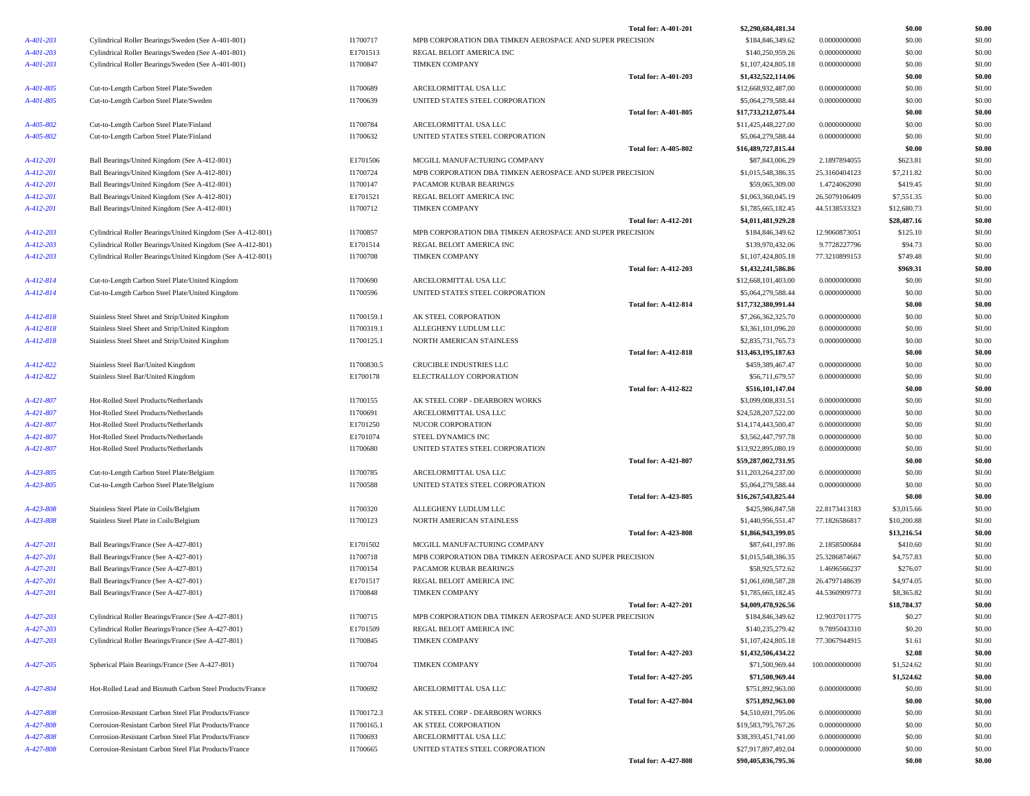| | | | | Total for: A-401-201 | $2,290,684,481.34 | | $0.00 | $0.00 |
|---|---|---|---|---|---|---|---|---|
| A-401-203 | Cylindrical Roller Bearings/Sweden (See A-401-801) | I1700717 | MPB CORPORATION DBA TIMKEN AEROSPACE AND SUPER PRECISION | | $184,846,349.62 | 0.0000000000 | $0.00 | $0.00 |
| A-401-203 | Cylindrical Roller Bearings/Sweden (See A-401-801) | E1701513 | REGAL BELOIT AMERICA INC | | $140,250,959.26 | 0.0000000000 | $0.00 | $0.00 |
| A-401-203 | Cylindrical Roller Bearings/Sweden (See A-401-801) | I1700847 | TIMKEN COMPANY | | $1,107,424,805.18 | 0.0000000000 | $0.00 | $0.00 |
| | | | | **Total for: A-401-203** | **$1,432,522,114.06** | | **$0.00** | **$0.00** |
| A-401-805 | Cut-to-Length Carbon Steel Plate/Sweden | I1700689 | ARCELORMITTAL USA LLC | | $12,668,932,487.00 | 0.0000000000 | $0.00 | $0.00 |
| A-401-805 | Cut-to-Length Carbon Steel Plate/Sweden | I1700639 | UNITED STATES STEEL CORPORATION | | $5,064,279,588.44 | 0.0000000000 | $0.00 | $0.00 |
| | | | | **Total for: A-401-805** | **$17,733,212,075.44** | | **$0.00** | **$0.00** |
| A-405-802 | Cut-to-Length Carbon Steel Plate/Finland | I1700784 | ARCELORMITTAL USA LLC | | $11,425,448,227.00 | 0.0000000000 | $0.00 | $0.00 |
| A-405-802 | Cut-to-Length Carbon Steel Plate/Finland | I1700632 | UNITED STATES STEEL CORPORATION | | $5,064,279,588.44 | 0.0000000000 | $0.00 | $0.00 |
| | | | | **Total for: A-405-802** | **$16,489,727,815.44** | | **$0.00** | **$0.00** |
| A-412-201 | Ball Bearings/United Kingdom (See A-412-801) | E1701506 | MCGILL MANUFACTURING COMPANY | | $87,843,006.29 | 2.1897894055 | $623.81 | $0.00 |
| A-412-201 | Ball Bearings/United Kingdom (See A-412-801) | I1700724 | MPB CORPORATION DBA TIMKEN AEROSPACE AND SUPER PRECISION | | $1,015,548,386.35 | 25.3160404123 | $7,211.82 | $0.00 |
| A-412-201 | Ball Bearings/United Kingdom (See A-412-801) | I1700147 | PACAMOR KUBAR BEARINGS | | $59,065,309.00 | 1.4724062090 | $419.45 | $0.00 |
| A-412-201 | Ball Bearings/United Kingdom (See A-412-801) | E1701521 | REGAL BELOIT AMERICA INC | | $1,063,360,045.19 | 26.5079106409 | $7,551.35 | $0.00 |
| A-412-201 | Ball Bearings/United Kingdom (See A-412-801) | I1700712 | TIMKEN COMPANY | | $1,785,665,182.45 | 44.5138533323 | $12,680.73 | $0.00 |
| | | | | **Total for: A-412-201** | **$4,011,481,929.28** | | **$28,487.16** | **$0.00** |
| A-412-203 | Cylindrical Roller Bearings/United Kingdom (See A-412-801) | I1700857 | MPB CORPORATION DBA TIMKEN AEROSPACE AND SUPER PRECISION | | $184,846,349.62 | 12.9060873051 | $125.10 | $0.00 |
| A-412-203 | Cylindrical Roller Bearings/United Kingdom (See A-412-801) | E1701514 | REGAL BELOIT AMERICA INC | | $139,970,432.06 | 9.7728227796 | $94.73 | $0.00 |
| A-412-203 | Cylindrical Roller Bearings/United Kingdom (See A-412-801) | I1700708 | TIMKEN COMPANY | | $1,107,424,805.18 | 77.3210899153 | $749.48 | $0.00 |
| | | | | **Total for: A-412-203** | **$1,432,241,586.86** | | **$969.31** | **$0.00** |
| A-412-814 | Cut-to-Length Carbon Steel Plate/United Kingdom | I1700690 | ARCELORMITTAL USA LLC | | $12,668,101,403.00 | 0.0000000000 | $0.00 | $0.00 |
| A-412-814 | Cut-to-Length Carbon Steel Plate/United Kingdom | I1700596 | UNITED STATES STEEL CORPORATION | | $5,064,279,588.44 | 0.0000000000 | $0.00 | $0.00 |
| | | | | **Total for: A-412-814** | **$17,732,380,991.44** | | **$0.00** | **$0.00** |
| A-412-818 | Stainless Steel Sheet and Strip/United Kingdom | I1700159.1 | AK STEEL CORPORATION | | $7,266,362,325.70 | 0.0000000000 | $0.00 | $0.00 |
| A-412-818 | Stainless Steel Sheet and Strip/United Kingdom | I1700319.1 | ALLEGHENY LUDLUM LLC | | $3,361,101,096.20 | 0.0000000000 | $0.00 | $0.00 |
| A-412-818 | Stainless Steel Sheet and Strip/United Kingdom | I1700125.1 | NORTH AMERICAN STAINLESS | | $2,835,731,765.73 | 0.0000000000 | $0.00 | $0.00 |
| | | | | **Total for: A-412-818** | **$13,463,195,187.63** | | **$0.00** | **$0.00** |
| A-412-822 | Stainless Steel Bar/United Kingdom | I1700830.5 | CRUCIBLE INDUSTRIES LLC | | $459,389,467.47 | 0.0000000000 | $0.00 | $0.00 |
| A-412-822 | Stainless Steel Bar/United Kingdom | E1700178 | ELECTRALLOY CORPORATION | | $56,711,679.57 | 0.0000000000 | $0.00 | $0.00 |
| | | | | **Total for: A-412-822** | **$516,101,147.04** | | **$0.00** | **$0.00** |
| A-421-807 | Hot-Rolled Steel Products/Netherlands | I1700155 | AK STEEL CORP - DEARBORN WORKS | | $3,099,008,831.51 | 0.0000000000 | $0.00 | $0.00 |
| A-421-807 | Hot-Rolled Steel Products/Netherlands | I1700691 | ARCELORMITTAL USA LLC | | $24,528,207,522.00 | 0.0000000000 | $0.00 | $0.00 |
| A-421-807 | Hot-Rolled Steel Products/Netherlands | E1701250 | NUCOR CORPORATION | | $14,174,443,500.47 | 0.0000000000 | $0.00 | $0.00 |
| A-421-807 | Hot-Rolled Steel Products/Netherlands | E1701074 | STEEL DYNAMICS INC | | $3,562,447,797.78 | 0.0000000000 | $0.00 | $0.00 |
| A-421-807 | Hot-Rolled Steel Products/Netherlands | I1700680 | UNITED STATES STEEL CORPORATION | | $13,922,895,080.19 | 0.0000000000 | $0.00 | $0.00 |
| | | | | **Total for: A-421-807** | **$59,287,002,731.95** | | **$0.00** | **$0.00** |
| A-423-805 | Cut-to-Length Carbon Steel Plate/Belgium | I1700785 | ARCELORMITTAL USA LLC | | $11,203,264,237.00 | 0.0000000000 | $0.00 | $0.00 |
| A-423-805 | Cut-to-Length Carbon Steel Plate/Belgium | I1700588 | UNITED STATES STEEL CORPORATION | | $5,064,279,588.44 | 0.0000000000 | $0.00 | $0.00 |
| | | | | **Total for: A-423-805** | **$16,267,543,825.44** | | **$0.00** | **$0.00** |
| A-423-808 | Stainless Steel Plate in Coils/Belgium | I1700320 | ALLEGHENY LUDLUM LLC | | $425,986,847.58 | 22.8173413183 | $3,015.66 | $0.00 |
| A-423-808 | Stainless Steel Plate in Coils/Belgium | I1700123 | NORTH AMERICAN STAINLESS | | $1,440,956,551.47 | 77.1826586817 | $10,200.88 | $0.00 |
| | | | | **Total for: A-423-808** | **$1,866,943,399.05** | | **$13,216.54** | **$0.00** |
| A-427-201 | Ball Bearings/France (See A-427-801) | E1701502 | MCGILL MANUFACTURING COMPANY | | $87,641,197.86 | 2.1858500684 | $410.60 | $0.00 |
| A-427-201 | Ball Bearings/France (See A-427-801) | I1700718 | MPB CORPORATION DBA TIMKEN AEROSPACE AND SUPER PRECISION | | $1,015,548,386.35 | 25.3286874667 | $4,757.83 | $0.00 |
| A-427-201 | Ball Bearings/France (See A-427-801) | I1700154 | PACAMOR KUBAR BEARINGS | | $58,925,572.62 | 1.4696566237 | $276.07 | $0.00 |
| A-427-201 | Ball Bearings/France (See A-427-801) | E1701517 | REGAL BELOIT AMERICA INC | | $1,061,698,587.28 | 26.4797148639 | $4,974.05 | $0.00 |
| A-427-201 | Ball Bearings/France (See A-427-801) | I1700848 | TIMKEN COMPANY | | $1,785,665,182.45 | 44.5360909773 | $8,365.82 | $0.00 |
| | | | | **Total for: A-427-201** | **$4,009,478,926.56** | | **$18,784.37** | **$0.00** |
| A-427-203 | Cylindrical Roller Bearings/France (See A-427-801) | I1700715 | MPB CORPORATION DBA TIMKEN AEROSPACE AND SUPER PRECISION | | $184,846,349.62 | 12.9037011775 | $0.27 | $0.00 |
| A-427-203 | Cylindrical Roller Bearings/France (See A-427-801) | E1701509 | REGAL BELOIT AMERICA INC | | $140,235,279.42 | 9.7895043310 | $0.20 | $0.00 |
| A-427-203 | Cylindrical Roller Bearings/France (See A-427-801) | I1700845 | TIMKEN COMPANY | | $1,107,424,805.18 | 77.3067944915 | $1.61 | $0.00 |
| | | | | **Total for: A-427-203** | **$1,432,506,434.22** | | **$2.08** | **$0.00** |
| A-427-205 | Spherical Plain Bearings/France (See A-427-801) | I1700704 | TIMKEN COMPANY | | $71,500,969.44 | 100.0000000000 | $1,524.62 | $0.00 |
| | | | | **Total for: A-427-205** | **$71,500,969.44** | | **$1,524.62** | **$0.00** |
| A-427-804 | Hot-Rolled Lead and Bismuth Carbon Steel Products/France | I1700692 | ARCELORMITTAL USA LLC | | $751,892,963.00 | 0.0000000000 | $0.00 | $0.00 |
| | | | | **Total for: A-427-804** | **$751,892,963.00** | | **$0.00** | **$0.00** |
| A-427-808 | Corrosion-Resistant Carbon Steel Flat Products/France | I1700172.3 | AK STEEL CORP - DEARBORN WORKS | | $4,510,691,795.06 | 0.0000000000 | $0.00 | $0.00 |
| A-427-808 | Corrosion-Resistant Carbon Steel Flat Products/France | I1700165.1 | AK STEEL CORPORATION | | $19,583,795,767.26 | 0.0000000000 | $0.00 | $0.00 |
| A-427-808 | Corrosion-Resistant Carbon Steel Flat Products/France | I1700693 | ARCELORMITTAL USA LLC | | $38,393,451,741.00 | 0.0000000000 | $0.00 | $0.00 |
| A-427-808 | Corrosion-Resistant Carbon Steel Flat Products/France | I1700665 | UNITED STATES STEEL CORPORATION | | $27,917,897,492.04 | 0.0000000000 | $0.00 | $0.00 |
| | | | | **Total for: A-427-808** | **$90,405,836,795.36** | | **$0.00** | **$0.00** |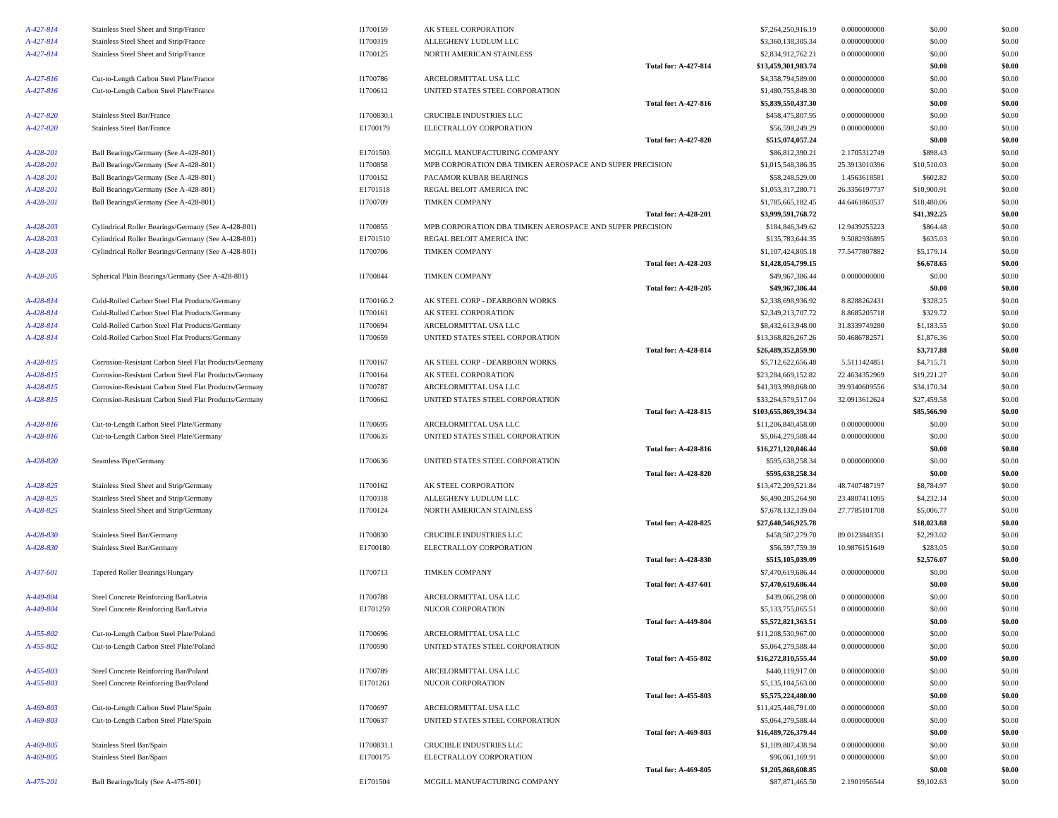| | | | | | | | | |
|---|---|---|---|---|---|---|---|---|
| A-427-814 | Stainless Steel Sheet and Strip/France | I1700159 | AK STEEL CORPORATION | | $7,264,250,916.19 | 0.0000000000 | $0.00 | $0.00 |
| A-427-814 | Stainless Steel Sheet and Strip/France | I1700319 | ALLEGHENY LUDLUM LLC | | $3,360,138,305.34 | 0.0000000000 | $0.00 | $0.00 |
| A-427-814 | Stainless Steel Sheet and Strip/France | I1700125 | NORTH AMERICAN STAINLESS | | $2,834,912,762.21 | 0.0000000000 | $0.00 | $0.00 |
| | | | | **Total for: A-427-814** | **$13,459,301,983.74** | | **$0.00** | **$0.00** |
| A-427-816 | Cut-to-Length Carbon Steel Plate/France | I1700786 | ARCELORMITTAL USA LLC | | $4,358,794,589.00 | 0.0000000000 | $0.00 | $0.00 |
| A-427-816 | Cut-to-Length Carbon Steel Plate/France | I1700612 | UNITED STATES STEEL CORPORATION | | $1,480,755,848.30 | 0.0000000000 | $0.00 | $0.00 |
| | | | | **Total for: A-427-816** | **$5,839,550,437.30** | | **$0.00** | **$0.00** |
| A-427-820 | Stainless Steel Bar/France | I1700830.1 | CRUCIBLE INDUSTRIES LLC | | $458,475,807.95 | 0.0000000000 | $0.00 | $0.00 |
| A-427-820 | Stainless Steel Bar/France | E1700179 | ELECTRALLOY CORPORATION | | $56,598,249.29 | 0.0000000000 | $0.00 | $0.00 |
| | | | | **Total for: A-427-820** | **$515,074,057.24** | | **$0.00** | **$0.00** |
| A-428-201 | Ball Bearings/Germany (See A-428-801) | E1701503 | MCGILL MANUFACTURING COMPANY | | $86,812,390.21 | 2.1705312749 | $898.43 | $0.00 |
| A-428-201 | Ball Bearings/Germany (See A-428-801) | I1700858 | MPB CORPORATION DBA TIMKEN AEROSPACE AND SUPER PRECISION | | $1,015,548,386.35 | 25.3913010396 | $10,510.03 | $0.00 |
| A-428-201 | Ball Bearings/Germany (See A-428-801) | I1700152 | PACAMOR KUBAR BEARINGS | | $58,248,529.00 | 1.4563618581 | $602.82 | $0.00 |
| A-428-201 | Ball Bearings/Germany (See A-428-801) | E1701518 | REGAL BELOIT AMERICA INC | | $1,053,317,280.71 | 26.3356197737 | $10,900.91 | $0.00 |
| A-428-201 | Ball Bearings/Germany (See A-428-801) | I1700709 | TIMKEN COMPANY | | $1,785,665,182.45 | 44.6461860537 | $18,480.06 | $0.00 |
| | | | | **Total for: A-428-201** | **$3,999,591,768.72** | | **$41,392.25** | **$0.00** |
| A-428-203 | Cylindrical Roller Bearings/Germany (See A-428-801) | I1700855 | MPB CORPORATION DBA TIMKEN AEROSPACE AND SUPER PRECISION | | $184,846,349.62 | 12.9439255223 | $864.48 | $0.00 |
| A-428-203 | Cylindrical Roller Bearings/Germany (See A-428-801) | E1701510 | REGAL BELOIT AMERICA INC | | $135,783,644.35 | 9.5082936895 | $635.03 | $0.00 |
| A-428-203 | Cylindrical Roller Bearings/Germany (See A-428-801) | I1700706 | TIMKEN COMPANY | | $1,107,424,805.18 | 77.5477807882 | $5,179.14 | $0.00 |
| | | | | **Total for: A-428-203** | **$1,428,054,799.15** | | **$6,678.65** | **$0.00** |
| A-428-205 | Spherical Plain Bearings/Germany (See A-428-801) | I1700844 | TIMKEN COMPANY | | $49,967,386.44 | 0.0000000000 | $0.00 | $0.00 |
| | | | | **Total for: A-428-205** | **$49,967,386.44** | | **$0.00** | **$0.00** |
| A-428-814 | Cold-Rolled Carbon Steel Flat Products/Germany | I1700166.2 | AK STEEL CORP - DEARBORN WORKS | | $2,338,698,936.92 | 8.8288262431 | $328.25 | $0.00 |
| A-428-814 | Cold-Rolled Carbon Steel Flat Products/Germany | I1700161 | AK STEEL CORPORATION | | $2,349,213,707.72 | 8.8685205718 | $329.72 | $0.00 |
| A-428-814 | Cold-Rolled Carbon Steel Flat Products/Germany | I1700694 | ARCELORMITTAL USA LLC | | $8,432,613,948.00 | 31.8339749280 | $1,183.55 | $0.00 |
| A-428-814 | Cold-Rolled Carbon Steel Flat Products/Germany | I1700659 | UNITED STATES STEEL CORPORATION | | $13,368,826,267.26 | 50.4686782571 | $1,876.36 | $0.00 |
| | | | | **Total for: A-428-814** | **$26,489,352,859.90** | | **$3,717.88** | **$0.00** |
| A-428-815 | Corrosion-Resistant Carbon Steel Flat Products/Germany | I1700167 | AK STEEL CORP - DEARBORN WORKS | | $5,712,622,656.48 | 5.5111424851 | $4,715.71 | $0.00 |
| A-428-815 | Corrosion-Resistant Carbon Steel Flat Products/Germany | I1700164 | AK STEEL CORPORATION | | $23,284,669,152.82 | 22.4634352969 | $19,221.27 | $0.00 |
| A-428-815 | Corrosion-Resistant Carbon Steel Flat Products/Germany | I1700787 | ARCELORMITTAL USA LLC | | $41,393,998,068.00 | 39.9340609556 | $34,170.34 | $0.00 |
| A-428-815 | Corrosion-Resistant Carbon Steel Flat Products/Germany | I1700662 | UNITED STATES STEEL CORPORATION | | $33,264,579,517.04 | 32.0913612624 | $27,459.58 | $0.00 |
| | | | | **Total for: A-428-815** | **$103,655,869,394.34** | | **$85,566.90** | **$0.00** |
| A-428-816 | Cut-to-Length Carbon Steel Plate/Germany | I1700695 | ARCELORMITTAL USA LLC | | $11,206,840,458.00 | 0.0000000000 | $0.00 | $0.00 |
| A-428-816 | Cut-to-Length Carbon Steel Plate/Germany | I1700635 | UNITED STATES STEEL CORPORATION | | $5,064,279,588.44 | 0.0000000000 | $0.00 | $0.00 |
| | | | | **Total for: A-428-816** | **$16,271,120,046.44** | | **$0.00** | **$0.00** |
| A-428-820 | Seamless Pipe/Germany | I1700636 | UNITED STATES STEEL CORPORATION | | $595,638,258.34 | 0.0000000000 | $0.00 | $0.00 |
| | | | | **Total for: A-428-820** | **$595,638,258.34** | | **$0.00** | **$0.00** |
| A-428-825 | Stainless Steel Sheet and Strip/Germany | I1700162 | AK STEEL CORPORATION | | $13,472,209,521.84 | 48.7407487197 | $8,784.97 | $0.00 |
| A-428-825 | Stainless Steel Sheet and Strip/Germany | I1700318 | ALLEGHENY LUDLUM LLC | | $6,490,205,264.90 | 23.4807411095 | $4,232.14 | $0.00 |
| A-428-825 | Stainless Steel Sheet and Strip/Germany | I1700124 | NORTH AMERICAN STAINLESS | | $7,678,132,139.04 | 27.7785101708 | $5,006.77 | $0.00 |
| | | | | **Total for: A-428-825** | **$27,640,546,925.78** | | **$18,023.88** | **$0.00** |
| A-428-830 | Stainless Steel Bar/Germany | I1700830 | CRUCIBLE INDUSTRIES LLC | | $458,507,279.70 | 89.0123848351 | $2,293.02 | $0.00 |
| A-428-830 | Stainless Steel Bar/Germany | E1700180 | ELECTRALLOY CORPORATION | | $56,597,759.39 | 10.9876151649 | $283.05 | $0.00 |
| | | | | **Total for: A-428-830** | **$515,105,039.09** | | **$2,576.07** | **$0.00** |
| A-437-601 | Tapered Roller Bearings/Hungary | I1700713 | TIMKEN COMPANY | | $7,470,619,686.44 | 0.0000000000 | $0.00 | $0.00 |
| | | | | **Total for: A-437-601** | **$7,470,619,686.44** | | **$0.00** | **$0.00** |
| A-449-804 | Steel Concrete Reinforcing Bar/Latvia | I1700788 | ARCELORMITTAL USA LLC | | $439,066,298.00 | 0.0000000000 | $0.00 | $0.00 |
| A-449-804 | Steel Concrete Reinforcing Bar/Latvia | E1701259 | NUCOR CORPORATION | | $5,133,755,065.51 | 0.0000000000 | $0.00 | $0.00 |
| | | | | **Total for: A-449-804** | **$5,572,821,363.51** | | **$0.00** | **$0.00** |
| A-455-802 | Cut-to-Length Carbon Steel Plate/Poland | I1700696 | ARCELORMITTAL USA LLC | | $11,208,530,967.00 | 0.0000000000 | $0.00 | $0.00 |
| A-455-802 | Cut-to-Length Carbon Steel Plate/Poland | I1700590 | UNITED STATES STEEL CORPORATION | | $5,064,279,588.44 | 0.0000000000 | $0.00 | $0.00 |
| | | | | **Total for: A-455-802** | **$16,272,810,555.44** | | **$0.00** | **$0.00** |
| A-455-803 | Steel Concrete Reinforcing Bar/Poland | I1700789 | ARCELORMITTAL USA LLC | | $440,119,917.00 | 0.0000000000 | $0.00 | $0.00 |
| A-455-803 | Steel Concrete Reinforcing Bar/Poland | E1701261 | NUCOR CORPORATION | | $5,135,104,563.00 | 0.0000000000 | $0.00 | $0.00 |
| | | | | **Total for: A-455-803** | **$5,575,224,480.00** | | **$0.00** | **$0.00** |
| A-469-803 | Cut-to-Length Carbon Steel Plate/Spain | I1700697 | ARCELORMITTAL USA LLC | | $11,425,446,791.00 | 0.0000000000 | $0.00 | $0.00 |
| A-469-803 | Cut-to-Length Carbon Steel Plate/Spain | I1700637 | UNITED STATES STEEL CORPORATION | | $5,064,279,588.44 | 0.0000000000 | $0.00 | $0.00 |
| | | | | **Total for: A-469-803** | **$16,489,726,379.44** | | **$0.00** | **$0.00** |
| A-469-805 | Stainless Steel Bar/Spain | I1700831.1 | CRUCIBLE INDUSTRIES LLC | | $1,109,807,438.94 | 0.0000000000 | $0.00 | $0.00 |
| A-469-805 | Stainless Steel Bar/Spain | E1700175 | ELECTRALLOY CORPORATION | | $96,061,169.91 | 0.0000000000 | $0.00 | $0.00 |
| | | | | **Total for: A-469-805** | **$1,205,868,608.85** | | **$0.00** | **$0.00** |
| A-475-201 | Ball Bearings/Italy (See A-475-801) | E1701504 | MCGILL MANUFACTURING COMPANY | | $87,871,465.50 | 2.1901956544 | $9,102.63 | $0.00 |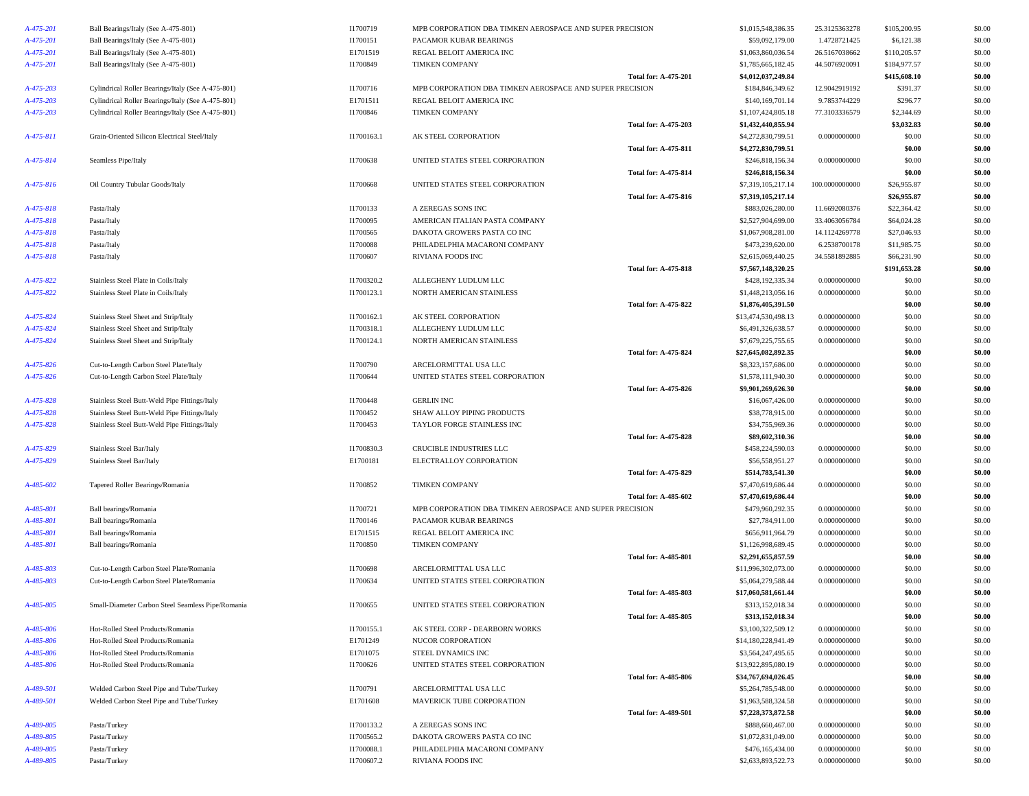| | | | | | | | |
|---|---|---|---|---|---|---|---|
| *A-475-201* | Ball Bearings/Italy (See A-475-801) | I1700719 | MPB CORPORATION DBA TIMKEN AEROSPACE AND SUPER PRECISION | $1,015,548,386.35 | 25.3125363278 | $105,200.95 | $0.00 |
| *A-475-201* | Ball Bearings/Italy (See A-475-801) | I1700151 | PACAMOR KUBAR BEARINGS | $59,092,179.00 | 1.4728721425 | $6,121.38 | $0.00 |
| *A-475-201* | Ball Bearings/Italy (See A-475-801) | E1701519 | REGAL BELOIT AMERICA INC | $1,063,860,036.54 | 26.5167038662 | $110,205.57 | $0.00 |
| *A-475-201* | Ball Bearings/Italy (See A-475-801) | I1700849 | TIMKEN COMPANY | $1,785,665,182.45 | 44.5076920091 | $184,977.57 | $0.00 |
| | | | **Total for: A-475-201** | **$4,012,037,249.84** | | **$415,608.10** | **$0.00** |
| *A-475-203* | Cylindrical Roller Bearings/Italy (See A-475-801) | I1700716 | MPB CORPORATION DBA TIMKEN AEROSPACE AND SUPER PRECISION | $184,846,349.62 | 12.9042919192 | $391.37 | $0.00 |
| *A-475-203* | Cylindrical Roller Bearings/Italy (See A-475-801) | E1701511 | REGAL BELOIT AMERICA INC | $140,169,701.14 | 9.7853744229 | $296.77 | $0.00 |
| *A-475-203* | Cylindrical Roller Bearings/Italy (See A-475-801) | I1700846 | TIMKEN COMPANY | $1,107,424,805.18 | 77.3103336579 | $2,344.69 | $0.00 |
| | | | **Total for: A-475-203** | **$1,432,440,855.94** | | **$3,032.83** | **$0.00** |
| *A-475-811* | Grain-Oriented Silicon Electrical Steel/Italy | I1700163.1 | AK STEEL CORPORATION | $4,272,830,799.51 | 0.0000000000 | $0.00 | $0.00 |
| | | | **Total for: A-475-811** | **$4,272,830,799.51** | | **$0.00** | **$0.00** |
| *A-475-814* | Seamless Pipe/Italy | I1700638 | UNITED STATES STEEL CORPORATION | $246,818,156.34 | 0.0000000000 | $0.00 | $0.00 |
| | | | **Total for: A-475-814** | **$246,818,156.34** | | **$0.00** | **$0.00** |
| *A-475-816* | Oil Country Tubular Goods/Italy | I1700668 | UNITED STATES STEEL CORPORATION | $7,319,105,217.14 | 100.0000000000 | $26,955.87 | $0.00 |
| | | | **Total for: A-475-816** | **$7,319,105,217.14** | | **$26,955.87** | **$0.00** |
| *A-475-818* | Pasta/Italy | I1700133 | A ZEREGAS SONS INC | $883,026,280.00 | 11.6692080376 | $22,364.42 | $0.00 |
| *A-475-818* | Pasta/Italy | I1700095 | AMERICAN ITALIAN PASTA COMPANY | $2,527,904,699.00 | 33.4063056784 | $64,024.28 | $0.00 |
| *A-475-818* | Pasta/Italy | I1700565 | DAKOTA GROWERS PASTA CO INC | $1,067,908,281.00 | 14.1124269778 | $27,046.93 | $0.00 |
| *A-475-818* | Pasta/Italy | I1700088 | PHILADELPHIA MACARONI COMPANY | $473,239,620.00 | 6.2538700178 | $11,985.75 | $0.00 |
| *A-475-818* | Pasta/Italy | I1700607 | RIVIANA FOODS INC | $2,615,069,440.25 | 34.5581892885 | $66,231.90 | $0.00 |
| | | | **Total for: A-475-818** | **$7,567,148,320.25** | | **$191,653.28** | **$0.00** |
| *A-475-822* | Stainless Steel Plate in Coils/Italy | I1700320.2 | ALLEGHENY LUDLUM LLC | $428,192,335.34 | 0.0000000000 | $0.00 | $0.00 |
| *A-475-822* | Stainless Steel Plate in Coils/Italy | I1700123.1 | NORTH AMERICAN STAINLESS | $1,448,213,056.16 | 0.0000000000 | $0.00 | $0.00 |
| | | | **Total for: A-475-822** | **$1,876,405,391.50** | | **$0.00** | **$0.00** |
| *A-475-824* | Stainless Steel Sheet and Strip/Italy | I1700162.1 | AK STEEL CORPORATION | $13,474,530,498.13 | 0.0000000000 | $0.00 | $0.00 |
| *A-475-824* | Stainless Steel Sheet and Strip/Italy | I1700318.1 | ALLEGHENY LUDLUM LLC | $6,491,326,638.57 | 0.0000000000 | $0.00 | $0.00 |
| *A-475-824* | Stainless Steel Sheet and Strip/Italy | I1700124.1 | NORTH AMERICAN STAINLESS | $7,679,225,755.65 | 0.0000000000 | $0.00 | $0.00 |
| | | | **Total for: A-475-824** | **$27,645,082,892.35** | | **$0.00** | **$0.00** |
| *A-475-826* | Cut-to-Length Carbon Steel Plate/Italy | I1700790 | ARCELORMITTAL USA LLC | $8,323,157,686.00 | 0.0000000000 | $0.00 | $0.00 |
| *A-475-826* | Cut-to-Length Carbon Steel Plate/Italy | I1700644 | UNITED STATES STEEL CORPORATION | $1,578,111,940.30 | 0.0000000000 | $0.00 | $0.00 |
| | | | **Total for: A-475-826** | **$9,901,269,626.30** | | **$0.00** | **$0.00** |
| *A-475-828* | Stainless Steel Butt-Weld Pipe Fittings/Italy | I1700448 | GERLIN INC | $16,067,426.00 | 0.0000000000 | $0.00 | $0.00 |
| *A-475-828* | Stainless Steel Butt-Weld Pipe Fittings/Italy | I1700452 | SHAW ALLOY PIPING PRODUCTS | $38,778,915.00 | 0.0000000000 | $0.00 | $0.00 |
| *A-475-828* | Stainless Steel Butt-Weld Pipe Fittings/Italy | I1700453 | TAYLOR FORGE STAINLESS INC | $34,755,969.36 | 0.0000000000 | $0.00 | $0.00 |
| | | | **Total for: A-475-828** | **$89,602,310.36** | | **$0.00** | **$0.00** |
| *A-475-829* | Stainless Steel Bar/Italy | I1700830.3 | CRUCIBLE INDUSTRIES LLC | $458,224,590.03 | 0.0000000000 | $0.00 | $0.00 |
| *A-475-829* | Stainless Steel Bar/Italy | E1700181 | ELECTRALLOY CORPORATION | $56,558,951.27 | 0.0000000000 | $0.00 | $0.00 |
| | | | **Total for: A-475-829** | **$514,783,541.30** | | **$0.00** | **$0.00** |
| *A-485-602* | Tapered Roller Bearings/Romania | I1700852 | TIMKEN COMPANY | $7,470,619,686.44 | 0.0000000000 | $0.00 | $0.00 |
| | | | **Total for: A-485-602** | **$7,470,619,686.44** | | **$0.00** | **$0.00** |
| *A-485-801* | Ball bearings/Romania | I1700721 | MPB CORPORATION DBA TIMKEN AEROSPACE AND SUPER PRECISION | $479,960,292.35 | 0.0000000000 | $0.00 | $0.00 |
| *A-485-801* | Ball bearings/Romania | I1700146 | PACAMOR KUBAR BEARINGS | $27,784,911.00 | 0.0000000000 | $0.00 | $0.00 |
| *A-485-801* | Ball bearings/Romania | E1701515 | REGAL BELOIT AMERICA INC | $656,911,964.79 | 0.0000000000 | $0.00 | $0.00 |
| *A-485-801* | Ball bearings/Romania | I1700850 | TIMKEN COMPANY | $1,126,998,689.45 | 0.0000000000 | $0.00 | $0.00 |
| | | | **Total for: A-485-801** | **$2,291,655,857.59** | | **$0.00** | **$0.00** |
| *A-485-803* | Cut-to-Length Carbon Steel Plate/Romania | I1700698 | ARCELORMITTAL USA LLC | $11,996,302,073.00 | 0.0000000000 | $0.00 | $0.00 |
| *A-485-803* | Cut-to-Length Carbon Steel Plate/Romania | I1700634 | UNITED STATES STEEL CORPORATION | $5,064,279,588.44 | 0.0000000000 | $0.00 | $0.00 |
| | | | **Total for: A-485-803** | **$17,060,581,661.44** | | **$0.00** | **$0.00** |
| *A-485-805* | Small-Diameter Carbon Steel Seamless Pipe/Romania | I1700655 | UNITED STATES STEEL CORPORATION | $313,152,018.34 | 0.0000000000 | $0.00 | $0.00 |
| | | | **Total for: A-485-805** | **$313,152,018.34** | | **$0.00** | **$0.00** |
| *A-485-806* | Hot-Rolled Steel Products/Romania | I1700155.1 | AK STEEL CORP - DEARBORN WORKS | $3,100,322,509.12 | 0.0000000000 | $0.00 | $0.00 |
| *A-485-806* | Hot-Rolled Steel Products/Romania | E1701249 | NUCOR CORPORATION | $14,180,228,941.49 | 0.0000000000 | $0.00 | $0.00 |
| *A-485-806* | Hot-Rolled Steel Products/Romania | E1701075 | STEEL DYNAMICS INC | $3,564,247,495.65 | 0.0000000000 | $0.00 | $0.00 |
| *A-485-806* | Hot-Rolled Steel Products/Romania | I1700626 | UNITED STATES STEEL CORPORATION | $13,922,895,080.19 | 0.0000000000 | $0.00 | $0.00 |
| | | | **Total for: A-485-806** | **$34,767,694,026.45** | | **$0.00** | **$0.00** |
| *A-489-501* | Welded Carbon Steel Pipe and Tube/Turkey | I1700791 | ARCELORMITTAL USA LLC | $5,264,785,548.00 | 0.0000000000 | $0.00 | $0.00 |
| *A-489-501* | Welded Carbon Steel Pipe and Tube/Turkey | E1701608 | MAVERICK TUBE CORPORATION | $1,963,588,324.58 | 0.0000000000 | $0.00 | $0.00 |
| | | | **Total for: A-489-501** | **$7,228,373,872.58** | | **$0.00** | **$0.00** |
| *A-489-805* | Pasta/Turkey | I1700133.2 | A ZEREGAS SONS INC | $888,660,467.00 | 0.0000000000 | $0.00 | $0.00 |
| *A-489-805* | Pasta/Turkey | I1700565.2 | DAKOTA GROWERS PASTA CO INC | $1,072,831,049.00 | 0.0000000000 | $0.00 | $0.00 |
| *A-489-805* | Pasta/Turkey | I1700088.1 | PHILADELPHIA MACARONI COMPANY | $476,165,434.00 | 0.0000000000 | $0.00 | $0.00 |
| *A-489-805* | Pasta/Turkey | I1700607.2 | RIVIANA FOODS INC | $2,633,893,522.73 | 0.0000000000 | $0.00 | $0.00 |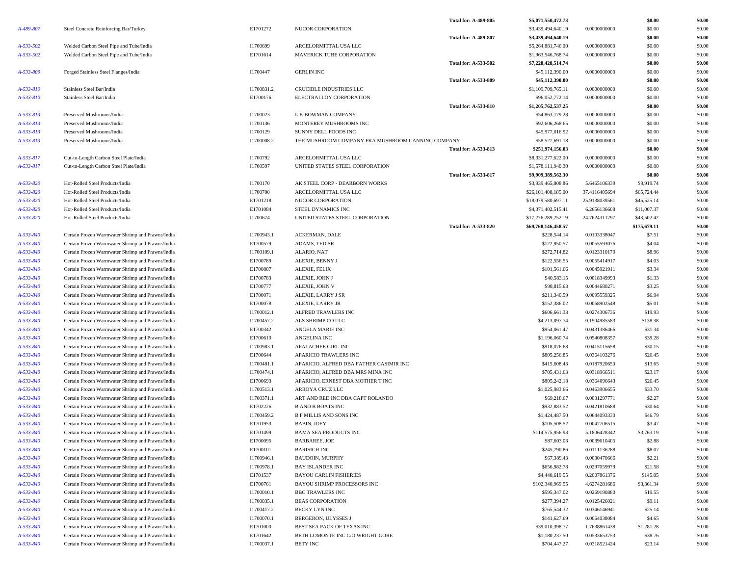| | | | | | | | | |
|---|---|---|---|---|---|---|---|---|
| | | | | Total for: A-489-805 | $5,071,550,472.73 | | $0.00 | $0.00 |
| A-489-807 | Steel Concrete Reinforcing Bar/Turkey | E1701272 | NUCOR CORPORATION | | $3,439,494,640.19 | 0.0000000000 | $0.00 | $0.00 |
| | | | | Total for: A-489-807 | $3,439,494,640.19 | | $0.00 | $0.00 |
| A-533-502 | Welded Carbon Steel Pipe and Tube/India | I1700699 | ARCELORMITTAL USA LLC | | $5,264,881,746.00 | 0.0000000000 | $0.00 | $0.00 |
| A-533-502 | Welded Carbon Steel Pipe and Tube/India | E1701614 | MAVERICK TUBE CORPORATION | | $1,963,546,768.74 | 0.0000000000 | $0.00 | $0.00 |
| | | | | Total for: A-533-502 | $7,228,428,514.74 | | $0.00 | $0.00 |
| A-533-809 | Forged Stainless Steel Flanges/India | I1700447 | GERLIN INC | | $45,112,390.00 | 0.0000000000 | $0.00 | $0.00 |
| | | | | Total for: A-533-809 | $45,112,390.00 | | $0.00 | $0.00 |
| A-533-810 | Stainless Steel Bar/India | I1700831.2 | CRUCIBLE INDUSTRIES LLC | | $1,109,709,765.11 | 0.0000000000 | $0.00 | $0.00 |
| A-533-810 | Stainless Steel Bar/India | E1700176 | ELECTRALLOY CORPORATION | | $96,052,772.14 | 0.0000000000 | $0.00 | $0.00 |
| | | | | Total for: A-533-810 | $1,205,762,537.25 | | $0.00 | $0.00 |
| A-533-813 | Preserved Mushrooms/India | I1700023 | L K BOWMAN COMPANY | | $54,863,179.28 | 0.0000000000 | $0.00 | $0.00 |
| A-533-813 | Preserved Mushrooms/India | I1700136 | MONTEREY MUSHROOMS INC | | $92,606,268.65 | 0.0000000000 | $0.00 | $0.00 |
| A-533-813 | Preserved Mushrooms/India | I1700129 | SUNNY DELL FOODS INC | | $45,977,016.92 | 0.0000000000 | $0.00 | $0.00 |
| A-533-813 | Preserved Mushrooms/India | I1700008.2 | THE MUSHROOM COMPANY FKA MUSHROOM CANNING COMPANY | | $58,527,691.18 | 0.0000000000 | $0.00 | $0.00 |
| | | | | Total for: A-533-813 | $251,974,156.03 | | $0.00 | $0.00 |
| A-533-817 | Cut-to-Length Carbon Steel Plate/India | I1700792 | ARCELORMITTAL USA LLC | | $8,331,277,622.00 | 0.0000000000 | $0.00 | $0.00 |
| A-533-817 | Cut-to-Length Carbon Steel Plate/India | I1700597 | UNITED STATES STEEL CORPORATION | | $1,578,111,940.30 | 0.0000000000 | $0.00 | $0.00 |
| | | | | Total for: A-533-817 | $9,909,389,562.30 | | $0.00 | $0.00 |
| A-533-820 | Hot-Rolled Steel Products/India | I1700170 | AK STEEL CORP - DEARBORN WORKS | | $3,939,465,808.86 | 5.6465106339 | $9,919.74 | $0.00 |
| A-533-820 | Hot-Rolled Steel Products/India | I1700700 | ARCELORMITTAL USA LLC | | $26,101,408,185.00 | 37.4116405694 | $65,724.44 | $0.00 |
| A-533-820 | Hot-Rolled Steel Products/India | E1701218 | NUCOR CORPORATION | | $18,079,580,697.11 | 25.9138039561 | $45,525.14 | $0.00 |
| A-533-820 | Hot-Rolled Steel Products/India | E1701084 | STEEL DYNAMICS INC | | $4,371,402,515.41 | 6.2656136608 | $11,007.37 | $0.00 |
| A-533-820 | Hot-Rolled Steel Products/India | I1700674 | UNITED STATES STEEL CORPORATION | | $17,276,289,252.19 | 24.7624311797 | $43,502.42 | $0.00 |
| | | | | Total for: A-533-820 | $69,768,146,458.57 | | $175,679.11 | $0.00 |
| A-533-840 | Certain Frozen Warmwater Shrimp and Prawns/India | I1700943.1 | ACKERMAN, DALE | | $228,544.14 | 0.0103338047 | $7.51 | $0.00 |
| A-533-840 | Certain Frozen Warmwater Shrimp and Prawns/India | E1700579 | ADAMS, TED SR | | $122,950.57 | 0.0055593076 | $4.04 | $0.00 |
| A-533-840 | Certain Frozen Warmwater Shrimp and Prawns/India | I1700109.1 | ALARIO, NAT | | $272,714.82 | 0.0123310170 | $8.96 | $0.00 |
| A-533-840 | Certain Frozen Warmwater Shrimp and Prawns/India | E1700789 | ALEXIE, BENNY J | | $122,556.55 | 0.0055414917 | $4.03 | $0.00 |
| A-533-840 | Certain Frozen Warmwater Shrimp and Prawns/India | E1700807 | ALEXIE, FELIX | | $101,561.66 | 0.0045921911 | $3.34 | $0.00 |
| A-533-840 | Certain Frozen Warmwater Shrimp and Prawns/India | E1700783 | ALEXIE, JOHN J | | $40,583.15 | 0.0018349993 | $1.33 | $0.00 |
| A-533-840 | Certain Frozen Warmwater Shrimp and Prawns/India | E1700777 | ALEXIE, JOHN V | | $98,815.63 | 0.0044680271 | $3.25 | $0.00 |
| A-533-840 | Certain Frozen Warmwater Shrimp and Prawns/India | E1700071 | ALEXIE, LARRY J SR | | $211,340.59 | 0.0095559325 | $6.94 | $0.00 |
| A-533-840 | Certain Frozen Warmwater Shrimp and Prawns/India | E1700078 | ALEXIE, LARRY JR | | $152,386.02 | 0.0068902548 | $5.01 | $0.00 |
| A-533-840 | Certain Frozen Warmwater Shrimp and Prawns/India | I1700012.1 | ALFRED TRAWLERS INC | | $606,661.33 | 0.0274306736 | $19.93 | $0.00 |
| A-533-840 | Certain Frozen Warmwater Shrimp and Prawns/India | I1700457.2 | ALS SHRIMP CO LLC | | $4,213,097.74 | 0.1904985583 | $138.38 | $0.00 |
| A-533-840 | Certain Frozen Warmwater Shrimp and Prawns/India | E1700342 | ANGELA MARIE INC | | $954,061.47 | 0.0431386466 | $31.34 | $0.00 |
| A-533-840 | Certain Frozen Warmwater Shrimp and Prawns/India | E1700610 | ANGELINA INC | | $1,196,060.74 | 0.0540808357 | $39.28 | $0.00 |
| A-533-840 | Certain Frozen Warmwater Shrimp and Prawns/India | I1700983.1 | APALACHEE GIRL INC | | $918,076.68 | 0.0415115658 | $30.15 | $0.00 |
| A-533-840 | Certain Frozen Warmwater Shrimp and Prawns/India | E1700644 | APARICIO TRAWLERS INC | | $805,256.85 | 0.0364103276 | $26.45 | $0.00 |
| A-533-840 | Certain Frozen Warmwater Shrimp and Prawns/India | I1700481.1 | APARICIO, ALFRED DBA FATHER CASIMIR INC | | $415,608.43 | 0.0187920650 | $13.65 | $0.00 |
| A-533-840 | Certain Frozen Warmwater Shrimp and Prawns/India | I1700474.1 | APARICIO, ALFRED DBA MRS MINA INC | | $705,431.63 | 0.0318966511 | $23.17 | $0.00 |
| A-533-840 | Certain Frozen Warmwater Shrimp and Prawns/India | E1700693 | APARICIO, ERNEST DBA MOTHER T INC | | $805,242.18 | 0.0364096643 | $26.45 | $0.00 |
| A-533-840 | Certain Frozen Warmwater Shrimp and Prawns/India | I1700513.1 | ARROYA CRUZ LLC | | $1,025,983.66 | 0.0463906655 | $33.70 | $0.00 |
| A-533-840 | Certain Frozen Warmwater Shrimp and Prawns/India | I1700371.1 | ART AND RED INC DBA CAPT ROLANDO | | $69,218.67 | 0.0031297771 | $2.27 | $0.00 |
| A-533-840 | Certain Frozen Warmwater Shrimp and Prawns/India | E1702226 | B AND B BOATS INC | | $932,883.52 | 0.0421810688 | $30.64 | $0.00 |
| A-533-840 | Certain Frozen Warmwater Shrimp and Prawns/India | I1700459.2 | B F MILLIS AND SONS INC | | $1,424,487.50 | 0.0644093330 | $46.79 | $0.00 |
| A-533-840 | Certain Frozen Warmwater Shrimp and Prawns/India | E1701953 | BABIN, JOEY | | $105,508.52 | 0.0047706515 | $3.47 | $0.00 |
| A-533-840 | Certain Frozen Warmwater Shrimp and Prawns/India | E1701499 | BAMA SEA PRODUCTS INC | | $114,575,956.93 | 5.1806428342 | $3,763.19 | $0.00 |
| A-533-840 | Certain Frozen Warmwater Shrimp and Prawns/India | E1700095 | BARBAREE, JOE | | $87,603.03 | 0.0039610405 | $2.88 | $0.00 |
| A-533-840 | Certain Frozen Warmwater Shrimp and Prawns/India | E1700101 | BARISICH INC | | $245,790.86 | 0.0111136288 | $8.07 | $0.00 |
| A-533-840 | Certain Frozen Warmwater Shrimp and Prawns/India | I1700946.1 | BAUDOIN, MURPHY | | $67,389.43 | 0.0030470666 | $2.21 | $0.00 |
| A-533-840 | Certain Frozen Warmwater Shrimp and Prawns/India | I1700978.1 | BAY ISLANDER INC | | $656,982.78 | 0.0297059979 | $21.58 | $0.00 |
| A-533-840 | Certain Frozen Warmwater Shrimp and Prawns/India | E1701537 | BAYOU CARLIN FISHERIES | | $4,440,619.55 | 0.2007861376 | $145.85 | $0.00 |
| A-533-840 | Certain Frozen Warmwater Shrimp and Prawns/India | E1700761 | BAYOU SHRIMP PROCESSORS INC | | $102,340,969.55 | 4.6274281686 | $3,361.34 | $0.00 |
| A-533-840 | Certain Frozen Warmwater Shrimp and Prawns/India | I1700010.1 | BBC TRAWLERS INC | | $595,347.02 | 0.0269190880 | $19.55 | $0.00 |
| A-533-840 | Certain Frozen Warmwater Shrimp and Prawns/India | I1700035.1 | BEAS CORPORATION | | $277,394.27 | 0.0125426021 | $9.11 | $0.00 |
| A-533-840 | Certain Frozen Warmwater Shrimp and Prawns/India | I1700417.2 | BECKY LYN INC | | $765,544.32 | 0.0346146941 | $25.14 | $0.00 |
| A-533-840 | Certain Frozen Warmwater Shrimp and Prawns/India | I1700070.1 | BERGERON, ULYSSES J | | $141,627.69 | 0.0064038084 | $4.65 | $0.00 |
| A-533-840 | Certain Frozen Warmwater Shrimp and Prawns/India | E1701000 | BEST SEA PACK OF TEXAS INC | | $39,010,398.77 | 1.7638861438 | $1,281.28 | $0.00 |
| A-533-840 | Certain Frozen Warmwater Shrimp and Prawns/India | E1701642 | BETH LOMONTE INC C/O WRIGHT GORE | | $1,180,237.50 | 0.0533653753 | $38.76 | $0.00 |
| A-533-840 | Certain Frozen Warmwater Shrimp and Prawns/India | I1700037.1 | BETY INC | | $704,447.27 | 0.0318521424 | $23.14 | $0.00 |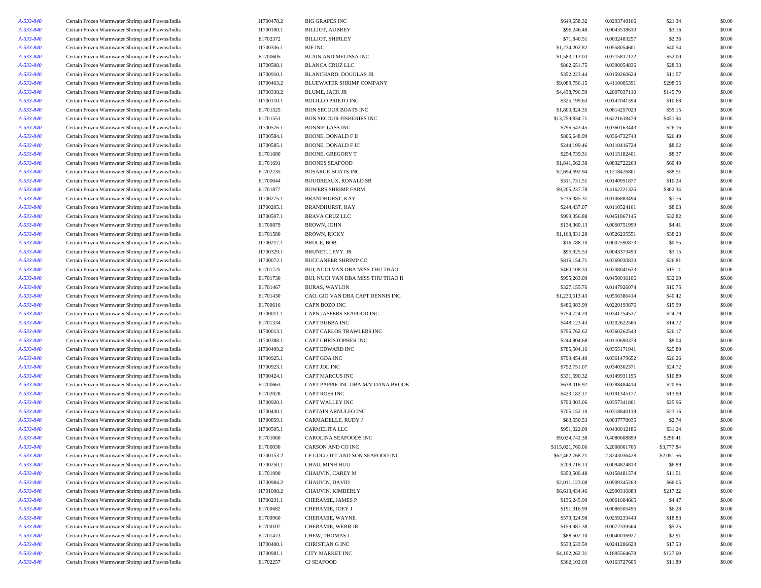| | | | | | | | |
|---|---|---|---|---|---|---|---|
| A-533-840 | Certain Frozen Warmwater Shrimp and Prawns/India | I1700478.2 | BIG GRAPES INC | $649,658.32 | 0.0293748166 | $21.34 | $0.00 |
| A-533-840 | Certain Frozen Warmwater Shrimp and Prawns/India | I1700100.1 | BILLIOT, AUBREY | $96,246.48 | 0.0043518610 | $3.16 | $0.00 |
| A-533-840 | Certain Frozen Warmwater Shrimp and Prawns/India | E1702372 | BILLIOT, SHIRLEY | $71,840.51 | 0.0032483257 | $2.36 | $0.00 |
| A-533-840 | Certain Frozen Warmwater Shrimp and Prawns/India | I1700336.1 | BJF INC | $1,234,202.82 | 0.0558054601 | $40.54 | $0.00 |
| A-533-840 | Certain Frozen Warmwater Shrimp and Prawns/India | E1700605 | BLAIN AND MELISSA INC | $1,583,113.03 | 0.0715817122 | $52.00 | $0.00 |
| A-533-840 | Certain Frozen Warmwater Shrimp and Prawns/India | I1700508.1 | BLANCA CRUZ LLC | $862,651.75 | 0.0390054836 | $28.33 | $0.00 |
| A-533-840 | Certain Frozen Warmwater Shrimp and Prawns/India | I1700910.1 | BLANCHARD, DOUGLAS JR | $352,223.44 | 0.0159260624 | $11.57 | $0.00 |
| A-533-840 | Certain Frozen Warmwater Shrimp and Prawns/India | I1700463.2 | BLUEWATER SHRIMP COMPANY | $9,089,756.15 | 0.4110005391 | $298.55 | $0.00 |
| A-533-840 | Certain Frozen Warmwater Shrimp and Prawns/India | I1700338.2 | BLUME, JACK JR | $4,438,796.59 | 0.2007037110 | $145.79 | $0.00 |
| A-533-840 | Certain Frozen Warmwater Shrimp and Prawns/India | I1700110.1 | BOLILLO PRIETO INC | $325,199.63 | 0.0147041594 | $10.68 | $0.00 |
| A-533-840 | Certain Frozen Warmwater Shrimp and Prawns/India | E1701525 | BON SECOUR BOATS INC | $1,800,824.35 | 0.0814257023 | $59.15 | $0.00 |
| A-533-840 | Certain Frozen Warmwater Shrimp and Prawns/India | E1701551 | BON SECOUR FISHERIES INC | $13,759,834.71 | 0.6221618479 | $451.94 | $0.00 |
| A-533-840 | Certain Frozen Warmwater Shrimp and Prawns/India | I1700576.1 | BONNIE LASS INC | $796,543.45 | 0.0360163443 | $26.16 | $0.00 |
| A-533-840 | Certain Frozen Warmwater Shrimp and Prawns/India | I1700584.1 | BOONE, DONALD F II | $806,648.99 | 0.0364732743 | $26.49 | $0.00 |
| A-533-840 | Certain Frozen Warmwater Shrimp and Prawns/India | I1700585.1 | BOONE, DONALD F III | $244,199.46 | 0.0110416724 | $8.02 | $0.00 |
| A-533-840 | Certain Frozen Warmwater Shrimp and Prawns/India | E1701680 | BOONE, GREGORY T | $254,739.31 | 0.0115182401 | $8.37 | $0.00 |
| A-533-840 | Certain Frozen Warmwater Shrimp and Prawns/India | E1701691 | BOONES SEAFOOD | $1,841,662.38 | 0.0832722263 | $60.49 | $0.00 |
| A-533-840 | Certain Frozen Warmwater Shrimp and Prawns/India | E1702235 | BOSARGE BOATS INC | $2,694,692.94 | 0.1218426801 | $88.51 | $0.00 |
| A-533-840 | Certain Frozen Warmwater Shrimp and Prawns/India | E1700044 | BOUDREAUX, RONALD SR | $311,731.51 | 0.0140951877 | $10.24 | $0.00 |
| A-533-840 | Certain Frozen Warmwater Shrimp and Prawns/India | E1701877 | BOWERS SHRIMP FARM | $9,205,237.78 | 0.4162221326 | $302.34 | $0.00 |
| A-533-840 | Certain Frozen Warmwater Shrimp and Prawns/India | I1700275.1 | BRANDHURST, KAY | $236,385.31 | 0.0106883494 | $7.76 | $0.00 |
| A-533-840 | Certain Frozen Warmwater Shrimp and Prawns/India | I1700205.1 | BRANDHURST, RAY | $244,437.07 | 0.0110524161 | $8.03 | $0.00 |
| A-533-840 | Certain Frozen Warmwater Shrimp and Prawns/India | I1700507.1 | BRAVA CRUZ LLC | $999,356.88 | 0.0451867145 | $32.82 | $0.00 |
| A-533-840 | Certain Frozen Warmwater Shrimp and Prawns/India | E1700879 | BROWN, JOHN | $134,360.13 | 0.0060751999 | $4.41 | $0.00 |
| A-533-840 | Certain Frozen Warmwater Shrimp and Prawns/India | E1701580 | BROWN, RICKY | $1,163,831.28 | 0.0526235551 | $38.23 | $0.00 |
| A-533-840 | Certain Frozen Warmwater Shrimp and Prawns/India | I1700217.1 | BRUCE, BOB | $16,788.10 | 0.0007590873 | $0.55 | $0.00 |
| A-533-840 | Certain Frozen Warmwater Shrimp and Prawns/India | I1700329.1 | BRUNET, LEVY JR | $95,925.53 | 0.0043373490 | $3.15 | $0.00 |
| A-533-840 | Certain Frozen Warmwater Shrimp and Prawns/India | I1700072.1 | BUCCANEER SHRIMP CO | $816,154.71 | 0.0369030830 | $26.81 | $0.00 |
| A-533-840 | Certain Frozen Warmwater Shrimp and Prawns/India | E1701725 | BUI, NUOI VAN DBA MISS THU THAO | $460,108.33 | 0.0208041633 | $15.11 | $0.00 |
| A-533-840 | Certain Frozen Warmwater Shrimp and Prawns/India | E1701730 | BUI, NUOI VAN DBA MISS THU THAO II | $995,263.09 | 0.0450016106 | $32.69 | $0.00 |
| A-533-840 | Certain Frozen Warmwater Shrimp and Prawns/India | E1701467 | BURAS, WAYLON | $327,155.76 | 0.0147926074 | $10.75 | $0.00 |
| A-533-840 | Certain Frozen Warmwater Shrimp and Prawns/India | E1701430 | CAO, GIO VAN DBA CAPT DENNIS INC | $1,230,513.43 | 0.0556386414 | $40.42 | $0.00 |
| A-533-840 | Certain Frozen Warmwater Shrimp and Prawns/India | E1700616 | CAPN BOZO INC | $486,983.99 | 0.0220193676 | $15.99 | $0.00 |
| A-533-840 | Certain Frozen Warmwater Shrimp and Prawns/India | I1700011.1 | CAPN JASPERS SEAFOOD INC | $754,724.20 | 0.0341254537 | $24.79 | $0.00 |
| A-533-840 | Certain Frozen Warmwater Shrimp and Prawns/India | E1701334 | CAPT BUBBA INC | $448,123.43 | 0.0202622566 | $14.72 | $0.00 |
| A-533-840 | Certain Frozen Warmwater Shrimp and Prawns/India | I1700013.1 | CAPT CARLOS TRAWLERS INC | $796,762.62 | 0.0360262543 | $26.17 | $0.00 |
| A-533-840 | Certain Frozen Warmwater Shrimp and Prawns/India | I1700388.1 | CAPT CHRISTOPHER INC | $244,804.68 | 0.0110690379 | $8.04 | $0.00 |
| A-533-840 | Certain Frozen Warmwater Shrimp and Prawns/India | I1700409.2 | CAPT EDWARD INC | $785,504.16 | 0.0355171941 | $25.80 | $0.00 |
| A-533-840 | Certain Frozen Warmwater Shrimp and Prawns/India | I1700925.1 | CAPT GDA INC | $799,454.40 | 0.0361479652 | $26.26 | $0.00 |
| A-533-840 | Certain Frozen Warmwater Shrimp and Prawns/India | I1700923.1 | CAPT JDL INC | $752,751.07 | 0.0340362371 | $24.72 | $0.00 |
| A-533-840 | Certain Frozen Warmwater Shrimp and Prawns/India | I1700424.1 | CAPT MARCUS INC | $331,590.32 | 0.0149931195 | $10.89 | $0.00 |
| A-533-840 | Certain Frozen Warmwater Shrimp and Prawns/India | E1700663 | CAPT PAPPIE INC DBA M/V DANA BROOK | $638,016.92 | 0.0288484414 | $20.96 | $0.00 |
| A-533-840 | Certain Frozen Warmwater Shrimp and Prawns/India | E1702028 | CAPT ROSS INC | $423,182.17 | 0.0191345177 | $13.90 | $0.00 |
| A-533-840 | Certain Frozen Warmwater Shrimp and Prawns/India | I1700920.1 | CAPT WALLEY INC | $790,303.06 | 0.0357341801 | $25.96 | $0.00 |
| A-533-840 | Certain Frozen Warmwater Shrimp and Prawns/India | I1700430.1 | CAPTAIN ARNULFO INC | $705,152.10 | 0.0318840119 | $23.16 | $0.00 |
| A-533-840 | Certain Frozen Warmwater Shrimp and Prawns/India | I1700859.1 | CARMADELLE, RUDY J | $83,550.53 | 0.0037778035 | $2.74 | $0.00 |
| A-533-840 | Certain Frozen Warmwater Shrimp and Prawns/India | I1700505.1 | CARMELITA LLC | $951,022.09 | 0.0430012186 | $31.24 | $0.00 |
| A-533-840 | Certain Frozen Warmwater Shrimp and Prawns/India | E1701060 | CAROLINA SEAFOODS INC | $9,024,742.38 | 0.4080608899 | $296.41 | $0.00 |
| A-533-840 | Certain Frozen Warmwater Shrimp and Prawns/India | E1700030 | CARSON AND CO INC | $115,021,760.06 | 5.2008001765 | $3,777.84 | $0.00 |
| A-533-840 | Certain Frozen Warmwater Shrimp and Prawns/India | I1700153.2 | CF GOLLOTT AND SON SEAFOOD INC | $62,462,768.21 | 2.8243036428 | $2,051.56 | $0.00 |
| A-533-840 | Certain Frozen Warmwater Shrimp and Prawns/India | I1700250.1 | CHAU, MINH HUU | $209,716.13 | 0.0094824813 | $6.89 | $0.00 |
| A-533-840 | Certain Frozen Warmwater Shrimp and Prawns/India | E1701990 | CHAUVIN, CAREY M | $350,500.48 | 0.0158481574 | $11.51 | $0.00 |
| A-533-840 | Certain Frozen Warmwater Shrimp and Prawns/India | I1700984.2 | CHAUVIN, DAVID | $2,011,123.08 | 0.0909345263 | $66.05 | $0.00 |
| A-533-840 | Certain Frozen Warmwater Shrimp and Prawns/India | I1701008.2 | CHAUVIN, KIMBERLY | $6,613,434.46 | 0.2990316883 | $217.22 | $0.00 |
| A-533-840 | Certain Frozen Warmwater Shrimp and Prawns/India | I1700231.1 | CHERAMIE, JAMES P | $136,245.90 | 0.0061604665 | $4.47 | $0.00 |
| A-533-840 | Certain Frozen Warmwater Shrimp and Prawns/India | E1700682 | CHERAMIE, JOEY J | $191,316.99 | 0.0086505496 | $6.28 | $0.00 |
| A-533-840 | Certain Frozen Warmwater Shrimp and Prawns/India | E1700960 | CHERAMIE, WAYNE | $573,324.98 | 0.0259233440 | $18.83 | $0.00 |
| A-533-840 | Certain Frozen Warmwater Shrimp and Prawns/India | E1700107 | CHERAMIE, WEBB JR | $159,987.38 | 0.0072339564 | $5.25 | $0.00 |
| A-533-840 | Certain Frozen Warmwater Shrimp and Prawns/India | E1701473 | CHEW, THOMAS J | $88,502.10 | 0.0040016927 | $2.91 | $0.00 |
| A-533-840 | Certain Frozen Warmwater Shrimp and Prawns/India | I1700400.1 | CHRISTIAN G INC | $533,633.50 | 0.0241286623 | $17.53 | $0.00 |
| A-533-840 | Certain Frozen Warmwater Shrimp and Prawns/India | I1700981.1 | CITY MARKET INC | $4,192,262.31 | 0.1895564678 | $137.69 | $0.00 |
| A-533-840 | Certain Frozen Warmwater Shrimp and Prawns/India | E1702257 | CJ SEAFOOD | $362,102.69 | 0.0163727605 | $11.89 | $0.00 |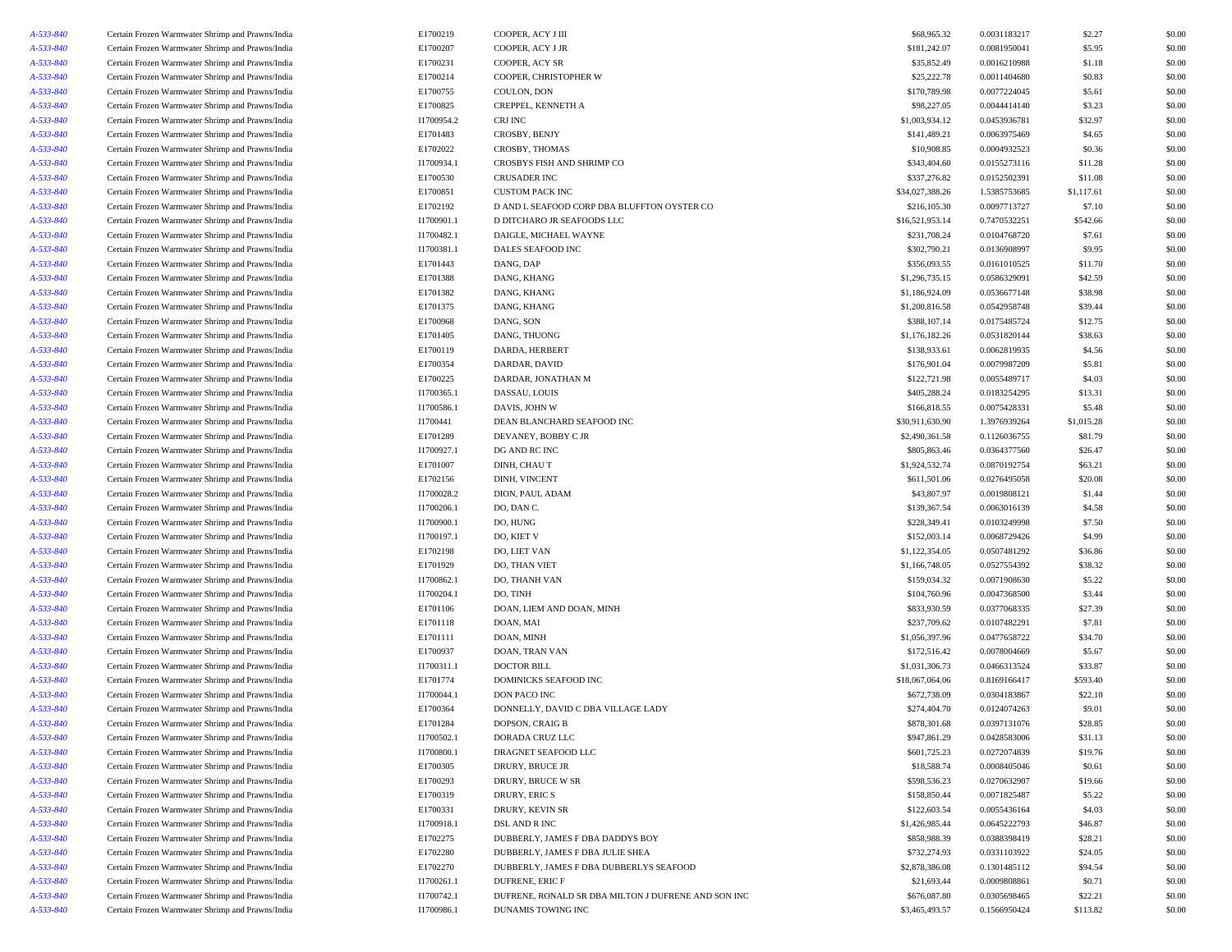| | | | | | | | |
|---|---|---|---|---|---|---|---|
| A-533-840 | Certain Frozen Warmwater Shrimp and Prawns/India | E1700219 | COOPER, ACY J III | $68,965.32 | 0.0031183217 | $2.27 | $0.00 |
| A-533-840 | Certain Frozen Warmwater Shrimp and Prawns/India | E1700207 | COOPER, ACY J JR | $181,242.07 | 0.0081950041 | $5.95 | $0.00 |
| A-533-840 | Certain Frozen Warmwater Shrimp and Prawns/India | E1700231 | COOPER, ACY SR | $35,852.49 | 0.0016210988 | $1.18 | $0.00 |
| A-533-840 | Certain Frozen Warmwater Shrimp and Prawns/India | E1700214 | COOPER, CHRISTOPHER W | $25,222.78 | 0.0011404680 | $0.83 | $0.00 |
| A-533-840 | Certain Frozen Warmwater Shrimp and Prawns/India | E1700755 | COULON, DON | $170,789.98 | 0.0077224045 | $5.61 | $0.00 |
| A-533-840 | Certain Frozen Warmwater Shrimp and Prawns/India | E1700825 | CREPPEL, KENNETH A | $98,227.05 | 0.0044414140 | $3.23 | $0.00 |
| A-533-840 | Certain Frozen Warmwater Shrimp and Prawns/India | I1700954.2 | CRJ INC | $1,003,934.12 | 0.0453936781 | $32.97 | $0.00 |
| A-533-840 | Certain Frozen Warmwater Shrimp and Prawns/India | E1701483 | CROSBY, BENJY | $141,489.21 | 0.0063975469 | $4.65 | $0.00 |
| A-533-840 | Certain Frozen Warmwater Shrimp and Prawns/India | E1702022 | CROSBY, THOMAS | $10,908.85 | 0.0004932523 | $0.36 | $0.00 |
| A-533-840 | Certain Frozen Warmwater Shrimp and Prawns/India | I1700934.1 | CROSBYS FISH AND SHRIMP CO | $343,404.60 | 0.0155273116 | $11.28 | $0.00 |
| A-533-840 | Certain Frozen Warmwater Shrimp and Prawns/India | E1700530 | CRUSADER INC | $337,276.82 | 0.0152502391 | $11.08 | $0.00 |
| A-533-840 | Certain Frozen Warmwater Shrimp and Prawns/India | E1700851 | CUSTOM PACK INC | $34,027,388.26 | 1.5385753685 | $1,117.61 | $0.00 |
| A-533-840 | Certain Frozen Warmwater Shrimp and Prawns/India | E1702192 | D AND L SEAFOOD CORP DBA BLUFFTON OYSTER CO | $216,105.30 | 0.0097713727 | $7.10 | $0.00 |
| A-533-840 | Certain Frozen Warmwater Shrimp and Prawns/India | I1700901.1 | D DITCHARO JR SEAFOODS LLC | $16,521,953.14 | 0.7470532251 | $542.66 | $0.00 |
| A-533-840 | Certain Frozen Warmwater Shrimp and Prawns/India | I1700482.1 | DAIGLE, MICHAEL WAYNE | $231,708.24 | 0.0104768720 | $7.61 | $0.00 |
| A-533-840 | Certain Frozen Warmwater Shrimp and Prawns/India | I1700381.1 | DALES SEAFOOD INC | $302,790.21 | 0.0136908997 | $9.95 | $0.00 |
| A-533-840 | Certain Frozen Warmwater Shrimp and Prawns/India | E1701443 | DANG, DAP | $356,093.55 | 0.0161010525 | $11.70 | $0.00 |
| A-533-840 | Certain Frozen Warmwater Shrimp and Prawns/India | E1701388 | DANG, KHANG | $1,296,735.15 | 0.0586329091 | $42.59 | $0.00 |
| A-533-840 | Certain Frozen Warmwater Shrimp and Prawns/India | E1701382 | DANG, KHANG | $1,186,924.09 | 0.0536677148 | $38.98 | $0.00 |
| A-533-840 | Certain Frozen Warmwater Shrimp and Prawns/India | E1701375 | DANG, KHANG | $1,200,816.58 | 0.0542958748 | $39.44 | $0.00 |
| A-533-840 | Certain Frozen Warmwater Shrimp and Prawns/India | E1700968 | DANG, SON | $388,107.14 | 0.0175485724 | $12.75 | $0.00 |
| A-533-840 | Certain Frozen Warmwater Shrimp and Prawns/India | E1701405 | DANG, THUONG | $1,176,182.26 | 0.0531820144 | $38.63 | $0.00 |
| A-533-840 | Certain Frozen Warmwater Shrimp and Prawns/India | E1700119 | DARDA, HERBERT | $138,933.61 | 0.0062819935 | $4.56 | $0.00 |
| A-533-840 | Certain Frozen Warmwater Shrimp and Prawns/India | E1700354 | DARDAR, DAVID | $176,901.04 | 0.0079987209 | $5.81 | $0.00 |
| A-533-840 | Certain Frozen Warmwater Shrimp and Prawns/India | E1700225 | DARDAR, JONATHAN M | $122,721.98 | 0.0055489717 | $4.03 | $0.00 |
| A-533-840 | Certain Frozen Warmwater Shrimp and Prawns/India | I1700365.1 | DASSAU, LOUIS | $405,288.24 | 0.0183254295 | $13.31 | $0.00 |
| A-533-840 | Certain Frozen Warmwater Shrimp and Prawns/India | I1700586.1 | DAVIS, JOHN W | $166,818.55 | 0.0075428331 | $5.48 | $0.00 |
| A-533-840 | Certain Frozen Warmwater Shrimp and Prawns/India | I1700441 | DEAN BLANCHARD SEAFOOD INC | $30,911,630.90 | 1.3976939264 | $1,015.28 | $0.00 |
| A-533-840 | Certain Frozen Warmwater Shrimp and Prawns/India | E1701289 | DEVANEY, BOBBY C JR | $2,490,361.58 | 0.1126036755 | $81.79 | $0.00 |
| A-533-840 | Certain Frozen Warmwater Shrimp and Prawns/India | I1700927.1 | DG AND RC INC | $805,863.46 | 0.0364377560 | $26.47 | $0.00 |
| A-533-840 | Certain Frozen Warmwater Shrimp and Prawns/India | E1701007 | DINH, CHAU T | $1,924,532.74 | 0.0870192754 | $63.21 | $0.00 |
| A-533-840 | Certain Frozen Warmwater Shrimp and Prawns/India | E1702156 | DINH, VINCENT | $611,501.06 | 0.0276495058 | $20.08 | $0.00 |
| A-533-840 | Certain Frozen Warmwater Shrimp and Prawns/India | I1700028.2 | DION, PAUL ADAM | $43,807.97 | 0.0019808121 | $1.44 | $0.00 |
| A-533-840 | Certain Frozen Warmwater Shrimp and Prawns/India | I1700206.1 | DO, DAN C. | $139,367.54 | 0.0063016139 | $4.58 | $0.00 |
| A-533-840 | Certain Frozen Warmwater Shrimp and Prawns/India | I1700900.1 | DO, HUNG | $228,349.41 | 0.0103249998 | $7.50 | $0.00 |
| A-533-840 | Certain Frozen Warmwater Shrimp and Prawns/India | I1700197.1 | DO, KIET V | $152,003.14 | 0.0068729426 | $4.99 | $0.00 |
| A-533-840 | Certain Frozen Warmwater Shrimp and Prawns/India | E1702198 | DO, LIET VAN | $1,122,354.05 | 0.0507481292 | $36.86 | $0.00 |
| A-533-840 | Certain Frozen Warmwater Shrimp and Prawns/India | E1701929 | DO, THAN VIET | $1,166,748.05 | 0.0527554392 | $38.32 | $0.00 |
| A-533-840 | Certain Frozen Warmwater Shrimp and Prawns/India | I1700862.1 | DO, THANH VAN | $159,034.32 | 0.0071908630 | $5.22 | $0.00 |
| A-533-840 | Certain Frozen Warmwater Shrimp and Prawns/India | I1700204.1 | DO, TINH | $104,760.96 | 0.0047368500 | $3.44 | $0.00 |
| A-533-840 | Certain Frozen Warmwater Shrimp and Prawns/India | E1701106 | DOAN, LIEM AND DOAN, MINH | $833,930.59 | 0.0377068335 | $27.39 | $0.00 |
| A-533-840 | Certain Frozen Warmwater Shrimp and Prawns/India | E1701118 | DOAN, MAI | $237,709.62 | 0.0107482291 | $7.81 | $0.00 |
| A-533-840 | Certain Frozen Warmwater Shrimp and Prawns/India | E1701111 | DOAN, MINH | $1,056,397.96 | 0.0477658722 | $34.70 | $0.00 |
| A-533-840 | Certain Frozen Warmwater Shrimp and Prawns/India | E1700937 | DOAN, TRAN VAN | $172,516.42 | 0.0078004669 | $5.67 | $0.00 |
| A-533-840 | Certain Frozen Warmwater Shrimp and Prawns/India | I1700311.1 | DOCTOR BILL | $1,031,306.73 | 0.0466313524 | $33.87 | $0.00 |
| A-533-840 | Certain Frozen Warmwater Shrimp and Prawns/India | E1701774 | DOMINICKS SEAFOOD INC | $18,067,064.06 | 0.8169166417 | $593.40 | $0.00 |
| A-533-840 | Certain Frozen Warmwater Shrimp and Prawns/India | I1700044.1 | DON PACO INC | $672,738.09 | 0.0304183867 | $22.10 | $0.00 |
| A-533-840 | Certain Frozen Warmwater Shrimp and Prawns/India | E1700364 | DONNELLY, DAVID C DBA VILLAGE LADY | $274,404.70 | 0.0124074263 | $9.01 | $0.00 |
| A-533-840 | Certain Frozen Warmwater Shrimp and Prawns/India | E1701284 | DOPSON, CRAIG B | $878,301.68 | 0.0397131076 | $28.85 | $0.00 |
| A-533-840 | Certain Frozen Warmwater Shrimp and Prawns/India | I1700502.1 | DORADA CRUZ LLC | $947,861.29 | 0.0428583006 | $31.13 | $0.00 |
| A-533-840 | Certain Frozen Warmwater Shrimp and Prawns/India | I1700800.1 | DRAGNET SEAFOOD LLC | $601,725.23 | 0.0272074839 | $19.76 | $0.00 |
| A-533-840 | Certain Frozen Warmwater Shrimp and Prawns/India | E1700305 | DRURY, BRUCE JR | $18,588.74 | 0.0008405046 | $0.61 | $0.00 |
| A-533-840 | Certain Frozen Warmwater Shrimp and Prawns/India | E1700293 | DRURY, BRUCE W SR | $598,536.23 | 0.0270632907 | $19.66 | $0.00 |
| A-533-840 | Certain Frozen Warmwater Shrimp and Prawns/India | E1700319 | DRURY, ERIC S | $158,850.44 | 0.0071825487 | $5.22 | $0.00 |
| A-533-840 | Certain Frozen Warmwater Shrimp and Prawns/India | E1700331 | DRURY, KEVIN SR | $122,603.54 | 0.0055436164 | $4.03 | $0.00 |
| A-533-840 | Certain Frozen Warmwater Shrimp and Prawns/India | I1700918.1 | DSL AND R INC | $1,426,985.44 | 0.0645222793 | $46.87 | $0.00 |
| A-533-840 | Certain Frozen Warmwater Shrimp and Prawns/India | E1702275 | DUBBERLY, JAMES F DBA DADDYS BOY | $858,988.39 | 0.0388398419 | $28.21 | $0.00 |
| A-533-840 | Certain Frozen Warmwater Shrimp and Prawns/India | E1702280 | DUBBERLY, JAMES F DBA JULIE SHEA | $732,274.93 | 0.0331103922 | $24.05 | $0.00 |
| A-533-840 | Certain Frozen Warmwater Shrimp and Prawns/India | E1702270 | DUBBERLY, JAMES F DBA DUBBERLYS SEAFOOD | $2,878,386.08 | 0.1301485112 | $94.54 | $0.00 |
| A-533-840 | Certain Frozen Warmwater Shrimp and Prawns/India | I1700261.1 | DUFRENE, ERIC F | $21,693.44 | 0.0009808861 | $0.71 | $0.00 |
| A-533-840 | Certain Frozen Warmwater Shrimp and Prawns/India | I1700742.1 | DUFRENE, RONALD SR DBA MILTON J DUFRENE AND SON INC | $676,087.80 | 0.0305698465 | $22.21 | $0.00 |
| A-533-840 | Certain Frozen Warmwater Shrimp and Prawns/India | I1700986.1 | DUNAMIS TOWING INC | $3,465,493.57 | 0.1566950424 | $113.82 | $0.00 |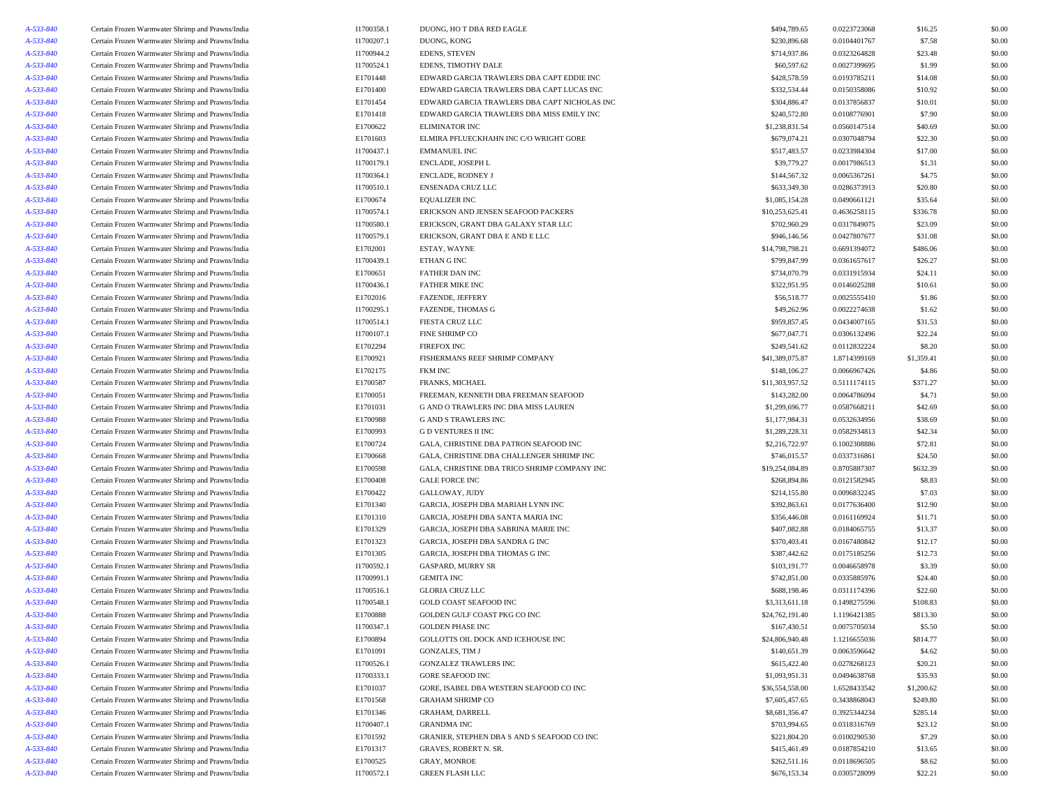| | | | | | | | |
|---|---|---|---|---|---|---|---|
| A-533-840 | Certain Frozen Warmwater Shrimp and Prawns/India | I1700358.1 | DUONG, HO T DBA RED EAGLE | $494,789.65 | 0.0223723068 | $16.25 | $0.00 |
| A-533-840 | Certain Frozen Warmwater Shrimp and Prawns/India | I1700207.1 | DUONG, KONG | $230,896.68 | 0.0104401767 | $7.58 | $0.00 |
| A-533-840 | Certain Frozen Warmwater Shrimp and Prawns/India | I1700944.2 | EDENS, STEVEN | $714,937.86 | 0.0323264828 | $23.48 | $0.00 |
| A-533-840 | Certain Frozen Warmwater Shrimp and Prawns/India | I1700524.1 | EDENS, TIMOTHY DALE | $60,597.62 | 0.0027399695 | $1.99 | $0.00 |
| A-533-840 | Certain Frozen Warmwater Shrimp and Prawns/India | E1701448 | EDWARD GARCIA TRAWLERS DBA CAPT EDDIE INC | $428,578.59 | 0.0193785211 | $14.08 | $0.00 |
| A-533-840 | Certain Frozen Warmwater Shrimp and Prawns/India | E1701400 | EDWARD GARCIA TRAWLERS DBA CAPT LUCAS INC | $332,534.44 | 0.0150358086 | $10.92 | $0.00 |
| A-533-840 | Certain Frozen Warmwater Shrimp and Prawns/India | E1701454 | EDWARD GARCIA TRAWLERS DBA CAPT NICHOLAS INC | $304,886.47 | 0.0137856837 | $10.01 | $0.00 |
| A-533-840 | Certain Frozen Warmwater Shrimp and Prawns/India | E1701418 | EDWARD GARCIA TRAWLERS DBA MISS EMILY INC | $240,572.80 | 0.0108776901 | $7.90 | $0.00 |
| A-533-840 | Certain Frozen Warmwater Shrimp and Prawns/India | E1700622 | ELIMINATOR INC | $1,238,831.54 | 0.0560147514 | $40.69 | $0.00 |
| A-533-840 | Certain Frozen Warmwater Shrimp and Prawns/India | E1701603 | ELMIRA PFLUECKHAHN INC C/O WRIGHT GORE | $679,074.21 | 0.0307048794 | $22.30 | $0.00 |
| A-533-840 | Certain Frozen Warmwater Shrimp and Prawns/India | I1700437.1 | EMMANUEL INC | $517,483.57 | 0.0233984304 | $17.00 | $0.00 |
| A-533-840 | Certain Frozen Warmwater Shrimp and Prawns/India | I1700179.1 | ENCLADE, JOSEPH L | $39,779.27 | 0.0017986513 | $1.31 | $0.00 |
| A-533-840 | Certain Frozen Warmwater Shrimp and Prawns/India | I1700364.1 | ENCLADE, RODNEY J | $144,567.32 | 0.0065367261 | $4.75 | $0.00 |
| A-533-840 | Certain Frozen Warmwater Shrimp and Prawns/India | I1700510.1 | ENSENADA CRUZ LLC | $633,349.30 | 0.0286373913 | $20.80 | $0.00 |
| A-533-840 | Certain Frozen Warmwater Shrimp and Prawns/India | E1700674 | EQUALIZER INC | $1,085,154.28 | 0.0490661121 | $35.64 | $0.00 |
| A-533-840 | Certain Frozen Warmwater Shrimp and Prawns/India | I1700574.1 | ERICKSON AND JENSEN SEAFOOD PACKERS | $10,253,625.41 | 0.4636258115 | $336.78 | $0.00 |
| A-533-840 | Certain Frozen Warmwater Shrimp and Prawns/India | I1700580.1 | ERICKSON, GRANT DBA GALAXY STAR LLC | $702,960.29 | 0.0317849075 | $23.09 | $0.00 |
| A-533-840 | Certain Frozen Warmwater Shrimp and Prawns/India | I1700579.1 | ERICKSON, GRANT DBA E AND E LLC | $946,146.56 | 0.0427807677 | $31.08 | $0.00 |
| A-533-840 | Certain Frozen Warmwater Shrimp and Prawns/India | E1702001 | ESTAY, WAYNE | $14,798,798.21 | 0.6691394072 | $486.06 | $0.00 |
| A-533-840 | Certain Frozen Warmwater Shrimp and Prawns/India | I1700439.1 | ETHAN G INC | $799,847.99 | 0.0361657617 | $26.27 | $0.00 |
| A-533-840 | Certain Frozen Warmwater Shrimp and Prawns/India | E1700651 | FATHER DAN INC | $734,070.79 | 0.0331915934 | $24.11 | $0.00 |
| A-533-840 | Certain Frozen Warmwater Shrimp and Prawns/India | I1700436.1 | FATHER MIKE INC | $322,951.95 | 0.0146025288 | $10.61 | $0.00 |
| A-533-840 | Certain Frozen Warmwater Shrimp and Prawns/India | E1702016 | FAZENDE, JEFFERY | $56,518.77 | 0.0025555410 | $1.86 | $0.00 |
| A-533-840 | Certain Frozen Warmwater Shrimp and Prawns/India | I1700295.1 | FAZENDE, THOMAS G | $49,262.96 | 0.0022274638 | $1.62 | $0.00 |
| A-533-840 | Certain Frozen Warmwater Shrimp and Prawns/India | I1700514.1 | FIESTA CRUZ LLC | $959,857.45 | 0.0434007165 | $31.53 | $0.00 |
| A-533-840 | Certain Frozen Warmwater Shrimp and Prawns/India | I1700107.1 | FINE SHRIMP CO | $677,047.71 | 0.0306132496 | $22.24 | $0.00 |
| A-533-840 | Certain Frozen Warmwater Shrimp and Prawns/India | E1702294 | FIREFOX INC | $249,541.62 | 0.0112832224 | $8.20 | $0.00 |
| A-533-840 | Certain Frozen Warmwater Shrimp and Prawns/India | E1700921 | FISHERMANS REEF SHRIMP COMPANY | $41,389,075.87 | 1.8714399169 | $1,359.41 | $0.00 |
| A-533-840 | Certain Frozen Warmwater Shrimp and Prawns/India | E1702175 | FKM INC | $148,106.27 | 0.0066967426 | $4.86 | $0.00 |
| A-533-840 | Certain Frozen Warmwater Shrimp and Prawns/India | E1700587 | FRANKS, MICHAEL | $11,303,957.52 | 0.5111174115 | $371.27 | $0.00 |
| A-533-840 | Certain Frozen Warmwater Shrimp and Prawns/India | E1700051 | FREEMAN, KENNETH DBA FREEMAN SEAFOOD | $143,282.00 | 0.0064786094 | $4.71 | $0.00 |
| A-533-840 | Certain Frozen Warmwater Shrimp and Prawns/India | E1701031 | G AND O TRAWLERS INC DBA MISS LAUREN | $1,299,696.77 | 0.0587668211 | $42.69 | $0.00 |
| A-533-840 | Certain Frozen Warmwater Shrimp and Prawns/India | E1700988 | G AND S TRAWLERS INC | $1,177,984.31 | 0.0532634956 | $38.69 | $0.00 |
| A-533-840 | Certain Frozen Warmwater Shrimp and Prawns/India | E1700993 | G D VENTURES II INC | $1,289,228.31 | 0.0582934813 | $42.34 | $0.00 |
| A-533-840 | Certain Frozen Warmwater Shrimp and Prawns/India | E1700724 | GALA, CHRISTINE DBA PATRON SEAFOOD INC | $2,216,722.97 | 0.1002308886 | $72.81 | $0.00 |
| A-533-840 | Certain Frozen Warmwater Shrimp and Prawns/India | E1700668 | GALA, CHRISTINE DBA CHALLENGER SHRIMP INC | $746,015.57 | 0.0337316861 | $24.50 | $0.00 |
| A-533-840 | Certain Frozen Warmwater Shrimp and Prawns/India | E1700598 | GALA, CHRISTINE DBA TRICO SHRIMP COMPANY INC | $19,254,084.89 | 0.8705887307 | $632.39 | $0.00 |
| A-533-840 | Certain Frozen Warmwater Shrimp and Prawns/India | E1700408 | GALE FORCE INC | $268,894.86 | 0.0121582945 | $8.83 | $0.00 |
| A-533-840 | Certain Frozen Warmwater Shrimp and Prawns/India | E1700422 | GALLOWAY, JUDY | $214,155.80 | 0.0096832245 | $7.03 | $0.00 |
| A-533-840 | Certain Frozen Warmwater Shrimp and Prawns/India | E1701340 | GARCIA, JOSEPH DBA MARIAH LYNN INC | $392,863.61 | 0.0177636400 | $12.90 | $0.00 |
| A-533-840 | Certain Frozen Warmwater Shrimp and Prawns/India | E1701310 | GARCIA, JOSEPH DBA SANTA MARIA INC | $356,446.08 | 0.0161169924 | $11.71 | $0.00 |
| A-533-840 | Certain Frozen Warmwater Shrimp and Prawns/India | E1701329 | GARCIA, JOSEPH DBA SABRINA MARIE INC | $407,082.88 | 0.0184065755 | $13.37 | $0.00 |
| A-533-840 | Certain Frozen Warmwater Shrimp and Prawns/India | E1701323 | GARCIA, JOSEPH DBA SANDRA G INC | $370,403.41 | 0.0167480842 | $12.17 | $0.00 |
| A-533-840 | Certain Frozen Warmwater Shrimp and Prawns/India | E1701305 | GARCIA, JOSEPH DBA THOMAS G INC | $387,442.62 | 0.0175185256 | $12.73 | $0.00 |
| A-533-840 | Certain Frozen Warmwater Shrimp and Prawns/India | I1700592.1 | GASPARD, MURRY SR | $103,191.77 | 0.0046658978 | $3.39 | $0.00 |
| A-533-840 | Certain Frozen Warmwater Shrimp and Prawns/India | I1700991.1 | GEMITA INC | $742,851.00 | 0.0335885976 | $24.40 | $0.00 |
| A-533-840 | Certain Frozen Warmwater Shrimp and Prawns/India | I1700516.1 | GLORIA CRUZ LLC | $688,198.46 | 0.0311174396 | $22.60 | $0.00 |
| A-533-840 | Certain Frozen Warmwater Shrimp and Prawns/India | I1700548.1 | GOLD COAST SEAFOOD INC | $3,313,611.18 | 0.1498275596 | $108.83 | $0.00 |
| A-533-840 | Certain Frozen Warmwater Shrimp and Prawns/India | E1700888 | GOLDEN GULF COAST PKG CO INC | $24,762,191.40 | 1.1196421385 | $813.30 | $0.00 |
| A-533-840 | Certain Frozen Warmwater Shrimp and Prawns/India | I1700347.1 | GOLDEN PHASE INC | $167,430.51 | 0.0075705034 | $5.50 | $0.00 |
| A-533-840 | Certain Frozen Warmwater Shrimp and Prawns/India | E1700894 | GOLLOTTS OIL DOCK AND ICEHOUSE INC | $24,806,940.48 | 1.1216655036 | $814.77 | $0.00 |
| A-533-840 | Certain Frozen Warmwater Shrimp and Prawns/India | E1701091 | GONZALES, TIM J | $140,651.39 | 0.0063596642 | $4.62 | $0.00 |
| A-533-840 | Certain Frozen Warmwater Shrimp and Prawns/India | I1700526.1 | GONZALEZ TRAWLERS INC | $615,422.40 | 0.0278268123 | $20.21 | $0.00 |
| A-533-840 | Certain Frozen Warmwater Shrimp and Prawns/India | I1700333.1 | GORE SEAFOOD INC | $1,093,951.31 | 0.0494638768 | $35.93 | $0.00 |
| A-533-840 | Certain Frozen Warmwater Shrimp and Prawns/India | E1701037 | GORE, ISABEL DBA WESTERN SEAFOOD CO INC | $36,554,558.00 | 1.6528433542 | $1,200.62 | $0.00 |
| A-533-840 | Certain Frozen Warmwater Shrimp and Prawns/India | E1701568 | GRAHAM SHRIMP CO | $7,605,457.65 | 0.3438868043 | $249.80 | $0.00 |
| A-533-840 | Certain Frozen Warmwater Shrimp and Prawns/India | E1701346 | GRAHAM, DARRELL | $8,681,356.47 | 0.3925344234 | $285.14 | $0.00 |
| A-533-840 | Certain Frozen Warmwater Shrimp and Prawns/India | I1700407.1 | GRANDMA INC | $703,994.65 | 0.0318316769 | $23.12 | $0.00 |
| A-533-840 | Certain Frozen Warmwater Shrimp and Prawns/India | E1701592 | GRANIER, STEPHEN DBA S AND S SEAFOOD CO INC | $221,804.20 | 0.0100290530 | $7.29 | $0.00 |
| A-533-840 | Certain Frozen Warmwater Shrimp and Prawns/India | E1701317 | GRAVES, ROBERT N. SR. | $415,461.49 | 0.0187854210 | $13.65 | $0.00 |
| A-533-840 | Certain Frozen Warmwater Shrimp and Prawns/India | E1700525 | GRAY, MONROE | $262,511.16 | 0.0118696505 | $8.62 | $0.00 |
| A-533-840 | Certain Frozen Warmwater Shrimp and Prawns/India | I1700572.1 | GREEN FLASH LLC | $676,153.34 | 0.0305728099 | $22.21 | $0.00 |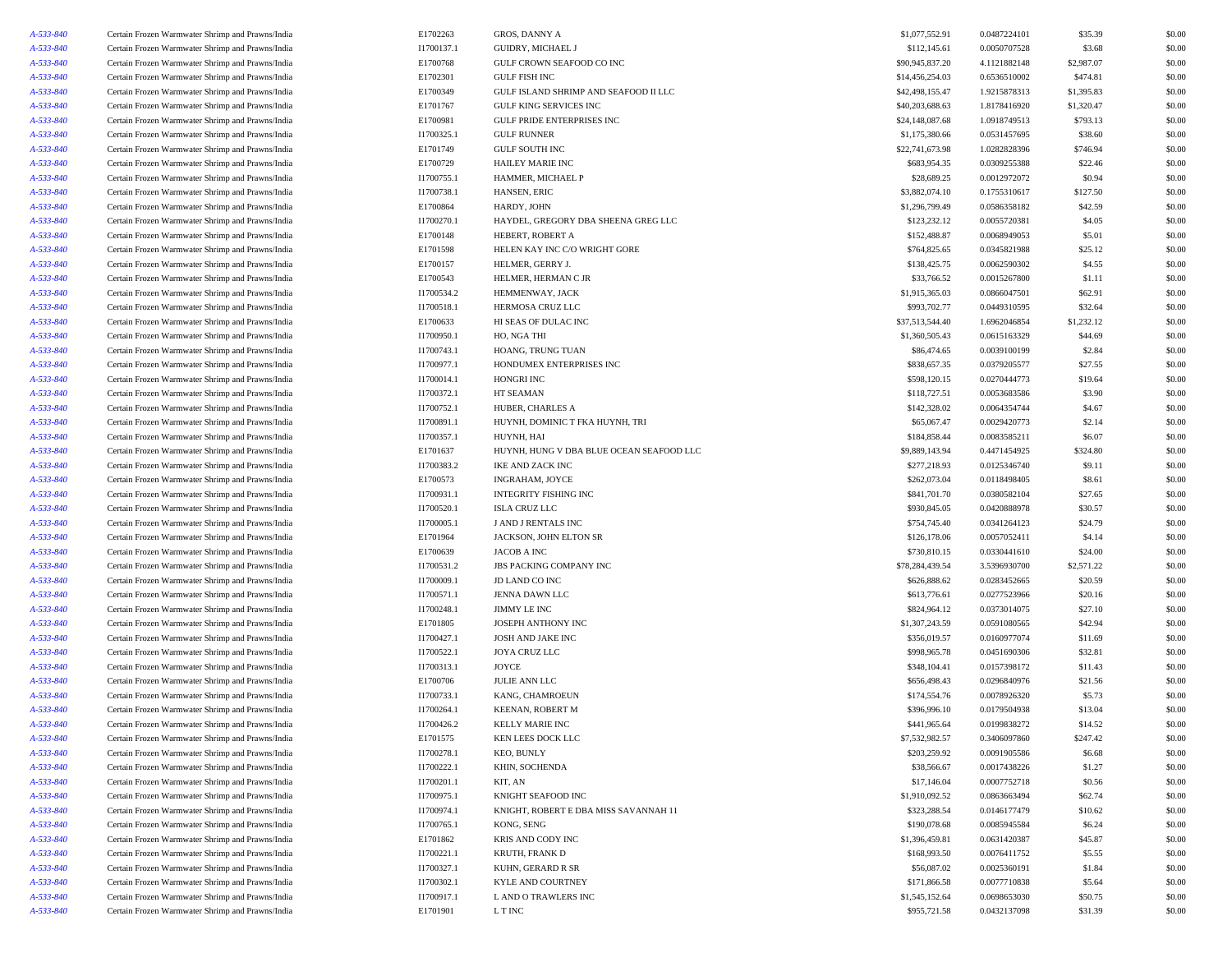| | | | | | | | |
|---|---|---|---|---|---|---|---|
| A-533-840 | Certain Frozen Warmwater Shrimp and Prawns/India | E1702263 | GROS, DANNY A | $1,077,552.91 | 0.0487224101 | $35.39 | $0.00 |
| A-533-840 | Certain Frozen Warmwater Shrimp and Prawns/India | I1700137.1 | GUIDRY, MICHAEL J | $112,145.61 | 0.0050707528 | $3.68 | $0.00 |
| A-533-840 | Certain Frozen Warmwater Shrimp and Prawns/India | E1700768 | GULF CROWN SEAFOOD CO INC | $90,945,837.20 | 4.1121882148 | $2,987.07 | $0.00 |
| A-533-840 | Certain Frozen Warmwater Shrimp and Prawns/India | E1702301 | GULF FISH INC | $14,456,254.03 | 0.6536510002 | $474.81 | $0.00 |
| A-533-840 | Certain Frozen Warmwater Shrimp and Prawns/India | E1700349 | GULF ISLAND SHRIMP AND SEAFOOD II LLC | $42,498,155.47 | 1.9215878313 | $1,395.83 | $0.00 |
| A-533-840 | Certain Frozen Warmwater Shrimp and Prawns/India | E1701767 | GULF KING SERVICES INC | $40,203,688.63 | 1.8178416920 | $1,320.47 | $0.00 |
| A-533-840 | Certain Frozen Warmwater Shrimp and Prawns/India | E1700981 | GULF PRIDE ENTERPRISES INC | $24,148,087.68 | 1.0918749513 | $793.13 | $0.00 |
| A-533-840 | Certain Frozen Warmwater Shrimp and Prawns/India | I1700325.1 | GULF RUNNER | $1,175,380.66 | 0.0531457695 | $38.60 | $0.00 |
| A-533-840 | Certain Frozen Warmwater Shrimp and Prawns/India | E1701749 | GULF SOUTH INC | $22,741,673.98 | 1.0282828396 | $746.94 | $0.00 |
| A-533-840 | Certain Frozen Warmwater Shrimp and Prawns/India | E1700729 | HAILEY MARIE INC | $683,954.35 | 0.0309255388 | $22.46 | $0.00 |
| A-533-840 | Certain Frozen Warmwater Shrimp and Prawns/India | I1700755.1 | HAMMER, MICHAEL P | $28,689.25 | 0.0012972072 | $0.94 | $0.00 |
| A-533-840 | Certain Frozen Warmwater Shrimp and Prawns/India | I1700738.1 | HANSEN, ERIC | $3,882,074.10 | 0.1755310617 | $127.50 | $0.00 |
| A-533-840 | Certain Frozen Warmwater Shrimp and Prawns/India | E1700864 | HARDY, JOHN | $1,296,799.49 | 0.0586358182 | $42.59 | $0.00 |
| A-533-840 | Certain Frozen Warmwater Shrimp and Prawns/India | I1700270.1 | HAYDEL, GREGORY DBA SHEENA GREG LLC | $123,232.12 | 0.0055720381 | $4.05 | $0.00 |
| A-533-840 | Certain Frozen Warmwater Shrimp and Prawns/India | E1700148 | HEBERT, ROBERT A | $152,488.87 | 0.0068949053 | $5.01 | $0.00 |
| A-533-840 | Certain Frozen Warmwater Shrimp and Prawns/India | E1701598 | HELEN KAY INC C/O WRIGHT GORE | $764,825.65 | 0.0345821988 | $25.12 | $0.00 |
| A-533-840 | Certain Frozen Warmwater Shrimp and Prawns/India | E1700157 | HELMER, GERRY J. | $138,425.75 | 0.0062590302 | $4.55 | $0.00 |
| A-533-840 | Certain Frozen Warmwater Shrimp and Prawns/India | E1700543 | HELMER, HERMAN C JR | $33,766.52 | 0.0015267800 | $1.11 | $0.00 |
| A-533-840 | Certain Frozen Warmwater Shrimp and Prawns/India | I1700534.2 | HEMMENWAY, JACK | $1,915,365.03 | 0.0866047501 | $62.91 | $0.00 |
| A-533-840 | Certain Frozen Warmwater Shrimp and Prawns/India | I1700518.1 | HERMOSA CRUZ LLC | $993,702.77 | 0.0449310595 | $32.64 | $0.00 |
| A-533-840 | Certain Frozen Warmwater Shrimp and Prawns/India | E1700633 | HI SEAS OF DULAC INC | $37,513,544.40 | 1.6962046854 | $1,232.12 | $0.00 |
| A-533-840 | Certain Frozen Warmwater Shrimp and Prawns/India | I1700950.1 | HO, NGA THI | $1,360,505.43 | 0.0615163329 | $44.69 | $0.00 |
| A-533-840 | Certain Frozen Warmwater Shrimp and Prawns/India | I1700743.1 | HOANG, TRUNG TUAN | $86,474.65 | 0.0039100199 | $2.84 | $0.00 |
| A-533-840 | Certain Frozen Warmwater Shrimp and Prawns/India | I1700977.1 | HONDUMEX ENTERPRISES INC | $838,657.35 | 0.0379205577 | $27.55 | $0.00 |
| A-533-840 | Certain Frozen Warmwater Shrimp and Prawns/India | I1700014.1 | HONGRI INC | $598,120.15 | 0.0270444773 | $19.64 | $0.00 |
| A-533-840 | Certain Frozen Warmwater Shrimp and Prawns/India | I1700372.1 | HT SEAMAN | $118,727.51 | 0.0053683586 | $3.90 | $0.00 |
| A-533-840 | Certain Frozen Warmwater Shrimp and Prawns/India | I1700752.1 | HUBER, CHARLES A | $142,328.02 | 0.0064354744 | $4.67 | $0.00 |
| A-533-840 | Certain Frozen Warmwater Shrimp and Prawns/India | I1700891.1 | HUYNH, DOMINIC T FKA HUYNH, TRI | $65,067.47 | 0.0029420773 | $2.14 | $0.00 |
| A-533-840 | Certain Frozen Warmwater Shrimp and Prawns/India | I1700357.1 | HUYNH, HAI | $184,858.44 | 0.0083585211 | $6.07 | $0.00 |
| A-533-840 | Certain Frozen Warmwater Shrimp and Prawns/India | E1701637 | HUYNH, HUNG V DBA BLUE OCEAN SEAFOOD LLC | $9,889,143.94 | 0.4471454925 | $324.80 | $0.00 |
| A-533-840 | Certain Frozen Warmwater Shrimp and Prawns/India | I1700383.2 | IKE AND ZACK INC | $277,218.93 | 0.0125346740 | $9.11 | $0.00 |
| A-533-840 | Certain Frozen Warmwater Shrimp and Prawns/India | E1700573 | INGRAHAM, JOYCE | $262,073.04 | 0.0118498405 | $8.61 | $0.00 |
| A-533-840 | Certain Frozen Warmwater Shrimp and Prawns/India | I1700931.1 | INTEGRITY FISHING INC | $841,701.70 | 0.0380582104 | $27.65 | $0.00 |
| A-533-840 | Certain Frozen Warmwater Shrimp and Prawns/India | I1700520.1 | ISLA CRUZ LLC | $930,845.05 | 0.0420888978 | $30.57 | $0.00 |
| A-533-840 | Certain Frozen Warmwater Shrimp and Prawns/India | I1700005.1 | J AND J RENTALS INC | $754,745.40 | 0.0341264123 | $24.79 | $0.00 |
| A-533-840 | Certain Frozen Warmwater Shrimp and Prawns/India | E1701964 | JACKSON, JOHN ELTON SR | $126,178.06 | 0.0057052411 | $4.14 | $0.00 |
| A-533-840 | Certain Frozen Warmwater Shrimp and Prawns/India | E1700639 | JACOB A INC | $730,810.15 | 0.0330441610 | $24.00 | $0.00 |
| A-533-840 | Certain Frozen Warmwater Shrimp and Prawns/India | I1700531.2 | JBS PACKING COMPANY INC | $78,284,439.54 | 3.5396930700 | $2,571.22 | $0.00 |
| A-533-840 | Certain Frozen Warmwater Shrimp and Prawns/India | I1700009.1 | JD LAND CO INC | $626,888.62 | 0.0283452665 | $20.59 | $0.00 |
| A-533-840 | Certain Frozen Warmwater Shrimp and Prawns/India | I1700571.1 | JENNA DAWN LLC | $613,776.61 | 0.0277523966 | $20.16 | $0.00 |
| A-533-840 | Certain Frozen Warmwater Shrimp and Prawns/India | I1700248.1 | JIMMY LE INC | $824,964.12 | 0.0373014075 | $27.10 | $0.00 |
| A-533-840 | Certain Frozen Warmwater Shrimp and Prawns/India | E1701805 | JOSEPH ANTHONY INC | $1,307,243.59 | 0.0591080565 | $42.94 | $0.00 |
| A-533-840 | Certain Frozen Warmwater Shrimp and Prawns/India | I1700427.1 | JOSH AND JAKE INC | $356,019.57 | 0.0160977074 | $11.69 | $0.00 |
| A-533-840 | Certain Frozen Warmwater Shrimp and Prawns/India | I1700522.1 | JOYA CRUZ LLC | $998,965.78 | 0.0451690306 | $32.81 | $0.00 |
| A-533-840 | Certain Frozen Warmwater Shrimp and Prawns/India | I1700313.1 | JOYCE | $348,104.41 | 0.0157398172 | $11.43 | $0.00 |
| A-533-840 | Certain Frozen Warmwater Shrimp and Prawns/India | E1700706 | JULIE ANN LLC | $656,498.43 | 0.0296840976 | $21.56 | $0.00 |
| A-533-840 | Certain Frozen Warmwater Shrimp and Prawns/India | I1700733.1 | KANG, CHAMROEUN | $174,554.76 | 0.0078926320 | $5.73 | $0.00 |
| A-533-840 | Certain Frozen Warmwater Shrimp and Prawns/India | I1700264.1 | KEENAN, ROBERT M | $396,996.10 | 0.0179504938 | $13.04 | $0.00 |
| A-533-840 | Certain Frozen Warmwater Shrimp and Prawns/India | I1700426.2 | KELLY MARIE INC | $441,965.64 | 0.0199838272 | $14.52 | $0.00 |
| A-533-840 | Certain Frozen Warmwater Shrimp and Prawns/India | E1701575 | KEN LEES DOCK LLC | $7,532,982.57 | 0.3406097860 | $247.42 | $0.00 |
| A-533-840 | Certain Frozen Warmwater Shrimp and Prawns/India | I1700278.1 | KEO, BUNLY | $203,259.92 | 0.0091905586 | $6.68 | $0.00 |
| A-533-840 | Certain Frozen Warmwater Shrimp and Prawns/India | I1700222.1 | KHIN, SOCHENDA | $38,566.67 | 0.0017438226 | $1.27 | $0.00 |
| A-533-840 | Certain Frozen Warmwater Shrimp and Prawns/India | I1700201.1 | KIT, AN | $17,146.04 | 0.0007752718 | $0.56 | $0.00 |
| A-533-840 | Certain Frozen Warmwater Shrimp and Prawns/India | I1700975.1 | KNIGHT SEAFOOD INC | $1,910,092.52 | 0.0863663494 | $62.74 | $0.00 |
| A-533-840 | Certain Frozen Warmwater Shrimp and Prawns/India | I1700974.1 | KNIGHT, ROBERT E DBA MISS SAVANNAH 11 | $323,288.54 | 0.0146177479 | $10.62 | $0.00 |
| A-533-840 | Certain Frozen Warmwater Shrimp and Prawns/India | I1700765.1 | KONG, SENG | $190,078.68 | 0.0085945584 | $6.24 | $0.00 |
| A-533-840 | Certain Frozen Warmwater Shrimp and Prawns/India | E1701862 | KRIS AND CODY INC | $1,396,459.81 | 0.0631420387 | $45.87 | $0.00 |
| A-533-840 | Certain Frozen Warmwater Shrimp and Prawns/India | I1700221.1 | KRUTH, FRANK D | $168,993.50 | 0.0076411752 | $5.55 | $0.00 |
| A-533-840 | Certain Frozen Warmwater Shrimp and Prawns/India | I1700327.1 | KUHN, GERARD R SR | $56,087.02 | 0.0025360191 | $1.84 | $0.00 |
| A-533-840 | Certain Frozen Warmwater Shrimp and Prawns/India | I1700302.1 | KYLE AND COURTNEY | $171,866.58 | 0.0077710838 | $5.64 | $0.00 |
| A-533-840 | Certain Frozen Warmwater Shrimp and Prawns/India | I1700917.1 | L AND O TRAWLERS INC | $1,545,152.64 | 0.0698653030 | $50.75 | $0.00 |
| A-533-840 | Certain Frozen Warmwater Shrimp and Prawns/India | E1701901 | L T INC | $955,721.58 | 0.0432137098 | $31.39 | $0.00 |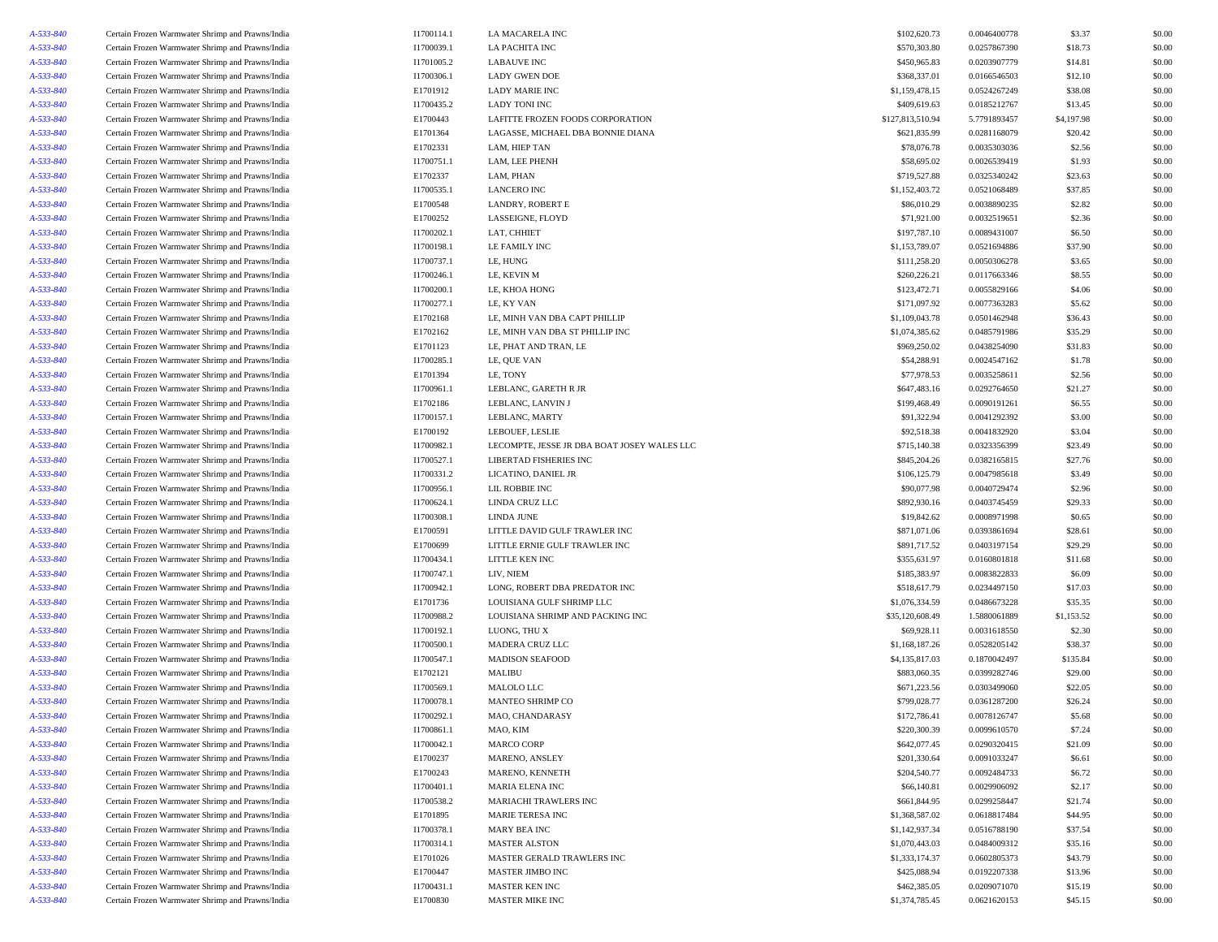| | | | | | | | |
|---|---|---|---|---|---|---|---|
| *A-533-840* | Certain Frozen Warmwater Shrimp and Prawns/India | I1700114.1 | LA MACARELA INC | $102,620.73 | 0.0046400778 | $3.37 | $0.00 |
| *A-533-840* | Certain Frozen Warmwater Shrimp and Prawns/India | I1700039.1 | LA PACHITA INC | $570,303.80 | 0.0257867390 | $18.73 | $0.00 |
| *A-533-840* | Certain Frozen Warmwater Shrimp and Prawns/India | I1701005.2 | LABAUVE INC | $450,965.83 | 0.0203907779 | $14.81 | $0.00 |
| *A-533-840* | Certain Frozen Warmwater Shrimp and Prawns/India | I1700306.1 | LADY GWEN DOE | $368,337.01 | 0.0166546503 | $12.10 | $0.00 |
| *A-533-840* | Certain Frozen Warmwater Shrimp and Prawns/India | E1701912 | LADY MARIE INC | $1,159,478.15 | 0.0524267249 | $38.08 | $0.00 |
| *A-533-840* | Certain Frozen Warmwater Shrimp and Prawns/India | I1700435.2 | LADY TONI INC | $409,619.63 | 0.0185212767 | $13.45 | $0.00 |
| *A-533-840* | Certain Frozen Warmwater Shrimp and Prawns/India | E1700443 | LAFITTE FROZEN FOODS CORPORATION | $127,813,510.94 | 5.7791893457 | $4,197.98 | $0.00 |
| *A-533-840* | Certain Frozen Warmwater Shrimp and Prawns/India | E1701364 | LAGASSE, MICHAEL DBA BONNIE DIANA | $621,835.99 | 0.0281168079 | $20.42 | $0.00 |
| *A-533-840* | Certain Frozen Warmwater Shrimp and Prawns/India | E1702331 | LAM, HIEP TAN | $78,076.78 | 0.0035303036 | $2.56 | $0.00 |
| *A-533-840* | Certain Frozen Warmwater Shrimp and Prawns/India | I1700751.1 | LAM, LEE PHENH | $58,695.02 | 0.0026539419 | $1.93 | $0.00 |
| *A-533-840* | Certain Frozen Warmwater Shrimp and Prawns/India | E1702337 | LAM, PHAN | $719,527.88 | 0.0325340242 | $23.63 | $0.00 |
| *A-533-840* | Certain Frozen Warmwater Shrimp and Prawns/India | I1700535.1 | LANCERO INC | $1,152,403.72 | 0.0521068489 | $37.85 | $0.00 |
| *A-533-840* | Certain Frozen Warmwater Shrimp and Prawns/India | E1700548 | LANDRY, ROBERT E | $86,010.29 | 0.0038890235 | $2.82 | $0.00 |
| *A-533-840* | Certain Frozen Warmwater Shrimp and Prawns/India | E1700252 | LASSEIGNE, FLOYD | $71,921.00 | 0.0032519651 | $2.36 | $0.00 |
| *A-533-840* | Certain Frozen Warmwater Shrimp and Prawns/India | I1700202.1 | LAT, CHHIET | $197,787.10 | 0.0089431007 | $6.50 | $0.00 |
| *A-533-840* | Certain Frozen Warmwater Shrimp and Prawns/India | I1700198.1 | LE FAMILY INC | $1,153,789.07 | 0.0521694886 | $37.90 | $0.00 |
| *A-533-840* | Certain Frozen Warmwater Shrimp and Prawns/India | I1700737.1 | LE, HUNG | $111,258.20 | 0.0050306278 | $3.65 | $0.00 |
| *A-533-840* | Certain Frozen Warmwater Shrimp and Prawns/India | I1700246.1 | LE, KEVIN M | $260,226.21 | 0.0117663346 | $8.55 | $0.00 |
| *A-533-840* | Certain Frozen Warmwater Shrimp and Prawns/India | I1700200.1 | LE, KHOA HONG | $123,472.71 | 0.0055829166 | $4.06 | $0.00 |
| *A-533-840* | Certain Frozen Warmwater Shrimp and Prawns/India | I1700277.1 | LE, KY VAN | $171,097.92 | 0.0077363283 | $5.62 | $0.00 |
| *A-533-840* | Certain Frozen Warmwater Shrimp and Prawns/India | E1702168 | LE, MINH VAN DBA CAPT PHILLIP | $1,109,043.78 | 0.0501462948 | $36.43 | $0.00 |
| *A-533-840* | Certain Frozen Warmwater Shrimp and Prawns/India | E1702162 | LE, MINH VAN DBA ST PHILLIP INC | $1,074,385.62 | 0.0485791986 | $35.29 | $0.00 |
| *A-533-840* | Certain Frozen Warmwater Shrimp and Prawns/India | E1701123 | LE, PHAT AND TRAN, LE | $969,250.02 | 0.0438254090 | $31.83 | $0.00 |
| *A-533-840* | Certain Frozen Warmwater Shrimp and Prawns/India | I1700285.1 | LE, QUE VAN | $54,288.91 | 0.0024547162 | $1.78 | $0.00 |
| *A-533-840* | Certain Frozen Warmwater Shrimp and Prawns/India | E1701394 | LE, TONY | $77,978.53 | 0.0035258611 | $2.56 | $0.00 |
| *A-533-840* | Certain Frozen Warmwater Shrimp and Prawns/India | I1700961.1 | LEBLANC, GARETH R JR | $647,483.16 | 0.0292764650 | $21.27 | $0.00 |
| *A-533-840* | Certain Frozen Warmwater Shrimp and Prawns/India | E1702186 | LEBLANC, LANVIN J | $199,468.49 | 0.0090191261 | $6.55 | $0.00 |
| *A-533-840* | Certain Frozen Warmwater Shrimp and Prawns/India | I1700157.1 | LEBLANC, MARTY | $91,322.94 | 0.0041292392 | $3.00 | $0.00 |
| *A-533-840* | Certain Frozen Warmwater Shrimp and Prawns/India | E1700192 | LEBOUEF, LESLIE | $92,518.38 | 0.0041832920 | $3.04 | $0.00 |
| *A-533-840* | Certain Frozen Warmwater Shrimp and Prawns/India | I1700982.1 | LECOMPTE, JESSE JR DBA BOAT JOSEY WALES LLC | $715,140.38 | 0.0323356399 | $23.49 | $0.00 |
| *A-533-840* | Certain Frozen Warmwater Shrimp and Prawns/India | I1700527.1 | LIBERTAD FISHERIES INC | $845,204.26 | 0.0382165815 | $27.76 | $0.00 |
| *A-533-840* | Certain Frozen Warmwater Shrimp and Prawns/India | I1700331.2 | LICATINO, DANIEL JR | $106,125.79 | 0.0047985618 | $3.49 | $0.00 |
| *A-533-840* | Certain Frozen Warmwater Shrimp and Prawns/India | I1700956.1 | LIL ROBBIE INC | $90,077.98 | 0.0040729474 | $2.96 | $0.00 |
| *A-533-840* | Certain Frozen Warmwater Shrimp and Prawns/India | I1700624.1 | LINDA CRUZ LLC | $892,930.16 | 0.0403745459 | $29.33 | $0.00 |
| *A-533-840* | Certain Frozen Warmwater Shrimp and Prawns/India | I1700308.1 | LINDA JUNE | $19,842.62 | 0.0008971998 | $0.65 | $0.00 |
| *A-533-840* | Certain Frozen Warmwater Shrimp and Prawns/India | E1700591 | LITTLE DAVID GULF TRAWLER INC | $871,071.06 | 0.0393861694 | $28.61 | $0.00 |
| *A-533-840* | Certain Frozen Warmwater Shrimp and Prawns/India | E1700699 | LITTLE ERNIE GULF TRAWLER INC | $891,717.52 | 0.0403197154 | $29.29 | $0.00 |
| *A-533-840* | Certain Frozen Warmwater Shrimp and Prawns/India | I1700434.1 | LITTLE KEN INC | $355,631.97 | 0.0160801818 | $11.68 | $0.00 |
| *A-533-840* | Certain Frozen Warmwater Shrimp and Prawns/India | I1700747.1 | LIV, NIEM | $185,383.97 | 0.0083822833 | $6.09 | $0.00 |
| *A-533-840* | Certain Frozen Warmwater Shrimp and Prawns/India | I1700942.1 | LONG, ROBERT DBA PREDATOR INC | $518,617.79 | 0.0234497150 | $17.03 | $0.00 |
| *A-533-840* | Certain Frozen Warmwater Shrimp and Prawns/India | E1701736 | LOUISIANA GULF SHRIMP LLC | $1,076,334.59 | 0.0486673228 | $35.35 | $0.00 |
| *A-533-840* | Certain Frozen Warmwater Shrimp and Prawns/India | I1700988.2 | LOUISIANA SHRIMP AND PACKING INC | $35,120,608.49 | 1.5880061889 | $1,153.52 | $0.00 |
| *A-533-840* | Certain Frozen Warmwater Shrimp and Prawns/India | I1700192.1 | LUONG, THU X | $69,928.11 | 0.0031618550 | $2.30 | $0.00 |
| *A-533-840* | Certain Frozen Warmwater Shrimp and Prawns/India | I1700500.1 | MADERA CRUZ LLC | $1,168,187.26 | 0.0528205142 | $38.37 | $0.00 |
| *A-533-840* | Certain Frozen Warmwater Shrimp and Prawns/India | I1700547.1 | MADISON SEAFOOD | $4,135,817.03 | 0.1870042497 | $135.84 | $0.00 |
| *A-533-840* | Certain Frozen Warmwater Shrimp and Prawns/India | E1702121 | MALIBU | $883,060.35 | 0.0399282746 | $29.00 | $0.00 |
| *A-533-840* | Certain Frozen Warmwater Shrimp and Prawns/India | I1700569.1 | MALOLO LLC | $671,223.56 | 0.0303499060 | $22.05 | $0.00 |
| *A-533-840* | Certain Frozen Warmwater Shrimp and Prawns/India | I1700078.1 | MANTEO SHRIMP CO | $799,028.77 | 0.0361287200 | $26.24 | $0.00 |
| *A-533-840* | Certain Frozen Warmwater Shrimp and Prawns/India | I1700292.1 | MAO, CHANDARASY | $172,786.41 | 0.0078126747 | $5.68 | $0.00 |
| *A-533-840* | Certain Frozen Warmwater Shrimp and Prawns/India | I1700861.1 | MAO, KIM | $220,300.39 | 0.0099610570 | $7.24 | $0.00 |
| *A-533-840* | Certain Frozen Warmwater Shrimp and Prawns/India | I1700042.1 | MARCO CORP | $642,077.45 | 0.0290320415 | $21.09 | $0.00 |
| *A-533-840* | Certain Frozen Warmwater Shrimp and Prawns/India | E1700237 | MARENO, ANSLEY | $201,330.64 | 0.0091033247 | $6.61 | $0.00 |
| *A-533-840* | Certain Frozen Warmwater Shrimp and Prawns/India | E1700243 | MARENO, KENNETH | $204,540.77 | 0.0092484733 | $6.72 | $0.00 |
| *A-533-840* | Certain Frozen Warmwater Shrimp and Prawns/India | I1700401.1 | MARIA ELENA INC | $66,140.81 | 0.0029906092 | $2.17 | $0.00 |
| *A-533-840* | Certain Frozen Warmwater Shrimp and Prawns/India | I1700538.2 | MARIACHI TRAWLERS INC | $661,844.95 | 0.0299258447 | $21.74 | $0.00 |
| *A-533-840* | Certain Frozen Warmwater Shrimp and Prawns/India | E1701895 | MARIE TERESA INC | $1,368,587.02 | 0.0618817484 | $44.95 | $0.00 |
| *A-533-840* | Certain Frozen Warmwater Shrimp and Prawns/India | I1700378.1 | MARY BEA INC | $1,142,937.34 | 0.0516788190 | $37.54 | $0.00 |
| *A-533-840* | Certain Frozen Warmwater Shrimp and Prawns/India | I1700314.1 | MASTER ALSTON | $1,070,443.03 | 0.0484009312 | $35.16 | $0.00 |
| *A-533-840* | Certain Frozen Warmwater Shrimp and Prawns/India | E1701026 | MASTER GERALD TRAWLERS INC | $1,333,174.37 | 0.0602805373 | $43.79 | $0.00 |
| *A-533-840* | Certain Frozen Warmwater Shrimp and Prawns/India | E1700447 | MASTER JIMBO INC | $425,088.94 | 0.0192207338 | $13.96 | $0.00 |
| *A-533-840* | Certain Frozen Warmwater Shrimp and Prawns/India | I1700431.1 | MASTER KEN INC | $462,385.05 | 0.0209071070 | $15.19 | $0.00 |
| *A-533-840* | Certain Frozen Warmwater Shrimp and Prawns/India | E1700830 | MASTER MIKE INC | $1,374,785.45 | 0.0621620153 | $45.15 | $0.00 |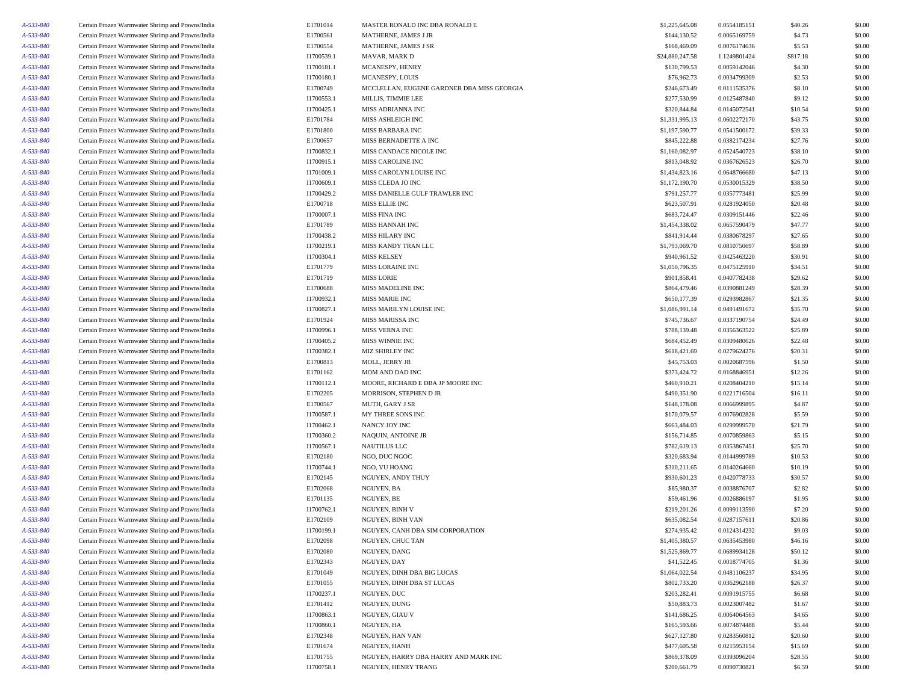| | | | | | | | |
|---|---|---|---|---|---|---|---|
| A-533-840 | Certain Frozen Warmwater Shrimp and Prawns/India | E1701014 | MASTER RONALD INC DBA RONALD E | $1,225,645.08 | 0.0554185151 | $40.26 | $0.00 |
| A-533-840 | Certain Frozen Warmwater Shrimp and Prawns/India | E1700561 | MATHERNE, JAMES J JR | $144,130.52 | 0.0065169759 | $4.73 | $0.00 |
| A-533-840 | Certain Frozen Warmwater Shrimp and Prawns/India | E1700554 | MATHERNE, JAMES J SR | $168,469.09 | 0.0076174636 | $5.53 | $0.00 |
| A-533-840 | Certain Frozen Warmwater Shrimp and Prawns/India | I1700539.1 | MAVAR, MARK D | $24,880,247.58 | 1.1249801424 | $817.18 | $0.00 |
| A-533-840 | Certain Frozen Warmwater Shrimp and Prawns/India | I1700181.1 | MCANESPY, HENRY | $130,799.53 | 0.0059142046 | $4.30 | $0.00 |
| A-533-840 | Certain Frozen Warmwater Shrimp and Prawns/India | I1700180.1 | MCANESPY, LOUIS | $76,962.73 | 0.0034799309 | $2.53 | $0.00 |
| A-533-840 | Certain Frozen Warmwater Shrimp and Prawns/India | E1700749 | MCCLELLAN, EUGENE GARDNER DBA MISS GEORGIA | $246,673.49 | 0.0111535376 | $8.10 | $0.00 |
| A-533-840 | Certain Frozen Warmwater Shrimp and Prawns/India | I1700553.1 | MILLIS, TIMMIE LEE | $277,530.99 | 0.0125487840 | $9.12 | $0.00 |
| A-533-840 | Certain Frozen Warmwater Shrimp and Prawns/India | I1700425.1 | MISS ADRIANNA INC | $320,844.84 | 0.0145072541 | $10.54 | $0.00 |
| A-533-840 | Certain Frozen Warmwater Shrimp and Prawns/India | E1701784 | MISS ASHLEIGH INC | $1,331,995.13 | 0.0602272170 | $43.75 | $0.00 |
| A-533-840 | Certain Frozen Warmwater Shrimp and Prawns/India | E1701800 | MISS BARBARA INC | $1,197,590.77 | 0.0541500172 | $39.33 | $0.00 |
| A-533-840 | Certain Frozen Warmwater Shrimp and Prawns/India | E1700657 | MISS BERNADETTE A INC | $845,222.88 | 0.0382174234 | $27.76 | $0.00 |
| A-533-840 | Certain Frozen Warmwater Shrimp and Prawns/India | I1700832.1 | MISS CANDACE NICOLE INC | $1,160,082.97 | 0.0524540723 | $38.10 | $0.00 |
| A-533-840 | Certain Frozen Warmwater Shrimp and Prawns/India | I1700915.1 | MISS CAROLINE INC | $813,048.92 | 0.0367626523 | $26.70 | $0.00 |
| A-533-840 | Certain Frozen Warmwater Shrimp and Prawns/India | I1701009.1 | MISS CAROLYN LOUISE INC | $1,434,823.16 | 0.0648766680 | $47.13 | $0.00 |
| A-533-840 | Certain Frozen Warmwater Shrimp and Prawns/India | I1700609.1 | MISS CLEDA JO INC | $1,172,190.70 | 0.0530015329 | $38.50 | $0.00 |
| A-533-840 | Certain Frozen Warmwater Shrimp and Prawns/India | I1700429.2 | MISS DANIELLE GULF TRAWLER INC | $791,257.77 | 0.0357773481 | $25.99 | $0.00 |
| A-533-840 | Certain Frozen Warmwater Shrimp and Prawns/India | E1700718 | MISS ELLIE INC | $623,507.91 | 0.0281924050 | $20.48 | $0.00 |
| A-533-840 | Certain Frozen Warmwater Shrimp and Prawns/India | I1700007.1 | MISS FINA INC | $683,724.47 | 0.0309151446 | $22.46 | $0.00 |
| A-533-840 | Certain Frozen Warmwater Shrimp and Prawns/India | E1701789 | MISS HANNAH INC | $1,454,338.02 | 0.0657590479 | $47.77 | $0.00 |
| A-533-840 | Certain Frozen Warmwater Shrimp and Prawns/India | I1700438.2 | MISS HILARY INC | $841,914.44 | 0.0380678297 | $27.65 | $0.00 |
| A-533-840 | Certain Frozen Warmwater Shrimp and Prawns/India | I1700219.1 | MISS KANDY TRAN LLC | $1,793,069.70 | 0.0810750697 | $58.89 | $0.00 |
| A-533-840 | Certain Frozen Warmwater Shrimp and Prawns/India | I1700304.1 | MISS KELSEY | $940,961.52 | 0.0425463220 | $30.91 | $0.00 |
| A-533-840 | Certain Frozen Warmwater Shrimp and Prawns/India | E1701779 | MISS LORAINE INC | $1,050,796.35 | 0.0475125910 | $34.51 | $0.00 |
| A-533-840 | Certain Frozen Warmwater Shrimp and Prawns/India | E1701719 | MISS LORIE | $901,858.41 | 0.0407782438 | $29.62 | $0.00 |
| A-533-840 | Certain Frozen Warmwater Shrimp and Prawns/India | E1700688 | MISS MADELINE INC | $864,479.46 | 0.0390881249 | $28.39 | $0.00 |
| A-533-840 | Certain Frozen Warmwater Shrimp and Prawns/India | I1700932.1 | MISS MARIE INC | $650,177.39 | 0.0293982867 | $21.35 | $0.00 |
| A-533-840 | Certain Frozen Warmwater Shrimp and Prawns/India | I1700827.1 | MISS MARILYN LOUISE INC | $1,086,991.14 | 0.0491491672 | $35.70 | $0.00 |
| A-533-840 | Certain Frozen Warmwater Shrimp and Prawns/India | E1701924 | MISS MARISSA INC | $745,736.67 | 0.0337190754 | $24.49 | $0.00 |
| A-533-840 | Certain Frozen Warmwater Shrimp and Prawns/India | I1700996.1 | MISS VERNA INC | $788,139.48 | 0.0356363522 | $25.89 | $0.00 |
| A-533-840 | Certain Frozen Warmwater Shrimp and Prawns/India | I1700405.2 | MISS WINNIE INC | $684,452.49 | 0.0309480626 | $22.48 | $0.00 |
| A-533-840 | Certain Frozen Warmwater Shrimp and Prawns/India | I1700382.1 | MIZ SHIRLEY INC | $618,421.69 | 0.0279624276 | $20.31 | $0.00 |
| A-533-840 | Certain Frozen Warmwater Shrimp and Prawns/India | E1700813 | MOLL, JERRY JR | $45,753.03 | 0.0020687596 | $1.50 | $0.00 |
| A-533-840 | Certain Frozen Warmwater Shrimp and Prawns/India | E1701162 | MOM AND DAD INC | $373,424.72 | 0.0168846951 | $12.26 | $0.00 |
| A-533-840 | Certain Frozen Warmwater Shrimp and Prawns/India | I1700112.1 | MOORE, RICHARD E DBA JP MOORE INC | $460,910.21 | 0.0208404210 | $15.14 | $0.00 |
| A-533-840 | Certain Frozen Warmwater Shrimp and Prawns/India | E1702205 | MORRISON, STEPHEN D JR | $490,351.90 | 0.0221716504 | $16.11 | $0.00 |
| A-533-840 | Certain Frozen Warmwater Shrimp and Prawns/India | E1700567 | MUTH, GARY J SR | $148,178.08 | 0.0066999895 | $4.87 | $0.00 |
| A-533-840 | Certain Frozen Warmwater Shrimp and Prawns/India | I1700587.1 | MY THREE SONS INC | $170,079.57 | 0.0076902828 | $5.59 | $0.00 |
| A-533-840 | Certain Frozen Warmwater Shrimp and Prawns/India | I1700462.1 | NANCY JOY INC | $663,484.03 | 0.0299999570 | $21.79 | $0.00 |
| A-533-840 | Certain Frozen Warmwater Shrimp and Prawns/India | I1700360.2 | NAQUIN, ANTOINE JR | $156,714.85 | 0.0070859863 | $5.15 | $0.00 |
| A-533-840 | Certain Frozen Warmwater Shrimp and Prawns/India | I1700567.1 | NAUTILUS LLC | $782,619.13 | 0.0353867451 | $25.70 | $0.00 |
| A-533-840 | Certain Frozen Warmwater Shrimp and Prawns/India | E1702180 | NGO, DUC NGOC | $320,683.94 | 0.0144999789 | $10.53 | $0.00 |
| A-533-840 | Certain Frozen Warmwater Shrimp and Prawns/India | I1700744.1 | NGO, VU HOANG | $310,211.65 | 0.0140264660 | $10.19 | $0.00 |
| A-533-840 | Certain Frozen Warmwater Shrimp and Prawns/India | E1702145 | NGUYEN, ANDY THUY | $930,601.23 | 0.0420778733 | $30.57 | $0.00 |
| A-533-840 | Certain Frozen Warmwater Shrimp and Prawns/India | E1702068 | NGUYEN, BA | $85,980.37 | 0.0038876707 | $2.82 | $0.00 |
| A-533-840 | Certain Frozen Warmwater Shrimp and Prawns/India | E1701135 | NGUYEN, BE | $59,461.96 | 0.0026886197 | $1.95 | $0.00 |
| A-533-840 | Certain Frozen Warmwater Shrimp and Prawns/India | I1700762.1 | NGUYEN, BINH V | $219,201.26 | 0.0099113590 | $7.20 | $0.00 |
| A-533-840 | Certain Frozen Warmwater Shrimp and Prawns/India | E1702109 | NGUYEN, BINH VAN | $635,082.54 | 0.0287157611 | $20.86 | $0.00 |
| A-533-840 | Certain Frozen Warmwater Shrimp and Prawns/India | I1700199.1 | NGUYEN, CANH DBA SIM CORPORATION | $274,935.42 | 0.0124314232 | $9.03 | $0.00 |
| A-533-840 | Certain Frozen Warmwater Shrimp and Prawns/India | E1702098 | NGUYEN, CHUC TAN | $1,405,380.57 | 0.0635453980 | $46.16 | $0.00 |
| A-533-840 | Certain Frozen Warmwater Shrimp and Prawns/India | E1702080 | NGUYEN, DANG | $1,525,869.77 | 0.0689934128 | $50.12 | $0.00 |
| A-533-840 | Certain Frozen Warmwater Shrimp and Prawns/India | E1702343 | NGUYEN, DAY | $41,522.45 | 0.0018774705 | $1.36 | $0.00 |
| A-533-840 | Certain Frozen Warmwater Shrimp and Prawns/India | E1701049 | NGUYEN, DINH DBA BIG LUCAS | $1,064,022.54 | 0.0481106237 | $34.95 | $0.00 |
| A-533-840 | Certain Frozen Warmwater Shrimp and Prawns/India | E1701055 | NGUYEN, DINH DBA ST LUCAS | $802,733.20 | 0.0362962188 | $26.37 | $0.00 |
| A-533-840 | Certain Frozen Warmwater Shrimp and Prawns/India | I1700237.1 | NGUYEN, DUC | $203,282.41 | 0.0091915755 | $6.68 | $0.00 |
| A-533-840 | Certain Frozen Warmwater Shrimp and Prawns/India | E1701412 | NGUYEN, DUNG | $50,883.73 | 0.0023007482 | $1.67 | $0.00 |
| A-533-840 | Certain Frozen Warmwater Shrimp and Prawns/India | I1700863.1 | NGUYEN, GIAU V | $141,686.25 | 0.0064064563 | $4.65 | $0.00 |
| A-533-840 | Certain Frozen Warmwater Shrimp and Prawns/India | I1700860.1 | NGUYEN, HA | $165,593.66 | 0.0074874488 | $5.44 | $0.00 |
| A-533-840 | Certain Frozen Warmwater Shrimp and Prawns/India | E1702348 | NGUYEN, HAN VAN | $627,127.80 | 0.0283560812 | $20.60 | $0.00 |
| A-533-840 | Certain Frozen Warmwater Shrimp and Prawns/India | E1701674 | NGUYEN, HANH | $477,605.58 | 0.0215953154 | $15.69 | $0.00 |
| A-533-840 | Certain Frozen Warmwater Shrimp and Prawns/India | E1701755 | NGUYEN, HARRY DBA HARRY AND MARK INC | $869,378.09 | 0.0393096204 | $28.55 | $0.00 |
| A-533-840 | Certain Frozen Warmwater Shrimp and Prawns/India | I1700758.1 | NGUYEN, HENRY TRANG | $200,661.79 | 0.0090730821 | $6.59 | $0.00 |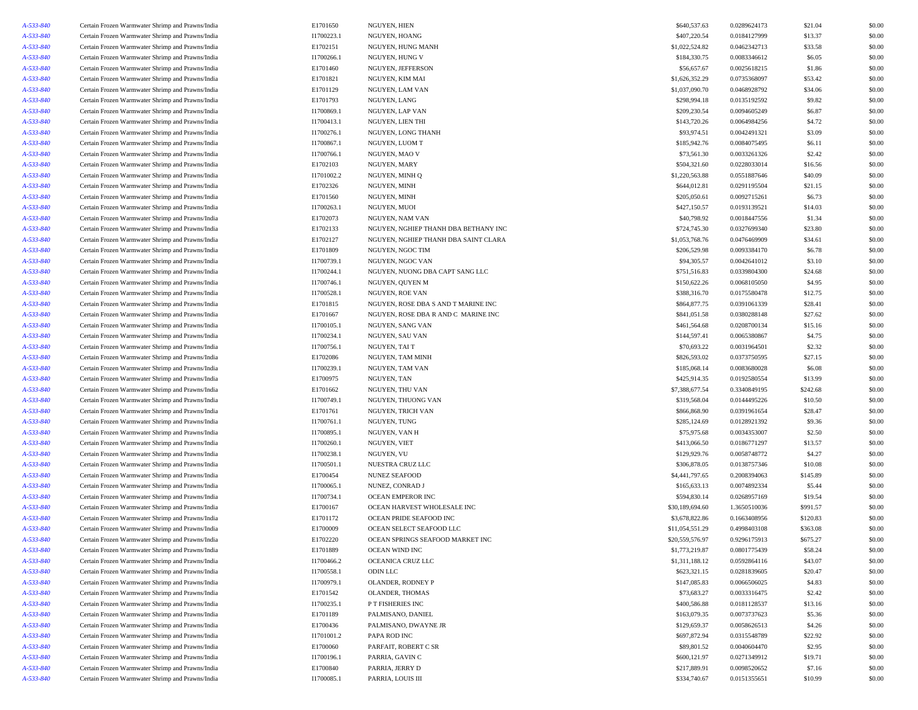| | | | | | | | |
|---|---|---|---|---|---|---|---|
| *A-533-840* | Certain Frozen Warmwater Shrimp and Prawns/India | E1701650 | NGUYEN, HIEN | $640,537.63 | 0.0289624173 | $21.04 | $0.00 |
| *A-533-840* | Certain Frozen Warmwater Shrimp and Prawns/India | I1700223.1 | NGUYEN, HOANG | $407,220.54 | 0.0184127999 | $13.37 | $0.00 |
| *A-533-840* | Certain Frozen Warmwater Shrimp and Prawns/India | E1702151 | NGUYEN, HUNG MANH | $1,022,524.82 | 0.0462342713 | $33.58 | $0.00 |
| *A-533-840* | Certain Frozen Warmwater Shrimp and Prawns/India | I1700266.1 | NGUYEN, HUNG V | $184,330.75 | 0.0083346612 | $6.05 | $0.00 |
| *A-533-840* | Certain Frozen Warmwater Shrimp and Prawns/India | E1701460 | NGUYEN, JEFFERSON | $56,657.67 | 0.0025618215 | $1.86 | $0.00 |
| *A-533-840* | Certain Frozen Warmwater Shrimp and Prawns/India | E1701821 | NGUYEN, KIM MAI | $1,626,352.29 | 0.0735368097 | $53.42 | $0.00 |
| *A-533-840* | Certain Frozen Warmwater Shrimp and Prawns/India | E1701129 | NGUYEN, LAM VAN | $1,037,090.70 | 0.0468928792 | $34.06 | $0.00 |
| *A-533-840* | Certain Frozen Warmwater Shrimp and Prawns/India | E1701793 | NGUYEN, LANG | $298,994.18 | 0.0135192592 | $9.82 | $0.00 |
| *A-533-840* | Certain Frozen Warmwater Shrimp and Prawns/India | I1700869.1 | NGUYEN, LAP VAN | $209,230.54 | 0.0094605249 | $6.87 | $0.00 |
| *A-533-840* | Certain Frozen Warmwater Shrimp and Prawns/India | I1700413.1 | NGUYEN, LIEN THI | $143,720.26 | 0.0064984256 | $4.72 | $0.00 |
| *A-533-840* | Certain Frozen Warmwater Shrimp and Prawns/India | I1700276.1 | NGUYEN, LONG THANH | $93,974.51 | 0.0042491321 | $3.09 | $0.00 |
| *A-533-840* | Certain Frozen Warmwater Shrimp and Prawns/India | I1700867.1 | NGUYEN, LUOM T | $185,942.76 | 0.0084075495 | $6.11 | $0.00 |
| *A-533-840* | Certain Frozen Warmwater Shrimp and Prawns/India | I1700766.1 | NGUYEN, MAO V | $73,561.30 | 0.0033261326 | $2.42 | $0.00 |
| *A-533-840* | Certain Frozen Warmwater Shrimp and Prawns/India | E1702103 | NGUYEN, MARY | $504,321.60 | 0.0228033014 | $16.56 | $0.00 |
| *A-533-840* | Certain Frozen Warmwater Shrimp and Prawns/India | I1701002.2 | NGUYEN, MINH Q | $1,220,563.88 | 0.0551887646 | $40.09 | $0.00 |
| *A-533-840* | Certain Frozen Warmwater Shrimp and Prawns/India | E1702326 | NGUYEN, MINH | $644,012.81 | 0.0291195504 | $21.15 | $0.00 |
| *A-533-840* | Certain Frozen Warmwater Shrimp and Prawns/India | E1701560 | NGUYEN, MINH | $205,050.61 | 0.0092715261 | $6.73 | $0.00 |
| *A-533-840* | Certain Frozen Warmwater Shrimp and Prawns/India | I1700263.1 | NGUYEN, MUOI | $427,150.57 | 0.0193139521 | $14.03 | $0.00 |
| *A-533-840* | Certain Frozen Warmwater Shrimp and Prawns/India | E1702073 | NGUYEN, NAM VAN | $40,798.92 | 0.0018447556 | $1.34 | $0.00 |
| *A-533-840* | Certain Frozen Warmwater Shrimp and Prawns/India | E1702133 | NGUYEN, NGHIEP THANH DBA BETHANY INC | $724,745.30 | 0.0327699340 | $23.80 | $0.00 |
| *A-533-840* | Certain Frozen Warmwater Shrimp and Prawns/India | E1702127 | NGUYEN, NGHIEP THANH DBA SAINT CLARA | $1,053,768.76 | 0.0476469909 | $34.61 | $0.00 |
| *A-533-840* | Certain Frozen Warmwater Shrimp and Prawns/India | E1701809 | NGUYEN, NGOC TIM | $206,529.98 | 0.0093384170 | $6.78 | $0.00 |
| *A-533-840* | Certain Frozen Warmwater Shrimp and Prawns/India | I1700739.1 | NGUYEN, NGOC VAN | $94,305.57 | 0.0042641012 | $3.10 | $0.00 |
| *A-533-840* | Certain Frozen Warmwater Shrimp and Prawns/India | I1700244.1 | NGUYEN, NUONG DBA CAPT SANG LLC | $751,516.83 | 0.0339804300 | $24.68 | $0.00 |
| *A-533-840* | Certain Frozen Warmwater Shrimp and Prawns/India | I1700746.1 | NGUYEN, QUYEN M | $150,622.26 | 0.0068105050 | $4.95 | $0.00 |
| *A-533-840* | Certain Frozen Warmwater Shrimp and Prawns/India | I1700528.1 | NGUYEN, ROE VAN | $388,316.70 | 0.0175580478 | $12.75 | $0.00 |
| *A-533-840* | Certain Frozen Warmwater Shrimp and Prawns/India | E1701815 | NGUYEN, ROSE DBA S AND T MARINE INC | $864,877.75 | 0.0391061339 | $28.41 | $0.00 |
| *A-533-840* | Certain Frozen Warmwater Shrimp and Prawns/India | E1701667 | NGUYEN, ROSE DBA R AND C MARINE INC | $841,051.58 | 0.0380288148 | $27.62 | $0.00 |
| *A-533-840* | Certain Frozen Warmwater Shrimp and Prawns/India | I1700105.1 | NGUYEN, SANG VAN | $461,564.68 | 0.0208700134 | $15.16 | $0.00 |
| *A-533-840* | Certain Frozen Warmwater Shrimp and Prawns/India | I1700234.1 | NGUYEN, SAU VAN | $144,597.41 | 0.0065380867 | $4.75 | $0.00 |
| *A-533-840* | Certain Frozen Warmwater Shrimp and Prawns/India | I1700756.1 | NGUYEN, TAI T | $70,693.22 | 0.0031964501 | $2.32 | $0.00 |
| *A-533-840* | Certain Frozen Warmwater Shrimp and Prawns/India | E1702086 | NGUYEN, TAM MINH | $826,593.02 | 0.0373750595 | $27.15 | $0.00 |
| *A-533-840* | Certain Frozen Warmwater Shrimp and Prawns/India | I1700239.1 | NGUYEN, TAM VAN | $185,068.14 | 0.0083680028 | $6.08 | $0.00 |
| *A-533-840* | Certain Frozen Warmwater Shrimp and Prawns/India | E1700975 | NGUYEN, TAN | $425,914.35 | 0.0192580554 | $13.99 | $0.00 |
| *A-533-840* | Certain Frozen Warmwater Shrimp and Prawns/India | E1701662 | NGUYEN, THU VAN | $7,388,677.54 | 0.3340849195 | $242.68 | $0.00 |
| *A-533-840* | Certain Frozen Warmwater Shrimp and Prawns/India | I1700749.1 | NGUYEN, THUONG VAN | $319,568.04 | 0.0144495226 | $10.50 | $0.00 |
| *A-533-840* | Certain Frozen Warmwater Shrimp and Prawns/India | E1701761 | NGUYEN, TRICH VAN | $866,868.90 | 0.0391961654 | $28.47 | $0.00 |
| *A-533-840* | Certain Frozen Warmwater Shrimp and Prawns/India | I1700761.1 | NGUYEN, TUNG | $285,124.69 | 0.0128921392 | $9.36 | $0.00 |
| *A-533-840* | Certain Frozen Warmwater Shrimp and Prawns/India | I1700895.1 | NGUYEN, VAN H | $75,975.68 | 0.0034353007 | $2.50 | $0.00 |
| *A-533-840* | Certain Frozen Warmwater Shrimp and Prawns/India | I1700260.1 | NGUYEN, VIET | $413,066.50 | 0.0186771297 | $13.57 | $0.00 |
| *A-533-840* | Certain Frozen Warmwater Shrimp and Prawns/India | I1700238.1 | NGUYEN, VU | $129,929.76 | 0.0058748772 | $4.27 | $0.00 |
| *A-533-840* | Certain Frozen Warmwater Shrimp and Prawns/India | I1700501.1 | NUESTRA CRUZ LLC | $306,878.05 | 0.0138757346 | $10.08 | $0.00 |
| *A-533-840* | Certain Frozen Warmwater Shrimp and Prawns/India | E1700454 | NUNEZ SEAFOOD | $4,441,797.65 | 0.2008394063 | $145.89 | $0.00 |
| *A-533-840* | Certain Frozen Warmwater Shrimp and Prawns/India | I1700065.1 | NUNEZ, CONRAD J | $165,633.13 | 0.0074892334 | $5.44 | $0.00 |
| *A-533-840* | Certain Frozen Warmwater Shrimp and Prawns/India | I1700734.1 | OCEAN EMPEROR INC | $594,830.14 | 0.0268957169 | $19.54 | $0.00 |
| *A-533-840* | Certain Frozen Warmwater Shrimp and Prawns/India | E1700167 | OCEAN HARVEST WHOLESALE INC | $30,189,694.60 | 1.3650510036 | $991.57 | $0.00 |
| *A-533-840* | Certain Frozen Warmwater Shrimp and Prawns/India | E1701172 | OCEAN PRIDE SEAFOOD INC | $3,678,822.86 | 0.1663408956 | $120.83 | $0.00 |
| *A-533-840* | Certain Frozen Warmwater Shrimp and Prawns/India | E1700009 | OCEAN SELECT SEAFOOD LLC | $11,054,551.29 | 0.4998403108 | $363.08 | $0.00 |
| *A-533-840* | Certain Frozen Warmwater Shrimp and Prawns/India | E1702220 | OCEAN SPRINGS SEAFOOD MARKET INC | $20,559,576.97 | 0.9296175913 | $675.27 | $0.00 |
| *A-533-840* | Certain Frozen Warmwater Shrimp and Prawns/India | E1701889 | OCEAN WIND INC | $1,773,219.87 | 0.0801775439 | $58.24 | $0.00 |
| *A-533-840* | Certain Frozen Warmwater Shrimp and Prawns/India | I1700466.2 | OCEANICA CRUZ LLC | $1,311,188.12 | 0.0592864116 | $43.07 | $0.00 |
| *A-533-840* | Certain Frozen Warmwater Shrimp and Prawns/India | I1700558.1 | ODIN LLC | $623,321.15 | 0.0281839605 | $20.47 | $0.00 |
| *A-533-840* | Certain Frozen Warmwater Shrimp and Prawns/India | I1700979.1 | OLANDER, RODNEY P | $147,085.83 | 0.0066506025 | $4.83 | $0.00 |
| *A-533-840* | Certain Frozen Warmwater Shrimp and Prawns/India | E1701542 | OLANDER, THOMAS | $73,683.27 | 0.0033316475 | $2.42 | $0.00 |
| *A-533-840* | Certain Frozen Warmwater Shrimp and Prawns/India | I1700235.1 | P T FISHERIES INC | $400,586.88 | 0.0181128537 | $13.16 | $0.00 |
| *A-533-840* | Certain Frozen Warmwater Shrimp and Prawns/India | E1701189 | PALMISANO, DANIEL | $163,079.35 | 0.0073737623 | $5.36 | $0.00 |
| *A-533-840* | Certain Frozen Warmwater Shrimp and Prawns/India | E1700436 | PALMISANO, DWAYNE JR | $129,659.37 | 0.0058626513 | $4.26 | $0.00 |
| *A-533-840* | Certain Frozen Warmwater Shrimp and Prawns/India | I1701001.2 | PAPA ROD INC | $697,872.94 | 0.0315548789 | $22.92 | $0.00 |
| *A-533-840* | Certain Frozen Warmwater Shrimp and Prawns/India | E1700060 | PARFAIT, ROBERT C SR | $89,801.52 | 0.0040604470 | $2.95 | $0.00 |
| *A-533-840* | Certain Frozen Warmwater Shrimp and Prawns/India | I1700196.1 | PARRIA, GAVIN C | $600,121.97 | 0.0271349912 | $19.71 | $0.00 |
| *A-533-840* | Certain Frozen Warmwater Shrimp and Prawns/India | E1700840 | PARRIA, JERRY D | $217,889.91 | 0.0098520652 | $7.16 | $0.00 |
| *A-533-840* | Certain Frozen Warmwater Shrimp and Prawns/India | I1700085.1 | PARRIA, LOUIS III | $334,740.67 | 0.0151355651 | $10.99 | $0.00 |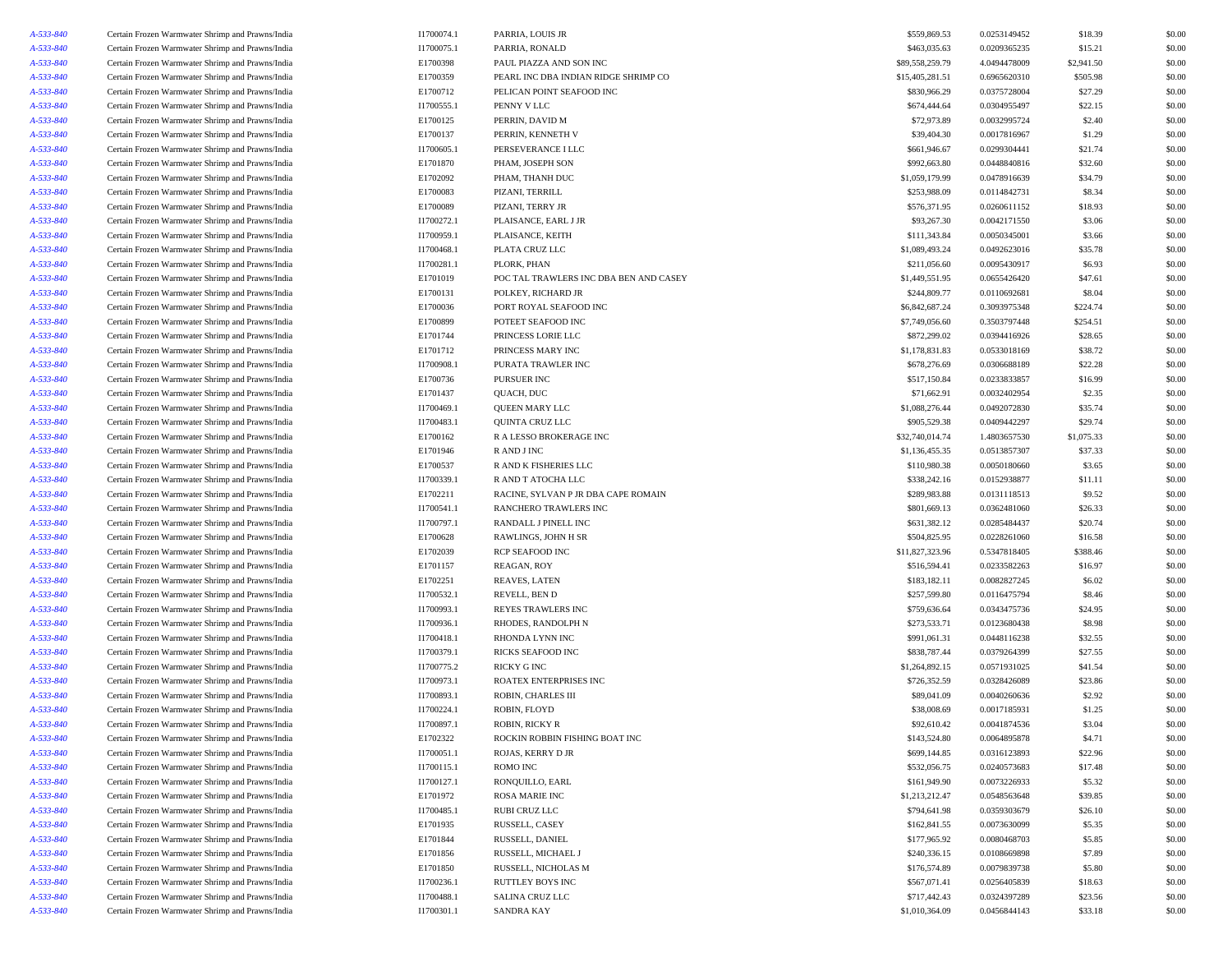| | | | | | | | |
|---|---|---|---|---|---|---|---|
| *A-533-840* | Certain Frozen Warmwater Shrimp and Prawns/India | I1700074.1 | PARRIA, LOUIS JR | $559,869.53 | 0.0253149452 | $18.39 | $0.00 |
| *A-533-840* | Certain Frozen Warmwater Shrimp and Prawns/India | I1700075.1 | PARRIA, RONALD | $463,035.63 | 0.0209365235 | $15.21 | $0.00 |
| *A-533-840* | Certain Frozen Warmwater Shrimp and Prawns/India | E1700398 | PAUL PIAZZA AND SON INC | $89,558,259.79 | 4.0494478009 | $2,941.50 | $0.00 |
| *A-533-840* | Certain Frozen Warmwater Shrimp and Prawns/India | E1700359 | PEARL INC DBA INDIAN RIDGE SHRIMP CO | $15,405,281.51 | 0.6965620310 | $505.98 | $0.00 |
| *A-533-840* | Certain Frozen Warmwater Shrimp and Prawns/India | E1700712 | PELICAN POINT SEAFOOD INC | $830,966.29 | 0.0375728004 | $27.29 | $0.00 |
| *A-533-840* | Certain Frozen Warmwater Shrimp and Prawns/India | I1700555.1 | PENNY V LLC | $674,444.64 | 0.0304955497 | $22.15 | $0.00 |
| *A-533-840* | Certain Frozen Warmwater Shrimp and Prawns/India | E1700125 | PERRIN, DAVID M | $72,973.89 | 0.0032995724 | $2.40 | $0.00 |
| *A-533-840* | Certain Frozen Warmwater Shrimp and Prawns/India | E1700137 | PERRIN, KENNETH V | $39,404.30 | 0.0017816967 | $1.29 | $0.00 |
| *A-533-840* | Certain Frozen Warmwater Shrimp and Prawns/India | I1700605.1 | PERSEVERANCE I LLC | $661,946.67 | 0.0299304441 | $21.74 | $0.00 |
| *A-533-840* | Certain Frozen Warmwater Shrimp and Prawns/India | E1701870 | PHAM, JOSEPH SON | $992,663.80 | 0.0448840816 | $32.60 | $0.00 |
| *A-533-840* | Certain Frozen Warmwater Shrimp and Prawns/India | E1702092 | PHAM, THANH DUC | $1,059,179.99 | 0.0478916639 | $34.79 | $0.00 |
| *A-533-840* | Certain Frozen Warmwater Shrimp and Prawns/India | E1700083 | PIZANI, TERRILL | $253,988.09 | 0.0114842731 | $8.34 | $0.00 |
| *A-533-840* | Certain Frozen Warmwater Shrimp and Prawns/India | E1700089 | PIZANI, TERRY JR | $576,371.95 | 0.0260611152 | $18.93 | $0.00 |
| *A-533-840* | Certain Frozen Warmwater Shrimp and Prawns/India | I1700272.1 | PLAISANCE, EARL J JR | $93,267.30 | 0.0042171550 | $3.06 | $0.00 |
| *A-533-840* | Certain Frozen Warmwater Shrimp and Prawns/India | I1700959.1 | PLAISANCE, KEITH | $111,343.84 | 0.0050345001 | $3.66 | $0.00 |
| *A-533-840* | Certain Frozen Warmwater Shrimp and Prawns/India | I1700468.1 | PLATA CRUZ LLC | $1,089,493.24 | 0.0492623016 | $35.78 | $0.00 |
| *A-533-840* | Certain Frozen Warmwater Shrimp and Prawns/India | I1700281.1 | PLORK, PHAN | $211,056.60 | 0.0095430917 | $6.93 | $0.00 |
| *A-533-840* | Certain Frozen Warmwater Shrimp and Prawns/India | E1701019 | POC TAL TRAWLERS INC DBA BEN AND CASEY | $1,449,551.95 | 0.0655426420 | $47.61 | $0.00 |
| *A-533-840* | Certain Frozen Warmwater Shrimp and Prawns/India | E1700131 | POLKEY, RICHARD JR | $244,809.77 | 0.0110692681 | $8.04 | $0.00 |
| *A-533-840* | Certain Frozen Warmwater Shrimp and Prawns/India | E1700036 | PORT ROYAL SEAFOOD INC | $6,842,687.24 | 0.3093975348 | $224.74 | $0.00 |
| *A-533-840* | Certain Frozen Warmwater Shrimp and Prawns/India | E1700899 | POTEET SEAFOOD INC | $7,749,056.60 | 0.3503797448 | $254.51 | $0.00 |
| *A-533-840* | Certain Frozen Warmwater Shrimp and Prawns/India | E1701744 | PRINCESS LORIE LLC | $872,299.02 | 0.0394416926 | $28.65 | $0.00 |
| *A-533-840* | Certain Frozen Warmwater Shrimp and Prawns/India | E1701712 | PRINCESS MARY INC | $1,178,831.83 | 0.0533018169 | $38.72 | $0.00 |
| *A-533-840* | Certain Frozen Warmwater Shrimp and Prawns/India | I1700908.1 | PURATA TRAWLER INC | $678,276.69 | 0.0306688189 | $22.28 | $0.00 |
| *A-533-840* | Certain Frozen Warmwater Shrimp and Prawns/India | E1700736 | PURSUER INC | $517,150.84 | 0.0233833857 | $16.99 | $0.00 |
| *A-533-840* | Certain Frozen Warmwater Shrimp and Prawns/India | E1701437 | QUACH, DUC | $71,662.91 | 0.0032402954 | $2.35 | $0.00 |
| *A-533-840* | Certain Frozen Warmwater Shrimp and Prawns/India | I1700469.1 | QUEEN MARY LLC | $1,088,276.44 | 0.0492072830 | $35.74 | $0.00 |
| *A-533-840* | Certain Frozen Warmwater Shrimp and Prawns/India | I1700483.1 | QUINTA CRUZ LLC | $905,529.38 | 0.0409442297 | $29.74 | $0.00 |
| *A-533-840* | Certain Frozen Warmwater Shrimp and Prawns/India | E1700162 | R A LESSO BROKERAGE INC | $32,740,014.74 | 1.4803657530 | $1,075.33 | $0.00 |
| *A-533-840* | Certain Frozen Warmwater Shrimp and Prawns/India | E1701946 | R AND J INC | $1,136,455.35 | 0.0513857307 | $37.33 | $0.00 |
| *A-533-840* | Certain Frozen Warmwater Shrimp and Prawns/India | E1700537 | R AND K FISHERIES LLC | $110,980.38 | 0.0050180660 | $3.65 | $0.00 |
| *A-533-840* | Certain Frozen Warmwater Shrimp and Prawns/India | I1700339.1 | R AND T ATOCHA LLC | $338,242.16 | 0.0152938877 | $11.11 | $0.00 |
| *A-533-840* | Certain Frozen Warmwater Shrimp and Prawns/India | E1702211 | RACINE, SYLVAN P JR DBA CAPE ROMAIN | $289,983.88 | 0.0131118513 | $9.52 | $0.00 |
| *A-533-840* | Certain Frozen Warmwater Shrimp and Prawns/India | I1700541.1 | RANCHERO TRAWLERS INC | $801,669.13 | 0.0362481060 | $26.33 | $0.00 |
| *A-533-840* | Certain Frozen Warmwater Shrimp and Prawns/India | I1700797.1 | RANDALL J PINELL INC | $631,382.12 | 0.0285484437 | $20.74 | $0.00 |
| *A-533-840* | Certain Frozen Warmwater Shrimp and Prawns/India | E1700628 | RAWLINGS, JOHN H SR | $504,825.95 | 0.0228261060 | $16.58 | $0.00 |
| *A-533-840* | Certain Frozen Warmwater Shrimp and Prawns/India | E1702039 | RCP SEAFOOD INC | $11,827,323.96 | 0.5347818405 | $388.46 | $0.00 |
| *A-533-840* | Certain Frozen Warmwater Shrimp and Prawns/India | E1701157 | REAGAN, ROY | $516,594.41 | 0.0233582263 | $16.97 | $0.00 |
| *A-533-840* | Certain Frozen Warmwater Shrimp and Prawns/India | E1702251 | REAVES, LATEN | $183,182.11 | 0.0082827245 | $6.02 | $0.00 |
| *A-533-840* | Certain Frozen Warmwater Shrimp and Prawns/India | I1700532.1 | REVELL, BEN D | $257,599.80 | 0.0116475794 | $8.46 | $0.00 |
| *A-533-840* | Certain Frozen Warmwater Shrimp and Prawns/India | I1700993.1 | REYES TRAWLERS INC | $759,636.64 | 0.0343475736 | $24.95 | $0.00 |
| *A-533-840* | Certain Frozen Warmwater Shrimp and Prawns/India | I1700936.1 | RHODES, RANDOLPH N | $273,533.71 | 0.0123680438 | $8.98 | $0.00 |
| *A-533-840* | Certain Frozen Warmwater Shrimp and Prawns/India | I1700418.1 | RHONDA LYNN INC | $991,061.31 | 0.0448116238 | $32.55 | $0.00 |
| *A-533-840* | Certain Frozen Warmwater Shrimp and Prawns/India | I1700379.1 | RICKS SEAFOOD INC | $838,787.44 | 0.0379264399 | $27.55 | $0.00 |
| *A-533-840* | Certain Frozen Warmwater Shrimp and Prawns/India | I1700775.2 | RICKY G INC | $1,264,892.15 | 0.0571931025 | $41.54 | $0.00 |
| *A-533-840* | Certain Frozen Warmwater Shrimp and Prawns/India | I1700973.1 | ROATEX ENTERPRISES INC | $726,352.59 | 0.0328426089 | $23.86 | $0.00 |
| *A-533-840* | Certain Frozen Warmwater Shrimp and Prawns/India | I1700893.1 | ROBIN, CHARLES III | $89,041.09 | 0.0040260636 | $2.92 | $0.00 |
| *A-533-840* | Certain Frozen Warmwater Shrimp and Prawns/India | I1700224.1 | ROBIN, FLOYD | $38,008.69 | 0.0017185931 | $1.25 | $0.00 |
| *A-533-840* | Certain Frozen Warmwater Shrimp and Prawns/India | I1700897.1 | ROBIN, RICKY R | $92,610.42 | 0.0041874536 | $3.04 | $0.00 |
| *A-533-840* | Certain Frozen Warmwater Shrimp and Prawns/India | E1702322 | ROCKIN ROBBIN FISHING BOAT INC | $143,524.80 | 0.0064895878 | $4.71 | $0.00 |
| *A-533-840* | Certain Frozen Warmwater Shrimp and Prawns/India | I1700051.1 | ROJAS, KERRY D JR | $699,144.85 | 0.0316123893 | $22.96 | $0.00 |
| *A-533-840* | Certain Frozen Warmwater Shrimp and Prawns/India | I1700115.1 | ROMO INC | $532,056.75 | 0.0240573683 | $17.48 | $0.00 |
| *A-533-840* | Certain Frozen Warmwater Shrimp and Prawns/India | I1700127.1 | RONQUILLO, EARL | $161,949.90 | 0.0073226933 | $5.32 | $0.00 |
| *A-533-840* | Certain Frozen Warmwater Shrimp and Prawns/India | E1701972 | ROSA MARIE INC | $1,213,212.47 | 0.0548563648 | $39.85 | $0.00 |
| *A-533-840* | Certain Frozen Warmwater Shrimp and Prawns/India | I1700485.1 | RUBI CRUZ LLC | $794,641.98 | 0.0359303679 | $26.10 | $0.00 |
| *A-533-840* | Certain Frozen Warmwater Shrimp and Prawns/India | E1701935 | RUSSELL, CASEY | $162,841.55 | 0.0073630099 | $5.35 | $0.00 |
| *A-533-840* | Certain Frozen Warmwater Shrimp and Prawns/India | E1701844 | RUSSELL, DANIEL | $177,965.92 | 0.0080468703 | $5.85 | $0.00 |
| *A-533-840* | Certain Frozen Warmwater Shrimp and Prawns/India | E1701856 | RUSSELL, MICHAEL J | $240,336.15 | 0.0108669898 | $7.89 | $0.00 |
| *A-533-840* | Certain Frozen Warmwater Shrimp and Prawns/India | E1701850 | RUSSELL, NICHOLAS M | $176,574.89 | 0.0079839738 | $5.80 | $0.00 |
| *A-533-840* | Certain Frozen Warmwater Shrimp and Prawns/India | I1700236.1 | RUTTLEY BOYS INC | $567,071.41 | 0.0256405839 | $18.63 | $0.00 |
| *A-533-840* | Certain Frozen Warmwater Shrimp and Prawns/India | I1700488.1 | SALINA CRUZ LLC | $717,442.43 | 0.0324397289 | $23.56 | $0.00 |
| *A-533-840* | Certain Frozen Warmwater Shrimp and Prawns/India | I1700301.1 | SANDRA KAY | $1,010,364.09 | 0.0456844143 | $33.18 | $0.00 |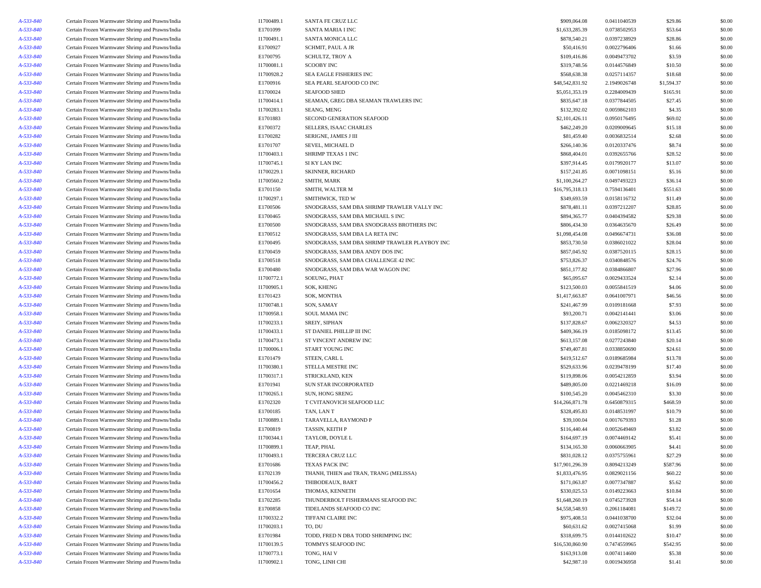| | | | | | | | |
|---|---|---|---|---|---|---|---|
| A-533-840 | Certain Frozen Warmwater Shrimp and Prawns/India | I1700489.1 | SANTA FE CRUZ LLC | $909,064.08 | 0.0411040539 | $29.86 | $0.00 |
| A-533-840 | Certain Frozen Warmwater Shrimp and Prawns/India | E1701099 | SANTA MARIA I INC | $1,633,285.39 | 0.0738502953 | $53.64 | $0.00 |
| A-533-840 | Certain Frozen Warmwater Shrimp and Prawns/India | I1700491.1 | SANTA MONICA LLC | $878,540.21 | 0.0397238929 | $28.86 | $0.00 |
| A-533-840 | Certain Frozen Warmwater Shrimp and Prawns/India | E1700927 | SCHMIT, PAUL A JR | $50,416.91 | 0.0022796406 | $1.66 | $0.00 |
| A-533-840 | Certain Frozen Warmwater Shrimp and Prawns/India | E1700795 | SCHULTZ, TROY A | $109,416.86 | 0.0049473702 | $3.59 | $0.00 |
| A-533-840 | Certain Frozen Warmwater Shrimp and Prawns/India | I1700081.1 | SCOOBY INC | $319,748.56 | 0.0144576849 | $10.50 | $0.00 |
| A-533-840 | Certain Frozen Warmwater Shrimp and Prawns/India | I1700928.2 | SEA EAGLE FISHERIES INC | $568,638.38 | 0.0257114357 | $18.68 | $0.00 |
| A-533-840 | Certain Frozen Warmwater Shrimp and Prawns/India | E1700916 | SEA PEARL SEAFOOD CO INC | $48,542,831.92 | 2.1949026748 | $1,594.37 | $0.00 |
| A-533-840 | Certain Frozen Warmwater Shrimp and Prawns/India | E1700024 | SEAFOOD SHED | $5,051,353.19 | 0.2284009439 | $165.91 | $0.00 |
| A-533-840 | Certain Frozen Warmwater Shrimp and Prawns/India | I1700414.1 | SEAMAN, GREG DBA SEAMAN TRAWLERS INC | $835,647.18 | 0.0377844505 | $27.45 | $0.00 |
| A-533-840 | Certain Frozen Warmwater Shrimp and Prawns/India | I1700283.1 | SEANG, MENG | $132,392.02 | 0.0059862103 | $4.35 | $0.00 |
| A-533-840 | Certain Frozen Warmwater Shrimp and Prawns/India | E1701883 | SECOND GENERATION SEAFOOD | $2,101,426.11 | 0.0950176495 | $69.02 | $0.00 |
| A-533-840 | Certain Frozen Warmwater Shrimp and Prawns/India | E1700372 | SELLERS, ISAAC CHARLES | $462,249.20 | 0.0209009645 | $15.18 | $0.00 |
| A-533-840 | Certain Frozen Warmwater Shrimp and Prawns/India | E1700282 | SERIGNE, JAMES J III | $81,459.40 | 0.0036832514 | $2.68 | $0.00 |
| A-533-840 | Certain Frozen Warmwater Shrimp and Prawns/India | E1701707 | SEVEL, MICHAEL D | $266,140.36 | 0.0120337476 | $8.74 | $0.00 |
| A-533-840 | Certain Frozen Warmwater Shrimp and Prawns/India | I1700403.1 | SHRIMP TEXAS 1 INC | $868,404.01 | 0.0392655766 | $28.52 | $0.00 |
| A-533-840 | Certain Frozen Warmwater Shrimp and Prawns/India | I1700745.1 | SI KY LAN INC | $397,914.45 | 0.0179920177 | $13.07 | $0.00 |
| A-533-840 | Certain Frozen Warmwater Shrimp and Prawns/India | I1700229.1 | SKINNER, RICHARD | $157,241.85 | 0.0071098151 | $5.16 | $0.00 |
| A-533-840 | Certain Frozen Warmwater Shrimp and Prawns/India | I1700560.2 | SMITH, MARK | $1,100,264.27 | 0.0497493223 | $36.14 | $0.00 |
| A-533-840 | Certain Frozen Warmwater Shrimp and Prawns/India | E1701150 | SMITH, WALTER M | $16,795,318.13 | 0.7594136401 | $551.63 | $0.00 |
| A-533-840 | Certain Frozen Warmwater Shrimp and Prawns/India | I1700297.1 | SMITHWICK, TED W | $349,693.59 | 0.0158116732 | $11.49 | $0.00 |
| A-533-840 | Certain Frozen Warmwater Shrimp and Prawns/India | E1700506 | SNODGRASS, SAM DBA SHRIMP TRAWLER VALLY INC | $878,481.11 | 0.0397212207 | $28.85 | $0.00 |
| A-533-840 | Certain Frozen Warmwater Shrimp and Prawns/India | E1700465 | SNODGRASS, SAM DBA MICHAEL S INC | $894,365.77 | 0.0404394582 | $29.38 | $0.00 |
| A-533-840 | Certain Frozen Warmwater Shrimp and Prawns/India | E1700500 | SNODGRASS, SAM DBA SNODGRASS BROTHERS INC | $806,434.30 | 0.0364635670 | $26.49 | $0.00 |
| A-533-840 | Certain Frozen Warmwater Shrimp and Prawns/India | E1700512 | SNODGRASS, SAM DBA LA RETA INC | $1,098,454.08 | 0.0496674731 | $36.08 | $0.00 |
| A-533-840 | Certain Frozen Warmwater Shrimp and Prawns/India | E1700495 | SNODGRASS, SAM DBA SHRIMP TRAWLER PLAYBOY INC | $853,730.50 | 0.0386021022 | $28.04 | $0.00 |
| A-533-840 | Certain Frozen Warmwater Shrimp and Prawns/India | E1700459 | SNODGRASS, SAM DBA ANDY DOS INC | $857,045.92 | 0.0387520115 | $28.15 | $0.00 |
| A-533-840 | Certain Frozen Warmwater Shrimp and Prawns/India | E1700518 | SNODGRASS, SAM DBA CHALLENGE 42 INC | $753,826.37 | 0.0340848576 | $24.76 | $0.00 |
| A-533-840 | Certain Frozen Warmwater Shrimp and Prawns/India | E1700480 | SNODGRASS, SAM DBA WAR WAGON INC | $851,177.82 | 0.0384866807 | $27.96 | $0.00 |
| A-533-840 | Certain Frozen Warmwater Shrimp and Prawns/India | I1700772.1 | SOEUNG, PHAT | $65,095.67 | 0.0029433524 | $2.14 | $0.00 |
| A-533-840 | Certain Frozen Warmwater Shrimp and Prawns/India | I1700905.1 | SOK, KHENG | $123,500.03 | 0.0055841519 | $4.06 | $0.00 |
| A-533-840 | Certain Frozen Warmwater Shrimp and Prawns/India | E1701423 | SOK, MONTHA | $1,417,663.87 | 0.0641007971 | $46.56 | $0.00 |
| A-533-840 | Certain Frozen Warmwater Shrimp and Prawns/India | I1700748.1 | SON, SAMAY | $241,467.99 | 0.0109181668 | $7.93 | $0.00 |
| A-533-840 | Certain Frozen Warmwater Shrimp and Prawns/India | I1700958.1 | SOUL MAMA INC | $93,200.71 | 0.0042141441 | $3.06 | $0.00 |
| A-533-840 | Certain Frozen Warmwater Shrimp and Prawns/India | I1700233.1 | SREIY, SIPHAN | $137,828.67 | 0.0062320327 | $4.53 | $0.00 |
| A-533-840 | Certain Frozen Warmwater Shrimp and Prawns/India | I1700433.1 | ST DANIEL PHILLIP III INC | $409,366.19 | 0.0185098172 | $13.45 | $0.00 |
| A-533-840 | Certain Frozen Warmwater Shrimp and Prawns/India | I1700473.1 | ST VINCENT ANDREW INC | $613,157.08 | 0.0277243840 | $20.14 | $0.00 |
| A-533-840 | Certain Frozen Warmwater Shrimp and Prawns/India | I1700006.1 | START YOUNG INC | $749,407.81 | 0.0338850690 | $24.61 | $0.00 |
| A-533-840 | Certain Frozen Warmwater Shrimp and Prawns/India | E1701479 | STEEN, CARL L | $419,512.67 | 0.0189685984 | $13.78 | $0.00 |
| A-533-840 | Certain Frozen Warmwater Shrimp and Prawns/India | I1700380.1 | STELLA MESTRE INC | $529,633.96 | 0.0239478199 | $17.40 | $0.00 |
| A-533-840 | Certain Frozen Warmwater Shrimp and Prawns/India | I1700317.1 | STRICKLAND, KEN | $119,898.06 | 0.0054212859 | $3.94 | $0.00 |
| A-533-840 | Certain Frozen Warmwater Shrimp and Prawns/India | E1701941 | SUN STAR INCORPORATED | $489,805.00 | 0.0221469218 | $16.09 | $0.00 |
| A-533-840 | Certain Frozen Warmwater Shrimp and Prawns/India | I1700265.1 | SUN, HONG SRENG | $100,545.20 | 0.0045462310 | $3.30 | $0.00 |
| A-533-840 | Certain Frozen Warmwater Shrimp and Prawns/India | E1702320 | T CVITANOVICH SEAFOOD LLC | $14,266,871.78 | 0.6450879315 | $468.59 | $0.00 |
| A-533-840 | Certain Frozen Warmwater Shrimp and Prawns/India | E1700185 | TAN, LAN T | $328,495.83 | 0.0148531997 | $10.79 | $0.00 |
| A-533-840 | Certain Frozen Warmwater Shrimp and Prawns/India | I1700889.1 | TARAVELLA, RAYMOND P | $39,100.04 | 0.0017679393 | $1.28 | $0.00 |
| A-533-840 | Certain Frozen Warmwater Shrimp and Prawns/India | E1700819 | TASSIN, KEITH P | $116,440.44 | 0.0052649469 | $3.82 | $0.00 |
| A-533-840 | Certain Frozen Warmwater Shrimp and Prawns/India | I1700344.1 | TAYLOR, DOYLE L | $164,697.19 | 0.0074469142 | $5.41 | $0.00 |
| A-533-840 | Certain Frozen Warmwater Shrimp and Prawns/India | I1700899.1 | TEAP, PHAL | $134,165.30 | 0.0060663905 | $4.41 | $0.00 |
| A-533-840 | Certain Frozen Warmwater Shrimp and Prawns/India | I1700493.1 | TERCERA CRUZ LLC | $831,028.12 | 0.0375755961 | $27.29 | $0.00 |
| A-533-840 | Certain Frozen Warmwater Shrimp and Prawns/India | E1701686 | TEXAS PACK INC | $17,901,296.39 | 0.8094213249 | $587.96 | $0.00 |
| A-533-840 | Certain Frozen Warmwater Shrimp and Prawns/India | E1702139 | THANH, THIEN and TRAN, TRANG (MELISSA) | $1,833,476.95 | 0.0829021156 | $60.22 | $0.00 |
| A-533-840 | Certain Frozen Warmwater Shrimp and Prawns/India | I1700456.2 | THIBODEAUX, BART | $171,063.87 | 0.0077347887 | $5.62 | $0.00 |
| A-533-840 | Certain Frozen Warmwater Shrimp and Prawns/India | E1701654 | THOMAS, KENNETH | $330,025.53 | 0.0149223663 | $10.84 | $0.00 |
| A-533-840 | Certain Frozen Warmwater Shrimp and Prawns/India | E1702285 | THUNDERBOLT FISHERMANS SEAFOOD INC | $1,648,260.19 | 0.0745273928 | $54.14 | $0.00 |
| A-533-840 | Certain Frozen Warmwater Shrimp and Prawns/India | E1700858 | TIDELANDS SEAFOOD CO INC | $4,558,548.93 | 0.2061184081 | $149.72 | $0.00 |
| A-533-840 | Certain Frozen Warmwater Shrimp and Prawns/India | I1700332.2 | TIFFANI CLAIRE INC | $975,408.51 | 0.0441038700 | $32.04 | $0.00 |
| A-533-840 | Certain Frozen Warmwater Shrimp and Prawns/India | I1700203.1 | TO, DU | $60,631.62 | 0.0027415068 | $1.99 | $0.00 |
| A-533-840 | Certain Frozen Warmwater Shrimp and Prawns/India | E1701984 | TODD, FRED N DBA TODD SHRIMPING INC | $318,699.75 | 0.0144102622 | $10.47 | $0.00 |
| A-533-840 | Certain Frozen Warmwater Shrimp and Prawns/India | I1700139.5 | TOMMYS SEAFOOD INC | $16,530,860.90 | 0.7474559965 | $542.95 | $0.00 |
| A-533-840 | Certain Frozen Warmwater Shrimp and Prawns/India | I1700773.1 | TONG, HAI V | $163,913.08 | 0.0074114600 | $5.38 | $0.00 |
| A-533-840 | Certain Frozen Warmwater Shrimp and Prawns/India | I1700902.1 | TONG, LINH CHI | $42,987.10 | 0.0019436958 | $1.41 | $0.00 |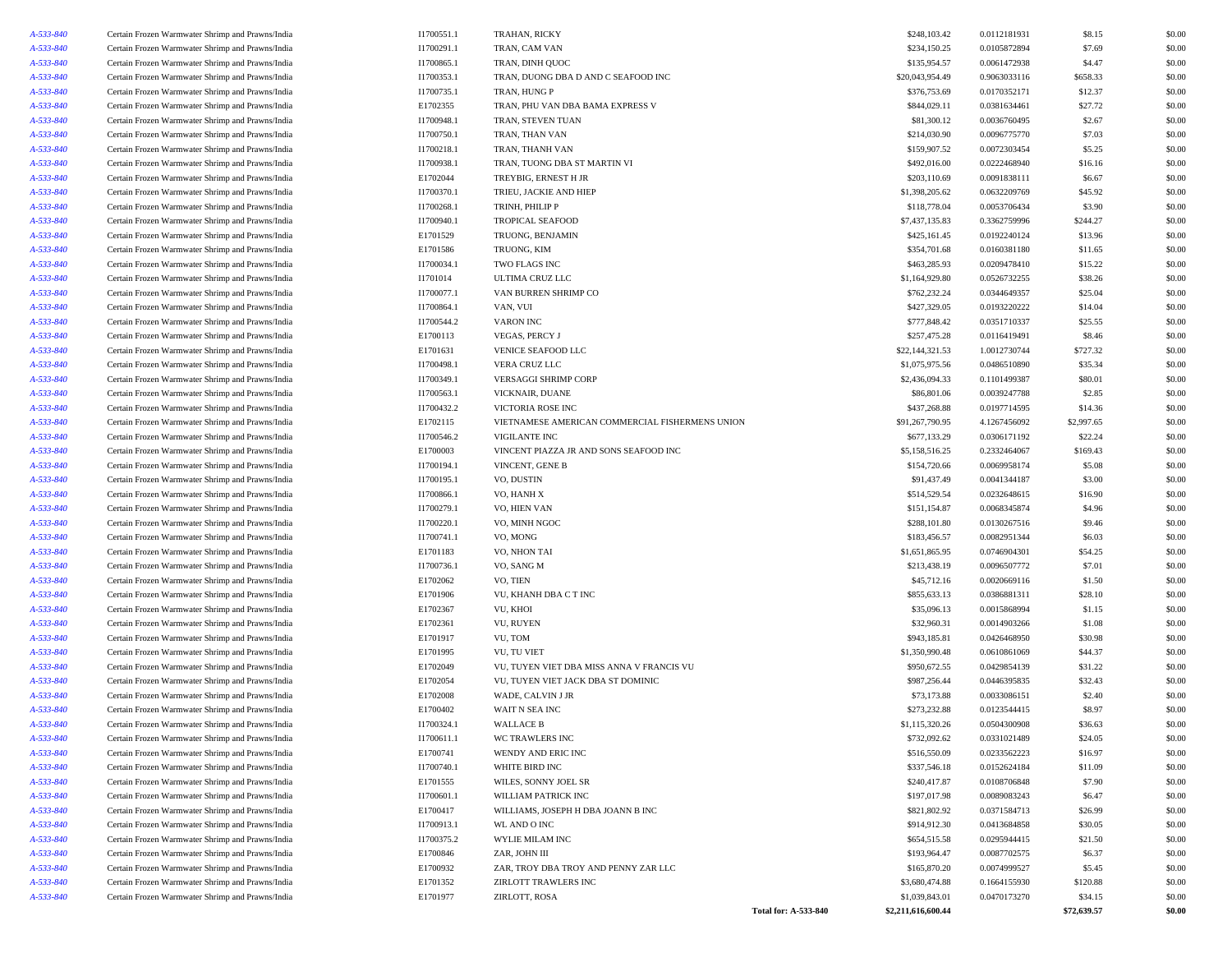| | | | | | | | |
|---|---|---|---|---|---|---|---|
| A-533-840 | Certain Frozen Warmwater Shrimp and Prawns/India | I1700551.1 | TRAHAN, RICKY | $248,103.42 | 0.0112181931 | $8.15 | $0.00 |
| A-533-840 | Certain Frozen Warmwater Shrimp and Prawns/India | I1700291.1 | TRAN, CAM VAN | $234,150.25 | 0.0105872894 | $7.69 | $0.00 |
| A-533-840 | Certain Frozen Warmwater Shrimp and Prawns/India | I1700865.1 | TRAN, DINH QUOC | $135,954.57 | 0.0061472938 | $4.47 | $0.00 |
| A-533-840 | Certain Frozen Warmwater Shrimp and Prawns/India | I1700353.1 | TRAN, DUONG DBA D AND C SEAFOOD INC | $20,043,954.49 | 0.9063033116 | $658.33 | $0.00 |
| A-533-840 | Certain Frozen Warmwater Shrimp and Prawns/India | I1700735.1 | TRAN, HUNG P | $376,753.69 | 0.0170352171 | $12.37 | $0.00 |
| A-533-840 | Certain Frozen Warmwater Shrimp and Prawns/India | E1702355 | TRAN, PHU VAN DBA BAMA EXPRESS V | $844,029.11 | 0.0381634461 | $27.72 | $0.00 |
| A-533-840 | Certain Frozen Warmwater Shrimp and Prawns/India | I1700948.1 | TRAN, STEVEN TUAN | $81,300.12 | 0.0036760495 | $2.67 | $0.00 |
| A-533-840 | Certain Frozen Warmwater Shrimp and Prawns/India | I1700750.1 | TRAN, THAN VAN | $214,030.90 | 0.0096775770 | $7.03 | $0.00 |
| A-533-840 | Certain Frozen Warmwater Shrimp and Prawns/India | I1700218.1 | TRAN, THANH VAN | $159,907.52 | 0.0072303454 | $5.25 | $0.00 |
| A-533-840 | Certain Frozen Warmwater Shrimp and Prawns/India | I1700938.1 | TRAN, TUONG DBA ST MARTIN VI | $492,016.00 | 0.0222468940 | $16.16 | $0.00 |
| A-533-840 | Certain Frozen Warmwater Shrimp and Prawns/India | E1702044 | TREYBIG, ERNEST H JR | $203,110.69 | 0.0091838111 | $6.67 | $0.00 |
| A-533-840 | Certain Frozen Warmwater Shrimp and Prawns/India | I1700370.1 | TRIEU, JACKIE AND HIEP | $1,398,205.62 | 0.0632209769 | $45.92 | $0.00 |
| A-533-840 | Certain Frozen Warmwater Shrimp and Prawns/India | I1700268.1 | TRINH, PHILIP P | $118,778.04 | 0.0053706434 | $3.90 | $0.00 |
| A-533-840 | Certain Frozen Warmwater Shrimp and Prawns/India | I1700940.1 | TROPICAL SEAFOOD | $7,437,135.83 | 0.3362759996 | $244.27 | $0.00 |
| A-533-840 | Certain Frozen Warmwater Shrimp and Prawns/India | E1701529 | TRUONG, BENJAMIN | $425,161.45 | 0.0192240124 | $13.96 | $0.00 |
| A-533-840 | Certain Frozen Warmwater Shrimp and Prawns/India | E1701586 | TRUONG, KIM | $354,701.68 | 0.0160381180 | $11.65 | $0.00 |
| A-533-840 | Certain Frozen Warmwater Shrimp and Prawns/India | I1700034.1 | TWO FLAGS INC | $463,285.93 | 0.0209478410 | $15.22 | $0.00 |
| A-533-840 | Certain Frozen Warmwater Shrimp and Prawns/India | I1701014 | ULTIMA CRUZ LLC | $1,164,929.80 | 0.0526732255 | $38.26 | $0.00 |
| A-533-840 | Certain Frozen Warmwater Shrimp and Prawns/India | I1700077.1 | VAN BURREN SHRIMP CO | $762,232.24 | 0.0344649357 | $25.04 | $0.00 |
| A-533-840 | Certain Frozen Warmwater Shrimp and Prawns/India | I1700864.1 | VAN, VUI | $427,329.05 | 0.0193220222 | $14.04 | $0.00 |
| A-533-840 | Certain Frozen Warmwater Shrimp and Prawns/India | I1700544.2 | VARON INC | $777,848.42 | 0.0351710337 | $25.55 | $0.00 |
| A-533-840 | Certain Frozen Warmwater Shrimp and Prawns/India | E1700113 | VEGAS, PERCY J | $257,475.28 | 0.0116419491 | $8.46 | $0.00 |
| A-533-840 | Certain Frozen Warmwater Shrimp and Prawns/India | E1701631 | VENICE SEAFOOD LLC | $22,144,321.53 | 1.0012730744 | $727.32 | $0.00 |
| A-533-840 | Certain Frozen Warmwater Shrimp and Prawns/India | I1700498.1 | VERA CRUZ LLC | $1,075,975.56 | 0.0486510890 | $35.34 | $0.00 |
| A-533-840 | Certain Frozen Warmwater Shrimp and Prawns/India | I1700349.1 | VERSAGGI SHRIMP CORP | $2,436,094.33 | 0.1101499387 | $80.01 | $0.00 |
| A-533-840 | Certain Frozen Warmwater Shrimp and Prawns/India | I1700563.1 | VICKNAIR, DUANE | $86,801.06 | 0.0039247788 | $2.85 | $0.00 |
| A-533-840 | Certain Frozen Warmwater Shrimp and Prawns/India | I1700432.2 | VICTORIA ROSE INC | $437,268.88 | 0.0197714595 | $14.36 | $0.00 |
| A-533-840 | Certain Frozen Warmwater Shrimp and Prawns/India | E1702115 | VIETNAMESE AMERICAN COMMERCIAL FISHERMENS UNION | $91,267,790.95 | 4.1267456092 | $2,997.65 | $0.00 |
| A-533-840 | Certain Frozen Warmwater Shrimp and Prawns/India | I1700546.2 | VIGILANTE INC | $677,133.29 | 0.0306171192 | $22.24 | $0.00 |
| A-533-840 | Certain Frozen Warmwater Shrimp and Prawns/India | E1700003 | VINCENT PIAZZA JR AND SONS SEAFOOD INC | $5,158,516.25 | 0.2332464067 | $169.43 | $0.00 |
| A-533-840 | Certain Frozen Warmwater Shrimp and Prawns/India | I1700194.1 | VINCENT, GENE B | $154,720.66 | 0.0069958174 | $5.08 | $0.00 |
| A-533-840 | Certain Frozen Warmwater Shrimp and Prawns/India | I1700195.1 | VO, DUSTIN | $91,437.49 | 0.0041344187 | $3.00 | $0.00 |
| A-533-840 | Certain Frozen Warmwater Shrimp and Prawns/India | I1700866.1 | VO, HANH X | $514,529.54 | 0.0232648615 | $16.90 | $0.00 |
| A-533-840 | Certain Frozen Warmwater Shrimp and Prawns/India | I1700279.1 | VO, HIEN VAN | $151,154.87 | 0.0068345874 | $4.96 | $0.00 |
| A-533-840 | Certain Frozen Warmwater Shrimp and Prawns/India | I1700220.1 | VO, MINH NGOC | $288,101.80 | 0.0130267516 | $9.46 | $0.00 |
| A-533-840 | Certain Frozen Warmwater Shrimp and Prawns/India | I1700741.1 | VO, MONG | $183,456.57 | 0.0082951344 | $6.03 | $0.00 |
| A-533-840 | Certain Frozen Warmwater Shrimp and Prawns/India | E1701183 | VO, NHON TAI | $1,651,865.95 | 0.0746904301 | $54.25 | $0.00 |
| A-533-840 | Certain Frozen Warmwater Shrimp and Prawns/India | I1700736.1 | VO, SANG M | $213,438.19 | 0.0096507772 | $7.01 | $0.00 |
| A-533-840 | Certain Frozen Warmwater Shrimp and Prawns/India | E1702062 | VO, TIEN | $45,712.16 | 0.0020669116 | $1.50 | $0.00 |
| A-533-840 | Certain Frozen Warmwater Shrimp and Prawns/India | E1701906 | VU, KHANH DBA C T INC | $855,633.13 | 0.0386881311 | $28.10 | $0.00 |
| A-533-840 | Certain Frozen Warmwater Shrimp and Prawns/India | E1702367 | VU, KHOI | $35,096.13 | 0.0015868994 | $1.15 | $0.00 |
| A-533-840 | Certain Frozen Warmwater Shrimp and Prawns/India | E1702361 | VU, RUYEN | $32,960.31 | 0.0014903266 | $1.08 | $0.00 |
| A-533-840 | Certain Frozen Warmwater Shrimp and Prawns/India | E1701917 | VU, TOM | $943,185.81 | 0.0426468950 | $30.98 | $0.00 |
| A-533-840 | Certain Frozen Warmwater Shrimp and Prawns/India | E1701995 | VU, TU VIET | $1,350,990.48 | 0.0610861069 | $44.37 | $0.00 |
| A-533-840 | Certain Frozen Warmwater Shrimp and Prawns/India | E1702049 | VU, TUYEN VIET DBA MISS ANNA V FRANCIS VU | $950,672.55 | 0.0429854139 | $31.22 | $0.00 |
| A-533-840 | Certain Frozen Warmwater Shrimp and Prawns/India | E1702054 | VU, TUYEN VIET JACK DBA ST DOMINIC | $987,256.44 | 0.0446395835 | $32.43 | $0.00 |
| A-533-840 | Certain Frozen Warmwater Shrimp and Prawns/India | E1702008 | WADE, CALVIN J JR | $73,173.88 | 0.0033086151 | $2.40 | $0.00 |
| A-533-840 | Certain Frozen Warmwater Shrimp and Prawns/India | E1700402 | WAIT N SEA INC | $273,232.88 | 0.0123544415 | $8.97 | $0.00 |
| A-533-840 | Certain Frozen Warmwater Shrimp and Prawns/India | I1700324.1 | WALLACE B | $1,115,320.26 | 0.0504300908 | $36.63 | $0.00 |
| A-533-840 | Certain Frozen Warmwater Shrimp and Prawns/India | I1700611.1 | WC TRAWLERS INC | $732,092.62 | 0.0331021489 | $24.05 | $0.00 |
| A-533-840 | Certain Frozen Warmwater Shrimp and Prawns/India | E1700741 | WENDY AND ERIC INC | $516,550.09 | 0.0233562223 | $16.97 | $0.00 |
| A-533-840 | Certain Frozen Warmwater Shrimp and Prawns/India | I1700740.1 | WHITE BIRD INC | $337,546.18 | 0.0152624184 | $11.09 | $0.00 |
| A-533-840 | Certain Frozen Warmwater Shrimp and Prawns/India | E1701555 | WILES, SONNY JOEL SR | $240,417.87 | 0.0108706848 | $7.90 | $0.00 |
| A-533-840 | Certain Frozen Warmwater Shrimp and Prawns/India | I1700601.1 | WILLIAM PATRICK INC | $197,017.98 | 0.0089083243 | $6.47 | $0.00 |
| A-533-840 | Certain Frozen Warmwater Shrimp and Prawns/India | E1700417 | WILLIAMS, JOSEPH H DBA JOANN B INC | $821,802.92 | 0.0371584713 | $26.99 | $0.00 |
| A-533-840 | Certain Frozen Warmwater Shrimp and Prawns/India | I1700913.1 | WL AND O INC | $914,912.30 | 0.0413684858 | $30.05 | $0.00 |
| A-533-840 | Certain Frozen Warmwater Shrimp and Prawns/India | I1700375.2 | WYLIE MILAM INC | $654,515.58 | 0.0295944415 | $21.50 | $0.00 |
| A-533-840 | Certain Frozen Warmwater Shrimp and Prawns/India | E1700846 | ZAR, JOHN III | $193,964.47 | 0.0087702575 | $6.37 | $0.00 |
| A-533-840 | Certain Frozen Warmwater Shrimp and Prawns/India | E1700932 | ZAR, TROY DBA TROY AND PENNY ZAR LLC | $165,870.20 | 0.0074999527 | $5.45 | $0.00 |
| A-533-840 | Certain Frozen Warmwater Shrimp and Prawns/India | E1701352 | ZIRLOTT TRAWLERS INC | $3,680,474.88 | 0.1664155930 | $120.88 | $0.00 |
| A-533-840 | Certain Frozen Warmwater Shrimp and Prawns/India | E1701977 | ZIRLOTT, ROSA | $1,039,843.01 | 0.0470173270 | $34.15 | $0.00 |
| | | | **Total for: A-533-840** | **$2,211,616,600.44** | | **$72,639.57** | **$0.00** |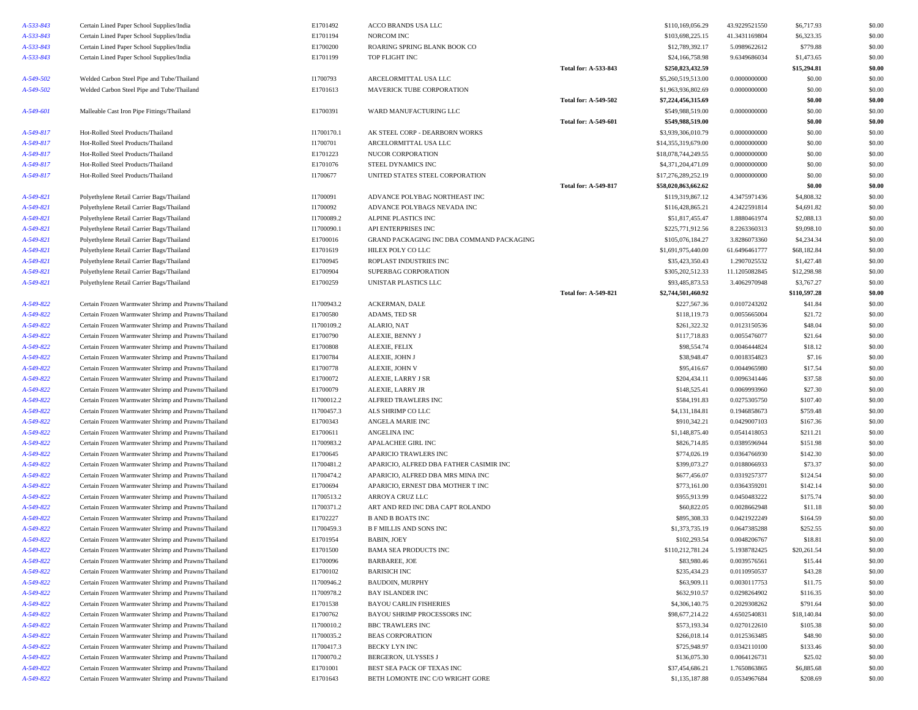| | | | | | | | | |
|---|---|---|---|---|---|---|---|---|
| A-533-843 | Certain Lined Paper School Supplies/India | E1701492 | ACCO BRANDS USA LLC | | $110,169,056.29 | 43.9229521550 | $6,717.93 | $0.00 |
| A-533-843 | Certain Lined Paper School Supplies/India | E1701194 | NORCOM INC | | $103,698,225.15 | 41.3431169804 | $6,323.35 | $0.00 |
| A-533-843 | Certain Lined Paper School Supplies/India | E1700200 | ROARING SPRING BLANK BOOK CO | | $12,789,392.17 | 5.0989622612 | $779.88 | $0.00 |
| A-533-843 | Certain Lined Paper School Supplies/India | E1701199 | TOP FLIGHT INC | | $24,166,758.98 | 9.6349686034 | $1,473.65 | $0.00 |
| | | | | **Total for: A-533-843** | **$250,823,432.59** | | **$15,294.81** | **$0.00** |
| A-549-502 | Welded Carbon Steel Pipe and Tube/Thailand | I1700793 | ARCELORMITTAL USA LLC | | $5,260,519,513.00 | 0.0000000000 | $0.00 | $0.00 |
| A-549-502 | Welded Carbon Steel Pipe and Tube/Thailand | E1701613 | MAVERICK TUBE CORPORATION | | $1,963,936,802.69 | 0.0000000000 | $0.00 | $0.00 |
| | | | | **Total for: A-549-502** | **$7,224,456,315.69** | | **$0.00** | **$0.00** |
| A-549-601 | Malleable Cast Iron Pipe Fittings/Thailand | E1700391 | WARD MANUFACTURING LLC | | $549,988,519.00 | 0.0000000000 | $0.00 | $0.00 |
| | | | | **Total for: A-549-601** | **$549,988,519.00** | | **$0.00** | **$0.00** |
| A-549-817 | Hot-Rolled Steel Products/Thailand | I1700170.1 | AK STEEL CORP - DEARBORN WORKS | | $3,939,306,010.79 | 0.0000000000 | $0.00 | $0.00 |
| A-549-817 | Hot-Rolled Steel Products/Thailand | I1700701 | ARCELORMITTAL USA LLC | | $14,355,319,679.00 | 0.0000000000 | $0.00 | $0.00 |
| A-549-817 | Hot-Rolled Steel Products/Thailand | E1701223 | NUCOR CORPORATION | | $18,078,744,249.55 | 0.0000000000 | $0.00 | $0.00 |
| A-549-817 | Hot-Rolled Steel Products/Thailand | E1701076 | STEEL DYNAMICS INC | | $4,371,204,471.09 | 0.0000000000 | $0.00 | $0.00 |
| A-549-817 | Hot-Rolled Steel Products/Thailand | I1700677 | UNITED STATES STEEL CORPORATION | | $17,276,289,252.19 | 0.0000000000 | $0.00 | $0.00 |
| | | | | **Total for: A-549-817** | **$58,020,863,662.62** | | **$0.00** | **$0.00** |
| A-549-821 | Polyethylene Retail Carrier Bags/Thailand | I1700091 | ADVANCE POLYBAG NORTHEAST INC | | $119,319,867.12 | 4.3475971436 | $4,808.32 | $0.00 |
| A-549-821 | Polyethylene Retail Carrier Bags/Thailand | I1700092 | ADVANCE POLYBAGS NEVADA INC | | $116,428,865.21 | 4.2422591814 | $4,691.82 | $0.00 |
| A-549-821 | Polyethylene Retail Carrier Bags/Thailand | I1700089.2 | ALPINE PLASTICS INC | | $51,817,455.47 | 1.8880461974 | $2,088.13 | $0.00 |
| A-549-821 | Polyethylene Retail Carrier Bags/Thailand | I1700090.1 | API ENTERPRISES INC | | $225,771,912.56 | 8.2263360313 | $9,098.10 | $0.00 |
| A-549-821 | Polyethylene Retail Carrier Bags/Thailand | E1700016 | GRAND PACKAGING INC DBA COMMAND PACKAGING | | $105,076,184.27 | 3.8286073360 | $4,234.34 | $0.00 |
| A-549-821 | Polyethylene Retail Carrier Bags/Thailand | E1701619 | HILEX POLY CO LLC | | $1,691,975,440.00 | 61.6496461777 | $68,182.84 | $0.00 |
| A-549-821 | Polyethylene Retail Carrier Bags/Thailand | E1700945 | ROPLAST INDUSTRIES INC | | $35,423,350.43 | 1.2907025532 | $1,427.48 | $0.00 |
| A-549-821 | Polyethylene Retail Carrier Bags/Thailand | E1700904 | SUPERBAG CORPORATION | | $305,202,512.33 | 11.1205082845 | $12,298.98 | $0.00 |
| A-549-821 | Polyethylene Retail Carrier Bags/Thailand | E1700259 | UNISTAR PLASTICS LLC | | $93,485,873.53 | 3.4062970948 | $3,767.27 | $0.00 |
| | | | | **Total for: A-549-821** | **$2,744,501,460.92** | | **$110,597.28** | **$0.00** |
| A-549-822 | Certain Frozen Warmwater Shrimp and Prawns/Thailand | I1700943.2 | ACKERMAN, DALE | | $227,567.36 | 0.0107243202 | $41.84 | $0.00 |
| A-549-822 | Certain Frozen Warmwater Shrimp and Prawns/Thailand | E1700580 | ADAMS, TED SR | | $118,119.73 | 0.0055665004 | $21.72 | $0.00 |
| A-549-822 | Certain Frozen Warmwater Shrimp and Prawns/Thailand | I1700109.2 | ALARIO, NAT | | $261,322.32 | 0.0123150536 | $48.04 | $0.00 |
| A-549-822 | Certain Frozen Warmwater Shrimp and Prawns/Thailand | E1700790 | ALEXIE, BENNY J | | $117,718.83 | 0.0055476077 | $21.64 | $0.00 |
| A-549-822 | Certain Frozen Warmwater Shrimp and Prawns/Thailand | E1700808 | ALEXIE, FELIX | | $98,554.74 | 0.0046444824 | $18.12 | $0.00 |
| A-549-822 | Certain Frozen Warmwater Shrimp and Prawns/Thailand | E1700784 | ALEXIE, JOHN J | | $38,948.47 | 0.0018354823 | $7.16 | $0.00 |
| A-549-822 | Certain Frozen Warmwater Shrimp and Prawns/Thailand | E1700778 | ALEXIE, JOHN V | | $95,416.67 | 0.0044965980 | $17.54 | $0.00 |
| A-549-822 | Certain Frozen Warmwater Shrimp and Prawns/Thailand | E1700072 | ALEXIE, LARRY J SR | | $204,434.11 | 0.0096341446 | $37.58 | $0.00 |
| A-549-822 | Certain Frozen Warmwater Shrimp and Prawns/Thailand | E1700079 | ALEXIE, LARRY JR | | $148,525.41 | 0.0069993960 | $27.30 | $0.00 |
| A-549-822 | Certain Frozen Warmwater Shrimp and Prawns/Thailand | I1700012.2 | ALFRED TRAWLERS INC | | $584,191.83 | 0.0275305750 | $107.40 | $0.00 |
| A-549-822 | Certain Frozen Warmwater Shrimp and Prawns/Thailand | I1700457.3 | ALS SHRIMP CO LLC | | $4,131,184.81 | 0.1946858673 | $759.48 | $0.00 |
| A-549-822 | Certain Frozen Warmwater Shrimp and Prawns/Thailand | E1700343 | ANGELA MARIE INC | | $910,342.21 | 0.0429007103 | $167.36 | $0.00 |
| A-549-822 | Certain Frozen Warmwater Shrimp and Prawns/Thailand | E1700611 | ANGELINA INC | | $1,148,875.40 | 0.0541418053 | $211.21 | $0.00 |
| A-549-822 | Certain Frozen Warmwater Shrimp and Prawns/Thailand | I1700983.2 | APALACHEE GIRL INC | | $826,714.85 | 0.0389596944 | $151.98 | $0.00 |
| A-549-822 | Certain Frozen Warmwater Shrimp and Prawns/Thailand | E1700645 | APARICIO TRAWLERS INC | | $774,026.19 | 0.0364766930 | $142.30 | $0.00 |
| A-549-822 | Certain Frozen Warmwater Shrimp and Prawns/Thailand | I1700481.2 | APARICIO, ALFRED DBA FATHER CASIMIR INC | | $399,073.27 | 0.0188066933 | $73.37 | $0.00 |
| A-549-822 | Certain Frozen Warmwater Shrimp and Prawns/Thailand | I1700474.2 | APARICIO, ALFRED DBA MRS MINA INC | | $677,456.07 | 0.0319257377 | $124.54 | $0.00 |
| A-549-822 | Certain Frozen Warmwater Shrimp and Prawns/Thailand | E1700694 | APARICIO, ERNEST DBA MOTHER T INC | | $773,161.00 | 0.0364359201 | $142.14 | $0.00 |
| A-549-822 | Certain Frozen Warmwater Shrimp and Prawns/Thailand | I1700513.2 | ARROYA CRUZ LLC | | $955,913.99 | 0.0450483222 | $175.74 | $0.00 |
| A-549-822 | Certain Frozen Warmwater Shrimp and Prawns/Thailand | I1700371.2 | ART AND RED INC DBA CAPT ROLANDO | | $60,822.05 | 0.0028662948 | $11.18 | $0.00 |
| A-549-822 | Certain Frozen Warmwater Shrimp and Prawns/Thailand | E1702227 | B AND B BOATS INC | | $895,308.33 | 0.0421922249 | $164.59 | $0.00 |
| A-549-822 | Certain Frozen Warmwater Shrimp and Prawns/Thailand | I1700459.3 | B F MILLIS AND SONS INC | | $1,373,735.19 | 0.0647385288 | $252.55 | $0.00 |
| A-549-822 | Certain Frozen Warmwater Shrimp and Prawns/Thailand | E1701954 | BABIN, JOEY | | $102,293.54 | 0.0048206767 | $18.81 | $0.00 |
| A-549-822 | Certain Frozen Warmwater Shrimp and Prawns/Thailand | E1701500 | BAMA SEA PRODUCTS INC | | $110,212,781.24 | 5.1938782425 | $20,261.54 | $0.00 |
| A-549-822 | Certain Frozen Warmwater Shrimp and Prawns/Thailand | E1700096 | BARBAREE, JOE | | $83,980.46 | 0.0039576561 | $15.44 | $0.00 |
| A-549-822 | Certain Frozen Warmwater Shrimp and Prawns/Thailand | E1700102 | BARISICH INC | | $235,434.23 | 0.0110950537 | $43.28 | $0.00 |
| A-549-822 | Certain Frozen Warmwater Shrimp and Prawns/Thailand | I1700946.2 | BAUDOIN, MURPHY | | $63,909.11 | 0.0030117753 | $11.75 | $0.00 |
| A-549-822 | Certain Frozen Warmwater Shrimp and Prawns/Thailand | I1700978.2 | BAY ISLANDER INC | | $632,910.57 | 0.0298264902 | $116.35 | $0.00 |
| A-549-822 | Certain Frozen Warmwater Shrimp and Prawns/Thailand | E1701538 | BAYOU CARLIN FISHERIES | | $4,306,140.75 | 0.2029308262 | $791.64 | $0.00 |
| A-549-822 | Certain Frozen Warmwater Shrimp and Prawns/Thailand | E1700762 | BAYOU SHRIMP PROCESSORS INC | | $98,677,214.22 | 4.6502540831 | $18,140.84 | $0.00 |
| A-549-822 | Certain Frozen Warmwater Shrimp and Prawns/Thailand | I1700010.2 | BBC TRAWLERS INC | | $573,193.34 | 0.0270122610 | $105.38 | $0.00 |
| A-549-822 | Certain Frozen Warmwater Shrimp and Prawns/Thailand | I1700035.2 | BEAS CORPORATION | | $266,018.14 | 0.0125363485 | $48.90 | $0.00 |
| A-549-822 | Certain Frozen Warmwater Shrimp and Prawns/Thailand | I1700417.3 | BECKY LYN INC | | $725,948.97 | 0.0342110100 | $133.46 | $0.00 |
| A-549-822 | Certain Frozen Warmwater Shrimp and Prawns/Thailand | I1700070.2 | BERGERON, ULYSSES J | | $136,075.30 | 0.0064126731 | $25.02 | $0.00 |
| A-549-822 | Certain Frozen Warmwater Shrimp and Prawns/Thailand | E1701001 | BEST SEA PACK OF TEXAS INC | | $37,454,686.21 | 1.7650863865 | $6,885.68 | $0.00 |
| A-549-822 | Certain Frozen Warmwater Shrimp and Prawns/Thailand | E1701643 | BETH LOMONTE INC C/O WRIGHT GORE | | $1,135,187.88 | 0.0534967684 | $208.69 | $0.00 |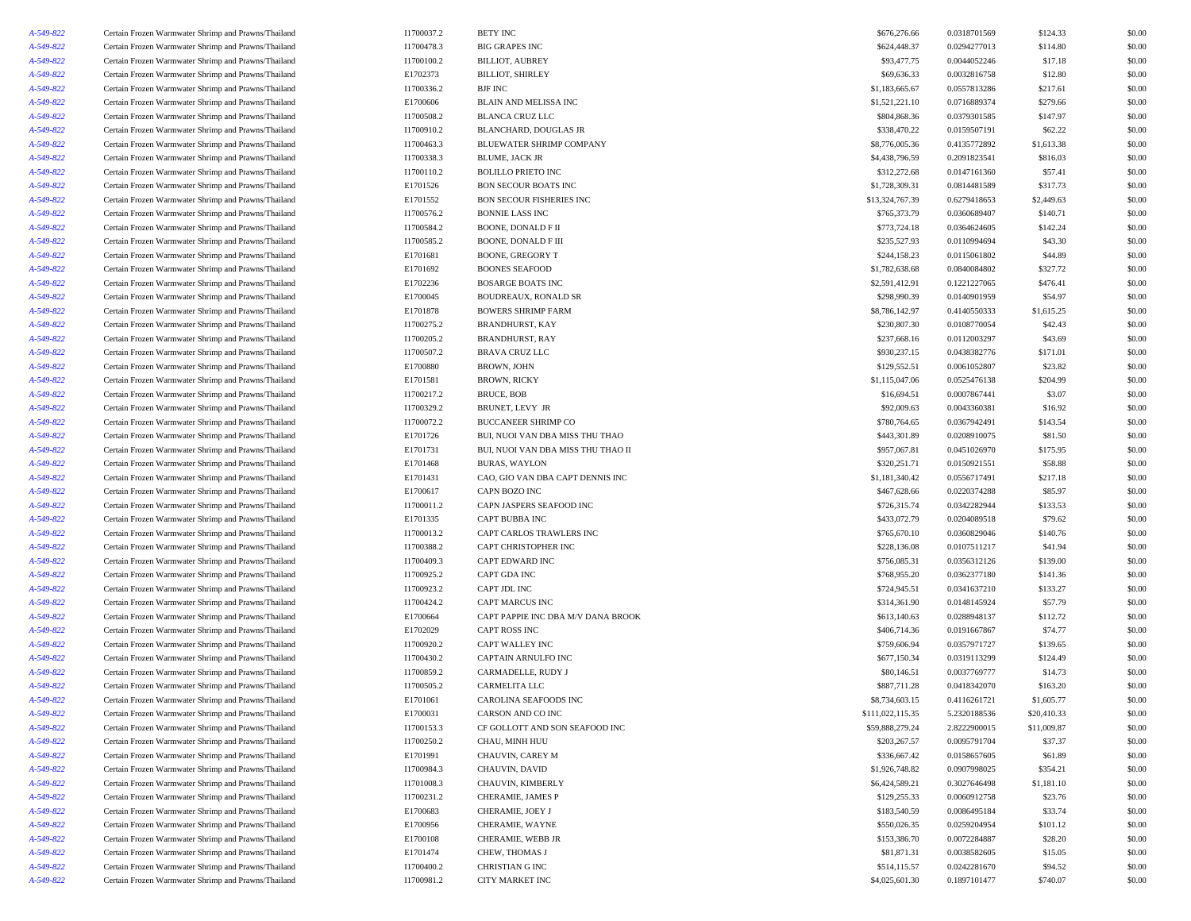| | | | | | | | |
|---|---|---|---|---|---|---|---|
| A-549-822 | Certain Frozen Warmwater Shrimp and Prawns/Thailand | I1700037.2 | BETY INC | $676,276.66 | 0.0318701569 | $124.33 | $0.00 |
| A-549-822 | Certain Frozen Warmwater Shrimp and Prawns/Thailand | I1700478.3 | BIG GRAPES INC | $624,448.37 | 0.0294277013 | $114.80 | $0.00 |
| A-549-822 | Certain Frozen Warmwater Shrimp and Prawns/Thailand | I1700100.2 | BILLIOT, AUBREY | $93,477.75 | 0.0044052246 | $17.18 | $0.00 |
| A-549-822 | Certain Frozen Warmwater Shrimp and Prawns/Thailand | E1702373 | BILLIOT, SHIRLEY | $69,636.33 | 0.0032816758 | $12.80 | $0.00 |
| A-549-822 | Certain Frozen Warmwater Shrimp and Prawns/Thailand | I1700336.2 | BJF INC | $1,183,665.67 | 0.0557813286 | $217.61 | $0.00 |
| A-549-822 | Certain Frozen Warmwater Shrimp and Prawns/Thailand | E1700606 | BLAIN AND MELISSA INC | $1,521,221.10 | 0.0716889374 | $279.66 | $0.00 |
| A-549-822 | Certain Frozen Warmwater Shrimp and Prawns/Thailand | I1700508.2 | BLANCA CRUZ LLC | $804,868.36 | 0.0379301585 | $147.97 | $0.00 |
| A-549-822 | Certain Frozen Warmwater Shrimp and Prawns/Thailand | I1700910.2 | BLANCHARD, DOUGLAS JR | $338,470.22 | 0.0159507191 | $62.22 | $0.00 |
| A-549-822 | Certain Frozen Warmwater Shrimp and Prawns/Thailand | I1700463.3 | BLUEWATER SHRIMP COMPANY | $8,776,005.36 | 0.4135772892 | $1,613.38 | $0.00 |
| A-549-822 | Certain Frozen Warmwater Shrimp and Prawns/Thailand | I1700338.3 | BLUME, JACK JR | $4,438,796.59 | 0.2091823541 | $816.03 | $0.00 |
| A-549-822 | Certain Frozen Warmwater Shrimp and Prawns/Thailand | I1700110.2 | BOLILLO PRIETO INC | $312,272.68 | 0.0147161360 | $57.41 | $0.00 |
| A-549-822 | Certain Frozen Warmwater Shrimp and Prawns/Thailand | E1701526 | BON SECOUR BOATS INC | $1,728,309.31 | 0.0814481589 | $317.73 | $0.00 |
| A-549-822 | Certain Frozen Warmwater Shrimp and Prawns/Thailand | E1701552 | BON SECOUR FISHERIES INC | $13,324,767.39 | 0.6279418653 | $2,449.63 | $0.00 |
| A-549-822 | Certain Frozen Warmwater Shrimp and Prawns/Thailand | I1700576.2 | BONNIE LASS INC | $765,373.79 | 0.0360689407 | $140.71 | $0.00 |
| A-549-822 | Certain Frozen Warmwater Shrimp and Prawns/Thailand | I1700584.2 | BOONE, DONALD F II | $773,724.18 | 0.0364624605 | $142.24 | $0.00 |
| A-549-822 | Certain Frozen Warmwater Shrimp and Prawns/Thailand | I1700585.2 | BOONE, DONALD F III | $235,527.93 | 0.0110994694 | $43.30 | $0.00 |
| A-549-822 | Certain Frozen Warmwater Shrimp and Prawns/Thailand | E1701681 | BOONE, GREGORY T | $244,158.23 | 0.0115061802 | $44.89 | $0.00 |
| A-549-822 | Certain Frozen Warmwater Shrimp and Prawns/Thailand | E1701692 | BOONES SEAFOOD | $1,782,638.68 | 0.0840084802 | $327.72 | $0.00 |
| A-549-822 | Certain Frozen Warmwater Shrimp and Prawns/Thailand | E1702236 | BOSARGE BOATS INC | $2,591,412.91 | 0.1221227065 | $476.41 | $0.00 |
| A-549-822 | Certain Frozen Warmwater Shrimp and Prawns/Thailand | E1700045 | BOUDREAUX, RONALD SR | $298,990.39 | 0.0140901959 | $54.97 | $0.00 |
| A-549-822 | Certain Frozen Warmwater Shrimp and Prawns/Thailand | E1701878 | BOWERS SHRIMP FARM | $8,786,142.97 | 0.4140550333 | $1,615.25 | $0.00 |
| A-549-822 | Certain Frozen Warmwater Shrimp and Prawns/Thailand | I1700275.2 | BRANDHURST, KAY | $230,807.30 | 0.0108770054 | $42.43 | $0.00 |
| A-549-822 | Certain Frozen Warmwater Shrimp and Prawns/Thailand | I1700205.2 | BRANDHURST, RAY | $237,668.16 | 0.0112003297 | $43.69 | $0.00 |
| A-549-822 | Certain Frozen Warmwater Shrimp and Prawns/Thailand | I1700507.2 | BRAVA CRUZ LLC | $930,237.15 | 0.0438382776 | $171.01 | $0.00 |
| A-549-822 | Certain Frozen Warmwater Shrimp and Prawns/Thailand | E1700880 | BROWN, JOHN | $129,552.51 | 0.0061052807 | $23.82 | $0.00 |
| A-549-822 | Certain Frozen Warmwater Shrimp and Prawns/Thailand | E1701581 | BROWN, RICKY | $1,115,047.06 | 0.0525476138 | $204.99 | $0.00 |
| A-549-822 | Certain Frozen Warmwater Shrimp and Prawns/Thailand | I1700217.2 | BRUCE, BOB | $16,694.51 | 0.0007867441 | $3.07 | $0.00 |
| A-549-822 | Certain Frozen Warmwater Shrimp and Prawns/Thailand | I1700329.2 | BRUNET, LEVY JR | $92,009.63 | 0.0043360381 | $16.92 | $0.00 |
| A-549-822 | Certain Frozen Warmwater Shrimp and Prawns/Thailand | I1700072.2 | BUCCANEER SHRIMP CO | $780,764.65 | 0.0367942491 | $143.54 | $0.00 |
| A-549-822 | Certain Frozen Warmwater Shrimp and Prawns/Thailand | E1701726 | BUI, NUOI VAN DBA MISS THU THAO | $443,301.89 | 0.0208910075 | $81.50 | $0.00 |
| A-549-822 | Certain Frozen Warmwater Shrimp and Prawns/Thailand | E1701731 | BUI, NUOI VAN DBA MISS THU THAO II | $957,067.81 | 0.0451026970 | $175.95 | $0.00 |
| A-549-822 | Certain Frozen Warmwater Shrimp and Prawns/Thailand | E1701468 | BURAS, WAYLON | $320,251.71 | 0.0150921551 | $58.88 | $0.00 |
| A-549-822 | Certain Frozen Warmwater Shrimp and Prawns/Thailand | E1701431 | CAO, GIO VAN DBA CAPT DENNIS INC | $1,181,340.42 | 0.0556717491 | $217.18 | $0.00 |
| A-549-822 | Certain Frozen Warmwater Shrimp and Prawns/Thailand | E1700617 | CAPN BOZO INC | $467,628.66 | 0.0220374288 | $85.97 | $0.00 |
| A-549-822 | Certain Frozen Warmwater Shrimp and Prawns/Thailand | I1700011.2 | CAPN JASPERS SEAFOOD INC | $726,315.74 | 0.0342282944 | $133.53 | $0.00 |
| A-549-822 | Certain Frozen Warmwater Shrimp and Prawns/Thailand | E1701335 | CAPT BUBBA INC | $433,072.79 | 0.0204089518 | $79.62 | $0.00 |
| A-549-822 | Certain Frozen Warmwater Shrimp and Prawns/Thailand | I1700013.2 | CAPT CARLOS TRAWLERS INC | $765,670.10 | 0.0360829046 | $140.76 | $0.00 |
| A-549-822 | Certain Frozen Warmwater Shrimp and Prawns/Thailand | I1700388.2 | CAPT CHRISTOPHER INC | $228,136.08 | 0.0107511217 | $41.94 | $0.00 |
| A-549-822 | Certain Frozen Warmwater Shrimp and Prawns/Thailand | I1700409.3 | CAPT EDWARD INC | $756,085.31 | 0.0356312126 | $139.00 | $0.00 |
| A-549-822 | Certain Frozen Warmwater Shrimp and Prawns/Thailand | I1700925.2 | CAPT GDA INC | $768,955.20 | 0.0362377180 | $141.36 | $0.00 |
| A-549-822 | Certain Frozen Warmwater Shrimp and Prawns/Thailand | I1700923.2 | CAPT JDL INC | $724,945.51 | 0.0341637210 | $133.27 | $0.00 |
| A-549-822 | Certain Frozen Warmwater Shrimp and Prawns/Thailand | I1700424.2 | CAPT MARCUS INC | $314,361.90 | 0.0148145924 | $57.79 | $0.00 |
| A-549-822 | Certain Frozen Warmwater Shrimp and Prawns/Thailand | E1700664 | CAPT PAPPIE INC DBA M/V DANA BROOK | $613,140.63 | 0.0288948137 | $112.72 | $0.00 |
| A-549-822 | Certain Frozen Warmwater Shrimp and Prawns/Thailand | E1702029 | CAPT ROSS INC | $406,714.36 | 0.0191667867 | $74.77 | $0.00 |
| A-549-822 | Certain Frozen Warmwater Shrimp and Prawns/Thailand | I1700920.2 | CAPT WALLEY INC | $759,606.94 | 0.0357971727 | $139.65 | $0.00 |
| A-549-822 | Certain Frozen Warmwater Shrimp and Prawns/Thailand | I1700430.2 | CAPTAIN ARNULFO INC | $677,150.34 | 0.0319113299 | $124.49 | $0.00 |
| A-549-822 | Certain Frozen Warmwater Shrimp and Prawns/Thailand | I1700859.2 | CARMADELLE, RUDY J | $80,146.51 | 0.0037769777 | $14.73 | $0.00 |
| A-549-822 | Certain Frozen Warmwater Shrimp and Prawns/Thailand | I1700505.2 | CARMELITA LLC | $887,711.28 | 0.0418342070 | $163.20 | $0.00 |
| A-549-822 | Certain Frozen Warmwater Shrimp and Prawns/Thailand | E1701061 | CAROLINA SEAFOODS INC | $8,734,603.15 | 0.4116261721 | $1,605.77 | $0.00 |
| A-549-822 | Certain Frozen Warmwater Shrimp and Prawns/Thailand | E1700031 | CARSON AND CO INC | $111,022,115.35 | 5.2320188536 | $20,410.33 | $0.00 |
| A-549-822 | Certain Frozen Warmwater Shrimp and Prawns/Thailand | I1700153.3 | CF GOLLOTT AND SON SEAFOOD INC | $59,888,279.24 | 2.8222900015 | $11,009.87 | $0.00 |
| A-549-822 | Certain Frozen Warmwater Shrimp and Prawns/Thailand | I1700250.2 | CHAU, MINH HUU | $203,267.57 | 0.0095791704 | $37.37 | $0.00 |
| A-549-822 | Certain Frozen Warmwater Shrimp and Prawns/Thailand | E1701991 | CHAUVIN, CAREY M | $336,667.42 | 0.0158657605 | $61.89 | $0.00 |
| A-549-822 | Certain Frozen Warmwater Shrimp and Prawns/Thailand | I1700984.3 | CHAUVIN, DAVID | $1,926,748.82 | 0.0907998025 | $354.21 | $0.00 |
| A-549-822 | Certain Frozen Warmwater Shrimp and Prawns/Thailand | I1701008.3 | CHAUVIN, KIMBERLY | $6,424,589.21 | 0.3027646498 | $1,181.10 | $0.00 |
| A-549-822 | Certain Frozen Warmwater Shrimp and Prawns/Thailand | I1700231.2 | CHERAMIE, JAMES P | $129,255.33 | 0.0060912758 | $23.76 | $0.00 |
| A-549-822 | Certain Frozen Warmwater Shrimp and Prawns/Thailand | E1700683 | CHERAMIE, JOEY J | $183,540.59 | 0.0086495184 | $33.74 | $0.00 |
| A-549-822 | Certain Frozen Warmwater Shrimp and Prawns/Thailand | E1700956 | CHERAMIE, WAYNE | $550,026.35 | 0.0259204954 | $101.12 | $0.00 |
| A-549-822 | Certain Frozen Warmwater Shrimp and Prawns/Thailand | E1700108 | CHERAMIE, WEBB JR | $153,386.70 | 0.0072284887 | $28.20 | $0.00 |
| A-549-822 | Certain Frozen Warmwater Shrimp and Prawns/Thailand | E1701474 | CHEW, THOMAS J | $81,871.31 | 0.0038582605 | $15.05 | $0.00 |
| A-549-822 | Certain Frozen Warmwater Shrimp and Prawns/Thailand | I1700400.2 | CHRISTIAN G INC | $514,115.57 | 0.0242281670 | $94.52 | $0.00 |
| A-549-822 | Certain Frozen Warmwater Shrimp and Prawns/Thailand | I1700981.2 | CITY MARKET INC | $4,025,601.30 | 0.1897101477 | $740.07 | $0.00 |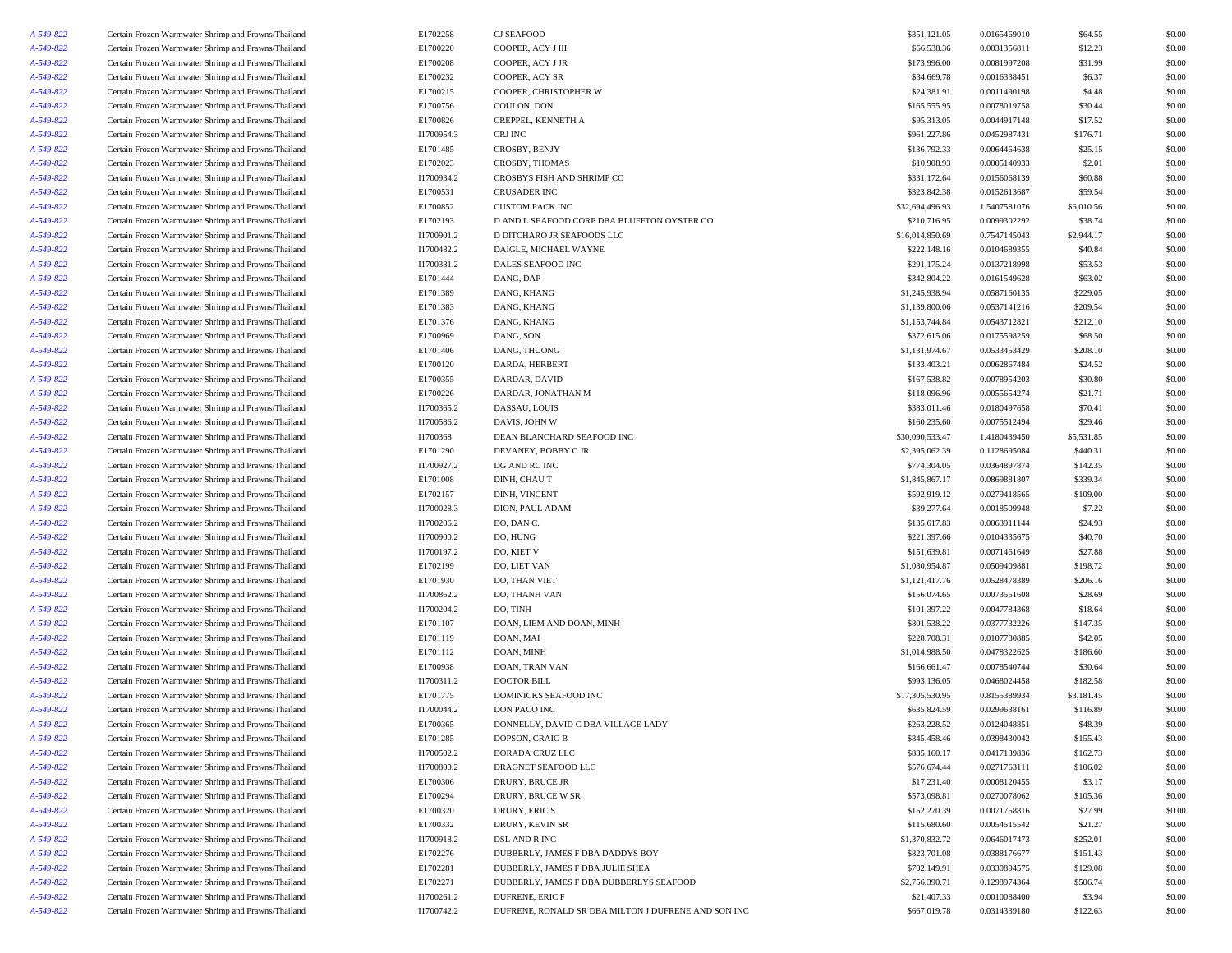| | | | | | | | |
|---|---|---|---|---|---|---|---|
| A-549-822 | Certain Frozen Warmwater Shrimp and Prawns/Thailand | E1702258 | CJ SEAFOOD | $351,121.05 | 0.0165469010 | $64.55 | $0.00 |
| A-549-822 | Certain Frozen Warmwater Shrimp and Prawns/Thailand | E1700220 | COOPER, ACY J III | $66,538.36 | 0.0031356811 | $12.23 | $0.00 |
| A-549-822 | Certain Frozen Warmwater Shrimp and Prawns/Thailand | E1700208 | COOPER, ACY J JR | $173,996.00 | 0.0081997208 | $31.99 | $0.00 |
| A-549-822 | Certain Frozen Warmwater Shrimp and Prawns/Thailand | E1700232 | COOPER, ACY SR | $34,669.78 | 0.0016338451 | $6.37 | $0.00 |
| A-549-822 | Certain Frozen Warmwater Shrimp and Prawns/Thailand | E1700215 | COOPER, CHRISTOPHER W | $24,381.91 | 0.0011490198 | $4.48 | $0.00 |
| A-549-822 | Certain Frozen Warmwater Shrimp and Prawns/Thailand | E1700756 | COULON, DON | $165,555.95 | 0.0078019758 | $30.44 | $0.00 |
| A-549-822 | Certain Frozen Warmwater Shrimp and Prawns/Thailand | E1700826 | CREPPEL, KENNETH A | $95,313.05 | 0.0044917148 | $17.52 | $0.00 |
| A-549-822 | Certain Frozen Warmwater Shrimp and Prawns/Thailand | I1700954.3 | CRJ INC | $961,227.86 | 0.0452987431 | $176.71 | $0.00 |
| A-549-822 | Certain Frozen Warmwater Shrimp and Prawns/Thailand | E1701485 | CROSBY, BENJY | $136,792.33 | 0.0064464638 | $25.15 | $0.00 |
| A-549-822 | Certain Frozen Warmwater Shrimp and Prawns/Thailand | E1702023 | CROSBY, THOMAS | $10,908.93 | 0.0005140933 | $2.01 | $0.00 |
| A-549-822 | Certain Frozen Warmwater Shrimp and Prawns/Thailand | I1700934.2 | CROSBYS FISH AND SHRIMP CO | $331,172.64 | 0.0156068139 | $60.88 | $0.00 |
| A-549-822 | Certain Frozen Warmwater Shrimp and Prawns/Thailand | E1700531 | CRUSADER INC | $323,842.38 | 0.0152613687 | $59.54 | $0.00 |
| A-549-822 | Certain Frozen Warmwater Shrimp and Prawns/Thailand | E1700852 | CUSTOM PACK INC | $32,694,496.93 | 1.5407581076 | $6,010.56 | $0.00 |
| A-549-822 | Certain Frozen Warmwater Shrimp and Prawns/Thailand | E1702193 | D AND L SEAFOOD CORP DBA BLUFFTON OYSTER CO | $210,716.95 | 0.0099302292 | $38.74 | $0.00 |
| A-549-822 | Certain Frozen Warmwater Shrimp and Prawns/Thailand | I1700901.2 | D DITCHARO JR SEAFOODS LLC | $16,014,850.69 | 0.7547145043 | $2,944.17 | $0.00 |
| A-549-822 | Certain Frozen Warmwater Shrimp and Prawns/Thailand | I1700482.2 | DAIGLE, MICHAEL WAYNE | $222,148.16 | 0.0104689355 | $40.84 | $0.00 |
| A-549-822 | Certain Frozen Warmwater Shrimp and Prawns/Thailand | I1700381.2 | DALES SEAFOOD INC | $291,175.24 | 0.0137218998 | $53.53 | $0.00 |
| A-549-822 | Certain Frozen Warmwater Shrimp and Prawns/Thailand | E1701444 | DANG, DAP | $342,804.22 | 0.0161549628 | $63.02 | $0.00 |
| A-549-822 | Certain Frozen Warmwater Shrimp and Prawns/Thailand | E1701389 | DANG, KHANG | $1,245,938.94 | 0.0587160135 | $229.05 | $0.00 |
| A-549-822 | Certain Frozen Warmwater Shrimp and Prawns/Thailand | E1701383 | DANG, KHANG | $1,139,800.06 | 0.0537141216 | $209.54 | $0.00 |
| A-549-822 | Certain Frozen Warmwater Shrimp and Prawns/Thailand | E1701376 | DANG, KHANG | $1,153,744.84 | 0.0543712821 | $212.10 | $0.00 |
| A-549-822 | Certain Frozen Warmwater Shrimp and Prawns/Thailand | E1700969 | DANG, SON | $372,615.06 | 0.0175598259 | $68.50 | $0.00 |
| A-549-822 | Certain Frozen Warmwater Shrimp and Prawns/Thailand | E1701406 | DANG, THUONG | $1,131,974.67 | 0.0533453429 | $208.10 | $0.00 |
| A-549-822 | Certain Frozen Warmwater Shrimp and Prawns/Thailand | E1700120 | DARDA, HERBERT | $133,403.21 | 0.0062867484 | $24.52 | $0.00 |
| A-549-822 | Certain Frozen Warmwater Shrimp and Prawns/Thailand | E1700355 | DARDAR, DAVID | $167,538.82 | 0.0078954203 | $30.80 | $0.00 |
| A-549-822 | Certain Frozen Warmwater Shrimp and Prawns/Thailand | E1700226 | DARDAR, JONATHAN M | $118,096.96 | 0.0055654274 | $21.71 | $0.00 |
| A-549-822 | Certain Frozen Warmwater Shrimp and Prawns/Thailand | I1700365.2 | DASSAU, LOUIS | $383,011.46 | 0.0180497658 | $70.41 | $0.00 |
| A-549-822 | Certain Frozen Warmwater Shrimp and Prawns/Thailand | I1700586.2 | DAVIS, JOHN W | $160,235.60 | 0.0075512494 | $29.46 | $0.00 |
| A-549-822 | Certain Frozen Warmwater Shrimp and Prawns/Thailand | I1700368 | DEAN BLANCHARD SEAFOOD INC | $30,090,533.47 | 1.4180439450 | $5,531.85 | $0.00 |
| A-549-822 | Certain Frozen Warmwater Shrimp and Prawns/Thailand | E1701290 | DEVANEY, BOBBY C JR | $2,395,062.39 | 0.1128695084 | $440.31 | $0.00 |
| A-549-822 | Certain Frozen Warmwater Shrimp and Prawns/Thailand | I1700927.2 | DG AND RC INC | $774,304.05 | 0.0364897874 | $142.35 | $0.00 |
| A-549-822 | Certain Frozen Warmwater Shrimp and Prawns/Thailand | E1701008 | DINH, CHAU T | $1,845,867.17 | 0.0869881807 | $339.34 | $0.00 |
| A-549-822 | Certain Frozen Warmwater Shrimp and Prawns/Thailand | E1702157 | DINH, VINCENT | $592,919.12 | 0.0279418565 | $109.00 | $0.00 |
| A-549-822 | Certain Frozen Warmwater Shrimp and Prawns/Thailand | I1700028.3 | DION, PAUL ADAM | $39,277.64 | 0.0018509948 | $7.22 | $0.00 |
| A-549-822 | Certain Frozen Warmwater Shrimp and Prawns/Thailand | I1700206.2 | DO, DAN C. | $135,617.83 | 0.0063911144 | $24.93 | $0.00 |
| A-549-822 | Certain Frozen Warmwater Shrimp and Prawns/Thailand | I1700900.2 | DO, HUNG | $221,397.66 | 0.0104335675 | $40.70 | $0.00 |
| A-549-822 | Certain Frozen Warmwater Shrimp and Prawns/Thailand | I1700197.2 | DO, KIET V | $151,639.81 | 0.0071461649 | $27.88 | $0.00 |
| A-549-822 | Certain Frozen Warmwater Shrimp and Prawns/Thailand | E1702199 | DO, LIET VAN | $1,080,954.87 | 0.0509409881 | $198.72 | $0.00 |
| A-549-822 | Certain Frozen Warmwater Shrimp and Prawns/Thailand | E1701930 | DO, THAN VIET | $1,121,417.76 | 0.0528478389 | $206.16 | $0.00 |
| A-549-822 | Certain Frozen Warmwater Shrimp and Prawns/Thailand | I1700862.2 | DO, THANH VAN | $156,074.65 | 0.0073551608 | $28.69 | $0.00 |
| A-549-822 | Certain Frozen Warmwater Shrimp and Prawns/Thailand | I1700204.2 | DO, TINH | $101,397.22 | 0.0047784368 | $18.64 | $0.00 |
| A-549-822 | Certain Frozen Warmwater Shrimp and Prawns/Thailand | E1701107 | DOAN, LIEM AND DOAN, MINH | $801,538.22 | 0.0377732226 | $147.35 | $0.00 |
| A-549-822 | Certain Frozen Warmwater Shrimp and Prawns/Thailand | E1701119 | DOAN, MAI | $228,708.31 | 0.0107780885 | $42.05 | $0.00 |
| A-549-822 | Certain Frozen Warmwater Shrimp and Prawns/Thailand | E1701112 | DOAN, MINH | $1,014,988.50 | 0.0478322625 | $186.60 | $0.00 |
| A-549-822 | Certain Frozen Warmwater Shrimp and Prawns/Thailand | E1700938 | DOAN, TRAN VAN | $166,661.47 | 0.0078540744 | $30.64 | $0.00 |
| A-549-822 | Certain Frozen Warmwater Shrimp and Prawns/Thailand | I1700311.2 | DOCTOR BILL | $993,136.05 | 0.0468024458 | $182.58 | $0.00 |
| A-549-822 | Certain Frozen Warmwater Shrimp and Prawns/Thailand | E1701775 | DOMINICKS SEAFOOD INC | $17,305,530.95 | 0.8155389934 | $3,181.45 | $0.00 |
| A-549-822 | Certain Frozen Warmwater Shrimp and Prawns/Thailand | I1700044.2 | DON PACO INC | $635,824.59 | 0.0299638161 | $116.89 | $0.00 |
| A-549-822 | Certain Frozen Warmwater Shrimp and Prawns/Thailand | E1700365 | DONNELLY, DAVID C DBA VILLAGE LADY | $263,228.52 | 0.0124048851 | $48.39 | $0.00 |
| A-549-822 | Certain Frozen Warmwater Shrimp and Prawns/Thailand | E1701285 | DOPSON, CRAIG B | $845,458.46 | 0.0398430042 | $155.43 | $0.00 |
| A-549-822 | Certain Frozen Warmwater Shrimp and Prawns/Thailand | I1700502.2 | DORADA CRUZ LLC | $885,160.17 | 0.0417139836 | $162.73 | $0.00 |
| A-549-822 | Certain Frozen Warmwater Shrimp and Prawns/Thailand | I1700800.2 | DRAGNET SEAFOOD LLC | $576,674.44 | 0.0271763111 | $106.02 | $0.00 |
| A-549-822 | Certain Frozen Warmwater Shrimp and Prawns/Thailand | E1700306 | DRURY, BRUCE JR | $17,231.40 | 0.0008120455 | $3.17 | $0.00 |
| A-549-822 | Certain Frozen Warmwater Shrimp and Prawns/Thailand | E1700294 | DRURY, BRUCE W SR | $573,098.81 | 0.0270078062 | $105.36 | $0.00 |
| A-549-822 | Certain Frozen Warmwater Shrimp and Prawns/Thailand | E1700320 | DRURY, ERIC S | $152,270.39 | 0.0071758816 | $27.99 | $0.00 |
| A-549-822 | Certain Frozen Warmwater Shrimp and Prawns/Thailand | E1700332 | DRURY, KEVIN SR | $115,680.60 | 0.0054515542 | $21.27 | $0.00 |
| A-549-822 | Certain Frozen Warmwater Shrimp and Prawns/Thailand | I1700918.2 | DSL AND R INC | $1,370,832.72 | 0.0646017473 | $252.01 | $0.00 |
| A-549-822 | Certain Frozen Warmwater Shrimp and Prawns/Thailand | E1702276 | DUBBERLY, JAMES F DBA DADDYS BOY | $823,701.08 | 0.0388176677 | $151.43 | $0.00 |
| A-549-822 | Certain Frozen Warmwater Shrimp and Prawns/Thailand | E1702281 | DUBBERLY, JAMES F DBA JULIE SHEA | $702,149.91 | 0.0330894575 | $129.08 | $0.00 |
| A-549-822 | Certain Frozen Warmwater Shrimp and Prawns/Thailand | E1702271 | DUBBERLY, JAMES F DBA DUBBERLYS SEAFOOD | $2,756,390.71 | 0.1298974364 | $506.74 | $0.00 |
| A-549-822 | Certain Frozen Warmwater Shrimp and Prawns/Thailand | I1700261.2 | DUFRENE, ERIC F | $21,407.33 | 0.0010088400 | $3.94 | $0.00 |
| A-549-822 | Certain Frozen Warmwater Shrimp and Prawns/Thailand | I1700742.2 | DUFRENE, RONALD SR DBA MILTON J DUFRENE AND SON INC | $667,019.78 | 0.0314339180 | $122.63 | $0.00 |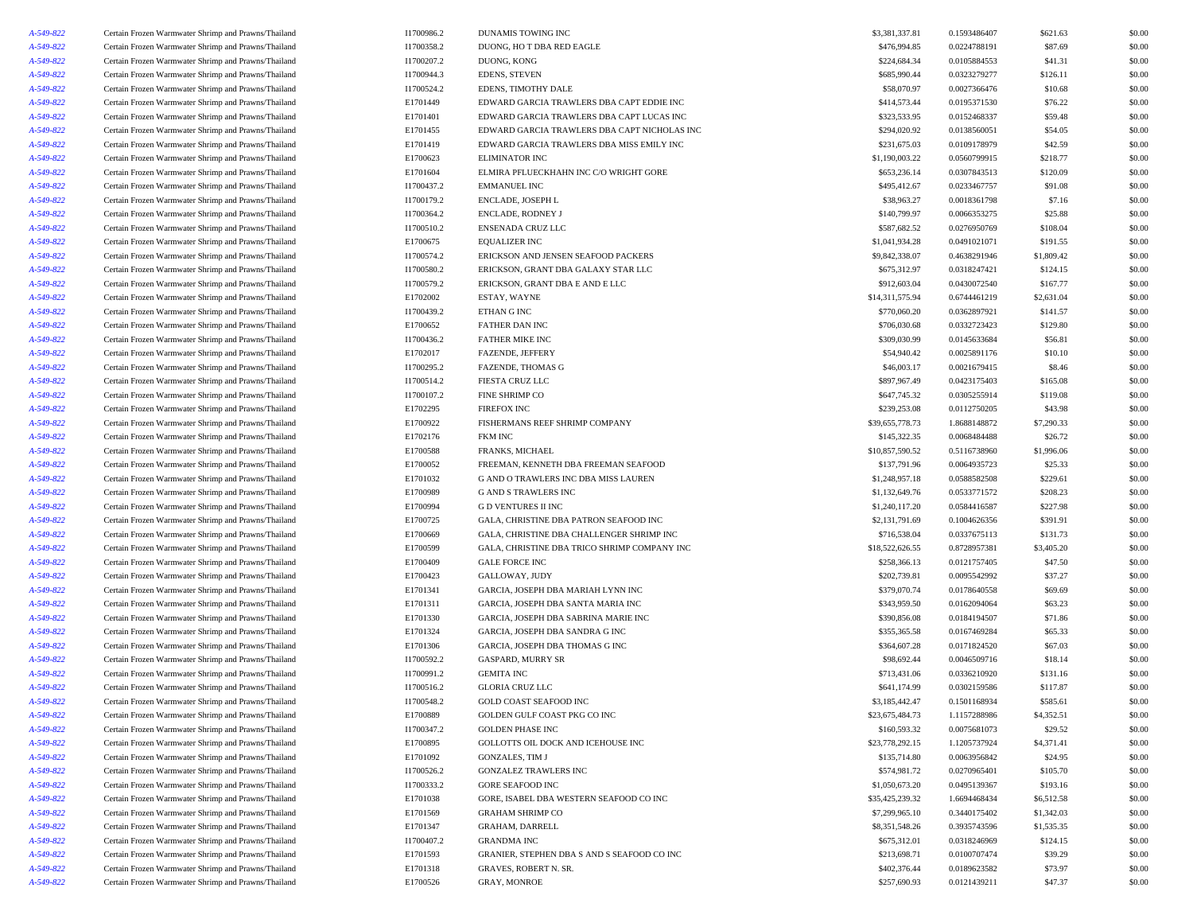| | | | | | | | |
|---|---|---|---|---|---|---|---|
| A-549-822 | Certain Frozen Warmwater Shrimp and Prawns/Thailand | I1700986.2 | DUNAMIS TOWING INC | $3,381,337.81 | 0.1593486407 | $621.63 | $0.00 |
| A-549-822 | Certain Frozen Warmwater Shrimp and Prawns/Thailand | I1700358.2 | DUONG, HO T DBA RED EAGLE | $476,994.85 | 0.0224788191 | $87.69 | $0.00 |
| A-549-822 | Certain Frozen Warmwater Shrimp and Prawns/Thailand | I1700207.2 | DUONG, KONG | $224,684.34 | 0.0105884553 | $41.31 | $0.00 |
| A-549-822 | Certain Frozen Warmwater Shrimp and Prawns/Thailand | I1700944.3 | EDENS, STEVEN | $685,990.44 | 0.0323279277 | $126.11 | $0.00 |
| A-549-822 | Certain Frozen Warmwater Shrimp and Prawns/Thailand | I1700524.2 | EDENS, TIMOTHY DALE | $58,070.97 | 0.0027366476 | $10.68 | $0.00 |
| A-549-822 | Certain Frozen Warmwater Shrimp and Prawns/Thailand | E1701449 | EDWARD GARCIA TRAWLERS DBA CAPT EDDIE INC | $414,573.44 | 0.0195371530 | $76.22 | $0.00 |
| A-549-822 | Certain Frozen Warmwater Shrimp and Prawns/Thailand | E1701401 | EDWARD GARCIA TRAWLERS DBA CAPT LUCAS INC | $323,533.95 | 0.0152468337 | $59.48 | $0.00 |
| A-549-822 | Certain Frozen Warmwater Shrimp and Prawns/Thailand | E1701455 | EDWARD GARCIA TRAWLERS DBA CAPT NICHOLAS INC | $294,020.92 | 0.0138560051 | $54.05 | $0.00 |
| A-549-822 | Certain Frozen Warmwater Shrimp and Prawns/Thailand | E1701419 | EDWARD GARCIA TRAWLERS DBA MISS EMILY INC | $231,675.03 | 0.0109178979 | $42.59 | $0.00 |
| A-549-822 | Certain Frozen Warmwater Shrimp and Prawns/Thailand | E1700623 | ELIMINATOR INC | $1,190,003.22 | 0.0560799915 | $218.77 | $0.00 |
| A-549-822 | Certain Frozen Warmwater Shrimp and Prawns/Thailand | E1701604 | ELMIRA PFLUECKHAHN INC C/O WRIGHT GORE | $653,236.14 | 0.0307843513 | $120.09 | $0.00 |
| A-549-822 | Certain Frozen Warmwater Shrimp and Prawns/Thailand | I1700437.2 | EMMANUEL INC | $495,412.67 | 0.0233467757 | $91.08 | $0.00 |
| A-549-822 | Certain Frozen Warmwater Shrimp and Prawns/Thailand | I1700179.2 | ENCLADE, JOSEPH L | $38,963.27 | 0.0018361798 | $7.16 | $0.00 |
| A-549-822 | Certain Frozen Warmwater Shrimp and Prawns/Thailand | I1700364.2 | ENCLADE, RODNEY J | $140,799.97 | 0.0066353275 | $25.88 | $0.00 |
| A-549-822 | Certain Frozen Warmwater Shrimp and Prawns/Thailand | I1700510.2 | ENSENADA CRUZ LLC | $587,682.52 | 0.0276950769 | $108.04 | $0.00 |
| A-549-822 | Certain Frozen Warmwater Shrimp and Prawns/Thailand | E1700675 | EQUALIZER INC | $1,041,934.28 | 0.0491021071 | $191.55 | $0.00 |
| A-549-822 | Certain Frozen Warmwater Shrimp and Prawns/Thailand | I1700574.2 | ERICKSON AND JENSEN SEAFOOD PACKERS | $9,842,338.07 | 0.4638291946 | $1,809.42 | $0.00 |
| A-549-822 | Certain Frozen Warmwater Shrimp and Prawns/Thailand | I1700580.2 | ERICKSON, GRANT DBA GALAXY STAR LLC | $675,312.97 | 0.0318247421 | $124.15 | $0.00 |
| A-549-822 | Certain Frozen Warmwater Shrimp and Prawns/Thailand | I1700579.2 | ERICKSON, GRANT DBA E AND E LLC | $912,603.04 | 0.0430072540 | $167.77 | $0.00 |
| A-549-822 | Certain Frozen Warmwater Shrimp and Prawns/Thailand | E1702002 | ESTAY, WAYNE | $14,311,575.94 | 0.6744461219 | $2,631.04 | $0.00 |
| A-549-822 | Certain Frozen Warmwater Shrimp and Prawns/Thailand | I1700439.2 | ETHAN G INC | $770,060.20 | 0.0362897921 | $141.57 | $0.00 |
| A-549-822 | Certain Frozen Warmwater Shrimp and Prawns/Thailand | E1700652 | FATHER DAN INC | $706,030.68 | 0.0332723423 | $129.80 | $0.00 |
| A-549-822 | Certain Frozen Warmwater Shrimp and Prawns/Thailand | I1700436.2 | FATHER MIKE INC | $309,030.99 | 0.0145633684 | $56.81 | $0.00 |
| A-549-822 | Certain Frozen Warmwater Shrimp and Prawns/Thailand | E1702017 | FAZENDE, JEFFERY | $54,940.42 | 0.0025891176 | $10.10 | $0.00 |
| A-549-822 | Certain Frozen Warmwater Shrimp and Prawns/Thailand | I1700295.2 | FAZENDE, THOMAS G | $46,003.17 | 0.0021679415 | $8.46 | $0.00 |
| A-549-822 | Certain Frozen Warmwater Shrimp and Prawns/Thailand | I1700514.2 | FIESTA CRUZ LLC | $897,967.49 | 0.0423175403 | $165.08 | $0.00 |
| A-549-822 | Certain Frozen Warmwater Shrimp and Prawns/Thailand | I1700107.2 | FINE SHRIMP CO | $647,745.32 | 0.0305255914 | $119.08 | $0.00 |
| A-549-822 | Certain Frozen Warmwater Shrimp and Prawns/Thailand | E1702295 | FIREFOX INC | $239,253.08 | 0.0112750205 | $43.98 | $0.00 |
| A-549-822 | Certain Frozen Warmwater Shrimp and Prawns/Thailand | E1700922 | FISHERMANS REEF SHRIMP COMPANY | $39,655,778.73 | 1.8688148872 | $7,290.33 | $0.00 |
| A-549-822 | Certain Frozen Warmwater Shrimp and Prawns/Thailand | E1702176 | FKM INC | $145,322.35 | 0.0068484488 | $26.72 | $0.00 |
| A-549-822 | Certain Frozen Warmwater Shrimp and Prawns/Thailand | E1700588 | FRANKS, MICHAEL | $10,857,590.52 | 0.5116738960 | $1,996.06 | $0.00 |
| A-549-822 | Certain Frozen Warmwater Shrimp and Prawns/Thailand | E1700052 | FREEMAN, KENNETH DBA FREEMAN SEAFOOD | $137,791.96 | 0.0064935723 | $25.33 | $0.00 |
| A-549-822 | Certain Frozen Warmwater Shrimp and Prawns/Thailand | E1701032 | G AND O TRAWLERS INC DBA MISS LAUREN | $1,248,957.18 | 0.0588582508 | $229.61 | $0.00 |
| A-549-822 | Certain Frozen Warmwater Shrimp and Prawns/Thailand | E1700989 | G AND S TRAWLERS INC | $1,132,649.76 | 0.0533771572 | $208.23 | $0.00 |
| A-549-822 | Certain Frozen Warmwater Shrimp and Prawns/Thailand | E1700994 | G D VENTURES II INC | $1,240,117.20 | 0.0584416587 | $227.98 | $0.00 |
| A-549-822 | Certain Frozen Warmwater Shrimp and Prawns/Thailand | E1700725 | GALA, CHRISTINE DBA PATRON SEAFOOD INC | $2,131,791.69 | 0.1004626356 | $391.91 | $0.00 |
| A-549-822 | Certain Frozen Warmwater Shrimp and Prawns/Thailand | E1700669 | GALA, CHRISTINE DBA CHALLENGER SHRIMP INC | $716,538.04 | 0.0337675113 | $131.73 | $0.00 |
| A-549-822 | Certain Frozen Warmwater Shrimp and Prawns/Thailand | E1700599 | GALA, CHRISTINE DBA TRICO SHRIMP COMPANY INC | $18,522,626.55 | 0.8728957381 | $3,405.20 | $0.00 |
| A-549-822 | Certain Frozen Warmwater Shrimp and Prawns/Thailand | E1700409 | GALE FORCE INC | $258,366.13 | 0.0121757405 | $47.50 | $0.00 |
| A-549-822 | Certain Frozen Warmwater Shrimp and Prawns/Thailand | E1700423 | GALLOWAY, JUDY | $202,739.81 | 0.0095542992 | $37.27 | $0.00 |
| A-549-822 | Certain Frozen Warmwater Shrimp and Prawns/Thailand | E1701341 | GARCIA, JOSEPH DBA MARIAH LYNN INC | $379,070.74 | 0.0178640558 | $69.69 | $0.00 |
| A-549-822 | Certain Frozen Warmwater Shrimp and Prawns/Thailand | E1701311 | GARCIA, JOSEPH DBA SANTA MARIA INC | $343,959.50 | 0.0162094064 | $63.23 | $0.00 |
| A-549-822 | Certain Frozen Warmwater Shrimp and Prawns/Thailand | E1701330 | GARCIA, JOSEPH DBA SABRINA MARIE INC | $390,856.08 | 0.0184194507 | $71.86 | $0.00 |
| A-549-822 | Certain Frozen Warmwater Shrimp and Prawns/Thailand | E1701324 | GARCIA, JOSEPH DBA SANDRA G INC | $355,365.58 | 0.0167469284 | $65.33 | $0.00 |
| A-549-822 | Certain Frozen Warmwater Shrimp and Prawns/Thailand | E1701306 | GARCIA, JOSEPH DBA THOMAS G INC | $364,607.28 | 0.0171824520 | $67.03 | $0.00 |
| A-549-822 | Certain Frozen Warmwater Shrimp and Prawns/Thailand | I1700592.2 | GASPARD, MURRY SR | $98,692.44 | 0.0046509716 | $18.14 | $0.00 |
| A-549-822 | Certain Frozen Warmwater Shrimp and Prawns/Thailand | I1700991.2 | GEMITA INC | $713,431.06 | 0.0336210920 | $131.16 | $0.00 |
| A-549-822 | Certain Frozen Warmwater Shrimp and Prawns/Thailand | I1700516.2 | GLORIA CRUZ LLC | $641,174.99 | 0.0302159586 | $117.87 | $0.00 |
| A-549-822 | Certain Frozen Warmwater Shrimp and Prawns/Thailand | I1700548.2 | GOLD COAST SEAFOOD INC | $3,185,442.47 | 0.1501168934 | $585.61 | $0.00 |
| A-549-822 | Certain Frozen Warmwater Shrimp and Prawns/Thailand | E1700889 | GOLDEN GULF COAST PKG CO INC | $23,675,484.73 | 1.1157288986 | $4,352.51 | $0.00 |
| A-549-822 | Certain Frozen Warmwater Shrimp and Prawns/Thailand | I1700347.2 | GOLDEN PHASE INC | $160,593.32 | 0.0075681073 | $29.52 | $0.00 |
| A-549-822 | Certain Frozen Warmwater Shrimp and Prawns/Thailand | E1700895 | GOLLOTTS OIL DOCK AND ICEHOUSE INC | $23,778,292.15 | 1.1205737924 | $4,371.41 | $0.00 |
| A-549-822 | Certain Frozen Warmwater Shrimp and Prawns/Thailand | E1701092 | GONZALES, TIM J | $135,714.80 | 0.0063956842 | $24.95 | $0.00 |
| A-549-822 | Certain Frozen Warmwater Shrimp and Prawns/Thailand | I1700526.2 | GONZALEZ TRAWLERS INC | $574,981.72 | 0.0270965401 | $105.70 | $0.00 |
| A-549-822 | Certain Frozen Warmwater Shrimp and Prawns/Thailand | I1700333.2 | GORE SEAFOOD INC | $1,050,673.20 | 0.0495139367 | $193.16 | $0.00 |
| A-549-822 | Certain Frozen Warmwater Shrimp and Prawns/Thailand | E1701038 | GORE, ISABEL DBA WESTERN SEAFOOD CO INC | $35,425,239.32 | 1.6694468434 | $6,512.58 | $0.00 |
| A-549-822 | Certain Frozen Warmwater Shrimp and Prawns/Thailand | E1701569 | GRAHAM SHRIMP CO | $7,299,965.10 | 0.3440175402 | $1,342.03 | $0.00 |
| A-549-822 | Certain Frozen Warmwater Shrimp and Prawns/Thailand | E1701347 | GRAHAM, DARRELL | $8,351,548.26 | 0.3935743596 | $1,535.35 | $0.00 |
| A-549-822 | Certain Frozen Warmwater Shrimp and Prawns/Thailand | I1700407.2 | GRANDMA INC | $675,312.01 | 0.0318246969 | $124.15 | $0.00 |
| A-549-822 | Certain Frozen Warmwater Shrimp and Prawns/Thailand | E1701593 | GRANIER, STEPHEN DBA S AND S SEAFOOD CO INC | $213,698.71 | 0.0100707474 | $39.29 | $0.00 |
| A-549-822 | Certain Frozen Warmwater Shrimp and Prawns/Thailand | E1701318 | GRAVES, ROBERT N. SR. | $402,376.44 | 0.0189623582 | $73.97 | $0.00 |
| A-549-822 | Certain Frozen Warmwater Shrimp and Prawns/Thailand | E1700526 | GRAY, MONROE | $257,690.93 | 0.0121439211 | $47.37 | $0.00 |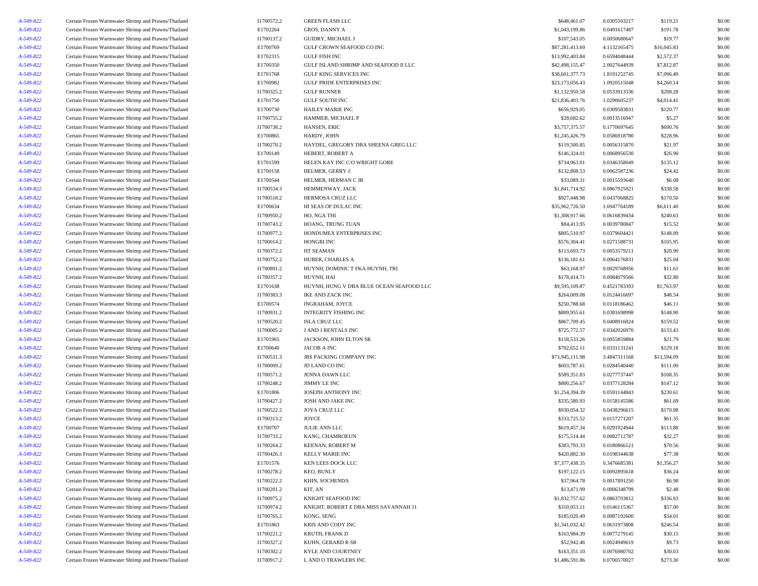| | | | | | | | |
|---|---|---|---|---|---|---|---|
| A-549-822 | Certain Frozen Warmwater Shrimp and Prawns/Thailand | I1700572.2 | GREEN FLASH LLC | $648,461.07 | 0.0305593217 | $119.21 | $0.00 |
| A-549-822 | Certain Frozen Warmwater Shrimp and Prawns/Thailand | E1702264 | GROS, DANNY A | $1,043,199.86 | 0.0491617487 | $191.78 | $0.00 |
| A-549-822 | Certain Frozen Warmwater Shrimp and Prawns/Thailand | I1700137.2 | GUIDRY, MICHAEL J | $107,543.05 | 0.0050680647 | $19.77 | $0.00 |
| A-549-822 | Certain Frozen Warmwater Shrimp and Prawns/Thailand | E1700769 | GULF CROWN SEAFOOD CO INC | $87,281,413.69 | 4.1132165475 | $16,045.83 | $0.00 |
| A-549-822 | Certain Frozen Warmwater Shrimp and Prawns/Thailand | E1702315 | GULF FISH INC | $13,992,403.84 | 0.6594048444 | $2,572.37 | $0.00 |
| A-549-822 | Certain Frozen Warmwater Shrimp and Prawns/Thailand | E1700350 | GULF ISLAND SHRIMP AND SEAFOOD II LLC | $42,498,155.47 | 2.0027644939 | $7,812.87 | $0.00 |
| A-549-822 | Certain Frozen Warmwater Shrimp and Prawns/Thailand | E1701768 | GULF KING SERVICES INC | $38,601,377.73 | 1.8191252745 | $7,096.49 | $0.00 |
| A-549-822 | Certain Frozen Warmwater Shrimp and Prawns/Thailand | E1700982 | GULF PRIDE ENTERPRISES INC | $23,173,056.43 | 1.0920515048 | $4,260.14 | $0.00 |
| A-549-822 | Certain Frozen Warmwater Shrimp and Prawns/Thailand | I1700325.2 | GULF RUNNER | $1,132,950.58 | 0.0533913336 | $208.28 | $0.00 |
| A-549-822 | Certain Frozen Warmwater Shrimp and Prawns/Thailand | E1701750 | GULF SOUTH INC | $21,836,403.76 | 1.0290605237 | $4,014.41 | $0.00 |
| A-549-822 | Certain Frozen Warmwater Shrimp and Prawns/Thailand | E1700730 | HAILEY MARIE INC | $656,929.05 | 0.0309583831 | $120.77 | $0.00 |
| A-549-822 | Certain Frozen Warmwater Shrimp and Prawns/Thailand | I1700755.2 | HAMMER, MICHAEL P | $28,682.62 | 0.0013516947 | $5.27 | $0.00 |
| A-549-822 | Certain Frozen Warmwater Shrimp and Prawns/Thailand | I1700738.2 | HANSEN, ERIC | $3,757,375.57 | 0.1770697645 | $690.76 | $0.00 |
| A-549-822 | Certain Frozen Warmwater Shrimp and Prawns/Thailand | E1700865 | HARDY, JOHN | $1,245,426.79 | 0.0586918780 | $228.96 | $0.00 |
| A-549-822 | Certain Frozen Warmwater Shrimp and Prawns/Thailand | I1700270.2 | HAYDEL, GREGORY DBA SHEENA GREG LLC | $119,500.85 | 0.0056315870 | $21.97 | $0.00 |
| A-549-822 | Certain Frozen Warmwater Shrimp and Prawns/Thailand | E1700149 | HEBERT, ROBERT A | $146,324.01 | 0.0068956530 | $26.90 | $0.00 |
| A-549-822 | Certain Frozen Warmwater Shrimp and Prawns/Thailand | E1701599 | HELEN KAY INC C/O WRIGHT GORE | $734,963.01 | 0.0346358049 | $135.12 | $0.00 |
| A-549-822 | Certain Frozen Warmwater Shrimp and Prawns/Thailand | E1700158 | HELMER, GERRY J. | $132,808.53 | 0.0062587236 | $24.42 | $0.00 |
| A-549-822 | Certain Frozen Warmwater Shrimp and Prawns/Thailand | E1700544 | HELMER, HERMAN C JR | $33,089.31 | 0.0015593640 | $6.08 | $0.00 |
| A-549-822 | Certain Frozen Warmwater Shrimp and Prawns/Thailand | I1700534.3 | HEMMENWAY, JACK | $1,841,714.92 | 0.0867925021 | $338.58 | $0.00 |
| A-549-822 | Certain Frozen Warmwater Shrimp and Prawns/Thailand | I1700518.2 | HERMOSA CRUZ LLC | $927,448.98 | 0.0437068825 | $170.50 | $0.00 |
| A-549-822 | Certain Frozen Warmwater Shrimp and Prawns/Thailand | E1700634 | HI SEAS OF DULAC INC | $35,962,726.50 | 1.6947764189 | $6,611.40 | $0.00 |
| A-549-822 | Certain Frozen Warmwater Shrimp and Prawns/Thailand | I1700950.2 | HO, NGA THI | $1,308,917.66 | 0.0616839434 | $240.63 | $0.00 |
| A-549-822 | Certain Frozen Warmwater Shrimp and Prawns/Thailand | I1700743.2 | HOANG, TRUNG TUAN | $84,413.95 | 0.0039780847 | $15.52 | $0.00 |
| A-549-822 | Certain Frozen Warmwater Shrimp and Prawns/Thailand | I1700977.2 | HONDUMEX ENTERPRISES INC | $805,510.97 | 0.0379604421 | $148.09 | $0.00 |
| A-549-822 | Certain Frozen Warmwater Shrimp and Prawns/Thailand | I1700014.2 | HONGRI INC | $576,304.41 | 0.0271588731 | $105.95 | $0.00 |
| A-549-822 | Certain Frozen Warmwater Shrimp and Prawns/Thailand | I1700372.2 | HT SEAMAN | $113,693.73 | 0.0053579211 | $20.90 | $0.00 |
| A-549-822 | Certain Frozen Warmwater Shrimp and Prawns/Thailand | I1700752.2 | HUBER, CHARLES A | $136,181.61 | 0.0064176831 | $25.04 | $0.00 |
| A-549-822 | Certain Frozen Warmwater Shrimp and Prawns/Thailand | I1700891.2 | HUYNH, DOMINIC T FKA HUYNH, TRI | $63,168.97 | 0.0029768956 | $11.61 | $0.00 |
| A-549-822 | Certain Frozen Warmwater Shrimp and Prawns/Thailand | I1700357.2 | HUYNH, HAI | $178,414.71 | 0.0084079566 | $32.80 | $0.00 |
| A-549-822 | Certain Frozen Warmwater Shrimp and Prawns/Thailand | E1701638 | HUYNH, HUNG V DBA BLUE OCEAN SEAFOOD LLC | $9,595,109.87 | 0.4521783393 | $1,763.97 | $0.00 |
| A-549-822 | Certain Frozen Warmwater Shrimp and Prawns/Thailand | I1700383.3 | IKE AND ZACK INC | $264,009.08 | 0.0124416697 | $48.54 | $0.00 |
| A-549-822 | Certain Frozen Warmwater Shrimp and Prawns/Thailand | E1700574 | INGRAHAM, JOYCE | $250,788.68 | 0.0118186462 | $46.11 | $0.00 |
| A-549-822 | Certain Frozen Warmwater Shrimp and Prawns/Thailand | I1700931.2 | INTEGRITY FISHING INC | $809,955.61 | 0.0381698998 | $148.90 | $0.00 |
| A-549-822 | Certain Frozen Warmwater Shrimp and Prawns/Thailand | I1700520.2 | ISLA CRUZ LLC | $867,709.45 | 0.0408916024 | $159.52 | $0.00 |
| A-549-822 | Certain Frozen Warmwater Shrimp and Prawns/Thailand | I1700005.2 | J AND J RENTALS INC | $725,772.57 | 0.0342026970 | $133.43 | $0.00 |
| A-549-822 | Certain Frozen Warmwater Shrimp and Prawns/Thailand | E1701965 | JACKSON, JOHN ELTON SR | $118,533.26 | 0.0055859884 | $21.79 | $0.00 |
| A-549-822 | Certain Frozen Warmwater Shrimp and Prawns/Thailand | E1700640 | JACOB A INC | $702,652.11 | 0.0331131241 | $129.18 | $0.00 |
| A-549-822 | Certain Frozen Warmwater Shrimp and Prawns/Thailand | I1700531.3 | JBS PACKING COMPANY INC | $73,945,111.98 | 3.4847311168 | $13,594.09 | $0.00 |
| A-549-822 | Certain Frozen Warmwater Shrimp and Prawns/Thailand | I1700009.2 | JD LAND CO INC | $603,787.61 | 0.0284540440 | $111.00 | $0.00 |
| A-549-822 | Certain Frozen Warmwater Shrimp and Prawns/Thailand | I1700571.2 | JENNA DAWN LLC | $589,351.83 | 0.0277737447 | $108.35 | $0.00 |
| A-549-822 | Certain Frozen Warmwater Shrimp and Prawns/Thailand | I1700248.2 | JIMMY LE INC | $800,256.67 | 0.0377128284 | $147.12 | $0.00 |
| A-549-822 | Certain Frozen Warmwater Shrimp and Prawns/Thailand | E1701806 | JOSEPH ANTHONY INC | $1,254,394.39 | 0.0591144843 | $230.61 | $0.00 |
| A-549-822 | Certain Frozen Warmwater Shrimp and Prawns/Thailand | I1700427.2 | JOSH AND JAKE INC | $335,580.93 | 0.0158145586 | $61.69 | $0.00 |
| A-549-822 | Certain Frozen Warmwater Shrimp and Prawns/Thailand | I1700522.2 | JOYA CRUZ LLC | $930,054.32 | 0.0438296615 | $170.98 | $0.00 |
| A-549-822 | Certain Frozen Warmwater Shrimp and Prawns/Thailand | I1700313.2 | JOYCE | $333,725.52 | 0.0157271207 | $61.35 | $0.00 |
| A-549-822 | Certain Frozen Warmwater Shrimp and Prawns/Thailand | E1700707 | JULIE ANN LLC | $619,457.34 | 0.0291924944 | $113.88 | $0.00 |
| A-549-822 | Certain Frozen Warmwater Shrimp and Prawns/Thailand | I1700733.2 | KANG, CHAMROEUN | $175,514.44 | 0.0082712787 | $32.27 | $0.00 |
| A-549-822 | Certain Frozen Warmwater Shrimp and Prawns/Thailand | I1700264.2 | KEENAN, ROBERT M | $383,793.33 | 0.0180866121 | $70.56 | $0.00 |
| A-549-822 | Certain Frozen Warmwater Shrimp and Prawns/Thailand | I1700426.3 | KELLY MARIE INC | $420,882.30 | 0.0198344638 | $77.38 | $0.00 |
| A-549-822 | Certain Frozen Warmwater Shrimp and Prawns/Thailand | E1701576 | KEN LEES DOCK LLC | $7,377,438.35 | 0.3476685381 | $1,356.27 | $0.00 |
| A-549-822 | Certain Frozen Warmwater Shrimp and Prawns/Thailand | I1700278.2 | KEO, BUNLY | $197,122.15 | 0.0092895618 | $36.24 | $0.00 |
| A-549-822 | Certain Frozen Warmwater Shrimp and Prawns/Thailand | I1700222.2 | KHIN, SOCHENDA | $37,964.78 | 0.0017891250 | $6.98 | $0.00 |
| A-549-822 | Certain Frozen Warmwater Shrimp and Prawns/Thailand | I1700201.2 | KIT, AN | $13,471.99 | 0.0006348799 | $2.48 | $0.00 |
| A-549-822 | Certain Frozen Warmwater Shrimp and Prawns/Thailand | I1700975.2 | KNIGHT SEAFOOD INC | $1,832,757.62 | 0.0863703812 | $336.93 | $0.00 |
| A-549-822 | Certain Frozen Warmwater Shrimp and Prawns/Thailand | I1700974.2 | KNIGHT, ROBERT E DBA MISS SAVANNAH 11 | $310,053.11 | 0.0146115367 | $57.00 | $0.00 |
| A-549-822 | Certain Frozen Warmwater Shrimp and Prawns/Thailand | I1700765.2 | KONG, SENG | $185,020.49 | 0.0087192600 | $34.01 | $0.00 |
| A-549-822 | Certain Frozen Warmwater Shrimp and Prawns/Thailand | E1701863 | KRIS AND CODY INC | $1,341,032.42 | 0.0631973808 | $246.54 | $0.00 |
| A-549-822 | Certain Frozen Warmwater Shrimp and Prawns/Thailand | I1700221.2 | KRUTH, FRANK D | $163,984.39 | 0.0077279145 | $30.15 | $0.00 |
| A-549-822 | Certain Frozen Warmwater Shrimp and Prawns/Thailand | I1700327.2 | KUHN, GERARD R SR | $52,942.46 | 0.0024949619 | $9.73 | $0.00 |
| A-549-822 | Certain Frozen Warmwater Shrimp and Prawns/Thailand | I1700302.2 | KYLE AND COURTNEY | $163,351.10 | 0.0076980702 | $30.03 | $0.00 |
| A-549-822 | Certain Frozen Warmwater Shrimp and Prawns/Thailand | I1700917.2 | L AND O TRAWLERS INC | $1,486,591.86 | 0.0700570027 | $273.30 | $0.00 |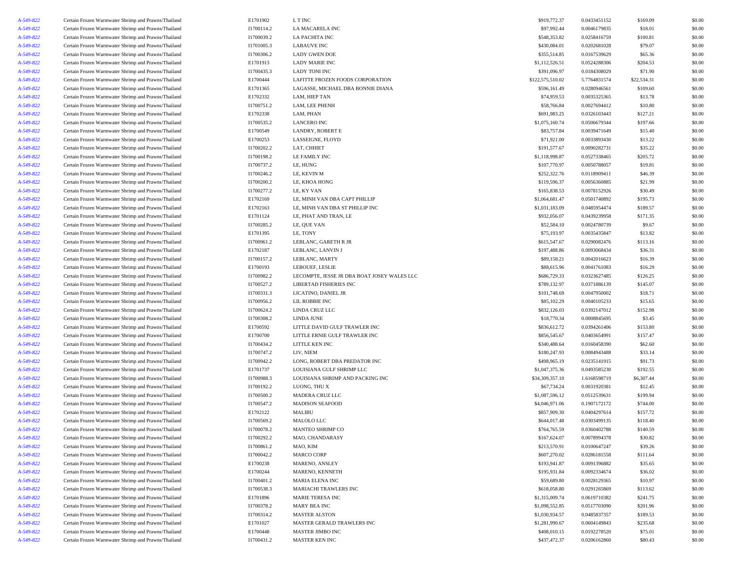| | | | | | | | |
|---|---|---|---|---|---|---|---|
| A-549-822 | Certain Frozen Warmwater Shrimp and Prawns/Thailand | E1701902 | L T INC | $919,772.37 | 0.0433451152 | $169.09 | $0.00 |
| A-549-822 | Certain Frozen Warmwater Shrimp and Prawns/Thailand | I1700114.2 | LA MACARELA INC | $97,992.44 | 0.0046179835 | $18.01 | $0.00 |
| A-549-822 | Certain Frozen Warmwater Shrimp and Prawns/Thailand | I1700039.2 | LA PACHITA INC | $548,353.82 | 0.0258416759 | $100.81 | $0.00 |
| A-549-822 | Certain Frozen Warmwater Shrimp and Prawns/Thailand | I1701005.3 | LABAUVE INC | $430,084.01 | 0.0202681028 | $79.07 | $0.00 |
| A-549-822 | Certain Frozen Warmwater Shrimp and Prawns/Thailand | I1700306.2 | LADY GWEN DOE | $355,514.85 | 0.0167539629 | $65.36 | $0.00 |
| A-549-822 | Certain Frozen Warmwater Shrimp and Prawns/Thailand | E1701913 | LADY MARIE INC | $1,112,526.51 | 0.0524288306 | $204.53 | $0.00 |
| A-549-822 | Certain Frozen Warmwater Shrimp and Prawns/Thailand | I1700435.3 | LADY TONI INC | $391,096.97 | 0.0184308029 | $71.90 | $0.00 |
| A-549-822 | Certain Frozen Warmwater Shrimp and Prawns/Thailand | E1700444 | LAFITTE FROZEN FOODS CORPORATION | $122,575,510.02 | 5.7764831574 | $22,534.31 | $0.00 |
| A-549-822 | Certain Frozen Warmwater Shrimp and Prawns/Thailand | E1701365 | LAGASSE, MICHAEL DBA BONNIE DIANA | $596,161.49 | 0.0280946561 | $109.60 | $0.00 |
| A-549-822 | Certain Frozen Warmwater Shrimp and Prawns/Thailand | E1702332 | LAM, HIEP TAN | $74,959.53 | 0.0035325365 | $13.78 | $0.00 |
| A-549-822 | Certain Frozen Warmwater Shrimp and Prawns/Thailand | I1700751.2 | LAM, LEE PHENH | $58,766.84 | 0.0027694412 | $10.80 | $0.00 |
| A-549-822 | Certain Frozen Warmwater Shrimp and Prawns/Thailand | E1702338 | LAM, PHAN | $691,983.25 | 0.0326103443 | $127.21 | $0.00 |
| A-549-822 | Certain Frozen Warmwater Shrimp and Prawns/Thailand | I1700535.2 | LANCERO INC | $1,075,160.74 | 0.0506679344 | $197.66 | $0.00 |
| A-549-822 | Certain Frozen Warmwater Shrimp and Prawns/Thailand | E1700549 | LANDRY, ROBERT E | $83,757.84 | 0.0039471649 | $15.40 | $0.00 |
| A-549-822 | Certain Frozen Warmwater Shrimp and Prawns/Thailand | E1700253 | LASSEIGNE, FLOYD | $71,921.00 | 0.0033893430 | $13.22 | $0.00 |
| A-549-822 | Certain Frozen Warmwater Shrimp and Prawns/Thailand | I1700202.2 | LAT, CHHIET | $191,577.67 | 0.0090282731 | $35.22 | $0.00 |
| A-549-822 | Certain Frozen Warmwater Shrimp and Prawns/Thailand | I1700198.2 | LE FAMILY INC | $1,118,998.87 | 0.0527338465 | $205.72 | $0.00 |
| A-549-822 | Certain Frozen Warmwater Shrimp and Prawns/Thailand | I1700737.2 | LE, HUNG | $107,770.97 | 0.0050788057 | $19.81 | $0.00 |
| A-549-822 | Certain Frozen Warmwater Shrimp and Prawns/Thailand | I1700246.2 | LE, KEVIN M | $252,322.76 | 0.0118909411 | $46.39 | $0.00 |
| A-549-822 | Certain Frozen Warmwater Shrimp and Prawns/Thailand | I1700200.2 | LE, KHOA HONG | $119,596.37 | 0.0056360885 | $21.99 | $0.00 |
| A-549-822 | Certain Frozen Warmwater Shrimp and Prawns/Thailand | I1700277.2 | LE, KY VAN | $165,838.53 | 0.0078152926 | $30.49 | $0.00 |
| A-549-822 | Certain Frozen Warmwater Shrimp and Prawns/Thailand | E1702169 | LE, MINH VAN DBA CAPT PHILLIP | $1,064,681.47 | 0.0501740892 | $195.73 | $0.00 |
| A-549-822 | Certain Frozen Warmwater Shrimp and Prawns/Thailand | E1702163 | LE, MINH VAN DBA ST PHILLIP INC | $1,031,183.09 | 0.0485954474 | $189.57 | $0.00 |
| A-549-822 | Certain Frozen Warmwater Shrimp and Prawns/Thailand | E1701124 | LE, PHAT AND TRAN, LE | $932,056.07 | 0.0439239958 | $171.35 | $0.00 |
| A-549-822 | Certain Frozen Warmwater Shrimp and Prawns/Thailand | I1700285.2 | LE, QUE VAN | $52,584.10 | 0.0024780739 | $9.67 | $0.00 |
| A-549-822 | Certain Frozen Warmwater Shrimp and Prawns/Thailand | E1701395 | LE, TONY | $75,193.97 | 0.0035435847 | $13.82 | $0.00 |
| A-549-822 | Certain Frozen Warmwater Shrimp and Prawns/Thailand | I1700961.2 | LEBLANC, GARETH R JR | $615,547.67 | 0.0290082476 | $113.16 | $0.00 |
| A-549-822 | Certain Frozen Warmwater Shrimp and Prawns/Thailand | E1702187 | LEBLANC, LANVIN J | $197,488.86 | 0.0093068434 | $36.31 | $0.00 |
| A-549-822 | Certain Frozen Warmwater Shrimp and Prawns/Thailand | I1700157.2 | LEBLANC, MARTY | $89,158.21 | 0.0042016623 | $16.39 | $0.00 |
| A-549-822 | Certain Frozen Warmwater Shrimp and Prawns/Thailand | E1700193 | LEBOUEF, LESLIE | $88,615.96 | 0.0041761083 | $16.29 | $0.00 |
| A-549-822 | Certain Frozen Warmwater Shrimp and Prawns/Thailand | I1700982.2 | LECOMPTE, JESSE JR DBA BOAT JOSEY WALES LLC | $686,729.33 | 0.0323627485 | $126.25 | $0.00 |
| A-549-822 | Certain Frozen Warmwater Shrimp and Prawns/Thailand | I1700527.2 | LIBERTAD FISHERIES INC | $789,132.97 | 0.0371886139 | $145.07 | $0.00 |
| A-549-822 | Certain Frozen Warmwater Shrimp and Prawns/Thailand | I1700331.3 | LICATINO, DANIEL JR | $101,748.69 | 0.0047950002 | $18.71 | $0.00 |
| A-549-822 | Certain Frozen Warmwater Shrimp and Prawns/Thailand | I1700956.2 | LIL ROBBIE INC | $85,102.29 | 0.0040105233 | $15.65 | $0.00 |
| A-549-822 | Certain Frozen Warmwater Shrimp and Prawns/Thailand | I1700624.2 | LINDA CRUZ LLC | $832,126.03 | 0.0392147012 | $152.98 | $0.00 |
| A-549-822 | Certain Frozen Warmwater Shrimp and Prawns/Thailand | I1700308.2 | LINDA JUNE | $18,770.34 | 0.0008845695 | $3.45 | $0.00 |
| A-549-822 | Certain Frozen Warmwater Shrimp and Prawns/Thailand | E1700592 | LITTLE DAVID GULF TRAWLER INC | $836,612.72 | 0.0394261406 | $153.80 | $0.00 |
| A-549-822 | Certain Frozen Warmwater Shrimp and Prawns/Thailand | E1700700 | LITTLE ERNIE GULF TRAWLER INC | $856,545.67 | 0.0403654991 | $157.47 | $0.00 |
| A-549-822 | Certain Frozen Warmwater Shrimp and Prawns/Thailand | I1700434.2 | LITTLE KEN INC | $340,488.64 | 0.0160458390 | $62.60 | $0.00 |
| A-549-822 | Certain Frozen Warmwater Shrimp and Prawns/Thailand | I1700747.2 | LIV, NIEM | $180,247.93 | 0.0084943488 | $33.14 | $0.00 |
| A-549-822 | Certain Frozen Warmwater Shrimp and Prawns/Thailand | I1700942.2 | LONG, ROBERT DBA PREDATOR INC | $498,965.19 | 0.0235141915 | $91.73 | $0.00 |
| A-549-822 | Certain Frozen Warmwater Shrimp and Prawns/Thailand | E1701737 | LOUISIANA GULF SHRIMP LLC | $1,047,375.36 | 0.0493585230 | $192.55 | $0.00 |
| A-549-822 | Certain Frozen Warmwater Shrimp and Prawns/Thailand | I1700988.3 | LOUISIANA SHRIMP AND PACKING INC | $34,309,357.10 | 1.6168598719 | $6,307.44 | $0.00 |
| A-549-822 | Certain Frozen Warmwater Shrimp and Prawns/Thailand | I1700192.2 | LUONG, THU X | $67,734.24 | 0.0031920381 | $12.45 | $0.00 |
| A-549-822 | Certain Frozen Warmwater Shrimp and Prawns/Thailand | I1700500.2 | MADERA CRUZ LLC | $1,087,596.12 | 0.0512539631 | $199.94 | $0.00 |
| A-549-822 | Certain Frozen Warmwater Shrimp and Prawns/Thailand | I1700547.2 | MADISON SEAFOOD | $4,046,971.06 | 0.1907172172 | $744.00 | $0.00 |
| A-549-822 | Certain Frozen Warmwater Shrimp and Prawns/Thailand | E1702122 | MALIBU | $857,909.30 | 0.0404297614 | $157.72 | $0.00 |
| A-549-822 | Certain Frozen Warmwater Shrimp and Prawns/Thailand | I1700569.2 | MALOLO LLC | $644,017.48 | 0.0303499135 | $118.40 | $0.00 |
| A-549-822 | Certain Frozen Warmwater Shrimp and Prawns/Thailand | I1700078.2 | MANTEO SHRIMP CO | $764,765.59 | 0.0360402788 | $140.59 | $0.00 |
| A-549-822 | Certain Frozen Warmwater Shrimp and Prawns/Thailand | I1700292.2 | MAO, CHANDARASY | $167,624.07 | 0.0078994378 | $30.82 | $0.00 |
| A-549-822 | Certain Frozen Warmwater Shrimp and Prawns/Thailand | I1700861.2 | MAO, KIM | $213,570.91 | 0.0100647247 | $39.26 | $0.00 |
| A-549-822 | Certain Frozen Warmwater Shrimp and Prawns/Thailand | I1700042.2 | MARCO CORP | $607,270.02 | 0.0286181558 | $111.64 | $0.00 |
| A-549-822 | Certain Frozen Warmwater Shrimp and Prawns/Thailand | E1700238 | MARENO, ANSLEY | $193,941.87 | 0.0091396882 | $35.65 | $0.00 |
| A-549-822 | Certain Frozen Warmwater Shrimp and Prawns/Thailand | E1700244 | MARENO, KENNETH | $195,931.84 | 0.0092334674 | $36.02 | $0.00 |
| A-549-822 | Certain Frozen Warmwater Shrimp and Prawns/Thailand | I1700401.2 | MARIA ELENA INC | $59,689.80 | 0.0028129365 | $10.97 | $0.00 |
| A-549-822 | Certain Frozen Warmwater Shrimp and Prawns/Thailand | I1700538.3 | MARIACHI TRAWLERS INC | $618,058.80 | 0.0291265869 | $113.62 | $0.00 |
| A-549-822 | Certain Frozen Warmwater Shrimp and Prawns/Thailand | E1701896 | MARIE TERESA INC | $1,315,009.74 | 0.0619710382 | $241.75 | $0.00 |
| A-549-822 | Certain Frozen Warmwater Shrimp and Prawns/Thailand | I1700378.2 | MARY BEA INC | $1,098,552.85 | 0.0517703090 | $201.96 | $0.00 |
| A-549-822 | Certain Frozen Warmwater Shrimp and Prawns/Thailand | I1700314.2 | MASTER ALSTON | $1,030,934.57 | 0.0485837357 | $189.53 | $0.00 |
| A-549-822 | Certain Frozen Warmwater Shrimp and Prawns/Thailand | E1701027 | MASTER GERALD TRAWLERS INC | $1,281,990.67 | 0.0604149843 | $235.68 | $0.00 |
| A-549-822 | Certain Frozen Warmwater Shrimp and Prawns/Thailand | E1700448 | MASTER JIMBO INC | $408,010.15 | 0.0192278520 | $75.01 | $0.00 |
| A-549-822 | Certain Frozen Warmwater Shrimp and Prawns/Thailand | I1700431.2 | MASTER KEN INC | $437,472.37 | 0.0206162860 | $80.43 | $0.00 |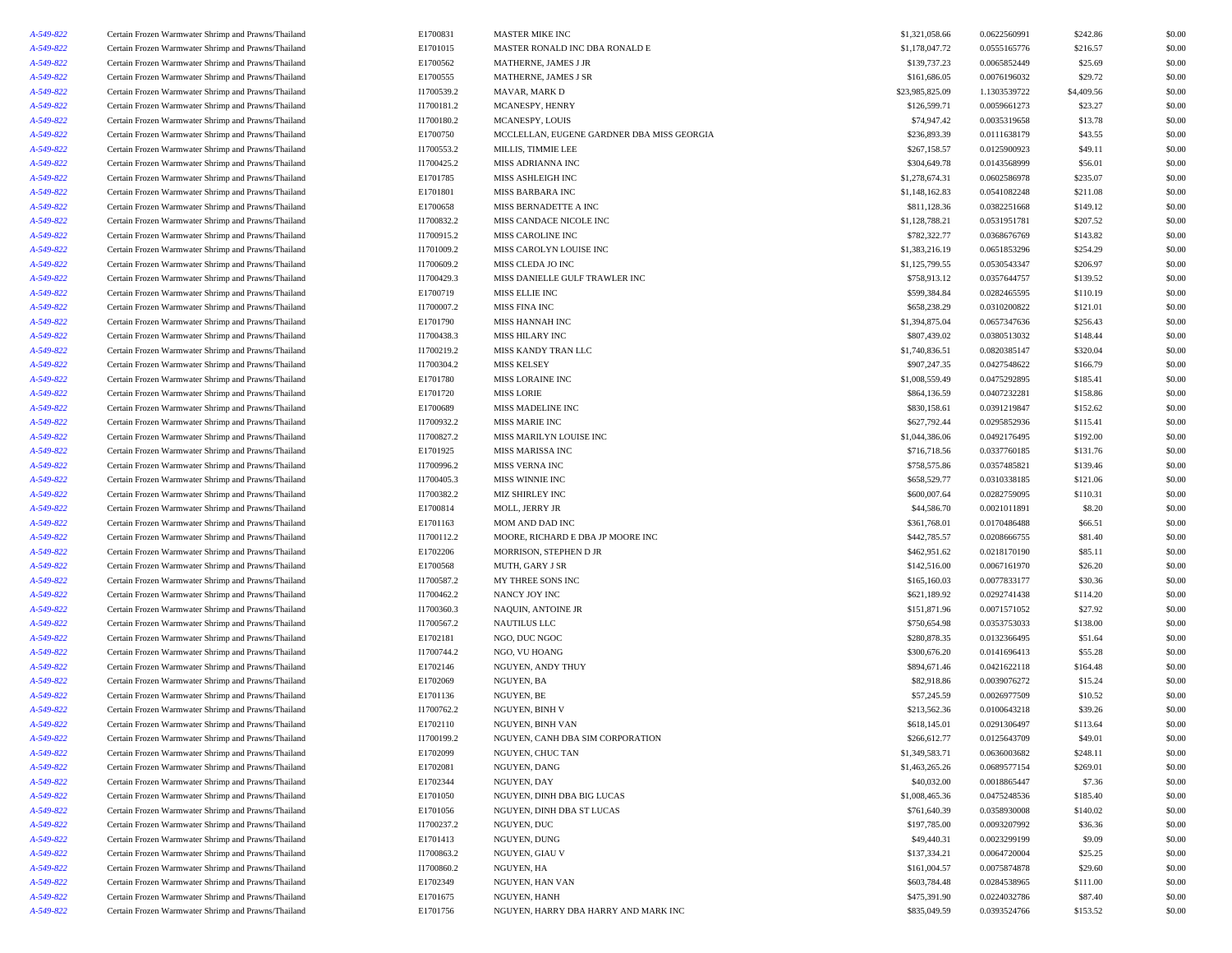| | | | | | | | |
|---|---|---|---|---|---|---|---|
| A-549-822 | Certain Frozen Warmwater Shrimp and Prawns/Thailand | E1700831 | MASTER MIKE INC | $1,321,058.66 | 0.0622560991 | $242.86 | $0.00 |
| A-549-822 | Certain Frozen Warmwater Shrimp and Prawns/Thailand | E1701015 | MASTER RONALD INC DBA RONALD E | $1,178,047.72 | 0.0555165776 | $216.57 | $0.00 |
| A-549-822 | Certain Frozen Warmwater Shrimp and Prawns/Thailand | E1700562 | MATHERNE, JAMES J JR | $139,737.23 | 0.0065852449 | $25.69 | $0.00 |
| A-549-822 | Certain Frozen Warmwater Shrimp and Prawns/Thailand | E1700555 | MATHERNE, JAMES J SR | $161,686.05 | 0.0076196032 | $29.72 | $0.00 |
| A-549-822 | Certain Frozen Warmwater Shrimp and Prawns/Thailand | I1700539.2 | MAVAR, MARK D | $23,985,825.09 | 1.1303539722 | $4,409.56 | $0.00 |
| A-549-822 | Certain Frozen Warmwater Shrimp and Prawns/Thailand | I1700181.2 | MCANESPY, HENRY | $126,599.71 | 0.0059661273 | $23.27 | $0.00 |
| A-549-822 | Certain Frozen Warmwater Shrimp and Prawns/Thailand | I1700180.2 | MCANESPY, LOUIS | $74,947.42 | 0.0035319658 | $13.78 | $0.00 |
| A-549-822 | Certain Frozen Warmwater Shrimp and Prawns/Thailand | E1700750 | MCCLELLAN, EUGENE GARDNER DBA MISS GEORGIA | $236,893.39 | 0.0111638179 | $43.55 | $0.00 |
| A-549-822 | Certain Frozen Warmwater Shrimp and Prawns/Thailand | I1700553.2 | MILLIS, TIMMIE LEE | $267,158.57 | 0.0125900923 | $49.11 | $0.00 |
| A-549-822 | Certain Frozen Warmwater Shrimp and Prawns/Thailand | I1700425.2 | MISS ADRIANNA INC | $304,649.78 | 0.0143568999 | $56.01 | $0.00 |
| A-549-822 | Certain Frozen Warmwater Shrimp and Prawns/Thailand | E1701785 | MISS ASHLEIGH INC | $1,278,674.31 | 0.0602586978 | $235.07 | $0.00 |
| A-549-822 | Certain Frozen Warmwater Shrimp and Prawns/Thailand | E1701801 | MISS BARBARA INC | $1,148,162.83 | 0.0541082248 | $211.08 | $0.00 |
| A-549-822 | Certain Frozen Warmwater Shrimp and Prawns/Thailand | E1700658 | MISS BERNADETTE A INC | $811,128.36 | 0.0382251668 | $149.12 | $0.00 |
| A-549-822 | Certain Frozen Warmwater Shrimp and Prawns/Thailand | I1700832.2 | MISS CANDACE NICOLE INC | $1,128,788.21 | 0.0531951781 | $207.52 | $0.00 |
| A-549-822 | Certain Frozen Warmwater Shrimp and Prawns/Thailand | I1700915.2 | MISS CAROLINE INC | $782,322.77 | 0.0368676769 | $143.82 | $0.00 |
| A-549-822 | Certain Frozen Warmwater Shrimp and Prawns/Thailand | I1701009.2 | MISS CAROLYN LOUISE INC | $1,383,216.19 | 0.0651853296 | $254.29 | $0.00 |
| A-549-822 | Certain Frozen Warmwater Shrimp and Prawns/Thailand | I1700609.2 | MISS CLEDA JO INC | $1,125,799.55 | 0.0530543347 | $206.97 | $0.00 |
| A-549-822 | Certain Frozen Warmwater Shrimp and Prawns/Thailand | I1700429.3 | MISS DANIELLE GULF TRAWLER INC | $758,913.12 | 0.0357644757 | $139.52 | $0.00 |
| A-549-822 | Certain Frozen Warmwater Shrimp and Prawns/Thailand | E1700719 | MISS ELLIE INC | $599,384.84 | 0.0282465595 | $110.19 | $0.00 |
| A-549-822 | Certain Frozen Warmwater Shrimp and Prawns/Thailand | I1700007.2 | MISS FINA INC | $658,238.29 | 0.0310200822 | $121.01 | $0.00 |
| A-549-822 | Certain Frozen Warmwater Shrimp and Prawns/Thailand | E1701790 | MISS HANNAH INC | $1,394,875.04 | 0.0657347636 | $256.43 | $0.00 |
| A-549-822 | Certain Frozen Warmwater Shrimp and Prawns/Thailand | I1700438.3 | MISS HILARY INC | $807,439.02 | 0.0380513032 | $148.44 | $0.00 |
| A-549-822 | Certain Frozen Warmwater Shrimp and Prawns/Thailand | I1700219.2 | MISS KANDY TRAN LLC | $1,740,836.51 | 0.0820385147 | $320.04 | $0.00 |
| A-549-822 | Certain Frozen Warmwater Shrimp and Prawns/Thailand | I1700304.2 | MISS KELSEY | $907,247.35 | 0.0427548622 | $166.79 | $0.00 |
| A-549-822 | Certain Frozen Warmwater Shrimp and Prawns/Thailand | E1701780 | MISS LORAINE INC | $1,008,559.49 | 0.0475292895 | $185.41 | $0.00 |
| A-549-822 | Certain Frozen Warmwater Shrimp and Prawns/Thailand | E1701720 | MISS LORIE | $864,136.59 | 0.0407232281 | $158.86 | $0.00 |
| A-549-822 | Certain Frozen Warmwater Shrimp and Prawns/Thailand | E1700689 | MISS MADELINE INC | $830,158.61 | 0.0391219847 | $152.62 | $0.00 |
| A-549-822 | Certain Frozen Warmwater Shrimp and Prawns/Thailand | I1700932.2 | MISS MARIE INC | $627,792.44 | 0.0295852936 | $115.41 | $0.00 |
| A-549-822 | Certain Frozen Warmwater Shrimp and Prawns/Thailand | I1700827.2 | MISS MARILYN LOUISE INC | $1,044,386.06 | 0.0492176495 | $192.00 | $0.00 |
| A-549-822 | Certain Frozen Warmwater Shrimp and Prawns/Thailand | E1701925 | MISS MARISSA INC | $716,718.56 | 0.0337760185 | $131.76 | $0.00 |
| A-549-822 | Certain Frozen Warmwater Shrimp and Prawns/Thailand | I1700996.2 | MISS VERNA INC | $758,575.86 | 0.0357485821 | $139.46 | $0.00 |
| A-549-822 | Certain Frozen Warmwater Shrimp and Prawns/Thailand | I1700405.3 | MISS WINNIE INC | $658,529.77 | 0.0310338185 | $121.06 | $0.00 |
| A-549-822 | Certain Frozen Warmwater Shrimp and Prawns/Thailand | I1700382.2 | MIZ SHIRLEY INC | $600,007.64 | 0.0282759095 | $110.31 | $0.00 |
| A-549-822 | Certain Frozen Warmwater Shrimp and Prawns/Thailand | E1700814 | MOLL, JERRY JR | $44,586.70 | 0.0021011891 | $8.20 | $0.00 |
| A-549-822 | Certain Frozen Warmwater Shrimp and Prawns/Thailand | E1701163 | MOM AND DAD INC | $361,768.01 | 0.0170486488 | $66.51 | $0.00 |
| A-549-822 | Certain Frozen Warmwater Shrimp and Prawns/Thailand | I1700112.2 | MOORE, RICHARD E DBA JP MOORE INC | $442,785.57 | 0.0208666755 | $81.40 | $0.00 |
| A-549-822 | Certain Frozen Warmwater Shrimp and Prawns/Thailand | E1702206 | MORRISON, STEPHEN D JR | $462,951.62 | 0.0218170190 | $85.11 | $0.00 |
| A-549-822 | Certain Frozen Warmwater Shrimp and Prawns/Thailand | E1700568 | MUTH, GARY J SR | $142,516.00 | 0.0067161970 | $26.20 | $0.00 |
| A-549-822 | Certain Frozen Warmwater Shrimp and Prawns/Thailand | I1700587.2 | MY THREE SONS INC | $165,160.03 | 0.0077833177 | $30.36 | $0.00 |
| A-549-822 | Certain Frozen Warmwater Shrimp and Prawns/Thailand | I1700462.2 | NANCY JOY INC | $621,189.92 | 0.0292741438 | $114.20 | $0.00 |
| A-549-822 | Certain Frozen Warmwater Shrimp and Prawns/Thailand | I1700360.3 | NAQUIN, ANTOINE JR | $151,871.96 | 0.0071571052 | $27.92 | $0.00 |
| A-549-822 | Certain Frozen Warmwater Shrimp and Prawns/Thailand | I1700567.2 | NAUTILUS LLC | $750,654.98 | 0.0353753033 | $138.00 | $0.00 |
| A-549-822 | Certain Frozen Warmwater Shrimp and Prawns/Thailand | E1702181 | NGO, DUC NGOC | $280,878.35 | 0.0132366495 | $51.64 | $0.00 |
| A-549-822 | Certain Frozen Warmwater Shrimp and Prawns/Thailand | I1700744.2 | NGO, VU HOANG | $300,676.20 | 0.0141696413 | $55.28 | $0.00 |
| A-549-822 | Certain Frozen Warmwater Shrimp and Prawns/Thailand | E1702146 | NGUYEN, ANDY THUY | $894,671.46 | 0.0421622118 | $164.48 | $0.00 |
| A-549-822 | Certain Frozen Warmwater Shrimp and Prawns/Thailand | E1702069 | NGUYEN, BA | $82,918.86 | 0.0039076272 | $15.24 | $0.00 |
| A-549-822 | Certain Frozen Warmwater Shrimp and Prawns/Thailand | E1701136 | NGUYEN, BE | $57,245.59 | 0.0026977509 | $10.52 | $0.00 |
| A-549-822 | Certain Frozen Warmwater Shrimp and Prawns/Thailand | I1700762.2 | NGUYEN, BINH V | $213,562.36 | 0.0100643218 | $39.26 | $0.00 |
| A-549-822 | Certain Frozen Warmwater Shrimp and Prawns/Thailand | E1702110 | NGUYEN, BINH VAN | $618,145.01 | 0.0291306497 | $113.64 | $0.00 |
| A-549-822 | Certain Frozen Warmwater Shrimp and Prawns/Thailand | I1700199.2 | NGUYEN, CANH DBA SIM CORPORATION | $266,612.77 | 0.0125643709 | $49.01 | $0.00 |
| A-549-822 | Certain Frozen Warmwater Shrimp and Prawns/Thailand | E1702099 | NGUYEN, CHUC TAN | $1,349,583.71 | 0.0636003682 | $248.11 | $0.00 |
| A-549-822 | Certain Frozen Warmwater Shrimp and Prawns/Thailand | E1702081 | NGUYEN, DANG | $1,463,265.26 | 0.0689577154 | $269.01 | $0.00 |
| A-549-822 | Certain Frozen Warmwater Shrimp and Prawns/Thailand | E1702344 | NGUYEN, DAY | $40,032.00 | 0.0018865447 | $7.36 | $0.00 |
| A-549-822 | Certain Frozen Warmwater Shrimp and Prawns/Thailand | E1701050 | NGUYEN, DINH DBA BIG LUCAS | $1,008,465.36 | 0.0475248536 | $185.40 | $0.00 |
| A-549-822 | Certain Frozen Warmwater Shrimp and Prawns/Thailand | E1701056 | NGUYEN, DINH DBA ST LUCAS | $761,640.39 | 0.0358930008 | $140.02 | $0.00 |
| A-549-822 | Certain Frozen Warmwater Shrimp and Prawns/Thailand | I1700237.2 | NGUYEN, DUC | $197,785.00 | 0.0093207992 | $36.36 | $0.00 |
| A-549-822 | Certain Frozen Warmwater Shrimp and Prawns/Thailand | E1701413 | NGUYEN, DUNG | $49,440.31 | 0.0023299199 | $9.09 | $0.00 |
| A-549-822 | Certain Frozen Warmwater Shrimp and Prawns/Thailand | I1700863.2 | NGUYEN, GIAU V | $137,334.21 | 0.0064720004 | $25.25 | $0.00 |
| A-549-822 | Certain Frozen Warmwater Shrimp and Prawns/Thailand | I1700860.2 | NGUYEN, HA | $161,004.57 | 0.0075874878 | $29.60 | $0.00 |
| A-549-822 | Certain Frozen Warmwater Shrimp and Prawns/Thailand | E1702349 | NGUYEN, HAN VAN | $603,784.48 | 0.0284538965 | $111.00 | $0.00 |
| A-549-822 | Certain Frozen Warmwater Shrimp and Prawns/Thailand | E1701675 | NGUYEN, HANH | $475,391.90 | 0.0224032786 | $87.40 | $0.00 |
| A-549-822 | Certain Frozen Warmwater Shrimp and Prawns/Thailand | E1701756 | NGUYEN, HARRY DBA HARRY AND MARK INC | $835,049.59 | 0.0393524766 | $153.52 | $0.00 |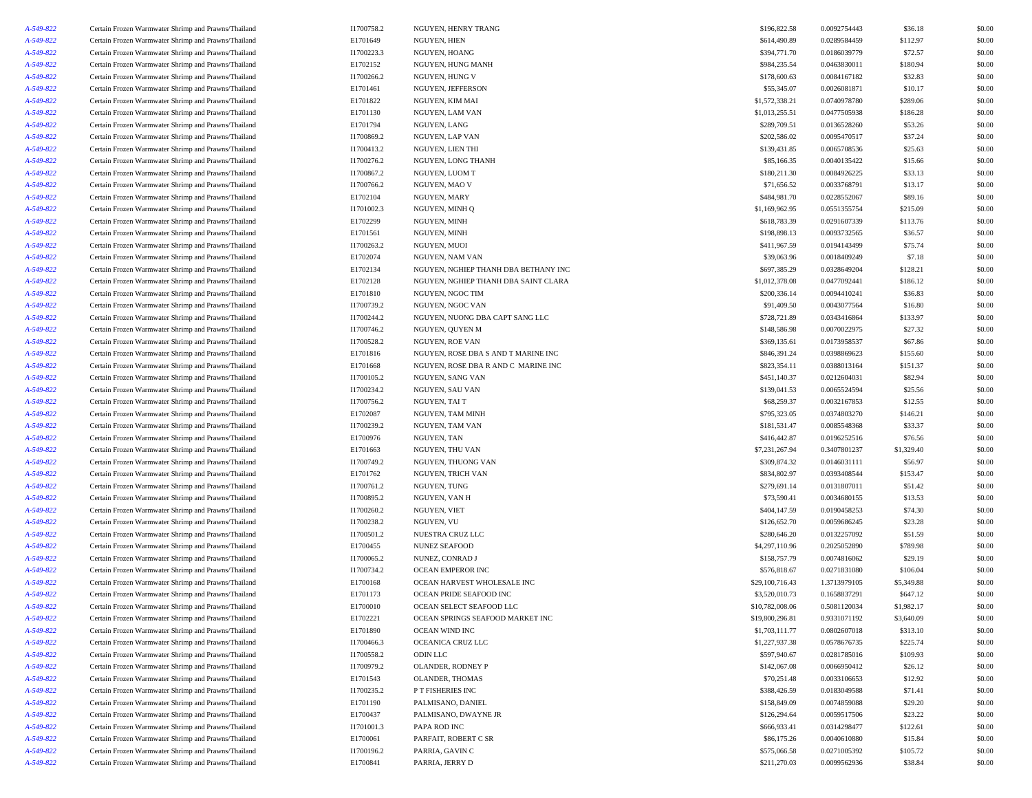| | | | | | | | |
|---|---|---|---|---|---|---|---|
| A-549-822 | Certain Frozen Warmwater Shrimp and Prawns/Thailand | I1700758.2 | NGUYEN, HENRY TRANG | $196,822.58 | 0.0092754443 | $36.18 | $0.00 |
| A-549-822 | Certain Frozen Warmwater Shrimp and Prawns/Thailand | E1701649 | NGUYEN, HIEN | $614,490.89 | 0.0289584459 | $112.97 | $0.00 |
| A-549-822 | Certain Frozen Warmwater Shrimp and Prawns/Thailand | I1700223.3 | NGUYEN, HOANG | $394,771.70 | 0.0186039779 | $72.57 | $0.00 |
| A-549-822 | Certain Frozen Warmwater Shrimp and Prawns/Thailand | E1702152 | NGUYEN, HUNG MANH | $984,235.54 | 0.0463830011 | $180.94 | $0.00 |
| A-549-822 | Certain Frozen Warmwater Shrimp and Prawns/Thailand | I1700266.2 | NGUYEN, HUNG V | $178,600.63 | 0.0084167182 | $32.83 | $0.00 |
| A-549-822 | Certain Frozen Warmwater Shrimp and Prawns/Thailand | E1701461 | NGUYEN, JEFFERSON | $55,345.07 | 0.0026081871 | $10.17 | $0.00 |
| A-549-822 | Certain Frozen Warmwater Shrimp and Prawns/Thailand | E1701822 | NGUYEN, KIM MAI | $1,572,338.21 | 0.0740978780 | $289.06 | $0.00 |
| A-549-822 | Certain Frozen Warmwater Shrimp and Prawns/Thailand | E1701130 | NGUYEN, LAM VAN | $1,013,255.51 | 0.0477505938 | $186.28 | $0.00 |
| A-549-822 | Certain Frozen Warmwater Shrimp and Prawns/Thailand | E1701794 | NGUYEN, LANG | $289,709.51 | 0.0136528260 | $53.26 | $0.00 |
| A-549-822 | Certain Frozen Warmwater Shrimp and Prawns/Thailand | I1700869.2 | NGUYEN, LAP VAN | $202,586.02 | 0.0095470517 | $37.24 | $0.00 |
| A-549-822 | Certain Frozen Warmwater Shrimp and Prawns/Thailand | I1700413.2 | NGUYEN, LIEN THI | $139,431.85 | 0.0065708536 | $25.63 | $0.00 |
| A-549-822 | Certain Frozen Warmwater Shrimp and Prawns/Thailand | I1700276.2 | NGUYEN, LONG THANH | $85,166.35 | 0.0040135422 | $15.66 | $0.00 |
| A-549-822 | Certain Frozen Warmwater Shrimp and Prawns/Thailand | I1700867.2 | NGUYEN, LUOM T | $180,211.30 | 0.0084926225 | $33.13 | $0.00 |
| A-549-822 | Certain Frozen Warmwater Shrimp and Prawns/Thailand | I1700766.2 | NGUYEN, MAO V | $71,656.52 | 0.0033768791 | $13.17 | $0.00 |
| A-549-822 | Certain Frozen Warmwater Shrimp and Prawns/Thailand | E1702104 | NGUYEN, MARY | $484,981.70 | 0.0228552067 | $89.16 | $0.00 |
| A-549-822 | Certain Frozen Warmwater Shrimp and Prawns/Thailand | I1701002.3 | NGUYEN, MINH Q | $1,169,962.95 | 0.0551355754 | $215.09 | $0.00 |
| A-549-822 | Certain Frozen Warmwater Shrimp and Prawns/Thailand | E1702299 | NGUYEN, MINH | $618,783.39 | 0.0291607339 | $113.76 | $0.00 |
| A-549-822 | Certain Frozen Warmwater Shrimp and Prawns/Thailand | E1701561 | NGUYEN, MINH | $198,898.13 | 0.0093732565 | $36.57 | $0.00 |
| A-549-822 | Certain Frozen Warmwater Shrimp and Prawns/Thailand | I1700263.2 | NGUYEN, MUOI | $411,967.59 | 0.0194143499 | $75.74 | $0.00 |
| A-549-822 | Certain Frozen Warmwater Shrimp and Prawns/Thailand | E1702074 | NGUYEN, NAM VAN | $39,063.96 | 0.0018409249 | $7.18 | $0.00 |
| A-549-822 | Certain Frozen Warmwater Shrimp and Prawns/Thailand | E1702134 | NGUYEN, NGHIEP THANH DBA BETHANY INC | $697,385.29 | 0.0328649204 | $128.21 | $0.00 |
| A-549-822 | Certain Frozen Warmwater Shrimp and Prawns/Thailand | E1702128 | NGUYEN, NGHIEP THANH DBA SAINT CLARA | $1,012,378.08 | 0.0477092441 | $186.12 | $0.00 |
| A-549-822 | Certain Frozen Warmwater Shrimp and Prawns/Thailand | E1701810 | NGUYEN, NGOC TIM | $200,336.14 | 0.0094410241 | $36.83 | $0.00 |
| A-549-822 | Certain Frozen Warmwater Shrimp and Prawns/Thailand | I1700739.2 | NGUYEN, NGOC VAN | $91,409.50 | 0.0043077564 | $16.80 | $0.00 |
| A-549-822 | Certain Frozen Warmwater Shrimp and Prawns/Thailand | I1700244.2 | NGUYEN, NUONG DBA CAPT SANG LLC | $728,721.89 | 0.0343416864 | $133.97 | $0.00 |
| A-549-822 | Certain Frozen Warmwater Shrimp and Prawns/Thailand | I1700746.2 | NGUYEN, QUYEN M | $148,586.98 | 0.0070022975 | $27.32 | $0.00 |
| A-549-822 | Certain Frozen Warmwater Shrimp and Prawns/Thailand | I1700528.2 | NGUYEN, ROE VAN | $369,135.61 | 0.0173958537 | $67.86 | $0.00 |
| A-549-822 | Certain Frozen Warmwater Shrimp and Prawns/Thailand | E1701816 | NGUYEN, ROSE DBA S AND T MARINE INC | $846,391.24 | 0.0398869623 | $155.60 | $0.00 |
| A-549-822 | Certain Frozen Warmwater Shrimp and Prawns/Thailand | E1701668 | NGUYEN, ROSE DBA R AND C MARINE INC | $823,354.11 | 0.0388013164 | $151.37 | $0.00 |
| A-549-822 | Certain Frozen Warmwater Shrimp and Prawns/Thailand | I1700105.2 | NGUYEN, SANG VAN | $451,140.37 | 0.0212604031 | $82.94 | $0.00 |
| A-549-822 | Certain Frozen Warmwater Shrimp and Prawns/Thailand | I1700234.2 | NGUYEN, SAU VAN | $139,041.53 | 0.0065524594 | $25.56 | $0.00 |
| A-549-822 | Certain Frozen Warmwater Shrimp and Prawns/Thailand | I1700756.2 | NGUYEN, TAI T | $68,259.37 | 0.0032167853 | $12.55 | $0.00 |
| A-549-822 | Certain Frozen Warmwater Shrimp and Prawns/Thailand | E1702087 | NGUYEN, TAM MINH | $795,323.05 | 0.0374803270 | $146.21 | $0.00 |
| A-549-822 | Certain Frozen Warmwater Shrimp and Prawns/Thailand | I1700239.2 | NGUYEN, TAM VAN | $181,531.47 | 0.0085548368 | $33.37 | $0.00 |
| A-549-822 | Certain Frozen Warmwater Shrimp and Prawns/Thailand | E1700976 | NGUYEN, TAN | $416,442.87 | 0.0196252516 | $76.56 | $0.00 |
| A-549-822 | Certain Frozen Warmwater Shrimp and Prawns/Thailand | E1701663 | NGUYEN, THU VAN | $7,231,267.94 | 0.3407801237 | $1,329.40 | $0.00 |
| A-549-822 | Certain Frozen Warmwater Shrimp and Prawns/Thailand | I1700749.2 | NGUYEN, THUONG VAN | $309,874.32 | 0.0146031111 | $56.97 | $0.00 |
| A-549-822 | Certain Frozen Warmwater Shrimp and Prawns/Thailand | E1701762 | NGUYEN, TRICH VAN | $834,802.97 | 0.0393408544 | $153.47 | $0.00 |
| A-549-822 | Certain Frozen Warmwater Shrimp and Prawns/Thailand | I1700761.2 | NGUYEN, TUNG | $279,691.14 | 0.0131807011 | $51.42 | $0.00 |
| A-549-822 | Certain Frozen Warmwater Shrimp and Prawns/Thailand | I1700895.2 | NGUYEN, VAN H | $73,590.41 | 0.0034680155 | $13.53 | $0.00 |
| A-549-822 | Certain Frozen Warmwater Shrimp and Prawns/Thailand | I1700260.2 | NGUYEN, VIET | $404,147.59 | 0.0190458253 | $74.30 | $0.00 |
| A-549-822 | Certain Frozen Warmwater Shrimp and Prawns/Thailand | I1700238.2 | NGUYEN, VU | $126,652.70 | 0.0059686245 | $23.28 | $0.00 |
| A-549-822 | Certain Frozen Warmwater Shrimp and Prawns/Thailand | I1700501.2 | NUESTRA CRUZ LLC | $280,646.20 | 0.0132257092 | $51.59 | $0.00 |
| A-549-822 | Certain Frozen Warmwater Shrimp and Prawns/Thailand | E1700455 | NUNEZ SEAFOOD | $4,297,110.96 | 0.2025052890 | $789.98 | $0.00 |
| A-549-822 | Certain Frozen Warmwater Shrimp and Prawns/Thailand | I1700065.2 | NUNEZ, CONRAD J | $158,757.79 | 0.0074816062 | $29.19 | $0.00 |
| A-549-822 | Certain Frozen Warmwater Shrimp and Prawns/Thailand | I1700734.2 | OCEAN EMPEROR INC | $576,818.67 | 0.0271831080 | $106.04 | $0.00 |
| A-549-822 | Certain Frozen Warmwater Shrimp and Prawns/Thailand | E1700168 | OCEAN HARVEST WHOLESALE INC | $29,100,716.43 | 1.3713979105 | $5,349.88 | $0.00 |
| A-549-822 | Certain Frozen Warmwater Shrimp and Prawns/Thailand | E1701173 | OCEAN PRIDE SEAFOOD INC | $3,520,010.73 | 0.1658837291 | $647.12 | $0.00 |
| A-549-822 | Certain Frozen Warmwater Shrimp and Prawns/Thailand | E1700010 | OCEAN SELECT SEAFOOD LLC | $10,782,008.06 | 0.5081120034 | $1,982.17 | $0.00 |
| A-549-822 | Certain Frozen Warmwater Shrimp and Prawns/Thailand | E1702221 | OCEAN SPRINGS SEAFOOD MARKET INC | $19,800,296.81 | 0.9331071192 | $3,640.09 | $0.00 |
| A-549-822 | Certain Frozen Warmwater Shrimp and Prawns/Thailand | E1701890 | OCEAN WIND INC | $1,703,111.77 | 0.0802607018 | $313.10 | $0.00 |
| A-549-822 | Certain Frozen Warmwater Shrimp and Prawns/Thailand | I1700466.3 | OCEANICA CRUZ LLC | $1,227,937.38 | 0.0578676735 | $225.74 | $0.00 |
| A-549-822 | Certain Frozen Warmwater Shrimp and Prawns/Thailand | I1700558.2 | ODIN LLC | $597,940.67 | 0.0281785016 | $109.93 | $0.00 |
| A-549-822 | Certain Frozen Warmwater Shrimp and Prawns/Thailand | I1700979.2 | OLANDER, RODNEY P | $142,067.08 | 0.0066950412 | $26.12 | $0.00 |
| A-549-822 | Certain Frozen Warmwater Shrimp and Prawns/Thailand | E1701543 | OLANDER, THOMAS | $70,251.48 | 0.0033106653 | $12.92 | $0.00 |
| A-549-822 | Certain Frozen Warmwater Shrimp and Prawns/Thailand | I1700235.2 | P T FISHERIES INC | $388,426.59 | 0.0183049588 | $71.41 | $0.00 |
| A-549-822 | Certain Frozen Warmwater Shrimp and Prawns/Thailand | E1701190 | PALMISANO, DANIEL | $158,849.09 | 0.0074859088 | $29.20 | $0.00 |
| A-549-822 | Certain Frozen Warmwater Shrimp and Prawns/Thailand | E1700437 | PALMISANO, DWAYNE JR | $126,294.64 | 0.0059517506 | $23.22 | $0.00 |
| A-549-822 | Certain Frozen Warmwater Shrimp and Prawns/Thailand | I1701001.3 | PAPA ROD INC | $666,933.41 | 0.0314298477 | $122.61 | $0.00 |
| A-549-822 | Certain Frozen Warmwater Shrimp and Prawns/Thailand | E1700061 | PARFAIT, ROBERT C SR | $86,175.26 | 0.0040610880 | $15.84 | $0.00 |
| A-549-822 | Certain Frozen Warmwater Shrimp and Prawns/Thailand | I1700196.2 | PARRIA, GAVIN C | $575,066.58 | 0.0271005392 | $105.72 | $0.00 |
| A-549-822 | Certain Frozen Warmwater Shrimp and Prawns/Thailand | E1700841 | PARRIA, JERRY D | $211,270.03 | 0.0099562936 | $38.84 | $0.00 |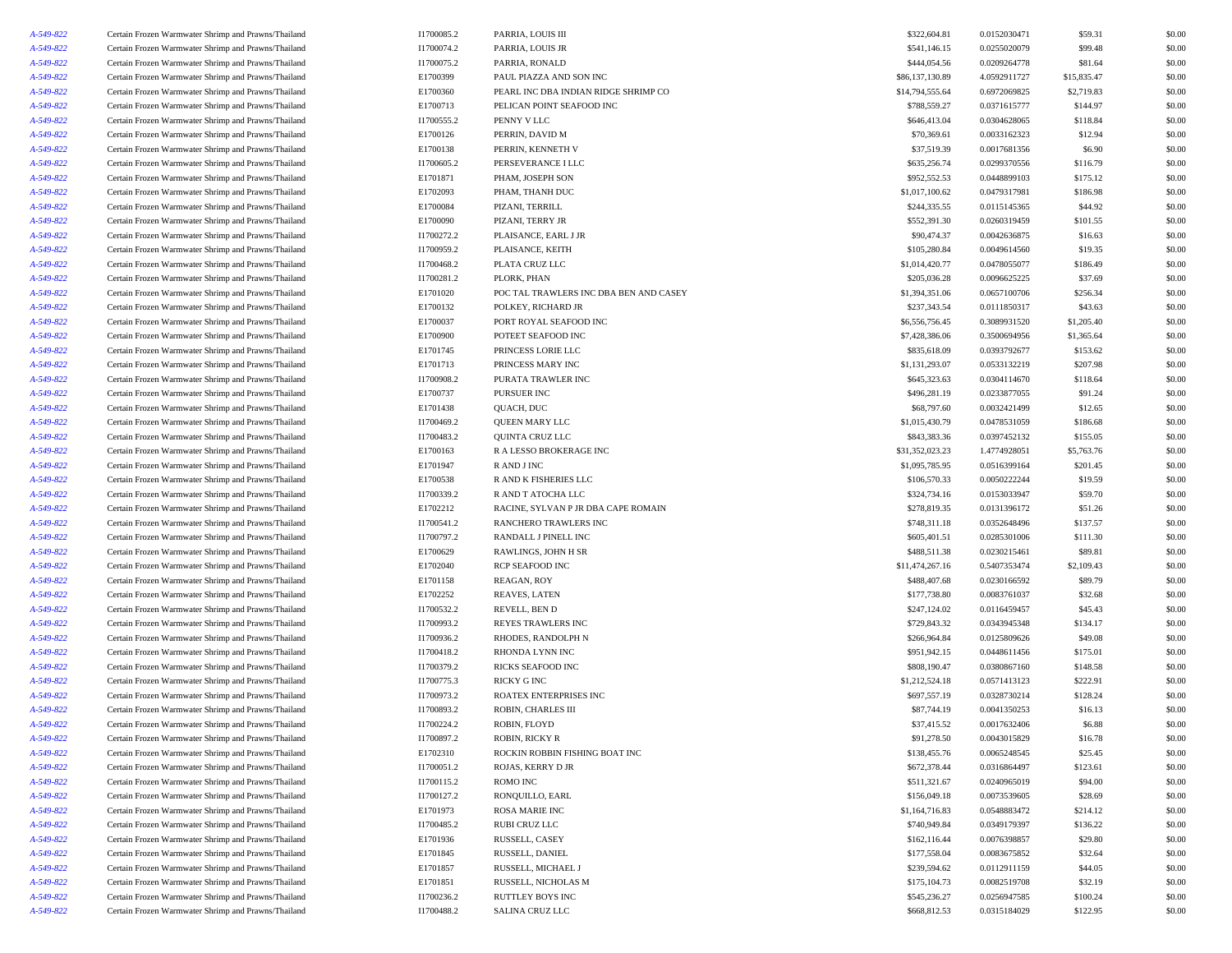| | | | | | | | |
|---|---|---|---|---|---|---|---|
| A-549-822 | Certain Frozen Warmwater Shrimp and Prawns/Thailand | I1700085.2 | PARRIA, LOUIS III | $322,604.81 | 0.0152030471 | $59.31 | $0.00 |
| A-549-822 | Certain Frozen Warmwater Shrimp and Prawns/Thailand | I1700074.2 | PARRIA, LOUIS JR | $541,146.15 | 0.0255020079 | $99.48 | $0.00 |
| A-549-822 | Certain Frozen Warmwater Shrimp and Prawns/Thailand | I1700075.2 | PARRIA, RONALD | $444,054.56 | 0.0209264778 | $81.64 | $0.00 |
| A-549-822 | Certain Frozen Warmwater Shrimp and Prawns/Thailand | E1700399 | PAUL PIAZZA AND SON INC | $86,137,130.89 | 4.0592911727 | $15,835.47 | $0.00 |
| A-549-822 | Certain Frozen Warmwater Shrimp and Prawns/Thailand | E1700360 | PEARL INC DBA INDIAN RIDGE SHRIMP CO | $14,794,555.64 | 0.6972069825 | $2,719.83 | $0.00 |
| A-549-822 | Certain Frozen Warmwater Shrimp and Prawns/Thailand | E1700713 | PELICAN POINT SEAFOOD INC | $788,559.27 | 0.0371615777 | $144.97 | $0.00 |
| A-549-822 | Certain Frozen Warmwater Shrimp and Prawns/Thailand | I1700555.2 | PENNY V LLC | $646,413.04 | 0.0304628065 | $118.84 | $0.00 |
| A-549-822 | Certain Frozen Warmwater Shrimp and Prawns/Thailand | E1700126 | PERRIN, DAVID M | $70,369.61 | 0.0033162323 | $12.94 | $0.00 |
| A-549-822 | Certain Frozen Warmwater Shrimp and Prawns/Thailand | E1700138 | PERRIN, KENNETH V | $37,519.39 | 0.0017681356 | $6.90 | $0.00 |
| A-549-822 | Certain Frozen Warmwater Shrimp and Prawns/Thailand | I1700605.2 | PERSEVERANCE I LLC | $635,256.74 | 0.0299370556 | $116.79 | $0.00 |
| A-549-822 | Certain Frozen Warmwater Shrimp and Prawns/Thailand | E1701871 | PHAM, JOSEPH SON | $952,552.53 | 0.0448899103 | $175.12 | $0.00 |
| A-549-822 | Certain Frozen Warmwater Shrimp and Prawns/Thailand | E1702093 | PHAM, THANH DUC | $1,017,100.62 | 0.0479317981 | $186.98 | $0.00 |
| A-549-822 | Certain Frozen Warmwater Shrimp and Prawns/Thailand | E1700084 | PIZANI, TERRILL | $244,335.55 | 0.0115145365 | $44.92 | $0.00 |
| A-549-822 | Certain Frozen Warmwater Shrimp and Prawns/Thailand | E1700090 | PIZANI, TERRY JR | $552,391.30 | 0.0260319459 | $101.55 | $0.00 |
| A-549-822 | Certain Frozen Warmwater Shrimp and Prawns/Thailand | I1700272.2 | PLAISANCE, EARL J JR | $90,474.37 | 0.0042636875 | $16.63 | $0.00 |
| A-549-822 | Certain Frozen Warmwater Shrimp and Prawns/Thailand | I1700959.2 | PLAISANCE, KEITH | $105,280.84 | 0.0049614560 | $19.35 | $0.00 |
| A-549-822 | Certain Frozen Warmwater Shrimp and Prawns/Thailand | I1700468.2 | PLATA CRUZ LLC | $1,014,420.77 | 0.0478055077 | $186.49 | $0.00 |
| A-549-822 | Certain Frozen Warmwater Shrimp and Prawns/Thailand | I1700281.2 | PLORK, PHAN | $205,036.28 | 0.0096625225 | $37.69 | $0.00 |
| A-549-822 | Certain Frozen Warmwater Shrimp and Prawns/Thailand | E1701020 | POC TAL TRAWLERS INC DBA BEN AND CASEY | $1,394,351.06 | 0.0657100706 | $256.34 | $0.00 |
| A-549-822 | Certain Frozen Warmwater Shrimp and Prawns/Thailand | E1700132 | POLKEY, RICHARD JR | $237,343.54 | 0.0111850317 | $43.63 | $0.00 |
| A-549-822 | Certain Frozen Warmwater Shrimp and Prawns/Thailand | E1700037 | PORT ROYAL SEAFOOD INC | $6,556,756.45 | 0.3089931520 | $1,205.40 | $0.00 |
| A-549-822 | Certain Frozen Warmwater Shrimp and Prawns/Thailand | E1700900 | POTEET SEAFOOD INC | $7,428,386.06 | 0.3500694956 | $1,365.64 | $0.00 |
| A-549-822 | Certain Frozen Warmwater Shrimp and Prawns/Thailand | E1701745 | PRINCESS LORIE LLC | $835,618.09 | 0.0393792677 | $153.62 | $0.00 |
| A-549-822 | Certain Frozen Warmwater Shrimp and Prawns/Thailand | E1701713 | PRINCESS MARY INC | $1,131,293.07 | 0.0533132219 | $207.98 | $0.00 |
| A-549-822 | Certain Frozen Warmwater Shrimp and Prawns/Thailand | I1700908.2 | PURATA TRAWLER INC | $645,323.63 | 0.0304114670 | $118.64 | $0.00 |
| A-549-822 | Certain Frozen Warmwater Shrimp and Prawns/Thailand | E1700737 | PURSUER INC | $496,281.19 | 0.0233877055 | $91.24 | $0.00 |
| A-549-822 | Certain Frozen Warmwater Shrimp and Prawns/Thailand | E1701438 | QUACH, DUC | $68,797.60 | 0.0032421499 | $12.65 | $0.00 |
| A-549-822 | Certain Frozen Warmwater Shrimp and Prawns/Thailand | I1700469.2 | QUEEN MARY LLC | $1,015,430.79 | 0.0478531059 | $186.68 | $0.00 |
| A-549-822 | Certain Frozen Warmwater Shrimp and Prawns/Thailand | I1700483.2 | QUINTA CRUZ LLC | $843,383.36 | 0.0397452132 | $155.05 | $0.00 |
| A-549-822 | Certain Frozen Warmwater Shrimp and Prawns/Thailand | E1700163 | R A LESSO BROKERAGE INC | $31,352,023.23 | 1.4774928051 | $5,763.76 | $0.00 |
| A-549-822 | Certain Frozen Warmwater Shrimp and Prawns/Thailand | E1701947 | R AND J INC | $1,095,785.95 | 0.0516399164 | $201.45 | $0.00 |
| A-549-822 | Certain Frozen Warmwater Shrimp and Prawns/Thailand | E1700538 | R AND K FISHERIES LLC | $106,570.33 | 0.0050222244 | $19.59 | $0.00 |
| A-549-822 | Certain Frozen Warmwater Shrimp and Prawns/Thailand | I1700339.2 | R AND T ATOCHA LLC | $324,734.16 | 0.0153033947 | $59.70 | $0.00 |
| A-549-822 | Certain Frozen Warmwater Shrimp and Prawns/Thailand | E1702212 | RACINE, SYLVAN P JR DBA CAPE ROMAIN | $278,819.35 | 0.0131396172 | $51.26 | $0.00 |
| A-549-822 | Certain Frozen Warmwater Shrimp and Prawns/Thailand | I1700541.2 | RANCHERO TRAWLERS INC | $748,311.18 | 0.0352648496 | $137.57 | $0.00 |
| A-549-822 | Certain Frozen Warmwater Shrimp and Prawns/Thailand | I1700797.2 | RANDALL J PINELL INC | $605,401.51 | 0.0285301006 | $111.30 | $0.00 |
| A-549-822 | Certain Frozen Warmwater Shrimp and Prawns/Thailand | E1700629 | RAWLINGS, JOHN H SR | $488,511.38 | 0.0230215461 | $89.81 | $0.00 |
| A-549-822 | Certain Frozen Warmwater Shrimp and Prawns/Thailand | E1702040 | RCP SEAFOOD INC | $11,474,267.16 | 0.5407353474 | $2,109.43 | $0.00 |
| A-549-822 | Certain Frozen Warmwater Shrimp and Prawns/Thailand | E1701158 | REAGAN, ROY | $488,407.68 | 0.0230166592 | $89.79 | $0.00 |
| A-549-822 | Certain Frozen Warmwater Shrimp and Prawns/Thailand | E1702252 | REAVES, LATEN | $177,738.80 | 0.0083761037 | $32.68 | $0.00 |
| A-549-822 | Certain Frozen Warmwater Shrimp and Prawns/Thailand | I1700532.2 | REVELL, BEN D | $247,124.02 | 0.0116459457 | $45.43 | $0.00 |
| A-549-822 | Certain Frozen Warmwater Shrimp and Prawns/Thailand | I1700993.2 | REYES TRAWLERS INC | $729,843.32 | 0.0343945348 | $134.17 | $0.00 |
| A-549-822 | Certain Frozen Warmwater Shrimp and Prawns/Thailand | I1700936.2 | RHODES, RANDOLPH N | $266,964.84 | 0.0125809626 | $49.08 | $0.00 |
| A-549-822 | Certain Frozen Warmwater Shrimp and Prawns/Thailand | I1700418.2 | RHONDA LYNN INC | $951,942.15 | 0.0448611456 | $175.01 | $0.00 |
| A-549-822 | Certain Frozen Warmwater Shrimp and Prawns/Thailand | I1700379.2 | RICKS SEAFOOD INC | $808,190.47 | 0.0380867160 | $148.58 | $0.00 |
| A-549-822 | Certain Frozen Warmwater Shrimp and Prawns/Thailand | I1700775.3 | RICKY G INC | $1,212,524.18 | 0.0571413123 | $222.91 | $0.00 |
| A-549-822 | Certain Frozen Warmwater Shrimp and Prawns/Thailand | I1700973.2 | ROATEX ENTERPRISES INC | $697,557.19 | 0.0328730214 | $128.24 | $0.00 |
| A-549-822 | Certain Frozen Warmwater Shrimp and Prawns/Thailand | I1700893.2 | ROBIN, CHARLES III | $87,744.19 | 0.0041350253 | $16.13 | $0.00 |
| A-549-822 | Certain Frozen Warmwater Shrimp and Prawns/Thailand | I1700224.2 | ROBIN, FLOYD | $37,415.52 | 0.0017632406 | $6.88 | $0.00 |
| A-549-822 | Certain Frozen Warmwater Shrimp and Prawns/Thailand | I1700897.2 | ROBIN, RICKY R | $91,278.50 | 0.0043015829 | $16.78 | $0.00 |
| A-549-822 | Certain Frozen Warmwater Shrimp and Prawns/Thailand | E1702310 | ROCKIN ROBBIN FISHING BOAT INC | $138,455.76 | 0.0065248545 | $25.45 | $0.00 |
| A-549-822 | Certain Frozen Warmwater Shrimp and Prawns/Thailand | I1700051.2 | ROJAS, KERRY D JR | $672,378.44 | 0.0316864497 | $123.61 | $0.00 |
| A-549-822 | Certain Frozen Warmwater Shrimp and Prawns/Thailand | I1700115.2 | ROMO INC | $511,321.67 | 0.0240965019 | $94.00 | $0.00 |
| A-549-822 | Certain Frozen Warmwater Shrimp and Prawns/Thailand | I1700127.2 | RONQUILLO, EARL | $156,049.18 | 0.0073539605 | $28.69 | $0.00 |
| A-549-822 | Certain Frozen Warmwater Shrimp and Prawns/Thailand | E1701973 | ROSA MARIE INC | $1,164,716.83 | 0.0548883472 | $214.12 | $0.00 |
| A-549-822 | Certain Frozen Warmwater Shrimp and Prawns/Thailand | I1700485.2 | RUBI CRUZ LLC | $740,949.84 | 0.0349179397 | $136.22 | $0.00 |
| A-549-822 | Certain Frozen Warmwater Shrimp and Prawns/Thailand | E1701936 | RUSSELL, CASEY | $162,116.44 | 0.0076398857 | $29.80 | $0.00 |
| A-549-822 | Certain Frozen Warmwater Shrimp and Prawns/Thailand | E1701845 | RUSSELL, DANIEL | $177,558.04 | 0.0083675852 | $32.64 | $0.00 |
| A-549-822 | Certain Frozen Warmwater Shrimp and Prawns/Thailand | E1701857 | RUSSELL, MICHAEL J | $239,594.62 | 0.0112911159 | $44.05 | $0.00 |
| A-549-822 | Certain Frozen Warmwater Shrimp and Prawns/Thailand | E1701851 | RUSSELL, NICHOLAS M | $175,104.73 | 0.0082519708 | $32.19 | $0.00 |
| A-549-822 | Certain Frozen Warmwater Shrimp and Prawns/Thailand | I1700236.2 | RUTTLEY BOYS INC | $545,236.27 | 0.0256947585 | $100.24 | $0.00 |
| A-549-822 | Certain Frozen Warmwater Shrimp and Prawns/Thailand | I1700488.2 | SALINA CRUZ LLC | $668,812.53 | 0.0315184029 | $122.95 | $0.00 |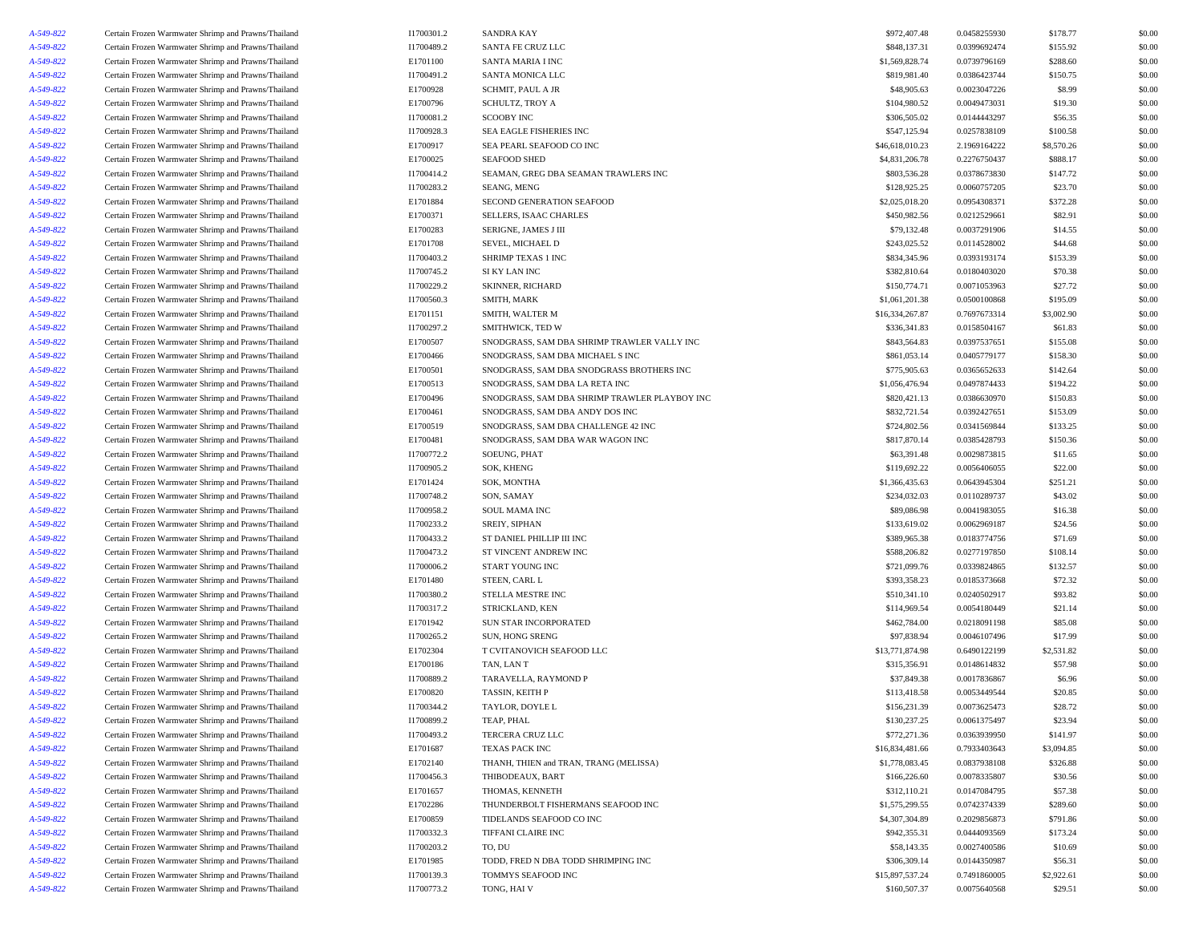| | | | | | | | |
|---|---|---|---|---|---|---|---|
| A-549-822 | Certain Frozen Warmwater Shrimp and Prawns/Thailand | I1700301.2 | SANDRA KAY | $972,407.48 | 0.0458255930 | $178.77 | $0.00 |
| A-549-822 | Certain Frozen Warmwater Shrimp and Prawns/Thailand | I1700489.2 | SANTA FE CRUZ LLC | $848,137.31 | 0.0399692474 | $155.92 | $0.00 |
| A-549-822 | Certain Frozen Warmwater Shrimp and Prawns/Thailand | E1701100 | SANTA MARIA I INC | $1,569,828.74 | 0.0739796169 | $288.60 | $0.00 |
| A-549-822 | Certain Frozen Warmwater Shrimp and Prawns/Thailand | I1700491.2 | SANTA MONICA LLC | $819,981.40 | 0.0386423744 | $150.75 | $0.00 |
| A-549-822 | Certain Frozen Warmwater Shrimp and Prawns/Thailand | E1700928 | SCHMIT, PAUL A JR | $48,905.63 | 0.0023047226 | $8.99 | $0.00 |
| A-549-822 | Certain Frozen Warmwater Shrimp and Prawns/Thailand | E1700796 | SCHULTZ, TROY A | $104,980.52 | 0.0049473031 | $19.30 | $0.00 |
| A-549-822 | Certain Frozen Warmwater Shrimp and Prawns/Thailand | I1700081.2 | SCOOBY INC | $306,505.02 | 0.0144443297 | $56.35 | $0.00 |
| A-549-822 | Certain Frozen Warmwater Shrimp and Prawns/Thailand | I1700928.3 | SEA EAGLE FISHERIES INC | $547,125.94 | 0.0257838109 | $100.58 | $0.00 |
| A-549-822 | Certain Frozen Warmwater Shrimp and Prawns/Thailand | E1700917 | SEA PEARL SEAFOOD CO INC | $46,618,010.23 | 2.1969164222 | $8,570.26 | $0.00 |
| A-549-822 | Certain Frozen Warmwater Shrimp and Prawns/Thailand | E1700025 | SEAFOOD SHED | $4,831,206.78 | 0.2276750437 | $888.17 | $0.00 |
| A-549-822 | Certain Frozen Warmwater Shrimp and Prawns/Thailand | I1700414.2 | SEAMAN, GREG DBA SEAMAN TRAWLERS INC | $803,536.28 | 0.0378673830 | $147.72 | $0.00 |
| A-549-822 | Certain Frozen Warmwater Shrimp and Prawns/Thailand | I1700283.2 | SEANG, MENG | $128,925.25 | 0.0060757205 | $23.70 | $0.00 |
| A-549-822 | Certain Frozen Warmwater Shrimp and Prawns/Thailand | E1701884 | SECOND GENERATION SEAFOOD | $2,025,018.20 | 0.0954308371 | $372.28 | $0.00 |
| A-549-822 | Certain Frozen Warmwater Shrimp and Prawns/Thailand | E1700371 | SELLERS, ISAAC CHARLES | $450,982.56 | 0.0212529661 | $82.91 | $0.00 |
| A-549-822 | Certain Frozen Warmwater Shrimp and Prawns/Thailand | E1700283 | SERIGNE, JAMES J III | $79,132.48 | 0.0037291906 | $14.55 | $0.00 |
| A-549-822 | Certain Frozen Warmwater Shrimp and Prawns/Thailand | E1701708 | SEVEL, MICHAEL D | $243,025.52 | 0.0114528002 | $44.68 | $0.00 |
| A-549-822 | Certain Frozen Warmwater Shrimp and Prawns/Thailand | I1700403.2 | SHRIMP TEXAS 1 INC | $834,345.96 | 0.0393193174 | $153.39 | $0.00 |
| A-549-822 | Certain Frozen Warmwater Shrimp and Prawns/Thailand | I1700745.2 | SI KY LAN INC | $382,810.64 | 0.0180403020 | $70.38 | $0.00 |
| A-549-822 | Certain Frozen Warmwater Shrimp and Prawns/Thailand | I1700229.2 | SKINNER, RICHARD | $150,774.71 | 0.0071053963 | $27.72 | $0.00 |
| A-549-822 | Certain Frozen Warmwater Shrimp and Prawns/Thailand | I1700560.3 | SMITH, MARK | $1,061,201.38 | 0.0500100868 | $195.09 | $0.00 |
| A-549-822 | Certain Frozen Warmwater Shrimp and Prawns/Thailand | E1701151 | SMITH, WALTER M | $16,334,267.87 | 0.7697673314 | $3,002.90 | $0.00 |
| A-549-822 | Certain Frozen Warmwater Shrimp and Prawns/Thailand | I1700297.2 | SMITHWICK, TED W | $336,341.83 | 0.0158504167 | $61.83 | $0.00 |
| A-549-822 | Certain Frozen Warmwater Shrimp and Prawns/Thailand | E1700507 | SNODGRASS, SAM DBA SHRIMP TRAWLER VALLY INC | $843,564.83 | 0.0397537651 | $155.08 | $0.00 |
| A-549-822 | Certain Frozen Warmwater Shrimp and Prawns/Thailand | E1700466 | SNODGRASS, SAM DBA MICHAEL S INC | $861,053.14 | 0.0405779177 | $158.30 | $0.00 |
| A-549-822 | Certain Frozen Warmwater Shrimp and Prawns/Thailand | E1700501 | SNODGRASS, SAM DBA SNODGRASS BROTHERS INC | $775,905.63 | 0.0365652633 | $142.64 | $0.00 |
| A-549-822 | Certain Frozen Warmwater Shrimp and Prawns/Thailand | E1700513 | SNODGRASS, SAM DBA LA RETA INC | $1,056,476.94 | 0.0497874433 | $194.22 | $0.00 |
| A-549-822 | Certain Frozen Warmwater Shrimp and Prawns/Thailand | E1700496 | SNODGRASS, SAM DBA SHRIMP TRAWLER PLAYBOY INC | $820,421.13 | 0.0386630970 | $150.83 | $0.00 |
| A-549-822 | Certain Frozen Warmwater Shrimp and Prawns/Thailand | E1700461 | SNODGRASS, SAM DBA ANDY DOS INC | $832,721.54 | 0.0392427651 | $153.09 | $0.00 |
| A-549-822 | Certain Frozen Warmwater Shrimp and Prawns/Thailand | E1700519 | SNODGRASS, SAM DBA CHALLENGE 42 INC | $724,802.56 | 0.0341569844 | $133.25 | $0.00 |
| A-549-822 | Certain Frozen Warmwater Shrimp and Prawns/Thailand | E1700481 | SNODGRASS, SAM DBA WAR WAGON INC | $817,870.14 | 0.0385428793 | $150.36 | $0.00 |
| A-549-822 | Certain Frozen Warmwater Shrimp and Prawns/Thailand | I1700772.2 | SOEUNG, PHAT | $63,391.48 | 0.0029873815 | $11.65 | $0.00 |
| A-549-822 | Certain Frozen Warmwater Shrimp and Prawns/Thailand | I1700905.2 | SOK, KHENG | $119,692.22 | 0.0056406055 | $22.00 | $0.00 |
| A-549-822 | Certain Frozen Warmwater Shrimp and Prawns/Thailand | E1701424 | SOK, MONTHA | $1,366,435.63 | 0.0643945304 | $251.21 | $0.00 |
| A-549-822 | Certain Frozen Warmwater Shrimp and Prawns/Thailand | I1700748.2 | SON, SAMAY | $234,032.03 | 0.0110289737 | $43.02 | $0.00 |
| A-549-822 | Certain Frozen Warmwater Shrimp and Prawns/Thailand | I1700958.2 | SOUL MAMA INC | $89,086.98 | 0.0041983055 | $16.38 | $0.00 |
| A-549-822 | Certain Frozen Warmwater Shrimp and Prawns/Thailand | I1700233.2 | SREIY, SIPHAN | $133,619.02 | 0.0062969187 | $24.56 | $0.00 |
| A-549-822 | Certain Frozen Warmwater Shrimp and Prawns/Thailand | I1700433.2 | ST DANIEL PHILLIP III INC | $389,965.38 | 0.0183774756 | $71.69 | $0.00 |
| A-549-822 | Certain Frozen Warmwater Shrimp and Prawns/Thailand | I1700473.2 | ST VINCENT ANDREW INC | $588,206.82 | 0.0277197850 | $108.14 | $0.00 |
| A-549-822 | Certain Frozen Warmwater Shrimp and Prawns/Thailand | I1700006.2 | START YOUNG INC | $721,099.76 | 0.0339824865 | $132.57 | $0.00 |
| A-549-822 | Certain Frozen Warmwater Shrimp and Prawns/Thailand | E1701480 | STEEN, CARL L | $393,358.23 | 0.0185373668 | $72.32 | $0.00 |
| A-549-822 | Certain Frozen Warmwater Shrimp and Prawns/Thailand | I1700380.2 | STELLA MESTRE INC | $510,341.10 | 0.0240502917 | $93.82 | $0.00 |
| A-549-822 | Certain Frozen Warmwater Shrimp and Prawns/Thailand | I1700317.2 | STRICKLAND, KEN | $114,969.54 | 0.0054180449 | $21.14 | $0.00 |
| A-549-822 | Certain Frozen Warmwater Shrimp and Prawns/Thailand | E1701942 | SUN STAR INCORPORATED | $462,784.00 | 0.0218091198 | $85.08 | $0.00 |
| A-549-822 | Certain Frozen Warmwater Shrimp and Prawns/Thailand | I1700265.2 | SUN, HONG SRENG | $97,838.94 | 0.0046107496 | $17.99 | $0.00 |
| A-549-822 | Certain Frozen Warmwater Shrimp and Prawns/Thailand | E1702304 | T CVITANOVICH SEAFOOD LLC | $13,771,874.98 | 0.6490122199 | $2,531.82 | $0.00 |
| A-549-822 | Certain Frozen Warmwater Shrimp and Prawns/Thailand | E1700186 | TAN, LAN T | $315,356.91 | 0.0148614832 | $57.98 | $0.00 |
| A-549-822 | Certain Frozen Warmwater Shrimp and Prawns/Thailand | I1700889.2 | TARAVELLA, RAYMOND P | $37,849.38 | 0.0017836867 | $6.96 | $0.00 |
| A-549-822 | Certain Frozen Warmwater Shrimp and Prawns/Thailand | E1700820 | TASSIN, KEITH P | $113,418.58 | 0.0053449544 | $20.85 | $0.00 |
| A-549-822 | Certain Frozen Warmwater Shrimp and Prawns/Thailand | I1700344.2 | TAYLOR, DOYLE L | $156,231.39 | 0.0073625473 | $28.72 | $0.00 |
| A-549-822 | Certain Frozen Warmwater Shrimp and Prawns/Thailand | I1700899.2 | TEAP, PHAL | $130,237.25 | 0.0061375497 | $23.94 | $0.00 |
| A-549-822 | Certain Frozen Warmwater Shrimp and Prawns/Thailand | I1700493.2 | TERCERA CRUZ LLC | $772,271.36 | 0.0363939950 | $141.97 | $0.00 |
| A-549-822 | Certain Frozen Warmwater Shrimp and Prawns/Thailand | E1701687 | TEXAS PACK INC | $16,834,481.66 | 0.7933403643 | $3,094.85 | $0.00 |
| A-549-822 | Certain Frozen Warmwater Shrimp and Prawns/Thailand | E1702140 | THANH, THIEN and TRAN, TRANG (MELISSA) | $1,778,083.45 | 0.0837938108 | $326.88 | $0.00 |
| A-549-822 | Certain Frozen Warmwater Shrimp and Prawns/Thailand | I1700456.3 | THIBODEAUX, BART | $166,226.60 | 0.0078335807 | $30.56 | $0.00 |
| A-549-822 | Certain Frozen Warmwater Shrimp and Prawns/Thailand | E1701657 | THOMAS, KENNETH | $312,110.21 | 0.0147084795 | $57.38 | $0.00 |
| A-549-822 | Certain Frozen Warmwater Shrimp and Prawns/Thailand | E1702286 | THUNDERBOLT FISHERMANS SEAFOOD INC | $1,575,299.55 | 0.0742374339 | $289.60 | $0.00 |
| A-549-822 | Certain Frozen Warmwater Shrimp and Prawns/Thailand | E1700859 | TIDELANDS SEAFOOD CO INC | $4,307,304.89 | 0.2029856873 | $791.86 | $0.00 |
| A-549-822 | Certain Frozen Warmwater Shrimp and Prawns/Thailand | I1700332.3 | TIFFANI CLAIRE INC | $942,355.31 | 0.0444093569 | $173.24 | $0.00 |
| A-549-822 | Certain Frozen Warmwater Shrimp and Prawns/Thailand | I1700203.2 | TO, DU | $58,143.35 | 0.0027400586 | $10.69 | $0.00 |
| A-549-822 | Certain Frozen Warmwater Shrimp and Prawns/Thailand | E1701985 | TODD, FRED N DBA TODD SHRIMPING INC | $306,309.14 | 0.0144350987 | $56.31 | $0.00 |
| A-549-822 | Certain Frozen Warmwater Shrimp and Prawns/Thailand | I1700139.3 | TOMMYS SEAFOOD INC | $15,897,537.24 | 0.7491860005 | $2,922.61 | $0.00 |
| A-549-822 | Certain Frozen Warmwater Shrimp and Prawns/Thailand | I1700773.2 | TONG, HAI V | $160,507.37 | 0.0075640568 | $29.51 | $0.00 |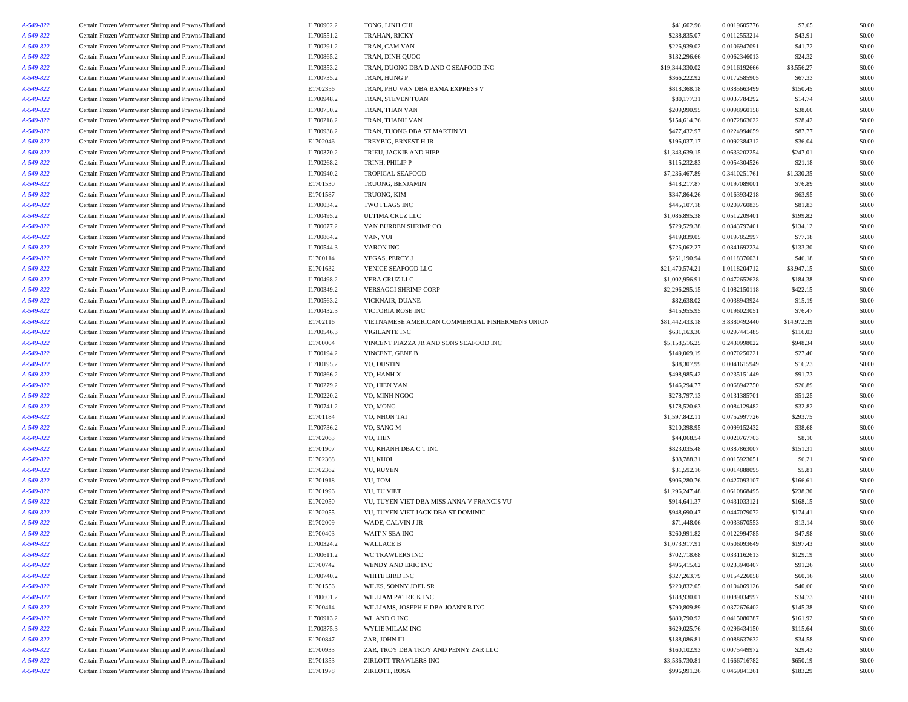| | | | | | | | |
|---|---|---|---|---|---|---|---|
| A-549-822 | Certain Frozen Warmwater Shrimp and Prawns/Thailand | I1700902.2 | TONG, LINH CHI | $41,602.96 | 0.0019605776 | $7.65 | $0.00 |
| A-549-822 | Certain Frozen Warmwater Shrimp and Prawns/Thailand | I1700551.2 | TRAHAN, RICKY | $238,835.07 | 0.0112553214 | $43.91 | $0.00 |
| A-549-822 | Certain Frozen Warmwater Shrimp and Prawns/Thailand | I1700291.2 | TRAN, CAM VAN | $226,939.02 | 0.0106947091 | $41.72 | $0.00 |
| A-549-822 | Certain Frozen Warmwater Shrimp and Prawns/Thailand | I1700865.2 | TRAN, DINH QUOC | $132,296.66 | 0.0062346013 | $24.32 | $0.00 |
| A-549-822 | Certain Frozen Warmwater Shrimp and Prawns/Thailand | I1700353.2 | TRAN, DUONG DBA D AND C SEAFOOD INC | $19,344,330.02 | 0.9116192666 | $3,556.27 | $0.00 |
| A-549-822 | Certain Frozen Warmwater Shrimp and Prawns/Thailand | I1700735.2 | TRAN, HUNG P | $366,222.92 | 0.0172585905 | $67.33 | $0.00 |
| A-549-822 | Certain Frozen Warmwater Shrimp and Prawns/Thailand | E1702356 | TRAN, PHU VAN DBA BAMA EXPRESS V | $818,368.18 | 0.0385663499 | $150.45 | $0.00 |
| A-549-822 | Certain Frozen Warmwater Shrimp and Prawns/Thailand | I1700948.2 | TRAN, STEVEN TUAN | $80,177.31 | 0.0037784292 | $14.74 | $0.00 |
| A-549-822 | Certain Frozen Warmwater Shrimp and Prawns/Thailand | I1700750.2 | TRAN, THAN VAN | $209,990.95 | 0.0098960158 | $38.60 | $0.00 |
| A-549-822 | Certain Frozen Warmwater Shrimp and Prawns/Thailand | I1700218.2 | TRAN, THANH VAN | $154,614.76 | 0.0072863622 | $28.42 | $0.00 |
| A-549-822 | Certain Frozen Warmwater Shrimp and Prawns/Thailand | I1700938.2 | TRAN, TUONG DBA ST MARTIN VI | $477,432.97 | 0.0224994659 | $87.77 | $0.00 |
| A-549-822 | Certain Frozen Warmwater Shrimp and Prawns/Thailand | E1702046 | TREYBIG, ERNEST H JR | $196,037.17 | 0.0092384312 | $36.04 | $0.00 |
| A-549-822 | Certain Frozen Warmwater Shrimp and Prawns/Thailand | I1700370.2 | TRIEU, JACKIE AND HIEP | $1,343,639.15 | 0.0633202254 | $247.01 | $0.00 |
| A-549-822 | Certain Frozen Warmwater Shrimp and Prawns/Thailand | I1700268.2 | TRINH, PHILIP P | $115,232.83 | 0.0054304526 | $21.18 | $0.00 |
| A-549-822 | Certain Frozen Warmwater Shrimp and Prawns/Thailand | I1700940.2 | TROPICAL SEAFOOD | $7,236,467.89 | 0.3410251761 | $1,330.35 | $0.00 |
| A-549-822 | Certain Frozen Warmwater Shrimp and Prawns/Thailand | E1701530 | TRUONG, BENJAMIN | $418,217.87 | 0.0197089001 | $76.89 | $0.00 |
| A-549-822 | Certain Frozen Warmwater Shrimp and Prawns/Thailand | E1701587 | TRUONG, KIM | $347,864.26 | 0.0163934218 | $63.95 | $0.00 |
| A-549-822 | Certain Frozen Warmwater Shrimp and Prawns/Thailand | I1700034.2 | TWO FLAGS INC | $445,107.18 | 0.0209760835 | $81.83 | $0.00 |
| A-549-822 | Certain Frozen Warmwater Shrimp and Prawns/Thailand | I1700495.2 | ULTIMA CRUZ LLC | $1,086,895.38 | 0.0512209401 | $199.82 | $0.00 |
| A-549-822 | Certain Frozen Warmwater Shrimp and Prawns/Thailand | I1700077.2 | VAN BURREN SHRIMP CO | $729,529.38 | 0.0343797401 | $134.12 | $0.00 |
| A-549-822 | Certain Frozen Warmwater Shrimp and Prawns/Thailand | I1700864.2 | VAN, VUI | $419,839.05 | 0.0197852997 | $77.18 | $0.00 |
| A-549-822 | Certain Frozen Warmwater Shrimp and Prawns/Thailand | I1700544.3 | VARON INC | $725,062.27 | 0.0341692234 | $133.30 | $0.00 |
| A-549-822 | Certain Frozen Warmwater Shrimp and Prawns/Thailand | E1700114 | VEGAS, PERCY J | $251,190.94 | 0.0118376031 | $46.18 | $0.00 |
| A-549-822 | Certain Frozen Warmwater Shrimp and Prawns/Thailand | E1701632 | VENICE SEAFOOD LLC | $21,470,574.21 | 1.0118204712 | $3,947.15 | $0.00 |
| A-549-822 | Certain Frozen Warmwater Shrimp and Prawns/Thailand | I1700498.2 | VERA CRUZ LLC | $1,002,956.91 | 0.0472652628 | $184.38 | $0.00 |
| A-549-822 | Certain Frozen Warmwater Shrimp and Prawns/Thailand | I1700349.2 | VERSAGGI SHRIMP CORP | $2,296,295.15 | 0.1082150118 | $422.15 | $0.00 |
| A-549-822 | Certain Frozen Warmwater Shrimp and Prawns/Thailand | I1700563.2 | VICKNAIR, DUANE | $82,638.02 | 0.0038943924 | $15.19 | $0.00 |
| A-549-822 | Certain Frozen Warmwater Shrimp and Prawns/Thailand | I1700432.3 | VICTORIA ROSE INC | $415,955.95 | 0.0196023051 | $76.47 | $0.00 |
| A-549-822 | Certain Frozen Warmwater Shrimp and Prawns/Thailand | E1702116 | VIETNAMESE AMERICAN COMMERCIAL FISHERMENS UNION | $81,442,433.18 | 3.8380492440 | $14,972.39 | $0.00 |
| A-549-822 | Certain Frozen Warmwater Shrimp and Prawns/Thailand | I1700546.3 | VIGILANTE INC | $631,163.30 | 0.0297441485 | $116.03 | $0.00 |
| A-549-822 | Certain Frozen Warmwater Shrimp and Prawns/Thailand | E1700004 | VINCENT PIAZZA JR AND SONS SEAFOOD INC | $5,158,516.25 | 0.2430998022 | $948.34 | $0.00 |
| A-549-822 | Certain Frozen Warmwater Shrimp and Prawns/Thailand | I1700194.2 | VINCENT, GENE B | $149,069.19 | 0.0070250221 | $27.40 | $0.00 |
| A-549-822 | Certain Frozen Warmwater Shrimp and Prawns/Thailand | I1700195.2 | VO, DUSTIN | $88,307.99 | 0.0041615949 | $16.23 | $0.00 |
| A-549-822 | Certain Frozen Warmwater Shrimp and Prawns/Thailand | I1700866.2 | VO, HANH X | $498,985.42 | 0.0235151449 | $91.73 | $0.00 |
| A-549-822 | Certain Frozen Warmwater Shrimp and Prawns/Thailand | I1700279.2 | VO, HIEN VAN | $146,294.77 | 0.0068942750 | $26.89 | $0.00 |
| A-549-822 | Certain Frozen Warmwater Shrimp and Prawns/Thailand | I1700220.2 | VO, MINH NGOC | $278,797.13 | 0.0131385701 | $51.25 | $0.00 |
| A-549-822 | Certain Frozen Warmwater Shrimp and Prawns/Thailand | I1700741.2 | VO, MONG | $178,520.63 | 0.0084129482 | $32.82 | $0.00 |
| A-549-822 | Certain Frozen Warmwater Shrimp and Prawns/Thailand | E1701184 | VO, NHON TAI | $1,597,842.11 | 0.0752997726 | $293.75 | $0.00 |
| A-549-822 | Certain Frozen Warmwater Shrimp and Prawns/Thailand | I1700736.2 | VO, SANG M | $210,398.95 | 0.0099152432 | $38.68 | $0.00 |
| A-549-822 | Certain Frozen Warmwater Shrimp and Prawns/Thailand | E1702063 | VO, TIEN | $44,068.54 | 0.0020767703 | $8.10 | $0.00 |
| A-549-822 | Certain Frozen Warmwater Shrimp and Prawns/Thailand | E1701907 | VU, KHANH DBA C T INC | $823,035.48 | 0.0387863007 | $151.31 | $0.00 |
| A-549-822 | Certain Frozen Warmwater Shrimp and Prawns/Thailand | E1702368 | VU, KHOI | $33,788.31 | 0.0015923051 | $6.21 | $0.00 |
| A-549-822 | Certain Frozen Warmwater Shrimp and Prawns/Thailand | E1702362 | VU, RUYEN | $31,592.16 | 0.0014888095 | $5.81 | $0.00 |
| A-549-822 | Certain Frozen Warmwater Shrimp and Prawns/Thailand | E1701918 | VU, TOM | $906,280.76 | 0.0427093107 | $166.61 | $0.00 |
| A-549-822 | Certain Frozen Warmwater Shrimp and Prawns/Thailand | E1701996 | VU, TU VIET | $1,296,247.48 | 0.0610868495 | $238.30 | $0.00 |
| A-549-822 | Certain Frozen Warmwater Shrimp and Prawns/Thailand | E1702050 | VU, TUYEN VIET DBA MISS ANNA V FRANCIS VU | $914,641.37 | 0.0431033121 | $168.15 | $0.00 |
| A-549-822 | Certain Frozen Warmwater Shrimp and Prawns/Thailand | E1702055 | VU, TUYEN VIET JACK DBA ST DOMINIC | $948,690.47 | 0.0447079072 | $174.41 | $0.00 |
| A-549-822 | Certain Frozen Warmwater Shrimp and Prawns/Thailand | E1702009 | WADE, CALVIN J JR | $71,448.06 | 0.0033670553 | $13.14 | $0.00 |
| A-549-822 | Certain Frozen Warmwater Shrimp and Prawns/Thailand | E1700403 | WAIT N SEA INC | $260,991.82 | 0.0122994785 | $47.98 | $0.00 |
| A-549-822 | Certain Frozen Warmwater Shrimp and Prawns/Thailand | I1700324.2 | WALLACE B | $1,073,917.91 | 0.0506093649 | $197.43 | $0.00 |
| A-549-822 | Certain Frozen Warmwater Shrimp and Prawns/Thailand | I1700611.2 | WC TRAWLERS INC | $702,718.68 | 0.0331162613 | $129.19 | $0.00 |
| A-549-822 | Certain Frozen Warmwater Shrimp and Prawns/Thailand | E1700742 | WENDY AND ERIC INC | $496,415.62 | 0.0233940407 | $91.26 | $0.00 |
| A-549-822 | Certain Frozen Warmwater Shrimp and Prawns/Thailand | I1700740.2 | WHITE BIRD INC | $327,263.79 | 0.0154226058 | $60.16 | $0.00 |
| A-549-822 | Certain Frozen Warmwater Shrimp and Prawns/Thailand | E1701556 | WILES, SONNY JOEL SR | $220,832.05 | 0.0104069126 | $40.60 | $0.00 |
| A-549-822 | Certain Frozen Warmwater Shrimp and Prawns/Thailand | I1700601.2 | WILLIAM PATRICK INC | $188,930.01 | 0.0089034997 | $34.73 | $0.00 |
| A-549-822 | Certain Frozen Warmwater Shrimp and Prawns/Thailand | E1700414 | WILLIAMS, JOSEPH H DBA JOANN B INC | $790,809.89 | 0.0372676402 | $145.38 | $0.00 |
| A-549-822 | Certain Frozen Warmwater Shrimp and Prawns/Thailand | I1700913.2 | WL AND O INC | $880,790.92 | 0.0415080787 | $161.92 | $0.00 |
| A-549-822 | Certain Frozen Warmwater Shrimp and Prawns/Thailand | I1700375.3 | WYLIE MILAM INC | $629,025.76 | 0.0296434150 | $115.64 | $0.00 |
| A-549-822 | Certain Frozen Warmwater Shrimp and Prawns/Thailand | E1700847 | ZAR, JOHN III | $188,086.81 | 0.0088637632 | $34.58 | $0.00 |
| A-549-822 | Certain Frozen Warmwater Shrimp and Prawns/Thailand | E1700933 | ZAR, TROY DBA TROY AND PENNY ZAR LLC | $160,102.93 | 0.0075449972 | $29.43 | $0.00 |
| A-549-822 | Certain Frozen Warmwater Shrimp and Prawns/Thailand | E1701353 | ZIRLOTT TRAWLERS INC | $3,536,730.81 | 0.1666716782 | $650.19 | $0.00 |
| A-549-822 | Certain Frozen Warmwater Shrimp and Prawns/Thailand | E1701978 | ZIRLOTT, ROSA | $996,991.26 | 0.0469841261 | $183.29 | $0.00 |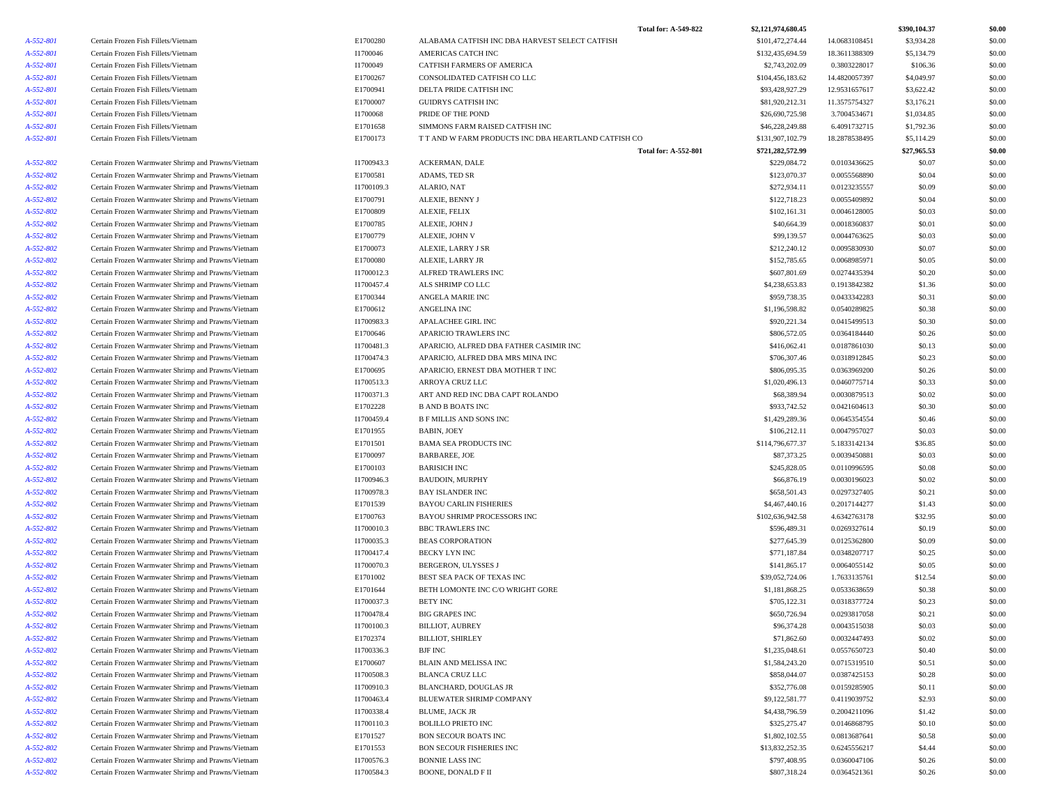| | | | | | | | |
|---|---|---|---|---|---|---|---|
| | | | Total for: A-549-822 | $2,121,974,680.45 | | $390,104.37 | $0.00 |
| A-552-801 | Certain Frozen Fish Fillets/Vietnam | E1700280 | ALABAMA CATFISH INC DBA HARVEST SELECT CATFISH | $101,472,274.44 | 14.0683108451 | $3,934.28 | $0.00 |
| A-552-801 | Certain Frozen Fish Fillets/Vietnam | I1700046 | AMERICAS CATCH INC | $132,435,694.59 | 18.3611388309 | $5,134.79 | $0.00 |
| A-552-801 | Certain Frozen Fish Fillets/Vietnam | I1700049 | CATFISH FARMERS OF AMERICA | $2,743,202.09 | 0.3803228017 | $106.36 | $0.00 |
| A-552-801 | Certain Frozen Fish Fillets/Vietnam | E1700267 | CONSOLIDATED CATFISH CO LLC | $104,456,183.62 | 14.4820057397 | $4,049.97 | $0.00 |
| A-552-801 | Certain Frozen Fish Fillets/Vietnam | E1700941 | DELTA PRIDE CATFISH INC | $93,428,927.29 | 12.9531657617 | $3,622.42 | $0.00 |
| A-552-801 | Certain Frozen Fish Fillets/Vietnam | E1700007 | GUIDRYS CATFISH INC | $81,920,212.31 | 11.3575754327 | $3,176.21 | $0.00 |
| A-552-801 | Certain Frozen Fish Fillets/Vietnam | I1700068 | PRIDE OF THE POND | $26,690,725.98 | 3.7004534671 | $1,034.85 | $0.00 |
| A-552-801 | Certain Frozen Fish Fillets/Vietnam | E1701658 | SIMMONS FARM RAISED CATFISH INC | $46,228,249.88 | 6.4091732715 | $1,792.36 | $0.00 |
| A-552-801 | Certain Frozen Fish Fillets/Vietnam | E1700173 | T T AND W FARM PRODUCTS INC DBA HEARTLAND CATFISH CO | $131,907,102.79 | 18.2878538495 | $5,114.29 | $0.00 |
| | | | Total for: A-552-801 | $721,282,572.99 | | $27,965.53 | $0.00 |
| A-552-802 | Certain Frozen Warmwater Shrimp and Prawns/Vietnam | I1700943.3 | ACKERMAN, DALE | $229,084.72 | 0.0103436625 | $0.07 | $0.00 |
| A-552-802 | Certain Frozen Warmwater Shrimp and Prawns/Vietnam | E1700581 | ADAMS, TED SR | $123,070.37 | 0.0055568890 | $0.04 | $0.00 |
| A-552-802 | Certain Frozen Warmwater Shrimp and Prawns/Vietnam | I1700109.3 | ALARIO, NAT | $272,934.11 | 0.0123235557 | $0.09 | $0.00 |
| A-552-802 | Certain Frozen Warmwater Shrimp and Prawns/Vietnam | E1700791 | ALEXIE, BENNY J | $122,718.23 | 0.0055409892 | $0.04 | $0.00 |
| A-552-802 | Certain Frozen Warmwater Shrimp and Prawns/Vietnam | E1700809 | ALEXIE, FELIX | $102,161.31 | 0.0046128005 | $0.03 | $0.00 |
| A-552-802 | Certain Frozen Warmwater Shrimp and Prawns/Vietnam | E1700785 | ALEXIE, JOHN J | $40,664.39 | 0.0018360837 | $0.01 | $0.00 |
| A-552-802 | Certain Frozen Warmwater Shrimp and Prawns/Vietnam | E1700779 | ALEXIE, JOHN V | $99,139.57 | 0.0044763625 | $0.03 | $0.00 |
| A-552-802 | Certain Frozen Warmwater Shrimp and Prawns/Vietnam | E1700073 | ALEXIE, LARRY J SR | $212,240.12 | 0.0095830930 | $0.07 | $0.00 |
| A-552-802 | Certain Frozen Warmwater Shrimp and Prawns/Vietnam | E1700080 | ALEXIE, LARRY JR | $152,785.65 | 0.0068985971 | $0.05 | $0.00 |
| A-552-802 | Certain Frozen Warmwater Shrimp and Prawns/Vietnam | I1700012.3 | ALFRED TRAWLERS INC | $607,801.69 | 0.0274435394 | $0.20 | $0.00 |
| A-552-802 | Certain Frozen Warmwater Shrimp and Prawns/Vietnam | I1700457.4 | ALS SHRIMP CO LLC | $4,238,653.83 | 0.1913842382 | $1.36 | $0.00 |
| A-552-802 | Certain Frozen Warmwater Shrimp and Prawns/Vietnam | E1700344 | ANGELA MARIE INC | $959,738.35 | 0.0433342283 | $0.31 | $0.00 |
| A-552-802 | Certain Frozen Warmwater Shrimp and Prawns/Vietnam | E1700612 | ANGELINA INC | $1,196,598.82 | 0.0540289825 | $0.38 | $0.00 |
| A-552-802 | Certain Frozen Warmwater Shrimp and Prawns/Vietnam | I1700983.3 | APALACHEE GIRL INC | $920,221.34 | 0.0415499513 | $0.30 | $0.00 |
| A-552-802 | Certain Frozen Warmwater Shrimp and Prawns/Vietnam | E1700646 | APARICIO TRAWLERS INC | $806,572.05 | 0.0364184440 | $0.26 | $0.00 |
| A-552-802 | Certain Frozen Warmwater Shrimp and Prawns/Vietnam | I1700481.3 | APARICIO, ALFRED DBA FATHER CASIMIR INC | $416,062.41 | 0.0187861030 | $0.13 | $0.00 |
| A-552-802 | Certain Frozen Warmwater Shrimp and Prawns/Vietnam | I1700474.3 | APARICIO, ALFRED DBA MRS MINA INC | $706,307.46 | 0.0318912845 | $0.23 | $0.00 |
| A-552-802 | Certain Frozen Warmwater Shrimp and Prawns/Vietnam | E1700695 | APARICIO, ERNEST DBA MOTHER T INC | $806,095.35 | 0.0363969200 | $0.26 | $0.00 |
| A-552-802 | Certain Frozen Warmwater Shrimp and Prawns/Vietnam | I1700513.3 | ARROYA CRUZ LLC | $1,020,496.13 | 0.0460775714 | $0.33 | $0.00 |
| A-552-802 | Certain Frozen Warmwater Shrimp and Prawns/Vietnam | I1700371.3 | ART AND RED INC DBA CAPT ROLANDO | $68,389.94 | 0.0030879513 | $0.02 | $0.00 |
| A-552-802 | Certain Frozen Warmwater Shrimp and Prawns/Vietnam | E1702228 | B AND B BOATS INC | $933,742.52 | 0.0421604613 | $0.30 | $0.00 |
| A-552-802 | Certain Frozen Warmwater Shrimp and Prawns/Vietnam | I1700459.4 | B F MILLIS AND SONS INC | $1,429,289.36 | 0.0645354554 | $0.46 | $0.00 |
| A-552-802 | Certain Frozen Warmwater Shrimp and Prawns/Vietnam | E1701955 | BABIN, JOEY | $106,212.11 | 0.0047957027 | $0.03 | $0.00 |
| A-552-802 | Certain Frozen Warmwater Shrimp and Prawns/Vietnam | E1701501 | BAMA SEA PRODUCTS INC | $114,796,677.37 | 5.1833142134 | $36.85 | $0.00 |
| A-552-802 | Certain Frozen Warmwater Shrimp and Prawns/Vietnam | E1700097 | BARBAREE, JOE | $87,373.25 | 0.0039450881 | $0.03 | $0.00 |
| A-552-802 | Certain Frozen Warmwater Shrimp and Prawns/Vietnam | E1700103 | BARISICH INC | $245,828.05 | 0.0110996595 | $0.08 | $0.00 |
| A-552-802 | Certain Frozen Warmwater Shrimp and Prawns/Vietnam | I1700946.3 | BAUDOIN, MURPHY | $66,876.19 | 0.0030196023 | $0.02 | $0.00 |
| A-552-802 | Certain Frozen Warmwater Shrimp and Prawns/Vietnam | I1700978.3 | BAY ISLANDER INC | $658,501.43 | 0.0297327405 | $0.21 | $0.00 |
| A-552-802 | Certain Frozen Warmwater Shrimp and Prawns/Vietnam | E1701539 | BAYOU CARLIN FISHERIES | $4,467,440.16 | 0.2017144277 | $1.43 | $0.00 |
| A-552-802 | Certain Frozen Warmwater Shrimp and Prawns/Vietnam | E1700763 | BAYOU SHRIMP PROCESSORS INC | $102,636,942.58 | 4.6342763178 | $32.95 | $0.00 |
| A-552-802 | Certain Frozen Warmwater Shrimp and Prawns/Vietnam | I1700010.3 | BBC TRAWLERS INC | $596,489.31 | 0.0269327614 | $0.19 | $0.00 |
| A-552-802 | Certain Frozen Warmwater Shrimp and Prawns/Vietnam | I1700035.3 | BEAS CORPORATION | $277,645.39 | 0.0125362800 | $0.09 | $0.00 |
| A-552-802 | Certain Frozen Warmwater Shrimp and Prawns/Vietnam | I1700417.4 | BECKY LYN INC | $771,187.84 | 0.0348207717 | $0.25 | $0.00 |
| A-552-802 | Certain Frozen Warmwater Shrimp and Prawns/Vietnam | I1700070.3 | BERGERON, ULYSSES J | $141,865.17 | 0.0064055142 | $0.05 | $0.00 |
| A-552-802 | Certain Frozen Warmwater Shrimp and Prawns/Vietnam | E1701002 | BEST SEA PACK OF TEXAS INC | $39,052,724.06 | 1.7633135761 | $12.54 | $0.00 |
| A-552-802 | Certain Frozen Warmwater Shrimp and Prawns/Vietnam | E1701644 | BETH LOMONTE INC C/O WRIGHT GORE | $1,181,868.25 | 0.0533638659 | $0.38 | $0.00 |
| A-552-802 | Certain Frozen Warmwater Shrimp and Prawns/Vietnam | I1700037.3 | BETY INC | $705,122.31 | 0.0318377724 | $0.23 | $0.00 |
| A-552-802 | Certain Frozen Warmwater Shrimp and Prawns/Vietnam | I1700478.4 | BIG GRAPES INC | $650,726.94 | 0.0293817058 | $0.21 | $0.00 |
| A-552-802 | Certain Frozen Warmwater Shrimp and Prawns/Vietnam | I1700100.3 | BILLIOT, AUBREY | $96,374.28 | 0.0043515038 | $0.03 | $0.00 |
| A-552-802 | Certain Frozen Warmwater Shrimp and Prawns/Vietnam | E1702374 | BILLIOT, SHIRLEY | $71,862.60 | 0.0032447493 | $0.02 | $0.00 |
| A-552-802 | Certain Frozen Warmwater Shrimp and Prawns/Vietnam | I1700336.3 | BJF INC | $1,235,048.61 | 0.0557650723 | $0.40 | $0.00 |
| A-552-802 | Certain Frozen Warmwater Shrimp and Prawns/Vietnam | E1700607 | BLAIN AND MELISSA INC | $1,584,243.20 | 0.0715319510 | $0.51 | $0.00 |
| A-552-802 | Certain Frozen Warmwater Shrimp and Prawns/Vietnam | I1700508.3 | BLANCA CRUZ LLC | $858,044.07 | 0.0387425153 | $0.28 | $0.00 |
| A-552-802 | Certain Frozen Warmwater Shrimp and Prawns/Vietnam | I1700910.3 | BLANCHARD, DOUGLAS JR | $352,776.08 | 0.0159285905 | $0.11 | $0.00 |
| A-552-802 | Certain Frozen Warmwater Shrimp and Prawns/Vietnam | I1700463.4 | BLUEWATER SHRIMP COMPANY | $9,122,581.77 | 0.4119039752 | $2.93 | $0.00 |
| A-552-802 | Certain Frozen Warmwater Shrimp and Prawns/Vietnam | I1700338.4 | BLUME, JACK JR | $4,438,796.59 | 0.2004211096 | $1.42 | $0.00 |
| A-552-802 | Certain Frozen Warmwater Shrimp and Prawns/Vietnam | I1700110.3 | BOLILLO PRIETO INC | $325,275.47 | 0.0146868795 | $0.10 | $0.00 |
| A-552-802 | Certain Frozen Warmwater Shrimp and Prawns/Vietnam | E1701527 | BON SECOUR BOATS INC | $1,802,102.55 | 0.0813687641 | $0.58 | $0.00 |
| A-552-802 | Certain Frozen Warmwater Shrimp and Prawns/Vietnam | E1701553 | BON SECOUR FISHERIES INC | $13,832,252.35 | 0.6245556217 | $4.44 | $0.00 |
| A-552-802 | Certain Frozen Warmwater Shrimp and Prawns/Vietnam | I1700576.3 | BONNIE LASS INC | $797,408.95 | 0.0360047106 | $0.26 | $0.00 |
| A-552-802 | Certain Frozen Warmwater Shrimp and Prawns/Vietnam | I1700584.3 | BOONE, DONALD F II | $807,318.24 | 0.0364521361 | $0.26 | $0.00 |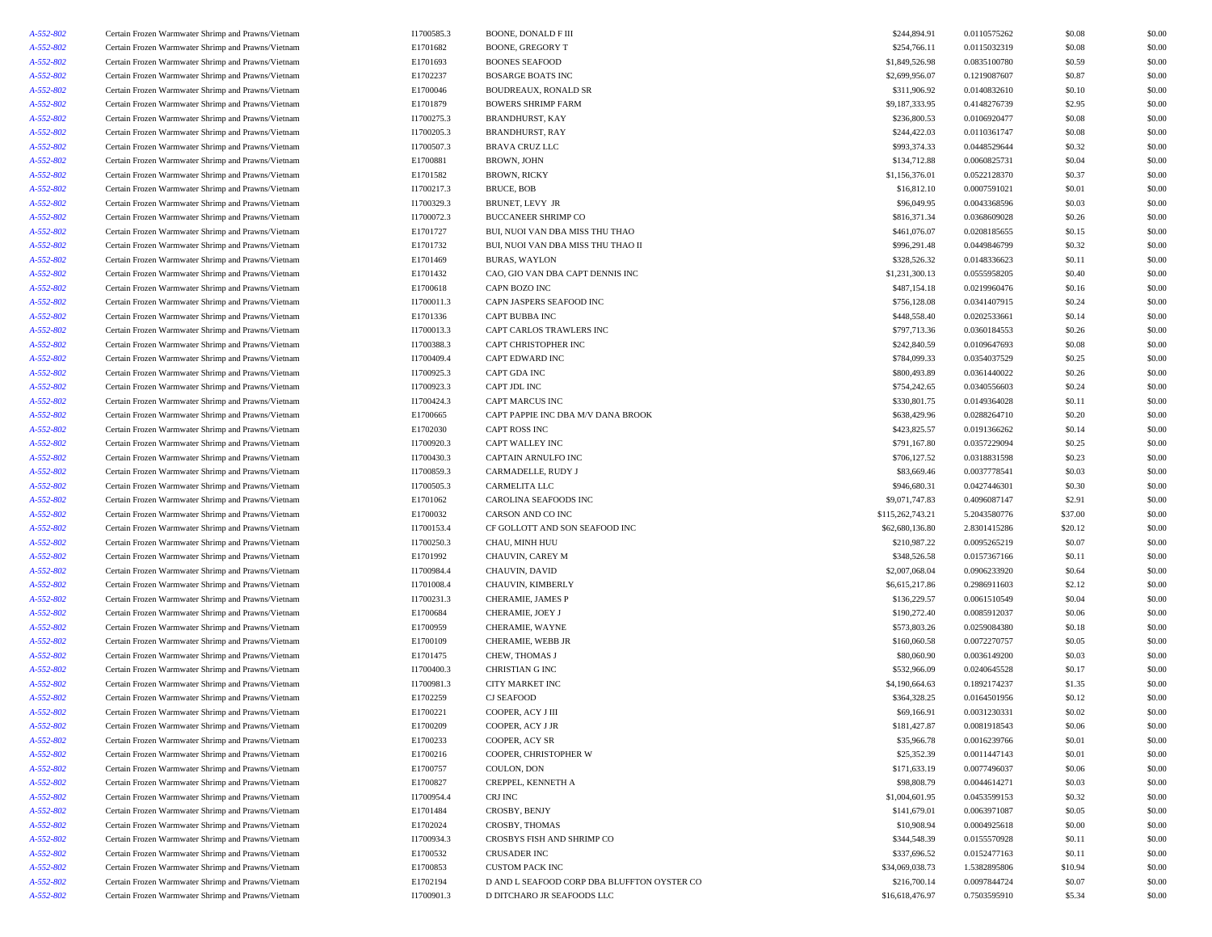| | | | | | | | |
|---|---|---|---|---|---|---|---|
| A-552-802 | Certain Frozen Warmwater Shrimp and Prawns/Vietnam | I1700585.3 | BOONE, DONALD F III | $244,894.91 | 0.0110575262 | $0.08 | $0.00 |
| A-552-802 | Certain Frozen Warmwater Shrimp and Prawns/Vietnam | E1701682 | BOONE, GREGORY T | $254,766.11 | 0.0115032319 | $0.08 | $0.00 |
| A-552-802 | Certain Frozen Warmwater Shrimp and Prawns/Vietnam | E1701693 | BOONES SEAFOOD | $1,849,526.98 | 0.0835100780 | $0.59 | $0.00 |
| A-552-802 | Certain Frozen Warmwater Shrimp and Prawns/Vietnam | E1702237 | BOSARGE BOATS INC | $2,699,956.07 | 0.1219087607 | $0.87 | $0.00 |
| A-552-802 | Certain Frozen Warmwater Shrimp and Prawns/Vietnam | E1700046 | BOUDREAUX, RONALD SR | $311,906.92 | 0.0140832610 | $0.10 | $0.00 |
| A-552-802 | Certain Frozen Warmwater Shrimp and Prawns/Vietnam | E1701879 | BOWERS SHRIMP FARM | $9,187,333.95 | 0.4148276739 | $2.95 | $0.00 |
| A-552-802 | Certain Frozen Warmwater Shrimp and Prawns/Vietnam | I1700275.3 | BRANDHURST, KAY | $236,800.53 | 0.0106920477 | $0.08 | $0.00 |
| A-552-802 | Certain Frozen Warmwater Shrimp and Prawns/Vietnam | I1700205.3 | BRANDHURST, RAY | $244,422.03 | 0.0110361747 | $0.08 | $0.00 |
| A-552-802 | Certain Frozen Warmwater Shrimp and Prawns/Vietnam | I1700507.3 | BRAVA CRUZ LLC | $993,374.33 | 0.0448529644 | $0.32 | $0.00 |
| A-552-802 | Certain Frozen Warmwater Shrimp and Prawns/Vietnam | E1700881 | BROWN, JOHN | $134,712.88 | 0.0060825731 | $0.04 | $0.00 |
| A-552-802 | Certain Frozen Warmwater Shrimp and Prawns/Vietnam | E1701582 | BROWN, RICKY | $1,156,376.01 | 0.0522128370 | $0.37 | $0.00 |
| A-552-802 | Certain Frozen Warmwater Shrimp and Prawns/Vietnam | I1700217.3 | BRUCE, BOB | $16,812.10 | 0.0007591021 | $0.01 | $0.00 |
| A-552-802 | Certain Frozen Warmwater Shrimp and Prawns/Vietnam | I1700329.3 | BRUNET, LEVY JR | $96,049.95 | 0.0043368596 | $0.03 | $0.00 |
| A-552-802 | Certain Frozen Warmwater Shrimp and Prawns/Vietnam | I1700072.3 | BUCCANEER SHRIMP CO | $816,371.34 | 0.0368609028 | $0.26 | $0.00 |
| A-552-802 | Certain Frozen Warmwater Shrimp and Prawns/Vietnam | E1701727 | BUI, NUOI VAN DBA MISS THU THAO | $461,076.07 | 0.0208185655 | $0.15 | $0.00 |
| A-552-802 | Certain Frozen Warmwater Shrimp and Prawns/Vietnam | E1701732 | BUI, NUOI VAN DBA MISS THU THAO II | $996,291.48 | 0.0449846799 | $0.32 | $0.00 |
| A-552-802 | Certain Frozen Warmwater Shrimp and Prawns/Vietnam | E1701469 | BURAS, WAYLON | $328,526.32 | 0.0148336623 | $0.11 | $0.00 |
| A-552-802 | Certain Frozen Warmwater Shrimp and Prawns/Vietnam | E1701432 | CAO, GIO VAN DBA CAPT DENNIS INC | $1,231,300.13 | 0.0555958205 | $0.40 | $0.00 |
| A-552-802 | Certain Frozen Warmwater Shrimp and Prawns/Vietnam | E1700618 | CAPN BOZO INC | $487,154.18 | 0.0219960476 | $0.16 | $0.00 |
| A-552-802 | Certain Frozen Warmwater Shrimp and Prawns/Vietnam | I1700011.3 | CAPN JASPERS SEAFOOD INC | $756,128.08 | 0.0341407915 | $0.24 | $0.00 |
| A-552-802 | Certain Frozen Warmwater Shrimp and Prawns/Vietnam | E1701336 | CAPT BUBBA INC | $448,558.40 | 0.0202533661 | $0.14 | $0.00 |
| A-552-802 | Certain Frozen Warmwater Shrimp and Prawns/Vietnam | I1700013.3 | CAPT CARLOS TRAWLERS INC | $797,713.36 | 0.0360184553 | $0.26 | $0.00 |
| A-552-802 | Certain Frozen Warmwater Shrimp and Prawns/Vietnam | I1700388.3 | CAPT CHRISTOPHER INC | $242,840.59 | 0.0109647693 | $0.08 | $0.00 |
| A-552-802 | Certain Frozen Warmwater Shrimp and Prawns/Vietnam | I1700409.4 | CAPT EDWARD INC | $784,099.33 | 0.0354037529 | $0.25 | $0.00 |
| A-552-802 | Certain Frozen Warmwater Shrimp and Prawns/Vietnam | I1700925.3 | CAPT GDA INC | $800,493.89 | 0.0361440022 | $0.26 | $0.00 |
| A-552-802 | Certain Frozen Warmwater Shrimp and Prawns/Vietnam | I1700923.3 | CAPT JDL INC | $754,242.65 | 0.0340556603 | $0.24 | $0.00 |
| A-552-802 | Certain Frozen Warmwater Shrimp and Prawns/Vietnam | I1700424.3 | CAPT MARCUS INC | $330,801.75 | 0.0149364028 | $0.11 | $0.00 |
| A-552-802 | Certain Frozen Warmwater Shrimp and Prawns/Vietnam | E1700665 | CAPT PAPPIE INC DBA M/V DANA BROOK | $638,429.96 | 0.0288264710 | $0.20 | $0.00 |
| A-552-802 | Certain Frozen Warmwater Shrimp and Prawns/Vietnam | E1702030 | CAPT ROSS INC | $423,825.57 | 0.0191366262 | $0.14 | $0.00 |
| A-552-802 | Certain Frozen Warmwater Shrimp and Prawns/Vietnam | I1700920.3 | CAPT WALLEY INC | $791,167.80 | 0.0357229094 | $0.25 | $0.00 |
| A-552-802 | Certain Frozen Warmwater Shrimp and Prawns/Vietnam | I1700430.3 | CAPTAIN ARNULFO INC | $706,127.52 | 0.0318831598 | $0.23 | $0.00 |
| A-552-802 | Certain Frozen Warmwater Shrimp and Prawns/Vietnam | I1700859.3 | CARMADELLE, RUDY J | $83,669.46 | 0.0037778541 | $0.03 | $0.00 |
| A-552-802 | Certain Frozen Warmwater Shrimp and Prawns/Vietnam | I1700505.3 | CARMELITA LLC | $946,680.31 | 0.0427446301 | $0.30 | $0.00 |
| A-552-802 | Certain Frozen Warmwater Shrimp and Prawns/Vietnam | E1701062 | CAROLINA SEAFOODS INC | $9,071,747.83 | 0.4096087147 | $2.91 | $0.00 |
| A-552-802 | Certain Frozen Warmwater Shrimp and Prawns/Vietnam | E1700032 | CARSON AND CO INC | $115,262,743.21 | 5.2043580776 | $37.00 | $0.00 |
| A-552-802 | Certain Frozen Warmwater Shrimp and Prawns/Vietnam | I1700153.4 | CF GOLLOTT AND SON SEAFOOD INC | $62,680,136.80 | 2.8301415286 | $20.12 | $0.00 |
| A-552-802 | Certain Frozen Warmwater Shrimp and Prawns/Vietnam | I1700250.3 | CHAU, MINH HUU | $210,987.22 | 0.0095265219 | $0.07 | $0.00 |
| A-552-802 | Certain Frozen Warmwater Shrimp and Prawns/Vietnam | E1701992 | CHAUVIN, CAREY M | $348,526.58 | 0.0157367166 | $0.11 | $0.00 |
| A-552-802 | Certain Frozen Warmwater Shrimp and Prawns/Vietnam | I1700984.4 | CHAUVIN, DAVID | $2,007,068.04 | 0.0906233920 | $0.64 | $0.00 |
| A-552-802 | Certain Frozen Warmwater Shrimp and Prawns/Vietnam | I1701008.4 | CHAUVIN, KIMBERLY | $6,615,217.86 | 0.2986911603 | $2.12 | $0.00 |
| A-552-802 | Certain Frozen Warmwater Shrimp and Prawns/Vietnam | I1700231.3 | CHERAMIE, JAMES P | $136,229.57 | 0.0061510549 | $0.04 | $0.00 |
| A-552-802 | Certain Frozen Warmwater Shrimp and Prawns/Vietnam | E1700684 | CHERAMIE, JOEY J | $190,272.40 | 0.0085912037 | $0.06 | $0.00 |
| A-552-802 | Certain Frozen Warmwater Shrimp and Prawns/Vietnam | E1700959 | CHERAMIE, WAYNE | $573,803.26 | 0.0259084380 | $0.18 | $0.00 |
| A-552-802 | Certain Frozen Warmwater Shrimp and Prawns/Vietnam | E1700109 | CHERAMIE, WEBB JR | $160,060.58 | 0.0072270757 | $0.05 | $0.00 |
| A-552-802 | Certain Frozen Warmwater Shrimp and Prawns/Vietnam | E1701475 | CHEW, THOMAS J | $80,060.90 | 0.0036149200 | $0.03 | $0.00 |
| A-552-802 | Certain Frozen Warmwater Shrimp and Prawns/Vietnam | I1700400.3 | CHRISTIAN G INC | $532,966.09 | 0.0240645528 | $0.17 | $0.00 |
| A-552-802 | Certain Frozen Warmwater Shrimp and Prawns/Vietnam | I1700981.3 | CITY MARKET INC | $4,190,664.63 | 0.1892174237 | $1.35 | $0.00 |
| A-552-802 | Certain Frozen Warmwater Shrimp and Prawns/Vietnam | E1702259 | CJ SEAFOOD | $364,328.25 | 0.0164501956 | $0.12 | $0.00 |
| A-552-802 | Certain Frozen Warmwater Shrimp and Prawns/Vietnam | E1700221 | COOPER, ACY J III | $69,166.91 | 0.0031230331 | $0.02 | $0.00 |
| A-552-802 | Certain Frozen Warmwater Shrimp and Prawns/Vietnam | E1700209 | COOPER, ACY J JR | $181,427.87 | 0.0081918543 | $0.06 | $0.00 |
| A-552-802 | Certain Frozen Warmwater Shrimp and Prawns/Vietnam | E1700233 | COOPER, ACY SR | $35,966.78 | 0.0016239766 | $0.01 | $0.00 |
| A-552-802 | Certain Frozen Warmwater Shrimp and Prawns/Vietnam | E1700216 | COOPER, CHRISTOPHER W | $25,352.39 | 0.0011447143 | $0.01 | $0.00 |
| A-552-802 | Certain Frozen Warmwater Shrimp and Prawns/Vietnam | E1700757 | COULON, DON | $171,633.19 | 0.0077496037 | $0.06 | $0.00 |
| A-552-802 | Certain Frozen Warmwater Shrimp and Prawns/Vietnam | E1700827 | CREPPEL, KENNETH A | $98,808.79 | 0.0044614271 | $0.03 | $0.00 |
| A-552-802 | Certain Frozen Warmwater Shrimp and Prawns/Vietnam | I1700954.4 | CRJ INC | $1,004,601.95 | 0.0453599153 | $0.32 | $0.00 |
| A-552-802 | Certain Frozen Warmwater Shrimp and Prawns/Vietnam | E1701484 | CROSBY, BENJY | $141,679.01 | 0.0063971087 | $0.05 | $0.00 |
| A-552-802 | Certain Frozen Warmwater Shrimp and Prawns/Vietnam | E1702024 | CROSBY, THOMAS | $10,908.94 | 0.0004925618 | $0.00 | $0.00 |
| A-552-802 | Certain Frozen Warmwater Shrimp and Prawns/Vietnam | I1700934.3 | CROSBYS FISH AND SHRIMP CO | $344,548.39 | 0.0155570928 | $0.11 | $0.00 |
| A-552-802 | Certain Frozen Warmwater Shrimp and Prawns/Vietnam | E1700532 | CRUSADER INC | $337,696.52 | 0.0152477163 | $0.11 | $0.00 |
| A-552-802 | Certain Frozen Warmwater Shrimp and Prawns/Vietnam | E1700853 | CUSTOM PACK INC | $34,069,038.73 | 1.5382895806 | $10.94 | $0.00 |
| A-552-802 | Certain Frozen Warmwater Shrimp and Prawns/Vietnam | E1702194 | D AND L SEAFOOD CORP DBA BLUFFTON OYSTER CO | $216,700.14 | 0.0097844724 | $0.07 | $0.00 |
| A-552-802 | Certain Frozen Warmwater Shrimp and Prawns/Vietnam | I1700901.3 | D DITCHARO JR SEAFOODS LLC | $16,618,476.97 | 0.7503595910 | $5.34 | $0.00 |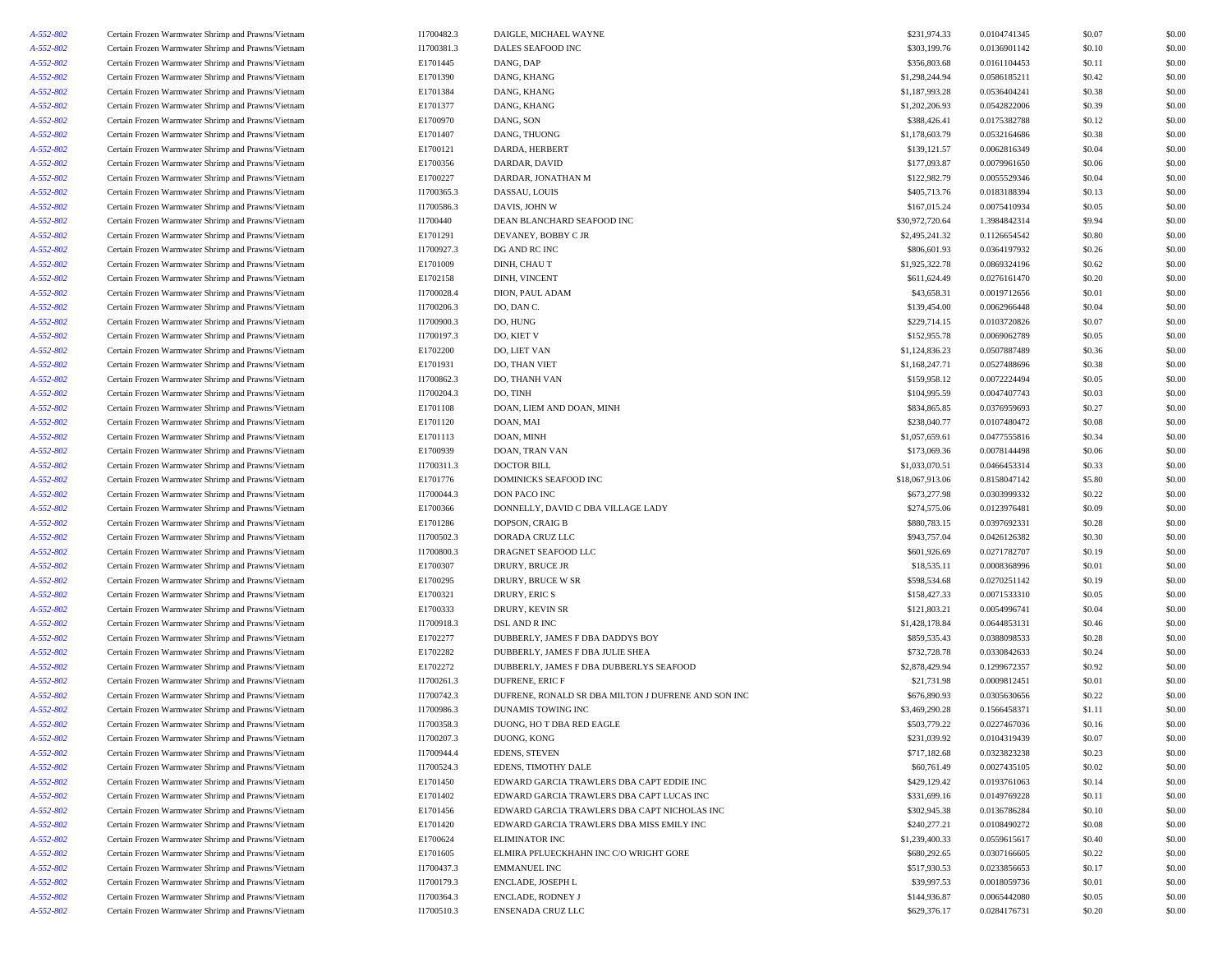| | | | | | | | |
|---|---|---|---|---|---|---|---|
| A-552-802 | Certain Frozen Warmwater Shrimp and Prawns/Vietnam | I1700482.3 | DAIGLE, MICHAEL WAYNE | $231,974.33 | 0.0104741345 | $0.07 | $0.00 |
| A-552-802 | Certain Frozen Warmwater Shrimp and Prawns/Vietnam | I1700381.3 | DALES SEAFOOD INC | $303,199.76 | 0.0136901142 | $0.10 | $0.00 |
| A-552-802 | Certain Frozen Warmwater Shrimp and Prawns/Vietnam | E1701445 | DANG, DAP | $356,803.68 | 0.0161104453 | $0.11 | $0.00 |
| A-552-802 | Certain Frozen Warmwater Shrimp and Prawns/Vietnam | E1701390 | DANG, KHANG | $1,298,244.94 | 0.0586185211 | $0.42 | $0.00 |
| A-552-802 | Certain Frozen Warmwater Shrimp and Prawns/Vietnam | E1701384 | DANG, KHANG | $1,187,993.28 | 0.0536404241 | $0.38 | $0.00 |
| A-552-802 | Certain Frozen Warmwater Shrimp and Prawns/Vietnam | E1701377 | DANG, KHANG | $1,202,206.93 | 0.0542822006 | $0.39 | $0.00 |
| A-552-802 | Certain Frozen Warmwater Shrimp and Prawns/Vietnam | E1700970 | DANG, SON | $388,426.41 | 0.0175382788 | $0.12 | $0.00 |
| A-552-802 | Certain Frozen Warmwater Shrimp and Prawns/Vietnam | E1701407 | DANG, THUONG | $1,178,603.79 | 0.0532164686 | $0.38 | $0.00 |
| A-552-802 | Certain Frozen Warmwater Shrimp and Prawns/Vietnam | E1700121 | DARDA, HERBERT | $139,121.57 | 0.0062816349 | $0.04 | $0.00 |
| A-552-802 | Certain Frozen Warmwater Shrimp and Prawns/Vietnam | E1700356 | DARDAR, DAVID | $177,093.87 | 0.0079961650 | $0.06 | $0.00 |
| A-552-802 | Certain Frozen Warmwater Shrimp and Prawns/Vietnam | E1700227 | DARDAR, JONATHAN M | $122,982.79 | 0.0055529346 | $0.04 | $0.00 |
| A-552-802 | Certain Frozen Warmwater Shrimp and Prawns/Vietnam | I1700365.3 | DASSAU, LOUIS | $405,713.76 | 0.0183188394 | $0.13 | $0.00 |
| A-552-802 | Certain Frozen Warmwater Shrimp and Prawns/Vietnam | I1700586.3 | DAVIS, JOHN W | $167,015.24 | 0.0075410934 | $0.05 | $0.00 |
| A-552-802 | Certain Frozen Warmwater Shrimp and Prawns/Vietnam | I1700440 | DEAN BLANCHARD SEAFOOD INC | $30,972,720.64 | 1.3984842314 | $9.94 | $0.00 |
| A-552-802 | Certain Frozen Warmwater Shrimp and Prawns/Vietnam | E1701291 | DEVANEY, BOBBY C JR | $2,495,241.32 | 0.1126654542 | $0.80 | $0.00 |
| A-552-802 | Certain Frozen Warmwater Shrimp and Prawns/Vietnam | I1700927.3 | DG AND RC INC | $806,601.93 | 0.0364197932 | $0.26 | $0.00 |
| A-552-802 | Certain Frozen Warmwater Shrimp and Prawns/Vietnam | E1701009 | DINH, CHAU T | $1,925,322.78 | 0.0869324196 | $0.62 | $0.00 |
| A-552-802 | Certain Frozen Warmwater Shrimp and Prawns/Vietnam | E1702158 | DINH, VINCENT | $611,624.49 | 0.0276161470 | $0.20 | $0.00 |
| A-552-802 | Certain Frozen Warmwater Shrimp and Prawns/Vietnam | I1700028.4 | DION, PAUL ADAM | $43,658.31 | 0.0019712656 | $0.01 | $0.00 |
| A-552-802 | Certain Frozen Warmwater Shrimp and Prawns/Vietnam | I1700206.3 | DO, DAN C. | $139,454.00 | 0.0062966448 | $0.04 | $0.00 |
| A-552-802 | Certain Frozen Warmwater Shrimp and Prawns/Vietnam | I1700900.3 | DO, HUNG | $229,714.15 | 0.0103720826 | $0.07 | $0.00 |
| A-552-802 | Certain Frozen Warmwater Shrimp and Prawns/Vietnam | I1700197.3 | DO, KIET V | $152,955.78 | 0.0069062789 | $0.05 | $0.00 |
| A-552-802 | Certain Frozen Warmwater Shrimp and Prawns/Vietnam | E1702200 | DO, LIET VAN | $1,124,836.23 | 0.0507887489 | $0.36 | $0.00 |
| A-552-802 | Certain Frozen Warmwater Shrimp and Prawns/Vietnam | E1701931 | DO, THAN VIET | $1,168,247.71 | 0.0527488696 | $0.38 | $0.00 |
| A-552-802 | Certain Frozen Warmwater Shrimp and Prawns/Vietnam | I1700862.3 | DO, THANH VAN | $159,958.12 | 0.0072224494 | $0.05 | $0.00 |
| A-552-802 | Certain Frozen Warmwater Shrimp and Prawns/Vietnam | I1700204.3 | DO, TINH | $104,995.59 | 0.0047407743 | $0.03 | $0.00 |
| A-552-802 | Certain Frozen Warmwater Shrimp and Prawns/Vietnam | E1701108 | DOAN, LIEM AND DOAN, MINH | $834,865.85 | 0.0376959693 | $0.27 | $0.00 |
| A-552-802 | Certain Frozen Warmwater Shrimp and Prawns/Vietnam | E1701120 | DOAN, MAI | $238,040.77 | 0.0107480472 | $0.08 | $0.00 |
| A-552-802 | Certain Frozen Warmwater Shrimp and Prawns/Vietnam | E1701113 | DOAN, MINH | $1,057,659.61 | 0.0477555816 | $0.34 | $0.00 |
| A-552-802 | Certain Frozen Warmwater Shrimp and Prawns/Vietnam | E1700939 | DOAN, TRAN VAN | $173,069.36 | 0.0078144498 | $0.06 | $0.00 |
| A-552-802 | Certain Frozen Warmwater Shrimp and Prawns/Vietnam | I1700311.3 | DOCTOR BILL | $1,033,070.51 | 0.0466453314 | $0.33 | $0.00 |
| A-552-802 | Certain Frozen Warmwater Shrimp and Prawns/Vietnam | E1701776 | DOMINICKS SEAFOOD INC | $18,067,913.06 | 0.8158047142 | $5.80 | $0.00 |
| A-552-802 | Certain Frozen Warmwater Shrimp and Prawns/Vietnam | I1700044.3 | DON PACO INC | $673,277.98 | 0.0303999332 | $0.22 | $0.00 |
| A-552-802 | Certain Frozen Warmwater Shrimp and Prawns/Vietnam | E1700366 | DONNELLY, DAVID C DBA VILLAGE LADY | $274,575.06 | 0.0123976481 | $0.09 | $0.00 |
| A-552-802 | Certain Frozen Warmwater Shrimp and Prawns/Vietnam | E1701286 | DOPSON, CRAIG B | $880,783.15 | 0.0397692331 | $0.28 | $0.00 |
| A-552-802 | Certain Frozen Warmwater Shrimp and Prawns/Vietnam | I1700502.3 | DORADA CRUZ LLC | $943,757.04 | 0.0426126382 | $0.30 | $0.00 |
| A-552-802 | Certain Frozen Warmwater Shrimp and Prawns/Vietnam | I1700800.3 | DRAGNET SEAFOOD LLC | $601,926.69 | 0.0271782707 | $0.19 | $0.00 |
| A-552-802 | Certain Frozen Warmwater Shrimp and Prawns/Vietnam | E1700307 | DRURY, BRUCE JR | $18,535.11 | 0.0008368996 | $0.01 | $0.00 |
| A-552-802 | Certain Frozen Warmwater Shrimp and Prawns/Vietnam | E1700295 | DRURY, BRUCE W SR | $598,534.68 | 0.0270251142 | $0.19 | $0.00 |
| A-552-802 | Certain Frozen Warmwater Shrimp and Prawns/Vietnam | E1700321 | DRURY, ERIC S | $158,427.33 | 0.0071533310 | $0.05 | $0.00 |
| A-552-802 | Certain Frozen Warmwater Shrimp and Prawns/Vietnam | E1700333 | DRURY, KEVIN SR | $121,803.21 | 0.0054996741 | $0.04 | $0.00 |
| A-552-802 | Certain Frozen Warmwater Shrimp and Prawns/Vietnam | I1700918.3 | DSL AND R INC | $1,428,178.84 | 0.0644853131 | $0.46 | $0.00 |
| A-552-802 | Certain Frozen Warmwater Shrimp and Prawns/Vietnam | E1702277 | DUBBERLY, JAMES F DBA DADDYS BOY | $859,535.43 | 0.0388098533 | $0.28 | $0.00 |
| A-552-802 | Certain Frozen Warmwater Shrimp and Prawns/Vietnam | E1702282 | DUBBERLY, JAMES F DBA JULIE SHEA | $732,728.78 | 0.0330842633 | $0.24 | $0.00 |
| A-552-802 | Certain Frozen Warmwater Shrimp and Prawns/Vietnam | E1702272 | DUBBERLY, JAMES F DBA DUBBERLYS SEAFOOD | $2,878,429.94 | 0.1299672357 | $0.92 | $0.00 |
| A-552-802 | Certain Frozen Warmwater Shrimp and Prawns/Vietnam | I1700261.3 | DUFRENE, ERIC F | $21,731.98 | 0.0009812451 | $0.01 | $0.00 |
| A-552-802 | Certain Frozen Warmwater Shrimp and Prawns/Vietnam | I1700742.3 | DUFRENE, RONALD SR DBA MILTON J DUFRENE AND SON INC | $676,890.93 | 0.0305630656 | $0.22 | $0.00 |
| A-552-802 | Certain Frozen Warmwater Shrimp and Prawns/Vietnam | I1700986.3 | DUNAMIS TOWING INC | $3,469,290.28 | 0.1566458371 | $1.11 | $0.00 |
| A-552-802 | Certain Frozen Warmwater Shrimp and Prawns/Vietnam | I1700358.3 | DUONG, HO T DBA RED EAGLE | $503,779.22 | 0.0227467036 | $0.16 | $0.00 |
| A-552-802 | Certain Frozen Warmwater Shrimp and Prawns/Vietnam | I1700207.3 | DUONG, KONG | $231,039.92 | 0.0104319439 | $0.07 | $0.00 |
| A-552-802 | Certain Frozen Warmwater Shrimp and Prawns/Vietnam | I1700944.4 | EDENS, STEVEN | $717,182.68 | 0.0323823238 | $0.23 | $0.00 |
| A-552-802 | Certain Frozen Warmwater Shrimp and Prawns/Vietnam | I1700524.3 | EDENS, TIMOTHY DALE | $60,761.49 | 0.0027435105 | $0.02 | $0.00 |
| A-552-802 | Certain Frozen Warmwater Shrimp and Prawns/Vietnam | E1701450 | EDWARD GARCIA TRAWLERS DBA CAPT EDDIE INC | $429,129.42 | 0.0193761063 | $0.14 | $0.00 |
| A-552-802 | Certain Frozen Warmwater Shrimp and Prawns/Vietnam | E1701402 | EDWARD GARCIA TRAWLERS DBA CAPT LUCAS INC | $331,699.16 | 0.0149769228 | $0.11 | $0.00 |
| A-552-802 | Certain Frozen Warmwater Shrimp and Prawns/Vietnam | E1701456 | EDWARD GARCIA TRAWLERS DBA CAPT NICHOLAS INC | $302,945.38 | 0.0136786284 | $0.10 | $0.00 |
| A-552-802 | Certain Frozen Warmwater Shrimp and Prawns/Vietnam | E1701420 | EDWARD GARCIA TRAWLERS DBA MISS EMILY INC | $240,277.21 | 0.0108490272 | $0.08 | $0.00 |
| A-552-802 | Certain Frozen Warmwater Shrimp and Prawns/Vietnam | E1700624 | ELIMINATOR INC | $1,239,400.33 | 0.0559615617 | $0.40 | $0.00 |
| A-552-802 | Certain Frozen Warmwater Shrimp and Prawns/Vietnam | E1701605 | ELMIRA PFLUECKHAHN INC C/O WRIGHT GORE | $680,292.65 | 0.0307166605 | $0.22 | $0.00 |
| A-552-802 | Certain Frozen Warmwater Shrimp and Prawns/Vietnam | I1700437.3 | EMMANUEL INC | $517,930.53 | 0.0233856653 | $0.17 | $0.00 |
| A-552-802 | Certain Frozen Warmwater Shrimp and Prawns/Vietnam | I1700179.3 | ENCLADE, JOSEPH L | $39,997.53 | 0.0018059736 | $0.01 | $0.00 |
| A-552-802 | Certain Frozen Warmwater Shrimp and Prawns/Vietnam | I1700364.3 | ENCLADE, RODNEY J | $144,936.87 | 0.0065442080 | $0.05 | $0.00 |
| A-552-802 | Certain Frozen Warmwater Shrimp and Prawns/Vietnam | I1700510.3 | ENSENADA CRUZ LLC | $629,376.17 | 0.0284176731 | $0.20 | $0.00 |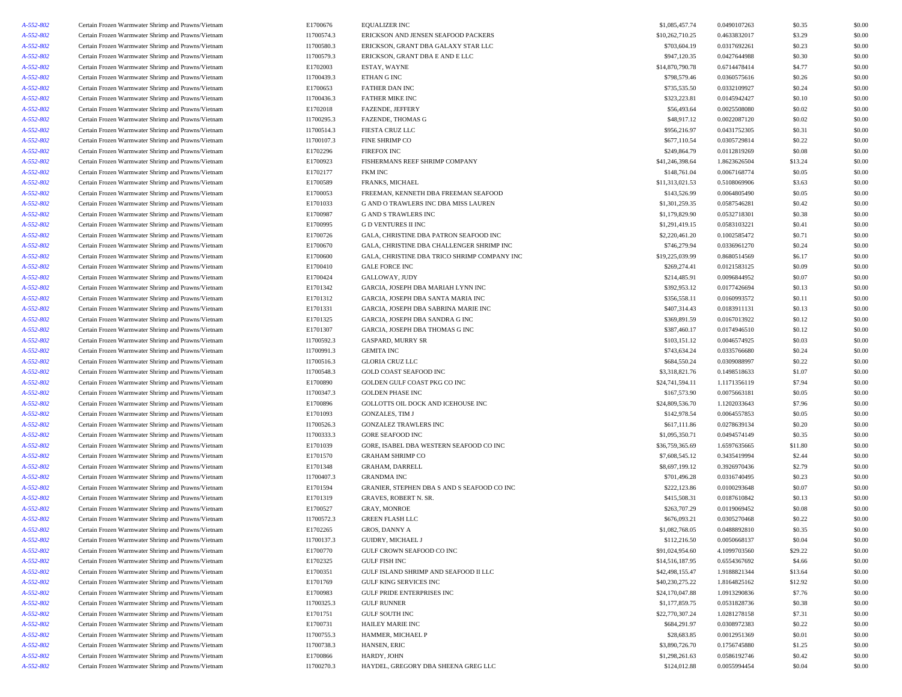| | | | | | | | |
|---|---|---|---|---|---|---|---|
| A-552-802 | Certain Frozen Warmwater Shrimp and Prawns/Vietnam | E1700676 | EQUALIZER INC | $1,085,457.74 | 0.0490107263 | $0.35 | $0.00 |
| A-552-802 | Certain Frozen Warmwater Shrimp and Prawns/Vietnam | I1700574.3 | ERICKSON AND JENSEN SEAFOOD PACKERS | $10,262,710.25 | 0.4633832017 | $3.29 | $0.00 |
| A-552-802 | Certain Frozen Warmwater Shrimp and Prawns/Vietnam | I1700580.3 | ERICKSON, GRANT DBA GALAXY STAR LLC | $703,604.19 | 0.0317692261 | $0.23 | $0.00 |
| A-552-802 | Certain Frozen Warmwater Shrimp and Prawns/Vietnam | I1700579.3 | ERICKSON, GRANT DBA E AND E LLC | $947,120.35 | 0.0427644988 | $0.30 | $0.00 |
| A-552-802 | Certain Frozen Warmwater Shrimp and Prawns/Vietnam | E1702003 | ESTAY, WAYNE | $14,870,790.78 | 0.6714478414 | $4.77 | $0.00 |
| A-552-802 | Certain Frozen Warmwater Shrimp and Prawns/Vietnam | I1700439.3 | ETHAN G INC | $798,579.46 | 0.0360575616 | $0.26 | $0.00 |
| A-552-802 | Certain Frozen Warmwater Shrimp and Prawns/Vietnam | E1700653 | FATHER DAN INC | $735,535.50 | 0.0332109927 | $0.24 | $0.00 |
| A-552-802 | Certain Frozen Warmwater Shrimp and Prawns/Vietnam | I1700436.3 | FATHER MIKE INC | $323,223.81 | 0.0145942427 | $0.10 | $0.00 |
| A-552-802 | Certain Frozen Warmwater Shrimp and Prawns/Vietnam | E1702018 | FAZENDE, JEFFERY | $56,493.64 | 0.0025508080 | $0.02 | $0.00 |
| A-552-802 | Certain Frozen Warmwater Shrimp and Prawns/Vietnam | I1700295.3 | FAZENDE, THOMAS G | $48,917.12 | 0.0022087120 | $0.02 | $0.00 |
| A-552-802 | Certain Frozen Warmwater Shrimp and Prawns/Vietnam | I1700514.3 | FIESTA CRUZ LLC | $956,216.97 | 0.0431752305 | $0.31 | $0.00 |
| A-552-802 | Certain Frozen Warmwater Shrimp and Prawns/Vietnam | I1700107.3 | FINE SHRIMP CO | $677,110.54 | 0.0305729814 | $0.22 | $0.00 |
| A-552-802 | Certain Frozen Warmwater Shrimp and Prawns/Vietnam | E1702296 | FIREFOX INC | $249,864.79 | 0.0112819269 | $0.08 | $0.00 |
| A-552-802 | Certain Frozen Warmwater Shrimp and Prawns/Vietnam | E1700923 | FISHERMANS REEF SHRIMP COMPANY | $41,246,398.64 | 1.8623626504 | $13.24 | $0.00 |
| A-552-802 | Certain Frozen Warmwater Shrimp and Prawns/Vietnam | E1702177 | FKM INC | $148,761.04 | 0.0067168774 | $0.05 | $0.00 |
| A-552-802 | Certain Frozen Warmwater Shrimp and Prawns/Vietnam | E1700589 | FRANKS, MICHAEL | $11,313,021.53 | 0.5108069906 | $3.63 | $0.00 |
| A-552-802 | Certain Frozen Warmwater Shrimp and Prawns/Vietnam | E1700053 | FREEMAN, KENNETH DBA FREEMAN SEAFOOD | $143,526.99 | 0.0064805490 | $0.05 | $0.00 |
| A-552-802 | Certain Frozen Warmwater Shrimp and Prawns/Vietnam | E1701033 | G AND O TRAWLERS INC DBA MISS LAUREN | $1,301,259.35 | 0.0587546281 | $0.42 | $0.00 |
| A-552-802 | Certain Frozen Warmwater Shrimp and Prawns/Vietnam | E1700987 | G AND S TRAWLERS INC | $1,179,829.90 | 0.0532718301 | $0.38 | $0.00 |
| A-552-802 | Certain Frozen Warmwater Shrimp and Prawns/Vietnam | E1700995 | G D VENTURES II INC | $1,291,419.15 | 0.0583103221 | $0.41 | $0.00 |
| A-552-802 | Certain Frozen Warmwater Shrimp and Prawns/Vietnam | E1700726 | GALA, CHRISTINE DBA PATRON SEAFOOD INC | $2,220,461.20 | 0.1002585472 | $0.71 | $0.00 |
| A-552-802 | Certain Frozen Warmwater Shrimp and Prawns/Vietnam | E1700670 | GALA, CHRISTINE DBA CHALLENGER SHRIMP INC | $746,279.94 | 0.0336961270 | $0.24 | $0.00 |
| A-552-802 | Certain Frozen Warmwater Shrimp and Prawns/Vietnam | E1700600 | GALA, CHRISTINE DBA TRICO SHRIMP COMPANY INC | $19,225,039.99 | 0.8680514569 | $6.17 | $0.00 |
| A-552-802 | Certain Frozen Warmwater Shrimp and Prawns/Vietnam | E1700410 | GALE FORCE INC | $269,274.41 | 0.0121583125 | $0.09 | $0.00 |
| A-552-802 | Certain Frozen Warmwater Shrimp and Prawns/Vietnam | E1700424 | GALLOWAY, JUDY | $214,485.91 | 0.0096844952 | $0.07 | $0.00 |
| A-552-802 | Certain Frozen Warmwater Shrimp and Prawns/Vietnam | E1701342 | GARCIA, JOSEPH DBA MARIAH LYNN INC | $392,953.12 | 0.0177426694 | $0.13 | $0.00 |
| A-552-802 | Certain Frozen Warmwater Shrimp and Prawns/Vietnam | E1701312 | GARCIA, JOSEPH DBA SANTA MARIA INC | $356,558.11 | 0.0160993572 | $0.11 | $0.00 |
| A-552-802 | Certain Frozen Warmwater Shrimp and Prawns/Vietnam | E1701331 | GARCIA, JOSEPH DBA SABRINA MARIE INC | $407,314.43 | 0.0183911131 | $0.13 | $0.00 |
| A-552-802 | Certain Frozen Warmwater Shrimp and Prawns/Vietnam | E1701325 | GARCIA, JOSEPH DBA SANDRA G INC | $369,891.59 | 0.0167013922 | $0.12 | $0.00 |
| A-552-802 | Certain Frozen Warmwater Shrimp and Prawns/Vietnam | E1701307 | GARCIA, JOSEPH DBA THOMAS G INC | $387,460.17 | 0.0174946510 | $0.12 | $0.00 |
| A-552-802 | Certain Frozen Warmwater Shrimp and Prawns/Vietnam | I1700592.3 | GASPARD, MURRY SR | $103,151.12 | 0.0046574925 | $0.03 | $0.00 |
| A-552-802 | Certain Frozen Warmwater Shrimp and Prawns/Vietnam | I1700991.3 | GEMITA INC | $743,634.24 | 0.0335766680 | $0.24 | $0.00 |
| A-552-802 | Certain Frozen Warmwater Shrimp and Prawns/Vietnam | I1700516.3 | GLORIA CRUZ LLC | $684,550.24 | 0.0309088997 | $0.22 | $0.00 |
| A-552-802 | Certain Frozen Warmwater Shrimp and Prawns/Vietnam | I1700548.3 | GOLD COAST SEAFOOD INC | $3,318,821.76 | 0.1498518633 | $1.07 | $0.00 |
| A-552-802 | Certain Frozen Warmwater Shrimp and Prawns/Vietnam | E1700890 | GOLDEN GULF COAST PKG CO INC | $24,741,594.11 | 1.1171356119 | $7.94 | $0.00 |
| A-552-802 | Certain Frozen Warmwater Shrimp and Prawns/Vietnam | I1700347.3 | GOLDEN PHASE INC | $167,573.90 | 0.0075663181 | $0.05 | $0.00 |
| A-552-802 | Certain Frozen Warmwater Shrimp and Prawns/Vietnam | E1700896 | GOLLOTTS OIL DOCK AND ICEHOUSE INC | $24,809,536.70 | 1.1202033643 | $7.96 | $0.00 |
| A-552-802 | Certain Frozen Warmwater Shrimp and Prawns/Vietnam | E1701093 | GONZALES, TIM J | $142,978.54 | 0.0064557853 | $0.05 | $0.00 |
| A-552-802 | Certain Frozen Warmwater Shrimp and Prawns/Vietnam | I1700526.3 | GONZALEZ TRAWLERS INC | $617,111.86 | 0.0278639134 | $0.20 | $0.00 |
| A-552-802 | Certain Frozen Warmwater Shrimp and Prawns/Vietnam | I1700333.3 | GORE SEAFOOD INC | $1,095,350.71 | 0.0494574149 | $0.35 | $0.00 |
| A-552-802 | Certain Frozen Warmwater Shrimp and Prawns/Vietnam | E1701039 | GORE, ISABEL DBA WESTERN SEAFOOD CO INC | $36,759,365.69 | 1.6597635665 | $11.80 | $0.00 |
| A-552-802 | Certain Frozen Warmwater Shrimp and Prawns/Vietnam | E1701570 | GRAHAM SHRIMP CO | $7,608,545.12 | 0.3435419994 | $2.44 | $0.00 |
| A-552-802 | Certain Frozen Warmwater Shrimp and Prawns/Vietnam | E1701348 | GRAHAM, DARRELL | $8,697,199.12 | 0.3926970436 | $2.79 | $0.00 |
| A-552-802 | Certain Frozen Warmwater Shrimp and Prawns/Vietnam | I1700407.3 | GRANDMA INC | $701,496.28 | 0.0316740495 | $0.23 | $0.00 |
| A-552-802 | Certain Frozen Warmwater Shrimp and Prawns/Vietnam | E1701594 | GRANIER, STEPHEN DBA S AND S SEAFOOD CO INC | $222,123.86 | 0.0100293648 | $0.07 | $0.00 |
| A-552-802 | Certain Frozen Warmwater Shrimp and Prawns/Vietnam | E1701319 | GRAVES, ROBERT N. SR. | $415,508.31 | 0.0187610842 | $0.13 | $0.00 |
| A-552-802 | Certain Frozen Warmwater Shrimp and Prawns/Vietnam | E1700527 | GRAY, MONROE | $263,707.29 | 0.0119069452 | $0.08 | $0.00 |
| A-552-802 | Certain Frozen Warmwater Shrimp and Prawns/Vietnam | I1700572.3 | GREEN FLASH LLC | $676,093.21 | 0.0305270468 | $0.22 | $0.00 |
| A-552-802 | Certain Frozen Warmwater Shrimp and Prawns/Vietnam | E1702265 | GROS, DANNY A | $1,082,768.05 | 0.0488892810 | $0.35 | $0.00 |
| A-552-802 | Certain Frozen Warmwater Shrimp and Prawns/Vietnam | I1700137.3 | GUIDRY, MICHAEL J | $112,216.50 | 0.0050668137 | $0.04 | $0.00 |
| A-552-802 | Certain Frozen Warmwater Shrimp and Prawns/Vietnam | E1700770 | GULF CROWN SEAFOOD CO INC | $91,024,954.60 | 4.1099703560 | $29.22 | $0.00 |
| A-552-802 | Certain Frozen Warmwater Shrimp and Prawns/Vietnam | E1702325 | GULF FISH INC | $14,516,187.95 | 0.6554367692 | $4.66 | $0.00 |
| A-552-802 | Certain Frozen Warmwater Shrimp and Prawns/Vietnam | E1700351 | GULF ISLAND SHRIMP AND SEAFOOD II LLC | $42,498,155.47 | 1.9188821344 | $13.64 | $0.00 |
| A-552-802 | Certain Frozen Warmwater Shrimp and Prawns/Vietnam | E1701769 | GULF KING SERVICES INC | $40,230,275.22 | 1.8164825162 | $12.92 | $0.00 |
| A-552-802 | Certain Frozen Warmwater Shrimp and Prawns/Vietnam | E1700983 | GULF PRIDE ENTERPRISES INC | $24,170,047.88 | 1.0913290836 | $7.76 | $0.00 |
| A-552-802 | Certain Frozen Warmwater Shrimp and Prawns/Vietnam | I1700325.3 | GULF RUNNER | $1,177,859.75 | 0.0531828736 | $0.38 | $0.00 |
| A-552-802 | Certain Frozen Warmwater Shrimp and Prawns/Vietnam | E1701751 | GULF SOUTH INC | $22,770,307.24 | 1.0281278158 | $7.31 | $0.00 |
| A-552-802 | Certain Frozen Warmwater Shrimp and Prawns/Vietnam | E1700731 | HAILEY MARIE INC | $684,291.97 | 0.0308972383 | $0.22 | $0.00 |
| A-552-802 | Certain Frozen Warmwater Shrimp and Prawns/Vietnam | I1700755.3 | HAMMER, MICHAEL P | $28,683.85 | 0.0012951369 | $0.01 | $0.00 |
| A-552-802 | Certain Frozen Warmwater Shrimp and Prawns/Vietnam | I1700738.3 | HANSEN, ERIC | $3,890,726.70 | 0.1756745880 | $1.25 | $0.00 |
| A-552-802 | Certain Frozen Warmwater Shrimp and Prawns/Vietnam | E1700866 | HARDY, JOHN | $1,298,261.63 | 0.0586192746 | $0.42 | $0.00 |
| A-552-802 | Certain Frozen Warmwater Shrimp and Prawns/Vietnam | I1700270.3 | HAYDEL, GREGORY DBA SHEENA GREG LLC | $124,012.88 | 0.0055994454 | $0.04 | $0.00 |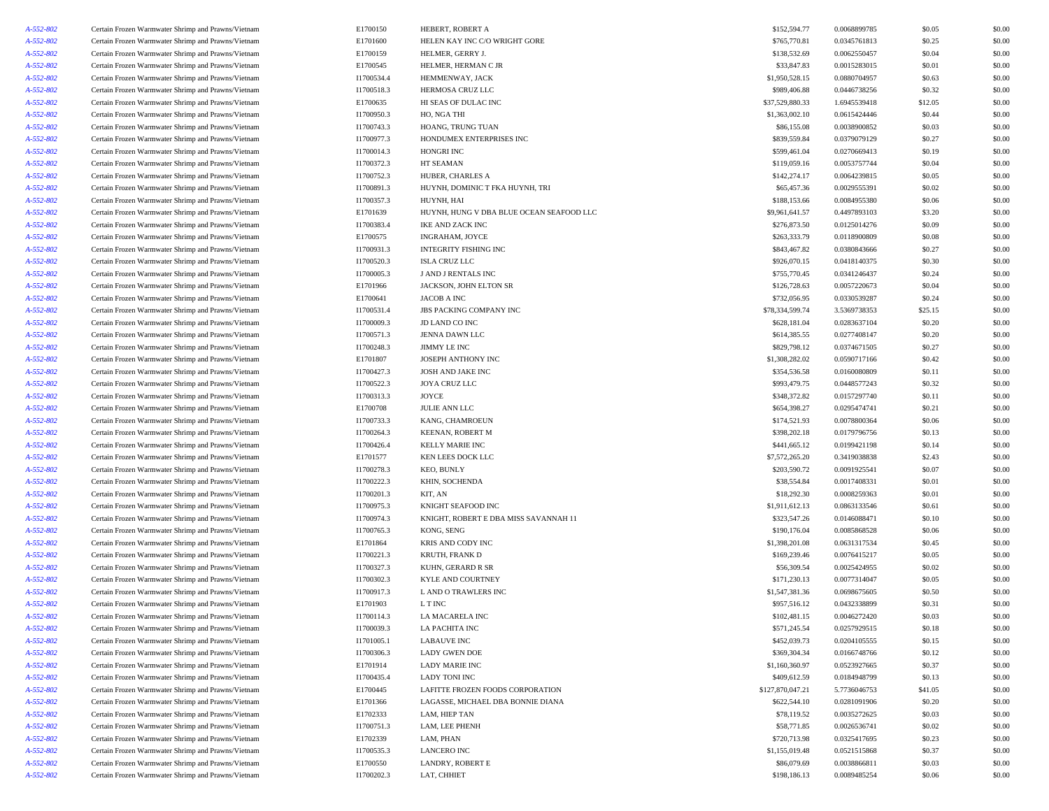| | | | | | | | |
|---|---|---|---|---|---|---|---|
| A-552-802 | Certain Frozen Warmwater Shrimp and Prawns/Vietnam | E1700150 | HEBERT, ROBERT A | $152,594.77 | 0.0068899785 | $0.05 | $0.00 |
| A-552-802 | Certain Frozen Warmwater Shrimp and Prawns/Vietnam | E1701600 | HELEN KAY INC C/O WRIGHT GORE | $765,770.81 | 0.0345761813 | $0.25 | $0.00 |
| A-552-802 | Certain Frozen Warmwater Shrimp and Prawns/Vietnam | E1700159 | HELMER, GERRY J. | $138,532.69 | 0.0062550457 | $0.04 | $0.00 |
| A-552-802 | Certain Frozen Warmwater Shrimp and Prawns/Vietnam | E1700545 | HELMER, HERMAN C JR | $33,847.83 | 0.0015283015 | $0.01 | $0.00 |
| A-552-802 | Certain Frozen Warmwater Shrimp and Prawns/Vietnam | I1700534.4 | HEMMENWAY, JACK | $1,950,528.15 | 0.0880704957 | $0.63 | $0.00 |
| A-552-802 | Certain Frozen Warmwater Shrimp and Prawns/Vietnam | I1700518.3 | HERMOSA CRUZ LLC | $989,406.88 | 0.0446738256 | $0.32 | $0.00 |
| A-552-802 | Certain Frozen Warmwater Shrimp and Prawns/Vietnam | E1700635 | HI SEAS OF DULAC INC | $37,529,880.33 | 1.6945539418 | $12.05 | $0.00 |
| A-552-802 | Certain Frozen Warmwater Shrimp and Prawns/Vietnam | I1700950.3 | HO, NGA THI | $1,363,002.10 | 0.0615424446 | $0.44 | $0.00 |
| A-552-802 | Certain Frozen Warmwater Shrimp and Prawns/Vietnam | I1700743.3 | HOANG, TRUNG TUAN | $86,155.08 | 0.0038900852 | $0.03 | $0.00 |
| A-552-802 | Certain Frozen Warmwater Shrimp and Prawns/Vietnam | I1700977.3 | HONDUMEX ENTERPRISES INC | $839,559.84 | 0.0379079129 | $0.27 | $0.00 |
| A-552-802 | Certain Frozen Warmwater Shrimp and Prawns/Vietnam | I1700014.3 | HONGRI INC | $599,461.04 | 0.0270669413 | $0.19 | $0.00 |
| A-552-802 | Certain Frozen Warmwater Shrimp and Prawns/Vietnam | I1700372.3 | HT SEAMAN | $119,059.16 | 0.0053757744 | $0.04 | $0.00 |
| A-552-802 | Certain Frozen Warmwater Shrimp and Prawns/Vietnam | I1700752.3 | HUBER, CHARLES A | $142,274.17 | 0.0064239815 | $0.05 | $0.00 |
| A-552-802 | Certain Frozen Warmwater Shrimp and Prawns/Vietnam | I1700891.3 | HUYNH, DOMINIC T FKA HUYNH, TRI | $65,457.36 | 0.0029555391 | $0.02 | $0.00 |
| A-552-802 | Certain Frozen Warmwater Shrimp and Prawns/Vietnam | I1700357.3 | HUYNH, HAI | $188,153.66 | 0.0084955380 | $0.06 | $0.00 |
| A-552-802 | Certain Frozen Warmwater Shrimp and Prawns/Vietnam | E1701639 | HUYNH, HUNG V DBA BLUE OCEAN SEAFOOD LLC | $9,961,641.57 | 0.4497893103 | $3.20 | $0.00 |
| A-552-802 | Certain Frozen Warmwater Shrimp and Prawns/Vietnam | I1700383.4 | IKE AND ZACK INC | $276,873.50 | 0.0125014276 | $0.09 | $0.00 |
| A-552-802 | Certain Frozen Warmwater Shrimp and Prawns/Vietnam | E1700575 | INGRAHAM, JOYCE | $263,333.79 | 0.0118900809 | $0.08 | $0.00 |
| A-552-802 | Certain Frozen Warmwater Shrimp and Prawns/Vietnam | I1700931.3 | INTEGRITY FISHING INC | $843,467.82 | 0.0380843666 | $0.27 | $0.00 |
| A-552-802 | Certain Frozen Warmwater Shrimp and Prawns/Vietnam | I1700520.3 | ISLA CRUZ LLC | $926,070.15 | 0.0418140375 | $0.30 | $0.00 |
| A-552-802 | Certain Frozen Warmwater Shrimp and Prawns/Vietnam | I1700005.3 | J AND J RENTALS INC | $755,770.45 | 0.0341246437 | $0.24 | $0.00 |
| A-552-802 | Certain Frozen Warmwater Shrimp and Prawns/Vietnam | E1701966 | JACKSON, JOHN ELTON SR | $126,728.63 | 0.0057220673 | $0.04 | $0.00 |
| A-552-802 | Certain Frozen Warmwater Shrimp and Prawns/Vietnam | E1700641 | JACOB A INC | $732,056.95 | 0.0330539287 | $0.24 | $0.00 |
| A-552-802 | Certain Frozen Warmwater Shrimp and Prawns/Vietnam | I1700531.4 | JBS PACKING COMPANY INC | $78,334,599.74 | 3.5369738353 | $25.15 | $0.00 |
| A-552-802 | Certain Frozen Warmwater Shrimp and Prawns/Vietnam | I1700009.3 | JD LAND CO INC | $628,181.04 | 0.0283637104 | $0.20 | $0.00 |
| A-552-802 | Certain Frozen Warmwater Shrimp and Prawns/Vietnam | I1700571.3 | JENNA DAWN LLC | $614,385.55 | 0.0277408147 | $0.20 | $0.00 |
| A-552-802 | Certain Frozen Warmwater Shrimp and Prawns/Vietnam | I1700248.3 | JIMMY LE INC | $829,798.12 | 0.0374671505 | $0.27 | $0.00 |
| A-552-802 | Certain Frozen Warmwater Shrimp and Prawns/Vietnam | E1701807 | JOSEPH ANTHONY INC | $1,308,282.02 | 0.0590717166 | $0.42 | $0.00 |
| A-552-802 | Certain Frozen Warmwater Shrimp and Prawns/Vietnam | I1700427.3 | JOSH AND JAKE INC | $354,536.58 | 0.0160080809 | $0.11 | $0.00 |
| A-552-802 | Certain Frozen Warmwater Shrimp and Prawns/Vietnam | I1700522.3 | JOYA CRUZ LLC | $993,479.75 | 0.0448577243 | $0.32 | $0.00 |
| A-552-802 | Certain Frozen Warmwater Shrimp and Prawns/Vietnam | I1700313.3 | JOYCE | $348,372.82 | 0.0157297740 | $0.11 | $0.00 |
| A-552-802 | Certain Frozen Warmwater Shrimp and Prawns/Vietnam | E1700708 | JULIE ANN LLC | $654,398.27 | 0.0295474741 | $0.21 | $0.00 |
| A-552-802 | Certain Frozen Warmwater Shrimp and Prawns/Vietnam | I1700733.3 | KANG, CHAMROEUN | $174,521.93 | 0.0078800364 | $0.06 | $0.00 |
| A-552-802 | Certain Frozen Warmwater Shrimp and Prawns/Vietnam | I1700264.3 | KEENAN, ROBERT M | $398,202.18 | 0.0179796756 | $0.13 | $0.00 |
| A-552-802 | Certain Frozen Warmwater Shrimp and Prawns/Vietnam | I1700426.4 | KELLY MARIE INC | $441,665.12 | 0.0199421198 | $0.14 | $0.00 |
| A-552-802 | Certain Frozen Warmwater Shrimp and Prawns/Vietnam | E1701577 | KEN LEES DOCK LLC | $7,572,265.20 | 0.3419038838 | $2.43 | $0.00 |
| A-552-802 | Certain Frozen Warmwater Shrimp and Prawns/Vietnam | I1700278.3 | KEO, BUNLY | $203,590.72 | 0.0091925541 | $0.07 | $0.00 |
| A-552-802 | Certain Frozen Warmwater Shrimp and Prawns/Vietnam | I1700222.3 | KHIN, SOCHENDA | $38,554.84 | 0.0017408331 | $0.01 | $0.00 |
| A-552-802 | Certain Frozen Warmwater Shrimp and Prawns/Vietnam | I1700201.3 | KIT, AN | $18,292.30 | 0.0008259363 | $0.01 | $0.00 |
| A-552-802 | Certain Frozen Warmwater Shrimp and Prawns/Vietnam | I1700975.3 | KNIGHT SEAFOOD INC | $1,911,612.13 | 0.0863133546 | $0.61 | $0.00 |
| A-552-802 | Certain Frozen Warmwater Shrimp and Prawns/Vietnam | I1700974.3 | KNIGHT, ROBERT E DBA MISS SAVANNAH 11 | $323,547.26 | 0.0146088471 | $0.10 | $0.00 |
| A-552-802 | Certain Frozen Warmwater Shrimp and Prawns/Vietnam | I1700765.3 | KONG, SENG | $190,176.04 | 0.0085868528 | $0.06 | $0.00 |
| A-552-802 | Certain Frozen Warmwater Shrimp and Prawns/Vietnam | E1701864 | KRIS AND CODY INC | $1,398,201.08 | 0.0631317534 | $0.45 | $0.00 |
| A-552-802 | Certain Frozen Warmwater Shrimp and Prawns/Vietnam | I1700221.3 | KRUTH, FRANK D | $169,239.46 | 0.0076415217 | $0.05 | $0.00 |
| A-552-802 | Certain Frozen Warmwater Shrimp and Prawns/Vietnam | I1700327.3 | KUHN, GERARD R SR | $56,309.54 | 0.0025424955 | $0.02 | $0.00 |
| A-552-802 | Certain Frozen Warmwater Shrimp and Prawns/Vietnam | I1700302.3 | KYLE AND COURTNEY | $171,230.13 | 0.0077314047 | $0.05 | $0.00 |
| A-552-802 | Certain Frozen Warmwater Shrimp and Prawns/Vietnam | I1700917.3 | L AND O TRAWLERS INC | $1,547,381.36 | 0.0698675605 | $0.50 | $0.00 |
| A-552-802 | Certain Frozen Warmwater Shrimp and Prawns/Vietnam | E1701903 | L T INC | $957,516.12 | 0.0432338899 | $0.31 | $0.00 |
| A-552-802 | Certain Frozen Warmwater Shrimp and Prawns/Vietnam | I1700114.3 | LA MACARELA INC | $102,481.15 | 0.0046272420 | $0.03 | $0.00 |
| A-552-802 | Certain Frozen Warmwater Shrimp and Prawns/Vietnam | I1700039.3 | LA PACHITA INC | $571,245.54 | 0.0257929515 | $0.18 | $0.00 |
| A-552-802 | Certain Frozen Warmwater Shrimp and Prawns/Vietnam | I1701005.1 | LABAUVE INC | $452,039.73 | 0.0204105555 | $0.15 | $0.00 |
| A-552-802 | Certain Frozen Warmwater Shrimp and Prawns/Vietnam | I1700306.3 | LADY GWEN DOE | $369,304.34 | 0.0166748766 | $0.12 | $0.00 |
| A-552-802 | Certain Frozen Warmwater Shrimp and Prawns/Vietnam | E1701914 | LADY MARIE INC | $1,160,360.97 | 0.0523927665 | $0.37 | $0.00 |
| A-552-802 | Certain Frozen Warmwater Shrimp and Prawns/Vietnam | I1700435.4 | LADY TONI INC | $409,612.59 | 0.0184948799 | $0.13 | $0.00 |
| A-552-802 | Certain Frozen Warmwater Shrimp and Prawns/Vietnam | E1700445 | LAFITTE FROZEN FOODS CORPORATION | $127,870,047.21 | 5.7736046753 | $41.05 | $0.00 |
| A-552-802 | Certain Frozen Warmwater Shrimp and Prawns/Vietnam | E1701366 | LAGASSE, MICHAEL DBA BONNIE DIANA | $622,544.10 | 0.0281091906 | $0.20 | $0.00 |
| A-552-802 | Certain Frozen Warmwater Shrimp and Prawns/Vietnam | E1702333 | LAM, HIEP TAN | $78,119.52 | 0.0035272625 | $0.03 | $0.00 |
| A-552-802 | Certain Frozen Warmwater Shrimp and Prawns/Vietnam | I1700751.3 | LAM, LEE PHENH | $58,771.85 | 0.0026536741 | $0.02 | $0.00 |
| A-552-802 | Certain Frozen Warmwater Shrimp and Prawns/Vietnam | E1702339 | LAM, PHAN | $720,713.98 | 0.0325417695 | $0.23 | $0.00 |
| A-552-802 | Certain Frozen Warmwater Shrimp and Prawns/Vietnam | I1700535.3 | LANCERO INC | $1,155,019.48 | 0.0521515868 | $0.37 | $0.00 |
| A-552-802 | Certain Frozen Warmwater Shrimp and Prawns/Vietnam | E1700550 | LANDRY, ROBERT E | $86,079.69 | 0.0038866811 | $0.03 | $0.00 |
| A-552-802 | Certain Frozen Warmwater Shrimp and Prawns/Vietnam | I1700202.3 | LAT, CHHIET | $198,186.13 | 0.0089485254 | $0.06 | $0.00 |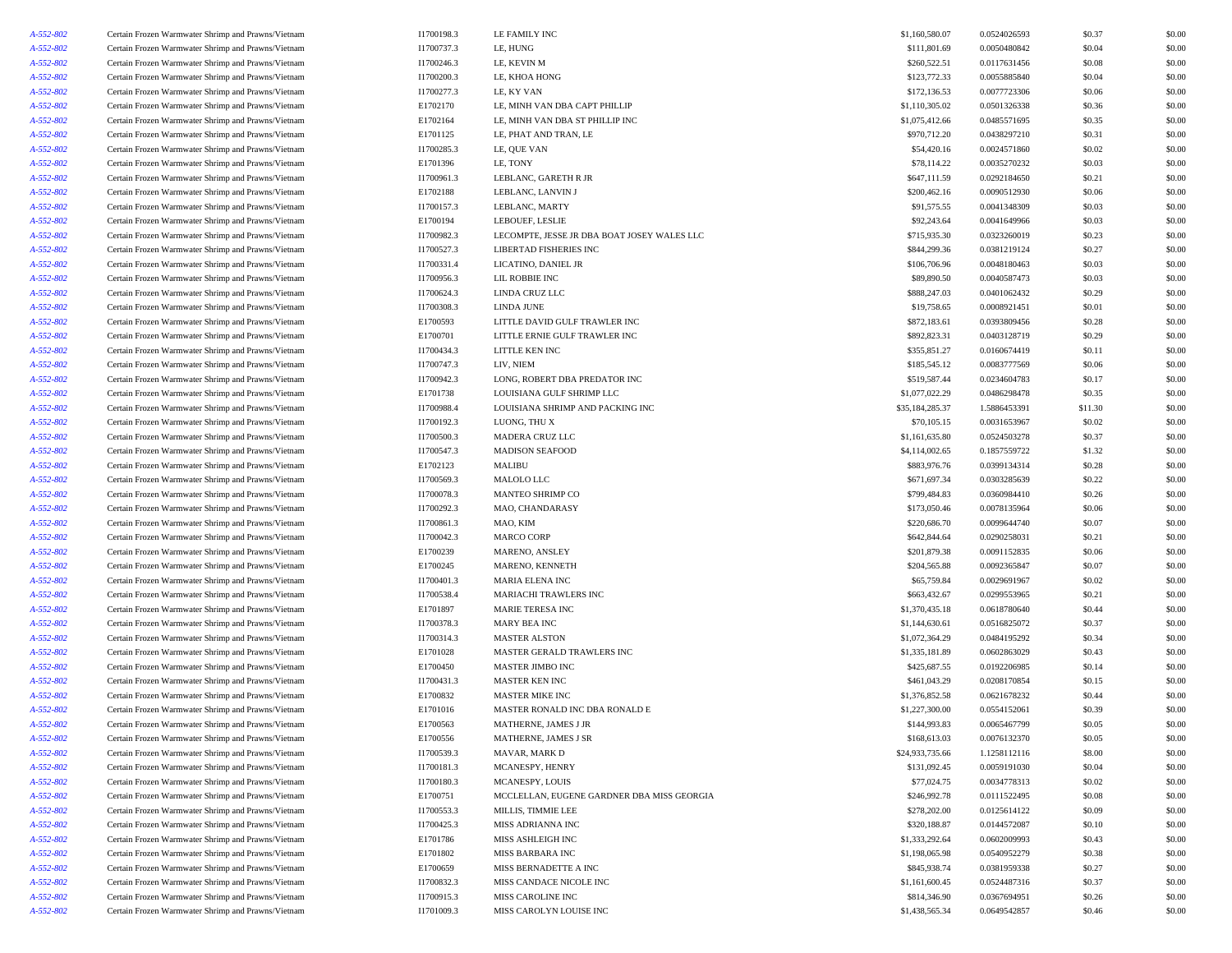| | | | | | | | |
|---|---|---|---|---|---|---|---|
| A-552-802 | Certain Frozen Warmwater Shrimp and Prawns/Vietnam | I1700198.3 | LE FAMILY INC | $1,160,580.07 | 0.0524026593 | $0.37 | $0.00 |
| A-552-802 | Certain Frozen Warmwater Shrimp and Prawns/Vietnam | I1700737.3 | LE, HUNG | $111,801.69 | 0.0050480842 | $0.04 | $0.00 |
| A-552-802 | Certain Frozen Warmwater Shrimp and Prawns/Vietnam | I1700246.3 | LE, KEVIN M | $260,522.51 | 0.0117631456 | $0.08 | $0.00 |
| A-552-802 | Certain Frozen Warmwater Shrimp and Prawns/Vietnam | I1700200.3 | LE, KHOA HONG | $123,772.33 | 0.0055885840 | $0.04 | $0.00 |
| A-552-802 | Certain Frozen Warmwater Shrimp and Prawns/Vietnam | I1700277.3 | LE, KY VAN | $172,136.53 | 0.0077723306 | $0.06 | $0.00 |
| A-552-802 | Certain Frozen Warmwater Shrimp and Prawns/Vietnam | E1702170 | LE, MINH VAN DBA CAPT PHILLIP | $1,110,305.02 | 0.0501326338 | $0.36 | $0.00 |
| A-552-802 | Certain Frozen Warmwater Shrimp and Prawns/Vietnam | E1702164 | LE, MINH VAN DBA ST PHILLIP INC | $1,075,412.66 | 0.0485571695 | $0.35 | $0.00 |
| A-552-802 | Certain Frozen Warmwater Shrimp and Prawns/Vietnam | E1701125 | LE, PHAT AND TRAN, LE | $970,712.20 | 0.0438297210 | $0.31 | $0.00 |
| A-552-802 | Certain Frozen Warmwater Shrimp and Prawns/Vietnam | I1700285.3 | LE, QUE VAN | $54,420.16 | 0.0024571860 | $0.02 | $0.00 |
| A-552-802 | Certain Frozen Warmwater Shrimp and Prawns/Vietnam | E1701396 | LE, TONY | $78,114.22 | 0.0035270232 | $0.03 | $0.00 |
| A-552-802 | Certain Frozen Warmwater Shrimp and Prawns/Vietnam | I1700961.3 | LEBLANC, GARETH R JR | $647,111.59 | 0.0292184650 | $0.21 | $0.00 |
| A-552-802 | Certain Frozen Warmwater Shrimp and Prawns/Vietnam | E1702188 | LEBLANC, LANVIN J | $200,462.16 | 0.0090512930 | $0.06 | $0.00 |
| A-552-802 | Certain Frozen Warmwater Shrimp and Prawns/Vietnam | I1700157.3 | LEBLANC, MARTY | $91,575.55 | 0.0041348309 | $0.03 | $0.00 |
| A-552-802 | Certain Frozen Warmwater Shrimp and Prawns/Vietnam | E1700194 | LEBOUEF, LESLIE | $92,243.64 | 0.0041649966 | $0.03 | $0.00 |
| A-552-802 | Certain Frozen Warmwater Shrimp and Prawns/Vietnam | I1700982.3 | LECOMPTE, JESSE JR DBA BOAT JOSEY WALES LLC | $715,935.30 | 0.0323260019 | $0.23 | $0.00 |
| A-552-802 | Certain Frozen Warmwater Shrimp and Prawns/Vietnam | I1700527.3 | LIBERTAD FISHERIES INC | $844,299.36 | 0.0381219124 | $0.27 | $0.00 |
| A-552-802 | Certain Frozen Warmwater Shrimp and Prawns/Vietnam | I1700331.4 | LICATINO, DANIEL JR | $106,706.96 | 0.0048180463 | $0.03 | $0.00 |
| A-552-802 | Certain Frozen Warmwater Shrimp and Prawns/Vietnam | I1700956.3 | LIL ROBBIE INC | $89,890.50 | 0.0040587473 | $0.03 | $0.00 |
| A-552-802 | Certain Frozen Warmwater Shrimp and Prawns/Vietnam | I1700624.3 | LINDA CRUZ LLC | $888,247.03 | 0.0401062432 | $0.29 | $0.00 |
| A-552-802 | Certain Frozen Warmwater Shrimp and Prawns/Vietnam | I1700308.3 | LINDA JUNE | $19,758.65 | 0.0008921451 | $0.01 | $0.00 |
| A-552-802 | Certain Frozen Warmwater Shrimp and Prawns/Vietnam | E1700593 | LITTLE DAVID GULF TRAWLER INC | $872,183.61 | 0.0393809456 | $0.28 | $0.00 |
| A-552-802 | Certain Frozen Warmwater Shrimp and Prawns/Vietnam | E1700701 | LITTLE ERNIE GULF TRAWLER INC | $892,823.31 | 0.0403128719 | $0.29 | $0.00 |
| A-552-802 | Certain Frozen Warmwater Shrimp and Prawns/Vietnam | I1700434.3 | LITTLE KEN INC | $355,851.27 | 0.0160674419 | $0.11 | $0.00 |
| A-552-802 | Certain Frozen Warmwater Shrimp and Prawns/Vietnam | I1700747.3 | LIV, NIEM | $185,545.12 | 0.0083777569 | $0.06 | $0.00 |
| A-552-802 | Certain Frozen Warmwater Shrimp and Prawns/Vietnam | I1700942.3 | LONG, ROBERT DBA PREDATOR INC | $519,587.44 | 0.0234604783 | $0.17 | $0.00 |
| A-552-802 | Certain Frozen Warmwater Shrimp and Prawns/Vietnam | E1701738 | LOUISIANA GULF SHRIMP LLC | $1,077,022.29 | 0.0486298478 | $0.35 | $0.00 |
| A-552-802 | Certain Frozen Warmwater Shrimp and Prawns/Vietnam | I1700988.4 | LOUISIANA SHRIMP AND PACKING INC | $35,184,285.37 | 1.5886453391 | $11.30 | $0.00 |
| A-552-802 | Certain Frozen Warmwater Shrimp and Prawns/Vietnam | I1700192.3 | LUONG, THU X | $70,105.15 | 0.0031653967 | $0.02 | $0.00 |
| A-552-802 | Certain Frozen Warmwater Shrimp and Prawns/Vietnam | I1700500.3 | MADERA CRUZ LLC | $1,161,635.80 | 0.0524503278 | $0.37 | $0.00 |
| A-552-802 | Certain Frozen Warmwater Shrimp and Prawns/Vietnam | I1700547.3 | MADISON SEAFOOD | $4,114,002.65 | 0.1857559722 | $1.32 | $0.00 |
| A-552-802 | Certain Frozen Warmwater Shrimp and Prawns/Vietnam | E1702123 | MALIBU | $883,976.76 | 0.0399134314 | $0.28 | $0.00 |
| A-552-802 | Certain Frozen Warmwater Shrimp and Prawns/Vietnam | I1700569.3 | MALOLO LLC | $671,697.34 | 0.0303285639 | $0.22 | $0.00 |
| A-552-802 | Certain Frozen Warmwater Shrimp and Prawns/Vietnam | I1700078.3 | MANTEO SHRIMP CO | $799,484.83 | 0.0360984410 | $0.26 | $0.00 |
| A-552-802 | Certain Frozen Warmwater Shrimp and Prawns/Vietnam | I1700292.3 | MAO, CHANDARASY | $173,050.46 | 0.0078135964 | $0.06 | $0.00 |
| A-552-802 | Certain Frozen Warmwater Shrimp and Prawns/Vietnam | I1700861.3 | MAO, KIM | $220,686.70 | 0.0099644740 | $0.07 | $0.00 |
| A-552-802 | Certain Frozen Warmwater Shrimp and Prawns/Vietnam | I1700042.3 | MARCO CORP | $642,844.64 | 0.0290258031 | $0.21 | $0.00 |
| A-552-802 | Certain Frozen Warmwater Shrimp and Prawns/Vietnam | E1700239 | MARENO, ANSLEY | $201,879.38 | 0.0091152835 | $0.06 | $0.00 |
| A-552-802 | Certain Frozen Warmwater Shrimp and Prawns/Vietnam | E1700245 | MARENO, KENNETH | $204,565.88 | 0.0092365847 | $0.07 | $0.00 |
| A-552-802 | Certain Frozen Warmwater Shrimp and Prawns/Vietnam | I1700401.3 | MARIA ELENA INC | $65,759.84 | 0.0029691967 | $0.02 | $0.00 |
| A-552-802 | Certain Frozen Warmwater Shrimp and Prawns/Vietnam | I1700538.4 | MARIACHI TRAWLERS INC | $663,432.67 | 0.0299553965 | $0.21 | $0.00 |
| A-552-802 | Certain Frozen Warmwater Shrimp and Prawns/Vietnam | E1701897 | MARIE TERESA INC | $1,370,435.18 | 0.0618780640 | $0.44 | $0.00 |
| A-552-802 | Certain Frozen Warmwater Shrimp and Prawns/Vietnam | I1700378.3 | MARY BEA INC | $1,144,630.61 | 0.0516825072 | $0.37 | $0.00 |
| A-552-802 | Certain Frozen Warmwater Shrimp and Prawns/Vietnam | I1700314.3 | MASTER ALSTON | $1,072,364.29 | 0.0484195292 | $0.34 | $0.00 |
| A-552-802 | Certain Frozen Warmwater Shrimp and Prawns/Vietnam | E1701028 | MASTER GERALD TRAWLERS INC | $1,335,181.89 | 0.0602863029 | $0.43 | $0.00 |
| A-552-802 | Certain Frozen Warmwater Shrimp and Prawns/Vietnam | E1700450 | MASTER JIMBO INC | $425,687.55 | 0.0192206985 | $0.14 | $0.00 |
| A-552-802 | Certain Frozen Warmwater Shrimp and Prawns/Vietnam | I1700431.3 | MASTER KEN INC | $461,043.29 | 0.0208170854 | $0.15 | $0.00 |
| A-552-802 | Certain Frozen Warmwater Shrimp and Prawns/Vietnam | E1700832 | MASTER MIKE INC | $1,376,852.58 | 0.0621678232 | $0.44 | $0.00 |
| A-552-802 | Certain Frozen Warmwater Shrimp and Prawns/Vietnam | E1701016 | MASTER RONALD INC DBA RONALD E | $1,227,300.00 | 0.0554152061 | $0.39 | $0.00 |
| A-552-802 | Certain Frozen Warmwater Shrimp and Prawns/Vietnam | E1700563 | MATHERNE, JAMES J JR | $144,993.83 | 0.0065467799 | $0.05 | $0.00 |
| A-552-802 | Certain Frozen Warmwater Shrimp and Prawns/Vietnam | E1700556 | MATHERNE, JAMES J SR | $168,613.03 | 0.0076132370 | $0.05 | $0.00 |
| A-552-802 | Certain Frozen Warmwater Shrimp and Prawns/Vietnam | I1700539.3 | MAVAR, MARK D | $24,933,735.66 | 1.1258112116 | $8.00 | $0.00 |
| A-552-802 | Certain Frozen Warmwater Shrimp and Prawns/Vietnam | I1700181.3 | MCANESPY, HENRY | $131,092.45 | 0.0059191030 | $0.04 | $0.00 |
| A-552-802 | Certain Frozen Warmwater Shrimp and Prawns/Vietnam | I1700180.3 | MCANESPY, LOUIS | $77,024.75 | 0.0034778313 | $0.02 | $0.00 |
| A-552-802 | Certain Frozen Warmwater Shrimp and Prawns/Vietnam | E1700751 | MCCLELLAN, EUGENE GARDNER DBA MISS GEORGIA | $246,992.78 | 0.0111522495 | $0.08 | $0.00 |
| A-552-802 | Certain Frozen Warmwater Shrimp and Prawns/Vietnam | I1700553.3 | MILLIS, TIMMIE LEE | $278,202.00 | 0.0125614122 | $0.09 | $0.00 |
| A-552-802 | Certain Frozen Warmwater Shrimp and Prawns/Vietnam | I1700425.3 | MISS ADRIANNA INC | $320,188.87 | 0.0144572087 | $0.10 | $0.00 |
| A-552-802 | Certain Frozen Warmwater Shrimp and Prawns/Vietnam | E1701786 | MISS ASHLEIGH INC | $1,333,292.64 | 0.0602009993 | $0.43 | $0.00 |
| A-552-802 | Certain Frozen Warmwater Shrimp and Prawns/Vietnam | E1701802 | MISS BARBARA INC | $1,198,065.98 | 0.0540952279 | $0.38 | $0.00 |
| A-552-802 | Certain Frozen Warmwater Shrimp and Prawns/Vietnam | E1700659 | MISS BERNADETTE A INC | $845,938.74 | 0.0381959338 | $0.27 | $0.00 |
| A-552-802 | Certain Frozen Warmwater Shrimp and Prawns/Vietnam | I1700832.3 | MISS CANDACE NICOLE INC | $1,161,600.45 | 0.0524487316 | $0.37 | $0.00 |
| A-552-802 | Certain Frozen Warmwater Shrimp and Prawns/Vietnam | I1700915.3 | MISS CAROLINE INC | $814,346.90 | 0.0367694951 | $0.26 | $0.00 |
| A-552-802 | Certain Frozen Warmwater Shrimp and Prawns/Vietnam | I1701009.3 | MISS CAROLYN LOUISE INC | $1,438,565.34 | 0.0649542857 | $0.46 | $0.00 |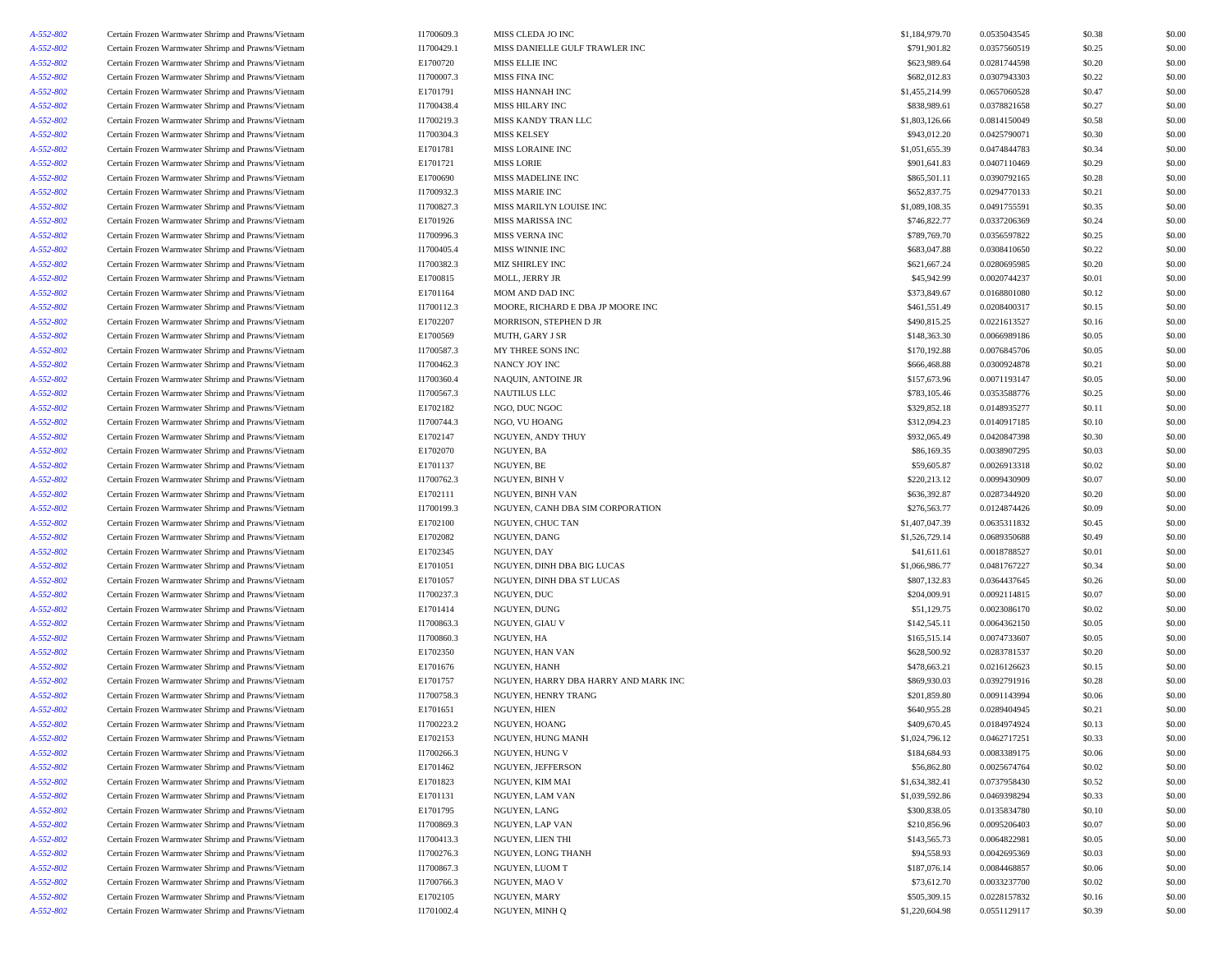| | | | | | | | |
|---|---|---|---|---|---|---|---|
| A-552-802 | Certain Frozen Warmwater Shrimp and Prawns/Vietnam | I1700609.3 | MISS CLEDA JO INC | $1,184,979.70 | 0.0535043545 | $0.38 | $0.00 |
| A-552-802 | Certain Frozen Warmwater Shrimp and Prawns/Vietnam | I1700429.1 | MISS DANIELLE GULF TRAWLER INC | $791,901.82 | 0.0357560519 | $0.25 | $0.00 |
| A-552-802 | Certain Frozen Warmwater Shrimp and Prawns/Vietnam | E1700720 | MISS ELLIE INC | $623,989.64 | 0.0281744598 | $0.20 | $0.00 |
| A-552-802 | Certain Frozen Warmwater Shrimp and Prawns/Vietnam | I1700007.3 | MISS FINA INC | $682,012.83 | 0.0307943303 | $0.22 | $0.00 |
| A-552-802 | Certain Frozen Warmwater Shrimp and Prawns/Vietnam | E1701791 | MISS HANNAH INC | $1,455,214.99 | 0.0657060528 | $0.47 | $0.00 |
| A-552-802 | Certain Frozen Warmwater Shrimp and Prawns/Vietnam | I1700438.4 | MISS HILARY INC | $838,989.61 | 0.0378821658 | $0.27 | $0.00 |
| A-552-802 | Certain Frozen Warmwater Shrimp and Prawns/Vietnam | I1700219.3 | MISS KANDY TRAN LLC | $1,803,126.66 | 0.0814150049 | $0.58 | $0.00 |
| A-552-802 | Certain Frozen Warmwater Shrimp and Prawns/Vietnam | I1700304.3 | MISS KELSEY | $943,012.20 | 0.0425790071 | $0.30 | $0.00 |
| A-552-802 | Certain Frozen Warmwater Shrimp and Prawns/Vietnam | E1701781 | MISS LORAINE INC | $1,051,655.39 | 0.0474844783 | $0.34 | $0.00 |
| A-552-802 | Certain Frozen Warmwater Shrimp and Prawns/Vietnam | E1701721 | MISS LORIE | $901,641.83 | 0.0407110469 | $0.29 | $0.00 |
| A-552-802 | Certain Frozen Warmwater Shrimp and Prawns/Vietnam | E1700690 | MISS MADELINE INC | $865,501.11 | 0.0390792165 | $0.28 | $0.00 |
| A-552-802 | Certain Frozen Warmwater Shrimp and Prawns/Vietnam | I1700932.3 | MISS MARIE INC | $652,837.75 | 0.0294770133 | $0.21 | $0.00 |
| A-552-802 | Certain Frozen Warmwater Shrimp and Prawns/Vietnam | I1700827.3 | MISS MARILYN LOUISE INC | $1,089,108.35 | 0.0491755591 | $0.35 | $0.00 |
| A-552-802 | Certain Frozen Warmwater Shrimp and Prawns/Vietnam | E1701926 | MISS MARISSA INC | $746,822.77 | 0.0337206369 | $0.24 | $0.00 |
| A-552-802 | Certain Frozen Warmwater Shrimp and Prawns/Vietnam | I1700996.3 | MISS VERNA INC | $789,769.70 | 0.0356597822 | $0.25 | $0.00 |
| A-552-802 | Certain Frozen Warmwater Shrimp and Prawns/Vietnam | I1700405.4 | MISS WINNIE INC | $683,047.88 | 0.0308410650 | $0.22 | $0.00 |
| A-552-802 | Certain Frozen Warmwater Shrimp and Prawns/Vietnam | I1700382.3 | MIZ SHIRLEY INC | $621,667.24 | 0.0280695985 | $0.20 | $0.00 |
| A-552-802 | Certain Frozen Warmwater Shrimp and Prawns/Vietnam | E1700815 | MOLL, JERRY JR | $45,942.99 | 0.0020744237 | $0.01 | $0.00 |
| A-552-802 | Certain Frozen Warmwater Shrimp and Prawns/Vietnam | E1701164 | MOM AND DAD INC | $373,849.67 | 0.0168801080 | $0.12 | $0.00 |
| A-552-802 | Certain Frozen Warmwater Shrimp and Prawns/Vietnam | I1700112.3 | MOORE, RICHARD E DBA JP MOORE INC | $461,551.49 | 0.0208400317 | $0.15 | $0.00 |
| A-552-802 | Certain Frozen Warmwater Shrimp and Prawns/Vietnam | E1702207 | MORRISON, STEPHEN D JR | $490,815.25 | 0.0221613527 | $0.16 | $0.00 |
| A-552-802 | Certain Frozen Warmwater Shrimp and Prawns/Vietnam | E1700569 | MUTH, GARY J SR | $148,363.30 | 0.0066989186 | $0.05 | $0.00 |
| A-552-802 | Certain Frozen Warmwater Shrimp and Prawns/Vietnam | I1700587.3 | MY THREE SONS INC | $170,192.88 | 0.0076845706 | $0.05 | $0.00 |
| A-552-802 | Certain Frozen Warmwater Shrimp and Prawns/Vietnam | I1700462.3 | NANCY JOY INC | $666,468.88 | 0.0300924878 | $0.21 | $0.00 |
| A-552-802 | Certain Frozen Warmwater Shrimp and Prawns/Vietnam | I1700360.4 | NAQUIN, ANTOINE JR | $157,673.96 | 0.0071193147 | $0.05 | $0.00 |
| A-552-802 | Certain Frozen Warmwater Shrimp and Prawns/Vietnam | I1700567.3 | NAUTILUS LLC | $783,105.46 | 0.0353588776 | $0.25 | $0.00 |
| A-552-802 | Certain Frozen Warmwater Shrimp and Prawns/Vietnam | E1702182 | NGO, DUC NGOC | $329,852.18 | 0.0148935277 | $0.11 | $0.00 |
| A-552-802 | Certain Frozen Warmwater Shrimp and Prawns/Vietnam | I1700744.3 | NGO, VU HOANG | $312,094.23 | 0.0140917185 | $0.10 | $0.00 |
| A-552-802 | Certain Frozen Warmwater Shrimp and Prawns/Vietnam | E1702147 | NGUYEN, ANDY THUY | $932,065.49 | 0.0420847398 | $0.30 | $0.00 |
| A-552-802 | Certain Frozen Warmwater Shrimp and Prawns/Vietnam | E1702070 | NGUYEN, BA | $86,169.35 | 0.0038907295 | $0.03 | $0.00 |
| A-552-802 | Certain Frozen Warmwater Shrimp and Prawns/Vietnam | E1701137 | NGUYEN, BE | $59,605.87 | 0.0026913318 | $0.02 | $0.00 |
| A-552-802 | Certain Frozen Warmwater Shrimp and Prawns/Vietnam | I1700762.3 | NGUYEN, BINH V | $220,213.12 | 0.0099430909 | $0.07 | $0.00 |
| A-552-802 | Certain Frozen Warmwater Shrimp and Prawns/Vietnam | E1702111 | NGUYEN, BINH VAN | $636,392.87 | 0.0287344920 | $0.20 | $0.00 |
| A-552-802 | Certain Frozen Warmwater Shrimp and Prawns/Vietnam | I1700199.3 | NGUYEN, CANH DBA SIM CORPORATION | $276,563.77 | 0.0124874426 | $0.09 | $0.00 |
| A-552-802 | Certain Frozen Warmwater Shrimp and Prawns/Vietnam | E1702100 | NGUYEN, CHUC TAN | $1,407,047.39 | 0.0635311832 | $0.45 | $0.00 |
| A-552-802 | Certain Frozen Warmwater Shrimp and Prawns/Vietnam | E1702082 | NGUYEN, DANG | $1,526,729.14 | 0.0689350688 | $0.49 | $0.00 |
| A-552-802 | Certain Frozen Warmwater Shrimp and Prawns/Vietnam | E1702345 | NGUYEN, DAY | $41,611.61 | 0.0018788527 | $0.01 | $0.00 |
| A-552-802 | Certain Frozen Warmwater Shrimp and Prawns/Vietnam | E1701051 | NGUYEN, DINH DBA BIG LUCAS | $1,066,986.77 | 0.0481767227 | $0.34 | $0.00 |
| A-552-802 | Certain Frozen Warmwater Shrimp and Prawns/Vietnam | E1701057 | NGUYEN, DINH DBA ST LUCAS | $807,132.83 | 0.0364437645 | $0.26 | $0.00 |
| A-552-802 | Certain Frozen Warmwater Shrimp and Prawns/Vietnam | I1700237.3 | NGUYEN, DUC | $204,009.91 | 0.0092114815 | $0.07 | $0.00 |
| A-552-802 | Certain Frozen Warmwater Shrimp and Prawns/Vietnam | E1701414 | NGUYEN, DUNG | $51,129.75 | 0.0023086170 | $0.02 | $0.00 |
| A-552-802 | Certain Frozen Warmwater Shrimp and Prawns/Vietnam | I1700863.3 | NGUYEN, GIAU V | $142,545.11 | 0.0064362150 | $0.05 | $0.00 |
| A-552-802 | Certain Frozen Warmwater Shrimp and Prawns/Vietnam | I1700860.3 | NGUYEN, HA | $165,515.14 | 0.0074733607 | $0.05 | $0.00 |
| A-552-802 | Certain Frozen Warmwater Shrimp and Prawns/Vietnam | E1702350 | NGUYEN, HAN VAN | $628,500.92 | 0.0283781537 | $0.20 | $0.00 |
| A-552-802 | Certain Frozen Warmwater Shrimp and Prawns/Vietnam | E1701676 | NGUYEN, HANH | $478,663.21 | 0.0216126623 | $0.15 | $0.00 |
| A-552-802 | Certain Frozen Warmwater Shrimp and Prawns/Vietnam | E1701757 | NGUYEN, HARRY DBA HARRY AND MARK INC | $869,930.03 | 0.0392791916 | $0.28 | $0.00 |
| A-552-802 | Certain Frozen Warmwater Shrimp and Prawns/Vietnam | I1700758.3 | NGUYEN, HENRY TRANG | $201,859.80 | 0.0091143994 | $0.06 | $0.00 |
| A-552-802 | Certain Frozen Warmwater Shrimp and Prawns/Vietnam | E1701651 | NGUYEN, HIEN | $640,955.28 | 0.0289404945 | $0.21 | $0.00 |
| A-552-802 | Certain Frozen Warmwater Shrimp and Prawns/Vietnam | I1700223.2 | NGUYEN, HOANG | $409,670.45 | 0.0184974924 | $0.13 | $0.00 |
| A-552-802 | Certain Frozen Warmwater Shrimp and Prawns/Vietnam | E1702153 | NGUYEN, HUNG MANH | $1,024,796.12 | 0.0462717251 | $0.33 | $0.00 |
| A-552-802 | Certain Frozen Warmwater Shrimp and Prawns/Vietnam | I1700266.3 | NGUYEN, HUNG V | $184,684.93 | 0.0083389175 | $0.06 | $0.00 |
| A-552-802 | Certain Frozen Warmwater Shrimp and Prawns/Vietnam | E1701462 | NGUYEN, JEFFERSON | $56,862.80 | 0.0025674764 | $0.02 | $0.00 |
| A-552-802 | Certain Frozen Warmwater Shrimp and Prawns/Vietnam | E1701823 | NGUYEN, KIM MAI | $1,634,382.41 | 0.0737958430 | $0.52 | $0.00 |
| A-552-802 | Certain Frozen Warmwater Shrimp and Prawns/Vietnam | E1701131 | NGUYEN, LAM VAN | $1,039,592.86 | 0.0469398294 | $0.33 | $0.00 |
| A-552-802 | Certain Frozen Warmwater Shrimp and Prawns/Vietnam | E1701795 | NGUYEN, LANG | $300,838.05 | 0.0135834780 | $0.10 | $0.00 |
| A-552-802 | Certain Frozen Warmwater Shrimp and Prawns/Vietnam | I1700869.3 | NGUYEN, LAP VAN | $210,856.96 | 0.0095206403 | $0.07 | $0.00 |
| A-552-802 | Certain Frozen Warmwater Shrimp and Prawns/Vietnam | I1700413.3 | NGUYEN, LIEN THI | $143,565.73 | 0.0064822981 | $0.05 | $0.00 |
| A-552-802 | Certain Frozen Warmwater Shrimp and Prawns/Vietnam | I1700276.3 | NGUYEN, LONG THANH | $94,558.93 | 0.0042695369 | $0.03 | $0.00 |
| A-552-802 | Certain Frozen Warmwater Shrimp and Prawns/Vietnam | I1700867.3 | NGUYEN, LUOM T | $187,076.14 | 0.0084468857 | $0.06 | $0.00 |
| A-552-802 | Certain Frozen Warmwater Shrimp and Prawns/Vietnam | I1700766.3 | NGUYEN, MAO V | $73,612.70 | 0.0033237700 | $0.02 | $0.00 |
| A-552-802 | Certain Frozen Warmwater Shrimp and Prawns/Vietnam | E1702105 | NGUYEN, MARY | $505,309.15 | 0.0228157832 | $0.16 | $0.00 |
| A-552-802 | Certain Frozen Warmwater Shrimp and Prawns/Vietnam | I1701002.4 | NGUYEN, MINH Q | $1,220,604.98 | 0.0551129117 | $0.39 | $0.00 |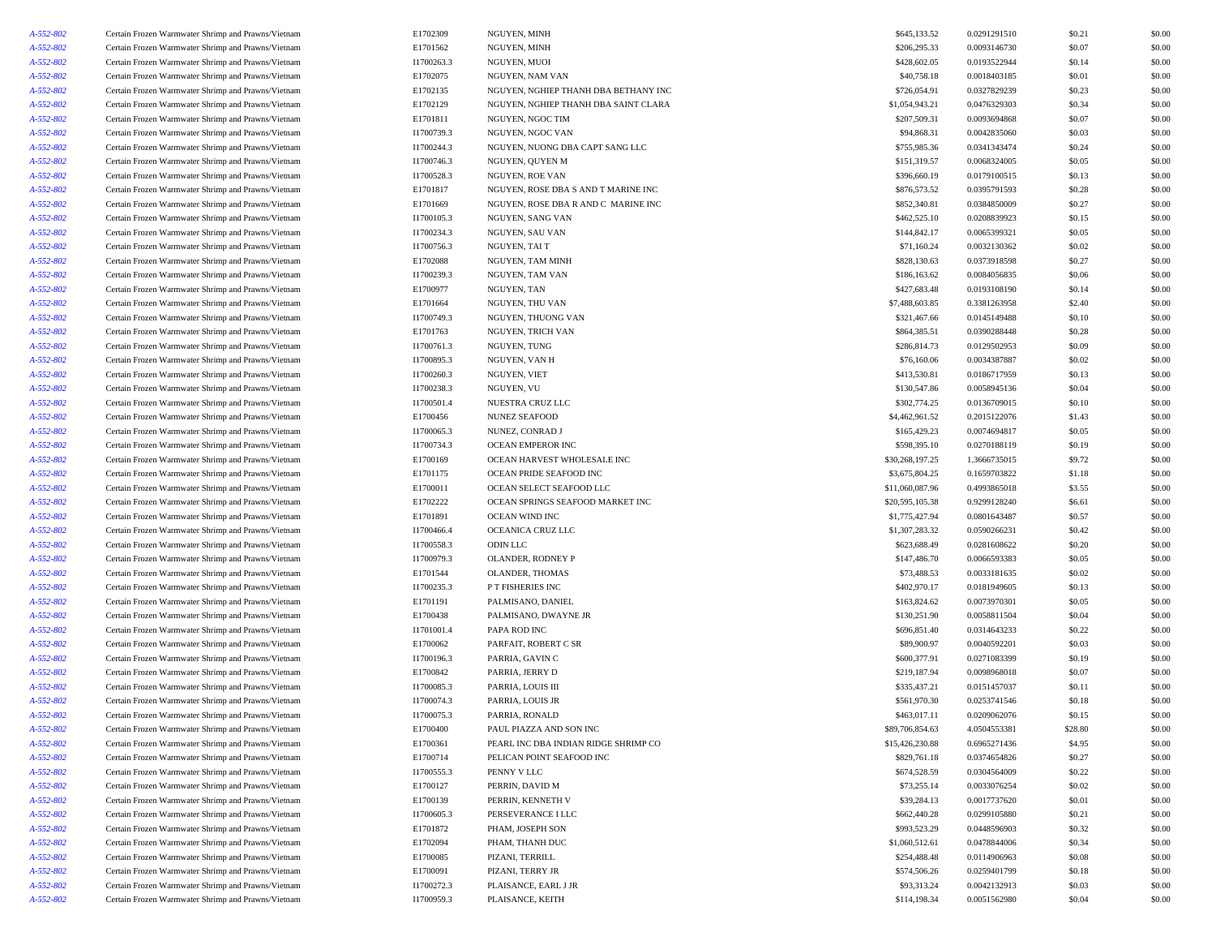| | | | | | | | |
|---|---|---|---|---|---|---|---|
| A-552-802 | Certain Frozen Warmwater Shrimp and Prawns/Vietnam | E1702309 | NGUYEN, MINH | $645,133.52 | 0.0291291510 | $0.21 | $0.00 |
| A-552-802 | Certain Frozen Warmwater Shrimp and Prawns/Vietnam | E1701562 | NGUYEN, MINH | $206,295.33 | 0.0093146730 | $0.07 | $0.00 |
| A-552-802 | Certain Frozen Warmwater Shrimp and Prawns/Vietnam | I1700263.3 | NGUYEN, MUOI | $428,602.05 | 0.0193522944 | $0.14 | $0.00 |
| A-552-802 | Certain Frozen Warmwater Shrimp and Prawns/Vietnam | E1702075 | NGUYEN, NAM VAN | $40,758.18 | 0.0018403185 | $0.01 | $0.00 |
| A-552-802 | Certain Frozen Warmwater Shrimp and Prawns/Vietnam | E1702135 | NGUYEN, NGHIEP THANH DBA BETHANY INC | $726,054.91 | 0.0327829239 | $0.23 | $0.00 |
| A-552-802 | Certain Frozen Warmwater Shrimp and Prawns/Vietnam | E1702129 | NGUYEN, NGHIEP THANH DBA SAINT CLARA | $1,054,943.21 | 0.0476329303 | $0.34 | $0.00 |
| A-552-802 | Certain Frozen Warmwater Shrimp and Prawns/Vietnam | E1701811 | NGUYEN, NGOC TIM | $207,509.31 | 0.0093694868 | $0.07 | $0.00 |
| A-552-802 | Certain Frozen Warmwater Shrimp and Prawns/Vietnam | I1700739.3 | NGUYEN, NGOC VAN | $94,868.31 | 0.0042835060 | $0.03 | $0.00 |
| A-552-802 | Certain Frozen Warmwater Shrimp and Prawns/Vietnam | I1700244.3 | NGUYEN, NUONG DBA CAPT SANG LLC | $755,985.36 | 0.0341343474 | $0.24 | $0.00 |
| A-552-802 | Certain Frozen Warmwater Shrimp and Prawns/Vietnam | I1700746.3 | NGUYEN, QUYEN M | $151,319.57 | 0.0068324005 | $0.05 | $0.00 |
| A-552-802 | Certain Frozen Warmwater Shrimp and Prawns/Vietnam | I1700528.3 | NGUYEN, ROE VAN | $396,660.19 | 0.0179100515 | $0.13 | $0.00 |
| A-552-802 | Certain Frozen Warmwater Shrimp and Prawns/Vietnam | E1701817 | NGUYEN, ROSE DBA S AND T MARINE INC | $876,573.52 | 0.0395791593 | $0.28 | $0.00 |
| A-552-802 | Certain Frozen Warmwater Shrimp and Prawns/Vietnam | E1701669 | NGUYEN, ROSE DBA R AND C MARINE INC | $852,340.81 | 0.0384850009 | $0.27 | $0.00 |
| A-552-802 | Certain Frozen Warmwater Shrimp and Prawns/Vietnam | I1700105.3 | NGUYEN, SANG VAN | $462,525.10 | 0.0208839923 | $0.15 | $0.00 |
| A-552-802 | Certain Frozen Warmwater Shrimp and Prawns/Vietnam | I1700234.3 | NGUYEN, SAU VAN | $144,842.17 | 0.0065399321 | $0.05 | $0.00 |
| A-552-802 | Certain Frozen Warmwater Shrimp and Prawns/Vietnam | I1700756.3 | NGUYEN, TAI T | $71,160.24 | 0.0032130362 | $0.02 | $0.00 |
| A-552-802 | Certain Frozen Warmwater Shrimp and Prawns/Vietnam | E1702088 | NGUYEN, TAM MINH | $828,130.63 | 0.0373918598 | $0.27 | $0.00 |
| A-552-802 | Certain Frozen Warmwater Shrimp and Prawns/Vietnam | I1700239.3 | NGUYEN, TAM VAN | $186,163.62 | 0.0084056835 | $0.06 | $0.00 |
| A-552-802 | Certain Frozen Warmwater Shrimp and Prawns/Vietnam | E1700977 | NGUYEN, TAN | $427,683.48 | 0.0193108190 | $0.14 | $0.00 |
| A-552-802 | Certain Frozen Warmwater Shrimp and Prawns/Vietnam | E1701664 | NGUYEN, THU VAN | $7,488,603.85 | 0.3381263958 | $2.40 | $0.00 |
| A-552-802 | Certain Frozen Warmwater Shrimp and Prawns/Vietnam | I1700749.3 | NGUYEN, THUONG VAN | $321,467.66 | 0.0145149488 | $0.10 | $0.00 |
| A-552-802 | Certain Frozen Warmwater Shrimp and Prawns/Vietnam | E1701763 | NGUYEN, TRICH VAN | $864,385.51 | 0.0390288448 | $0.28 | $0.00 |
| A-552-802 | Certain Frozen Warmwater Shrimp and Prawns/Vietnam | I1700761.3 | NGUYEN, TUNG | $286,814.73 | 0.0129502953 | $0.09 | $0.00 |
| A-552-802 | Certain Frozen Warmwater Shrimp and Prawns/Vietnam | I1700895.3 | NGUYEN, VAN H | $76,160.06 | 0.0034387887 | $0.02 | $0.00 |
| A-552-802 | Certain Frozen Warmwater Shrimp and Prawns/Vietnam | I1700260.3 | NGUYEN, VIET | $413,530.81 | 0.0186717959 | $0.13 | $0.00 |
| A-552-802 | Certain Frozen Warmwater Shrimp and Prawns/Vietnam | I1700238.3 | NGUYEN, VU | $130,547.86 | 0.0058945136 | $0.04 | $0.00 |
| A-552-802 | Certain Frozen Warmwater Shrimp and Prawns/Vietnam | I1700501.4 | NUESTRA CRUZ LLC | $302,774.25 | 0.0136709015 | $0.10 | $0.00 |
| A-552-802 | Certain Frozen Warmwater Shrimp and Prawns/Vietnam | E1700456 | NUNEZ SEAFOOD | $4,462,961.52 | 0.2015122076 | $1.43 | $0.00 |
| A-552-802 | Certain Frozen Warmwater Shrimp and Prawns/Vietnam | I1700065.3 | NUNEZ, CONRAD J | $165,429.23 | 0.0074694817 | $0.05 | $0.00 |
| A-552-802 | Certain Frozen Warmwater Shrimp and Prawns/Vietnam | I1700734.3 | OCEAN EMPEROR INC | $598,395.10 | 0.0270188119 | $0.19 | $0.00 |
| A-552-802 | Certain Frozen Warmwater Shrimp and Prawns/Vietnam | E1700169 | OCEAN HARVEST WHOLESALE INC | $30,268,197.25 | 1.3666735015 | $9.72 | $0.00 |
| A-552-802 | Certain Frozen Warmwater Shrimp and Prawns/Vietnam | E1701175 | OCEAN PRIDE SEAFOOD INC | $3,675,804.25 | 0.1659703822 | $1.18 | $0.00 |
| A-552-802 | Certain Frozen Warmwater Shrimp and Prawns/Vietnam | E1700011 | OCEAN SELECT SEAFOOD LLC | $11,060,087.96 | 0.4993865018 | $3.55 | $0.00 |
| A-552-802 | Certain Frozen Warmwater Shrimp and Prawns/Vietnam | E1702222 | OCEAN SPRINGS SEAFOOD MARKET INC | $20,595,105.38 | 0.9299128240 | $6.61 | $0.00 |
| A-552-802 | Certain Frozen Warmwater Shrimp and Prawns/Vietnam | E1701891 | OCEAN WIND INC | $1,775,427.94 | 0.0801643487 | $0.57 | $0.00 |
| A-552-802 | Certain Frozen Warmwater Shrimp and Prawns/Vietnam | I1700466.4 | OCEANICA CRUZ LLC | $1,307,283.32 | 0.0590266231 | $0.42 | $0.00 |
| A-552-802 | Certain Frozen Warmwater Shrimp and Prawns/Vietnam | I1700558.3 | ODIN LLC | $623,688.49 | 0.0281608622 | $0.20 | $0.00 |
| A-552-802 | Certain Frozen Warmwater Shrimp and Prawns/Vietnam | I1700979.3 | OLANDER, RODNEY P | $147,486.70 | 0.0066593383 | $0.05 | $0.00 |
| A-552-802 | Certain Frozen Warmwater Shrimp and Prawns/Vietnam | E1701544 | OLANDER, THOMAS | $73,488.53 | 0.0033181635 | $0.02 | $0.00 |
| A-552-802 | Certain Frozen Warmwater Shrimp and Prawns/Vietnam | I1700235.3 | P T FISHERIES INC | $402,970.17 | 0.0181949605 | $0.13 | $0.00 |
| A-552-802 | Certain Frozen Warmwater Shrimp and Prawns/Vietnam | E1701191 | PALMISANO, DANIEL | $163,824.62 | 0.0073970301 | $0.05 | $0.00 |
| A-552-802 | Certain Frozen Warmwater Shrimp and Prawns/Vietnam | E1700438 | PALMISANO, DWAYNE JR | $130,251.90 | 0.0058811504 | $0.04 | $0.00 |
| A-552-802 | Certain Frozen Warmwater Shrimp and Prawns/Vietnam | I1701001.4 | PAPA ROD INC | $696,851.40 | 0.0314643233 | $0.22 | $0.00 |
| A-552-802 | Certain Frozen Warmwater Shrimp and Prawns/Vietnam | E1700062 | PARFAIT, ROBERT C SR | $89,900.97 | 0.0040592201 | $0.03 | $0.00 |
| A-552-802 | Certain Frozen Warmwater Shrimp and Prawns/Vietnam | I1700196.3 | PARRIA, GAVIN C | $600,377.91 | 0.0271083399 | $0.19 | $0.00 |
| A-552-802 | Certain Frozen Warmwater Shrimp and Prawns/Vietnam | E1700842 | PARRIA, JERRY D | $219,187.94 | 0.0098968018 | $0.07 | $0.00 |
| A-552-802 | Certain Frozen Warmwater Shrimp and Prawns/Vietnam | I1700085.3 | PARRIA, LOUIS III | $335,437.21 | 0.0151457037 | $0.11 | $0.00 |
| A-552-802 | Certain Frozen Warmwater Shrimp and Prawns/Vietnam | I1700074.3 | PARRIA, LOUIS JR | $561,970.30 | 0.0253741546 | $0.18 | $0.00 |
| A-552-802 | Certain Frozen Warmwater Shrimp and Prawns/Vietnam | I1700075.3 | PARRIA, RONALD | $463,017.11 | 0.0209062076 | $0.15 | $0.00 |
| A-552-802 | Certain Frozen Warmwater Shrimp and Prawns/Vietnam | E1700400 | PAUL PIAZZA AND SON INC | $89,706,854.63 | 4.0504553381 | $28.80 | $0.00 |
| A-552-802 | Certain Frozen Warmwater Shrimp and Prawns/Vietnam | E1700361 | PEARL INC DBA INDIAN RIDGE SHRIMP CO | $15,426,230.88 | 0.6965271436 | $4.95 | $0.00 |
| A-552-802 | Certain Frozen Warmwater Shrimp and Prawns/Vietnam | E1700714 | PELICAN POINT SEAFOOD INC | $829,761.18 | 0.0374654826 | $0.27 | $0.00 |
| A-552-802 | Certain Frozen Warmwater Shrimp and Prawns/Vietnam | I1700555.3 | PENNY V LLC | $674,528.59 | 0.0304564009 | $0.22 | $0.00 |
| A-552-802 | Certain Frozen Warmwater Shrimp and Prawns/Vietnam | E1700127 | PERRIN, DAVID M | $73,255.14 | 0.0033076254 | $0.02 | $0.00 |
| A-552-802 | Certain Frozen Warmwater Shrimp and Prawns/Vietnam | E1700139 | PERRIN, KENNETH V | $39,284.13 | 0.0017737620 | $0.01 | $0.00 |
| A-552-802 | Certain Frozen Warmwater Shrimp and Prawns/Vietnam | I1700605.3 | PERSEVERANCE I LLC | $662,440.28 | 0.0299105880 | $0.21 | $0.00 |
| A-552-802 | Certain Frozen Warmwater Shrimp and Prawns/Vietnam | E1701872 | PHAM, JOSEPH SON | $993,523.29 | 0.0448596903 | $0.32 | $0.00 |
| A-552-802 | Certain Frozen Warmwater Shrimp and Prawns/Vietnam | E1702094 | PHAM, THANH DUC | $1,060,512.61 | 0.0478844006 | $0.34 | $0.00 |
| A-552-802 | Certain Frozen Warmwater Shrimp and Prawns/Vietnam | E1700085 | PIZANI, TERRILL | $254,488.48 | 0.0114906963 | $0.08 | $0.00 |
| A-552-802 | Certain Frozen Warmwater Shrimp and Prawns/Vietnam | E1700091 | PIZANI, TERRY JR | $574,506.26 | 0.0259401799 | $0.18 | $0.00 |
| A-552-802 | Certain Frozen Warmwater Shrimp and Prawns/Vietnam | I1700272.3 | PLAISANCE, EARL J JR | $93,313.24 | 0.0042132913 | $0.03 | $0.00 |
| A-552-802 | Certain Frozen Warmwater Shrimp and Prawns/Vietnam | I1700959.3 | PLAISANCE, KEITH | $114,198.34 | 0.0051562980 | $0.04 | $0.00 |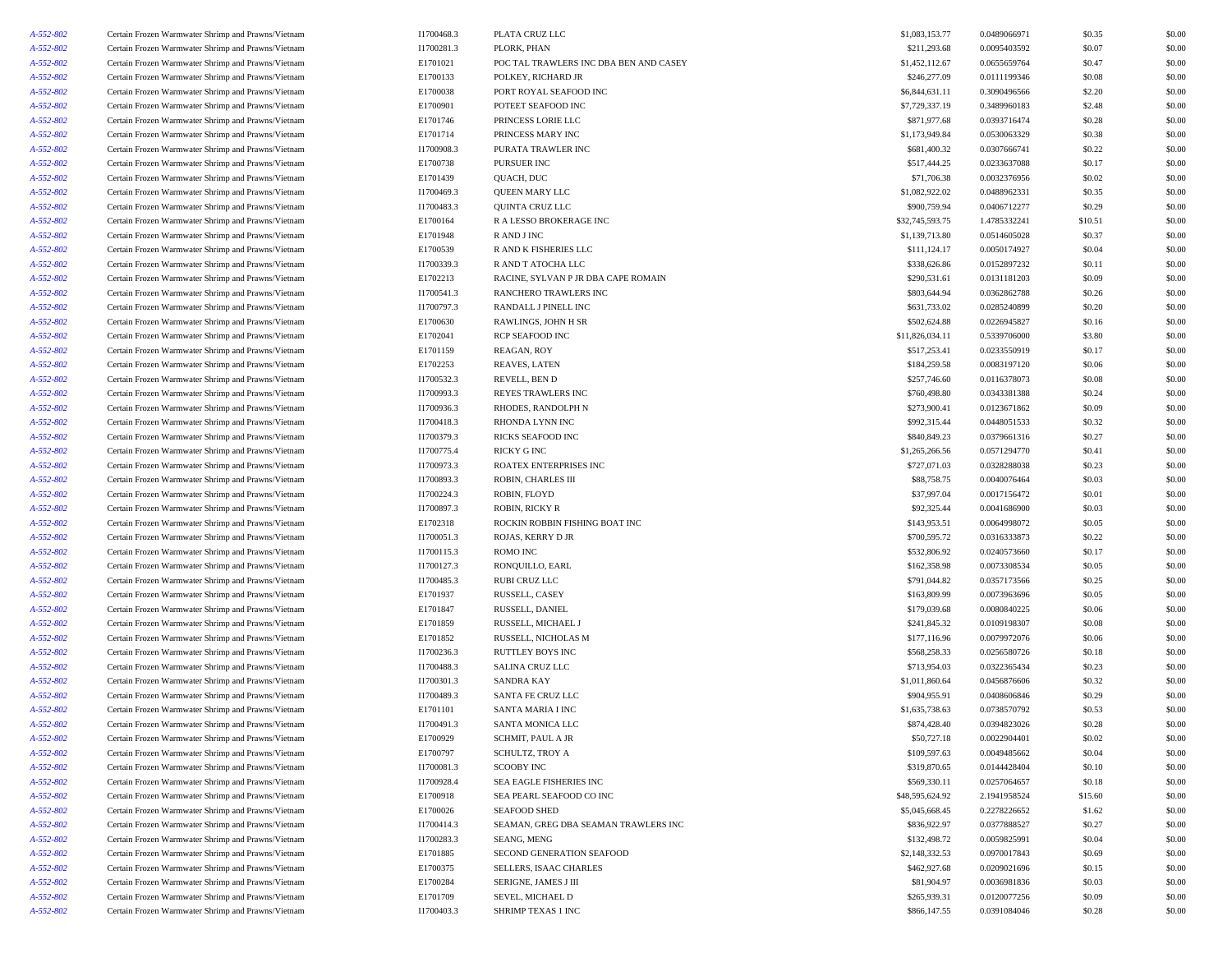| A-552-802 | Certain Frozen Warmwater Shrimp and Prawns/Vietnam | I1700468.3 | PLATA CRUZ LLC | $1,083,153.77 | 0.0489066971 | $0.35 | $0.00 |
|---|---|---|---|---|---|---|---|
| A-552-802 | Certain Frozen Warmwater Shrimp and Prawns/Vietnam | I1700281.3 | PLORK, PHAN | $211,293.68 | 0.0095403592 | $0.07 | $0.00 |
| A-552-802 | Certain Frozen Warmwater Shrimp and Prawns/Vietnam | E1701021 | POC TAL TRAWLERS INC DBA BEN AND CASEY | $1,452,112.67 | 0.0655659764 | $0.47 | $0.00 |
| A-552-802 | Certain Frozen Warmwater Shrimp and Prawns/Vietnam | E1700133 | POLKEY, RICHARD JR | $246,277.09 | 0.0111199346 | $0.08 | $0.00 |
| A-552-802 | Certain Frozen Warmwater Shrimp and Prawns/Vietnam | E1700038 | PORT ROYAL SEAFOOD INC | $6,844,631.11 | 0.3090496566 | $2.20 | $0.00 |
| A-552-802 | Certain Frozen Warmwater Shrimp and Prawns/Vietnam | E1700901 | POTEET SEAFOOD INC | $7,729,337.19 | 0.3489960183 | $2.48 | $0.00 |
| A-552-802 | Certain Frozen Warmwater Shrimp and Prawns/Vietnam | E1701746 | PRINCESS LORIE LLC | $871,977.68 | 0.0393716474 | $0.28 | $0.00 |
| A-552-802 | Certain Frozen Warmwater Shrimp and Prawns/Vietnam | E1701714 | PRINCESS MARY INC | $1,173,949.84 | 0.0530063329 | $0.38 | $0.00 |
| A-552-802 | Certain Frozen Warmwater Shrimp and Prawns/Vietnam | I1700908.3 | PURATA TRAWLER INC | $681,400.32 | 0.0307666741 | $0.22 | $0.00 |
| A-552-802 | Certain Frozen Warmwater Shrimp and Prawns/Vietnam | E1700738 | PURSUER INC | $517,444.25 | 0.0233637088 | $0.17 | $0.00 |
| A-552-802 | Certain Frozen Warmwater Shrimp and Prawns/Vietnam | E1701439 | QUACH, DUC | $71,706.38 | 0.0032376956 | $0.02 | $0.00 |
| A-552-802 | Certain Frozen Warmwater Shrimp and Prawns/Vietnam | I1700469.3 | QUEEN MARY LLC | $1,082,922.02 | 0.0488962331 | $0.35 | $0.00 |
| A-552-802 | Certain Frozen Warmwater Shrimp and Prawns/Vietnam | I1700483.3 | QUINTA CRUZ LLC | $900,759.94 | 0.0406712277 | $0.29 | $0.00 |
| A-552-802 | Certain Frozen Warmwater Shrimp and Prawns/Vietnam | E1700164 | R A LESSO BROKERAGE INC | $32,745,593.75 | 1.4785332241 | $10.51 | $0.00 |
| A-552-802 | Certain Frozen Warmwater Shrimp and Prawns/Vietnam | E1701948 | R AND J INC | $1,139,713.80 | 0.0514605028 | $0.37 | $0.00 |
| A-552-802 | Certain Frozen Warmwater Shrimp and Prawns/Vietnam | E1700539 | R AND K FISHERIES LLC | $111,124.17 | 0.0050174927 | $0.04 | $0.00 |
| A-552-802 | Certain Frozen Warmwater Shrimp and Prawns/Vietnam | I1700339.3 | R AND T ATOCHA LLC | $338,626.86 | 0.0152897232 | $0.11 | $0.00 |
| A-552-802 | Certain Frozen Warmwater Shrimp and Prawns/Vietnam | E1702213 | RACINE, SYLVAN P JR DBA CAPE ROMAIN | $290,531.61 | 0.0131181203 | $0.09 | $0.00 |
| A-552-802 | Certain Frozen Warmwater Shrimp and Prawns/Vietnam | I1700541.3 | RANCHERO TRAWLERS INC | $803,644.94 | 0.0362862788 | $0.26 | $0.00 |
| A-552-802 | Certain Frozen Warmwater Shrimp and Prawns/Vietnam | I1700797.3 | RANDALL J PINELL INC | $631,733.02 | 0.0285240899 | $0.20 | $0.00 |
| A-552-802 | Certain Frozen Warmwater Shrimp and Prawns/Vietnam | E1700630 | RAWLINGS, JOHN H SR | $502,624.88 | 0.0226945827 | $0.16 | $0.00 |
| A-552-802 | Certain Frozen Warmwater Shrimp and Prawns/Vietnam | E1702041 | RCP SEAFOOD INC | $11,826,034.11 | 0.5339706000 | $3.80 | $0.00 |
| A-552-802 | Certain Frozen Warmwater Shrimp and Prawns/Vietnam | E1701159 | REAGAN, ROY | $517,253.41 | 0.0233550919 | $0.17 | $0.00 |
| A-552-802 | Certain Frozen Warmwater Shrimp and Prawns/Vietnam | E1702253 | REAVES, LATEN | $184,259.58 | 0.0083197120 | $0.06 | $0.00 |
| A-552-802 | Certain Frozen Warmwater Shrimp and Prawns/Vietnam | I1700532.3 | REVELL, BEN D | $257,746.60 | 0.0116378073 | $0.08 | $0.00 |
| A-552-802 | Certain Frozen Warmwater Shrimp and Prawns/Vietnam | I1700993.3 | REYES TRAWLERS INC | $760,498.80 | 0.0343381388 | $0.24 | $0.00 |
| A-552-802 | Certain Frozen Warmwater Shrimp and Prawns/Vietnam | I1700936.3 | RHODES, RANDOLPH N | $273,900.41 | 0.0123671862 | $0.09 | $0.00 |
| A-552-802 | Certain Frozen Warmwater Shrimp and Prawns/Vietnam | I1700418.3 | RHONDA LYNN INC | $992,315.44 | 0.0448051533 | $0.32 | $0.00 |
| A-552-802 | Certain Frozen Warmwater Shrimp and Prawns/Vietnam | I1700379.3 | RICKS SEAFOOD INC | $840,849.23 | 0.0379661316 | $0.27 | $0.00 |
| A-552-802 | Certain Frozen Warmwater Shrimp and Prawns/Vietnam | I1700775.4 | RICKY G INC | $1,265,266.56 | 0.0571294770 | $0.41 | $0.00 |
| A-552-802 | Certain Frozen Warmwater Shrimp and Prawns/Vietnam | I1700973.3 | ROATEX ENTERPRISES INC | $727,071.03 | 0.0328288038 | $0.23 | $0.00 |
| A-552-802 | Certain Frozen Warmwater Shrimp and Prawns/Vietnam | I1700893.3 | ROBIN, CHARLES III | $88,758.75 | 0.0040076464 | $0.03 | $0.00 |
| A-552-802 | Certain Frozen Warmwater Shrimp and Prawns/Vietnam | I1700224.3 | ROBIN, FLOYD | $37,997.04 | 0.0017156472 | $0.01 | $0.00 |
| A-552-802 | Certain Frozen Warmwater Shrimp and Prawns/Vietnam | I1700897.3 | ROBIN, RICKY R | $92,325.44 | 0.0041686900 | $0.03 | $0.00 |
| A-552-802 | Certain Frozen Warmwater Shrimp and Prawns/Vietnam | E1702318 | ROCKIN ROBBIN FISHING BOAT INC | $143,953.51 | 0.0064998072 | $0.05 | $0.00 |
| A-552-802 | Certain Frozen Warmwater Shrimp and Prawns/Vietnam | I1700051.3 | ROJAS, KERRY D JR | $700,595.72 | 0.0316333873 | $0.22 | $0.00 |
| A-552-802 | Certain Frozen Warmwater Shrimp and Prawns/Vietnam | I1700115.3 | ROMO INC | $532,806.92 | 0.0240573660 | $0.17 | $0.00 |
| A-552-802 | Certain Frozen Warmwater Shrimp and Prawns/Vietnam | I1700127.3 | RONQUILLO, EARL | $162,358.98 | 0.0073308534 | $0.05 | $0.00 |
| A-552-802 | Certain Frozen Warmwater Shrimp and Prawns/Vietnam | I1700485.3 | RUBI CRUZ LLC | $791,044.82 | 0.0357173566 | $0.25 | $0.00 |
| A-552-802 | Certain Frozen Warmwater Shrimp and Prawns/Vietnam | E1701937 | RUSSELL, CASEY | $163,809.99 | 0.0073963696 | $0.05 | $0.00 |
| A-552-802 | Certain Frozen Warmwater Shrimp and Prawns/Vietnam | E1701847 | RUSSELL, DANIEL | $179,039.68 | 0.0080840225 | $0.06 | $0.00 |
| A-552-802 | Certain Frozen Warmwater Shrimp and Prawns/Vietnam | E1701859 | RUSSELL, MICHAEL J | $241,845.32 | 0.0109198307 | $0.08 | $0.00 |
| A-552-802 | Certain Frozen Warmwater Shrimp and Prawns/Vietnam | E1701852 | RUSSELL, NICHOLAS M | $177,116.96 | 0.0079972076 | $0.06 | $0.00 |
| A-552-802 | Certain Frozen Warmwater Shrimp and Prawns/Vietnam | I1700236.3 | RUTTLEY BOYS INC | $568,258.33 | 0.0256580726 | $0.18 | $0.00 |
| A-552-802 | Certain Frozen Warmwater Shrimp and Prawns/Vietnam | I1700488.3 | SALINA CRUZ LLC | $713,954.03 | 0.0322365434 | $0.23 | $0.00 |
| A-552-802 | Certain Frozen Warmwater Shrimp and Prawns/Vietnam | I1700301.3 | SANDRA KAY | $1,011,860.64 | 0.0456876606 | $0.32 | $0.00 |
| A-552-802 | Certain Frozen Warmwater Shrimp and Prawns/Vietnam | I1700489.3 | SANTA FE CRUZ LLC | $904,955.91 | 0.0408606846 | $0.29 | $0.00 |
| A-552-802 | Certain Frozen Warmwater Shrimp and Prawns/Vietnam | E1701101 | SANTA MARIA I INC | $1,635,738.63 | 0.0738570792 | $0.53 | $0.00 |
| A-552-802 | Certain Frozen Warmwater Shrimp and Prawns/Vietnam | I1700491.3 | SANTA MONICA LLC | $874,428.40 | 0.0394823026 | $0.28 | $0.00 |
| A-552-802 | Certain Frozen Warmwater Shrimp and Prawns/Vietnam | E1700929 | SCHMIT, PAUL A JR | $50,727.18 | 0.0022904401 | $0.02 | $0.00 |
| A-552-802 | Certain Frozen Warmwater Shrimp and Prawns/Vietnam | E1700797 | SCHULTZ, TROY A | $109,597.63 | 0.0049485662 | $0.04 | $0.00 |
| A-552-802 | Certain Frozen Warmwater Shrimp and Prawns/Vietnam | I1700081.3 | SCOOBY INC | $319,870.65 | 0.0144428404 | $0.10 | $0.00 |
| A-552-802 | Certain Frozen Warmwater Shrimp and Prawns/Vietnam | I1700928.4 | SEA EAGLE FISHERIES INC | $569,330.11 | 0.0257064657 | $0.18 | $0.00 |
| A-552-802 | Certain Frozen Warmwater Shrimp and Prawns/Vietnam | E1700918 | SEA PEARL SEAFOOD CO INC | $48,595,624.92 | 2.1941958524 | $15.60 | $0.00 |
| A-552-802 | Certain Frozen Warmwater Shrimp and Prawns/Vietnam | E1700026 | SEAFOOD SHED | $5,045,668.45 | 0.2278226652 | $1.62 | $0.00 |
| A-552-802 | Certain Frozen Warmwater Shrimp and Prawns/Vietnam | I1700414.3 | SEAMAN, GREG DBA SEAMAN TRAWLERS INC | $836,922.97 | 0.0377888527 | $0.27 | $0.00 |
| A-552-802 | Certain Frozen Warmwater Shrimp and Prawns/Vietnam | I1700283.3 | SEANG, MENG | $132,498.72 | 0.0059825991 | $0.04 | $0.00 |
| A-552-802 | Certain Frozen Warmwater Shrimp and Prawns/Vietnam | E1701885 | SECOND GENERATION SEAFOOD | $2,148,332.53 | 0.0970017843 | $0.69 | $0.00 |
| A-552-802 | Certain Frozen Warmwater Shrimp and Prawns/Vietnam | E1700375 | SELLERS, ISAAC CHARLES | $462,927.68 | 0.0209021696 | $0.15 | $0.00 |
| A-552-802 | Certain Frozen Warmwater Shrimp and Prawns/Vietnam | E1700284 | SERIGNE, JAMES J III | $81,904.97 | 0.0036981836 | $0.03 | $0.00 |
| A-552-802 | Certain Frozen Warmwater Shrimp and Prawns/Vietnam | E1701709 | SEVEL, MICHAEL D | $265,939.31 | 0.0120077256 | $0.09 | $0.00 |
| A-552-802 | Certain Frozen Warmwater Shrimp and Prawns/Vietnam | I1700403.3 | SHRIMP TEXAS 1 INC | $866,147.55 | 0.0391084046 | $0.28 | $0.00 |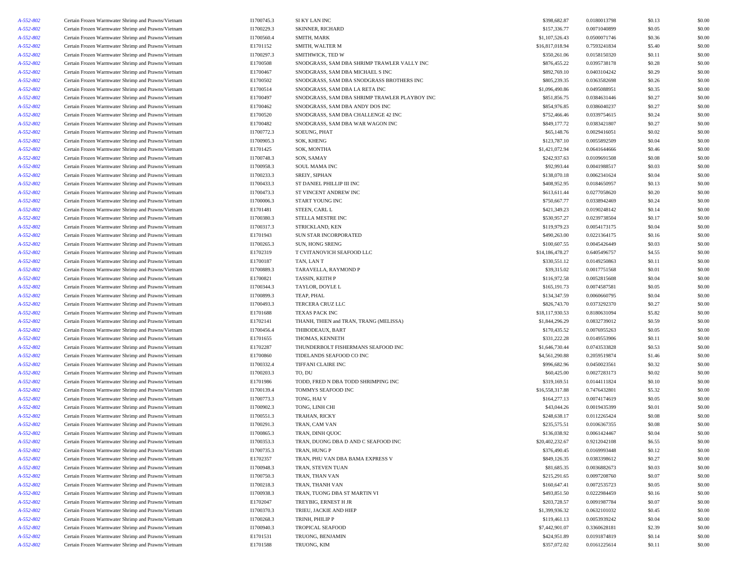| | | | | | | | |
|---|---|---|---|---|---|---|---|
| A-552-802 | Certain Frozen Warmwater Shrimp and Prawns/Vietnam | I1700745.3 | SI KY LAN INC | $398,682.87 | 0.0180013798 | $0.13 | $0.00 |
| A-552-802 | Certain Frozen Warmwater Shrimp and Prawns/Vietnam | I1700229.3 | SKINNER, RICHARD | $157,336.77 | 0.0071040899 | $0.05 | $0.00 |
| A-552-802 | Certain Frozen Warmwater Shrimp and Prawns/Vietnam | I1700560.4 | SMITH, MARK | $1,107,526.43 | 0.0500071746 | $0.36 | $0.00 |
| A-552-802 | Certain Frozen Warmwater Shrimp and Prawns/Vietnam | E1701152 | SMITH, WALTER M | $16,817,018.94 | 0.7593241834 | $5.40 | $0.00 |
| A-552-802 | Certain Frozen Warmwater Shrimp and Prawns/Vietnam | I1700297.3 | SMITHWICK, TED W | $350,261.06 | 0.0158150320 | $0.11 | $0.00 |
| A-552-802 | Certain Frozen Warmwater Shrimp and Prawns/Vietnam | E1700508 | SNODGRASS, SAM DBA SHRIMP TRAWLER VALLY INC | $876,455.22 | 0.0395738178 | $0.28 | $0.00 |
| A-552-802 | Certain Frozen Warmwater Shrimp and Prawns/Vietnam | E1700467 | SNODGRASS, SAM DBA MICHAEL S INC | $892,769.10 | 0.0403104242 | $0.29 | $0.00 |
| A-552-802 | Certain Frozen Warmwater Shrimp and Prawns/Vietnam | E1700502 | SNODGRASS, SAM DBA SNODGRASS BROTHERS INC | $805,239.35 | 0.0363582698 | $0.26 | $0.00 |
| A-552-802 | Certain Frozen Warmwater Shrimp and Prawns/Vietnam | E1700514 | SNODGRASS, SAM DBA LA RETA INC | $1,096,490.86 | 0.0495088951 | $0.35 | $0.00 |
| A-552-802 | Certain Frozen Warmwater Shrimp and Prawns/Vietnam | E1700497 | SNODGRASS, SAM DBA SHRIMP TRAWLER PLAYBOY INC | $851,856.75 | 0.0384631446 | $0.27 | $0.00 |
| A-552-802 | Certain Frozen Warmwater Shrimp and Prawns/Vietnam | E1700462 | SNODGRASS, SAM DBA ANDY DOS INC | $854,976.85 | 0.0386040237 | $0.27 | $0.00 |
| A-552-802 | Certain Frozen Warmwater Shrimp and Prawns/Vietnam | E1700520 | SNODGRASS, SAM DBA CHALLENGE 42 INC | $752,466.46 | 0.0339754615 | $0.24 | $0.00 |
| A-552-802 | Certain Frozen Warmwater Shrimp and Prawns/Vietnam | E1700482 | SNODGRASS, SAM DBA WAR WAGON INC | $849,177.72 | 0.0383421807 | $0.27 | $0.00 |
| A-552-802 | Certain Frozen Warmwater Shrimp and Prawns/Vietnam | I1700772.3 | SOEUNG, PHAT | $65,148.76 | 0.0029416051 | $0.02 | $0.00 |
| A-552-802 | Certain Frozen Warmwater Shrimp and Prawns/Vietnam | I1700905.3 | SOK, KHENG | $123,787.10 | 0.0055892509 | $0.04 | $0.00 |
| A-552-802 | Certain Frozen Warmwater Shrimp and Prawns/Vietnam | E1701425 | SOK, MONTHA | $1,421,072.94 | 0.0641644666 | $0.46 | $0.00 |
| A-552-802 | Certain Frozen Warmwater Shrimp and Prawns/Vietnam | I1700748.3 | SON, SAMAY | $242,937.63 | 0.0109691508 | $0.08 | $0.00 |
| A-552-802 | Certain Frozen Warmwater Shrimp and Prawns/Vietnam | I1700958.3 | SOUL MAMA INC | $92,993.44 | 0.0041988517 | $0.03 | $0.00 |
| A-552-802 | Certain Frozen Warmwater Shrimp and Prawns/Vietnam | I1700233.3 | SREIY, SIPHAN | $138,070.18 | 0.0062341624 | $0.04 | $0.00 |
| A-552-802 | Certain Frozen Warmwater Shrimp and Prawns/Vietnam | I1700433.3 | ST DANIEL PHILLIP III INC | $408,952.95 | 0.0184650957 | $0.13 | $0.00 |
| A-552-802 | Certain Frozen Warmwater Shrimp and Prawns/Vietnam | I1700473.3 | ST VINCENT ANDREW INC | $613,611.44 | 0.0277058620 | $0.20 | $0.00 |
| A-552-802 | Certain Frozen Warmwater Shrimp and Prawns/Vietnam | I1700006.3 | START YOUNG INC | $750,667.77 | 0.0338942469 | $0.24 | $0.00 |
| A-552-802 | Certain Frozen Warmwater Shrimp and Prawns/Vietnam | E1701481 | STEEN, CARL L | $421,349.23 | 0.0190248142 | $0.14 | $0.00 |
| A-552-802 | Certain Frozen Warmwater Shrimp and Prawns/Vietnam | I1700380.3 | STELLA MESTRE INC | $530,957.27 | 0.0239738504 | $0.17 | $0.00 |
| A-552-802 | Certain Frozen Warmwater Shrimp and Prawns/Vietnam | I1700317.3 | STRICKLAND, KEN | $119,979.23 | 0.0054173175 | $0.04 | $0.00 |
| A-552-802 | Certain Frozen Warmwater Shrimp and Prawns/Vietnam | E1701943 | SUN STAR INCORPORATED | $490,263.00 | 0.0221364175 | $0.16 | $0.00 |
| A-552-802 | Certain Frozen Warmwater Shrimp and Prawns/Vietnam | I1700265.3 | SUN, HONG SRENG | $100,607.55 | 0.0045426449 | $0.03 | $0.00 |
| A-552-802 | Certain Frozen Warmwater Shrimp and Prawns/Vietnam | E1702319 | T CVITANOVICH SEAFOOD LLC | $14,186,478.27 | 0.6405496757 | $4.55 | $0.00 |
| A-552-802 | Certain Frozen Warmwater Shrimp and Prawns/Vietnam | E1700187 | TAN, LAN T | $330,551.12 | 0.0149250863 | $0.11 | $0.00 |
| A-552-802 | Certain Frozen Warmwater Shrimp and Prawns/Vietnam | I1700889.3 | TARAVELLA, RAYMOND P | $39,315.02 | 0.0017751568 | $0.01 | $0.00 |
| A-552-802 | Certain Frozen Warmwater Shrimp and Prawns/Vietnam | E1700821 | TASSIN, KEITH P | $116,972.58 | 0.0052815608 | $0.04 | $0.00 |
| A-552-802 | Certain Frozen Warmwater Shrimp and Prawns/Vietnam | I1700344.3 | TAYLOR, DOYLE L | $165,191.73 | 0.0074587581 | $0.05 | $0.00 |
| A-552-802 | Certain Frozen Warmwater Shrimp and Prawns/Vietnam | I1700899.3 | TEAP, PHAL | $134,347.59 | 0.0060660795 | $0.04 | $0.00 |
| A-552-802 | Certain Frozen Warmwater Shrimp and Prawns/Vietnam | I1700493.3 | TERCERA CRUZ LLC | $826,743.70 | 0.0373292370 | $0.27 | $0.00 |
| A-552-802 | Certain Frozen Warmwater Shrimp and Prawns/Vietnam | E1701688 | TEXAS PACK INC | $18,117,930.53 | 0.8180631094 | $5.82 | $0.00 |
| A-552-802 | Certain Frozen Warmwater Shrimp and Prawns/Vietnam | E1702141 | THANH, THIEN and TRAN, TRANG (MELISSA) | $1,844,296.29 | 0.0832739012 | $0.59 | $0.00 |
| A-552-802 | Certain Frozen Warmwater Shrimp and Prawns/Vietnam | I1700456.4 | THIBODEAUX, BART | $170,435.52 | 0.0076955263 | $0.05 | $0.00 |
| A-552-802 | Certain Frozen Warmwater Shrimp and Prawns/Vietnam | E1701655 | THOMAS, KENNETH | $331,222.28 | 0.0149553906 | $0.11 | $0.00 |
| A-552-802 | Certain Frozen Warmwater Shrimp and Prawns/Vietnam | E1702287 | THUNDERBOLT FISHERMANS SEAFOOD INC | $1,646,730.44 | 0.0743533828 | $0.53 | $0.00 |
| A-552-802 | Certain Frozen Warmwater Shrimp and Prawns/Vietnam | E1700860 | TIDELANDS SEAFOOD CO INC | $4,561,290.88 | 0.2059519874 | $1.46 | $0.00 |
| A-552-802 | Certain Frozen Warmwater Shrimp and Prawns/Vietnam | I1700332.4 | TIFFANI CLAIRE INC | $996,682.96 | 0.0450023561 | $0.32 | $0.00 |
| A-552-802 | Certain Frozen Warmwater Shrimp and Prawns/Vietnam | I1700203.3 | TO, DU | $60,425.00 | 0.0027283173 | $0.02 | $0.00 |
| A-552-802 | Certain Frozen Warmwater Shrimp and Prawns/Vietnam | E1701986 | TODD, FRED N DBA TODD SHRIMPING INC | $319,169.51 | 0.0144111824 | $0.10 | $0.00 |
| A-552-802 | Certain Frozen Warmwater Shrimp and Prawns/Vietnam | I1700139.4 | TOMMYS SEAFOOD INC | $16,558,317.88 | 0.7476432801 | $5.32 | $0.00 |
| A-552-802 | Certain Frozen Warmwater Shrimp and Prawns/Vietnam | I1700773.3 | TONG, HAI V | $164,277.13 | 0.0074174619 | $0.05 | $0.00 |
| A-552-802 | Certain Frozen Warmwater Shrimp and Prawns/Vietnam | I1700902.3 | TONG, LINH CHI | $43,044.26 | 0.0019435399 | $0.01 | $0.00 |
| A-552-802 | Certain Frozen Warmwater Shrimp and Prawns/Vietnam | I1700551.3 | TRAHAN, RICKY | $248,638.17 | 0.0112265424 | $0.08 | $0.00 |
| A-552-802 | Certain Frozen Warmwater Shrimp and Prawns/Vietnam | I1700291.3 | TRAN, CAM VAN | $235,575.51 | 0.0106367355 | $0.08 | $0.00 |
| A-552-802 | Certain Frozen Warmwater Shrimp and Prawns/Vietnam | I1700865.3 | TRAN, DINH QUOC | $136,038.92 | 0.0061424467 | $0.04 | $0.00 |
| A-552-802 | Certain Frozen Warmwater Shrimp and Prawns/Vietnam | I1700353.3 | TRAN, DUONG DBA D AND C SEAFOOD INC | $20,402,232.67 | 0.9212042108 | $6.55 | $0.00 |
| A-552-802 | Certain Frozen Warmwater Shrimp and Prawns/Vietnam | I1700735.3 | TRAN, HUNG P | $376,490.45 | 0.0169993448 | $0.12 | $0.00 |
| A-552-802 | Certain Frozen Warmwater Shrimp and Prawns/Vietnam | E1702357 | TRAN, PHU VAN DBA BAMA EXPRESS V | $849,126.35 | 0.0383398612 | $0.27 | $0.00 |
| A-552-802 | Certain Frozen Warmwater Shrimp and Prawns/Vietnam | I1700948.3 | TRAN, STEVEN TUAN | $81,685.35 | 0.0036882673 | $0.03 | $0.00 |
| A-552-802 | Certain Frozen Warmwater Shrimp and Prawns/Vietnam | I1700750.3 | TRAN, THAN VAN | $215,291.65 | 0.0097208760 | $0.07 | $0.00 |
| A-552-802 | Certain Frozen Warmwater Shrimp and Prawns/Vietnam | I1700218.3 | TRAN, THANH VAN | $160,647.41 | 0.0072535723 | $0.05 | $0.00 |
| A-552-802 | Certain Frozen Warmwater Shrimp and Prawns/Vietnam | I1700938.3 | TRAN, TUONG DBA ST MARTIN VI | $493,851.50 | 0.0222984459 | $0.16 | $0.00 |
| A-552-802 | Certain Frozen Warmwater Shrimp and Prawns/Vietnam | E1702047 | TREYBIG, ERNEST H JR | $203,728.57 | 0.0091987784 | $0.07 | $0.00 |
| A-552-802 | Certain Frozen Warmwater Shrimp and Prawns/Vietnam | I1700370.3 | TRIEU, JACKIE AND HIEP | $1,399,936.32 | 0.0632101032 | $0.45 | $0.00 |
| A-552-802 | Certain Frozen Warmwater Shrimp and Prawns/Vietnam | I1700268.3 | TRINH, PHILIP P | $119,461.13 | 0.0053939242 | $0.04 | $0.00 |
| A-552-802 | Certain Frozen Warmwater Shrimp and Prawns/Vietnam | I1700940.3 | TROPICAL SEAFOOD | $7,442,901.07 | 0.3360628181 | $2.39 | $0.00 |
| A-552-802 | Certain Frozen Warmwater Shrimp and Prawns/Vietnam | E1701531 | TRUONG, BENJAMIN | $424,951.89 | 0.0191874819 | $0.14 | $0.00 |
| A-552-802 | Certain Frozen Warmwater Shrimp and Prawns/Vietnam | E1701588 | TRUONG, KIM | $357,072.02 | 0.0161225614 | $0.11 | $0.00 |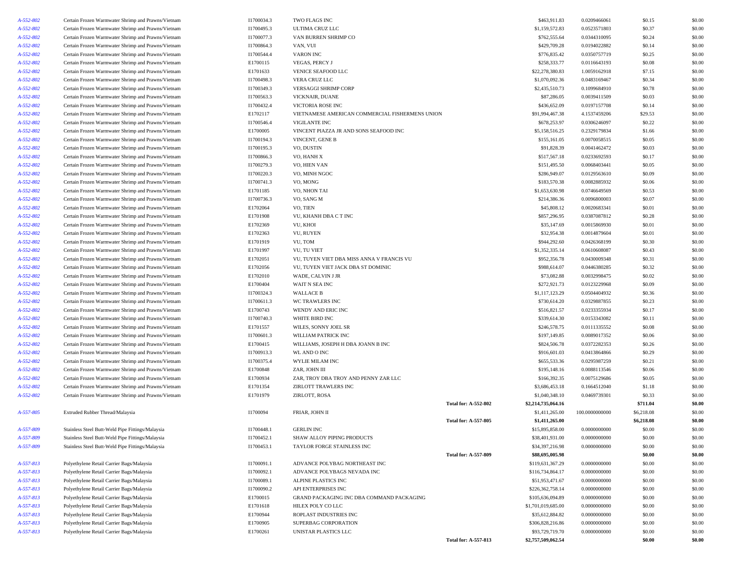| | | | | | | | | |
|---|---|---|---|---|---|---|---|---|
| A-552-802 | Certain Frozen Warmwater Shrimp and Prawns/Vietnam | I1700034.3 | TWO FLAGS INC | | $463,911.83 | 0.0209466061 | $0.15 | $0.00 |
| A-552-802 | Certain Frozen Warmwater Shrimp and Prawns/Vietnam | I1700495.3 | ULTIMA CRUZ LLC | | $1,159,572.83 | 0.0523571803 | $0.37 | $0.00 |
| A-552-802 | Certain Frozen Warmwater Shrimp and Prawns/Vietnam | I1700077.3 | VAN BURREN SHRIMP CO | | $762,555.64 | 0.0344310095 | $0.24 | $0.00 |
| A-552-802 | Certain Frozen Warmwater Shrimp and Prawns/Vietnam | I1700864.3 | VAN, VUI | | $429,709.28 | 0.0194022882 | $0.14 | $0.00 |
| A-552-802 | Certain Frozen Warmwater Shrimp and Prawns/Vietnam | I1700544.4 | VARON INC | | $776,835.42 | 0.0350757719 | $0.25 | $0.00 |
| A-552-802 | Certain Frozen Warmwater Shrimp and Prawns/Vietnam | E1700115 | VEGAS, PERCY J | | $258,333.77 | 0.0116643193 | $0.08 | $0.00 |
| A-552-802 | Certain Frozen Warmwater Shrimp and Prawns/Vietnam | E1701633 | VENICE SEAFOOD LLC | | $22,278,380.83 | 1.0059162918 | $7.15 | $0.00 |
| A-552-802 | Certain Frozen Warmwater Shrimp and Prawns/Vietnam | I1700498.3 | VERA CRUZ LLC | | $1,070,092.36 | 0.0483169467 | $0.34 | $0.00 |
| A-552-802 | Certain Frozen Warmwater Shrimp and Prawns/Vietnam | I1700349.3 | VERSAGGI SHRIMP CORP | | $2,435,510.73 | 0.1099684910 | $0.78 | $0.00 |
| A-552-802 | Certain Frozen Warmwater Shrimp and Prawns/Vietnam | I1700563.3 | VICKNAIR, DUANE | | $87,286.05 | 0.0039411509 | $0.03 | $0.00 |
| A-552-802 | Certain Frozen Warmwater Shrimp and Prawns/Vietnam | I1700432.4 | VICTORIA ROSE INC | | $436,652.09 | 0.0197157708 | $0.14 | $0.00 |
| A-552-802 | Certain Frozen Warmwater Shrimp and Prawns/Vietnam | E1702117 | VIETNAMESE AMERICAN COMMERCIAL FISHERMENS UNION | | $91,994,467.38 | 4.1537459206 | $29.53 | $0.00 |
| A-552-802 | Certain Frozen Warmwater Shrimp and Prawns/Vietnam | I1700546.4 | VIGILANTE INC | | $678,253.97 | 0.0306246097 | $0.22 | $0.00 |
| A-552-802 | Certain Frozen Warmwater Shrimp and Prawns/Vietnam | E1700005 | VINCENT PIAZZA JR AND SONS SEAFOOD INC | | $5,158,516.25 | 0.2329179834 | $1.66 | $0.00 |
| A-552-802 | Certain Frozen Warmwater Shrimp and Prawns/Vietnam | I1700194.3 | VINCENT, GENE B | | $155,161.05 | 0.0070058515 | $0.05 | $0.00 |
| A-552-802 | Certain Frozen Warmwater Shrimp and Prawns/Vietnam | I1700195.3 | VO, DUSTIN | | $91,828.39 | 0.0041462472 | $0.03 | $0.00 |
| A-552-802 | Certain Frozen Warmwater Shrimp and Prawns/Vietnam | I1700866.3 | VO, HANH X | | $517,567.18 | 0.0233692593 | $0.17 | $0.00 |
| A-552-802 | Certain Frozen Warmwater Shrimp and Prawns/Vietnam | I1700279.3 | VO, HIEN VAN | | $151,495.50 | 0.0068403441 | $0.05 | $0.00 |
| A-552-802 | Certain Frozen Warmwater Shrimp and Prawns/Vietnam | I1700220.3 | VO, MINH NGOC | | $286,949.07 | 0.0129563610 | $0.09 | $0.00 |
| A-552-802 | Certain Frozen Warmwater Shrimp and Prawns/Vietnam | I1700741.3 | VO, MONG | | $183,570.38 | 0.0082885932 | $0.06 | $0.00 |
| A-552-802 | Certain Frozen Warmwater Shrimp and Prawns/Vietnam | E1701185 | VO, NHON TAI | | $1,653,630.98 | 0.0746649569 | $0.53 | $0.00 |
| A-552-802 | Certain Frozen Warmwater Shrimp and Prawns/Vietnam | I1700736.3 | VO, SANG M | | $214,386.36 | 0.0096800003 | $0.07 | $0.00 |
| A-552-802 | Certain Frozen Warmwater Shrimp and Prawns/Vietnam | E1702064 | VO, TIEN | | $45,808.12 | 0.0020683341 | $0.01 | $0.00 |
| A-552-802 | Certain Frozen Warmwater Shrimp and Prawns/Vietnam | E1701908 | VU, KHANH DBA C T INC | | $857,296.95 | 0.0387087812 | $0.28 | $0.00 |
| A-552-802 | Certain Frozen Warmwater Shrimp and Prawns/Vietnam | E1702369 | VU, KHOI | | $35,147.69 | 0.0015869930 | $0.01 | $0.00 |
| A-552-802 | Certain Frozen Warmwater Shrimp and Prawns/Vietnam | E1702363 | VU, RUYEN | | $32,954.38 | 0.0014879604 | $0.01 | $0.00 |
| A-552-802 | Certain Frozen Warmwater Shrimp and Prawns/Vietnam | E1701919 | VU, TOM | | $944,292.60 | 0.0426368199 | $0.30 | $0.00 |
| A-552-802 | Certain Frozen Warmwater Shrimp and Prawns/Vietnam | E1701997 | VU, TU VIET | | $1,352,335.14 | 0.0610608087 | $0.43 | $0.00 |
| A-552-802 | Certain Frozen Warmwater Shrimp and Prawns/Vietnam | E1702051 | VU, TUYEN VIET DBA MISS ANNA V FRANCIS VU | | $952,356.78 | 0.0430009348 | $0.31 | $0.00 |
| A-552-802 | Certain Frozen Warmwater Shrimp and Prawns/Vietnam | E1702056 | VU, TUYEN VIET JACK DBA ST DOMINIC | | $988,614.07 | 0.0446380285 | $0.32 | $0.00 |
| A-552-802 | Certain Frozen Warmwater Shrimp and Prawns/Vietnam | E1702010 | WADE, CALVIN J JR | | $73,082.88 | 0.0032998475 | $0.02 | $0.00 |
| A-552-802 | Certain Frozen Warmwater Shrimp and Prawns/Vietnam | E1700404 | WAIT N SEA INC | | $272,921.73 | 0.0123229968 | $0.09 | $0.00 |
| A-552-802 | Certain Frozen Warmwater Shrimp and Prawns/Vietnam | I1700324.3 | WALLACE B | | $1,117,123.29 | 0.0504404932 | $0.36 | $0.00 |
| A-552-802 | Certain Frozen Warmwater Shrimp and Prawns/Vietnam | I1700611.3 | WC TRAWLERS INC | | $730,614.20 | 0.0329887855 | $0.23 | $0.00 |
| A-552-802 | Certain Frozen Warmwater Shrimp and Prawns/Vietnam | E1700743 | WENDY AND ERIC INC | | $516,821.57 | 0.0233355934 | $0.17 | $0.00 |
| A-552-802 | Certain Frozen Warmwater Shrimp and Prawns/Vietnam | I1700740.3 | WHITE BIRD INC | | $339,614.30 | 0.0153343082 | $0.11 | $0.00 |
| A-552-802 | Certain Frozen Warmwater Shrimp and Prawns/Vietnam | E1701557 | WILES, SONNY JOEL SR | | $246,578.75 | 0.0111335552 | $0.08 | $0.00 |
| A-552-802 | Certain Frozen Warmwater Shrimp and Prawns/Vietnam | I1700601.3 | WILLIAM PATRICK INC | | $197,149.85 | 0.0089017352 | $0.06 | $0.00 |
| A-552-802 | Certain Frozen Warmwater Shrimp and Prawns/Vietnam | E1700415 | WILLIAMS, JOSEPH H DBA JOANN B INC | | $824,506.78 | 0.0372282353 | $0.26 | $0.00 |
| A-552-802 | Certain Frozen Warmwater Shrimp and Prawns/Vietnam | I1700913.3 | WL AND O INC | | $916,601.03 | 0.0413864866 | $0.29 | $0.00 |
| A-552-802 | Certain Frozen Warmwater Shrimp and Prawns/Vietnam | I1700375.4 | WYLIE MILAM INC | | $655,533.36 | 0.0295987259 | $0.21 | $0.00 |
| A-552-802 | Certain Frozen Warmwater Shrimp and Prawns/Vietnam | E1700848 | ZAR, JOHN III | | $195,148.16 | 0.0088113546 | $0.06 | $0.00 |
| A-552-802 | Certain Frozen Warmwater Shrimp and Prawns/Vietnam | E1700934 | ZAR, TROY DBA TROY AND PENNY ZAR LLC | | $166,392.35 | 0.0075129686 | $0.05 | $0.00 |
| A-552-802 | Certain Frozen Warmwater Shrimp and Prawns/Vietnam | E1701354 | ZIRLOTT TRAWLERS INC | | $3,686,453.18 | 0.1664512040 | $1.18 | $0.00 |
| A-552-802 | Certain Frozen Warmwater Shrimp and Prawns/Vietnam | E1701979 | ZIRLOTT, ROSA | | $1,040,348.10 | 0.0469739301 | $0.33 | $0.00 |
| | | | | **Total for: A-552-802** | **$2,214,735,064.16** | | **$711.04** | **$0.00** |
| A-557-805 | Extruded Rubber Thread/Malaysia | I1700094 | FRIAR, JOHN II | | $1,411,265.00 | 100.0000000000 | $6,218.08 | $0.00 |
| | | | | **Total for: A-557-805** | **$1,411,265.00** | | **$6,218.08** | **$0.00** |
| A-557-809 | Stainless Steel Butt-Weld Pipe Fittings/Malaysia | I1700448.1 | GERLIN INC | | $15,895,858.00 | 0.0000000000 | $0.00 | $0.00 |
| A-557-809 | Stainless Steel Butt-Weld Pipe Fittings/Malaysia | I1700452.1 | SHAW ALLOY PIPING PRODUCTS | | $38,401,931.00 | 0.0000000000 | $0.00 | $0.00 |
| A-557-809 | Stainless Steel Butt-Weld Pipe Fittings/Malaysia | I1700453.1 | TAYLOR FORGE STAINLESS INC | | $34,397,216.98 | 0.0000000000 | $0.00 | $0.00 |
| | | | | **Total for: A-557-809** | **$88,695,005.98** | | **$0.00** | **$0.00** |
| A-557-813 | Polyethylene Retail Carrier Bags/Malaysia | I1700091.1 | ADVANCE POLYBAG NORTHEAST INC | | $119,631,367.29 | 0.0000000000 | $0.00 | $0.00 |
| A-557-813 | Polyethylene Retail Carrier Bags/Malaysia | I1700092.1 | ADVANCE POLYBAGS NEVADA INC | | $116,734,864.17 | 0.0000000000 | $0.00 | $0.00 |
| A-557-813 | Polyethylene Retail Carrier Bags/Malaysia | I1700089.1 | ALPINE PLASTICS INC | | $51,953,471.67 | 0.0000000000 | $0.00 | $0.00 |
| A-557-813 | Polyethylene Retail Carrier Bags/Malaysia | I1700090.2 | API ENTERPRISES INC | | $226,362,758.14 | 0.0000000000 | $0.00 | $0.00 |
| A-557-813 | Polyethylene Retail Carrier Bags/Malaysia | E1700015 | GRAND PACKAGING INC DBA COMMAND PACKAGING | | $105,636,094.89 | 0.0000000000 | $0.00 | $0.00 |
| A-557-813 | Polyethylene Retail Carrier Bags/Malaysia | E1701618 | HILEX POLY CO LLC | | $1,701,019,685.00 | 0.0000000000 | $0.00 | $0.00 |
| A-557-813 | Polyethylene Retail Carrier Bags/Malaysia | E1700944 | ROPLAST INDUSTRIES INC | | $35,612,884.82 | 0.0000000000 | $0.00 | $0.00 |
| A-557-813 | Polyethylene Retail Carrier Bags/Malaysia | E1700905 | SUPERBAG CORPORATION | | $306,828,216.86 | 0.0000000000 | $0.00 | $0.00 |
| A-557-813 | Polyethylene Retail Carrier Bags/Malaysia | E1700261 | UNISTAR PLASTICS LLC | | $93,729,719.70 | 0.0000000000 | $0.00 | $0.00 |
| | | | | **Total for: A-557-813** | **$2,757,509,062.54** | | **$0.00** | **$0.00** |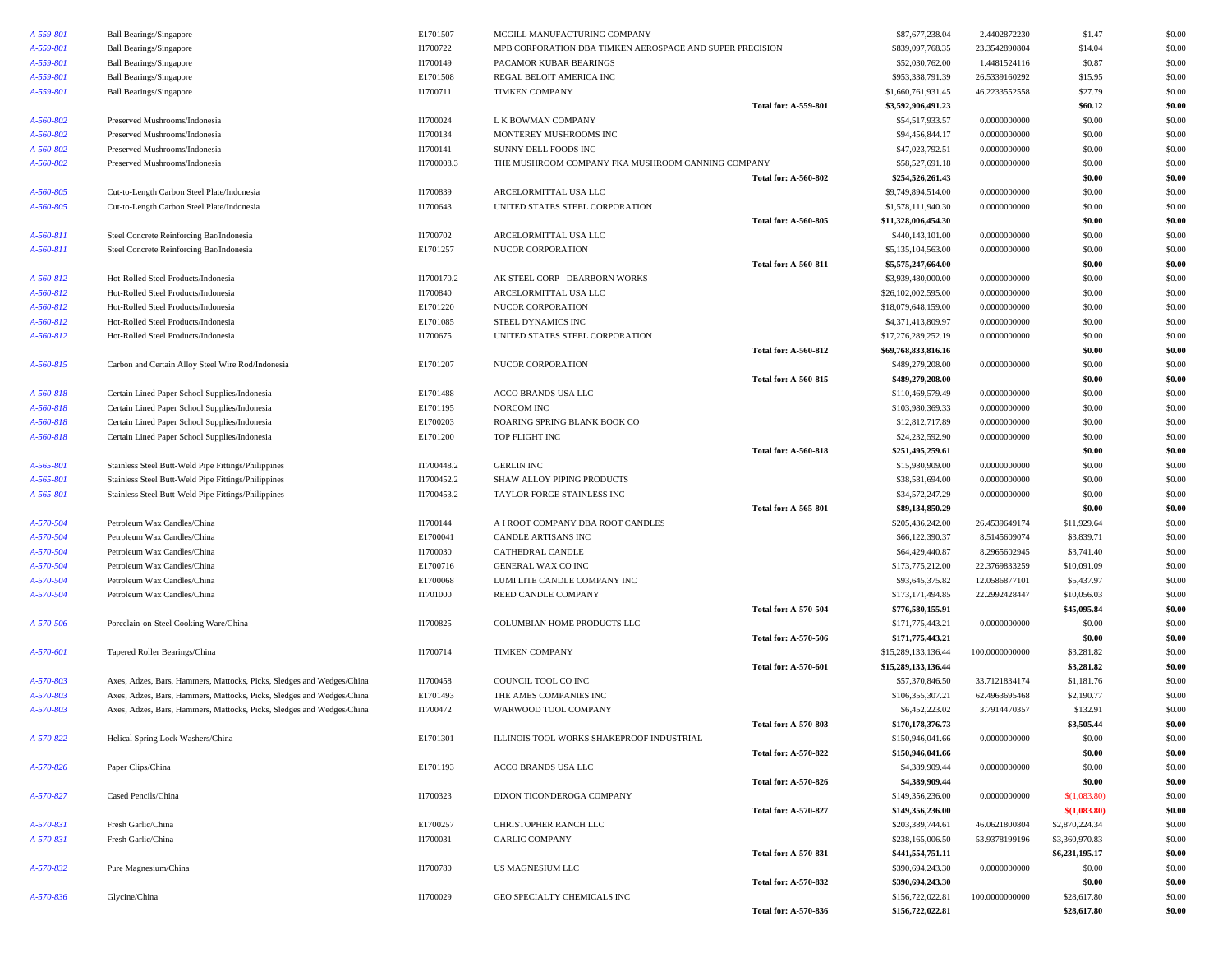| | | | | | | | |
|---|---|---|---|---|---|---|---|
| *A-559-801* | Ball Bearings/Singapore | E1701507 | MCGILL MANUFACTURING COMPANY | $87,677,238.04 | 2.4402872230 | $1.47 | $0.00 |
| *A-559-801* | Ball Bearings/Singapore | I1700722 | MPB CORPORATION DBA TIMKEN AEROSPACE AND SUPER PRECISION | $839,097,768.35 | 23.3542890804 | $14.04 | $0.00 |
| *A-559-801* | Ball Bearings/Singapore | I1700149 | PACAMOR KUBAR BEARINGS | $52,030,762.00 | 1.4481524116 | $0.87 | $0.00 |
| *A-559-801* | Ball Bearings/Singapore | E1701508 | REGAL BELOIT AMERICA INC | $953,338,791.39 | 26.5339160292 | $15.95 | $0.00 |
| *A-559-801* | Ball Bearings/Singapore | I1700711 | TIMKEN COMPANY | $1,660,761,931.45 | 46.2233552558 | $27.79 | $0.00 |
| | | | **Total for: A-559-801** | **$3,592,906,491.23** | | **$60.12** | **$0.00** |
| *A-560-802* | Preserved Mushrooms/Indonesia | I1700024 | L K BOWMAN COMPANY | $54,517,933.57 | 0.0000000000 | $0.00 | $0.00 |
| *A-560-802* | Preserved Mushrooms/Indonesia | I1700134 | MONTEREY MUSHROOMS INC | $94,456,844.17 | 0.0000000000 | $0.00 | $0.00 |
| *A-560-802* | Preserved Mushrooms/Indonesia | I1700141 | SUNNY DELL FOODS INC | $47,023,792.51 | 0.0000000000 | $0.00 | $0.00 |
| *A-560-802* | Preserved Mushrooms/Indonesia | I1700008.3 | THE MUSHROOM COMPANY FKA MUSHROOM CANNING COMPANY | $58,527,691.18 | 0.0000000000 | $0.00 | $0.00 |
| | | | **Total for: A-560-802** | **$254,526,261.43** | | **$0.00** | **$0.00** |
| *A-560-805* | Cut-to-Length Carbon Steel Plate/Indonesia | I1700839 | ARCELORMITTAL USA LLC | $9,749,894,514.00 | 0.0000000000 | $0.00 | $0.00 |
| *A-560-805* | Cut-to-Length Carbon Steel Plate/Indonesia | I1700643 | UNITED STATES STEEL CORPORATION | $1,578,111,940.30 | 0.0000000000 | $0.00 | $0.00 |
| | | | **Total for: A-560-805** | **$11,328,006,454.30** | | **$0.00** | **$0.00** |
| *A-560-811* | Steel Concrete Reinforcing Bar/Indonesia | I1700702 | ARCELORMITTAL USA LLC | $440,143,101.00 | 0.0000000000 | $0.00 | $0.00 |
| *A-560-811* | Steel Concrete Reinforcing Bar/Indonesia | E1701257 | NUCOR CORPORATION | $5,135,104,563.00 | 0.0000000000 | $0.00 | $0.00 |
| | | | **Total for: A-560-811** | **$5,575,247,664.00** | | **$0.00** | **$0.00** |
| *A-560-812* | Hot-Rolled Steel Products/Indonesia | I1700170.2 | AK STEEL CORP - DEARBORN WORKS | $3,939,480,000.00 | 0.0000000000 | $0.00 | $0.00 |
| *A-560-812* | Hot-Rolled Steel Products/Indonesia | I1700840 | ARCELORMITTAL USA LLC | $26,102,002,595.00 | 0.0000000000 | $0.00 | $0.00 |
| *A-560-812* | Hot-Rolled Steel Products/Indonesia | E1701220 | NUCOR CORPORATION | $18,079,648,159.00 | 0.0000000000 | $0.00 | $0.00 |
| *A-560-812* | Hot-Rolled Steel Products/Indonesia | E1701085 | STEEL DYNAMICS INC | $4,371,413,809.97 | 0.0000000000 | $0.00 | $0.00 |
| *A-560-812* | Hot-Rolled Steel Products/Indonesia | I1700675 | UNITED STATES STEEL CORPORATION | $17,276,289,252.19 | 0.0000000000 | $0.00 | $0.00 |
| | | | **Total for: A-560-812** | **$69,768,833,816.16** | | **$0.00** | **$0.00** |
| *A-560-815* | Carbon and Certain Alloy Steel Wire Rod/Indonesia | E1701207 | NUCOR CORPORATION | $489,279,208.00 | 0.0000000000 | $0.00 | $0.00 |
| | | | **Total for: A-560-815** | **$489,279,208.00** | | **$0.00** | **$0.00** |
| *A-560-818* | Certain Lined Paper School Supplies/Indonesia | E1701488 | ACCO BRANDS USA LLC | $110,469,579.49 | 0.0000000000 | $0.00 | $0.00 |
| *A-560-818* | Certain Lined Paper School Supplies/Indonesia | E1701195 | NORCOM INC | $103,980,369.33 | 0.0000000000 | $0.00 | $0.00 |
| *A-560-818* | Certain Lined Paper School Supplies/Indonesia | E1700203 | ROARING SPRING BLANK BOOK CO | $12,812,717.89 | 0.0000000000 | $0.00 | $0.00 |
| *A-560-818* | Certain Lined Paper School Supplies/Indonesia | E1701200 | TOP FLIGHT INC | $24,232,592.90 | 0.0000000000 | $0.00 | $0.00 |
| | | | **Total for: A-560-818** | **$251,495,259.61** | | **$0.00** | **$0.00** |
| *A-565-801* | Stainless Steel Butt-Weld Pipe Fittings/Philippines | I1700448.2 | GERLIN INC | $15,980,909.00 | 0.0000000000 | $0.00 | $0.00 |
| *A-565-801* | Stainless Steel Butt-Weld Pipe Fittings/Philippines | I1700452.2 | SHAW ALLOY PIPING PRODUCTS | $38,581,694.00 | 0.0000000000 | $0.00 | $0.00 |
| *A-565-801* | Stainless Steel Butt-Weld Pipe Fittings/Philippines | I1700453.2 | TAYLOR FORGE STAINLESS INC | $34,572,247.29 | 0.0000000000 | $0.00 | $0.00 |
| | | | **Total for: A-565-801** | **$89,134,850.29** | | **$0.00** | **$0.00** |
| *A-570-504* | Petroleum Wax Candles/China | I1700144 | A I ROOT COMPANY DBA ROOT CANDLES | $205,436,242.00 | 26.4539649174 | $11,929.64 | $0.00 |
| *A-570-504* | Petroleum Wax Candles/China | E1700041 | CANDLE ARTISANS INC | $66,122,390.37 | 8.5145609074 | $3,839.71 | $0.00 |
| *A-570-504* | Petroleum Wax Candles/China | I1700030 | CATHEDRAL CANDLE | $64,429,440.87 | 8.2965602945 | $3,741.40 | $0.00 |
| *A-570-504* | Petroleum Wax Candles/China | E1700716 | GENERAL WAX CO INC | $173,775,212.00 | 22.3769833259 | $10,091.09 | $0.00 |
| *A-570-504* | Petroleum Wax Candles/China | E1700068 | LUMI LITE CANDLE COMPANY INC | $93,645,375.82 | 12.0586877101 | $5,437.97 | $0.00 |
| *A-570-504* | Petroleum Wax Candles/China | I1701000 | REED CANDLE COMPANY | $173,171,494.85 | 22.2992428447 | $10,056.03 | $0.00 |
| | | | **Total for: A-570-504** | **$776,580,155.91** | | **$45,095.84** | **$0.00** |
| *A-570-506* | Porcelain-on-Steel Cooking Ware/China | I1700825 | COLUMBIAN HOME PRODUCTS LLC | $171,775,443.21 | 0.0000000000 | $0.00 | $0.00 |
| | | | **Total for: A-570-506** | **$171,775,443.21** | | **$0.00** | **$0.00** |
| *A-570-601* | Tapered Roller Bearings/China | I1700714 | TIMKEN COMPANY | $15,289,133,136.44 | 100.0000000000 | $3,281.82 | $0.00 |
| | | | **Total for: A-570-601** | **$15,289,133,136.44** | | **$3,281.82** | **$0.00** |
| *A-570-803* | Axes, Adzes, Bars, Hammers, Mattocks, Picks, Sledges and Wedges/China | I1700458 | COUNCIL TOOL CO INC | $57,370,846.50 | 33.7121834174 | $1,181.76 | $0.00 |
| *A-570-803* | Axes, Adzes, Bars, Hammers, Mattocks, Picks, Sledges and Wedges/China | E1701493 | THE AMES COMPANIES INC | $106,355,307.21 | 62.4963695468 | $2,190.77 | $0.00 |
| *A-570-803* | Axes, Adzes, Bars, Hammers, Mattocks, Picks, Sledges and Wedges/China | I1700472 | WARWOOD TOOL COMPANY | $6,452,223.02 | 3.7914470357 | $132.91 | $0.00 |
| | | | **Total for: A-570-803** | **$170,178,376.73** | | **$3,505.44** | **$0.00** |
| *A-570-822* | Helical Spring Lock Washers/China | E1701301 | ILLINOIS TOOL WORKS SHAKEPROOF INDUSTRIAL | $150,946,041.66 | 0.0000000000 | $0.00 | $0.00 |
| | | | **Total for: A-570-822** | **$150,946,041.66** | | **$0.00** | **$0.00** |
| *A-570-826* | Paper Clips/China | E1701193 | ACCO BRANDS USA LLC | $4,389,909.44 | 0.0000000000 | $0.00 | $0.00 |
| | | | **Total for: A-570-826** | **$4,389,909.44** | | **$0.00** | **$0.00** |
| *A-570-827* | Cased Pencils/China | I1700323 | DIXON TICONDEROGA COMPANY | $149,356,236.00 | 0.0000000000 | $(1,083.80) | $0.00 |
| | | | **Total for: A-570-827** | **$149,356,236.00** | | **$(1,083.80)** | **$0.00** |
| *A-570-831* | Fresh Garlic/China | E1700257 | CHRISTOPHER RANCH LLC | $203,389,744.61 | 46.0621800804 | $2,870,224.34 | $0.00 |
| *A-570-831* | Fresh Garlic/China | I1700031 | GARLIC COMPANY | $238,165,006.50 | 53.9378199196 | $3,360,970.83 | $0.00 |
| | | | **Total for: A-570-831** | **$441,554,751.11** | | **$6,231,195.17** | **$0.00** |
| *A-570-832* | Pure Magnesium/China | I1700780 | US MAGNESIUM LLC | $390,694,243.30 | 0.0000000000 | $0.00 | $0.00 |
| | | | **Total for: A-570-832** | **$390,694,243.30** | | **$0.00** | **$0.00** |
| *A-570-836* | Glycine/China | I1700029 | GEO SPECIALTY CHEMICALS INC | $156,722,022.81 | 100.0000000000 | $28,617.80 | $0.00 |
| | | | **Total for: A-570-836** | **$156,722,022.81** | | **$28,617.80** | **$0.00** |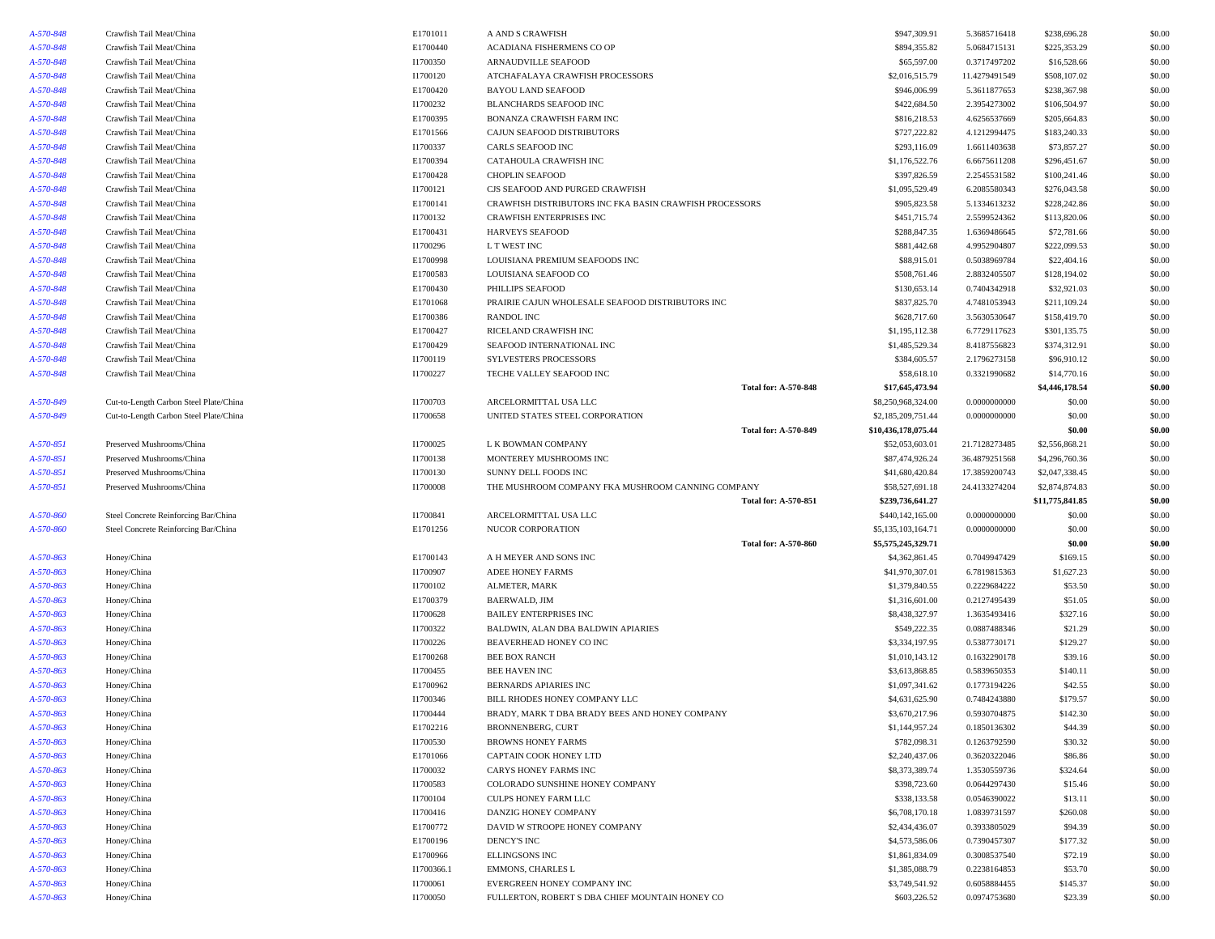| | | | | | | | |
|---|---|---|---|---|---|---|---|
| A-570-848 | Crawfish Tail Meat/China | E1701011 | A AND S CRAWFISH | $947,309.91 | 5.3685716418 | $238,696.28 | $0.00 |
| A-570-848 | Crawfish Tail Meat/China | E1700440 | ACADIANA FISHERMENS CO OP | $894,355.82 | 5.0684715131 | $225,353.29 | $0.00 |
| A-570-848 | Crawfish Tail Meat/China | I1700350 | ARNAUDVILLE SEAFOOD | $65,597.00 | 0.3717497202 | $16,528.66 | $0.00 |
| A-570-848 | Crawfish Tail Meat/China | I1700120 | ATCHAFALAYA CRAWFISH PROCESSORS | $2,016,515.79 | 11.4279491549 | $508,107.02 | $0.00 |
| A-570-848 | Crawfish Tail Meat/China | E1700420 | BAYOU LAND SEAFOOD | $946,006.99 | 5.3611877653 | $238,367.98 | $0.00 |
| A-570-848 | Crawfish Tail Meat/China | I1700232 | BLANCHARDS SEAFOOD INC | $422,684.50 | 2.3954273002 | $106,504.97 | $0.00 |
| A-570-848 | Crawfish Tail Meat/China | E1700395 | BONANZA CRAWFISH FARM INC | $816,218.53 | 4.6256537669 | $205,664.83 | $0.00 |
| A-570-848 | Crawfish Tail Meat/China | E1701566 | CAJUN SEAFOOD DISTRIBUTORS | $727,222.82 | 4.1212994475 | $183,240.33 | $0.00 |
| A-570-848 | Crawfish Tail Meat/China | I1700337 | CARLS SEAFOOD INC | $293,116.09 | 1.6611403638 | $73,857.27 | $0.00 |
| A-570-848 | Crawfish Tail Meat/China | E1700394 | CATAHOULA CRAWFISH INC | $1,176,522.76 | 6.6675611208 | $296,451.67 | $0.00 |
| A-570-848 | Crawfish Tail Meat/China | E1700428 | CHOPLIN SEAFOOD | $397,826.59 | 2.2545531582 | $100,241.46 | $0.00 |
| A-570-848 | Crawfish Tail Meat/China | I1700121 | CJS SEAFOOD AND PURGED CRAWFISH | $1,095,529.49 | 6.2085580343 | $276,043.58 | $0.00 |
| A-570-848 | Crawfish Tail Meat/China | E1700141 | CRAWFISH DISTRIBUTORS INC FKA BASIN CRAWFISH PROCESSORS | $905,823.58 | 5.1334613232 | $228,242.86 | $0.00 |
| A-570-848 | Crawfish Tail Meat/China | I1700132 | CRAWFISH ENTERPRISES INC | $451,715.74 | 2.5599524362 | $113,820.06 | $0.00 |
| A-570-848 | Crawfish Tail Meat/China | E1700431 | HARVEYS SEAFOOD | $288,847.35 | 1.6369486645 | $72,781.66 | $0.00 |
| A-570-848 | Crawfish Tail Meat/China | I1700296 | L T WEST INC | $881,442.68 | 4.9952904807 | $222,099.53 | $0.00 |
| A-570-848 | Crawfish Tail Meat/China | E1700998 | LOUISIANA PREMIUM SEAFOODS INC | $88,915.01 | 0.5038969784 | $22,404.16 | $0.00 |
| A-570-848 | Crawfish Tail Meat/China | E1700583 | LOUISIANA SEAFOOD CO | $508,761.46 | 2.8832405507 | $128,194.02 | $0.00 |
| A-570-848 | Crawfish Tail Meat/China | E1700430 | PHILLIPS SEAFOOD | $130,653.14 | 0.7404342918 | $32,921.03 | $0.00 |
| A-570-848 | Crawfish Tail Meat/China | E1701068 | PRAIRIE CAJUN WHOLESALE SEAFOOD DISTRIBUTORS INC | $837,825.70 | 4.7481053943 | $211,109.24 | $0.00 |
| A-570-848 | Crawfish Tail Meat/China | E1700386 | RANDOL INC | $628,717.60 | 3.5630530647 | $158,419.70 | $0.00 |
| A-570-848 | Crawfish Tail Meat/China | E1700427 | RICELAND CRAWFISH INC | $1,195,112.38 | 6.7729117623 | $301,135.75 | $0.00 |
| A-570-848 | Crawfish Tail Meat/China | E1700429 | SEAFOOD INTERNATIONAL INC | $1,485,529.34 | 8.4187556823 | $374,312.91 | $0.00 |
| A-570-848 | Crawfish Tail Meat/China | I1700119 | SYLVESTERS PROCESSORS | $384,605.57 | 2.1796273158 | $96,910.12 | $0.00 |
| A-570-848 | Crawfish Tail Meat/China | I1700227 | TECHE VALLEY SEAFOOD INC | $58,618.10 | 0.3321990682 | $14,770.16 | $0.00 |
| | | | **Total for: A-570-848** | **$17,645,473.94** | | **$4,446,178.54** | **$0.00** |
| A-570-849 | Cut-to-Length Carbon Steel Plate/China | I1700703 | ARCELORMITTAL USA LLC | $8,250,968,324.00 | 0.0000000000 | $0.00 | $0.00 |
| A-570-849 | Cut-to-Length Carbon Steel Plate/China | I1700658 | UNITED STATES STEEL CORPORATION | $2,185,209,751.44 | 0.0000000000 | $0.00 | $0.00 |
| | | | **Total for: A-570-849** | **$10,436,178,075.44** | | **$0.00** | **$0.00** |
| A-570-851 | Preserved Mushrooms/China | I1700025 | L K BOWMAN COMPANY | $52,053,603.01 | 21.7128273485 | $2,556,868.21 | $0.00 |
| A-570-851 | Preserved Mushrooms/China | I1700138 | MONTEREY MUSHROOMS INC | $87,474,926.24 | 36.4879251568 | $4,296,760.36 | $0.00 |
| A-570-851 | Preserved Mushrooms/China | I1700130 | SUNNY DELL FOODS INC | $41,680,420.84 | 17.3859200743 | $2,047,338.45 | $0.00 |
| A-570-851 | Preserved Mushrooms/China | I1700008 | THE MUSHROOM COMPANY FKA MUSHROOM CANNING COMPANY | $58,527,691.18 | 24.4133274204 | $2,874,874.83 | $0.00 |
| | | | **Total for: A-570-851** | **$239,736,641.27** | | **$11,775,841.85** | **$0.00** |
| A-570-860 | Steel Concrete Reinforcing Bar/China | I1700841 | ARCELORMITTAL USA LLC | $440,142,165.00 | 0.0000000000 | $0.00 | $0.00 |
| A-570-860 | Steel Concrete Reinforcing Bar/China | E1701256 | NUCOR CORPORATION | $5,135,103,164.71 | 0.0000000000 | $0.00 | $0.00 |
| | | | **Total for: A-570-860** | **$5,575,245,329.71** | | **$0.00** | **$0.00** |
| A-570-863 | Honey/China | E1700143 | A H MEYER AND SONS INC | $4,362,861.45 | 0.7049947429 | $169.15 | $0.00 |
| A-570-863 | Honey/China | I1700907 | ADEE HONEY FARMS | $41,970,307.01 | 6.7819815363 | $1,627.23 | $0.00 |
| A-570-863 | Honey/China | I1700102 | ALMETER, MARK | $1,379,840.55 | 0.2229684222 | $53.50 | $0.00 |
| A-570-863 | Honey/China | E1700379 | BAERWALD, JIM | $1,316,601.00 | 0.2127495439 | $51.05 | $0.00 |
| A-570-863 | Honey/China | I1700628 | BAILEY ENTERPRISES INC | $8,438,327.97 | 1.3635493416 | $327.16 | $0.00 |
| A-570-863 | Honey/China | I1700322 | BALDWIN, ALAN DBA BALDWIN APIARIES | $549,222.35 | 0.0887488346 | $21.29 | $0.00 |
| A-570-863 | Honey/China | I1700226 | BEAVERHEAD HONEY CO INC | $3,334,197.95 | 0.5387730171 | $129.27 | $0.00 |
| A-570-863 | Honey/China | E1700268 | BEE BOX RANCH | $1,010,143.12 | 0.1632290178 | $39.16 | $0.00 |
| A-570-863 | Honey/China | I1700455 | BEE HAVEN INC | $3,613,868.85 | 0.5839650353 | $140.11 | $0.00 |
| A-570-863 | Honey/China | E1700962 | BERNARDS APIARIES INC | $1,097,341.62 | 0.1773194226 | $42.55 | $0.00 |
| A-570-863 | Honey/China | I1700346 | BILL RHODES HONEY COMPANY LLC | $4,631,625.90 | 0.7484243880 | $179.57 | $0.00 |
| A-570-863 | Honey/China | I1700444 | BRADY, MARK T DBA BRADY BEES AND HONEY COMPANY | $3,670,217.96 | 0.5930704875 | $142.30 | $0.00 |
| A-570-863 | Honey/China | E1702216 | BRONNENBERG, CURT | $1,144,957.24 | 0.1850136302 | $44.39 | $0.00 |
| A-570-863 | Honey/China | I1700530 | BROWNS HONEY FARMS | $782,098.31 | 0.1263792590 | $30.32 | $0.00 |
| A-570-863 | Honey/China | E1701066 | CAPTAIN COOK HONEY LTD | $2,240,437.06 | 0.3620322046 | $86.86 | $0.00 |
| A-570-863 | Honey/China | I1700032 | CARYS HONEY FARMS INC | $8,373,389.74 | 1.3530559736 | $324.64 | $0.00 |
| A-570-863 | Honey/China | I1700583 | COLORADO SUNSHINE HONEY COMPANY | $398,723.60 | 0.0644297430 | $15.46 | $0.00 |
| A-570-863 | Honey/China | I1700104 | CULPS HONEY FARM LLC | $338,133.58 | 0.0546390022 | $13.11 | $0.00 |
| A-570-863 | Honey/China | I1700416 | DANZIG HONEY COMPANY | $6,708,170.18 | 1.0839731597 | $260.08 | $0.00 |
| A-570-863 | Honey/China | E1700772 | DAVID W STROOPE HONEY COMPANY | $2,434,436.07 | 0.3933805029 | $94.39 | $0.00 |
| A-570-863 | Honey/China | E1700196 | DENCY'S INC | $4,573,586.06 | 0.7390457307 | $177.32 | $0.00 |
| A-570-863 | Honey/China | E1700966 | ELLINGSONS INC | $1,861,834.09 | 0.3008537540 | $72.19 | $0.00 |
| A-570-863 | Honey/China | I1700366.1 | EMMONS, CHARLES L | $1,385,088.79 | 0.2238164853 | $53.70 | $0.00 |
| A-570-863 | Honey/China | I1700061 | EVERGREEN HONEY COMPANY INC | $3,749,541.92 | 0.6058884455 | $145.37 | $0.00 |
| A-570-863 | Honey/China | I1700050 | FULLERTON, ROBERT S DBA CHIEF MOUNTAIN HONEY CO | $603,226.52 | 0.0974753680 | $23.39 | $0.00 |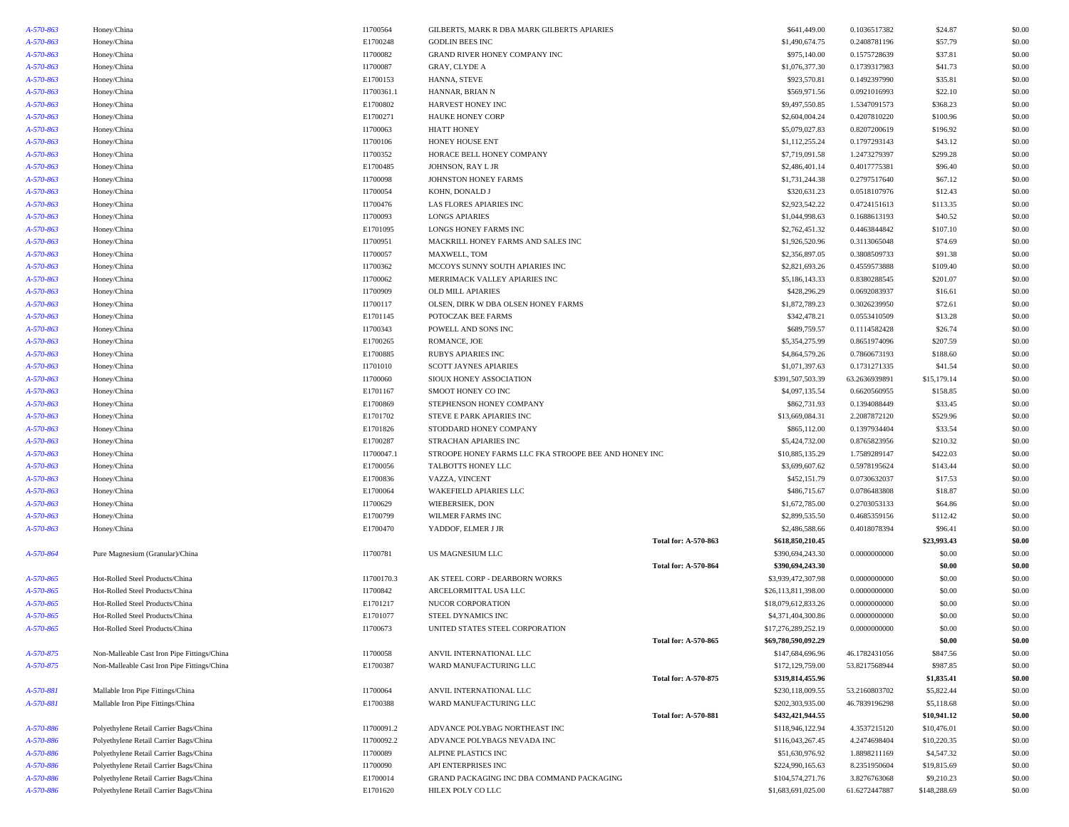| | | | | | | | |
|---|---|---|---|---|---|---|---|
| *A-570-863* | Honey/China | I1700564 | GILBERTS, MARK R DBA MARK GILBERTS APIARIES | $641,449.00 | 0.1036517382 | $24.87 | $0.00 |
| *A-570-863* | Honey/China | E1700248 | GODLIN BEES INC | $1,490,674.75 | 0.2408781196 | $57.79 | $0.00 |
| *A-570-863* | Honey/China | I1700082 | GRAND RIVER HONEY COMPANY INC | $975,140.00 | 0.1575728639 | $37.81 | $0.00 |
| *A-570-863* | Honey/China | I1700087 | GRAY, CLYDE A | $1,076,377.30 | 0.1739317983 | $41.73 | $0.00 |
| *A-570-863* | Honey/China | E1700153 | HANNA, STEVE | $923,570.81 | 0.1492397990 | $35.81 | $0.00 |
| *A-570-863* | Honey/China | I1700361.1 | HANNAR, BRIAN N | $569,971.56 | 0.0921016993 | $22.10 | $0.00 |
| *A-570-863* | Honey/China | E1700802 | HARVEST HONEY INC | $9,497,550.85 | 1.5347091573 | $368.23 | $0.00 |
| *A-570-863* | Honey/China | E1700271 | HAUKE HONEY CORP | $2,604,004.24 | 0.4207810220 | $100.96 | $0.00 |
| *A-570-863* | Honey/China | I1700063 | HIATT HONEY | $5,079,027.83 | 0.8207200619 | $196.92 | $0.00 |
| *A-570-863* | Honey/China | I1700106 | HONEY HOUSE ENT | $1,112,255.24 | 0.1797293143 | $43.12 | $0.00 |
| *A-570-863* | Honey/China | I1700352 | HORACE BELL HONEY COMPANY | $7,719,091.58 | 1.2473279397 | $299.28 | $0.00 |
| *A-570-863* | Honey/China | E1700485 | JOHNSON, RAY L JR | $2,486,401.14 | 0.4017775381 | $96.40 | $0.00 |
| *A-570-863* | Honey/China | I1700098 | JOHNSTON HONEY FARMS | $1,731,244.38 | 0.2797517640 | $67.12 | $0.00 |
| *A-570-863* | Honey/China | I1700054 | KOHN, DONALD J | $320,631.23 | 0.0518107976 | $12.43 | $0.00 |
| *A-570-863* | Honey/China | I1700476 | LAS FLORES APIARIES INC | $2,923,542.22 | 0.4724151613 | $113.35 | $0.00 |
| *A-570-863* | Honey/China | I1700093 | LONGS APIARIES | $1,044,998.63 | 0.1688613193 | $40.52 | $0.00 |
| *A-570-863* | Honey/China | E1701095 | LONGS HONEY FARMS INC | $2,762,451.32 | 0.4463844842 | $107.10 | $0.00 |
| *A-570-863* | Honey/China | I1700951 | MACKRILL HONEY FARMS AND SALES INC | $1,926,520.96 | 0.3113065048 | $74.69 | $0.00 |
| *A-570-863* | Honey/China | I1700057 | MAXWELL, TOM | $2,356,897.05 | 0.3808509733 | $91.38 | $0.00 |
| *A-570-863* | Honey/China | I1700362 | MCCOYS SUNNY SOUTH APIARIES INC | $2,821,693.26 | 0.4559573888 | $109.40 | $0.00 |
| *A-570-863* | Honey/China | I1700062 | MERRIMACK VALLEY APIARIES INC | $5,186,143.33 | 0.8380288545 | $201.07 | $0.00 |
| *A-570-863* | Honey/China | I1700909 | OLD MILL APIARIES | $428,296.29 | 0.0692083937 | $16.61 | $0.00 |
| *A-570-863* | Honey/China | I1700117 | OLSEN, DIRK W DBA OLSEN HONEY FARMS | $1,872,789.23 | 0.3026239950 | $72.61 | $0.00 |
| *A-570-863* | Honey/China | E1701145 | POTOCZAK BEE FARMS | $342,478.21 | 0.0553410509 | $13.28 | $0.00 |
| *A-570-863* | Honey/China | I1700343 | POWELL AND SONS INC | $689,759.57 | 0.1114582428 | $26.74 | $0.00 |
| *A-570-863* | Honey/China | E1700265 | ROMANCE, JOE | $5,354,275.99 | 0.8651974096 | $207.59 | $0.00 |
| *A-570-863* | Honey/China | E1700885 | RUBYS APIARIES INC | $4,864,579.26 | 0.7860673193 | $188.60 | $0.00 |
| *A-570-863* | Honey/China | I1701010 | SCOTT JAYNES APIARIES | $1,071,397.63 | 0.1731271335 | $41.54 | $0.00 |
| *A-570-863* | Honey/China | I1700060 | SIOUX HONEY ASSOCIATION | $391,507,503.39 | 63.2636939891 | $15,179.14 | $0.00 |
| *A-570-863* | Honey/China | E1701167 | SMOOT HONEY CO INC | $4,097,135.54 | 0.6620560955 | $158.85 | $0.00 |
| *A-570-863* | Honey/China | E1700869 | STEPHENSON HONEY COMPANY | $862,731.93 | 0.1394088449 | $33.45 | $0.00 |
| *A-570-863* | Honey/China | E1701702 | STEVE E PARK APIARIES INC | $13,669,084.31 | 2.2087872120 | $529.96 | $0.00 |
| *A-570-863* | Honey/China | E1701826 | STODDARD HONEY COMPANY | $865,112.00 | 0.1397934404 | $33.54 | $0.00 |
| *A-570-863* | Honey/China | E1700287 | STRACHAN APIARIES INC | $5,424,732.00 | 0.8765823956 | $210.32 | $0.00 |
| *A-570-863* | Honey/China | I1700047.1 | STROOPE HONEY FARMS LLC FKA STROOPE BEE AND HONEY INC | $10,885,135.29 | 1.7589289147 | $422.03 | $0.00 |
| *A-570-863* | Honey/China | E1700056 | TALBOTTS HONEY LLC | $3,699,607.62 | 0.5978195624 | $143.44 | $0.00 |
| *A-570-863* | Honey/China | E1700836 | VAZZA, VINCENT | $452,151.79 | 0.0730632037 | $17.53 | $0.00 |
| *A-570-863* | Honey/China | E1700064 | WAKEFIELD APIARIES LLC | $486,715.67 | 0.0786483808 | $18.87 | $0.00 |
| *A-570-863* | Honey/China | I1700629 | WIEBERSIEK, DON | $1,672,785.00 | 0.2703053133 | $64.86 | $0.00 |
| *A-570-863* | Honey/China | E1700799 | WILMER FARMS INC | $2,899,535.50 | 0.4685359156 | $112.42 | $0.00 |
| *A-570-863* | Honey/China | E1700470 | YADDOF, ELMER J JR | $2,486,588.66 | 0.4018078394 | $96.41 | $0.00 |
| | | | **Total for: A-570-863** | **$618,850,210.45** | | **$23,993.43** | **$0.00** |
| *A-570-864* | Pure Magnesium (Granular)/China | I1700781 | US MAGNESIUM LLC | $390,694,243.30 | 0.0000000000 | $0.00 | $0.00 |
| | | | **Total for: A-570-864** | **$390,694,243.30** | | **$0.00** | **$0.00** |
| *A-570-865* | Hot-Rolled Steel Products/China | I1700170.3 | AK STEEL CORP - DEARBORN WORKS | $3,939,472,307.98 | 0.0000000000 | $0.00 | $0.00 |
| *A-570-865* | Hot-Rolled Steel Products/China | I1700842 | ARCELORMITTAL USA LLC | $26,113,811,398.00 | 0.0000000000 | $0.00 | $0.00 |
| *A-570-865* | Hot-Rolled Steel Products/China | E1701217 | NUCOR CORPORATION | $18,079,612,833.26 | 0.0000000000 | $0.00 | $0.00 |
| *A-570-865* | Hot-Rolled Steel Products/China | E1701077 | STEEL DYNAMICS INC | $4,371,404,300.86 | 0.0000000000 | $0.00 | $0.00 |
| *A-570-865* | Hot-Rolled Steel Products/China | I1700673 | UNITED STATES STEEL CORPORATION | $17,276,289,252.19 | 0.0000000000 | $0.00 | $0.00 |
| | | | **Total for: A-570-865** | **$69,780,590,092.29** | | **$0.00** | **$0.00** |
| *A-570-875* | Non-Malleable Cast Iron Pipe Fittings/China | I1700058 | ANVIL INTERNATIONAL LLC | $147,684,696.96 | 46.1782431056 | $847.56 | $0.00 |
| *A-570-875* | Non-Malleable Cast Iron Pipe Fittings/China | E1700387 | WARD MANUFACTURING LLC | $172,129,759.00 | 53.8217568944 | $987.85 | $0.00 |
| | | | **Total for: A-570-875** | **$319,814,455.96** | | **$1,835.41** | **$0.00** |
| *A-570-881* | Mallable Iron Pipe Fittings/China | I1700064 | ANVIL INTERNATIONAL LLC | $230,118,009.55 | 53.2160803702 | $5,822.44 | $0.00 |
| *A-570-881* | Mallable Iron Pipe Fittings/China | E1700388 | WARD MANUFACTURING LLC | $202,303,935.00 | 46.7839196298 | $5,118.68 | $0.00 |
| | | | **Total for: A-570-881** | **$432,421,944.55** | | **$10,941.12** | **$0.00** |
| *A-570-886* | Polyethylene Retail Carrier Bags/China | I1700091.2 | ADVANCE POLYBAG NORTHEAST INC | $118,946,122.94 | 4.3537215120 | $10,476.01 | $0.00 |
| *A-570-886* | Polyethylene Retail Carrier Bags/China | I1700092.2 | ADVANCE POLYBAGS NEVADA INC | $116,043,267.45 | 4.2474698404 | $10,220.35 | $0.00 |
| *A-570-886* | Polyethylene Retail Carrier Bags/China | I1700089 | ALPINE PLASTICS INC | $51,630,976.92 | 1.8898211169 | $4,547.32 | $0.00 |
| *A-570-886* | Polyethylene Retail Carrier Bags/China | I1700090 | API ENTERPRISES INC | $224,990,165.63 | 8.2351950604 | $19,815.69 | $0.00 |
| *A-570-886* | Polyethylene Retail Carrier Bags/China | E1700014 | GRAND PACKAGING INC DBA COMMAND PACKAGING | $104,574,271.76 | 3.8276763068 | $9,210.23 | $0.00 |
| *A-570-886* | Polyethylene Retail Carrier Bags/China | E1701620 | HILEX POLY CO LLC | $1,683,691,025.00 | 61.6272447887 | $148,288.69 | $0.00 |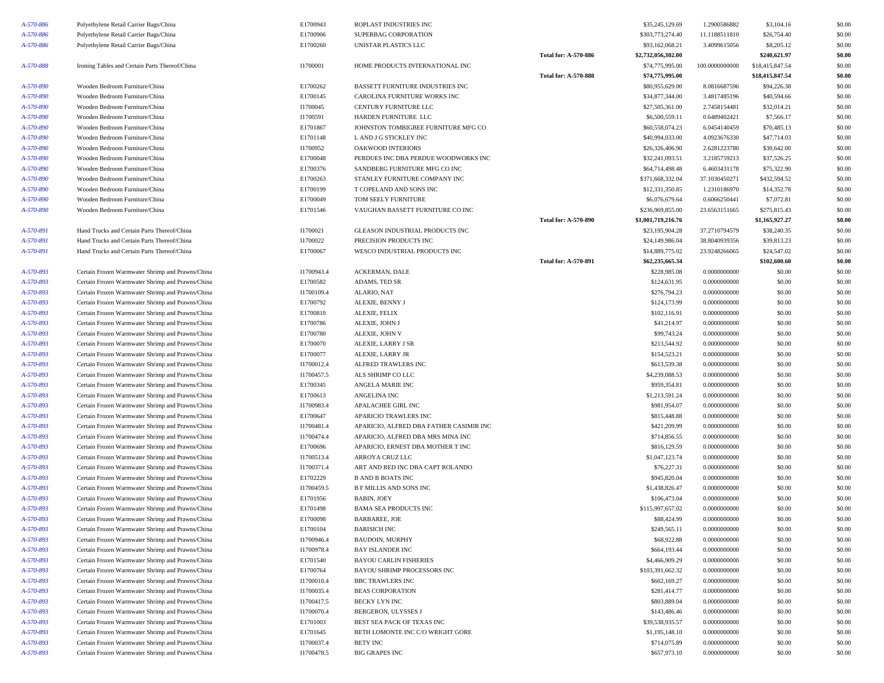| | | | | | | | | |
|---|---|---|---|---|---|---|---|---|
| A-570-886 | Polyethylene Retail Carrier Bags/China | E1700943 | ROPLAST INDUSTRIES INC | | $35,245,129.69 | 1.2900586882 | $3,104.16 | $0.00 |
| A-570-886 | Polyethylene Retail Carrier Bags/China | E1700906 | SUPERBAG CORPORATION | | $303,773,274.40 | 11.1188511810 | $26,754.40 | $0.00 |
| A-570-886 | Polyethylene Retail Carrier Bags/China | E1700260 | UNISTAR PLASTICS LLC | | $93,162,068.21 | 3.4099615056 | $8,205.12 | $0.00 |
| | | | | **Total for: A-570-886** | **$2,732,056,302.00** | | **$240,621.97** | **$0.00** |
| A-570-888 | Ironing Tables and Certain Parts Thereof/China | I1700001 | HOME PRODUCTS INTERNATIONAL INC | | $74,775,995.00 | 100.0000000000 | $18,415,847.54 | $0.00 |
| | | | | **Total for: A-570-888** | **$74,775,995.00** | | **$18,415,847.54** | **$0.00** |
| A-570-890 | Wooden Bedroom Furniture/China | E1700262 | BASSETT FURNITURE INDUSTRIES INC | | $80,955,629.00 | 8.0816687596 | $94,226.38 | $0.00 |
| A-570-890 | Wooden Bedroom Furniture/China | E1700145 | CAROLINA FURNITURE WORKS INC | | $34,877,344.00 | 3.4817485196 | $40,594.66 | $0.00 |
| A-570-890 | Wooden Bedroom Furniture/China | I1700045 | CENTURY FURNITURE LLC | | $27,505,361.00 | 2.7458154481 | $32,014.21 | $0.00 |
| A-570-890 | Wooden Bedroom Furniture/China | I1700591 | HARDEN FURNITURE LLC | | $6,500,559.11 | 0.6489402421 | $7,566.17 | $0.00 |
| A-570-890 | Wooden Bedroom Furniture/China | E1701867 | JOHNSTON TOMBIGBEE FURNITURE MFG CO | | $60,558,074.23 | 6.0454140459 | $70,485.13 | $0.00 |
| A-570-890 | Wooden Bedroom Furniture/China | E1701148 | L AND J G STICKLEY INC | | $40,994,033.00 | 4.0923676330 | $47,714.03 | $0.00 |
| A-570-890 | Wooden Bedroom Furniture/China | I1700952 | OAKWOOD INTERIORS | | $26,326,406.90 | 2.6281223780 | $30,642.00 | $0.00 |
| A-570-890 | Wooden Bedroom Furniture/China | E1700048 | PERDUES INC DBA PERDUE WOODWORKS INC | | $32,241,093.51 | 3.2185759213 | $37,526.25 | $0.00 |
| A-570-890 | Wooden Bedroom Furniture/China | E1700376 | SANDBERG FURNITURE MFG CO INC | | $64,714,498.48 | 6.4603431178 | $75,322.90 | $0.00 |
| A-570-890 | Wooden Bedroom Furniture/China | E1700263 | STANLEY FURNITURE COMPANY INC | | $371,668,332.04 | 37.1030450271 | $432,594.52 | $0.00 |
| A-570-890 | Wooden Bedroom Furniture/China | E1700199 | T COPELAND AND SONS INC | | $12,331,350.85 | 1.2310186970 | $14,352.78 | $0.00 |
| A-570-890 | Wooden Bedroom Furniture/China | E1700049 | TOM SEELY FURNITURE | | $6,076,679.64 | 0.6066250441 | $7,072.81 | $0.00 |
| A-570-890 | Wooden Bedroom Furniture/China | E1701546 | VAUGHAN BASSETT FURNITURE CO INC | | $236,969,855.00 | 23.6563151665 | $275,815.43 | $0.00 |
| | | | | **Total for: A-570-890** | **$1,001,719,216.76** | | **$1,165,927.27** | **$0.00** |
| A-570-891 | Hand Trucks and Certain Parts Thereof/China | I1700021 | GLEASON INDUSTRIAL PRODUCTS INC | | $23,195,904.28 | 37.2710794579 | $38,240.35 | $0.00 |
| A-570-891 | Hand Trucks and Certain Parts Thereof/China | I1700022 | PRECISION PRODUCTS INC | | $24,149,986.04 | 38.8040939356 | $39,813.23 | $0.00 |
| A-570-891 | Hand Trucks and Certain Parts Thereof/China | E1700067 | WESCO INDUSTRIAL PRODUCTS INC | | $14,889,775.02 | 23.9248266065 | $24,547.02 | $0.00 |
| | | | | **Total for: A-570-891** | **$62,235,665.34** | | **$102,600.60** | **$0.00** |
| A-570-893 | Certain Frozen Warmwater Shrimp and Prawns/China | I1700943.4 | ACKERMAN, DALE | | $228,985.08 | 0.0000000000 | $0.00 | $0.00 |
| A-570-893 | Certain Frozen Warmwater Shrimp and Prawns/China | E1700582 | ADAMS, TED SR | | $124,631.95 | 0.0000000000 | $0.00 | $0.00 |
| A-570-893 | Certain Frozen Warmwater Shrimp and Prawns/China | I1700109.4 | ALARIO, NAT | | $276,794.23 | 0.0000000000 | $0.00 | $0.00 |
| A-570-893 | Certain Frozen Warmwater Shrimp and Prawns/China | E1700792 | ALEXIE, BENNY J | | $124,173.99 | 0.0000000000 | $0.00 | $0.00 |
| A-570-893 | Certain Frozen Warmwater Shrimp and Prawns/China | E1700810 | ALEXIE, FELIX | | $102,116.91 | 0.0000000000 | $0.00 | $0.00 |
| A-570-893 | Certain Frozen Warmwater Shrimp and Prawns/China | E1700786 | ALEXIE, JOHN J | | $41,214.97 | 0.0000000000 | $0.00 | $0.00 |
| A-570-893 | Certain Frozen Warmwater Shrimp and Prawns/China | E1700780 | ALEXIE, JOHN V | | $99,743.24 | 0.0000000000 | $0.00 | $0.00 |
| A-570-893 | Certain Frozen Warmwater Shrimp and Prawns/China | E1700070 | ALEXIE, LARRY J SR | | $213,544.92 | 0.0000000000 | $0.00 | $0.00 |
| A-570-893 | Certain Frozen Warmwater Shrimp and Prawns/China | E1700077 | ALEXIE, LARRY JR | | $154,523.21 | 0.0000000000 | $0.00 | $0.00 |
| A-570-893 | Certain Frozen Warmwater Shrimp and Prawns/China | I1700012.4 | ALFRED TRAWLERS INC | | $613,539.38 | 0.0000000000 | $0.00 | $0.00 |
| A-570-893 | Certain Frozen Warmwater Shrimp and Prawns/China | I1700457.5 | ALS SHRIMP CO LLC | | $4,239,088.53 | 0.0000000000 | $0.00 | $0.00 |
| A-570-893 | Certain Frozen Warmwater Shrimp and Prawns/China | E1700345 | ANGELA MARIE INC | | $959,354.81 | 0.0000000000 | $0.00 | $0.00 |
| A-570-893 | Certain Frozen Warmwater Shrimp and Prawns/China | E1700613 | ANGELINA INC | | $1,213,591.24 | 0.0000000000 | $0.00 | $0.00 |
| A-570-893 | Certain Frozen Warmwater Shrimp and Prawns/China | I1700983.4 | APALACHEE GIRL INC | | $981,954.07 | 0.0000000000 | $0.00 | $0.00 |
| A-570-893 | Certain Frozen Warmwater Shrimp and Prawns/China | E1700647 | APARICIO TRAWLERS INC | | $815,448.88 | 0.0000000000 | $0.00 | $0.00 |
| A-570-893 | Certain Frozen Warmwater Shrimp and Prawns/China | I1700481.4 | APARICIO, ALFRED DBA FATHER CASIMIR INC | | $421,209.99 | 0.0000000000 | $0.00 | $0.00 |
| A-570-893 | Certain Frozen Warmwater Shrimp and Prawns/China | I1700474.4 | APARICIO, ALFRED DBA MRS MINA INC | | $714,856.55 | 0.0000000000 | $0.00 | $0.00 |
| A-570-893 | Certain Frozen Warmwater Shrimp and Prawns/China | E1700696 | APARICIO, ERNEST DBA MOTHER T INC | | $816,129.59 | 0.0000000000 | $0.00 | $0.00 |
| A-570-893 | Certain Frozen Warmwater Shrimp and Prawns/China | I1700513.4 | ARROYA CRUZ LLC | | $1,047,123.74 | 0.0000000000 | $0.00 | $0.00 |
| A-570-893 | Certain Frozen Warmwater Shrimp and Prawns/China | I1700371.4 | ART AND RED INC DBA CAPT ROLANDO | | $76,227.31 | 0.0000000000 | $0.00 | $0.00 |
| A-570-893 | Certain Frozen Warmwater Shrimp and Prawns/China | E1702229 | B AND B BOATS INC | | $945,820.04 | 0.0000000000 | $0.00 | $0.00 |
| A-570-893 | Certain Frozen Warmwater Shrimp and Prawns/China | I1700459.5 | B F MILLIS AND SONS INC | | $1,438,826.47 | 0.0000000000 | $0.00 | $0.00 |
| A-570-893 | Certain Frozen Warmwater Shrimp and Prawns/China | E1701956 | BABIN, JOEY | | $106,473.04 | 0.0000000000 | $0.00 | $0.00 |
| A-570-893 | Certain Frozen Warmwater Shrimp and Prawns/China | E1701498 | BAMA SEA PRODUCTS INC | | $115,997,657.02 | 0.0000000000 | $0.00 | $0.00 |
| A-570-893 | Certain Frozen Warmwater Shrimp and Prawns/China | E1700098 | BARBAREE, JOE | | $88,424.99 | 0.0000000000 | $0.00 | $0.00 |
| A-570-893 | Certain Frozen Warmwater Shrimp and Prawns/China | E1700104 | BARISICH INC | | $249,565.11 | 0.0000000000 | $0.00 | $0.00 |
| A-570-893 | Certain Frozen Warmwater Shrimp and Prawns/China | I1700946.4 | BAUDOIN, MURPHY | | $68,922.88 | 0.0000000000 | $0.00 | $0.00 |
| A-570-893 | Certain Frozen Warmwater Shrimp and Prawns/China | I1700978.4 | BAY ISLANDER INC | | $664,193.44 | 0.0000000000 | $0.00 | $0.00 |
| A-570-893 | Certain Frozen Warmwater Shrimp and Prawns/China | E1701540 | BAYOU CARLIN FISHERIES | | $4,466,909.29 | 0.0000000000 | $0.00 | $0.00 |
| A-570-893 | Certain Frozen Warmwater Shrimp and Prawns/China | E1700764 | BAYOU SHRIMP PROCESSORS INC | | $103,391,662.32 | 0.0000000000 | $0.00 | $0.00 |
| A-570-893 | Certain Frozen Warmwater Shrimp and Prawns/China | I1700010.4 | BBC TRAWLERS INC | | $602,169.27 | 0.0000000000 | $0.00 | $0.00 |
| A-570-893 | Certain Frozen Warmwater Shrimp and Prawns/China | I1700035.4 | BEAS CORPORATION | | $281,414.77 | 0.0000000000 | $0.00 | $0.00 |
| A-570-893 | Certain Frozen Warmwater Shrimp and Prawns/China | I1700417.5 | BECKY LYN INC | | $803,889.04 | 0.0000000000 | $0.00 | $0.00 |
| A-570-893 | Certain Frozen Warmwater Shrimp and Prawns/China | I1700070.4 | BERGERON, ULYSSES J | | $143,486.46 | 0.0000000000 | $0.00 | $0.00 |
| A-570-893 | Certain Frozen Warmwater Shrimp and Prawns/China | E1701003 | BEST SEA PACK OF TEXAS INC | | $39,538,935.57 | 0.0000000000 | $0.00 | $0.00 |
| A-570-893 | Certain Frozen Warmwater Shrimp and Prawns/China | E1701645 | BETH LOMONTE INC C/O WRIGHT GORE | | $1,195,148.10 | 0.0000000000 | $0.00 | $0.00 |
| A-570-893 | Certain Frozen Warmwater Shrimp and Prawns/China | I1700037.4 | BETY INC | | $714,075.89 | 0.0000000000 | $0.00 | $0.00 |
| A-570-893 | Certain Frozen Warmwater Shrimp and Prawns/China | I1700478.5 | BIG GRAPES INC | | $657,973.10 | 0.0000000000 | $0.00 | $0.00 |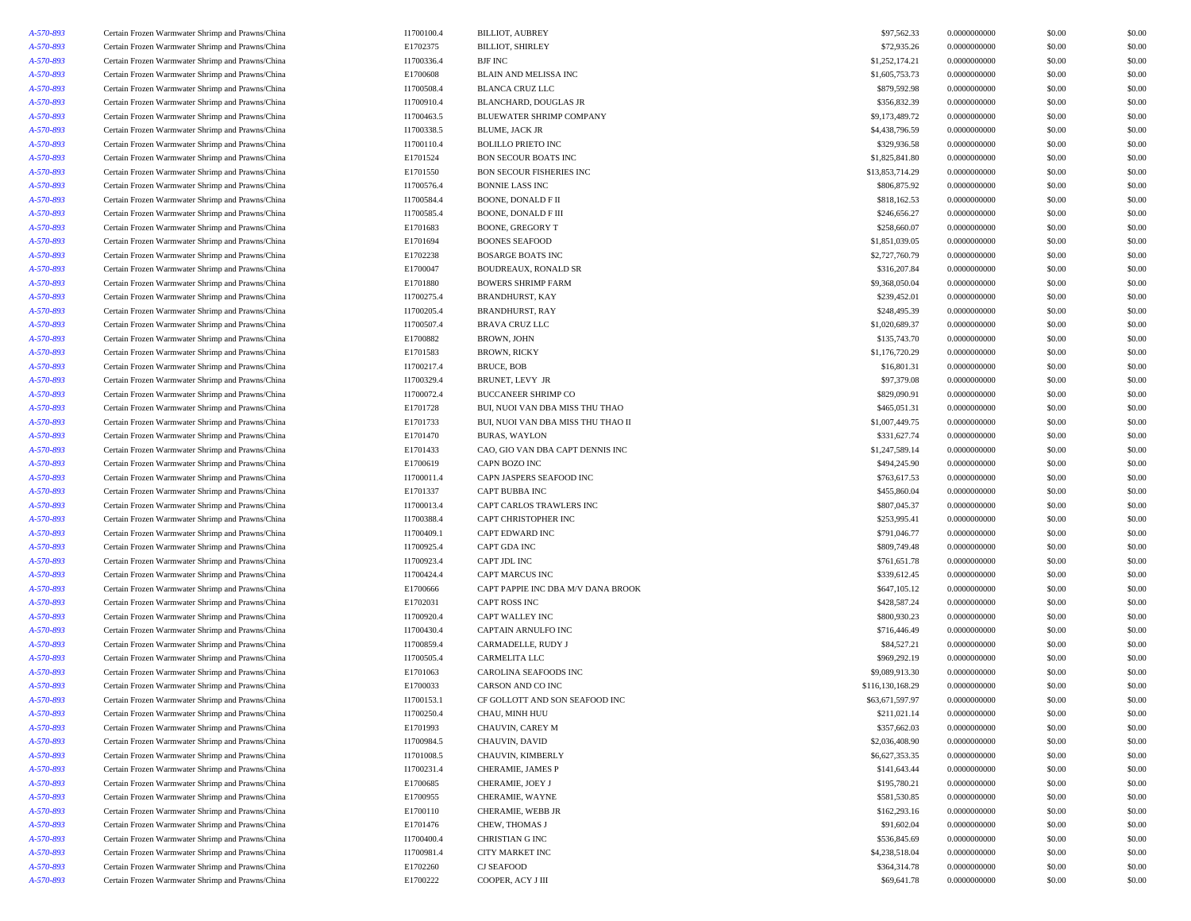| | | | | | | | |
|---|---|---|---|---|---|---|---|
| A-570-893 | Certain Frozen Warmwater Shrimp and Prawns/China | I1700100.4 | BILLIOT, AUBREY | $97,562.33 | 0.0000000000 | $0.00 | $0.00 |
| A-570-893 | Certain Frozen Warmwater Shrimp and Prawns/China | E1702375 | BILLIOT, SHIRLEY | $72,935.26 | 0.0000000000 | $0.00 | $0.00 |
| A-570-893 | Certain Frozen Warmwater Shrimp and Prawns/China | I1700336.4 | BJF INC | $1,252,174.21 | 0.0000000000 | $0.00 | $0.00 |
| A-570-893 | Certain Frozen Warmwater Shrimp and Prawns/China | E1700608 | BLAIN AND MELISSA INC | $1,605,753.73 | 0.0000000000 | $0.00 | $0.00 |
| A-570-893 | Certain Frozen Warmwater Shrimp and Prawns/China | I1700508.4 | BLANCA CRUZ LLC | $879,592.98 | 0.0000000000 | $0.00 | $0.00 |
| A-570-893 | Certain Frozen Warmwater Shrimp and Prawns/China | I1700910.4 | BLANCHARD, DOUGLAS JR | $356,832.39 | 0.0000000000 | $0.00 | $0.00 |
| A-570-893 | Certain Frozen Warmwater Shrimp and Prawns/China | I1700463.5 | BLUEWATER SHRIMP COMPANY | $9,173,489.72 | 0.0000000000 | $0.00 | $0.00 |
| A-570-893 | Certain Frozen Warmwater Shrimp and Prawns/China | I1700338.5 | BLUME, JACK JR | $4,438,796.59 | 0.0000000000 | $0.00 | $0.00 |
| A-570-893 | Certain Frozen Warmwater Shrimp and Prawns/China | I1700110.4 | BOLILLO PRIETO INC | $329,936.58 | 0.0000000000 | $0.00 | $0.00 |
| A-570-893 | Certain Frozen Warmwater Shrimp and Prawns/China | E1701524 | BON SECOUR BOATS INC | $1,825,841.80 | 0.0000000000 | $0.00 | $0.00 |
| A-570-893 | Certain Frozen Warmwater Shrimp and Prawns/China | E1701550 | BON SECOUR FISHERIES INC | $13,853,714.29 | 0.0000000000 | $0.00 | $0.00 |
| A-570-893 | Certain Frozen Warmwater Shrimp and Prawns/China | I1700576.4 | BONNIE LASS INC | $806,875.92 | 0.0000000000 | $0.00 | $0.00 |
| A-570-893 | Certain Frozen Warmwater Shrimp and Prawns/China | I1700584.4 | BOONE, DONALD F II | $818,162.53 | 0.0000000000 | $0.00 | $0.00 |
| A-570-893 | Certain Frozen Warmwater Shrimp and Prawns/China | I1700585.4 | BOONE, DONALD F III | $246,656.27 | 0.0000000000 | $0.00 | $0.00 |
| A-570-893 | Certain Frozen Warmwater Shrimp and Prawns/China | E1701683 | BOONE, GREGORY T | $258,660.07 | 0.0000000000 | $0.00 | $0.00 |
| A-570-893 | Certain Frozen Warmwater Shrimp and Prawns/China | E1701694 | BOONES SEAFOOD | $1,851,039.05 | 0.0000000000 | $0.00 | $0.00 |
| A-570-893 | Certain Frozen Warmwater Shrimp and Prawns/China | E1702238 | BOSARGE BOATS INC | $2,727,760.79 | 0.0000000000 | $0.00 | $0.00 |
| A-570-893 | Certain Frozen Warmwater Shrimp and Prawns/China | E1700047 | BOUDREAUX, RONALD SR | $316,207.84 | 0.0000000000 | $0.00 | $0.00 |
| A-570-893 | Certain Frozen Warmwater Shrimp and Prawns/China | E1701880 | BOWERS SHRIMP FARM | $9,368,050.04 | 0.0000000000 | $0.00 | $0.00 |
| A-570-893 | Certain Frozen Warmwater Shrimp and Prawns/China | I1700275.4 | BRANDHURST, KAY | $239,452.01 | 0.0000000000 | $0.00 | $0.00 |
| A-570-893 | Certain Frozen Warmwater Shrimp and Prawns/China | I1700205.4 | BRANDHURST, RAY | $248,495.39 | 0.0000000000 | $0.00 | $0.00 |
| A-570-893 | Certain Frozen Warmwater Shrimp and Prawns/China | I1700507.4 | BRAVA CRUZ LLC | $1,020,689.37 | 0.0000000000 | $0.00 | $0.00 |
| A-570-893 | Certain Frozen Warmwater Shrimp and Prawns/China | E1700882 | BROWN, JOHN | $135,743.70 | 0.0000000000 | $0.00 | $0.00 |
| A-570-893 | Certain Frozen Warmwater Shrimp and Prawns/China | E1701583 | BROWN, RICKY | $1,176,720.29 | 0.0000000000 | $0.00 | $0.00 |
| A-570-893 | Certain Frozen Warmwater Shrimp and Prawns/China | I1700217.4 | BRUCE, BOB | $16,801.31 | 0.0000000000 | $0.00 | $0.00 |
| A-570-893 | Certain Frozen Warmwater Shrimp and Prawns/China | I1700329.4 | BRUNET, LEVY JR | $97,379.08 | 0.0000000000 | $0.00 | $0.00 |
| A-570-893 | Certain Frozen Warmwater Shrimp and Prawns/China | I1700072.4 | BUCCANEER SHRIMP CO | $829,090.91 | 0.0000000000 | $0.00 | $0.00 |
| A-570-893 | Certain Frozen Warmwater Shrimp and Prawns/China | E1701728 | BUI, NUOI VAN DBA MISS THU THAO | $465,051.31 | 0.0000000000 | $0.00 | $0.00 |
| A-570-893 | Certain Frozen Warmwater Shrimp and Prawns/China | E1701733 | BUI, NUOI VAN DBA MISS THU THAO II | $1,007,449.75 | 0.0000000000 | $0.00 | $0.00 |
| A-570-893 | Certain Frozen Warmwater Shrimp and Prawns/China | E1701470 | BURAS, WAYLON | $331,627.74 | 0.0000000000 | $0.00 | $0.00 |
| A-570-893 | Certain Frozen Warmwater Shrimp and Prawns/China | E1701433 | CAO, GIO VAN DBA CAPT DENNIS INC | $1,247,589.14 | 0.0000000000 | $0.00 | $0.00 |
| A-570-893 | Certain Frozen Warmwater Shrimp and Prawns/China | E1700619 | CAPN BOZO INC | $494,245.90 | 0.0000000000 | $0.00 | $0.00 |
| A-570-893 | Certain Frozen Warmwater Shrimp and Prawns/China | I1700011.4 | CAPN JASPERS SEAFOOD INC | $763,617.53 | 0.0000000000 | $0.00 | $0.00 |
| A-570-893 | Certain Frozen Warmwater Shrimp and Prawns/China | E1701337 | CAPT BUBBA INC | $455,860.04 | 0.0000000000 | $0.00 | $0.00 |
| A-570-893 | Certain Frozen Warmwater Shrimp and Prawns/China | I1700013.4 | CAPT CARLOS TRAWLERS INC | $807,045.37 | 0.0000000000 | $0.00 | $0.00 |
| A-570-893 | Certain Frozen Warmwater Shrimp and Prawns/China | I1700388.4 | CAPT CHRISTOPHER INC | $253,995.41 | 0.0000000000 | $0.00 | $0.00 |
| A-570-893 | Certain Frozen Warmwater Shrimp and Prawns/China | I1700409.1 | CAPT EDWARD INC | $791,046.77 | 0.0000000000 | $0.00 | $0.00 |
| A-570-893 | Certain Frozen Warmwater Shrimp and Prawns/China | I1700925.4 | CAPT GDA INC | $809,749.48 | 0.0000000000 | $0.00 | $0.00 |
| A-570-893 | Certain Frozen Warmwater Shrimp and Prawns/China | I1700923.4 | CAPT JDL INC | $761,651.78 | 0.0000000000 | $0.00 | $0.00 |
| A-570-893 | Certain Frozen Warmwater Shrimp and Prawns/China | I1700424.4 | CAPT MARCUS INC | $339,612.45 | 0.0000000000 | $0.00 | $0.00 |
| A-570-893 | Certain Frozen Warmwater Shrimp and Prawns/China | E1700666 | CAPT PAPPIE INC DBA M/V DANA BROOK | $647,105.12 | 0.0000000000 | $0.00 | $0.00 |
| A-570-893 | Certain Frozen Warmwater Shrimp and Prawns/China | E1702031 | CAPT ROSS INC | $428,587.24 | 0.0000000000 | $0.00 | $0.00 |
| A-570-893 | Certain Frozen Warmwater Shrimp and Prawns/China | I1700920.4 | CAPT WALLEY INC | $800,930.23 | 0.0000000000 | $0.00 | $0.00 |
| A-570-893 | Certain Frozen Warmwater Shrimp and Prawns/China | I1700430.4 | CAPTAIN ARNULFO INC | $716,446.49 | 0.0000000000 | $0.00 | $0.00 |
| A-570-893 | Certain Frozen Warmwater Shrimp and Prawns/China | I1700859.4 | CARMADELLE, RUDY J | $84,527.21 | 0.0000000000 | $0.00 | $0.00 |
| A-570-893 | Certain Frozen Warmwater Shrimp and Prawns/China | I1700505.4 | CARMELITA LLC | $969,292.19 | 0.0000000000 | $0.00 | $0.00 |
| A-570-893 | Certain Frozen Warmwater Shrimp and Prawns/China | E1701063 | CAROLINA SEAFOODS INC | $9,089,913.30 | 0.0000000000 | $0.00 | $0.00 |
| A-570-893 | Certain Frozen Warmwater Shrimp and Prawns/China | E1700033 | CARSON AND CO INC | $116,130,168.29 | 0.0000000000 | $0.00 | $0.00 |
| A-570-893 | Certain Frozen Warmwater Shrimp and Prawns/China | I1700153.1 | CF GOLLOTT AND SON SEAFOOD INC | $63,671,597.97 | 0.0000000000 | $0.00 | $0.00 |
| A-570-893 | Certain Frozen Warmwater Shrimp and Prawns/China | I1700250.4 | CHAU, MINH HUU | $211,021.14 | 0.0000000000 | $0.00 | $0.00 |
| A-570-893 | Certain Frozen Warmwater Shrimp and Prawns/China | E1701993 | CHAUVIN, CAREY M | $357,662.03 | 0.0000000000 | $0.00 | $0.00 |
| A-570-893 | Certain Frozen Warmwater Shrimp and Prawns/China | I1700984.5 | CHAUVIN, DAVID | $2,036,408.90 | 0.0000000000 | $0.00 | $0.00 |
| A-570-893 | Certain Frozen Warmwater Shrimp and Prawns/China | I1701008.5 | CHAUVIN, KIMBERLY | $6,627,353.35 | 0.0000000000 | $0.00 | $0.00 |
| A-570-893 | Certain Frozen Warmwater Shrimp and Prawns/China | I1700231.4 | CHERAMIE, JAMES P | $141,643.44 | 0.0000000000 | $0.00 | $0.00 |
| A-570-893 | Certain Frozen Warmwater Shrimp and Prawns/China | E1700685 | CHERAMIE, JOEY J | $195,780.21 | 0.0000000000 | $0.00 | $0.00 |
| A-570-893 | Certain Frozen Warmwater Shrimp and Prawns/China | E1700955 | CHERAMIE, WAYNE | $581,530.85 | 0.0000000000 | $0.00 | $0.00 |
| A-570-893 | Certain Frozen Warmwater Shrimp and Prawns/China | E1700110 | CHERAMIE, WEBB JR | $162,293.16 | 0.0000000000 | $0.00 | $0.00 |
| A-570-893 | Certain Frozen Warmwater Shrimp and Prawns/China | E1701476 | CHEW, THOMAS J | $91,602.04 | 0.0000000000 | $0.00 | $0.00 |
| A-570-893 | Certain Frozen Warmwater Shrimp and Prawns/China | I1700400.4 | CHRISTIAN G INC | $536,845.69 | 0.0000000000 | $0.00 | $0.00 |
| A-570-893 | Certain Frozen Warmwater Shrimp and Prawns/China | I1700981.4 | CITY MARKET INC | $4,238,518.04 | 0.0000000000 | $0.00 | $0.00 |
| A-570-893 | Certain Frozen Warmwater Shrimp and Prawns/China | E1702260 | CJ SEAFOOD | $364,314.78 | 0.0000000000 | $0.00 | $0.00 |
| A-570-893 | Certain Frozen Warmwater Shrimp and Prawns/China | E1700222 | COOPER, ACY J III | $69,641.78 | 0.0000000000 | $0.00 | $0.00 |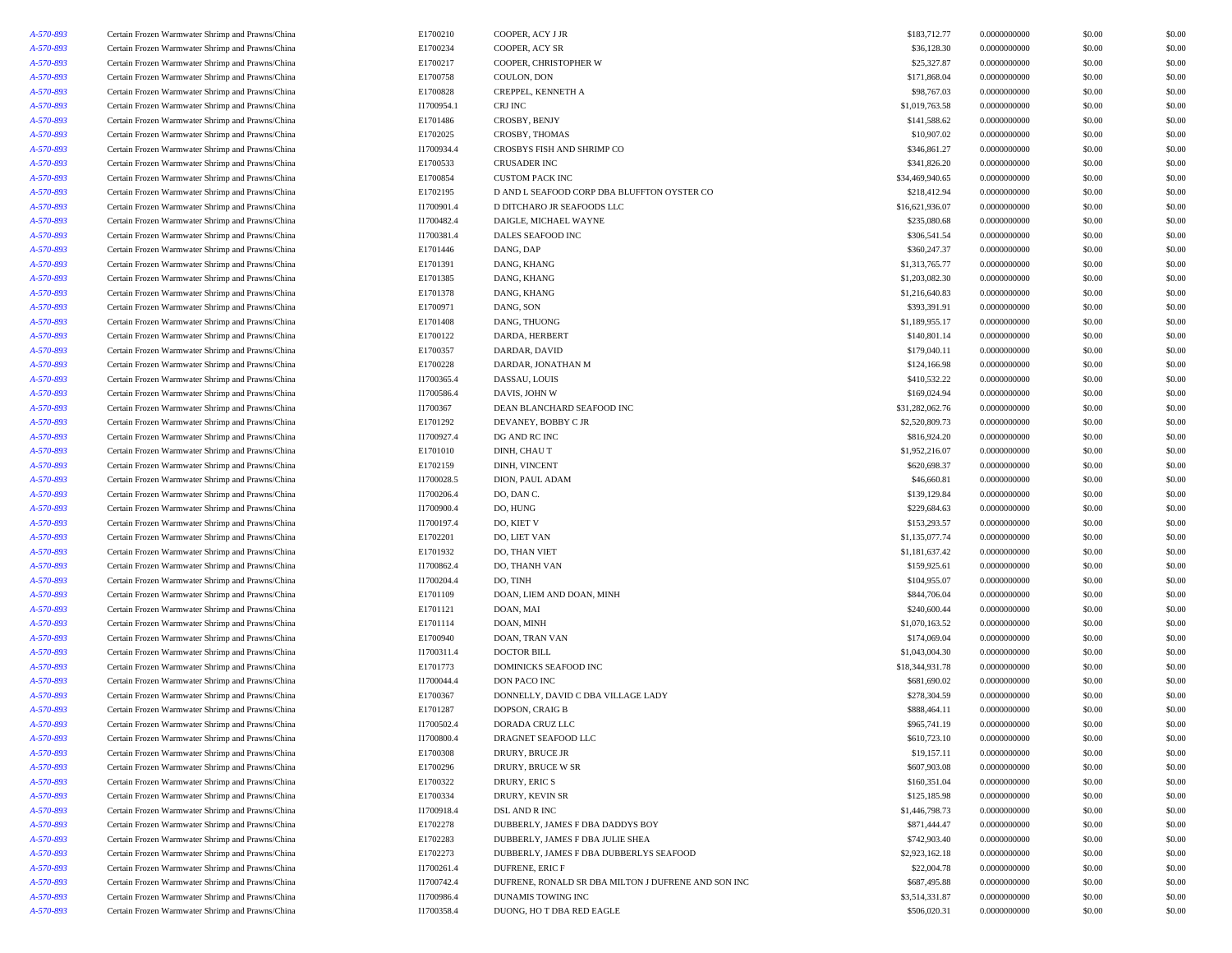| | | | | | | | |
|---|---|---|---|---|---|---|---|
| *A-570-893* | Certain Frozen Warmwater Shrimp and Prawns/China | E1700210 | COOPER, ACY J JR | $183,712.77 | 0.0000000000 | $0.00 | $0.00 |
| *A-570-893* | Certain Frozen Warmwater Shrimp and Prawns/China | E1700234 | COOPER, ACY SR | $36,128.30 | 0.0000000000 | $0.00 | $0.00 |
| *A-570-893* | Certain Frozen Warmwater Shrimp and Prawns/China | E1700217 | COOPER, CHRISTOPHER W | $25,327.87 | 0.0000000000 | $0.00 | $0.00 |
| *A-570-893* | Certain Frozen Warmwater Shrimp and Prawns/China | E1700758 | COULON, DON | $171,868.04 | 0.0000000000 | $0.00 | $0.00 |
| *A-570-893* | Certain Frozen Warmwater Shrimp and Prawns/China | E1700828 | CREPPEL, KENNETH A | $98,767.03 | 0.0000000000 | $0.00 | $0.00 |
| *A-570-893* | Certain Frozen Warmwater Shrimp and Prawns/China | I1700954.1 | CRJ INC | $1,019,763.58 | 0.0000000000 | $0.00 | $0.00 |
| *A-570-893* | Certain Frozen Warmwater Shrimp and Prawns/China | E1701486 | CROSBY, BENJY | $141,588.62 | 0.0000000000 | $0.00 | $0.00 |
| *A-570-893* | Certain Frozen Warmwater Shrimp and Prawns/China | E1702025 | CROSBY, THOMAS | $10,907.02 | 0.0000000000 | $0.00 | $0.00 |
| *A-570-893* | Certain Frozen Warmwater Shrimp and Prawns/China | I1700934.4 | CROSBYS FISH AND SHRIMP CO | $346,861.27 | 0.0000000000 | $0.00 | $0.00 |
| *A-570-893* | Certain Frozen Warmwater Shrimp and Prawns/China | E1700533 | CRUSADER INC | $341,826.20 | 0.0000000000 | $0.00 | $0.00 |
| *A-570-893* | Certain Frozen Warmwater Shrimp and Prawns/China | E1700854 | CUSTOM PACK INC | $34,469,940.65 | 0.0000000000 | $0.00 | $0.00 |
| *A-570-893* | Certain Frozen Warmwater Shrimp and Prawns/China | E1702195 | D AND L SEAFOOD CORP DBA BLUFFTON OYSTER CO | $218,412.94 | 0.0000000000 | $0.00 | $0.00 |
| *A-570-893* | Certain Frozen Warmwater Shrimp and Prawns/China | I1700901.4 | D DITCHARO JR SEAFOODS LLC | $16,621,936.07 | 0.0000000000 | $0.00 | $0.00 |
| *A-570-893* | Certain Frozen Warmwater Shrimp and Prawns/China | I1700482.4 | DAIGLE, MICHAEL WAYNE | $235,080.68 | 0.0000000000 | $0.00 | $0.00 |
| *A-570-893* | Certain Frozen Warmwater Shrimp and Prawns/China | I1700381.4 | DALES SEAFOOD INC | $306,541.54 | 0.0000000000 | $0.00 | $0.00 |
| *A-570-893* | Certain Frozen Warmwater Shrimp and Prawns/China | E1701446 | DANG, DAP | $360,247.37 | 0.0000000000 | $0.00 | $0.00 |
| *A-570-893* | Certain Frozen Warmwater Shrimp and Prawns/China | E1701391 | DANG, KHANG | $1,313,765.77 | 0.0000000000 | $0.00 | $0.00 |
| *A-570-893* | Certain Frozen Warmwater Shrimp and Prawns/China | E1701385 | DANG, KHANG | $1,203,082.30 | 0.0000000000 | $0.00 | $0.00 |
| *A-570-893* | Certain Frozen Warmwater Shrimp and Prawns/China | E1701378 | DANG, KHANG | $1,216,640.83 | 0.0000000000 | $0.00 | $0.00 |
| *A-570-893* | Certain Frozen Warmwater Shrimp and Prawns/China | E1700971 | DANG, SON | $393,391.91 | 0.0000000000 | $0.00 | $0.00 |
| *A-570-893* | Certain Frozen Warmwater Shrimp and Prawns/China | E1701408 | DANG, THUONG | $1,189,955.17 | 0.0000000000 | $0.00 | $0.00 |
| *A-570-893* | Certain Frozen Warmwater Shrimp and Prawns/China | E1700122 | DARDA, HERBERT | $140,801.14 | 0.0000000000 | $0.00 | $0.00 |
| *A-570-893* | Certain Frozen Warmwater Shrimp and Prawns/China | E1700357 | DARDAR, DAVID | $179,040.11 | 0.0000000000 | $0.00 | $0.00 |
| *A-570-893* | Certain Frozen Warmwater Shrimp and Prawns/China | E1700228 | DARDAR, JONATHAN M | $124,166.98 | 0.0000000000 | $0.00 | $0.00 |
| *A-570-893* | Certain Frozen Warmwater Shrimp and Prawns/China | I1700365.4 | DASSAU, LOUIS | $410,532.22 | 0.0000000000 | $0.00 | $0.00 |
| *A-570-893* | Certain Frozen Warmwater Shrimp and Prawns/China | I1700586.4 | DAVIS, JOHN W | $169,024.94 | 0.0000000000 | $0.00 | $0.00 |
| *A-570-893* | Certain Frozen Warmwater Shrimp and Prawns/China | I1700367 | DEAN BLANCHARD SEAFOOD INC | $31,282,062.76 | 0.0000000000 | $0.00 | $0.00 |
| *A-570-893* | Certain Frozen Warmwater Shrimp and Prawns/China | E1701292 | DEVANEY, BOBBY C JR | $2,520,809.73 | 0.0000000000 | $0.00 | $0.00 |
| *A-570-893* | Certain Frozen Warmwater Shrimp and Prawns/China | I1700927.4 | DG AND RC INC | $816,924.20 | 0.0000000000 | $0.00 | $0.00 |
| *A-570-893* | Certain Frozen Warmwater Shrimp and Prawns/China | E1701010 | DINH, CHAU T | $1,952,216.07 | 0.0000000000 | $0.00 | $0.00 |
| *A-570-893* | Certain Frozen Warmwater Shrimp and Prawns/China | E1702159 | DINH, VINCENT | $620,698.37 | 0.0000000000 | $0.00 | $0.00 |
| *A-570-893* | Certain Frozen Warmwater Shrimp and Prawns/China | I1700028.5 | DION, PAUL ADAM | $46,660.81 | 0.0000000000 | $0.00 | $0.00 |
| *A-570-893* | Certain Frozen Warmwater Shrimp and Prawns/China | I1700206.4 | DO, DAN C. | $139,129.84 | 0.0000000000 | $0.00 | $0.00 |
| *A-570-893* | Certain Frozen Warmwater Shrimp and Prawns/China | I1700900.4 | DO, HUNG | $229,684.63 | 0.0000000000 | $0.00 | $0.00 |
| *A-570-893* | Certain Frozen Warmwater Shrimp and Prawns/China | I1700197.4 | DO, KIET V | $153,293.57 | 0.0000000000 | $0.00 | $0.00 |
| *A-570-893* | Certain Frozen Warmwater Shrimp and Prawns/China | E1702201 | DO, LIET VAN | $1,135,077.74 | 0.0000000000 | $0.00 | $0.00 |
| *A-570-893* | Certain Frozen Warmwater Shrimp and Prawns/China | E1701932 | DO, THAN VIET | $1,181,637.42 | 0.0000000000 | $0.00 | $0.00 |
| *A-570-893* | Certain Frozen Warmwater Shrimp and Prawns/China | I1700862.4 | DO, THANH VAN | $159,925.61 | 0.0000000000 | $0.00 | $0.00 |
| *A-570-893* | Certain Frozen Warmwater Shrimp and Prawns/China | I1700204.4 | DO, TINH | $104,955.07 | 0.0000000000 | $0.00 | $0.00 |
| *A-570-893* | Certain Frozen Warmwater Shrimp and Prawns/China | E1701109 | DOAN, LIEM AND DOAN, MINH | $844,706.04 | 0.0000000000 | $0.00 | $0.00 |
| *A-570-893* | Certain Frozen Warmwater Shrimp and Prawns/China | E1701121 | DOAN, MAI | $240,600.44 | 0.0000000000 | $0.00 | $0.00 |
| *A-570-893* | Certain Frozen Warmwater Shrimp and Prawns/China | E1701114 | DOAN, MINH | $1,070,163.52 | 0.0000000000 | $0.00 | $0.00 |
| *A-570-893* | Certain Frozen Warmwater Shrimp and Prawns/China | E1700940 | DOAN, TRAN VAN | $174,069.04 | 0.0000000000 | $0.00 | $0.00 |
| *A-570-893* | Certain Frozen Warmwater Shrimp and Prawns/China | I1700311.4 | DOCTOR BILL | $1,043,004.30 | 0.0000000000 | $0.00 | $0.00 |
| *A-570-893* | Certain Frozen Warmwater Shrimp and Prawns/China | E1701773 | DOMINICKS SEAFOOD INC | $18,344,931.78 | 0.0000000000 | $0.00 | $0.00 |
| *A-570-893* | Certain Frozen Warmwater Shrimp and Prawns/China | I1700044.4 | DON PACO INC | $681,690.02 | 0.0000000000 | $0.00 | $0.00 |
| *A-570-893* | Certain Frozen Warmwater Shrimp and Prawns/China | E1700367 | DONNELLY, DAVID C DBA VILLAGE LADY | $278,304.59 | 0.0000000000 | $0.00 | $0.00 |
| *A-570-893* | Certain Frozen Warmwater Shrimp and Prawns/China | E1701287 | DOPSON, CRAIG B | $888,464.11 | 0.0000000000 | $0.00 | $0.00 |
| *A-570-893* | Certain Frozen Warmwater Shrimp and Prawns/China | I1700502.4 | DORADA CRUZ LLC | $965,741.19 | 0.0000000000 | $0.00 | $0.00 |
| *A-570-893* | Certain Frozen Warmwater Shrimp and Prawns/China | I1700800.4 | DRAGNET SEAFOOD LLC | $610,723.10 | 0.0000000000 | $0.00 | $0.00 |
| *A-570-893* | Certain Frozen Warmwater Shrimp and Prawns/China | E1700308 | DRURY, BRUCE JR | $19,157.11 | 0.0000000000 | $0.00 | $0.00 |
| *A-570-893* | Certain Frozen Warmwater Shrimp and Prawns/China | E1700296 | DRURY, BRUCE W SR | $607,903.08 | 0.0000000000 | $0.00 | $0.00 |
| *A-570-893* | Certain Frozen Warmwater Shrimp and Prawns/China | E1700322 | DRURY, ERIC S | $160,351.04 | 0.0000000000 | $0.00 | $0.00 |
| *A-570-893* | Certain Frozen Warmwater Shrimp and Prawns/China | E1700334 | DRURY, KEVIN SR | $125,185.98 | 0.0000000000 | $0.00 | $0.00 |
| *A-570-893* | Certain Frozen Warmwater Shrimp and Prawns/China | I1700918.4 | DSL AND R INC | $1,446,798.73 | 0.0000000000 | $0.00 | $0.00 |
| *A-570-893* | Certain Frozen Warmwater Shrimp and Prawns/China | E1702278 | DUBBERLY, JAMES F DBA DADDYS BOY | $871,444.47 | 0.0000000000 | $0.00 | $0.00 |
| *A-570-893* | Certain Frozen Warmwater Shrimp and Prawns/China | E1702283 | DUBBERLY, JAMES F DBA JULIE SHEA | $742,903.40 | 0.0000000000 | $0.00 | $0.00 |
| *A-570-893* | Certain Frozen Warmwater Shrimp and Prawns/China | E1702273 | DUBBERLY, JAMES F DBA DUBBERLYS SEAFOOD | $2,923,162.18 | 0.0000000000 | $0.00 | $0.00 |
| *A-570-893* | Certain Frozen Warmwater Shrimp and Prawns/China | I1700261.4 | DUFRENE, ERIC F | $22,004.78 | 0.0000000000 | $0.00 | $0.00 |
| *A-570-893* | Certain Frozen Warmwater Shrimp and Prawns/China | I1700742.4 | DUFRENE, RONALD SR DBA MILTON J DUFRENE AND SON INC | $687,495.88 | 0.0000000000 | $0.00 | $0.00 |
| *A-570-893* | Certain Frozen Warmwater Shrimp and Prawns/China | I1700986.4 | DUNAMIS TOWING INC | $3,514,331.87 | 0.0000000000 | $0.00 | $0.00 |
| *A-570-893* | Certain Frozen Warmwater Shrimp and Prawns/China | I1700358.4 | DUONG, HO T DBA RED EAGLE | $506,020.31 | 0.0000000000 | $0.00 | $0.00 |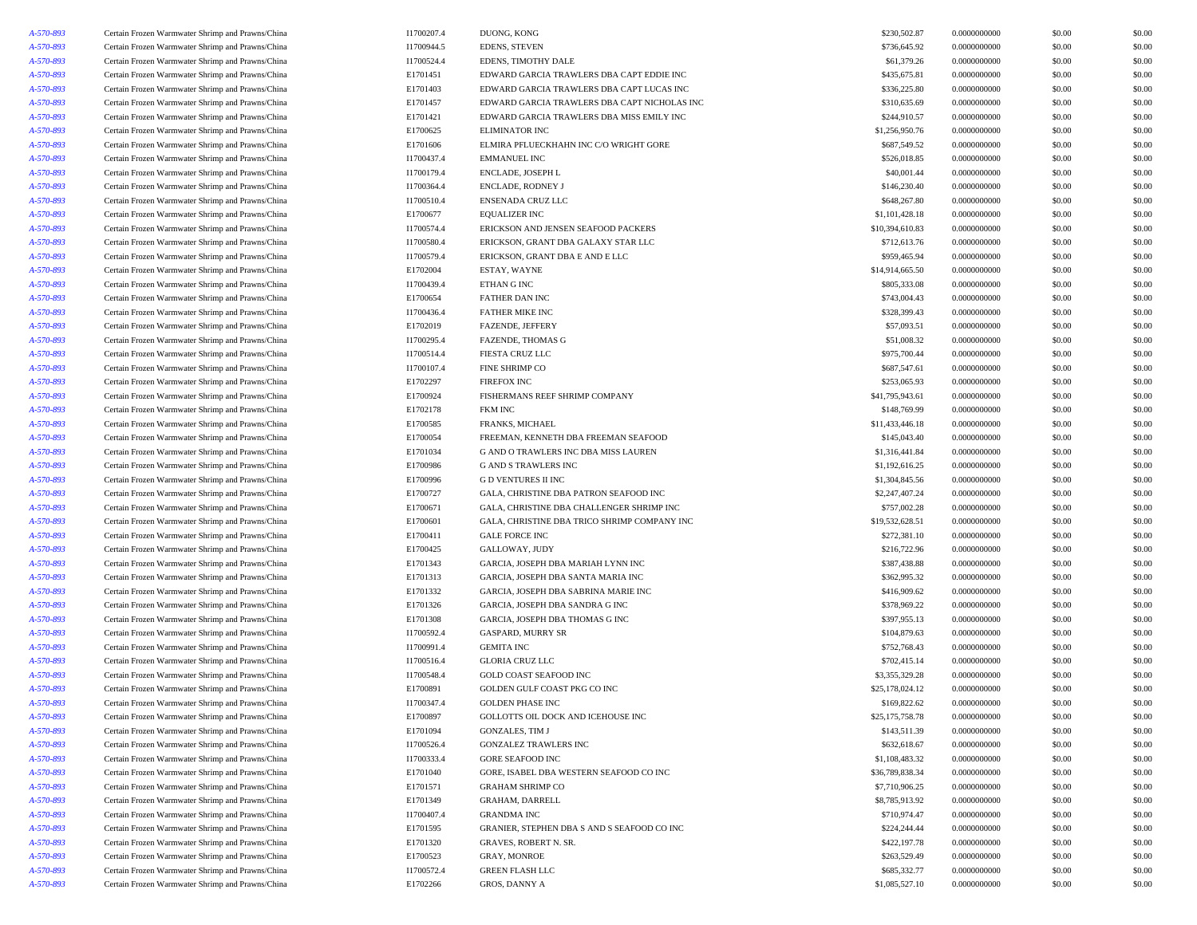| | | | | | | | |
|---|---|---|---|---|---|---|---|
| A-570-893 | Certain Frozen Warmwater Shrimp and Prawns/China | I1700207.4 | DUONG, KONG | $230,502.87 | 0.0000000000 | $0.00 | $0.00 |
| A-570-893 | Certain Frozen Warmwater Shrimp and Prawns/China | I1700944.5 | EDENS, STEVEN | $736,645.92 | 0.0000000000 | $0.00 | $0.00 |
| A-570-893 | Certain Frozen Warmwater Shrimp and Prawns/China | I1700524.4 | EDENS, TIMOTHY DALE | $61,379.26 | 0.0000000000 | $0.00 | $0.00 |
| A-570-893 | Certain Frozen Warmwater Shrimp and Prawns/China | E1701451 | EDWARD GARCIA TRAWLERS DBA CAPT EDDIE INC | $435,675.81 | 0.0000000000 | $0.00 | $0.00 |
| A-570-893 | Certain Frozen Warmwater Shrimp and Prawns/China | E1701403 | EDWARD GARCIA TRAWLERS DBA CAPT LUCAS INC | $336,225.80 | 0.0000000000 | $0.00 | $0.00 |
| A-570-893 | Certain Frozen Warmwater Shrimp and Prawns/China | E1701457 | EDWARD GARCIA TRAWLERS DBA CAPT NICHOLAS INC | $310,635.69 | 0.0000000000 | $0.00 | $0.00 |
| A-570-893 | Certain Frozen Warmwater Shrimp and Prawns/China | E1701421 | EDWARD GARCIA TRAWLERS DBA MISS EMILY INC | $244,910.57 | 0.0000000000 | $0.00 | $0.00 |
| A-570-893 | Certain Frozen Warmwater Shrimp and Prawns/China | E1700625 | ELIMINATOR INC | $1,256,950.76 | 0.0000000000 | $0.00 | $0.00 |
| A-570-893 | Certain Frozen Warmwater Shrimp and Prawns/China | E1701606 | ELMIRA PFLUECKHAHN INC C/O WRIGHT GORE | $687,549.52 | 0.0000000000 | $0.00 | $0.00 |
| A-570-893 | Certain Frozen Warmwater Shrimp and Prawns/China | I1700437.4 | EMMANUEL INC | $526,018.85 | 0.0000000000 | $0.00 | $0.00 |
| A-570-893 | Certain Frozen Warmwater Shrimp and Prawns/China | I1700179.4 | ENCLADE, JOSEPH L | $40,001.44 | 0.0000000000 | $0.00 | $0.00 |
| A-570-893 | Certain Frozen Warmwater Shrimp and Prawns/China | I1700364.4 | ENCLADE, RODNEY J | $146,230.40 | 0.0000000000 | $0.00 | $0.00 |
| A-570-893 | Certain Frozen Warmwater Shrimp and Prawns/China | I1700510.4 | ENSENADA CRUZ LLC | $648,267.80 | 0.0000000000 | $0.00 | $0.00 |
| A-570-893 | Certain Frozen Warmwater Shrimp and Prawns/China | E1700677 | EQUALIZER INC | $1,101,428.18 | 0.0000000000 | $0.00 | $0.00 |
| A-570-893 | Certain Frozen Warmwater Shrimp and Prawns/China | I1700574.4 | ERICKSON AND JENSEN SEAFOOD PACKERS | $10,394,610.83 | 0.0000000000 | $0.00 | $0.00 |
| A-570-893 | Certain Frozen Warmwater Shrimp and Prawns/China | I1700580.4 | ERICKSON, GRANT DBA GALAXY STAR LLC | $712,613.76 | 0.0000000000 | $0.00 | $0.00 |
| A-570-893 | Certain Frozen Warmwater Shrimp and Prawns/China | I1700579.4 | ERICKSON, GRANT DBA E AND E LLC | $959,465.94 | 0.0000000000 | $0.00 | $0.00 |
| A-570-893 | Certain Frozen Warmwater Shrimp and Prawns/China | E1702004 | ESTAY, WAYNE | $14,914,665.50 | 0.0000000000 | $0.00 | $0.00 |
| A-570-893 | Certain Frozen Warmwater Shrimp and Prawns/China | I1700439.4 | ETHAN G INC | $805,333.08 | 0.0000000000 | $0.00 | $0.00 |
| A-570-893 | Certain Frozen Warmwater Shrimp and Prawns/China | E1700654 | FATHER DAN INC | $743,004.43 | 0.0000000000 | $0.00 | $0.00 |
| A-570-893 | Certain Frozen Warmwater Shrimp and Prawns/China | I1700436.4 | FATHER MIKE INC | $328,399.43 | 0.0000000000 | $0.00 | $0.00 |
| A-570-893 | Certain Frozen Warmwater Shrimp and Prawns/China | E1702019 | FAZENDE, JEFFERY | $57,093.51 | 0.0000000000 | $0.00 | $0.00 |
| A-570-893 | Certain Frozen Warmwater Shrimp and Prawns/China | I1700295.4 | FAZENDE, THOMAS G | $51,008.32 | 0.0000000000 | $0.00 | $0.00 |
| A-570-893 | Certain Frozen Warmwater Shrimp and Prawns/China | I1700514.4 | FIESTA CRUZ LLC | $975,700.44 | 0.0000000000 | $0.00 | $0.00 |
| A-570-893 | Certain Frozen Warmwater Shrimp and Prawns/China | I1700107.4 | FINE SHRIMP CO | $687,547.61 | 0.0000000000 | $0.00 | $0.00 |
| A-570-893 | Certain Frozen Warmwater Shrimp and Prawns/China | E1702297 | FIREFOX INC | $253,065.93 | 0.0000000000 | $0.00 | $0.00 |
| A-570-893 | Certain Frozen Warmwater Shrimp and Prawns/China | E1700924 | FISHERMANS REEF SHRIMP COMPANY | $41,795,943.61 | 0.0000000000 | $0.00 | $0.00 |
| A-570-893 | Certain Frozen Warmwater Shrimp and Prawns/China | E1702178 | FKM INC | $148,769.99 | 0.0000000000 | $0.00 | $0.00 |
| A-570-893 | Certain Frozen Warmwater Shrimp and Prawns/China | E1700585 | FRANKS, MICHAEL | $11,433,446.18 | 0.0000000000 | $0.00 | $0.00 |
| A-570-893 | Certain Frozen Warmwater Shrimp and Prawns/China | E1700054 | FREEMAN, KENNETH DBA FREEMAN SEAFOOD | $145,043.40 | 0.0000000000 | $0.00 | $0.00 |
| A-570-893 | Certain Frozen Warmwater Shrimp and Prawns/China | E1701034 | G AND O TRAWLERS INC DBA MISS LAUREN | $1,316,441.84 | 0.0000000000 | $0.00 | $0.00 |
| A-570-893 | Certain Frozen Warmwater Shrimp and Prawns/China | E1700986 | G AND S TRAWLERS INC | $1,192,616.25 | 0.0000000000 | $0.00 | $0.00 |
| A-570-893 | Certain Frozen Warmwater Shrimp and Prawns/China | E1700996 | G D VENTURES II INC | $1,304,845.56 | 0.0000000000 | $0.00 | $0.00 |
| A-570-893 | Certain Frozen Warmwater Shrimp and Prawns/China | E1700727 | GALA, CHRISTINE DBA PATRON SEAFOOD INC | $2,247,407.24 | 0.0000000000 | $0.00 | $0.00 |
| A-570-893 | Certain Frozen Warmwater Shrimp and Prawns/China | E1700671 | GALA, CHRISTINE DBA CHALLENGER SHRIMP INC | $757,002.28 | 0.0000000000 | $0.00 | $0.00 |
| A-570-893 | Certain Frozen Warmwater Shrimp and Prawns/China | E1700601 | GALA, CHRISTINE DBA TRICO SHRIMP COMPANY INC | $19,532,628.51 | 0.0000000000 | $0.00 | $0.00 |
| A-570-893 | Certain Frozen Warmwater Shrimp and Prawns/China | E1700411 | GALE FORCE INC | $272,381.10 | 0.0000000000 | $0.00 | $0.00 |
| A-570-893 | Certain Frozen Warmwater Shrimp and Prawns/China | E1700425 | GALLOWAY, JUDY | $216,722.96 | 0.0000000000 | $0.00 | $0.00 |
| A-570-893 | Certain Frozen Warmwater Shrimp and Prawns/China | E1701343 | GARCIA, JOSEPH DBA MARIAH LYNN INC | $387,438.88 | 0.0000000000 | $0.00 | $0.00 |
| A-570-893 | Certain Frozen Warmwater Shrimp and Prawns/China | E1701313 | GARCIA, JOSEPH DBA SANTA MARIA INC | $362,995.32 | 0.0000000000 | $0.00 | $0.00 |
| A-570-893 | Certain Frozen Warmwater Shrimp and Prawns/China | E1701332 | GARCIA, JOSEPH DBA SABRINA MARIE INC | $416,909.62 | 0.0000000000 | $0.00 | $0.00 |
| A-570-893 | Certain Frozen Warmwater Shrimp and Prawns/China | E1701326 | GARCIA, JOSEPH DBA SANDRA G INC | $378,969.22 | 0.0000000000 | $0.00 | $0.00 |
| A-570-893 | Certain Frozen Warmwater Shrimp and Prawns/China | E1701308 | GARCIA, JOSEPH DBA THOMAS G INC | $397,955.13 | 0.0000000000 | $0.00 | $0.00 |
| A-570-893 | Certain Frozen Warmwater Shrimp and Prawns/China | I1700592.4 | GASPARD, MURRY SR | $104,879.63 | 0.0000000000 | $0.00 | $0.00 |
| A-570-893 | Certain Frozen Warmwater Shrimp and Prawns/China | I1700991.4 | GEMITA INC | $752,768.43 | 0.0000000000 | $0.00 | $0.00 |
| A-570-893 | Certain Frozen Warmwater Shrimp and Prawns/China | I1700516.4 | GLORIA CRUZ LLC | $702,415.14 | 0.0000000000 | $0.00 | $0.00 |
| A-570-893 | Certain Frozen Warmwater Shrimp and Prawns/China | I1700548.4 | GOLD COAST SEAFOOD INC | $3,355,329.28 | 0.0000000000 | $0.00 | $0.00 |
| A-570-893 | Certain Frozen Warmwater Shrimp and Prawns/China | E1700891 | GOLDEN GULF COAST PKG CO INC | $25,178,024.12 | 0.0000000000 | $0.00 | $0.00 |
| A-570-893 | Certain Frozen Warmwater Shrimp and Prawns/China | I1700347.4 | GOLDEN PHASE INC | $169,822.62 | 0.0000000000 | $0.00 | $0.00 |
| A-570-893 | Certain Frozen Warmwater Shrimp and Prawns/China | E1700897 | GOLLOTTS OIL DOCK AND ICEHOUSE INC | $25,175,758.78 | 0.0000000000 | $0.00 | $0.00 |
| A-570-893 | Certain Frozen Warmwater Shrimp and Prawns/China | E1701094 | GONZALES, TIM J | $143,511.39 | 0.0000000000 | $0.00 | $0.00 |
| A-570-893 | Certain Frozen Warmwater Shrimp and Prawns/China | I1700526.4 | GONZALEZ TRAWLERS INC | $632,618.67 | 0.0000000000 | $0.00 | $0.00 |
| A-570-893 | Certain Frozen Warmwater Shrimp and Prawns/China | I1700333.4 | GORE SEAFOOD INC | $1,108,483.32 | 0.0000000000 | $0.00 | $0.00 |
| A-570-893 | Certain Frozen Warmwater Shrimp and Prawns/China | E1701040 | GORE, ISABEL DBA WESTERN SEAFOOD CO INC | $36,789,838.34 | 0.0000000000 | $0.00 | $0.00 |
| A-570-893 | Certain Frozen Warmwater Shrimp and Prawns/China | E1701571 | GRAHAM SHRIMP CO | $7,710,906.25 | 0.0000000000 | $0.00 | $0.00 |
| A-570-893 | Certain Frozen Warmwater Shrimp and Prawns/China | E1701349 | GRAHAM, DARRELL | $8,785,913.92 | 0.0000000000 | $0.00 | $0.00 |
| A-570-893 | Certain Frozen Warmwater Shrimp and Prawns/China | I1700407.4 | GRANDMA INC | $710,974.47 | 0.0000000000 | $0.00 | $0.00 |
| A-570-893 | Certain Frozen Warmwater Shrimp and Prawns/China | E1701595 | GRANIER, STEPHEN DBA S AND S SEAFOOD CO INC | $224,244.44 | 0.0000000000 | $0.00 | $0.00 |
| A-570-893 | Certain Frozen Warmwater Shrimp and Prawns/China | E1701320 | GRAVES, ROBERT N. SR. | $422,197.78 | 0.0000000000 | $0.00 | $0.00 |
| A-570-893 | Certain Frozen Warmwater Shrimp and Prawns/China | E1700523 | GRAY, MONROE | $263,529.49 | 0.0000000000 | $0.00 | $0.00 |
| A-570-893 | Certain Frozen Warmwater Shrimp and Prawns/China | I1700572.4 | GREEN FLASH LLC | $685,332.77 | 0.0000000000 | $0.00 | $0.00 |
| A-570-893 | Certain Frozen Warmwater Shrimp and Prawns/China | E1702266 | GROS, DANNY A | $1,085,527.10 | 0.0000000000 | $0.00 | $0.00 |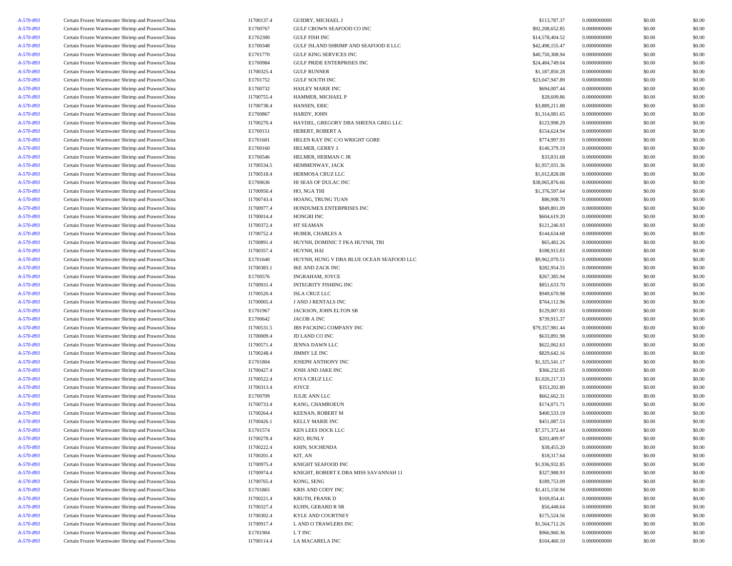| | | | | | | | |
|---|---|---|---|---|---|---|---|
| *A-570-893* | Certain Frozen Warmwater Shrimp and Prawns/China | I1700137.4 | GUIDRY, MICHAEL J | $113,787.37 | 0.0000000000 | $0.00 | $0.00 |
| *A-570-893* | Certain Frozen Warmwater Shrimp and Prawns/China | E1700767 | GULF CROWN SEAFOOD CO INC | $92,208,652.85 | 0.0000000000 | $0.00 | $0.00 |
| *A-570-893* | Certain Frozen Warmwater Shrimp and Prawns/China | E1702300 | GULF FISH INC | $14,578,404.52 | 0.0000000000 | $0.00 | $0.00 |
| *A-570-893* | Certain Frozen Warmwater Shrimp and Prawns/China | E1700348 | GULF ISLAND SHRIMP AND SEAFOOD II LLC | $42,498,155.47 | 0.0000000000 | $0.00 | $0.00 |
| *A-570-893* | Certain Frozen Warmwater Shrimp and Prawns/China | E1701770 | GULF KING SERVICES INC | $40,750,308.94 | 0.0000000000 | $0.00 | $0.00 |
| *A-570-893* | Certain Frozen Warmwater Shrimp and Prawns/China | E1700984 | GULF PRIDE ENTERPRISES INC | $24,484,749.04 | 0.0000000000 | $0.00 | $0.00 |
| *A-570-893* | Certain Frozen Warmwater Shrimp and Prawns/China | I1700325.4 | GULF RUNNER | $1,187,850.28 | 0.0000000000 | $0.00 | $0.00 |
| *A-570-893* | Certain Frozen Warmwater Shrimp and Prawns/China | E1701752 | GULF SOUTH INC | $23,047,947.89 | 0.0000000000 | $0.00 | $0.00 |
| *A-570-893* | Certain Frozen Warmwater Shrimp and Prawns/China | E1700732 | HAILEY MARIE INC | $694,007.44 | 0.0000000000 | $0.00 | $0.00 |
| *A-570-893* | Certain Frozen Warmwater Shrimp and Prawns/China | I1700755.4 | HAMMER, MICHAEL P | $28,609.86 | 0.0000000000 | $0.00 | $0.00 |
| *A-570-893* | Certain Frozen Warmwater Shrimp and Prawns/China | I1700738.4 | HANSEN, ERIC | $3,889,211.88 | 0.0000000000 | $0.00 | $0.00 |
| *A-570-893* | Certain Frozen Warmwater Shrimp and Prawns/China | E1700867 | HARDY, JOHN | $1,314,081.65 | 0.0000000000 | $0.00 | $0.00 |
| *A-570-893* | Certain Frozen Warmwater Shrimp and Prawns/China | I1700270.4 | HAYDEL, GREGORY DBA SHEENA GREG LLC | $123,998.29 | 0.0000000000 | $0.00 | $0.00 |
| *A-570-893* | Certain Frozen Warmwater Shrimp and Prawns/China | E1700151 | HEBERT, ROBERT A | $154,624.94 | 0.0000000000 | $0.00 | $0.00 |
| *A-570-893* | Certain Frozen Warmwater Shrimp and Prawns/China | E1701601 | HELEN KAY INC C/O WRIGHT GORE | $774,997.93 | 0.0000000000 | $0.00 | $0.00 |
| *A-570-893* | Certain Frozen Warmwater Shrimp and Prawns/China | E1700160 | HELMER, GERRY J. | $140,379.19 | 0.0000000000 | $0.00 | $0.00 |
| *A-570-893* | Certain Frozen Warmwater Shrimp and Prawns/China | E1700546 | HELMER, HERMAN C JR | $33,831.68 | 0.0000000000 | $0.00 | $0.00 |
| *A-570-893* | Certain Frozen Warmwater Shrimp and Prawns/China | I1700534.5 | HEMMENWAY, JACK | $1,957,031.36 | 0.0000000000 | $0.00 | $0.00 |
| *A-570-893* | Certain Frozen Warmwater Shrimp and Prawns/China | I1700518.4 | HERMOSA CRUZ LLC | $1,012,828.08 | 0.0000000000 | $0.00 | $0.00 |
| *A-570-893* | Certain Frozen Warmwater Shrimp and Prawns/China | E1700636 | HI SEAS OF DULAC INC | $38,065,876.66 | 0.0000000000 | $0.00 | $0.00 |
| *A-570-893* | Certain Frozen Warmwater Shrimp and Prawns/China | I1700950.4 | HO, NGA THI | $1,376,597.64 | 0.0000000000 | $0.00 | $0.00 |
| *A-570-893* | Certain Frozen Warmwater Shrimp and Prawns/China | I1700743.4 | HOANG, TRUNG TUAN | $86,908.70 | 0.0000000000 | $0.00 | $0.00 |
| *A-570-893* | Certain Frozen Warmwater Shrimp and Prawns/China | I1700977.4 | HONDUMEX ENTERPRISES INC | $849,801.09 | 0.0000000000 | $0.00 | $0.00 |
| *A-570-893* | Certain Frozen Warmwater Shrimp and Prawns/China | I1700014.4 | HONGRI INC | $604,619.20 | 0.0000000000 | $0.00 | $0.00 |
| *A-570-893* | Certain Frozen Warmwater Shrimp and Prawns/China | I1700372.4 | HT SEAMAN | $121,246.93 | 0.0000000000 | $0.00 | $0.00 |
| *A-570-893* | Certain Frozen Warmwater Shrimp and Prawns/China | I1700752.4 | HUBER, CHARLES A | $144,634.68 | 0.0000000000 | $0.00 | $0.00 |
| *A-570-893* | Certain Frozen Warmwater Shrimp and Prawns/China | I1700891.4 | HUYNH, DOMINIC T FKA HUYNH, TRI | $65,482.26 | 0.0000000000 | $0.00 | $0.00 |
| *A-570-893* | Certain Frozen Warmwater Shrimp and Prawns/China | I1700357.4 | HUYNH, HAI | $188,915.83 | 0.0000000000 | $0.00 | $0.00 |
| *A-570-893* | Certain Frozen Warmwater Shrimp and Prawns/China | E1701640 | HUYNH, HUNG V DBA BLUE OCEAN SEAFOOD LLC | $9,962,070.51 | 0.0000000000 | $0.00 | $0.00 |
| *A-570-893* | Certain Frozen Warmwater Shrimp and Prawns/China | I1700383.1 | IKE AND ZACK INC | $282,954.55 | 0.0000000000 | $0.00 | $0.00 |
| *A-570-893* | Certain Frozen Warmwater Shrimp and Prawns/China | E1700576 | INGRAHAM, JOYCE | $267,385.94 | 0.0000000000 | $0.00 | $0.00 |
| *A-570-893* | Certain Frozen Warmwater Shrimp and Prawns/China | I1700931.4 | INTEGRITY FISHING INC | $851,633.70 | 0.0000000000 | $0.00 | $0.00 |
| *A-570-893* | Certain Frozen Warmwater Shrimp and Prawns/China | I1700520.4 | ISLA CRUZ LLC | $949,670.98 | 0.0000000000 | $0.00 | $0.00 |
| *A-570-893* | Certain Frozen Warmwater Shrimp and Prawns/China | I1700005.4 | J AND J RENTALS INC | $764,112.96 | 0.0000000000 | $0.00 | $0.00 |
| *A-570-893* | Certain Frozen Warmwater Shrimp and Prawns/China | E1701967 | JACKSON, JOHN ELTON SR | $129,007.03 | 0.0000000000 | $0.00 | $0.00 |
| *A-570-893* | Certain Frozen Warmwater Shrimp and Prawns/China | E1700642 | JACOB A INC | $739,915.37 | 0.0000000000 | $0.00 | $0.00 |
| *A-570-893* | Certain Frozen Warmwater Shrimp and Prawns/China | I1700531.5 | JBS PACKING COMPANY INC | $79,357,981.44 | 0.0000000000 | $0.00 | $0.00 |
| *A-570-893* | Certain Frozen Warmwater Shrimp and Prawns/China | I1700009.4 | JD LAND CO INC | $633,891.98 | 0.0000000000 | $0.00 | $0.00 |
| *A-570-893* | Certain Frozen Warmwater Shrimp and Prawns/China | I1700571.4 | JENNA DAWN LLC | $622,062.63 | 0.0000000000 | $0.00 | $0.00 |
| *A-570-893* | Certain Frozen Warmwater Shrimp and Prawns/China | I1700248.4 | JIMMY LE INC | $829,642.16 | 0.0000000000 | $0.00 | $0.00 |
| *A-570-893* | Certain Frozen Warmwater Shrimp and Prawns/China | E1701804 | JOSEPH ANTHONY INC | $1,325,541.17 | 0.0000000000 | $0.00 | $0.00 |
| *A-570-893* | Certain Frozen Warmwater Shrimp and Prawns/China | I1700427.4 | JOSH AND JAKE INC | $366,232.05 | 0.0000000000 | $0.00 | $0.00 |
| *A-570-893* | Certain Frozen Warmwater Shrimp and Prawns/China | I1700522.4 | JOYA CRUZ LLC | $1,020,217.33 | 0.0000000000 | $0.00 | $0.00 |
| *A-570-893* | Certain Frozen Warmwater Shrimp and Prawns/China | I1700313.4 | JOYCE | $353,202.80 | 0.0000000000 | $0.00 | $0.00 |
| *A-570-893* | Certain Frozen Warmwater Shrimp and Prawns/China | E1700709 | JULIE ANN LLC | $662,662.31 | 0.0000000000 | $0.00 | $0.00 |
| *A-570-893* | Certain Frozen Warmwater Shrimp and Prawns/China | I1700733.4 | KANG, CHAMROEUN | $174,071.71 | 0.0000000000 | $0.00 | $0.00 |
| *A-570-893* | Certain Frozen Warmwater Shrimp and Prawns/China | I1700264.4 | KEENAN, ROBERT M | $400,533.19 | 0.0000000000 | $0.00 | $0.00 |
| *A-570-893* | Certain Frozen Warmwater Shrimp and Prawns/China | I1700426.1 | KELLY MARIE INC | $451,087.53 | 0.0000000000 | $0.00 | $0.00 |
| *A-570-893* | Certain Frozen Warmwater Shrimp and Prawns/China | E1701574 | KEN LEES DOCK LLC | $7,571,372.44 | 0.0000000000 | $0.00 | $0.00 |
| *A-570-893* | Certain Frozen Warmwater Shrimp and Prawns/China | I1700278.4 | KEO, BUNLY | $203,409.97 | 0.0000000000 | $0.00 | $0.00 |
| *A-570-893* | Certain Frozen Warmwater Shrimp and Prawns/China | I1700222.4 | KHIN, SOCHENDA | $38,455.20 | 0.0000000000 | $0.00 | $0.00 |
| *A-570-893* | Certain Frozen Warmwater Shrimp and Prawns/China | I1700201.4 | KIT, AN | $18,317.64 | 0.0000000000 | $0.00 | $0.00 |
| *A-570-893* | Certain Frozen Warmwater Shrimp and Prawns/China | I1700975.4 | KNIGHT SEAFOOD INC | $1,936,932.85 | 0.0000000000 | $0.00 | $0.00 |
| *A-570-893* | Certain Frozen Warmwater Shrimp and Prawns/China | I1700974.4 | KNIGHT, ROBERT E DBA MISS SAVANNAH 11 | $327,988.93 | 0.0000000000 | $0.00 | $0.00 |
| *A-570-893* | Certain Frozen Warmwater Shrimp and Prawns/China | I1700765.4 | KONG, SENG | $189,753.09 | 0.0000000000 | $0.00 | $0.00 |
| *A-570-893* | Certain Frozen Warmwater Shrimp and Prawns/China | E1701865 | KRIS AND CODY INC | $1,415,150.94 | 0.0000000000 | $0.00 | $0.00 |
| *A-570-893* | Certain Frozen Warmwater Shrimp and Prawns/China | I1700221.4 | KRUTH, FRANK D | $169,054.41 | 0.0000000000 | $0.00 | $0.00 |
| *A-570-893* | Certain Frozen Warmwater Shrimp and Prawns/China | I1700327.4 | KUHN, GERARD R SR | $56,448.64 | 0.0000000000 | $0.00 | $0.00 |
| *A-570-893* | Certain Frozen Warmwater Shrimp and Prawns/China | I1700302.4 | KYLE AND COURTNEY | $175,524.56 | 0.0000000000 | $0.00 | $0.00 |
| *A-570-893* | Certain Frozen Warmwater Shrimp and Prawns/China | I1700917.4 | L AND O TRAWLERS INC | $1,564,712.26 | 0.0000000000 | $0.00 | $0.00 |
| *A-570-893* | Certain Frozen Warmwater Shrimp and Prawns/China | E1701904 | L T INC | $966,960.36 | 0.0000000000 | $0.00 | $0.00 |
| *A-570-893* | Certain Frozen Warmwater Shrimp and Prawns/China | I1700114.4 | LA MACARELA INC | $104,460.10 | 0.0000000000 | $0.00 | $0.00 |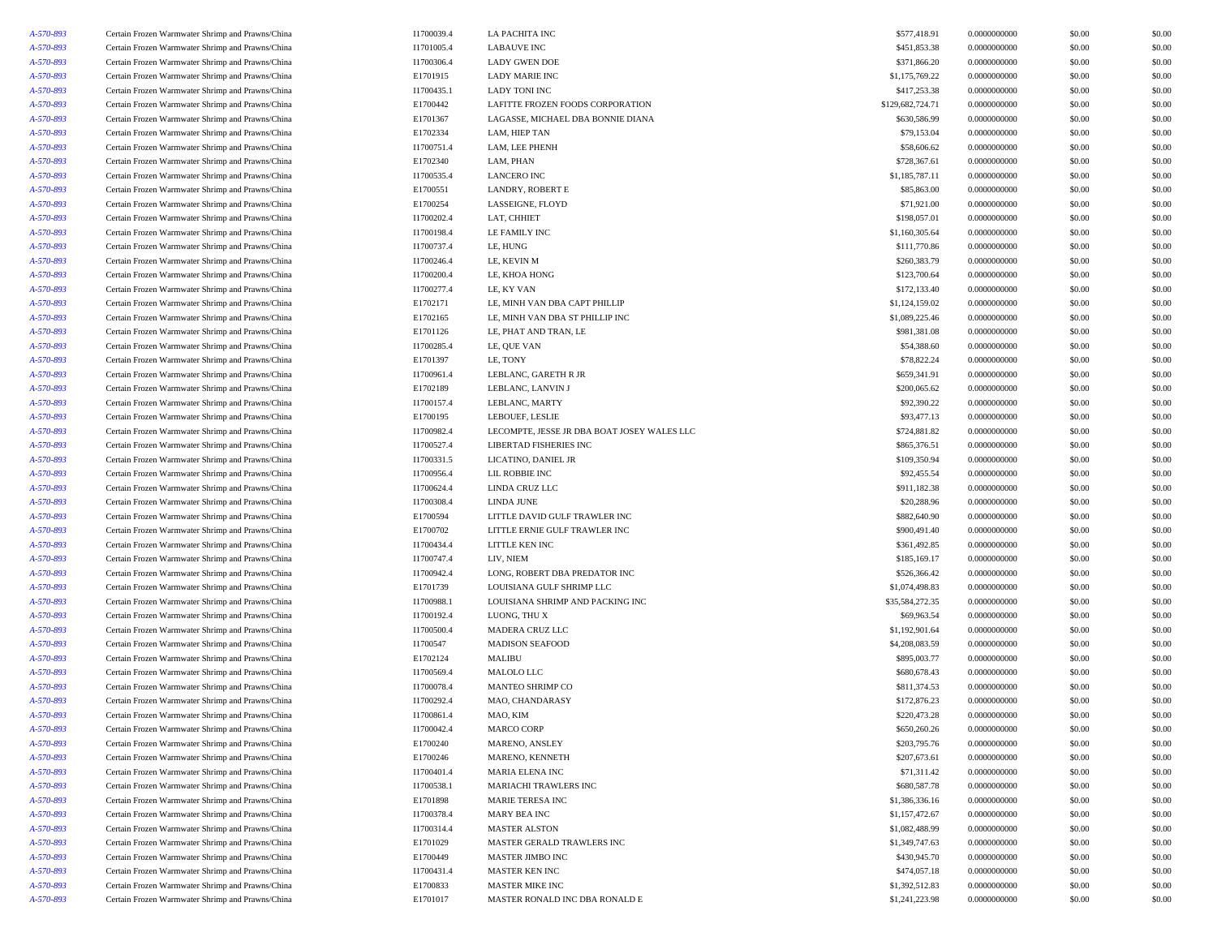| | | | | | | | |
|---|---|---|---|---|---|---|---|
| A-570-893 | Certain Frozen Warmwater Shrimp and Prawns/China | I1700039.4 | LA PACHITA INC | $577,418.91 | 0.0000000000 | $0.00 | $0.00 |
| A-570-893 | Certain Frozen Warmwater Shrimp and Prawns/China | I1701005.4 | LABAUVE INC | $451,853.38 | 0.0000000000 | $0.00 | $0.00 |
| A-570-893 | Certain Frozen Warmwater Shrimp and Prawns/China | I1700306.4 | LADY GWEN DOE | $371,866.20 | 0.0000000000 | $0.00 | $0.00 |
| A-570-893 | Certain Frozen Warmwater Shrimp and Prawns/China | E1701915 | LADY MARIE INC | $1,175,769.22 | 0.0000000000 | $0.00 | $0.00 |
| A-570-893 | Certain Frozen Warmwater Shrimp and Prawns/China | I1700435.1 | LADY TONI INC | $417,253.38 | 0.0000000000 | $0.00 | $0.00 |
| A-570-893 | Certain Frozen Warmwater Shrimp and Prawns/China | E1700442 | LAFITTE FROZEN FOODS CORPORATION | $129,682,724.71 | 0.0000000000 | $0.00 | $0.00 |
| A-570-893 | Certain Frozen Warmwater Shrimp and Prawns/China | E1701367 | LAGASSE, MICHAEL DBA BONNIE DIANA | $630,586.99 | 0.0000000000 | $0.00 | $0.00 |
| A-570-893 | Certain Frozen Warmwater Shrimp and Prawns/China | E1702334 | LAM, HIEP TAN | $79,153.04 | 0.0000000000 | $0.00 | $0.00 |
| A-570-893 | Certain Frozen Warmwater Shrimp and Prawns/China | I1700751.4 | LAM, LEE PHENH | $58,606.62 | 0.0000000000 | $0.00 | $0.00 |
| A-570-893 | Certain Frozen Warmwater Shrimp and Prawns/China | E1702340 | LAM, PHAN | $728,367.61 | 0.0000000000 | $0.00 | $0.00 |
| A-570-893 | Certain Frozen Warmwater Shrimp and Prawns/China | I1700535.4 | LANCERO INC | $1,185,787.11 | 0.0000000000 | $0.00 | $0.00 |
| A-570-893 | Certain Frozen Warmwater Shrimp and Prawns/China | E1700551 | LANDRY, ROBERT E | $85,863.00 | 0.0000000000 | $0.00 | $0.00 |
| A-570-893 | Certain Frozen Warmwater Shrimp and Prawns/China | E1700254 | LASSEIGNE, FLOYD | $71,921.00 | 0.0000000000 | $0.00 | $0.00 |
| A-570-893 | Certain Frozen Warmwater Shrimp and Prawns/China | I1700202.4 | LAT, CHHIET | $198,057.01 | 0.0000000000 | $0.00 | $0.00 |
| A-570-893 | Certain Frozen Warmwater Shrimp and Prawns/China | I1700198.4 | LE FAMILY INC | $1,160,305.64 | 0.0000000000 | $0.00 | $0.00 |
| A-570-893 | Certain Frozen Warmwater Shrimp and Prawns/China | I1700737.4 | LE, HUNG | $111,770.86 | 0.0000000000 | $0.00 | $0.00 |
| A-570-893 | Certain Frozen Warmwater Shrimp and Prawns/China | I1700246.4 | LE, KEVIN M | $260,383.79 | 0.0000000000 | $0.00 | $0.00 |
| A-570-893 | Certain Frozen Warmwater Shrimp and Prawns/China | I1700200.4 | LE, KHOA HONG | $123,700.64 | 0.0000000000 | $0.00 | $0.00 |
| A-570-893 | Certain Frozen Warmwater Shrimp and Prawns/China | I1700277.4 | LE, KY VAN | $172,133.40 | 0.0000000000 | $0.00 | $0.00 |
| A-570-893 | Certain Frozen Warmwater Shrimp and Prawns/China | E1702171 | LE, MINH VAN DBA CAPT PHILLIP | $1,124,159.02 | 0.0000000000 | $0.00 | $0.00 |
| A-570-893 | Certain Frozen Warmwater Shrimp and Prawns/China | E1702165 | LE, MINH VAN DBA ST PHILLIP INC | $1,089,225.46 | 0.0000000000 | $0.00 | $0.00 |
| A-570-893 | Certain Frozen Warmwater Shrimp and Prawns/China | E1701126 | LE, PHAT AND TRAN, LE | $981,381.08 | 0.0000000000 | $0.00 | $0.00 |
| A-570-893 | Certain Frozen Warmwater Shrimp and Prawns/China | I1700285.4 | LE, QUE VAN | $54,388.60 | 0.0000000000 | $0.00 | $0.00 |
| A-570-893 | Certain Frozen Warmwater Shrimp and Prawns/China | E1701397 | LE, TONY | $78,822.24 | 0.0000000000 | $0.00 | $0.00 |
| A-570-893 | Certain Frozen Warmwater Shrimp and Prawns/China | I1700961.4 | LEBLANC, GARETH R JR | $659,341.91 | 0.0000000000 | $0.00 | $0.00 |
| A-570-893 | Certain Frozen Warmwater Shrimp and Prawns/China | E1702189 | LEBLANC, LANVIN J | $200,065.62 | 0.0000000000 | $0.00 | $0.00 |
| A-570-893 | Certain Frozen Warmwater Shrimp and Prawns/China | I1700157.4 | LEBLANC, MARTY | $92,390.22 | 0.0000000000 | $0.00 | $0.00 |
| A-570-893 | Certain Frozen Warmwater Shrimp and Prawns/China | E1700195 | LEBOUEF, LESLIE | $93,477.13 | 0.0000000000 | $0.00 | $0.00 |
| A-570-893 | Certain Frozen Warmwater Shrimp and Prawns/China | I1700982.4 | LECOMPTE, JESSE JR DBA BOAT JOSEY WALES LLC | $724,881.82 | 0.0000000000 | $0.00 | $0.00 |
| A-570-893 | Certain Frozen Warmwater Shrimp and Prawns/China | I1700527.4 | LIBERTAD FISHERIES INC | $865,376.51 | 0.0000000000 | $0.00 | $0.00 |
| A-570-893 | Certain Frozen Warmwater Shrimp and Prawns/China | I1700331.5 | LICATINO, DANIEL JR | $109,350.94 | 0.0000000000 | $0.00 | $0.00 |
| A-570-893 | Certain Frozen Warmwater Shrimp and Prawns/China | I1700956.4 | LIL ROBBIE INC | $92,455.54 | 0.0000000000 | $0.00 | $0.00 |
| A-570-893 | Certain Frozen Warmwater Shrimp and Prawns/China | I1700624.4 | LINDA CRUZ LLC | $911,182.38 | 0.0000000000 | $0.00 | $0.00 |
| A-570-893 | Certain Frozen Warmwater Shrimp and Prawns/China | I1700308.4 | LINDA JUNE | $20,288.96 | 0.0000000000 | $0.00 | $0.00 |
| A-570-893 | Certain Frozen Warmwater Shrimp and Prawns/China | E1700594 | LITTLE DAVID GULF TRAWLER INC | $882,640.90 | 0.0000000000 | $0.00 | $0.00 |
| A-570-893 | Certain Frozen Warmwater Shrimp and Prawns/China | E1700702 | LITTLE ERNIE GULF TRAWLER INC | $900,491.40 | 0.0000000000 | $0.00 | $0.00 |
| A-570-893 | Certain Frozen Warmwater Shrimp and Prawns/China | I1700434.4 | LITTLE KEN INC | $361,492.85 | 0.0000000000 | $0.00 | $0.00 |
| A-570-893 | Certain Frozen Warmwater Shrimp and Prawns/China | I1700747.4 | LIV, NIEM | $185,169.17 | 0.0000000000 | $0.00 | $0.00 |
| A-570-893 | Certain Frozen Warmwater Shrimp and Prawns/China | I1700942.4 | LONG, ROBERT DBA PREDATOR INC | $526,366.42 | 0.0000000000 | $0.00 | $0.00 |
| A-570-893 | Certain Frozen Warmwater Shrimp and Prawns/China | E1701739 | LOUISIANA GULF SHRIMP LLC | $1,074,498.83 | 0.0000000000 | $0.00 | $0.00 |
| A-570-893 | Certain Frozen Warmwater Shrimp and Prawns/China | I1700988.1 | LOUISIANA SHRIMP AND PACKING INC | $35,584,272.35 | 0.0000000000 | $0.00 | $0.00 |
| A-570-893 | Certain Frozen Warmwater Shrimp and Prawns/China | I1700192.4 | LUONG, THU X | $69,963.54 | 0.0000000000 | $0.00 | $0.00 |
| A-570-893 | Certain Frozen Warmwater Shrimp and Prawns/China | I1700500.4 | MADERA CRUZ LLC | $1,192,901.64 | 0.0000000000 | $0.00 | $0.00 |
| A-570-893 | Certain Frozen Warmwater Shrimp and Prawns/China | I1700547 | MADISON SEAFOOD | $4,208,083.59 | 0.0000000000 | $0.00 | $0.00 |
| A-570-893 | Certain Frozen Warmwater Shrimp and Prawns/China | E1702124 | MALIBU | $895,003.77 | 0.0000000000 | $0.00 | $0.00 |
| A-570-893 | Certain Frozen Warmwater Shrimp and Prawns/China | I1700569.4 | MALOLO LLC | $680,678.43 | 0.0000000000 | $0.00 | $0.00 |
| A-570-893 | Certain Frozen Warmwater Shrimp and Prawns/China | I1700078.4 | MANTEO SHRIMP CO | $811,374.53 | 0.0000000000 | $0.00 | $0.00 |
| A-570-893 | Certain Frozen Warmwater Shrimp and Prawns/China | I1700292.4 | MAO, CHANDARASY | $172,876.23 | 0.0000000000 | $0.00 | $0.00 |
| A-570-893 | Certain Frozen Warmwater Shrimp and Prawns/China | I1700861.4 | MAO, KIM | $220,473.28 | 0.0000000000 | $0.00 | $0.00 |
| A-570-893 | Certain Frozen Warmwater Shrimp and Prawns/China | I1700042.4 | MARCO CORP | $650,260.26 | 0.0000000000 | $0.00 | $0.00 |
| A-570-893 | Certain Frozen Warmwater Shrimp and Prawns/China | E1700240 | MARENO, ANSLEY | $203,795.76 | 0.0000000000 | $0.00 | $0.00 |
| A-570-893 | Certain Frozen Warmwater Shrimp and Prawns/China | E1700246 | MARENO, KENNETH | $207,673.61 | 0.0000000000 | $0.00 | $0.00 |
| A-570-893 | Certain Frozen Warmwater Shrimp and Prawns/China | I1700401.4 | MARIA ELENA INC | $71,311.42 | 0.0000000000 | $0.00 | $0.00 |
| A-570-893 | Certain Frozen Warmwater Shrimp and Prawns/China | I1700538.1 | MARIACHI TRAWLERS INC | $680,587.78 | 0.0000000000 | $0.00 | $0.00 |
| A-570-893 | Certain Frozen Warmwater Shrimp and Prawns/China | E1701898 | MARIE TERESA INC | $1,386,336.16 | 0.0000000000 | $0.00 | $0.00 |
| A-570-893 | Certain Frozen Warmwater Shrimp and Prawns/China | I1700378.4 | MARY BEA INC | $1,157,472.67 | 0.0000000000 | $0.00 | $0.00 |
| A-570-893 | Certain Frozen Warmwater Shrimp and Prawns/China | I1700314.4 | MASTER ALSTON | $1,082,488.99 | 0.0000000000 | $0.00 | $0.00 |
| A-570-893 | Certain Frozen Warmwater Shrimp and Prawns/China | E1701029 | MASTER GERALD TRAWLERS INC | $1,349,747.63 | 0.0000000000 | $0.00 | $0.00 |
| A-570-893 | Certain Frozen Warmwater Shrimp and Prawns/China | E1700449 | MASTER JIMBO INC | $430,945.70 | 0.0000000000 | $0.00 | $0.00 |
| A-570-893 | Certain Frozen Warmwater Shrimp and Prawns/China | I1700431.4 | MASTER KEN INC | $474,057.18 | 0.0000000000 | $0.00 | $0.00 |
| A-570-893 | Certain Frozen Warmwater Shrimp and Prawns/China | E1700833 | MASTER MIKE INC | $1,392,512.83 | 0.0000000000 | $0.00 | $0.00 |
| A-570-893 | Certain Frozen Warmwater Shrimp and Prawns/China | E1701017 | MASTER RONALD INC DBA RONALD E | $1,241,223.98 | 0.0000000000 | $0.00 | $0.00 |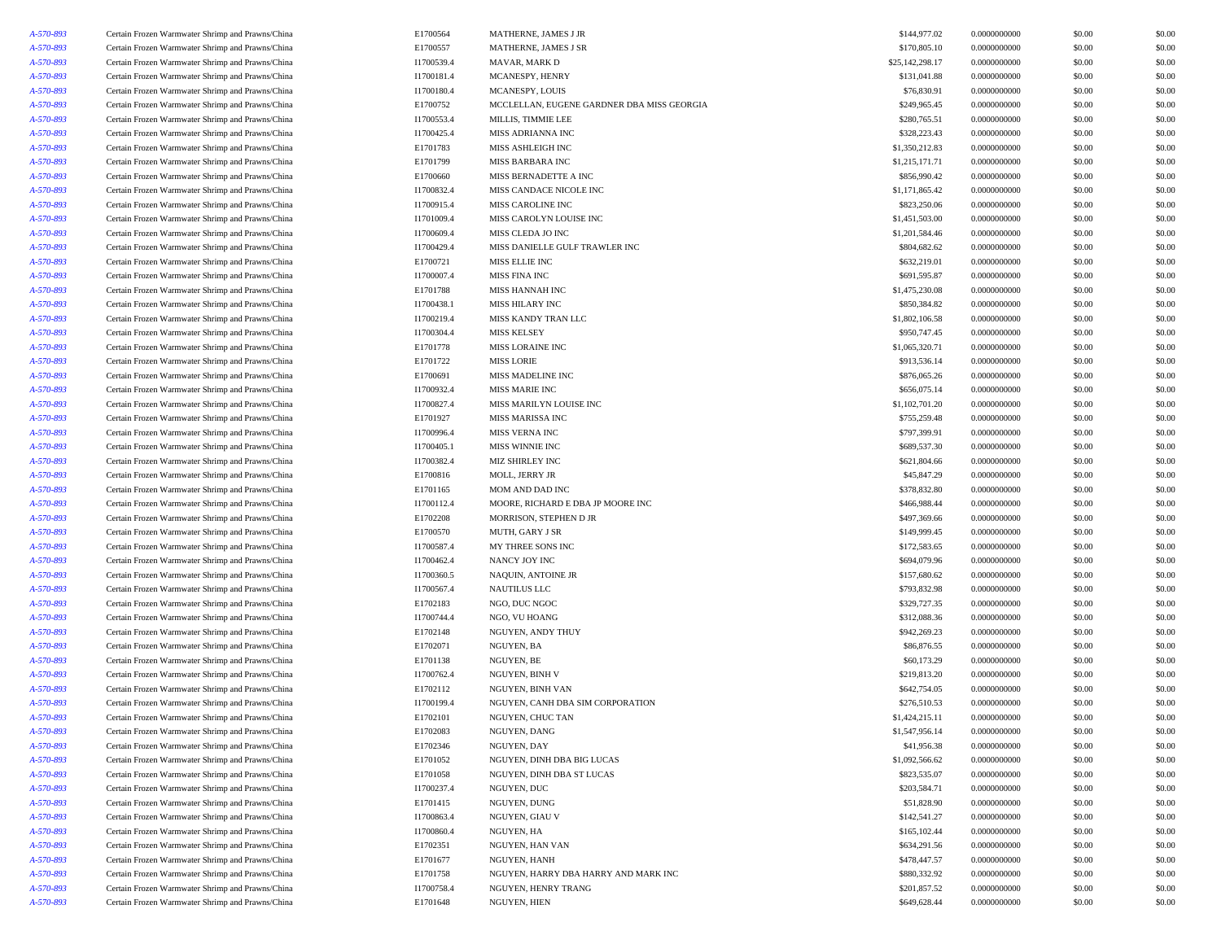| | | | | | | | |
|---|---|---|---|---|---|---|---|
| A-570-893 | Certain Frozen Warmwater Shrimp and Prawns/China | E1700564 | MATHERNE, JAMES J JR | $144,977.02 | 0.0000000000 | $0.00 | $0.00 |
| A-570-893 | Certain Frozen Warmwater Shrimp and Prawns/China | E1700557 | MATHERNE, JAMES J SR | $170,805.10 | 0.0000000000 | $0.00 | $0.00 |
| A-570-893 | Certain Frozen Warmwater Shrimp and Prawns/China | I1700539.4 | MAVAR, MARK D | $25,142,298.17 | 0.0000000000 | $0.00 | $0.00 |
| A-570-893 | Certain Frozen Warmwater Shrimp and Prawns/China | I1700181.4 | MCANESPY, HENRY | $131,041.88 | 0.0000000000 | $0.00 | $0.00 |
| A-570-893 | Certain Frozen Warmwater Shrimp and Prawns/China | I1700180.4 | MCANESPY, LOUIS | $76,830.91 | 0.0000000000 | $0.00 | $0.00 |
| A-570-893 | Certain Frozen Warmwater Shrimp and Prawns/China | E1700752 | MCCLELLAN, EUGENE GARDNER DBA MISS GEORGIA | $249,965.45 | 0.0000000000 | $0.00 | $0.00 |
| A-570-893 | Certain Frozen Warmwater Shrimp and Prawns/China | I1700553.4 | MILLIS, TIMMIE LEE | $280,765.51 | 0.0000000000 | $0.00 | $0.00 |
| A-570-893 | Certain Frozen Warmwater Shrimp and Prawns/China | I1700425.4 | MISS ADRIANNA INC | $328,223.43 | 0.0000000000 | $0.00 | $0.00 |
| A-570-893 | Certain Frozen Warmwater Shrimp and Prawns/China | E1701783 | MISS ASHLEIGH INC | $1,350,212.83 | 0.0000000000 | $0.00 | $0.00 |
| A-570-893 | Certain Frozen Warmwater Shrimp and Prawns/China | E1701799 | MISS BARBARA INC | $1,215,171.71 | 0.0000000000 | $0.00 | $0.00 |
| A-570-893 | Certain Frozen Warmwater Shrimp and Prawns/China | E1700660 | MISS BERNADETTE A INC | $856,990.42 | 0.0000000000 | $0.00 | $0.00 |
| A-570-893 | Certain Frozen Warmwater Shrimp and Prawns/China | I1700832.4 | MISS CANDACE NICOLE INC | $1,171,865.42 | 0.0000000000 | $0.00 | $0.00 |
| A-570-893 | Certain Frozen Warmwater Shrimp and Prawns/China | I1700915.4 | MISS CAROLINE INC | $823,250.06 | 0.0000000000 | $0.00 | $0.00 |
| A-570-893 | Certain Frozen Warmwater Shrimp and Prawns/China | I1701009.4 | MISS CAROLYN LOUISE INC | $1,451,503.00 | 0.0000000000 | $0.00 | $0.00 |
| A-570-893 | Certain Frozen Warmwater Shrimp and Prawns/China | I1700609.4 | MISS CLEDA JO INC | $1,201,584.46 | 0.0000000000 | $0.00 | $0.00 |
| A-570-893 | Certain Frozen Warmwater Shrimp and Prawns/China | I1700429.4 | MISS DANIELLE GULF TRAWLER INC | $804,682.62 | 0.0000000000 | $0.00 | $0.00 |
| A-570-893 | Certain Frozen Warmwater Shrimp and Prawns/China | E1700721 | MISS ELLIE INC | $632,219.01 | 0.0000000000 | $0.00 | $0.00 |
| A-570-893 | Certain Frozen Warmwater Shrimp and Prawns/China | I1700007.4 | MISS FINA INC | $691,595.87 | 0.0000000000 | $0.00 | $0.00 |
| A-570-893 | Certain Frozen Warmwater Shrimp and Prawns/China | E1701788 | MISS HANNAH INC | $1,475,230.08 | 0.0000000000 | $0.00 | $0.00 |
| A-570-893 | Certain Frozen Warmwater Shrimp and Prawns/China | I1700438.1 | MISS HILARY INC | $850,384.82 | 0.0000000000 | $0.00 | $0.00 |
| A-570-893 | Certain Frozen Warmwater Shrimp and Prawns/China | I1700219.4 | MISS KANDY TRAN LLC | $1,802,106.58 | 0.0000000000 | $0.00 | $0.00 |
| A-570-893 | Certain Frozen Warmwater Shrimp and Prawns/China | I1700304.4 | MISS KELSEY | $950,747.45 | 0.0000000000 | $0.00 | $0.00 |
| A-570-893 | Certain Frozen Warmwater Shrimp and Prawns/China | E1701778 | MISS LORAINE INC | $1,065,320.71 | 0.0000000000 | $0.00 | $0.00 |
| A-570-893 | Certain Frozen Warmwater Shrimp and Prawns/China | E1701722 | MISS LORIE | $913,536.14 | 0.0000000000 | $0.00 | $0.00 |
| A-570-893 | Certain Frozen Warmwater Shrimp and Prawns/China | E1700691 | MISS MADELINE INC | $876,065.26 | 0.0000000000 | $0.00 | $0.00 |
| A-570-893 | Certain Frozen Warmwater Shrimp and Prawns/China | I1700932.4 | MISS MARIE INC | $656,075.14 | 0.0000000000 | $0.00 | $0.00 |
| A-570-893 | Certain Frozen Warmwater Shrimp and Prawns/China | I1700827.4 | MISS MARILYN LOUISE INC | $1,102,701.20 | 0.0000000000 | $0.00 | $0.00 |
| A-570-893 | Certain Frozen Warmwater Shrimp and Prawns/China | E1701927 | MISS MARISSA INC | $755,259.48 | 0.0000000000 | $0.00 | $0.00 |
| A-570-893 | Certain Frozen Warmwater Shrimp and Prawns/China | I1700996.4 | MISS VERNA INC | $797,399.91 | 0.0000000000 | $0.00 | $0.00 |
| A-570-893 | Certain Frozen Warmwater Shrimp and Prawns/China | I1700405.1 | MISS WINNIE INC | $689,537.30 | 0.0000000000 | $0.00 | $0.00 |
| A-570-893 | Certain Frozen Warmwater Shrimp and Prawns/China | I1700382.4 | MIZ SHIRLEY INC | $621,804.66 | 0.0000000000 | $0.00 | $0.00 |
| A-570-893 | Certain Frozen Warmwater Shrimp and Prawns/China | E1700816 | MOLL, JERRY JR | $45,847.29 | 0.0000000000 | $0.00 | $0.00 |
| A-570-893 | Certain Frozen Warmwater Shrimp and Prawns/China | E1701165 | MOM AND DAD INC | $378,832.80 | 0.0000000000 | $0.00 | $0.00 |
| A-570-893 | Certain Frozen Warmwater Shrimp and Prawns/China | I1700112.4 | MOORE, RICHARD E DBA JP MOORE INC | $466,988.44 | 0.0000000000 | $0.00 | $0.00 |
| A-570-893 | Certain Frozen Warmwater Shrimp and Prawns/China | E1702208 | MORRISON, STEPHEN D JR | $497,369.66 | 0.0000000000 | $0.00 | $0.00 |
| A-570-893 | Certain Frozen Warmwater Shrimp and Prawns/China | E1700570 | MUTH, GARY J SR | $149,999.45 | 0.0000000000 | $0.00 | $0.00 |
| A-570-893 | Certain Frozen Warmwater Shrimp and Prawns/China | I1700587.4 | MY THREE SONS INC | $172,583.65 | 0.0000000000 | $0.00 | $0.00 |
| A-570-893 | Certain Frozen Warmwater Shrimp and Prawns/China | I1700462.4 | NANCY JOY INC | $694,079.96 | 0.0000000000 | $0.00 | $0.00 |
| A-570-893 | Certain Frozen Warmwater Shrimp and Prawns/China | I1700360.5 | NAQUIN, ANTOINE JR | $157,680.62 | 0.0000000000 | $0.00 | $0.00 |
| A-570-893 | Certain Frozen Warmwater Shrimp and Prawns/China | I1700567.4 | NAUTILUS LLC | $793,832.98 | 0.0000000000 | $0.00 | $0.00 |
| A-570-893 | Certain Frozen Warmwater Shrimp and Prawns/China | E1702183 | NGO, DUC NGOC | $329,727.35 | 0.0000000000 | $0.00 | $0.00 |
| A-570-893 | Certain Frozen Warmwater Shrimp and Prawns/China | I1700744.4 | NGO, VU HOANG | $312,088.36 | 0.0000000000 | $0.00 | $0.00 |
| A-570-893 | Certain Frozen Warmwater Shrimp and Prawns/China | E1702148 | NGUYEN, ANDY THUY | $942,269.23 | 0.0000000000 | $0.00 | $0.00 |
| A-570-893 | Certain Frozen Warmwater Shrimp and Prawns/China | E1702071 | NGUYEN, BA | $86,876.55 | 0.0000000000 | $0.00 | $0.00 |
| A-570-893 | Certain Frozen Warmwater Shrimp and Prawns/China | E1701138 | NGUYEN, BE | $60,173.29 | 0.0000000000 | $0.00 | $0.00 |
| A-570-893 | Certain Frozen Warmwater Shrimp and Prawns/China | I1700762.4 | NGUYEN, BINH V | $219,813.20 | 0.0000000000 | $0.00 | $0.00 |
| A-570-893 | Certain Frozen Warmwater Shrimp and Prawns/China | E1702112 | NGUYEN, BINH VAN | $642,754.05 | 0.0000000000 | $0.00 | $0.00 |
| A-570-893 | Certain Frozen Warmwater Shrimp and Prawns/China | I1700199.4 | NGUYEN, CANH DBA SIM CORPORATION | $276,510.53 | 0.0000000000 | $0.00 | $0.00 |
| A-570-893 | Certain Frozen Warmwater Shrimp and Prawns/China | E1702101 | NGUYEN, CHUC TAN | $1,424,215.11 | 0.0000000000 | $0.00 | $0.00 |
| A-570-893 | Certain Frozen Warmwater Shrimp and Prawns/China | E1702083 | NGUYEN, DANG | $1,547,956.14 | 0.0000000000 | $0.00 | $0.00 |
| A-570-893 | Certain Frozen Warmwater Shrimp and Prawns/China | E1702346 | NGUYEN, DAY | $41,956.38 | 0.0000000000 | $0.00 | $0.00 |
| A-570-893 | Certain Frozen Warmwater Shrimp and Prawns/China | E1701052 | NGUYEN, DINH DBA BIG LUCAS | $1,092,566.62 | 0.0000000000 | $0.00 | $0.00 |
| A-570-893 | Certain Frozen Warmwater Shrimp and Prawns/China | E1701058 | NGUYEN, DINH DBA ST LUCAS | $823,535.07 | 0.0000000000 | $0.00 | $0.00 |
| A-570-893 | Certain Frozen Warmwater Shrimp and Prawns/China | I1700237.4 | NGUYEN, DUC | $203,584.71 | 0.0000000000 | $0.00 | $0.00 |
| A-570-893 | Certain Frozen Warmwater Shrimp and Prawns/China | E1701415 | NGUYEN, DUNG | $51,828.90 | 0.0000000000 | $0.00 | $0.00 |
| A-570-893 | Certain Frozen Warmwater Shrimp and Prawns/China | I1700863.4 | NGUYEN, GIAU V | $142,541.27 | 0.0000000000 | $0.00 | $0.00 |
| A-570-893 | Certain Frozen Warmwater Shrimp and Prawns/China | I1700860.4 | NGUYEN, HA | $165,102.44 | 0.0000000000 | $0.00 | $0.00 |
| A-570-893 | Certain Frozen Warmwater Shrimp and Prawns/China | E1702351 | NGUYEN, HAN VAN | $634,291.56 | 0.0000000000 | $0.00 | $0.00 |
| A-570-893 | Certain Frozen Warmwater Shrimp and Prawns/China | E1701677 | NGUYEN, HANH | $478,447.57 | 0.0000000000 | $0.00 | $0.00 |
| A-570-893 | Certain Frozen Warmwater Shrimp and Prawns/China | E1701758 | NGUYEN, HARRY DBA HARRY AND MARK INC | $880,332.92 | 0.0000000000 | $0.00 | $0.00 |
| A-570-893 | Certain Frozen Warmwater Shrimp and Prawns/China | I1700758.4 | NGUYEN, HENRY TRANG | $201,857.52 | 0.0000000000 | $0.00 | $0.00 |
| A-570-893 | Certain Frozen Warmwater Shrimp and Prawns/China | E1701648 | NGUYEN, HIEN | $649,628.44 | 0.0000000000 | $0.00 | $0.00 |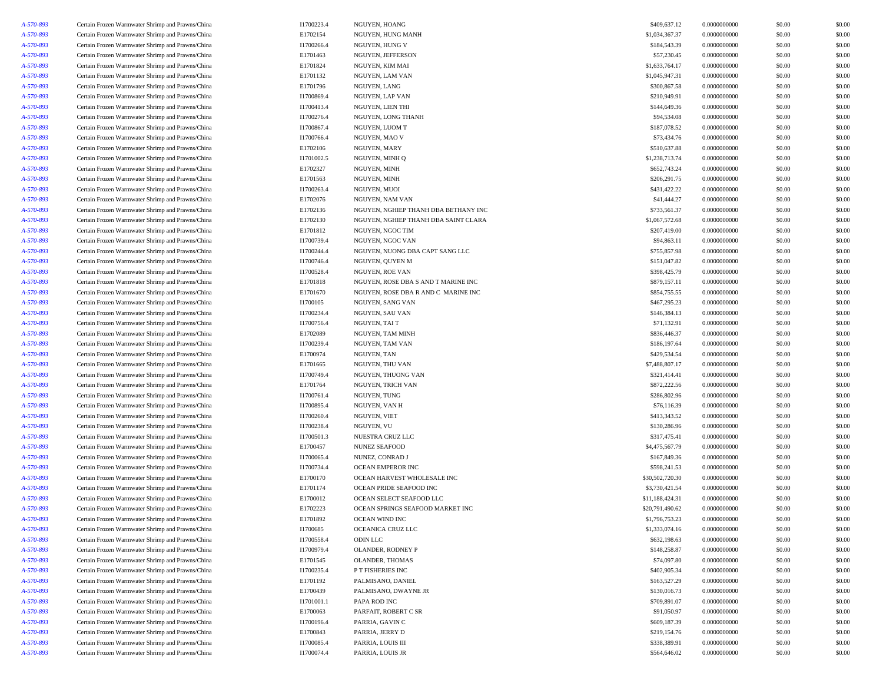| | | | | | | | |
|---|---|---|---|---|---|---|---|
| A-570-893 | Certain Frozen Warmwater Shrimp and Prawns/China | I1700223.4 | NGUYEN, HOANG | $409,637.12 | 0.0000000000 | $0.00 | $0.00 |
| A-570-893 | Certain Frozen Warmwater Shrimp and Prawns/China | E1702154 | NGUYEN, HUNG MANH | $1,034,367.37 | 0.0000000000 | $0.00 | $0.00 |
| A-570-893 | Certain Frozen Warmwater Shrimp and Prawns/China | I1700266.4 | NGUYEN, HUNG V | $184,543.39 | 0.0000000000 | $0.00 | $0.00 |
| A-570-893 | Certain Frozen Warmwater Shrimp and Prawns/China | E1701463 | NGUYEN, JEFFERSON | $57,230.45 | 0.0000000000 | $0.00 | $0.00 |
| A-570-893 | Certain Frozen Warmwater Shrimp and Prawns/China | E1701824 | NGUYEN, KIM MAI | $1,633,764.17 | 0.0000000000 | $0.00 | $0.00 |
| A-570-893 | Certain Frozen Warmwater Shrimp and Prawns/China | E1701132 | NGUYEN, LAM VAN | $1,045,947.31 | 0.0000000000 | $0.00 | $0.00 |
| A-570-893 | Certain Frozen Warmwater Shrimp and Prawns/China | E1701796 | NGUYEN, LANG | $300,867.58 | 0.0000000000 | $0.00 | $0.00 |
| A-570-893 | Certain Frozen Warmwater Shrimp and Prawns/China | I1700869.4 | NGUYEN, LAP VAN | $210,949.91 | 0.0000000000 | $0.00 | $0.00 |
| A-570-893 | Certain Frozen Warmwater Shrimp and Prawns/China | I1700413.4 | NGUYEN, LIEN THI | $144,649.36 | 0.0000000000 | $0.00 | $0.00 |
| A-570-893 | Certain Frozen Warmwater Shrimp and Prawns/China | I1700276.4 | NGUYEN, LONG THANH | $94,534.08 | 0.0000000000 | $0.00 | $0.00 |
| A-570-893 | Certain Frozen Warmwater Shrimp and Prawns/China | I1700867.4 | NGUYEN, LUOM T | $187,078.52 | 0.0000000000 | $0.00 | $0.00 |
| A-570-893 | Certain Frozen Warmwater Shrimp and Prawns/China | I1700766.4 | NGUYEN, MAO V | $73,434.76 | 0.0000000000 | $0.00 | $0.00 |
| A-570-893 | Certain Frozen Warmwater Shrimp and Prawns/China | E1702106 | NGUYEN, MARY | $510,637.88 | 0.0000000000 | $0.00 | $0.00 |
| A-570-893 | Certain Frozen Warmwater Shrimp and Prawns/China | I1701002.5 | NGUYEN, MINH Q | $1,238,713.74 | 0.0000000000 | $0.00 | $0.00 |
| A-570-893 | Certain Frozen Warmwater Shrimp and Prawns/China | E1702327 | NGUYEN, MINH | $652,743.24 | 0.0000000000 | $0.00 | $0.00 |
| A-570-893 | Certain Frozen Warmwater Shrimp and Prawns/China | E1701563 | NGUYEN, MINH | $206,291.75 | 0.0000000000 | $0.00 | $0.00 |
| A-570-893 | Certain Frozen Warmwater Shrimp and Prawns/China | I1700263.4 | NGUYEN, MUOI | $431,422.22 | 0.0000000000 | $0.00 | $0.00 |
| A-570-893 | Certain Frozen Warmwater Shrimp and Prawns/China | E1702076 | NGUYEN, NAM VAN | $41,444.27 | 0.0000000000 | $0.00 | $0.00 |
| A-570-893 | Certain Frozen Warmwater Shrimp and Prawns/China | E1702136 | NGUYEN, NGHIEP THANH DBA BETHANY INC | $733,561.37 | 0.0000000000 | $0.00 | $0.00 |
| A-570-893 | Certain Frozen Warmwater Shrimp and Prawns/China | E1702130 | NGUYEN, NGHIEP THANH DBA SAINT CLARA | $1,067,572.68 | 0.0000000000 | $0.00 | $0.00 |
| A-570-893 | Certain Frozen Warmwater Shrimp and Prawns/China | E1701812 | NGUYEN, NGOC TIM | $207,419.00 | 0.0000000000 | $0.00 | $0.00 |
| A-570-893 | Certain Frozen Warmwater Shrimp and Prawns/China | I1700739.4 | NGUYEN, NGOC VAN | $94,863.11 | 0.0000000000 | $0.00 | $0.00 |
| A-570-893 | Certain Frozen Warmwater Shrimp and Prawns/China | I1700244.4 | NGUYEN, NUONG DBA CAPT SANG LLC | $755,857.98 | 0.0000000000 | $0.00 | $0.00 |
| A-570-893 | Certain Frozen Warmwater Shrimp and Prawns/China | I1700746.4 | NGUYEN, QUYEN M | $151,047.82 | 0.0000000000 | $0.00 | $0.00 |
| A-570-893 | Certain Frozen Warmwater Shrimp and Prawns/China | I1700528.4 | NGUYEN, ROE VAN | $398,425.79 | 0.0000000000 | $0.00 | $0.00 |
| A-570-893 | Certain Frozen Warmwater Shrimp and Prawns/China | E1701818 | NGUYEN, ROSE DBA S AND T MARINE INC | $879,157.11 | 0.0000000000 | $0.00 | $0.00 |
| A-570-893 | Certain Frozen Warmwater Shrimp and Prawns/China | E1701670 | NGUYEN, ROSE DBA R AND C MARINE INC | $854,755.55 | 0.0000000000 | $0.00 | $0.00 |
| A-570-893 | Certain Frozen Warmwater Shrimp and Prawns/China | I1700105 | NGUYEN, SANG VAN | $467,295.23 | 0.0000000000 | $0.00 | $0.00 |
| A-570-893 | Certain Frozen Warmwater Shrimp and Prawns/China | I1700234.4 | NGUYEN, SAU VAN | $146,384.13 | 0.0000000000 | $0.00 | $0.00 |
| A-570-893 | Certain Frozen Warmwater Shrimp and Prawns/China | I1700756.4 | NGUYEN, TAI T | $71,132.91 | 0.0000000000 | $0.00 | $0.00 |
| A-570-893 | Certain Frozen Warmwater Shrimp and Prawns/China | E1702089 | NGUYEN, TAM MINH | $836,446.37 | 0.0000000000 | $0.00 | $0.00 |
| A-570-893 | Certain Frozen Warmwater Shrimp and Prawns/China | I1700239.4 | NGUYEN, TAM VAN | $186,197.64 | 0.0000000000 | $0.00 | $0.00 |
| A-570-893 | Certain Frozen Warmwater Shrimp and Prawns/China | E1700974 | NGUYEN, TAN | $429,534.54 | 0.0000000000 | $0.00 | $0.00 |
| A-570-893 | Certain Frozen Warmwater Shrimp and Prawns/China | E1701665 | NGUYEN, THU VAN | $7,488,807.17 | 0.0000000000 | $0.00 | $0.00 |
| A-570-893 | Certain Frozen Warmwater Shrimp and Prawns/China | I1700749.4 | NGUYEN, THUONG VAN | $321,414.41 | 0.0000000000 | $0.00 | $0.00 |
| A-570-893 | Certain Frozen Warmwater Shrimp and Prawns/China | E1701764 | NGUYEN, TRICH VAN | $872,222.56 | 0.0000000000 | $0.00 | $0.00 |
| A-570-893 | Certain Frozen Warmwater Shrimp and Prawns/China | I1700761.4 | NGUYEN, TUNG | $286,802.96 | 0.0000000000 | $0.00 | $0.00 |
| A-570-893 | Certain Frozen Warmwater Shrimp and Prawns/China | I1700895.4 | NGUYEN, VAN H | $76,116.39 | 0.0000000000 | $0.00 | $0.00 |
| A-570-893 | Certain Frozen Warmwater Shrimp and Prawns/China | I1700260.4 | NGUYEN, VIET | $413,343.52 | 0.0000000000 | $0.00 | $0.00 |
| A-570-893 | Certain Frozen Warmwater Shrimp and Prawns/China | I1700238.4 | NGUYEN, VU | $130,286.96 | 0.0000000000 | $0.00 | $0.00 |
| A-570-893 | Certain Frozen Warmwater Shrimp and Prawns/China | I1700501.3 | NUESTRA CRUZ LLC | $317,475.41 | 0.0000000000 | $0.00 | $0.00 |
| A-570-893 | Certain Frozen Warmwater Shrimp and Prawns/China | E1700457 | NUNEZ SEAFOOD | $4,475,567.79 | 0.0000000000 | $0.00 | $0.00 |
| A-570-893 | Certain Frozen Warmwater Shrimp and Prawns/China | I1700065.4 | NUNEZ, CONRAD J | $167,849.36 | 0.0000000000 | $0.00 | $0.00 |
| A-570-893 | Certain Frozen Warmwater Shrimp and Prawns/China | I1700734.4 | OCEAN EMPEROR INC | $598,241.53 | 0.0000000000 | $0.00 | $0.00 |
| A-570-893 | Certain Frozen Warmwater Shrimp and Prawns/China | E1700170 | OCEAN HARVEST WHOLESALE INC | $30,502,720.30 | 0.0000000000 | $0.00 | $0.00 |
| A-570-893 | Certain Frozen Warmwater Shrimp and Prawns/China | E1701174 | OCEAN PRIDE SEAFOOD INC | $3,730,421.54 | 0.0000000000 | $0.00 | $0.00 |
| A-570-893 | Certain Frozen Warmwater Shrimp and Prawns/China | E1700012 | OCEAN SELECT SEAFOOD LLC | $11,188,424.31 | 0.0000000000 | $0.00 | $0.00 |
| A-570-893 | Certain Frozen Warmwater Shrimp and Prawns/China | E1702223 | OCEAN SPRINGS SEAFOOD MARKET INC | $20,791,490.62 | 0.0000000000 | $0.00 | $0.00 |
| A-570-893 | Certain Frozen Warmwater Shrimp and Prawns/China | E1701892 | OCEAN WIND INC | $1,796,753.23 | 0.0000000000 | $0.00 | $0.00 |
| A-570-893 | Certain Frozen Warmwater Shrimp and Prawns/China | I1700685 | OCEANICA CRUZ LLC | $1,333,074.16 | 0.0000000000 | $0.00 | $0.00 |
| A-570-893 | Certain Frozen Warmwater Shrimp and Prawns/China | I1700558.4 | ODIN LLC | $632,198.63 | 0.0000000000 | $0.00 | $0.00 |
| A-570-893 | Certain Frozen Warmwater Shrimp and Prawns/China | I1700979.4 | OLANDER, RODNEY P | $148,258.87 | 0.0000000000 | $0.00 | $0.00 |
| A-570-893 | Certain Frozen Warmwater Shrimp and Prawns/China | E1701545 | OLANDER, THOMAS | $74,097.80 | 0.0000000000 | $0.00 | $0.00 |
| A-570-893 | Certain Frozen Warmwater Shrimp and Prawns/China | I1700235.4 | P T FISHERIES INC | $402,905.34 | 0.0000000000 | $0.00 | $0.00 |
| A-570-893 | Certain Frozen Warmwater Shrimp and Prawns/China | E1701192 | PALMISANO, DANIEL | $163,527.29 | 0.0000000000 | $0.00 | $0.00 |
| A-570-893 | Certain Frozen Warmwater Shrimp and Prawns/China | E1700439 | PALMISANO, DWAYNE JR | $130,016.73 | 0.0000000000 | $0.00 | $0.00 |
| A-570-893 | Certain Frozen Warmwater Shrimp and Prawns/China | I1701001.1 | PAPA ROD INC | $709,891.07 | 0.0000000000 | $0.00 | $0.00 |
| A-570-893 | Certain Frozen Warmwater Shrimp and Prawns/China | E1700063 | PARFAIT, ROBERT C SR | $91,050.97 | 0.0000000000 | $0.00 | $0.00 |
| A-570-893 | Certain Frozen Warmwater Shrimp and Prawns/China | I1700196.4 | PARRIA, GAVIN C | $609,187.39 | 0.0000000000 | $0.00 | $0.00 |
| A-570-893 | Certain Frozen Warmwater Shrimp and Prawns/China | E1700843 | PARRIA, JERRY D | $219,154.76 | 0.0000000000 | $0.00 | $0.00 |
| A-570-893 | Certain Frozen Warmwater Shrimp and Prawns/China | I1700085.4 | PARRIA, LOUIS III | $338,389.91 | 0.0000000000 | $0.00 | $0.00 |
| A-570-893 | Certain Frozen Warmwater Shrimp and Prawns/China | I1700074.4 | PARRIA, LOUIS JR | $564,646.02 | 0.0000000000 | $0.00 | $0.00 |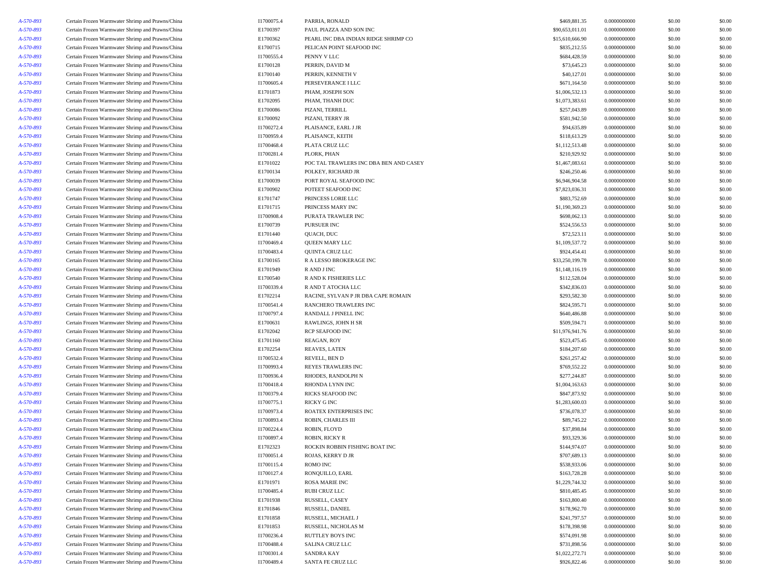| | | | | | | | |
|---|---|---|---|---|---|---|---|
| *A-570-893* | Certain Frozen Warmwater Shrimp and Prawns/China | I1700075.4 | PARRIA, RONALD | $469,881.35 | 0.0000000000 | $0.00 | $0.00 |
| *A-570-893* | Certain Frozen Warmwater Shrimp and Prawns/China | E1700397 | PAUL PIAZZA AND SON INC | $90,653,011.01 | 0.0000000000 | $0.00 | $0.00 |
| *A-570-893* | Certain Frozen Warmwater Shrimp and Prawns/China | E1700362 | PEARL INC DBA INDIAN RIDGE SHRIMP CO | $15,610,666.90 | 0.0000000000 | $0.00 | $0.00 |
| *A-570-893* | Certain Frozen Warmwater Shrimp and Prawns/China | E1700715 | PELICAN POINT SEAFOOD INC | $835,212.55 | 0.0000000000 | $0.00 | $0.00 |
| *A-570-893* | Certain Frozen Warmwater Shrimp and Prawns/China | I1700555.4 | PENNY V LLC | $684,428.59 | 0.0000000000 | $0.00 | $0.00 |
| *A-570-893* | Certain Frozen Warmwater Shrimp and Prawns/China | E1700128 | PERRIN, DAVID M | $73,645.23 | 0.0000000000 | $0.00 | $0.00 |
| *A-570-893* | Certain Frozen Warmwater Shrimp and Prawns/China | E1700140 | PERRIN, KENNETH V | $40,127.01 | 0.0000000000 | $0.00 | $0.00 |
| *A-570-893* | Certain Frozen Warmwater Shrimp and Prawns/China | I1700605.4 | PERSEVERANCE I LLC | $671,164.50 | 0.0000000000 | $0.00 | $0.00 |
| *A-570-893* | Certain Frozen Warmwater Shrimp and Prawns/China | E1701873 | PHAM, JOSEPH SON | $1,006,532.13 | 0.0000000000 | $0.00 | $0.00 |
| *A-570-893* | Certain Frozen Warmwater Shrimp and Prawns/China | E1702095 | PHAM, THANH DUC | $1,073,383.61 | 0.0000000000 | $0.00 | $0.00 |
| *A-570-893* | Certain Frozen Warmwater Shrimp and Prawns/China | E1700086 | PIZANI, TERRILL | $257,043.89 | 0.0000000000 | $0.00 | $0.00 |
| *A-570-893* | Certain Frozen Warmwater Shrimp and Prawns/China | E1700092 | PIZANI, TERRY JR | $581,942.50 | 0.0000000000 | $0.00 | $0.00 |
| *A-570-893* | Certain Frozen Warmwater Shrimp and Prawns/China | I1700272.4 | PLAISANCE, EARL J JR | $94,635.89 | 0.0000000000 | $0.00 | $0.00 |
| *A-570-893* | Certain Frozen Warmwater Shrimp and Prawns/China | I1700959.4 | PLAISANCE, KEITH | $118,613.29 | 0.0000000000 | $0.00 | $0.00 |
| *A-570-893* | Certain Frozen Warmwater Shrimp and Prawns/China | I1700468.4 | PLATA CRUZ LLC | $1,112,513.48 | 0.0000000000 | $0.00 | $0.00 |
| *A-570-893* | Certain Frozen Warmwater Shrimp and Prawns/China | I1700281.4 | PLORK, PHAN | $210,929.92 | 0.0000000000 | $0.00 | $0.00 |
| *A-570-893* | Certain Frozen Warmwater Shrimp and Prawns/China | E1701022 | POC TAL TRAWLERS INC DBA BEN AND CASEY | $1,467,083.61 | 0.0000000000 | $0.00 | $0.00 |
| *A-570-893* | Certain Frozen Warmwater Shrimp and Prawns/China | E1700134 | POLKEY, RICHARD JR | $246,250.46 | 0.0000000000 | $0.00 | $0.00 |
| *A-570-893* | Certain Frozen Warmwater Shrimp and Prawns/China | E1700039 | PORT ROYAL SEAFOOD INC | $6,946,904.58 | 0.0000000000 | $0.00 | $0.00 |
| *A-570-893* | Certain Frozen Warmwater Shrimp and Prawns/China | E1700902 | POTEET SEAFOOD INC | $7,823,036.31 | 0.0000000000 | $0.00 | $0.00 |
| *A-570-893* | Certain Frozen Warmwater Shrimp and Prawns/China | E1701747 | PRINCESS LORIE LLC | $883,752.69 | 0.0000000000 | $0.00 | $0.00 |
| *A-570-893* | Certain Frozen Warmwater Shrimp and Prawns/China | E1701715 | PRINCESS MARY INC | $1,190,369.23 | 0.0000000000 | $0.00 | $0.00 |
| *A-570-893* | Certain Frozen Warmwater Shrimp and Prawns/China | I1700908.4 | PURATA TRAWLER INC | $698,062.13 | 0.0000000000 | $0.00 | $0.00 |
| *A-570-893* | Certain Frozen Warmwater Shrimp and Prawns/China | E1700739 | PURSUER INC | $524,556.53 | 0.0000000000 | $0.00 | $0.00 |
| *A-570-893* | Certain Frozen Warmwater Shrimp and Prawns/China | E1701440 | QUACH, DUC | $72,523.11 | 0.0000000000 | $0.00 | $0.00 |
| *A-570-893* | Certain Frozen Warmwater Shrimp and Prawns/China | I1700469.4 | QUEEN MARY LLC | $1,109,537.72 | 0.0000000000 | $0.00 | $0.00 |
| *A-570-893* | Certain Frozen Warmwater Shrimp and Prawns/China | I1700483.4 | QUINTA CRUZ LLC | $924,454.41 | 0.0000000000 | $0.00 | $0.00 |
| *A-570-893* | Certain Frozen Warmwater Shrimp and Prawns/China | E1700165 | R A LESSO BROKERAGE INC | $33,250,199.78 | 0.0000000000 | $0.00 | $0.00 |
| *A-570-893* | Certain Frozen Warmwater Shrimp and Prawns/China | E1701949 | R AND J INC | $1,148,116.19 | 0.0000000000 | $0.00 | $0.00 |
| *A-570-893* | Certain Frozen Warmwater Shrimp and Prawns/China | E1700540 | R AND K FISHERIES LLC | $112,528.04 | 0.0000000000 | $0.00 | $0.00 |
| *A-570-893* | Certain Frozen Warmwater Shrimp and Prawns/China | I1700339.4 | R AND T ATOCHA LLC | $342,836.03 | 0.0000000000 | $0.00 | $0.00 |
| *A-570-893* | Certain Frozen Warmwater Shrimp and Prawns/China | E1702214 | RACINE, SYLVAN P JR DBA CAPE ROMAIN | $293,582.30 | 0.0000000000 | $0.00 | $0.00 |
| *A-570-893* | Certain Frozen Warmwater Shrimp and Prawns/China | I1700541.4 | RANCHERO TRAWLERS INC | $824,595.71 | 0.0000000000 | $0.00 | $0.00 |
| *A-570-893* | Certain Frozen Warmwater Shrimp and Prawns/China | I1700797.4 | RANDALL J PINELL INC | $640,486.88 | 0.0000000000 | $0.00 | $0.00 |
| *A-570-893* | Certain Frozen Warmwater Shrimp and Prawns/China | E1700631 | RAWLINGS, JOHN H SR | $509,594.71 | 0.0000000000 | $0.00 | $0.00 |
| *A-570-893* | Certain Frozen Warmwater Shrimp and Prawns/China | E1702042 | RCP SEAFOOD INC | $11,976,941.76 | 0.0000000000 | $0.00 | $0.00 |
| *A-570-893* | Certain Frozen Warmwater Shrimp and Prawns/China | E1701160 | REAGAN, ROY | $523,475.45 | 0.0000000000 | $0.00 | $0.00 |
| *A-570-893* | Certain Frozen Warmwater Shrimp and Prawns/China | E1702254 | REAVES, LATEN | $184,207.60 | 0.0000000000 | $0.00 | $0.00 |
| *A-570-893* | Certain Frozen Warmwater Shrimp and Prawns/China | I1700532.4 | REVELL, BEN D | $261,257.42 | 0.0000000000 | $0.00 | $0.00 |
| *A-570-893* | Certain Frozen Warmwater Shrimp and Prawns/China | I1700993.4 | REYES TRAWLERS INC | $769,552.22 | 0.0000000000 | $0.00 | $0.00 |
| *A-570-893* | Certain Frozen Warmwater Shrimp and Prawns/China | I1700936.4 | RHODES, RANDOLPH N | $277,244.87 | 0.0000000000 | $0.00 | $0.00 |
| *A-570-893* | Certain Frozen Warmwater Shrimp and Prawns/China | I1700418.4 | RHONDA LYNN INC | $1,004,163.63 | 0.0000000000 | $0.00 | $0.00 |
| *A-570-893* | Certain Frozen Warmwater Shrimp and Prawns/China | I1700379.4 | RICKS SEAFOOD INC | $847,873.92 | 0.0000000000 | $0.00 | $0.00 |
| *A-570-893* | Certain Frozen Warmwater Shrimp and Prawns/China | I1700775.1 | RICKY G INC | $1,283,600.03 | 0.0000000000 | $0.00 | $0.00 |
| *A-570-893* | Certain Frozen Warmwater Shrimp and Prawns/China | I1700973.4 | ROATEX ENTERPRISES INC | $736,078.37 | 0.0000000000 | $0.00 | $0.00 |
| *A-570-893* | Certain Frozen Warmwater Shrimp and Prawns/China | I1700893.4 | ROBIN, CHARLES III | $89,745.22 | 0.0000000000 | $0.00 | $0.00 |
| *A-570-893* | Certain Frozen Warmwater Shrimp and Prawns/China | I1700224.4 | ROBIN, FLOYD | $37,898.84 | 0.0000000000 | $0.00 | $0.00 |
| *A-570-893* | Certain Frozen Warmwater Shrimp and Prawns/China | I1700897.4 | ROBIN, RICKY R | $93,329.36 | 0.0000000000 | $0.00 | $0.00 |
| *A-570-893* | Certain Frozen Warmwater Shrimp and Prawns/China | E1702323 | ROCKIN ROBBIN FISHING BOAT INC | $144,974.07 | 0.0000000000 | $0.00 | $0.00 |
| *A-570-893* | Certain Frozen Warmwater Shrimp and Prawns/China | I1700051.4 | ROJAS, KERRY D JR | $707,689.13 | 0.0000000000 | $0.00 | $0.00 |
| *A-570-893* | Certain Frozen Warmwater Shrimp and Prawns/China | I1700115.4 | ROMO INC | $538,933.06 | 0.0000000000 | $0.00 | $0.00 |
| *A-570-893* | Certain Frozen Warmwater Shrimp and Prawns/China | I1700127.4 | RONQUILLO, EARL | $163,728.28 | 0.0000000000 | $0.00 | $0.00 |
| *A-570-893* | Certain Frozen Warmwater Shrimp and Prawns/China | E1701971 | ROSA MARIE INC | $1,229,744.32 | 0.0000000000 | $0.00 | $0.00 |
| *A-570-893* | Certain Frozen Warmwater Shrimp and Prawns/China | I1700485.4 | RUBI CRUZ LLC | $810,485.45 | 0.0000000000 | $0.00 | $0.00 |
| *A-570-893* | Certain Frozen Warmwater Shrimp and Prawns/China | E1701938 | RUSSELL, CASEY | $163,800.40 | 0.0000000000 | $0.00 | $0.00 |
| *A-570-893* | Certain Frozen Warmwater Shrimp and Prawns/China | E1701846 | RUSSELL, DANIEL | $178,962.70 | 0.0000000000 | $0.00 | $0.00 |
| *A-570-893* | Certain Frozen Warmwater Shrimp and Prawns/China | E1701858 | RUSSELL, MICHAEL J | $241,797.57 | 0.0000000000 | $0.00 | $0.00 |
| *A-570-893* | Certain Frozen Warmwater Shrimp and Prawns/China | E1701853 | RUSSELL, NICHOLAS M | $178,398.98 | 0.0000000000 | $0.00 | $0.00 |
| *A-570-893* | Certain Frozen Warmwater Shrimp and Prawns/China | I1700236.4 | RUTTLEY BOYS INC | $574,091.98 | 0.0000000000 | $0.00 | $0.00 |
| *A-570-893* | Certain Frozen Warmwater Shrimp and Prawns/China | I1700488.4 | SALINA CRUZ LLC | $731,898.56 | 0.0000000000 | $0.00 | $0.00 |
| *A-570-893* | Certain Frozen Warmwater Shrimp and Prawns/China | I1700301.4 | SANDRA KAY | $1,022,272.71 | 0.0000000000 | $0.00 | $0.00 |
| *A-570-893* | Certain Frozen Warmwater Shrimp and Prawns/China | I1700489.4 | SANTA FE CRUZ LLC | $926,822.46 | 0.0000000000 | $0.00 | $0.00 |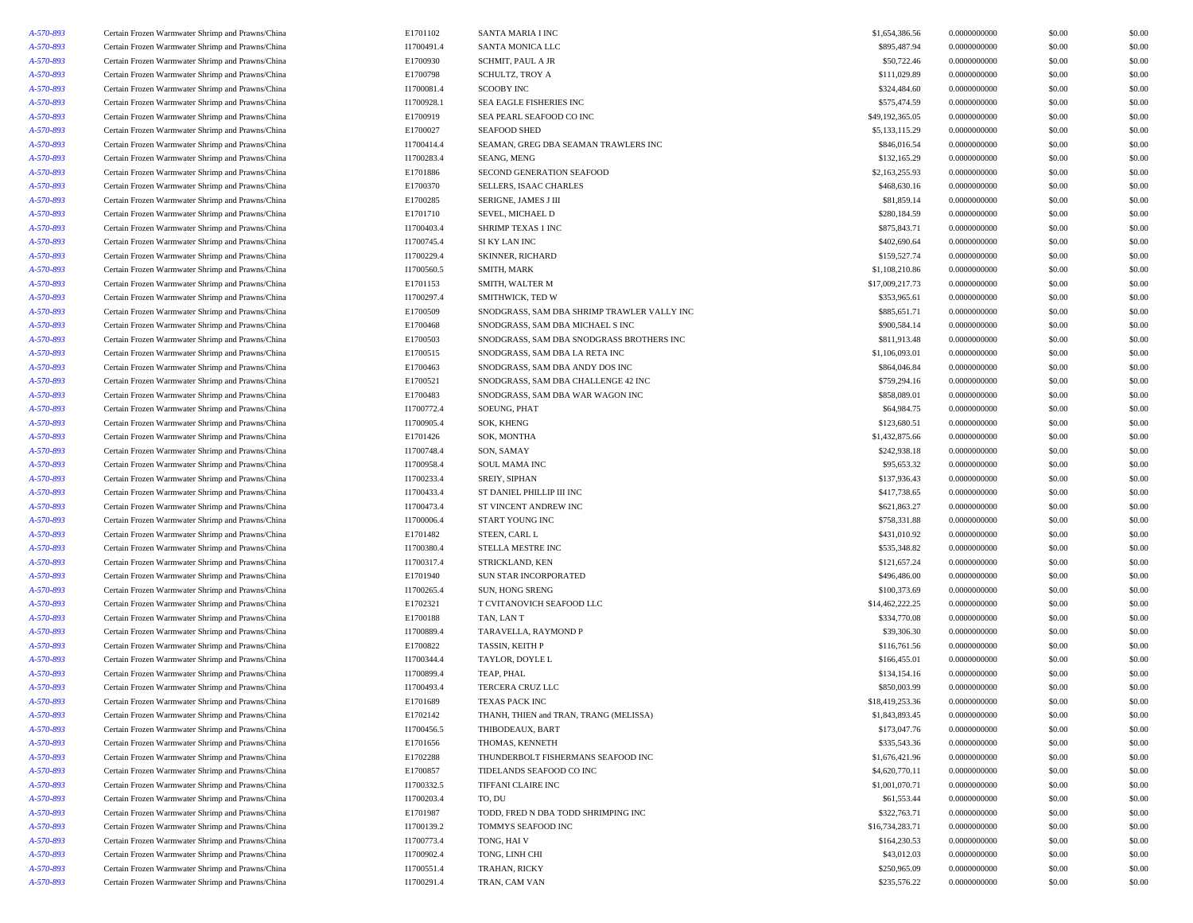| | | | | | | | |
|---|---|---|---|---|---|---|---|
| *A-570-893* | Certain Frozen Warmwater Shrimp and Prawns/China | E1701102 | SANTA MARIA I INC | $1,654,386.56 | 0.0000000000 | $0.00 | $0.00 |
| *A-570-893* | Certain Frozen Warmwater Shrimp and Prawns/China | I1700491.4 | SANTA MONICA LLC | $895,487.94 | 0.0000000000 | $0.00 | $0.00 |
| *A-570-893* | Certain Frozen Warmwater Shrimp and Prawns/China | E1700930 | SCHMIT, PAUL A JR | $50,722.46 | 0.0000000000 | $0.00 | $0.00 |
| *A-570-893* | Certain Frozen Warmwater Shrimp and Prawns/China | E1700798 | SCHULTZ, TROY A | $111,029.89 | 0.0000000000 | $0.00 | $0.00 |
| *A-570-893* | Certain Frozen Warmwater Shrimp and Prawns/China | I1700081.4 | SCOOBY INC | $324,484.60 | 0.0000000000 | $0.00 | $0.00 |
| *A-570-893* | Certain Frozen Warmwater Shrimp and Prawns/China | I1700928.1 | SEA EAGLE FISHERIES INC | $575,474.59 | 0.0000000000 | $0.00 | $0.00 |
| *A-570-893* | Certain Frozen Warmwater Shrimp and Prawns/China | E1700919 | SEA PEARL SEAFOOD CO INC | $49,192,365.05 | 0.0000000000 | $0.00 | $0.00 |
| *A-570-893* | Certain Frozen Warmwater Shrimp and Prawns/China | E1700027 | SEAFOOD SHED | $5,133,115.29 | 0.0000000000 | $0.00 | $0.00 |
| *A-570-893* | Certain Frozen Warmwater Shrimp and Prawns/China | I1700414.4 | SEAMAN, GREG DBA SEAMAN TRAWLERS INC | $846,016.54 | 0.0000000000 | $0.00 | $0.00 |
| *A-570-893* | Certain Frozen Warmwater Shrimp and Prawns/China | I1700283.4 | SEANG, MENG | $132,165.29 | 0.0000000000 | $0.00 | $0.00 |
| *A-570-893* | Certain Frozen Warmwater Shrimp and Prawns/China | E1701886 | SECOND GENERATION SEAFOOD | $2,163,255.93 | 0.0000000000 | $0.00 | $0.00 |
| *A-570-893* | Certain Frozen Warmwater Shrimp and Prawns/China | E1700370 | SELLERS, ISAAC CHARLES | $468,630.16 | 0.0000000000 | $0.00 | $0.00 |
| *A-570-893* | Certain Frozen Warmwater Shrimp and Prawns/China | E1700285 | SERIGNE, JAMES J III | $81,859.14 | 0.0000000000 | $0.00 | $0.00 |
| *A-570-893* | Certain Frozen Warmwater Shrimp and Prawns/China | E1701710 | SEVEL, MICHAEL D | $280,184.59 | 0.0000000000 | $0.00 | $0.00 |
| *A-570-893* | Certain Frozen Warmwater Shrimp and Prawns/China | I1700403.4 | SHRIMP TEXAS 1 INC | $875,843.71 | 0.0000000000 | $0.00 | $0.00 |
| *A-570-893* | Certain Frozen Warmwater Shrimp and Prawns/China | I1700745.4 | SI KY LAN INC | $402,690.64 | 0.0000000000 | $0.00 | $0.00 |
| *A-570-893* | Certain Frozen Warmwater Shrimp and Prawns/China | I1700229.4 | SKINNER, RICHARD | $159,527.74 | 0.0000000000 | $0.00 | $0.00 |
| *A-570-893* | Certain Frozen Warmwater Shrimp and Prawns/China | I1700560.5 | SMITH, MARK | $1,108,210.86 | 0.0000000000 | $0.00 | $0.00 |
| *A-570-893* | Certain Frozen Warmwater Shrimp and Prawns/China | E1701153 | SMITH, WALTER M | $17,009,217.73 | 0.0000000000 | $0.00 | $0.00 |
| *A-570-893* | Certain Frozen Warmwater Shrimp and Prawns/China | I1700297.4 | SMITHWICK, TED W | $353,965.61 | 0.0000000000 | $0.00 | $0.00 |
| *A-570-893* | Certain Frozen Warmwater Shrimp and Prawns/China | E1700509 | SNODGRASS, SAM DBA SHRIMP TRAWLER VALLY INC | $885,651.71 | 0.0000000000 | $0.00 | $0.00 |
| *A-570-893* | Certain Frozen Warmwater Shrimp and Prawns/China | E1700468 | SNODGRASS, SAM DBA MICHAEL S INC | $900,584.14 | 0.0000000000 | $0.00 | $0.00 |
| *A-570-893* | Certain Frozen Warmwater Shrimp and Prawns/China | E1700503 | SNODGRASS, SAM DBA SNODGRASS BROTHERS INC | $811,913.48 | 0.0000000000 | $0.00 | $0.00 |
| *A-570-893* | Certain Frozen Warmwater Shrimp and Prawns/China | E1700515 | SNODGRASS, SAM DBA LA RETA INC | $1,106,093.01 | 0.0000000000 | $0.00 | $0.00 |
| *A-570-893* | Certain Frozen Warmwater Shrimp and Prawns/China | E1700463 | SNODGRASS, SAM DBA ANDY DOS INC | $864,046.84 | 0.0000000000 | $0.00 | $0.00 |
| *A-570-893* | Certain Frozen Warmwater Shrimp and Prawns/China | E1700521 | SNODGRASS, SAM DBA CHALLENGE 42 INC | $759,294.16 | 0.0000000000 | $0.00 | $0.00 |
| *A-570-893* | Certain Frozen Warmwater Shrimp and Prawns/China | E1700483 | SNODGRASS, SAM DBA WAR WAGON INC | $858,089.01 | 0.0000000000 | $0.00 | $0.00 |
| *A-570-893* | Certain Frozen Warmwater Shrimp and Prawns/China | I1700772.4 | SOEUNG, PHAT | $64,984.75 | 0.0000000000 | $0.00 | $0.00 |
| *A-570-893* | Certain Frozen Warmwater Shrimp and Prawns/China | I1700905.4 | SOK, KHENG | $123,680.51 | 0.0000000000 | $0.00 | $0.00 |
| *A-570-893* | Certain Frozen Warmwater Shrimp and Prawns/China | E1701426 | SOK, MONTHA | $1,432,875.66 | 0.0000000000 | $0.00 | $0.00 |
| *A-570-893* | Certain Frozen Warmwater Shrimp and Prawns/China | I1700748.4 | SON, SAMAY | $242,938.18 | 0.0000000000 | $0.00 | $0.00 |
| *A-570-893* | Certain Frozen Warmwater Shrimp and Prawns/China | I1700958.4 | SOUL MAMA INC | $95,653.32 | 0.0000000000 | $0.00 | $0.00 |
| *A-570-893* | Certain Frozen Warmwater Shrimp and Prawns/China | I1700233.4 | SREIY, SIPHAN | $137,936.43 | 0.0000000000 | $0.00 | $0.00 |
| *A-570-893* | Certain Frozen Warmwater Shrimp and Prawns/China | I1700433.4 | ST DANIEL PHILLIP III INC | $417,738.65 | 0.0000000000 | $0.00 | $0.00 |
| *A-570-893* | Certain Frozen Warmwater Shrimp and Prawns/China | I1700473.4 | ST VINCENT ANDREW INC | $621,863.27 | 0.0000000000 | $0.00 | $0.00 |
| *A-570-893* | Certain Frozen Warmwater Shrimp and Prawns/China | I1700006.4 | START YOUNG INC | $758,331.88 | 0.0000000000 | $0.00 | $0.00 |
| *A-570-893* | Certain Frozen Warmwater Shrimp and Prawns/China | E1701482 | STEEN, CARL L | $431,010.92 | 0.0000000000 | $0.00 | $0.00 |
| *A-570-893* | Certain Frozen Warmwater Shrimp and Prawns/China | I1700380.4 | STELLA MESTRE INC | $535,348.82 | 0.0000000000 | $0.00 | $0.00 |
| *A-570-893* | Certain Frozen Warmwater Shrimp and Prawns/China | I1700317.4 | STRICKLAND, KEN | $121,657.24 | 0.0000000000 | $0.00 | $0.00 |
| *A-570-893* | Certain Frozen Warmwater Shrimp and Prawns/China | E1701940 | SUN STAR INCORPORATED | $496,486.00 | 0.0000000000 | $0.00 | $0.00 |
| *A-570-893* | Certain Frozen Warmwater Shrimp and Prawns/China | I1700265.4 | SUN, HONG SRENG | $100,373.69 | 0.0000000000 | $0.00 | $0.00 |
| *A-570-893* | Certain Frozen Warmwater Shrimp and Prawns/China | E1702321 | T CVITANOVICH SEAFOOD LLC | $14,462,222.25 | 0.0000000000 | $0.00 | $0.00 |
| *A-570-893* | Certain Frozen Warmwater Shrimp and Prawns/China | E1700188 | TAN, LAN T | $334,770.08 | 0.0000000000 | $0.00 | $0.00 |
| *A-570-893* | Certain Frozen Warmwater Shrimp and Prawns/China | I1700889.4 | TARAVELLA, RAYMOND P | $39,306.30 | 0.0000000000 | $0.00 | $0.00 |
| *A-570-893* | Certain Frozen Warmwater Shrimp and Prawns/China | E1700822 | TASSIN, KEITH P | $116,761.56 | 0.0000000000 | $0.00 | $0.00 |
| *A-570-893* | Certain Frozen Warmwater Shrimp and Prawns/China | I1700344.4 | TAYLOR, DOYLE L | $166,455.01 | 0.0000000000 | $0.00 | $0.00 |
| *A-570-893* | Certain Frozen Warmwater Shrimp and Prawns/China | I1700899.4 | TEAP, PHAL | $134,154.16 | 0.0000000000 | $0.00 | $0.00 |
| *A-570-893* | Certain Frozen Warmwater Shrimp and Prawns/China | I1700493.4 | TERCERA CRUZ LLC | $850,003.99 | 0.0000000000 | $0.00 | $0.00 |
| *A-570-893* | Certain Frozen Warmwater Shrimp and Prawns/China | E1701689 | TEXAS PACK INC | $18,419,253.36 | 0.0000000000 | $0.00 | $0.00 |
| *A-570-893* | Certain Frozen Warmwater Shrimp and Prawns/China | E1702142 | THANH, THIEN and TRAN, TRANG (MELISSA) | $1,843,893.45 | 0.0000000000 | $0.00 | $0.00 |
| *A-570-893* | Certain Frozen Warmwater Shrimp and Prawns/China | I1700456.5 | THIBODEAUX, BART | $173,047.76 | 0.0000000000 | $0.00 | $0.00 |
| *A-570-893* | Certain Frozen Warmwater Shrimp and Prawns/China | E1701656 | THOMAS, KENNETH | $335,543.36 | 0.0000000000 | $0.00 | $0.00 |
| *A-570-893* | Certain Frozen Warmwater Shrimp and Prawns/China | E1702288 | THUNDERBOLT FISHERMANS SEAFOOD INC | $1,676,421.96 | 0.0000000000 | $0.00 | $0.00 |
| *A-570-893* | Certain Frozen Warmwater Shrimp and Prawns/China | E1700857 | TIDELANDS SEAFOOD CO INC | $4,620,770.11 | 0.0000000000 | $0.00 | $0.00 |
| *A-570-893* | Certain Frozen Warmwater Shrimp and Prawns/China | I1700332.5 | TIFFANI CLAIRE INC | $1,001,070.71 | 0.0000000000 | $0.00 | $0.00 |
| *A-570-893* | Certain Frozen Warmwater Shrimp and Prawns/China | I1700203.4 | TO, DU | $61,553.44 | 0.0000000000 | $0.00 | $0.00 |
| *A-570-893* | Certain Frozen Warmwater Shrimp and Prawns/China | E1701987 | TODD, FRED N DBA TODD SHRIMPING INC | $322,763.71 | 0.0000000000 | $0.00 | $0.00 |
| *A-570-893* | Certain Frozen Warmwater Shrimp and Prawns/China | I1700139.2 | TOMMYS SEAFOOD INC | $16,734,283.71 | 0.0000000000 | $0.00 | $0.00 |
| *A-570-893* | Certain Frozen Warmwater Shrimp and Prawns/China | I1700773.4 | TONG, HAI V | $164,230.53 | 0.0000000000 | $0.00 | $0.00 |
| *A-570-893* | Certain Frozen Warmwater Shrimp and Prawns/China | I1700902.4 | TONG, LINH CHI | $43,012.03 | 0.0000000000 | $0.00 | $0.00 |
| *A-570-893* | Certain Frozen Warmwater Shrimp and Prawns/China | I1700551.4 | TRAHAN, RICKY | $250,965.09 | 0.0000000000 | $0.00 | $0.00 |
| *A-570-893* | Certain Frozen Warmwater Shrimp and Prawns/China | I1700291.4 | TRAN, CAM VAN | $235,576.22 | 0.0000000000 | $0.00 | $0.00 |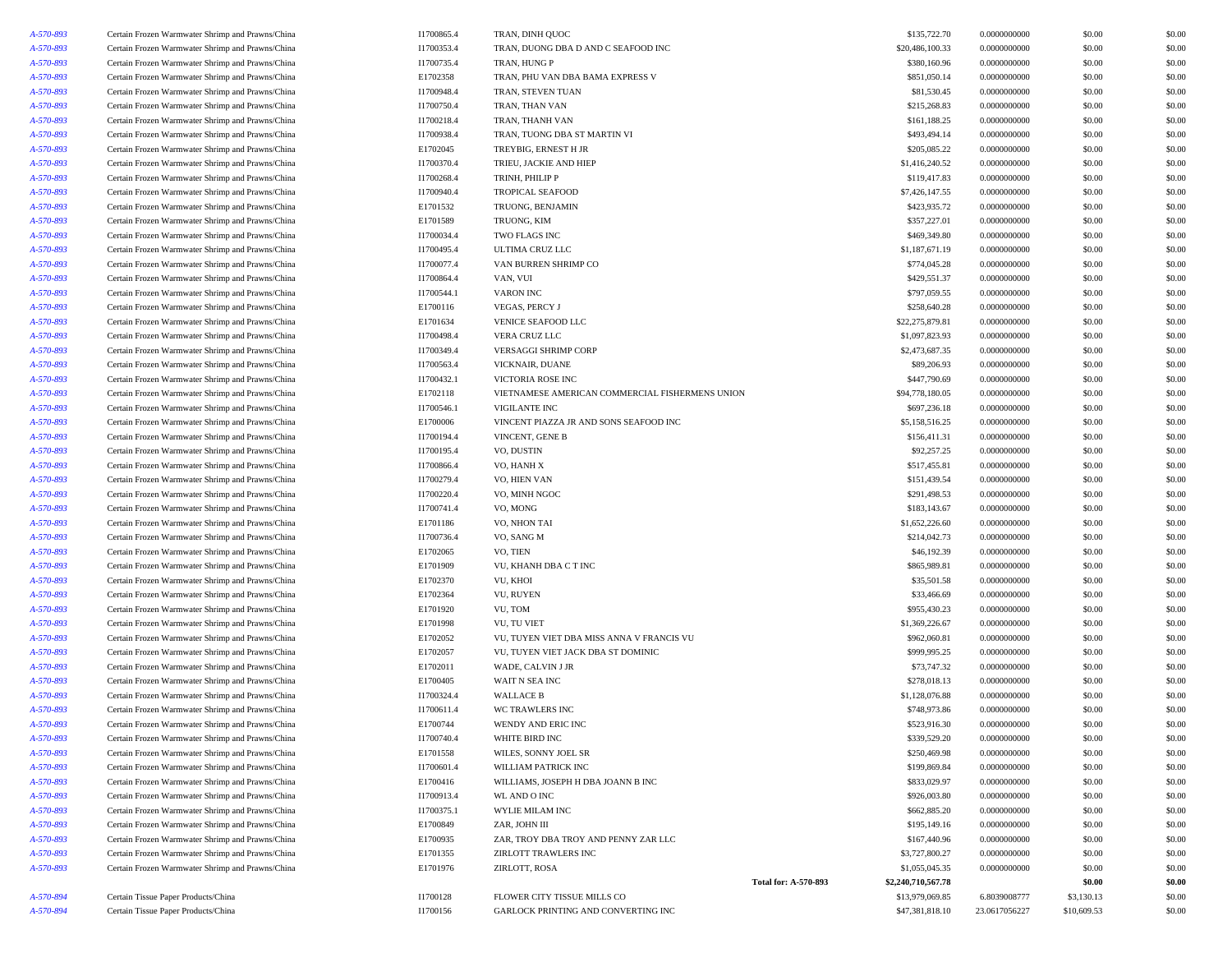| | | | | | | | |
|---|---|---|---|---|---|---|---|
| A-570-893 | Certain Frozen Warmwater Shrimp and Prawns/China | I1700865.4 | TRAN, DINH QUOC | $135,722.70 | 0.0000000000 | $0.00 | $0.00 |
| A-570-893 | Certain Frozen Warmwater Shrimp and Prawns/China | I1700353.4 | TRAN, DUONG DBA D AND C SEAFOOD INC | $20,486,100.33 | 0.0000000000 | $0.00 | $0.00 |
| A-570-893 | Certain Frozen Warmwater Shrimp and Prawns/China | I1700735.4 | TRAN, HUNG P | $380,160.96 | 0.0000000000 | $0.00 | $0.00 |
| A-570-893 | Certain Frozen Warmwater Shrimp and Prawns/China | E1702358 | TRAN, PHU VAN DBA BAMA EXPRESS V | $851,050.14 | 0.0000000000 | $0.00 | $0.00 |
| A-570-893 | Certain Frozen Warmwater Shrimp and Prawns/China | I1700948.4 | TRAN, STEVEN TUAN | $81,530.45 | 0.0000000000 | $0.00 | $0.00 |
| A-570-893 | Certain Frozen Warmwater Shrimp and Prawns/China | I1700750.4 | TRAN, THAN VAN | $215,268.83 | 0.0000000000 | $0.00 | $0.00 |
| A-570-893 | Certain Frozen Warmwater Shrimp and Prawns/China | I1700218.4 | TRAN, THANH VAN | $161,188.25 | 0.0000000000 | $0.00 | $0.00 |
| A-570-893 | Certain Frozen Warmwater Shrimp and Prawns/China | I1700938.4 | TRAN, TUONG DBA ST MARTIN VI | $493,494.14 | 0.0000000000 | $0.00 | $0.00 |
| A-570-893 | Certain Frozen Warmwater Shrimp and Prawns/China | E1702045 | TREYBIG, ERNEST H JR | $205,085.22 | 0.0000000000 | $0.00 | $0.00 |
| A-570-893 | Certain Frozen Warmwater Shrimp and Prawns/China | I1700370.4 | TRIEU, JACKIE AND HIEP | $1,416,240.52 | 0.0000000000 | $0.00 | $0.00 |
| A-570-893 | Certain Frozen Warmwater Shrimp and Prawns/China | I1700268.4 | TRINH, PHILIP P | $119,417.83 | 0.0000000000 | $0.00 | $0.00 |
| A-570-893 | Certain Frozen Warmwater Shrimp and Prawns/China | I1700940.4 | TROPICAL SEAFOOD | $7,426,147.55 | 0.0000000000 | $0.00 | $0.00 |
| A-570-893 | Certain Frozen Warmwater Shrimp and Prawns/China | E1701532 | TRUONG, BENJAMIN | $423,935.72 | 0.0000000000 | $0.00 | $0.00 |
| A-570-893 | Certain Frozen Warmwater Shrimp and Prawns/China | E1701589 | TRUONG, KIM | $357,227.01 | 0.0000000000 | $0.00 | $0.00 |
| A-570-893 | Certain Frozen Warmwater Shrimp and Prawns/China | I1700034.4 | TWO FLAGS INC | $469,349.80 | 0.0000000000 | $0.00 | $0.00 |
| A-570-893 | Certain Frozen Warmwater Shrimp and Prawns/China | I1700495.4 | ULTIMA CRUZ LLC | $1,187,671.19 | 0.0000000000 | $0.00 | $0.00 |
| A-570-893 | Certain Frozen Warmwater Shrimp and Prawns/China | I1700077.4 | VAN BURREN SHRIMP CO | $774,045.28 | 0.0000000000 | $0.00 | $0.00 |
| A-570-893 | Certain Frozen Warmwater Shrimp and Prawns/China | I1700864.4 | VAN, VUI | $429,551.37 | 0.0000000000 | $0.00 | $0.00 |
| A-570-893 | Certain Frozen Warmwater Shrimp and Prawns/China | I1700544.1 | VARON INC | $797,059.55 | 0.0000000000 | $0.00 | $0.00 |
| A-570-893 | Certain Frozen Warmwater Shrimp and Prawns/China | E1700116 | VEGAS, PERCY J | $258,640.28 | 0.0000000000 | $0.00 | $0.00 |
| A-570-893 | Certain Frozen Warmwater Shrimp and Prawns/China | E1701634 | VENICE SEAFOOD LLC | $22,275,879.81 | 0.0000000000 | $0.00 | $0.00 |
| A-570-893 | Certain Frozen Warmwater Shrimp and Prawns/China | I1700498.4 | VERA CRUZ LLC | $1,097,823.93 | 0.0000000000 | $0.00 | $0.00 |
| A-570-893 | Certain Frozen Warmwater Shrimp and Prawns/China | I1700349.4 | VERSAGGI SHRIMP CORP | $2,473,687.35 | 0.0000000000 | $0.00 | $0.00 |
| A-570-893 | Certain Frozen Warmwater Shrimp and Prawns/China | I1700563.4 | VICKNAIR, DUANE | $89,206.93 | 0.0000000000 | $0.00 | $0.00 |
| A-570-893 | Certain Frozen Warmwater Shrimp and Prawns/China | I1700432.1 | VICTORIA ROSE INC | $447,790.69 | 0.0000000000 | $0.00 | $0.00 |
| A-570-893 | Certain Frozen Warmwater Shrimp and Prawns/China | E1702118 | VIETNAMESE AMERICAN COMMERCIAL FISHERMENS UNION | $94,778,180.05 | 0.0000000000 | $0.00 | $0.00 |
| A-570-893 | Certain Frozen Warmwater Shrimp and Prawns/China | I1700546.1 | VIGILANTE INC | $697,236.18 | 0.0000000000 | $0.00 | $0.00 |
| A-570-893 | Certain Frozen Warmwater Shrimp and Prawns/China | E1700006 | VINCENT PIAZZA JR AND SONS SEAFOOD INC | $5,158,516.25 | 0.0000000000 | $0.00 | $0.00 |
| A-570-893 | Certain Frozen Warmwater Shrimp and Prawns/China | I1700194.4 | VINCENT, GENE B | $156,411.31 | 0.0000000000 | $0.00 | $0.00 |
| A-570-893 | Certain Frozen Warmwater Shrimp and Prawns/China | I1700195.4 | VO, DUSTIN | $92,257.25 | 0.0000000000 | $0.00 | $0.00 |
| A-570-893 | Certain Frozen Warmwater Shrimp and Prawns/China | I1700866.4 | VO, HANH X | $517,455.81 | 0.0000000000 | $0.00 | $0.00 |
| A-570-893 | Certain Frozen Warmwater Shrimp and Prawns/China | I1700279.4 | VO, HIEN VAN | $151,439.54 | 0.0000000000 | $0.00 | $0.00 |
| A-570-893 | Certain Frozen Warmwater Shrimp and Prawns/China | I1700220.4 | VO, MINH NGOC | $291,498.53 | 0.0000000000 | $0.00 | $0.00 |
| A-570-893 | Certain Frozen Warmwater Shrimp and Prawns/China | I1700741.4 | VO, MONG | $183,143.67 | 0.0000000000 | $0.00 | $0.00 |
| A-570-893 | Certain Frozen Warmwater Shrimp and Prawns/China | E1701186 | VO, NHON TAI | $1,652,226.60 | 0.0000000000 | $0.00 | $0.00 |
| A-570-893 | Certain Frozen Warmwater Shrimp and Prawns/China | I1700736.4 | VO, SANG M | $214,042.73 | 0.0000000000 | $0.00 | $0.00 |
| A-570-893 | Certain Frozen Warmwater Shrimp and Prawns/China | E1702065 | VO, TIEN | $46,192.39 | 0.0000000000 | $0.00 | $0.00 |
| A-570-893 | Certain Frozen Warmwater Shrimp and Prawns/China | E1701909 | VU, KHANH DBA C T INC | $865,989.81 | 0.0000000000 | $0.00 | $0.00 |
| A-570-893 | Certain Frozen Warmwater Shrimp and Prawns/China | E1702370 | VU, KHOI | $35,501.58 | 0.0000000000 | $0.00 | $0.00 |
| A-570-893 | Certain Frozen Warmwater Shrimp and Prawns/China | E1702364 | VU, RUYEN | $33,466.69 | 0.0000000000 | $0.00 | $0.00 |
| A-570-893 | Certain Frozen Warmwater Shrimp and Prawns/China | E1701920 | VU, TOM | $955,430.23 | 0.0000000000 | $0.00 | $0.00 |
| A-570-893 | Certain Frozen Warmwater Shrimp and Prawns/China | E1701998 | VU, TU VIET | $1,369,226.67 | 0.0000000000 | $0.00 | $0.00 |
| A-570-893 | Certain Frozen Warmwater Shrimp and Prawns/China | E1702052 | VU, TUYEN VIET DBA MISS ANNA V FRANCIS VU | $962,060.81 | 0.0000000000 | $0.00 | $0.00 |
| A-570-893 | Certain Frozen Warmwater Shrimp and Prawns/China | E1702057 | VU, TUYEN VIET JACK DBA ST DOMINIC | $999,995.25 | 0.0000000000 | $0.00 | $0.00 |
| A-570-893 | Certain Frozen Warmwater Shrimp and Prawns/China | E1702011 | WADE, CALVIN J JR | $73,747.32 | 0.0000000000 | $0.00 | $0.00 |
| A-570-893 | Certain Frozen Warmwater Shrimp and Prawns/China | E1700405 | WAIT N SEA INC | $278,018.13 | 0.0000000000 | $0.00 | $0.00 |
| A-570-893 | Certain Frozen Warmwater Shrimp and Prawns/China | I1700324.4 | WALLACE B | $1,128,076.88 | 0.0000000000 | $0.00 | $0.00 |
| A-570-893 | Certain Frozen Warmwater Shrimp and Prawns/China | I1700611.4 | WC TRAWLERS INC | $748,973.86 | 0.0000000000 | $0.00 | $0.00 |
| A-570-893 | Certain Frozen Warmwater Shrimp and Prawns/China | E1700744 | WENDY AND ERIC INC | $523,916.30 | 0.0000000000 | $0.00 | $0.00 |
| A-570-893 | Certain Frozen Warmwater Shrimp and Prawns/China | I1700740.4 | WHITE BIRD INC | $339,529.20 | 0.0000000000 | $0.00 | $0.00 |
| A-570-893 | Certain Frozen Warmwater Shrimp and Prawns/China | E1701558 | WILES, SONNY JOEL SR | $250,469.98 | 0.0000000000 | $0.00 | $0.00 |
| A-570-893 | Certain Frozen Warmwater Shrimp and Prawns/China | I1700601.4 | WILLIAM PATRICK INC | $199,869.84 | 0.0000000000 | $0.00 | $0.00 |
| A-570-893 | Certain Frozen Warmwater Shrimp and Prawns/China | E1700416 | WILLIAMS, JOSEPH H DBA JOANN B INC | $833,029.97 | 0.0000000000 | $0.00 | $0.00 |
| A-570-893 | Certain Frozen Warmwater Shrimp and Prawns/China | I1700913.4 | WL AND O INC | $926,003.80 | 0.0000000000 | $0.00 | $0.00 |
| A-570-893 | Certain Frozen Warmwater Shrimp and Prawns/China | I1700375.1 | WYLIE MILAM INC | $662,885.20 | 0.0000000000 | $0.00 | $0.00 |
| A-570-893 | Certain Frozen Warmwater Shrimp and Prawns/China | E1700849 | ZAR, JOHN III | $195,149.16 | 0.0000000000 | $0.00 | $0.00 |
| A-570-893 | Certain Frozen Warmwater Shrimp and Prawns/China | E1700935 | ZAR, TROY DBA TROY AND PENNY ZAR LLC | $167,440.96 | 0.0000000000 | $0.00 | $0.00 |
| A-570-893 | Certain Frozen Warmwater Shrimp and Prawns/China | E1701355 | ZIRLOTT TRAWLERS INC | $3,727,800.27 | 0.0000000000 | $0.00 | $0.00 |
| A-570-893 | Certain Frozen Warmwater Shrimp and Prawns/China | E1701976 | ZIRLOTT, ROSA | $1,055,045.35 | 0.0000000000 | $0.00 | $0.00 |
| | | | **Total for: A-570-893** | **$2,240,710,567.78** | | **$0.00** | **$0.00** |
| A-570-894 | Certain Tissue Paper Products/China | I1700128 | FLOWER CITY TISSUE MILLS CO | $13,979,069.85 | 6.8039008777 | $3,130.13 | $0.00 |
| A-570-894 | Certain Tissue Paper Products/China | I1700156 | GARLOCK PRINTING AND CONVERTING INC | $47,381,818.10 | 23.0617056227 | $10,609.53 | $0.00 |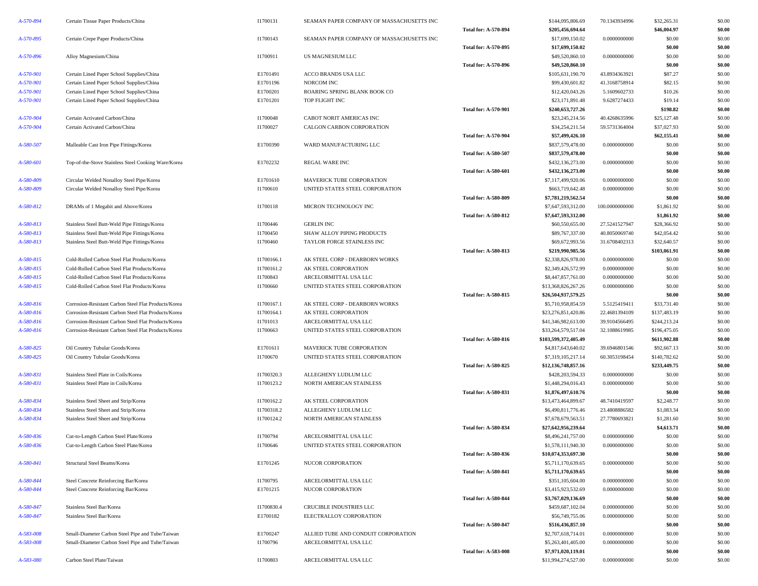| | | | | | | | | |
|---|---|---|---|---|---|---|---|---|
| A-570-894 | Certain Tissue Paper Products/China | I1700131 | SEAMAN PAPER COMPANY OF MASSACHUSETTS INC | | $144,095,806.69 | 70.1343934996 | $32,265.31 | $0.00 |
| | | | | **Total for: A-570-894** | **$205,456,694.64** | | **$46,004.97** | **$0.00** |
| A-570-895 | Certain Crepe Paper Products/China | I1700143 | SEAMAN PAPER COMPANY OF MASSACHUSETTS INC | | $17,699,150.02 | 0.0000000000 | $0.00 | $0.00 |
| | | | | **Total for: A-570-895** | **$17,699,150.02** | | **$0.00** | **$0.00** |
| A-570-896 | Alloy Magnesium/China | I1700911 | US MAGNESIUM LLC | | $49,520,860.10 | 0.0000000000 | $0.00 | $0.00 |
| | | | | **Total for: A-570-896** | **$49,520,860.10** | | **$0.00** | **$0.00** |
| A-570-901 | Certain Lined Paper School Supplies/China | E1701491 | ACCO BRANDS USA LLC | | $105,631,190.70 | 43.8934363921 | $87.27 | $0.00 |
| A-570-901 | Certain Lined Paper School Supplies/China | E1701196 | NORCOM INC | | $99,430,601.82 | 41.3168758914 | $82.15 | $0.00 |
| A-570-901 | Certain Lined Paper School Supplies/China | E1700201 | ROARING SPRING BLANK BOOK CO | | $12,420,043.26 | 5.1609602733 | $10.26 | $0.00 |
| A-570-901 | Certain Lined Paper School Supplies/China | E1701201 | TOP FLIGHT INC | | $23,171,891.48 | 9.6287274433 | $19.14 | $0.00 |
| | | | | **Total for: A-570-901** | **$240,653,727.26** | | **$198.82** | **$0.00** |
| A-570-904 | Certain Activated Carbon/China | I1700048 | CABOT NORIT AMERICAS INC | | $23,245,214.56 | 40.4268635996 | $25,127.48 | $0.00 |
| A-570-904 | Certain Activated Carbon/China | I1700027 | CALGON CARBON CORPORATION | | $34,254,211.54 | 59.5731364004 | $37,027.93 | $0.00 |
| | | | | **Total for: A-570-904** | **$57,499,426.10** | | **$62,155.41** | **$0.00** |
| A-580-507 | Malleable Cast Iron Pipe Fittings/Korea | E1700390 | WARD MANUFACTURING LLC | | $837,579,478.00 | 0.0000000000 | $0.00 | $0.00 |
| | | | | **Total for: A-580-507** | **$837,579,478.00** | | **$0.00** | **$0.00** |
| A-580-601 | Top-of-the-Stove Stainless Steel Cooking Ware/Korea | E1702232 | REGAL WARE INC | | $432,136,273.00 | 0.0000000000 | $0.00 | $0.00 |
| | | | | **Total for: A-580-601** | **$432,136,273.00** | | **$0.00** | **$0.00** |
| A-580-809 | Circular Welded Nonalloy Steel Pipe/Korea | E1701610 | MAVERICK TUBE CORPORATION | | $7,117,499,920.06 | 0.0000000000 | $0.00 | $0.00 |
| A-580-809 | Circular Welded Nonalloy Steel Pipe/Korea | I1700610 | UNITED STATES STEEL CORPORATION | | $663,719,642.48 | 0.0000000000 | $0.00 | $0.00 |
| | | | | **Total for: A-580-809** | **$7,781,219,562.54** | | **$0.00** | **$0.00** |
| A-580-812 | DRAMs of 1 Megabit and Above/Korea | I1700118 | MICRON TECHNOLOGY INC | | $7,647,593,312.00 | 100.0000000000 | $1,861.92 | $0.00 |
| | | | | **Total for: A-580-812** | **$7,647,593,312.00** | | **$1,861.92** | **$0.00** |
| A-580-813 | Stainless Steel Butt-Weld Pipe Fittings/Korea | I1700446 | GERLIN INC | | $60,550,655.00 | 27.5241527947 | $28,366.92 | $0.00 |
| A-580-813 | Stainless Steel Butt-Weld Pipe Fittings/Korea | I1700450 | SHAW ALLOY PIPING PRODUCTS | | $89,767,337.00 | 40.8050069740 | $42,054.42 | $0.00 |
| A-580-813 | Stainless Steel Butt-Weld Pipe Fittings/Korea | I1700460 | TAYLOR FORGE STAINLESS INC | | $69,672,993.56 | 31.6708402313 | $32,640.57 | $0.00 |
| | | | | **Total for: A-580-813** | **$219,990,985.56** | | **$103,061.91** | **$0.00** |
| A-580-815 | Cold-Rolled Carbon Steel Flat Products/Korea | I1700166.1 | AK STEEL CORP - DEARBORN WORKS | | $2,338,826,978.00 | 0.0000000000 | $0.00 | $0.00 |
| A-580-815 | Cold-Rolled Carbon Steel Flat Products/Korea | I1700161.2 | AK STEEL CORPORATION | | $2,349,426,572.99 | 0.0000000000 | $0.00 | $0.00 |
| A-580-815 | Cold-Rolled Carbon Steel Flat Products/Korea | I1700843 | ARCELORMITTAL USA LLC | | $8,447,857,761.00 | 0.0000000000 | $0.00 | $0.00 |
| A-580-815 | Cold-Rolled Carbon Steel Flat Products/Korea | I1700660 | UNITED STATES STEEL CORPORATION | | $13,368,826,267.26 | 0.0000000000 | $0.00 | $0.00 |
| | | | | **Total for: A-580-815** | **$26,504,937,579.25** | | **$0.00** | **$0.00** |
| A-580-816 | Corrosion-Resistant Carbon Steel Flat Products/Korea | I1700167.1 | AK STEEL CORP - DEARBORN WORKS | | $5,710,958,854.59 | 5.5125419411 | $33,731.40 | $0.00 |
| A-580-816 | Corrosion-Resistant Carbon Steel Flat Products/Korea | I1700164.1 | AK STEEL CORPORATION | | $23,276,851,420.86 | 22.4681394109 | $137,483.19 | $0.00 |
| A-580-816 | Corrosion-Resistant Carbon Steel Flat Products/Korea | I1701013 | ARCELORMITTAL USA LLC | | $41,346,982,613.00 | 39.9104566495 | $244,213.24 | $0.00 |
| A-580-816 | Corrosion-Resistant Carbon Steel Flat Products/Korea | I1700663 | UNITED STATES STEEL CORPORATION | | $33,264,579,517.04 | 32.1088619985 | $196,475.05 | $0.00 |
| | | | | **Total for: A-580-816** | **$103,599,372,405.49** | | **$611,902.88** | **$0.00** |
| A-580-825 | Oil Country Tubular Goods/Korea | E1701611 | MAVERICK TUBE CORPORATION | | $4,817,643,640.02 | 39.6946801546 | $92,667.13 | $0.00 |
| A-580-825 | Oil Country Tubular Goods/Korea | I1700670 | UNITED STATES STEEL CORPORATION | | $7,319,105,217.14 | 60.3053198454 | $140,782.62 | $0.00 |
| | | | | **Total for: A-580-825** | **$12,136,748,857.16** | | **$233,449.75** | **$0.00** |
| A-580-831 | Stainless Steel Plate in Coils/Korea | I1700320.3 | ALLEGHENY LUDLUM LLC | | $428,203,594.33 | 0.0000000000 | $0.00 | $0.00 |
| A-580-831 | Stainless Steel Plate in Coils/Korea | I1700123.2 | NORTH AMERICAN STAINLESS | | $1,448,294,016.43 | 0.0000000000 | $0.00 | $0.00 |
| | | | | **Total for: A-580-831** | **$1,876,497,610.76** | | **$0.00** | **$0.00** |
| A-580-834 | Stainless Steel Sheet and Strip/Korea | I1700162.2 | AK STEEL CORPORATION | | $13,473,464,899.67 | 48.7410419597 | $2,248.77 | $0.00 |
| A-580-834 | Stainless Steel Sheet and Strip/Korea | I1700318.2 | ALLEGHENY LUDLUM LLC | | $6,490,811,776.46 | 23.4808886582 | $1,083.34 | $0.00 |
| A-580-834 | Stainless Steel Sheet and Strip/Korea | I1700124.2 | NORTH AMERICAN STAINLESS | | $7,678,679,563.51 | 27.7780693821 | $1,281.60 | $0.00 |
| | | | | **Total for: A-580-834** | **$27,642,956,239.64** | | **$4,613.71** | **$0.00** |
| A-580-836 | Cut-to-Length Carbon Steel Plate/Korea | I1700794 | ARCELORMITTAL USA LLC | | $8,496,241,757.00 | 0.0000000000 | $0.00 | $0.00 |
| A-580-836 | Cut-to-Length Carbon Steel Plate/Korea | I1700646 | UNITED STATES STEEL CORPORATION | | $1,578,111,940.30 | 0.0000000000 | $0.00 | $0.00 |
| | | | | **Total for: A-580-836** | **$10,074,353,697.30** | | **$0.00** | **$0.00** |
| A-580-841 | Structural Steel Beams/Korea | E1701245 | NUCOR CORPORATION | | $5,711,170,639.65 | 0.0000000000 | $0.00 | $0.00 |
| | | | | **Total for: A-580-841** | **$5,711,170,639.65** | | **$0.00** | **$0.00** |
| A-580-844 | Steel Concrete Reinforcing Bar/Korea | I1700795 | ARCELORMITTAL USA LLC | | $351,105,604.00 | 0.0000000000 | $0.00 | $0.00 |
| A-580-844 | Steel Concrete Reinforcing Bar/Korea | E1701215 | NUCOR CORPORATION | | $3,415,923,532.69 | 0.0000000000 | $0.00 | $0.00 |
| | | | | **Total for: A-580-844** | **$3,767,029,136.69** | | **$0.00** | **$0.00** |
| A-580-847 | Stainless Steel Bar/Korea | I1700830.4 | CRUCIBLE INDUSTRIES LLC | | $459,687,102.04 | 0.0000000000 | $0.00 | $0.00 |
| A-580-847 | Stainless Steel Bar/Korea | E1700182 | ELECTRALLOY CORPORATION | | $56,749,755.06 | 0.0000000000 | $0.00 | $0.00 |
| | | | | **Total for: A-580-847** | **$516,436,857.10** | | **$0.00** | **$0.00** |
| A-583-008 | Small-Diameter Carbon Steel Pipe and Tube/Taiwan | E1700247 | ALLIED TUBE AND CONDUIT CORPORATION | | $2,707,618,714.01 | 0.0000000000 | $0.00 | $0.00 |
| A-583-008 | Small-Diameter Carbon Steel Pipe and Tube/Taiwan | I1700796 | ARCELORMITTAL USA LLC | | $5,263,401,405.00 | 0.0000000000 | $0.00 | $0.00 |
| | | | | **Total for: A-583-008** | **$7,971,020,119.01** | | **$0.00** | **$0.00** |
| A-583-080 | Carbon Steel Plate/Taiwan | I1700803 | ARCELORMITTAL USA LLC | | $11,994,274,527.00 | 0.0000000000 | $0.00 | $0.00 |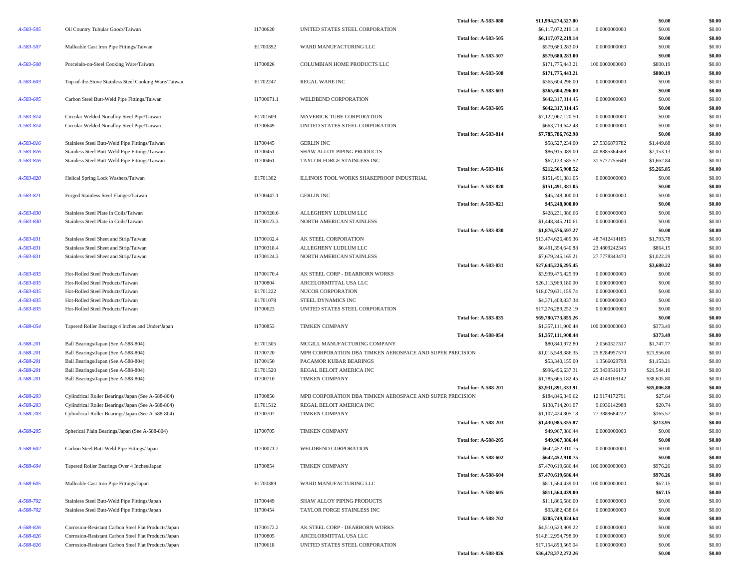| | | | | | | | | |
|---|---|---|---|---|---|---|---|---|
| | | | | **Total for: A-583-080** | **$11,994,274,527.00** | | **$0.00** | **$0.00** |
| A-583-505 | Oil Country Tubular Goods/Taiwan | I1700620 | UNITED STATES STEEL CORPORATION | | $6,117,072,219.14 | 0.0000000000 | $0.00 | $0.00 |
| | | | | **Total for: A-583-505** | **$6,117,072,219.14** | | **$0.00** | **$0.00** |
| A-583-507 | Malleable Cast Iron Pipe Fittings/Taiwan | E1700392 | WARD MANUFACTURING LLC | | $579,680,283.00 | 0.0000000000 | $0.00 | $0.00 |
| | | | | **Total for: A-583-507** | **$579,680,283.00** | | **$0.00** | **$0.00** |
| A-583-508 | Porcelain-on-Steel Cooking Ware/Taiwan | I1700826 | COLUMBIAN HOME PRODUCTS LLC | | $171,775,443.21 | 100.0000000000 | $800.19 | $0.00 |
| | | | | **Total for: A-583-508** | **$171,775,443.21** | | **$800.19** | **$0.00** |
| A-583-603 | Top-of-the-Stove Stainless Steel Cooking Ware/Taiwan | E1702247 | REGAL WARE INC | | $365,604,296.00 | 0.0000000000 | $0.00 | $0.00 |
| | | | | **Total for: A-583-603** | **$365,604,296.00** | | **$0.00** | **$0.00** |
| A-583-605 | Carbon Steel Butt-Weld Pipe Fittings/Taiwan | I1700071.1 | WELDBEND CORPORATION | | $642,317,314.45 | 0.0000000000 | $0.00 | $0.00 |
| | | | | **Total for: A-583-605** | **$642,317,314.45** | | **$0.00** | **$0.00** |
| A-583-814 | Circular Welded Nonalloy Steel Pipe/Taiwan | E1701609 | MAVERICK TUBE CORPORATION | | $7,122,067,120.50 | 0.0000000000 | $0.00 | $0.00 |
| A-583-814 | Circular Welded Nonalloy Steel Pipe/Taiwan | I1700649 | UNITED STATES STEEL CORPORATION | | $663,719,642.48 | 0.0000000000 | $0.00 | $0.00 |
| | | | | **Total for: A-583-814** | **$7,785,786,762.98** | | **$0.00** | **$0.00** |
| A-583-816 | Stainless Steel Butt-Weld Pipe Fittings/Taiwan | I1700445 | GERLIN INC | | $58,527,234.00 | 27.5336879782 | $1,449.88 | $0.00 |
| A-583-816 | Stainless Steel Butt-Weld Pipe Fittings/Taiwan | I1700451 | SHAW ALLOY PIPING PRODUCTS | | $86,915,089.00 | 40.8885364568 | $2,153.13 | $0.00 |
| A-583-816 | Stainless Steel Butt-Weld Pipe Fittings/Taiwan | I1700461 | TAYLOR FORGE STAINLESS INC | | $67,123,585.52 | 31.5777755649 | $1,662.84 | $0.00 |
| | | | | **Total for: A-583-816** | **$212,565,908.52** | | **$5,265.85** | **$0.00** |
| A-583-820 | Helical Spring Lock Washers/Taiwan | E1701302 | ILLINOIS TOOL WORKS SHAKEPROOF INDUSTRIAL | | $151,491,381.05 | 0.0000000000 | $0.00 | $0.00 |
| | | | | **Total for: A-583-820** | **$151,491,381.05** | | **$0.00** | **$0.00** |
| A-583-821 | Forged Stainless Steel Flanges/Taiwan | I1700447.1 | GERLIN INC | | $45,248,000.00 | 0.0000000000 | $0.00 | $0.00 |
| | | | | **Total for: A-583-821** | **$45,248,000.00** | | **$0.00** | **$0.00** |
| A-583-830 | Stainless Steel Plate in Coils/Taiwan | I1700320.6 | ALLEGHENY LUDLUM LLC | | $428,231,386.66 | 0.0000000000 | $0.00 | $0.00 |
| A-583-830 | Stainless Steel Plate in Coils/Taiwan | I1700123.3 | NORTH AMERICAN STAINLESS | | $1,448,345,210.61 | 0.0000000000 | $0.00 | $0.00 |
| | | | | **Total for: A-583-830** | **$1,876,576,597.27** | | **$0.00** | **$0.00** |
| A-583-831 | Stainless Steel Sheet and Strip/Taiwan | I1700162.4 | AK STEEL CORPORATION | | $13,474,626,489.36 | 48.7412414185 | $1,793.78 | $0.00 |
| A-583-831 | Stainless Steel Sheet and Strip/Taiwan | I1700318.4 | ALLEGHENY LUDLUM LLC | | $6,491,354,640.88 | 23.4809242345 | $864.15 | $0.00 |
| A-583-831 | Stainless Steel Sheet and Strip/Taiwan | I1700124.3 | NORTH AMERICAN STAINLESS | | $7,679,245,165.21 | 27.7778343470 | $1,022.29 | $0.00 |
| | | | | **Total for: A-583-831** | **$27,645,226,295.45** | | **$3,680.22** | **$0.00** |
| A-583-835 | Hot-Rolled Steel Products/Taiwan | I1700170.4 | AK STEEL CORP - DEARBORN WORKS | | $3,939,475,425.99 | 0.0000000000 | $0.00 | $0.00 |
| A-583-835 | Hot-Rolled Steel Products/Taiwan | I1700804 | ARCELORMITTAL USA LLC | | $26,113,969,180.00 | 0.0000000000 | $0.00 | $0.00 |
| A-583-835 | Hot-Rolled Steel Products/Taiwan | E1701222 | NUCOR CORPORATION | | $18,079,631,159.74 | 0.0000000000 | $0.00 | $0.00 |
| A-583-835 | Hot-Rolled Steel Products/Taiwan | E1701078 | STEEL DYNAMICS INC | | $4,371,408,837.34 | 0.0000000000 | $0.00 | $0.00 |
| A-583-835 | Hot-Rolled Steel Products/Taiwan | I1700623 | UNITED STATES STEEL CORPORATION | | $17,276,289,252.19 | 0.0000000000 | $0.00 | $0.00 |
| | | | | **Total for: A-583-835** | **$69,780,773,855.26** | | **$0.00** | **$0.00** |
| A-588-054 | Tapered Roller Bearings 4 Inches and Under/Japan | I1700853 | TIMKEN COMPANY | | $1,357,111,900.44 | 100.0000000000 | $373.49 | $0.00 |
| | | | | **Total for: A-588-054** | **$1,357,111,900.44** | | **$373.49** | **$0.00** |
| A-588-201 | Ball Bearings/Japan (See A-588-804) | E1701505 | MCGILL MANUFACTURING COMPANY | | $80,840,972.80 | 2.0560327317 | $1,747.77 | $0.00 |
| A-588-201 | Ball Bearings/Japan (See A-588-804) | I1700720 | MPB CORPORATION DBA TIMKEN AEROSPACE AND SUPER PRECISION | | $1,015,548,386.35 | 25.8284957570 | $21,956.00 | $0.00 |
| A-588-201 | Ball Bearings/Japan (See A-588-804) | I1700150 | PACAMOR KUBAR BEARINGS | | $53,340,155.00 | 1.3566029798 | $1,153.21 | $0.00 |
| A-588-201 | Ball Bearings/Japan (See A-588-804) | E1701520 | REGAL BELOIT AMERICA INC | | $996,496,637.31 | 25.3439516173 | $21,544.10 | $0.00 |
| A-588-201 | Ball Bearings/Japan (See A-588-804) | I1700710 | TIMKEN COMPANY | | $1,785,665,182.45 | 45.4149169142 | $38,605.80 | $0.00 |
| | | | | **Total for: A-588-201** | **$3,931,891,333.91** | | **$85,006.88** | **$0.00** |
| A-588-203 | Cylindrical Roller Bearings/Japan (See A-588-804) | I1700856 | MPB CORPORATION DBA TIMKEN AEROSPACE AND SUPER PRECISION | | $184,846,349.62 | 12.9174172791 | $27.64 | $0.00 |
| A-588-203 | Cylindrical Roller Bearings/Japan (See A-588-804) | E1701512 | REGAL BELOIT AMERICA INC | | $138,714,201.07 | 9.6936142988 | $20.74 | $0.00 |
| A-588-203 | Cylindrical Roller Bearings/Japan (See A-588-804) | I1700707 | TIMKEN COMPANY | | $1,107,424,805.18 | 77.3889684222 | $165.57 | $0.00 |
| | | | | **Total for: A-588-203** | **$1,430,985,355.87** | | **$213.95** | **$0.00** |
| A-588-205 | Spherical Plain Bearings/Japan (See A-588-804) | I1700705 | TIMKEN COMPANY | | $49,967,386.44 | 0.0000000000 | $0.00 | $0.00 |
| | | | | **Total for: A-588-205** | **$49,967,386.44** | | **$0.00** | **$0.00** |
| A-588-602 | Carbon Steel Butt-Weld Pipe Fittings/Japan | I1700071.2 | WELDBEND CORPORATION | | $642,452,910.75 | 0.0000000000 | $0.00 | $0.00 |
| | | | | **Total for: A-588-602** | **$642,452,910.75** | | **$0.00** | **$0.00** |
| A-588-604 | Tapered Roller Bearings Over 4 Inches/Japan | I1700854 | TIMKEN COMPANY | | $7,470,619,686.44 | 100.0000000000 | $976.26 | $0.00 |
| | | | | **Total for: A-588-604** | **$7,470,619,686.44** | | **$976.26** | **$0.00** |
| A-588-605 | Malleable Cast Iron Pipe Fittings/Japan | E1700389 | WARD MANUFACTURING LLC | | $811,564,439.00 | 100.0000000000 | $67.15 | $0.00 |
| | | | | **Total for: A-588-605** | **$811,564,439.00** | | **$67.15** | **$0.00** |
| A-588-702 | Stainless Steel Butt-Weld Pipe Fittings/Japan | I1700449 | SHAW ALLOY PIPING PRODUCTS | | $111,866,586.00 | 0.0000000000 | $0.00 | $0.00 |
| A-588-702 | Stainless Steel Butt-Weld Pipe Fittings/Japan | I1700454 | TAYLOR FORGE STAINLESS INC | | $93,882,438.64 | 0.0000000000 | $0.00 | $0.00 |
| | | | | **Total for: A-588-702** | **$205,749,024.64** | | **$0.00** | **$0.00** |
| A-588-826 | Corrosion-Resistant Carbon Steel Flat Products/Japan | I1700172.2 | AK STEEL CORP - DEARBORN WORKS | | $4,510,523,909.22 | 0.0000000000 | $0.00 | $0.00 |
| A-588-826 | Corrosion-Resistant Carbon Steel Flat Products/Japan | I1700805 | ARCELORMITTAL USA LLC | | $14,812,954,798.00 | 0.0000000000 | $0.00 | $0.00 |
| A-588-826 | Corrosion-Resistant Carbon Steel Flat Products/Japan | I1700618 | UNITED STATES STEEL CORPORATION | | $17,154,893,565.04 | 0.0000000000 | $0.00 | $0.00 |
| | | | | **Total for: A-588-826** | **$36,478,372,272.26** | | **$0.00** | **$0.00** |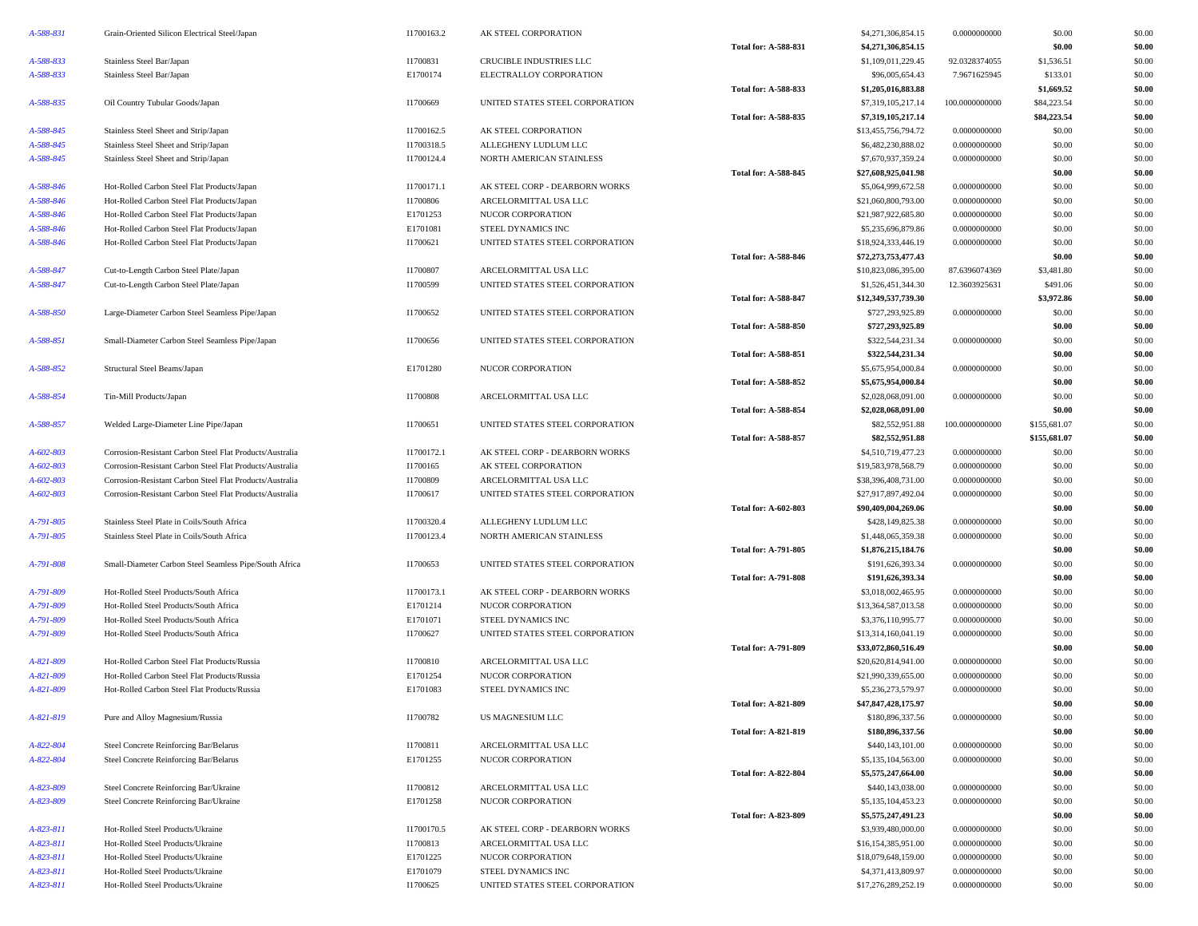| | | | | | | | | |
|---|---|---|---|---|---|---|---|---|
| A-588-831 | Grain-Oriented Silicon Electrical Steel/Japan | I1700163.2 | AK STEEL CORPORATION | | $4,271,306,854.15 | 0.0000000000 | $0.00 | $0.00 |
| | | | | **Total for: A-588-831** | **$4,271,306,854.15** | | **$0.00** | **$0.00** |
| A-588-833 | Stainless Steel Bar/Japan | I1700831 | CRUCIBLE INDUSTRIES LLC | | $1,109,011,229.45 | 92.0328374055 | $1,536.51 | $0.00 |
| A-588-833 | Stainless Steel Bar/Japan | E1700174 | ELECTRALLOY CORPORATION | | $96,005,654.43 | 7.9671625945 | $133.01 | $0.00 |
| | | | | **Total for: A-588-833** | **$1,205,016,883.88** | | **$1,669.52** | **$0.00** |
| A-588-835 | Oil Country Tubular Goods/Japan | I1700669 | UNITED STATES STEEL CORPORATION | | $7,319,105,217.14 | 100.0000000000 | $84,223.54 | $0.00 |
| | | | | **Total for: A-588-835** | **$7,319,105,217.14** | | **$84,223.54** | **$0.00** |
| A-588-845 | Stainless Steel Sheet and Strip/Japan | I1700162.5 | AK STEEL CORPORATION | | $13,455,756,794.72 | 0.0000000000 | $0.00 | $0.00 |
| A-588-845 | Stainless Steel Sheet and Strip/Japan | I1700318.5 | ALLEGHENY LUDLUM LLC | | $6,482,230,888.02 | 0.0000000000 | $0.00 | $0.00 |
| A-588-845 | Stainless Steel Sheet and Strip/Japan | I1700124.4 | NORTH AMERICAN STAINLESS | | $7,670,937,359.24 | 0.0000000000 | $0.00 | $0.00 |
| | | | | **Total for: A-588-845** | **$27,608,925,041.98** | | **$0.00** | **$0.00** |
| A-588-846 | Hot-Rolled Carbon Steel Flat Products/Japan | I1700171.1 | AK STEEL CORP - DEARBORN WORKS | | $5,064,999,672.58 | 0.0000000000 | $0.00 | $0.00 |
| A-588-846 | Hot-Rolled Carbon Steel Flat Products/Japan | I1700806 | ARCELORMITTAL USA LLC | | $21,060,800,793.00 | 0.0000000000 | $0.00 | $0.00 |
| A-588-846 | Hot-Rolled Carbon Steel Flat Products/Japan | E1701253 | NUCOR CORPORATION | | $21,987,922,685.80 | 0.0000000000 | $0.00 | $0.00 |
| A-588-846 | Hot-Rolled Carbon Steel Flat Products/Japan | E1701081 | STEEL DYNAMICS INC | | $5,235,696,879.86 | 0.0000000000 | $0.00 | $0.00 |
| A-588-846 | Hot-Rolled Carbon Steel Flat Products/Japan | I1700621 | UNITED STATES STEEL CORPORATION | | $18,924,333,446.19 | 0.0000000000 | $0.00 | $0.00 |
| | | | | **Total for: A-588-846** | **$72,273,753,477.43** | | **$0.00** | **$0.00** |
| A-588-847 | Cut-to-Length Carbon Steel Plate/Japan | I1700807 | ARCELORMITTAL USA LLC | | $10,823,086,395.00 | 87.6396074369 | $3,481.80 | $0.00 |
| A-588-847 | Cut-to-Length Carbon Steel Plate/Japan | I1700599 | UNITED STATES STEEL CORPORATION | | $1,526,451,344.30 | 12.3603925631 | $491.06 | $0.00 |
| | | | | **Total for: A-588-847** | **$12,349,537,739.30** | | **$3,972.86** | **$0.00** |
| A-588-850 | Large-Diameter Carbon Steel Seamless Pipe/Japan | I1700652 | UNITED STATES STEEL CORPORATION | | $727,293,925.89 | 0.0000000000 | $0.00 | $0.00 |
| | | | | **Total for: A-588-850** | **$727,293,925.89** | | **$0.00** | **$0.00** |
| A-588-851 | Small-Diameter Carbon Steel Seamless Pipe/Japan | I1700656 | UNITED STATES STEEL CORPORATION | | $322,544,231.34 | 0.0000000000 | $0.00 | $0.00 |
| | | | | **Total for: A-588-851** | **$322,544,231.34** | | **$0.00** | **$0.00** |
| A-588-852 | Structural Steel Beams/Japan | E1701280 | NUCOR CORPORATION | | $5,675,954,000.84 | 0.0000000000 | $0.00 | $0.00 |
| | | | | **Total for: A-588-852** | **$5,675,954,000.84** | | **$0.00** | **$0.00** |
| A-588-854 | Tin-Mill Products/Japan | I1700808 | ARCELORMITTAL USA LLC | | $2,028,068,091.00 | 0.0000000000 | $0.00 | $0.00 |
| | | | | **Total for: A-588-854** | **$2,028,068,091.00** | | **$0.00** | **$0.00** |
| A-588-857 | Welded Large-Diameter Line Pipe/Japan | I1700651 | UNITED STATES STEEL CORPORATION | | $82,552,951.88 | 100.0000000000 | $155,681.07 | $0.00 |
| | | | | **Total for: A-588-857** | **$82,552,951.88** | | **$155,681.07** | **$0.00** |
| A-602-803 | Corrosion-Resistant Carbon Steel Flat Products/Australia | I1700172.1 | AK STEEL CORP - DEARBORN WORKS | | $4,510,719,477.23 | 0.0000000000 | $0.00 | $0.00 |
| A-602-803 | Corrosion-Resistant Carbon Steel Flat Products/Australia | I1700165 | AK STEEL CORPORATION | | $19,583,978,568.79 | 0.0000000000 | $0.00 | $0.00 |
| A-602-803 | Corrosion-Resistant Carbon Steel Flat Products/Australia | I1700809 | ARCELORMITTAL USA LLC | | $38,396,408,731.00 | 0.0000000000 | $0.00 | $0.00 |
| A-602-803 | Corrosion-Resistant Carbon Steel Flat Products/Australia | I1700617 | UNITED STATES STEEL CORPORATION | | $27,917,897,492.04 | 0.0000000000 | $0.00 | $0.00 |
| | | | | **Total for: A-602-803** | **$90,409,004,269.06** | | **$0.00** | **$0.00** |
| A-791-805 | Stainless Steel Plate in Coils/South Africa | I1700320.4 | ALLEGHENY LUDLUM LLC | | $428,149,825.38 | 0.0000000000 | $0.00 | $0.00 |
| A-791-805 | Stainless Steel Plate in Coils/South Africa | I1700123.4 | NORTH AMERICAN STAINLESS | | $1,448,065,359.38 | 0.0000000000 | $0.00 | $0.00 |
| | | | | **Total for: A-791-805** | **$1,876,215,184.76** | | **$0.00** | **$0.00** |
| A-791-808 | Small-Diameter Carbon Steel Seamless Pipe/South Africa | I1700653 | UNITED STATES STEEL CORPORATION | | $191,626,393.34 | 0.0000000000 | $0.00 | $0.00 |
| | | | | **Total for: A-791-808** | **$191,626,393.34** | | **$0.00** | **$0.00** |
| A-791-809 | Hot-Rolled Steel Products/South Africa | I1700173.1 | AK STEEL CORP - DEARBORN WORKS | | $3,018,002,465.95 | 0.0000000000 | $0.00 | $0.00 |
| A-791-809 | Hot-Rolled Steel Products/South Africa | E1701214 | NUCOR CORPORATION | | $13,364,587,013.58 | 0.0000000000 | $0.00 | $0.00 |
| A-791-809 | Hot-Rolled Steel Products/South Africa | E1701071 | STEEL DYNAMICS INC | | $3,376,110,995.77 | 0.0000000000 | $0.00 | $0.00 |
| A-791-809 | Hot-Rolled Steel Products/South Africa | I1700627 | UNITED STATES STEEL CORPORATION | | $13,314,160,041.19 | 0.0000000000 | $0.00 | $0.00 |
| | | | | **Total for: A-791-809** | **$33,072,860,516.49** | | **$0.00** | **$0.00** |
| A-821-809 | Hot-Rolled Carbon Steel Flat Products/Russia | I1700810 | ARCELORMITTAL USA LLC | | $20,620,814,941.00 | 0.0000000000 | $0.00 | $0.00 |
| A-821-809 | Hot-Rolled Carbon Steel Flat Products/Russia | E1701254 | NUCOR CORPORATION | | $21,990,339,655.00 | 0.0000000000 | $0.00 | $0.00 |
| A-821-809 | Hot-Rolled Carbon Steel Flat Products/Russia | E1701083 | STEEL DYNAMICS INC | | $5,236,273,579.97 | 0.0000000000 | $0.00 | $0.00 |
| | | | | **Total for: A-821-809** | **$47,847,428,175.97** | | **$0.00** | **$0.00** |
| A-821-819 | Pure and Alloy Magnesium/Russia | I1700782 | US MAGNESIUM LLC | | $180,896,337.56 | 0.0000000000 | $0.00 | $0.00 |
| | | | | **Total for: A-821-819** | **$180,896,337.56** | | **$0.00** | **$0.00** |
| A-822-804 | Steel Concrete Reinforcing Bar/Belarus | I1700811 | ARCELORMITTAL USA LLC | | $440,143,101.00 | 0.0000000000 | $0.00 | $0.00 |
| A-822-804 | Steel Concrete Reinforcing Bar/Belarus | E1701255 | NUCOR CORPORATION | | $5,135,104,563.00 | 0.0000000000 | $0.00 | $0.00 |
| | | | | **Total for: A-822-804** | **$5,575,247,664.00** | | **$0.00** | **$0.00** |
| A-823-809 | Steel Concrete Reinforcing Bar/Ukraine | I1700812 | ARCELORMITTAL USA LLC | | $440,143,038.00 | 0.0000000000 | $0.00 | $0.00 |
| A-823-809 | Steel Concrete Reinforcing Bar/Ukraine | E1701258 | NUCOR CORPORATION | | $5,135,104,453.23 | 0.0000000000 | $0.00 | $0.00 |
| | | | | **Total for: A-823-809** | **$5,575,247,491.23** | | **$0.00** | **$0.00** |
| A-823-811 | Hot-Rolled Steel Products/Ukraine | I1700170.5 | AK STEEL CORP - DEARBORN WORKS | | $3,939,480,000.00 | 0.0000000000 | $0.00 | $0.00 |
| A-823-811 | Hot-Rolled Steel Products/Ukraine | I1700813 | ARCELORMITTAL USA LLC | | $16,154,385,951.00 | 0.0000000000 | $0.00 | $0.00 |
| A-823-811 | Hot-Rolled Steel Products/Ukraine | E1701225 | NUCOR CORPORATION | | $18,079,648,159.00 | 0.0000000000 | $0.00 | $0.00 |
| A-823-811 | Hot-Rolled Steel Products/Ukraine | E1701079 | STEEL DYNAMICS INC | | $4,371,413,809.97 | 0.0000000000 | $0.00 | $0.00 |
| A-823-811 | Hot-Rolled Steel Products/Ukraine | I1700625 | UNITED STATES STEEL CORPORATION | | $17,276,289,252.19 | 0.0000000000 | $0.00 | $0.00 |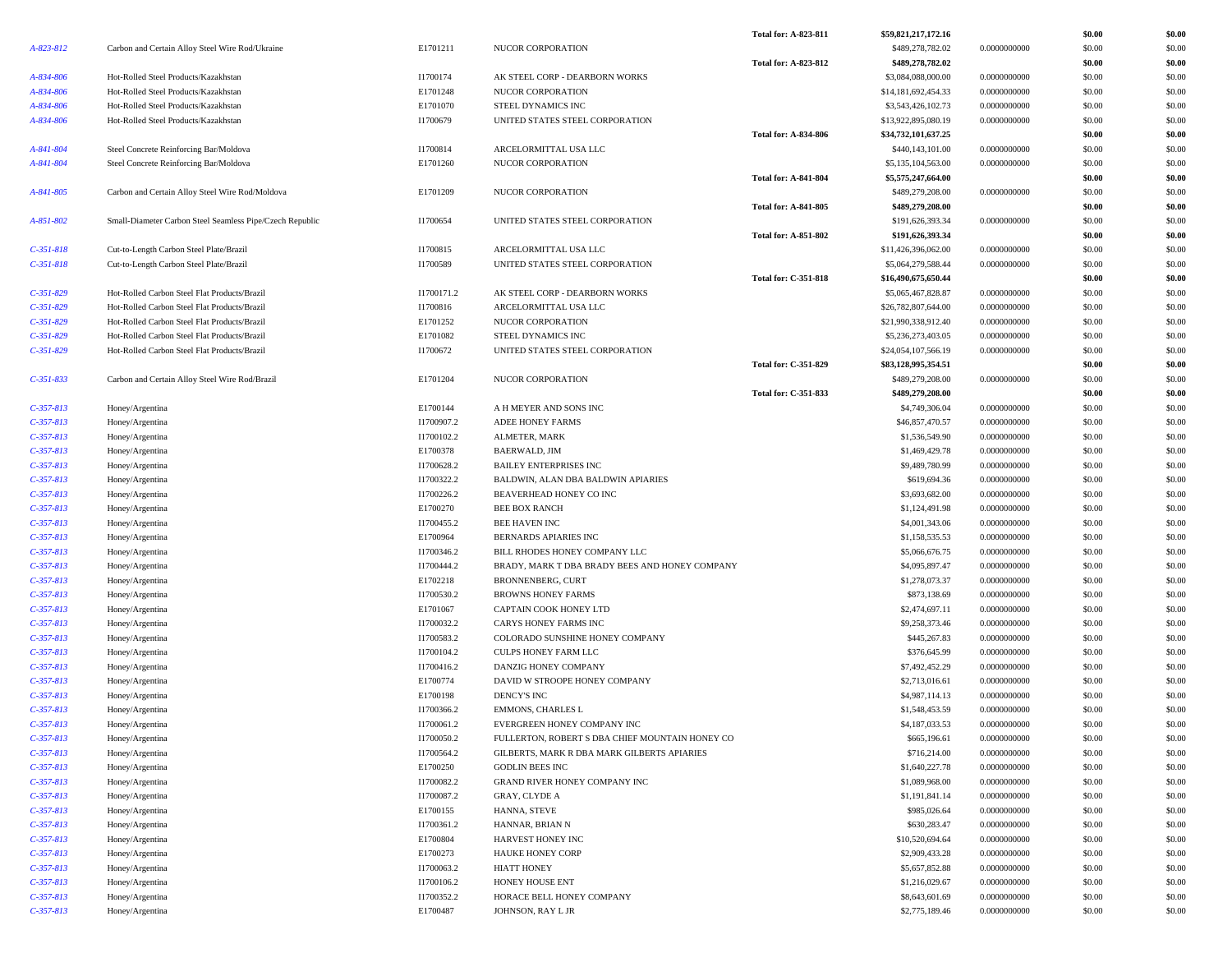| | | | | Total for: A-823-811 | $59,821,217,172.16 | | $0.00 | $0.00 |
|---|---|---|---|---|---|---|---|---|
| A-823-812 | Carbon and Certain Alloy Steel Wire Rod/Ukraine | E1701211 | NUCOR CORPORATION | | $489,278,782.02 | 0.0000000000 | $0.00 | $0.00 |
| | | | | Total for: A-823-812 | $489,278,782.02 | | $0.00 | $0.00 |
| A-834-806 | Hot-Rolled Steel Products/Kazakhstan | I1700174 | AK STEEL CORP - DEARBORN WORKS | | $3,084,088,000.00 | 0.0000000000 | $0.00 | $0.00 |
| A-834-806 | Hot-Rolled Steel Products/Kazakhstan | E1701248 | NUCOR CORPORATION | | $14,181,692,454.33 | 0.0000000000 | $0.00 | $0.00 |
| A-834-806 | Hot-Rolled Steel Products/Kazakhstan | E1701070 | STEEL DYNAMICS INC | | $3,543,426,102.73 | 0.0000000000 | $0.00 | $0.00 |
| A-834-806 | Hot-Rolled Steel Products/Kazakhstan | I1700679 | UNITED STATES STEEL CORPORATION | | $13,922,895,080.19 | 0.0000000000 | $0.00 | $0.00 |
| | | | | Total for: A-834-806 | $34,732,101,637.25 | | $0.00 | $0.00 |
| A-841-804 | Steel Concrete Reinforcing Bar/Moldova | I1700814 | ARCELORMITTAL USA LLC | | $440,143,101.00 | 0.0000000000 | $0.00 | $0.00 |
| A-841-804 | Steel Concrete Reinforcing Bar/Moldova | E1701260 | NUCOR CORPORATION | | $5,135,104,563.00 | 0.0000000000 | $0.00 | $0.00 |
| | | | | Total for: A-841-804 | $5,575,247,664.00 | | $0.00 | $0.00 |
| A-841-805 | Carbon and Certain Alloy Steel Wire Rod/Moldova | E1701209 | NUCOR CORPORATION | | $489,279,208.00 | 0.0000000000 | $0.00 | $0.00 |
| | | | | Total for: A-841-805 | $489,279,208.00 | | $0.00 | $0.00 |
| A-851-802 | Small-Diameter Carbon Steel Seamless Pipe/Czech Republic | I1700654 | UNITED STATES STEEL CORPORATION | | $191,626,393.34 | 0.0000000000 | $0.00 | $0.00 |
| | | | | Total for: A-851-802 | $191,626,393.34 | | $0.00 | $0.00 |
| C-351-818 | Cut-to-Length Carbon Steel Plate/Brazil | I1700815 | ARCELORMITTAL USA LLC | | $11,426,396,062.00 | 0.0000000000 | $0.00 | $0.00 |
| C-351-818 | Cut-to-Length Carbon Steel Plate/Brazil | I1700589 | UNITED STATES STEEL CORPORATION | | $5,064,279,588.44 | 0.0000000000 | $0.00 | $0.00 |
| | | | | Total for: C-351-818 | $16,490,675,650.44 | | $0.00 | $0.00 |
| C-351-829 | Hot-Rolled Carbon Steel Flat Products/Brazil | I1700171.2 | AK STEEL CORP - DEARBORN WORKS | | $5,065,467,828.87 | 0.0000000000 | $0.00 | $0.00 |
| C-351-829 | Hot-Rolled Carbon Steel Flat Products/Brazil | I1700816 | ARCELORMITTAL USA LLC | | $26,782,807,644.00 | 0.0000000000 | $0.00 | $0.00 |
| C-351-829 | Hot-Rolled Carbon Steel Flat Products/Brazil | E1701252 | NUCOR CORPORATION | | $21,990,338,912.40 | 0.0000000000 | $0.00 | $0.00 |
| C-351-829 | Hot-Rolled Carbon Steel Flat Products/Brazil | E1701082 | STEEL DYNAMICS INC | | $5,236,273,403.05 | 0.0000000000 | $0.00 | $0.00 |
| C-351-829 | Hot-Rolled Carbon Steel Flat Products/Brazil | I1700672 | UNITED STATES STEEL CORPORATION | | $24,054,107,566.19 | 0.0000000000 | $0.00 | $0.00 |
| | | | | Total for: C-351-829 | $83,128,995,354.51 | | $0.00 | $0.00 |
| C-351-833 | Carbon and Certain Alloy Steel Wire Rod/Brazil | E1701204 | NUCOR CORPORATION | | $489,279,208.00 | 0.0000000000 | $0.00 | $0.00 |
| | | | | Total for: C-351-833 | $489,279,208.00 | | $0.00 | $0.00 |
| C-357-813 | Honey/Argentina | E1700144 | A H MEYER AND SONS INC | | $4,749,306.04 | 0.0000000000 | $0.00 | $0.00 |
| C-357-813 | Honey/Argentina | I1700907.2 | ADEE HONEY FARMS | | $46,857,470.57 | 0.0000000000 | $0.00 | $0.00 |
| C-357-813 | Honey/Argentina | I1700102.2 | ALMETER, MARK | | $1,536,549.90 | 0.0000000000 | $0.00 | $0.00 |
| C-357-813 | Honey/Argentina | E1700378 | BAERWALD, JIM | | $1,469,429.78 | 0.0000000000 | $0.00 | $0.00 |
| C-357-813 | Honey/Argentina | I1700628.2 | BAILEY ENTERPRISES INC | | $9,489,780.99 | 0.0000000000 | $0.00 | $0.00 |
| C-357-813 | Honey/Argentina | I1700322.2 | BALDWIN, ALAN DBA BALDWIN APIARIES | | $619,694.36 | 0.0000000000 | $0.00 | $0.00 |
| C-357-813 | Honey/Argentina | I1700226.2 | BEAVERHEAD HONEY CO INC | | $3,693,682.00 | 0.0000000000 | $0.00 | $0.00 |
| C-357-813 | Honey/Argentina | E1700270 | BEE BOX RANCH | | $1,124,491.98 | 0.0000000000 | $0.00 | $0.00 |
| C-357-813 | Honey/Argentina | I1700455.2 | BEE HAVEN INC | | $4,001,343.06 | 0.0000000000 | $0.00 | $0.00 |
| C-357-813 | Honey/Argentina | E1700964 | BERNARDS APIARIES INC | | $1,158,535.53 | 0.0000000000 | $0.00 | $0.00 |
| C-357-813 | Honey/Argentina | I1700346.2 | BILL RHODES HONEY COMPANY LLC | | $5,066,676.75 | 0.0000000000 | $0.00 | $0.00 |
| C-357-813 | Honey/Argentina | I1700444.2 | BRADY, MARK T DBA BRADY BEES AND HONEY COMPANY | | $4,095,897.47 | 0.0000000000 | $0.00 | $0.00 |
| C-357-813 | Honey/Argentina | E1702218 | BRONNENBERG, CURT | | $1,278,073.37 | 0.0000000000 | $0.00 | $0.00 |
| C-357-813 | Honey/Argentina | I1700530.2 | BROWNS HONEY FARMS | | $873,138.69 | 0.0000000000 | $0.00 | $0.00 |
| C-357-813 | Honey/Argentina | E1701067 | CAPTAIN COOK HONEY LTD | | $2,474,697.11 | 0.0000000000 | $0.00 | $0.00 |
| C-357-813 | Honey/Argentina | I1700032.2 | CARYS HONEY FARMS INC | | $9,258,373.46 | 0.0000000000 | $0.00 | $0.00 |
| C-357-813 | Honey/Argentina | I1700583.2 | COLORADO SUNSHINE HONEY COMPANY | | $445,267.83 | 0.0000000000 | $0.00 | $0.00 |
| C-357-813 | Honey/Argentina | I1700104.2 | CULPS HONEY FARM LLC | | $376,645.99 | 0.0000000000 | $0.00 | $0.00 |
| C-357-813 | Honey/Argentina | I1700416.2 | DANZIG HONEY COMPANY | | $7,492,452.29 | 0.0000000000 | $0.00 | $0.00 |
| C-357-813 | Honey/Argentina | E1700774 | DAVID W STROOPE HONEY COMPANY | | $2,713,016.61 | 0.0000000000 | $0.00 | $0.00 |
| C-357-813 | Honey/Argentina | E1700198 | DENCY'S INC | | $4,987,114.13 | 0.0000000000 | $0.00 | $0.00 |
| C-357-813 | Honey/Argentina | I1700366.2 | EMMONS, CHARLES L | | $1,548,453.59 | 0.0000000000 | $0.00 | $0.00 |
| C-357-813 | Honey/Argentina | I1700061.2 | EVERGREEN HONEY COMPANY INC | | $4,187,033.53 | 0.0000000000 | $0.00 | $0.00 |
| C-357-813 | Honey/Argentina | I1700050.2 | FULLERTON, ROBERT S DBA CHIEF MOUNTAIN HONEY CO | | $665,196.61 | 0.0000000000 | $0.00 | $0.00 |
| C-357-813 | Honey/Argentina | I1700564.2 | GILBERTS, MARK R DBA MARK GILBERTS APIARIES | | $716,214.00 | 0.0000000000 | $0.00 | $0.00 |
| C-357-813 | Honey/Argentina | E1700250 | GODLIN BEES INC | | $1,640,227.78 | 0.0000000000 | $0.00 | $0.00 |
| C-357-813 | Honey/Argentina | I1700082.2 | GRAND RIVER HONEY COMPANY INC | | $1,089,968.00 | 0.0000000000 | $0.00 | $0.00 |
| C-357-813 | Honey/Argentina | I1700087.2 | GRAY, CLYDE A | | $1,191,841.14 | 0.0000000000 | $0.00 | $0.00 |
| C-357-813 | Honey/Argentina | E1700155 | HANNA, STEVE | | $985,026.64 | 0.0000000000 | $0.00 | $0.00 |
| C-357-813 | Honey/Argentina | I1700361.2 | HANNAR, BRIAN N | | $630,283.47 | 0.0000000000 | $0.00 | $0.00 |
| C-357-813 | Honey/Argentina | E1700804 | HARVEST HONEY INC | | $10,520,694.64 | 0.0000000000 | $0.00 | $0.00 |
| C-357-813 | Honey/Argentina | E1700273 | HAUKE HONEY CORP | | $2,909,433.28 | 0.0000000000 | $0.00 | $0.00 |
| C-357-813 | Honey/Argentina | I1700063.2 | HIATT HONEY | | $5,657,852.88 | 0.0000000000 | $0.00 | $0.00 |
| C-357-813 | Honey/Argentina | I1700106.2 | HONEY HOUSE ENT | | $1,216,029.67 | 0.0000000000 | $0.00 | $0.00 |
| C-357-813 | Honey/Argentina | I1700352.2 | HORACE BELL HONEY COMPANY | | $8,643,601.69 | 0.0000000000 | $0.00 | $0.00 |
| C-357-813 | Honey/Argentina | E1700487 | JOHNSON, RAY L JR | | $2,775,189.46 | 0.0000000000 | $0.00 | $0.00 |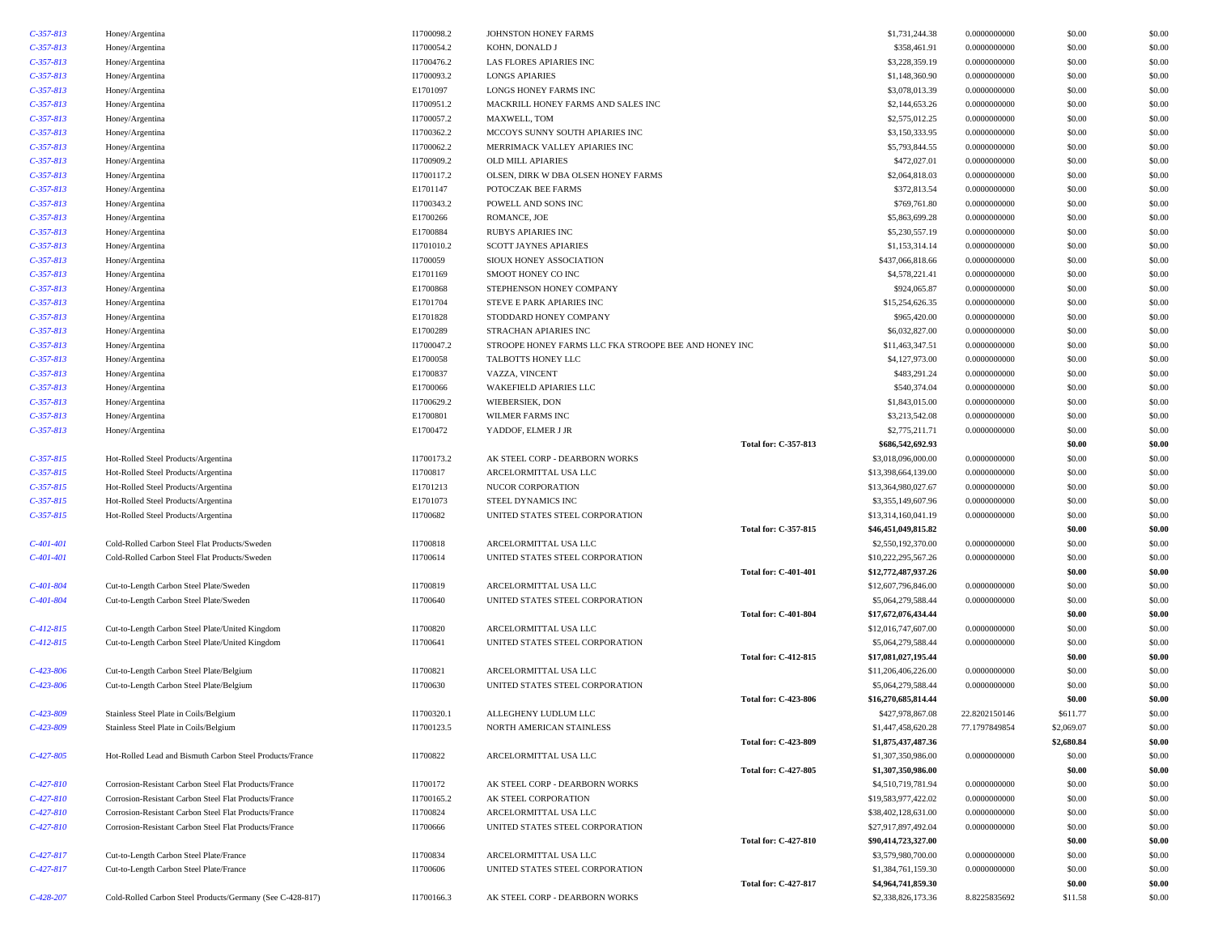| | | | | | | | | |
|---|---|---|---|---|---|---|---|---|
| C-357-813 | Honey/Argentina | I1700098.2 | JOHNSTON HONEY FARMS | | $1,731,244.38 | 0.0000000000 | $0.00 | $0.00 |
| C-357-813 | Honey/Argentina | I1700054.2 | KOHN, DONALD J | | $358,461.91 | 0.0000000000 | $0.00 | $0.00 |
| C-357-813 | Honey/Argentina | I1700476.2 | LAS FLORES APIARIES INC | | $3,228,359.19 | 0.0000000000 | $0.00 | $0.00 |
| C-357-813 | Honey/Argentina | I1700093.2 | LONGS APIARIES | | $1,148,360.90 | 0.0000000000 | $0.00 | $0.00 |
| C-357-813 | Honey/Argentina | E1701097 | LONGS HONEY FARMS INC | | $3,078,013.39 | 0.0000000000 | $0.00 | $0.00 |
| C-357-813 | Honey/Argentina | I1700951.2 | MACKRILL HONEY FARMS AND SALES INC | | $2,144,653.26 | 0.0000000000 | $0.00 | $0.00 |
| C-357-813 | Honey/Argentina | I1700057.2 | MAXWELL, TOM | | $2,575,012.25 | 0.0000000000 | $0.00 | $0.00 |
| C-357-813 | Honey/Argentina | I1700362.2 | MCCOYS SUNNY SOUTH APIARIES INC | | $3,150,333.95 | 0.0000000000 | $0.00 | $0.00 |
| C-357-813 | Honey/Argentina | I1700062.2 | MERRIMACK VALLEY APIARIES INC | | $5,793,844.55 | 0.0000000000 | $0.00 | $0.00 |
| C-357-813 | Honey/Argentina | I1700909.2 | OLD MILL APIARIES | | $472,027.01 | 0.0000000000 | $0.00 | $0.00 |
| C-357-813 | Honey/Argentina | I1700117.2 | OLSEN, DIRK W DBA OLSEN HONEY FARMS | | $2,064,818.03 | 0.0000000000 | $0.00 | $0.00 |
| C-357-813 | Honey/Argentina | E1701147 | POTOCZAK BEE FARMS | | $372,813.54 | 0.0000000000 | $0.00 | $0.00 |
| C-357-813 | Honey/Argentina | I1700343.2 | POWELL AND SONS INC | | $769,761.80 | 0.0000000000 | $0.00 | $0.00 |
| C-357-813 | Honey/Argentina | E1700266 | ROMANCE, JOE | | $5,863,699.28 | 0.0000000000 | $0.00 | $0.00 |
| C-357-813 | Honey/Argentina | E1700884 | RUBYS APIARIES INC | | $5,230,557.19 | 0.0000000000 | $0.00 | $0.00 |
| C-357-813 | Honey/Argentina | I1701010.2 | SCOTT JAYNES APIARIES | | $1,153,314.14 | 0.0000000000 | $0.00 | $0.00 |
| C-357-813 | Honey/Argentina | I1700059 | SIOUX HONEY ASSOCIATION | | $437,066,818.66 | 0.0000000000 | $0.00 | $0.00 |
| C-357-813 | Honey/Argentina | E1701169 | SMOOT HONEY CO INC | | $4,578,221.41 | 0.0000000000 | $0.00 | $0.00 |
| C-357-813 | Honey/Argentina | E1700868 | STEPHENSON HONEY COMPANY | | $924,065.87 | 0.0000000000 | $0.00 | $0.00 |
| C-357-813 | Honey/Argentina | E1701704 | STEVE E PARK APIARIES INC | | $15,254,626.35 | 0.0000000000 | $0.00 | $0.00 |
| C-357-813 | Honey/Argentina | E1701828 | STODDARD HONEY COMPANY | | $965,420.00 | 0.0000000000 | $0.00 | $0.00 |
| C-357-813 | Honey/Argentina | E1700289 | STRACHAN APIARIES INC | | $6,032,827.00 | 0.0000000000 | $0.00 | $0.00 |
| C-357-813 | Honey/Argentina | I1700047.2 | STROOPE HONEY FARMS LLC FKA STROOPE BEE AND HONEY INC | | $11,463,347.51 | 0.0000000000 | $0.00 | $0.00 |
| C-357-813 | Honey/Argentina | E1700058 | TALBOTTS HONEY LLC | | $4,127,973.00 | 0.0000000000 | $0.00 | $0.00 |
| C-357-813 | Honey/Argentina | E1700837 | VAZZA, VINCENT | | $483,291.24 | 0.0000000000 | $0.00 | $0.00 |
| C-357-813 | Honey/Argentina | E1700066 | WAKEFIELD APIARIES LLC | | $540,374.04 | 0.0000000000 | $0.00 | $0.00 |
| C-357-813 | Honey/Argentina | I1700629.2 | WIEBERSIEK, DON | | $1,843,015.00 | 0.0000000000 | $0.00 | $0.00 |
| C-357-813 | Honey/Argentina | E1700801 | WILMER FARMS INC | | $3,213,542.08 | 0.0000000000 | $0.00 | $0.00 |
| C-357-813 | Honey/Argentina | E1700472 | YADDOF, ELMER J JR | | $2,775,211.71 | 0.0000000000 | $0.00 | $0.00 |
| | | | | **Total for: C-357-813** | **$686,542,692.93** | | **$0.00** | **$0.00** |
| C-357-815 | Hot-Rolled Steel Products/Argentina | I1700173.2 | AK STEEL CORP - DEARBORN WORKS | | $3,018,096,000.00 | 0.0000000000 | $0.00 | $0.00 |
| C-357-815 | Hot-Rolled Steel Products/Argentina | I1700817 | ARCELORMITTAL USA LLC | | $13,398,664,139.00 | 0.0000000000 | $0.00 | $0.00 |
| C-357-815 | Hot-Rolled Steel Products/Argentina | E1701213 | NUCOR CORPORATION | | $13,364,980,027.67 | 0.0000000000 | $0.00 | $0.00 |
| C-357-815 | Hot-Rolled Steel Products/Argentina | E1701073 | STEEL DYNAMICS INC | | $3,355,149,607.96 | 0.0000000000 | $0.00 | $0.00 |
| C-357-815 | Hot-Rolled Steel Products/Argentina | I1700682 | UNITED STATES STEEL CORPORATION | | $13,314,160,041.19 | 0.0000000000 | $0.00 | $0.00 |
| | | | | **Total for: C-357-815** | **$46,451,049,815.82** | | **$0.00** | **$0.00** |
| C-401-401 | Cold-Rolled Carbon Steel Flat Products/Sweden | I1700818 | ARCELORMITTAL USA LLC | | $2,550,192,370.00 | 0.0000000000 | $0.00 | $0.00 |
| C-401-401 | Cold-Rolled Carbon Steel Flat Products/Sweden | I1700614 | UNITED STATES STEEL CORPORATION | | $10,222,295,567.26 | 0.0000000000 | $0.00 | $0.00 |
| | | | | **Total for: C-401-401** | **$12,772,487,937.26** | | **$0.00** | **$0.00** |
| C-401-804 | Cut-to-Length Carbon Steel Plate/Sweden | I1700819 | ARCELORMITTAL USA LLC | | $12,607,796,846.00 | 0.0000000000 | $0.00 | $0.00 |
| C-401-804 | Cut-to-Length Carbon Steel Plate/Sweden | I1700640 | UNITED STATES STEEL CORPORATION | | $5,064,279,588.44 | 0.0000000000 | $0.00 | $0.00 |
| | | | | **Total for: C-401-804** | **$17,672,076,434.44** | | **$0.00** | **$0.00** |
| C-412-815 | Cut-to-Length Carbon Steel Plate/United Kingdom | I1700820 | ARCELORMITTAL USA LLC | | $12,016,747,607.00 | 0.0000000000 | $0.00 | $0.00 |
| C-412-815 | Cut-to-Length Carbon Steel Plate/United Kingdom | I1700641 | UNITED STATES STEEL CORPORATION | | $5,064,279,588.44 | 0.0000000000 | $0.00 | $0.00 |
| | | | | **Total for: C-412-815** | **$17,081,027,195.44** | | **$0.00** | **$0.00** |
| C-423-806 | Cut-to-Length Carbon Steel Plate/Belgium | I1700821 | ARCELORMITTAL USA LLC | | $11,206,406,226.00 | 0.0000000000 | $0.00 | $0.00 |
| C-423-806 | Cut-to-Length Carbon Steel Plate/Belgium | I1700630 | UNITED STATES STEEL CORPORATION | | $5,064,279,588.44 | 0.0000000000 | $0.00 | $0.00 |
| | | | | **Total for: C-423-806** | **$16,270,685,814.44** | | **$0.00** | **$0.00** |
| C-423-809 | Stainless Steel Plate in Coils/Belgium | I1700320.1 | ALLEGHENY LUDLUM LLC | | $427,978,867.08 | 22.8202150146 | $611.77 | $0.00 |
| C-423-809 | Stainless Steel Plate in Coils/Belgium | I1700123.5 | NORTH AMERICAN STAINLESS | | $1,447,458,620.28 | 77.1797849854 | $2,069.07 | $0.00 |
| | | | | **Total for: C-423-809** | **$1,875,437,487.36** | | **$2,680.84** | **$0.00** |
| C-427-805 | Hot-Rolled Lead and Bismuth Carbon Steel Products/France | I1700822 | ARCELORMITTAL USA LLC | | $1,307,350,986.00 | 0.0000000000 | $0.00 | $0.00 |
| | | | | **Total for: C-427-805** | **$1,307,350,986.00** | | **$0.00** | **$0.00** |
| C-427-810 | Corrosion-Resistant Carbon Steel Flat Products/France | I1700172 | AK STEEL CORP - DEARBORN WORKS | | $4,510,719,781.94 | 0.0000000000 | $0.00 | $0.00 |
| C-427-810 | Corrosion-Resistant Carbon Steel Flat Products/France | I1700165.2 | AK STEEL CORPORATION | | $19,583,977,422.02 | 0.0000000000 | $0.00 | $0.00 |
| C-427-810 | Corrosion-Resistant Carbon Steel Flat Products/France | I1700824 | ARCELORMITTAL USA LLC | | $38,402,128,631.00 | 0.0000000000 | $0.00 | $0.00 |
| C-427-810 | Corrosion-Resistant Carbon Steel Flat Products/France | I1700666 | UNITED STATES STEEL CORPORATION | | $27,917,897,492.04 | 0.0000000000 | $0.00 | $0.00 |
| | | | | **Total for: C-427-810** | **$90,414,723,327.00** | | **$0.00** | **$0.00** |
| C-427-817 | Cut-to-Length Carbon Steel Plate/France | I1700834 | ARCELORMITTAL USA LLC | | $3,579,980,700.00 | 0.0000000000 | $0.00 | $0.00 |
| C-427-817 | Cut-to-Length Carbon Steel Plate/France | I1700606 | UNITED STATES STEEL CORPORATION | | $1,384,761,159.30 | 0.0000000000 | $0.00 | $0.00 |
| | | | | **Total for: C-427-817** | **$4,964,741,859.30** | | **$0.00** | **$0.00** |
| C-428-207 | Cold-Rolled Carbon Steel Products/Germany (See C-428-817) | I1700166.3 | AK STEEL CORP - DEARBORN WORKS | | $2,338,826,173.36 | 8.8225835692 | $11.58 | $0.00 |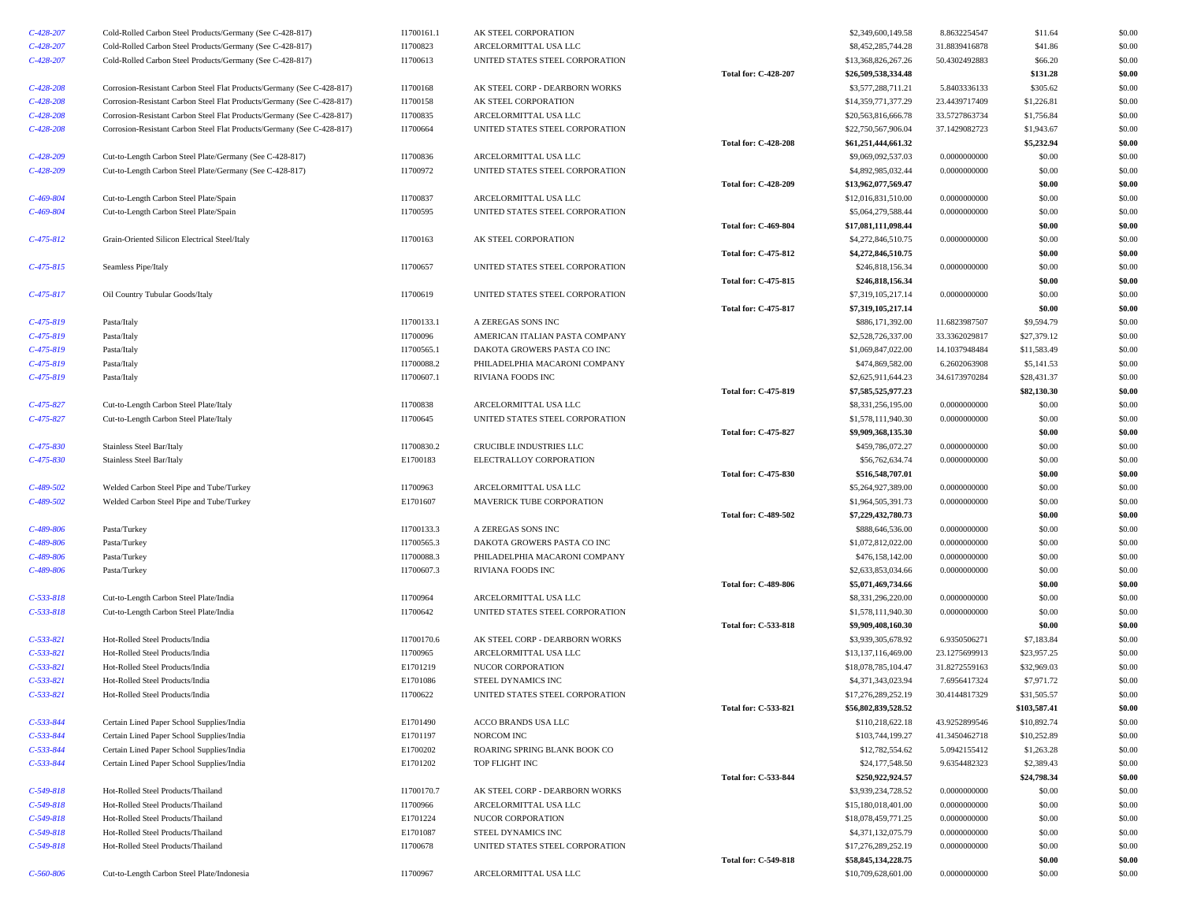| | | | | | | | | |
|---|---|---|---|---|---|---|---|---|
| C-428-207 | Cold-Rolled Carbon Steel Products/Germany (See C-428-817) | I1700161.1 | AK STEEL CORPORATION | | $2,349,600,149.58 | 8.8632254547 | $11.64 | $0.00 |
| C-428-207 | Cold-Rolled Carbon Steel Products/Germany (See C-428-817) | I1700823 | ARCELORMITTAL USA LLC | | $8,452,285,744.28 | 31.8839416878 | $41.86 | $0.00 |
| C-428-207 | Cold-Rolled Carbon Steel Products/Germany (See C-428-817) | I1700613 | UNITED STATES STEEL CORPORATION | | $13,368,826,267.26 | 50.4302492883 | $66.20 | $0.00 |
| | | | | **Total for: C-428-207** | **$26,509,538,334.48** | | **$131.28** | **$0.00** |
| C-428-208 | Corrosion-Resistant Carbon Steel Flat Products/Germany (See C-428-817) | I1700168 | AK STEEL CORP - DEARBORN WORKS | | $3,577,288,711.21 | 5.8403336133 | $305.62 | $0.00 |
| C-428-208 | Corrosion-Resistant Carbon Steel Flat Products/Germany (See C-428-817) | I1700158 | AK STEEL CORPORATION | | $14,359,771,377.29 | 23.4439717409 | $1,226.81 | $0.00 |
| C-428-208 | Corrosion-Resistant Carbon Steel Flat Products/Germany (See C-428-817) | I1700835 | ARCELORMITTAL USA LLC | | $20,563,816,666.78 | 33.5727863734 | $1,756.84 | $0.00 |
| C-428-208 | Corrosion-Resistant Carbon Steel Flat Products/Germany (See C-428-817) | I1700664 | UNITED STATES STEEL CORPORATION | | $22,750,567,906.04 | 37.1429082723 | $1,943.67 | $0.00 |
| | | | | **Total for: C-428-208** | **$61,251,444,661.32** | | **$5,232.94** | **$0.00** |
| C-428-209 | Cut-to-Length Carbon Steel Plate/Germany (See C-428-817) | I1700836 | ARCELORMITTAL USA LLC | | $9,069,092,537.03 | 0.0000000000 | $0.00 | $0.00 |
| C-428-209 | Cut-to-Length Carbon Steel Plate/Germany (See C-428-817) | I1700972 | UNITED STATES STEEL CORPORATION | | $4,892,985,032.44 | 0.0000000000 | $0.00 | $0.00 |
| | | | | **Total for: C-428-209** | **$13,962,077,569.47** | | **$0.00** | **$0.00** |
| C-469-804 | Cut-to-Length Carbon Steel Plate/Spain | I1700837 | ARCELORMITTAL USA LLC | | $12,016,831,510.00 | 0.0000000000 | $0.00 | $0.00 |
| C-469-804 | Cut-to-Length Carbon Steel Plate/Spain | I1700595 | UNITED STATES STEEL CORPORATION | | $5,064,279,588.44 | 0.0000000000 | $0.00 | $0.00 |
| | | | | **Total for: C-469-804** | **$17,081,111,098.44** | | **$0.00** | **$0.00** |
| C-475-812 | Grain-Oriented Silicon Electrical Steel/Italy | I1700163 | AK STEEL CORPORATION | | $4,272,846,510.75 | 0.0000000000 | $0.00 | $0.00 |
| | | | | **Total for: C-475-812** | **$4,272,846,510.75** | | **$0.00** | **$0.00** |
| C-475-815 | Seamless Pipe/Italy | I1700657 | UNITED STATES STEEL CORPORATION | | $246,818,156.34 | 0.0000000000 | $0.00 | $0.00 |
| | | | | **Total for: C-475-815** | **$246,818,156.34** | | **$0.00** | **$0.00** |
| C-475-817 | Oil Country Tubular Goods/Italy | I1700619 | UNITED STATES STEEL CORPORATION | | $7,319,105,217.14 | 0.0000000000 | $0.00 | $0.00 |
| | | | | **Total for: C-475-817** | **$7,319,105,217.14** | | **$0.00** | **$0.00** |
| C-475-819 | Pasta/Italy | I1700133.1 | A ZEREGAS SONS INC | | $886,171,392.00 | 11.6823987507 | $9,594.79 | $0.00 |
| C-475-819 | Pasta/Italy | I1700096 | AMERICAN ITALIAN PASTA COMPANY | | $2,528,726,337.00 | 33.3362029817 | $27,379.12 | $0.00 |
| C-475-819 | Pasta/Italy | I1700565.1 | DAKOTA GROWERS PASTA CO INC | | $1,069,847,022.00 | 14.1037948484 | $11,583.49 | $0.00 |
| C-475-819 | Pasta/Italy | I1700088.2 | PHILADELPHIA MACARONI COMPANY | | $474,869,582.00 | 6.2602063908 | $5,141.53 | $0.00 |
| C-475-819 | Pasta/Italy | I1700607.1 | RIVIANA FOODS INC | | $2,625,911,644.23 | 34.6173970284 | $28,431.37 | $0.00 |
| | | | | **Total for: C-475-819** | **$7,585,525,977.23** | | **$82,130.30** | **$0.00** |
| C-475-827 | Cut-to-Length Carbon Steel Plate/Italy | I1700838 | ARCELORMITTAL USA LLC | | $8,331,256,195.00 | 0.0000000000 | $0.00 | $0.00 |
| C-475-827 | Cut-to-Length Carbon Steel Plate/Italy | I1700645 | UNITED STATES STEEL CORPORATION | | $1,578,111,940.30 | 0.0000000000 | $0.00 | $0.00 |
| | | | | **Total for: C-475-827** | **$9,909,368,135.30** | | **$0.00** | **$0.00** |
| C-475-830 | Stainless Steel Bar/Italy | I1700830.2 | CRUCIBLE INDUSTRIES LLC | | $459,786,072.27 | 0.0000000000 | $0.00 | $0.00 |
| C-475-830 | Stainless Steel Bar/Italy | E1700183 | ELECTRALLOY CORPORATION | | $56,762,634.74 | 0.0000000000 | $0.00 | $0.00 |
| | | | | **Total for: C-475-830** | **$516,548,707.01** | | **$0.00** | **$0.00** |
| C-489-502 | Welded Carbon Steel Pipe and Tube/Turkey | I1700963 | ARCELORMITTAL USA LLC | | $5,264,927,389.00 | 0.0000000000 | $0.00 | $0.00 |
| C-489-502 | Welded Carbon Steel Pipe and Tube/Turkey | E1701607 | MAVERICK TUBE CORPORATION | | $1,964,505,391.73 | 0.0000000000 | $0.00 | $0.00 |
| | | | | **Total for: C-489-502** | **$7,229,432,780.73** | | **$0.00** | **$0.00** |
| C-489-806 | Pasta/Turkey | I1700133.3 | A ZEREGAS SONS INC | | $888,646,536.00 | 0.0000000000 | $0.00 | $0.00 |
| C-489-806 | Pasta/Turkey | I1700565.3 | DAKOTA GROWERS PASTA CO INC | | $1,072,812,022.00 | 0.0000000000 | $0.00 | $0.00 |
| C-489-806 | Pasta/Turkey | I1700088.3 | PHILADELPHIA MACARONI COMPANY | | $476,158,142.00 | 0.0000000000 | $0.00 | $0.00 |
| C-489-806 | Pasta/Turkey | I1700607.3 | RIVIANA FOODS INC | | $2,633,853,034.66 | 0.0000000000 | $0.00 | $0.00 |
| | | | | **Total for: C-489-806** | **$5,071,469,734.66** | | **$0.00** | **$0.00** |
| C-533-818 | Cut-to-Length Carbon Steel Plate/India | I1700964 | ARCELORMITTAL USA LLC | | $8,331,296,220.00 | 0.0000000000 | $0.00 | $0.00 |
| C-533-818 | Cut-to-Length Carbon Steel Plate/India | I1700642 | UNITED STATES STEEL CORPORATION | | $1,578,111,940.30 | 0.0000000000 | $0.00 | $0.00 |
| | | | | **Total for: C-533-818** | **$9,909,408,160.30** | | **$0.00** | **$0.00** |
| C-533-821 | Hot-Rolled Steel Products/India | I1700170.6 | AK STEEL CORP - DEARBORN WORKS | | $3,939,305,678.92 | 6.9350506271 | $7,183.84 | $0.00 |
| C-533-821 | Hot-Rolled Steel Products/India | I1700965 | ARCELORMITTAL USA LLC | | $13,137,116,469.00 | 23.1275699913 | $23,957.25 | $0.00 |
| C-533-821 | Hot-Rolled Steel Products/India | E1701219 | NUCOR CORPORATION | | $18,078,785,104.47 | 31.8272559163 | $32,969.03 | $0.00 |
| C-533-821 | Hot-Rolled Steel Products/India | E1701086 | STEEL DYNAMICS INC | | $4,371,343,023.94 | 7.6956417324 | $7,971.72 | $0.00 |
| C-533-821 | Hot-Rolled Steel Products/India | I1700622 | UNITED STATES STEEL CORPORATION | | $17,276,289,252.19 | 30.4144817329 | $31,505.57 | $0.00 |
| | | | | **Total for: C-533-821** | **$56,802,839,528.52** | | **$103,587.41** | **$0.00** |
| C-533-844 | Certain Lined Paper School Supplies/India | E1701490 | ACCO BRANDS USA LLC | | $110,218,622.18 | 43.9252899546 | $10,892.74 | $0.00 |
| C-533-844 | Certain Lined Paper School Supplies/India | E1701197 | NORCOM INC | | $103,744,199.27 | 41.3450462718 | $10,252.89 | $0.00 |
| C-533-844 | Certain Lined Paper School Supplies/India | E1700202 | ROARING SPRING BLANK BOOK CO | | $12,782,554.62 | 5.0942155412 | $1,263.28 | $0.00 |
| C-533-844 | Certain Lined Paper School Supplies/India | E1701202 | TOP FLIGHT INC | | $24,177,548.50 | 9.6354482323 | $2,389.43 | $0.00 |
| | | | | **Total for: C-533-844** | **$250,922,924.57** | | **$24,798.34** | **$0.00** |
| C-549-818 | Hot-Rolled Steel Products/Thailand | I1700170.7 | AK STEEL CORP - DEARBORN WORKS | | $3,939,234,728.52 | 0.0000000000 | $0.00 | $0.00 |
| C-549-818 | Hot-Rolled Steel Products/Thailand | I1700966 | ARCELORMITTAL USA LLC | | $15,180,018,401.00 | 0.0000000000 | $0.00 | $0.00 |
| C-549-818 | Hot-Rolled Steel Products/Thailand | E1701224 | NUCOR CORPORATION | | $18,078,459,771.25 | 0.0000000000 | $0.00 | $0.00 |
| C-549-818 | Hot-Rolled Steel Products/Thailand | E1701087 | STEEL DYNAMICS INC | | $4,371,132,075.79 | 0.0000000000 | $0.00 | $0.00 |
| C-549-818 | Hot-Rolled Steel Products/Thailand | I1700678 | UNITED STATES STEEL CORPORATION | | $17,276,289,252.19 | 0.0000000000 | $0.00 | $0.00 |
| | | | | **Total for: C-549-818** | **$58,845,134,228.75** | | **$0.00** | **$0.00** |
| C-560-806 | Cut-to-Length Carbon Steel Plate/Indonesia | I1700967 | ARCELORMITTAL USA LLC | | $10,709,628,601.00 | 0.0000000000 | $0.00 | $0.00 |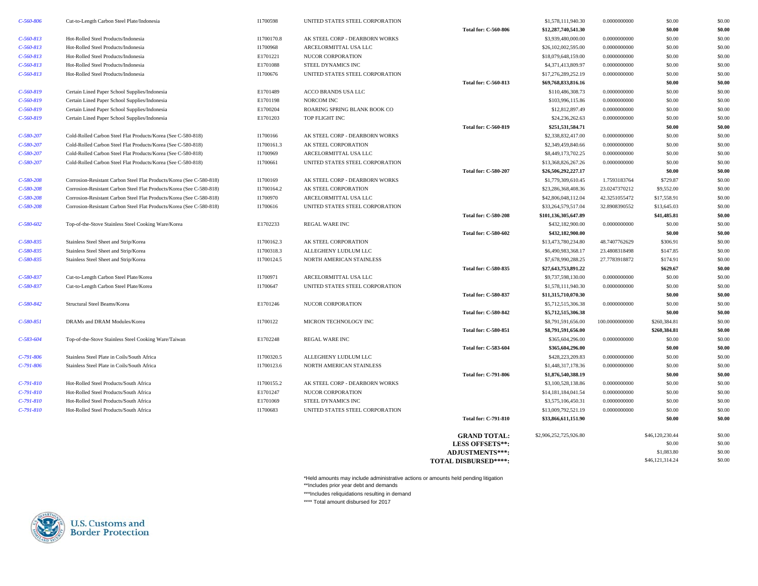| | | | | | | | | |
|---|---|---|---|---|---|---|---|---|
| C-560-806 | Cut-to-Length Carbon Steel Plate/Indonesia | I1700598 | UNITED STATES STEEL CORPORATION | | $1,578,111,940.30 | 0.0000000000 | $0.00 | $0.00 |
| | | | | **Total for: C-560-806** | **$12,287,740,541.30** | | **$0.00** | **$0.00** |
| C-560-813 | Hot-Rolled Steel Products/Indonesia | I1700170.8 | AK STEEL CORP - DEARBORN WORKS | | $3,939,480,000.00 | 0.0000000000 | $0.00 | $0.00 |
| C-560-813 | Hot-Rolled Steel Products/Indonesia | I1700968 | ARCELORMITTAL USA LLC | | $26,102,002,595.00 | 0.0000000000 | $0.00 | $0.00 |
| C-560-813 | Hot-Rolled Steel Products/Indonesia | E1701221 | NUCOR CORPORATION | | $18,079,648,159.00 | 0.0000000000 | $0.00 | $0.00 |
| C-560-813 | Hot-Rolled Steel Products/Indonesia | E1701088 | STEEL DYNAMICS INC | | $4,371,413,809.97 | 0.0000000000 | $0.00 | $0.00 |
| C-560-813 | Hot-Rolled Steel Products/Indonesia | I1700676 | UNITED STATES STEEL CORPORATION | | $17,276,289,252.19 | 0.0000000000 | $0.00 | $0.00 |
| | | | | **Total for: C-560-813** | **$69,768,833,816.16** | | **$0.00** | **$0.00** |
| C-560-819 | Certain Lined Paper School Supplies/Indonesia | E1701489 | ACCO BRANDS USA LLC | | $110,486,308.73 | 0.0000000000 | $0.00 | $0.00 |
| C-560-819 | Certain Lined Paper School Supplies/Indonesia | E1701198 | NORCOM INC | | $103,996,115.86 | 0.0000000000 | $0.00 | $0.00 |
| C-560-819 | Certain Lined Paper School Supplies/Indonesia | E1700204 | ROARING SPRING BLANK BOOK CO | | $12,812,897.49 | 0.0000000000 | $0.00 | $0.00 |
| C-560-819 | Certain Lined Paper School Supplies/Indonesia | E1701203 | TOP FLIGHT INC | | $24,236,262.63 | 0.0000000000 | $0.00 | $0.00 |
| | | | | **Total for: C-560-819** | **$251,531,584.71** | | **$0.00** | **$0.00** |
| C-580-207 | Cold-Rolled Carbon Steel Flat Products/Korea (See C-580-818) | I1700166 | AK STEEL CORP - DEARBORN WORKS | | $2,338,832,417.00 | 0.0000000000 | $0.00 | $0.00 |
| C-580-207 | Cold-Rolled Carbon Steel Flat Products/Korea (See C-580-818) | I1700161.3 | AK STEEL CORPORATION | | $2,349,459,840.66 | 0.0000000000 | $0.00 | $0.00 |
| C-580-207 | Cold-Rolled Carbon Steel Flat Products/Korea (See C-580-818) | I1700969 | ARCELORMITTAL USA LLC | | $8,449,173,702.25 | 0.0000000000 | $0.00 | $0.00 |
| C-580-207 | Cold-Rolled Carbon Steel Flat Products/Korea (See C-580-818) | I1700661 | UNITED STATES STEEL CORPORATION | | $13,368,826,267.26 | 0.0000000000 | $0.00 | $0.00 |
| | | | | **Total for: C-580-207** | **$26,506,292,227.17** | | **$0.00** | **$0.00** |
| C-580-208 | Corrosion-Resistant Carbon Steel Flat Products/Korea (See C-580-818) | I1700169 | AK STEEL CORP - DEARBORN WORKS | | $1,779,309,610.45 | 1.7593183764 | $729.87 | $0.00 |
| C-580-208 | Corrosion-Resistant Carbon Steel Flat Products/Korea (See C-580-818) | I1700164.2 | AK STEEL CORPORATION | | $23,286,368,408.36 | 23.0247370212 | $9,552.00 | $0.00 |
| C-580-208 | Corrosion-Resistant Carbon Steel Flat Products/Korea (See C-580-818) | I1700970 | ARCELORMITTAL USA LLC | | $42,806,048,112.04 | 42.3251055472 | $17,558.91 | $0.00 |
| C-580-208 | Corrosion-Resistant Carbon Steel Flat Products/Korea (See C-580-818) | I1700616 | UNITED STATES STEEL CORPORATION | | $33,264,579,517.04 | 32.8908390552 | $13,645.03 | $0.00 |
| | | | | **Total for: C-580-208** | **$101,136,305,647.89** | | **$41,485.81** | **$0.00** |
| C-580-602 | Top-of-the-Stove Stainless Steel Cooking Ware/Korea | E1702233 | REGAL WARE INC | | $432,182,900.00 | 0.0000000000 | $0.00 | $0.00 |
| | | | | **Total for: C-580-602** | **$432,182,900.00** | | **$0.00** | **$0.00** |
| C-580-835 | Stainless Steel Sheet and Strip/Korea | I1700162.3 | AK STEEL CORPORATION | | $13,473,780,234.80 | 48.7407762629 | $306.91 | $0.00 |
| C-580-835 | Stainless Steel Sheet and Strip/Korea | I1700318.3 | ALLEGHENY LUDLUM LLC | | $6,490,983,368.17 | 23.4808318498 | $147.85 | $0.00 |
| C-580-835 | Stainless Steel Sheet and Strip/Korea | I1700124.5 | NORTH AMERICAN STAINLESS | | $7,678,990,288.25 | 27.7783918872 | $174.91 | $0.00 |
| | | | | **Total for: C-580-835** | **$27,643,753,891.22** | | **$629.67** | **$0.00** |
| C-580-837 | Cut-to-Length Carbon Steel Plate/Korea | I1700971 | ARCELORMITTAL USA LLC | | $9,737,598,130.00 | 0.0000000000 | $0.00 | $0.00 |
| C-580-837 | Cut-to-Length Carbon Steel Plate/Korea | I1700647 | UNITED STATES STEEL CORPORATION | | $1,578,111,940.30 | 0.0000000000 | $0.00 | $0.00 |
| | | | | **Total for: C-580-837** | **$11,315,710,070.30** | | **$0.00** | **$0.00** |
| C-580-842 | Structural Steel Beams/Korea | E1701246 | NUCOR CORPORATION | | $5,712,515,306.38 | 0.0000000000 | $0.00 | $0.00 |
| | | | | **Total for: C-580-842** | **$5,712,515,306.38** | | **$0.00** | **$0.00** |
| C-580-851 | DRAMs and DRAM Modules/Korea | I1700122 | MICRON TECHNOLOGY INC | | $8,791,591,656.00 | 100.0000000000 | $260,384.81 | $0.00 |
| | | | | **Total for: C-580-851** | **$8,791,591,656.00** | | **$260,384.81** | **$0.00** |
| C-583-604 | Top-of-the-Stove Stainless Steel Cooking Ware/Taiwan | E1702248 | REGAL WARE INC | | $365,604,296.00 | 0.0000000000 | $0.00 | $0.00 |
| | | | | **Total for: C-583-604** | **$365,604,296.00** | | **$0.00** | **$0.00** |
| C-791-806 | Stainless Steel Plate in Coils/South Africa | I1700320.5 | ALLEGHENY LUDLUM LLC | | $428,223,209.83 | 0.0000000000 | $0.00 | $0.00 |
| C-791-806 | Stainless Steel Plate in Coils/South Africa | I1700123.6 | NORTH AMERICAN STAINLESS | | $1,448,317,178.36 | 0.0000000000 | $0.00 | $0.00 |
| | | | | **Total for: C-791-806** | **$1,876,540,388.19** | | **$0.00** | **$0.00** |
| C-791-810 | Hot-Rolled Steel Products/South Africa | I1700155.2 | AK STEEL CORP - DEARBORN WORKS | | $3,100,528,138.86 | 0.0000000000 | $0.00 | $0.00 |
| C-791-810 | Hot-Rolled Steel Products/South Africa | E1701247 | NUCOR CORPORATION | | $14,181,184,041.54 | 0.0000000000 | $0.00 | $0.00 |
| C-791-810 | Hot-Rolled Steel Products/South Africa | E1701069 | STEEL DYNAMICS INC | | $3,575,106,450.31 | 0.0000000000 | $0.00 | $0.00 |
| C-791-810 | Hot-Rolled Steel Products/South Africa | I1700683 | UNITED STATES STEEL CORPORATION | | $13,009,792,521.19 | 0.0000000000 | $0.00 | $0.00 |
| | | | | **Total for: C-791-810** | **$33,866,611,151.90** | | **$0.00** | **$0.00** |
| | | | | **GRAND TOTAL:** | $2,906,252,725,926.80 | | $46,120,230.44 | $0.00 |
| | | | | **LESS OFFSETS**:** | | | $0.00 | $0.00 |
| | | | | **ADJUSTMENTS***:** | | | $1,083.80 | $0.00 |
| | | | | **TOTAL DISBURSED****:** | | | $46,121,314.24 | $0.00 |

*Held amounts may include administrative actions or amounts held pending litigation
**Includes prior year debt and demands
***Includes reliquidations resulting in demand
**** Total amount disbursed for 2017

U.S. Customs and Border Protection